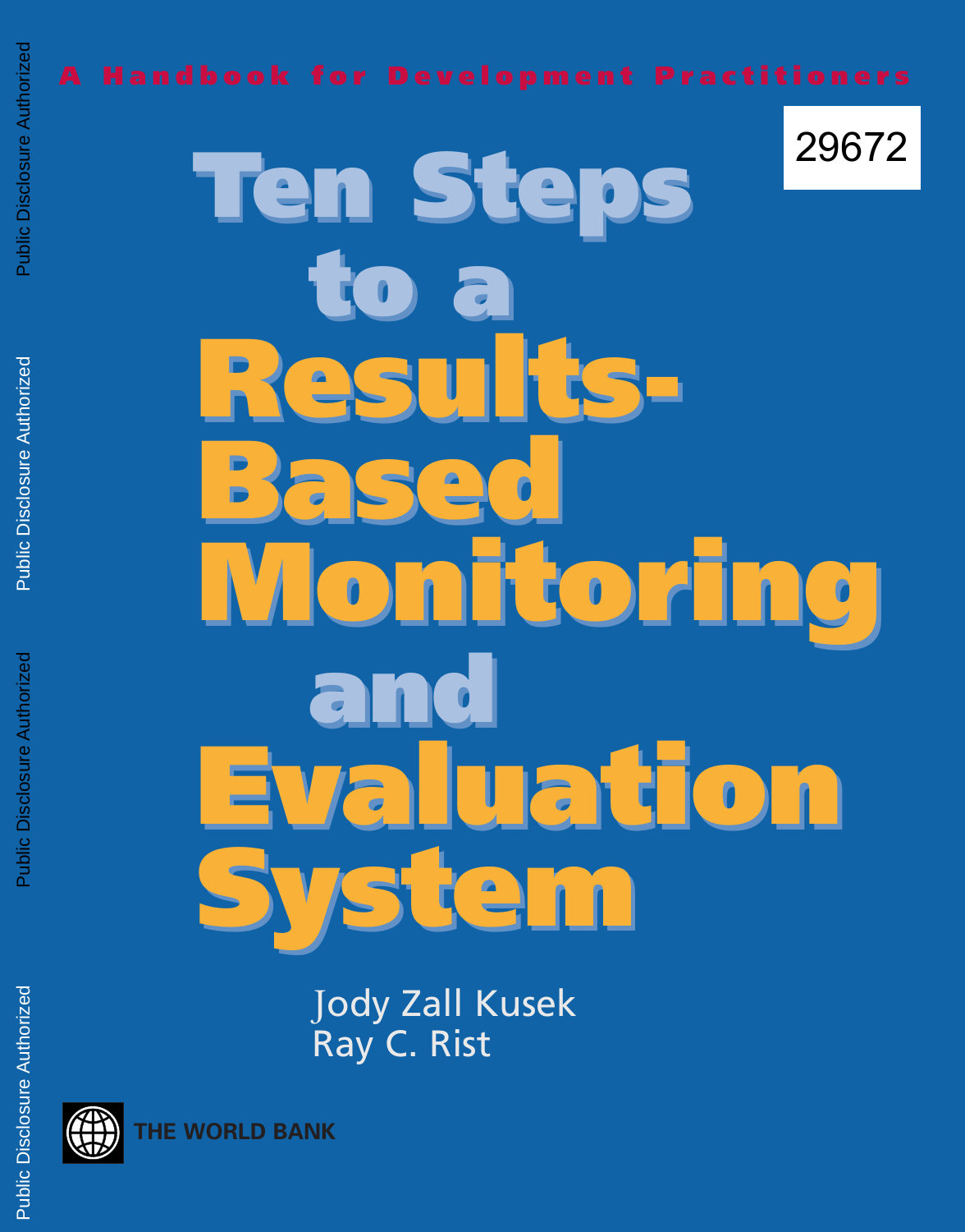A Handbook for Development Practitioners

29672

# Ten Steps to a Results-Based Monitoring and Evaluation System

Jody Zall Kusek

Ray C. Rist

THE WORLD BANK

Public Disclosure Authorized

Public Disclosure Authorized

Public Disclosure Authorized

Public Disclosure Authorized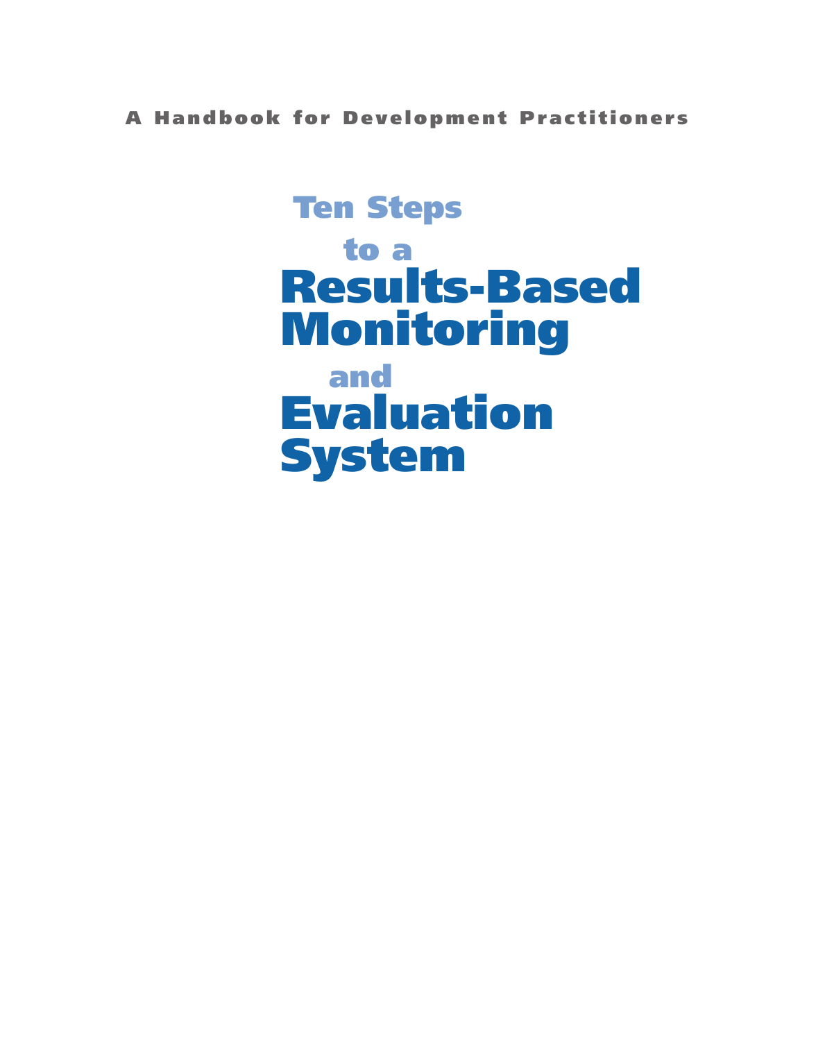A Handbook for Development Practitioners

# Ten Steps to a Results-Based Monitoring and Evaluation System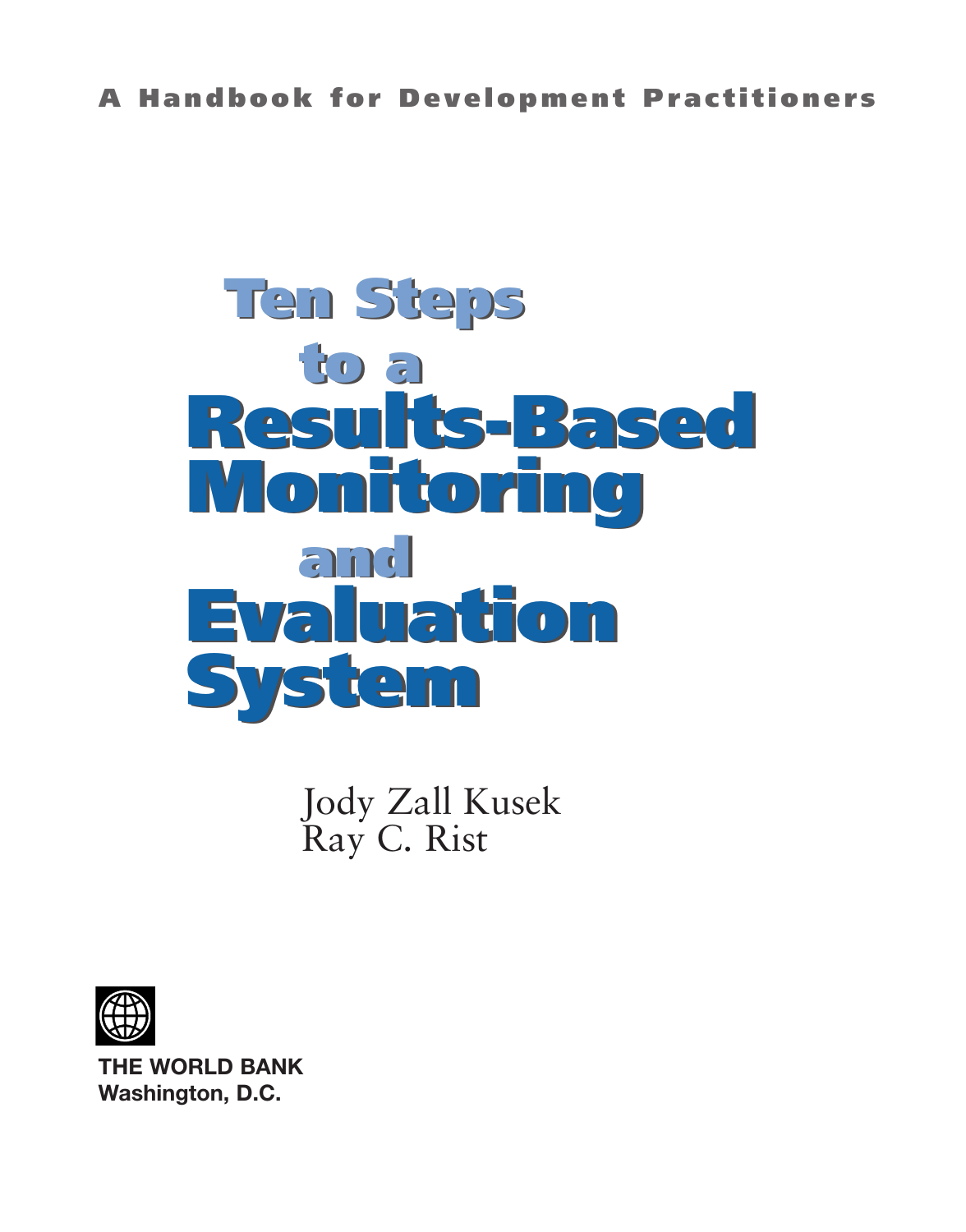A Handbook for Development Practitioners

# Ten Steps to a Results-Based Monitoring and Evaluation System

Jody Zall Kusek
Ray C. Rist

**THE WORLD BANK**
**Washington, D.C.**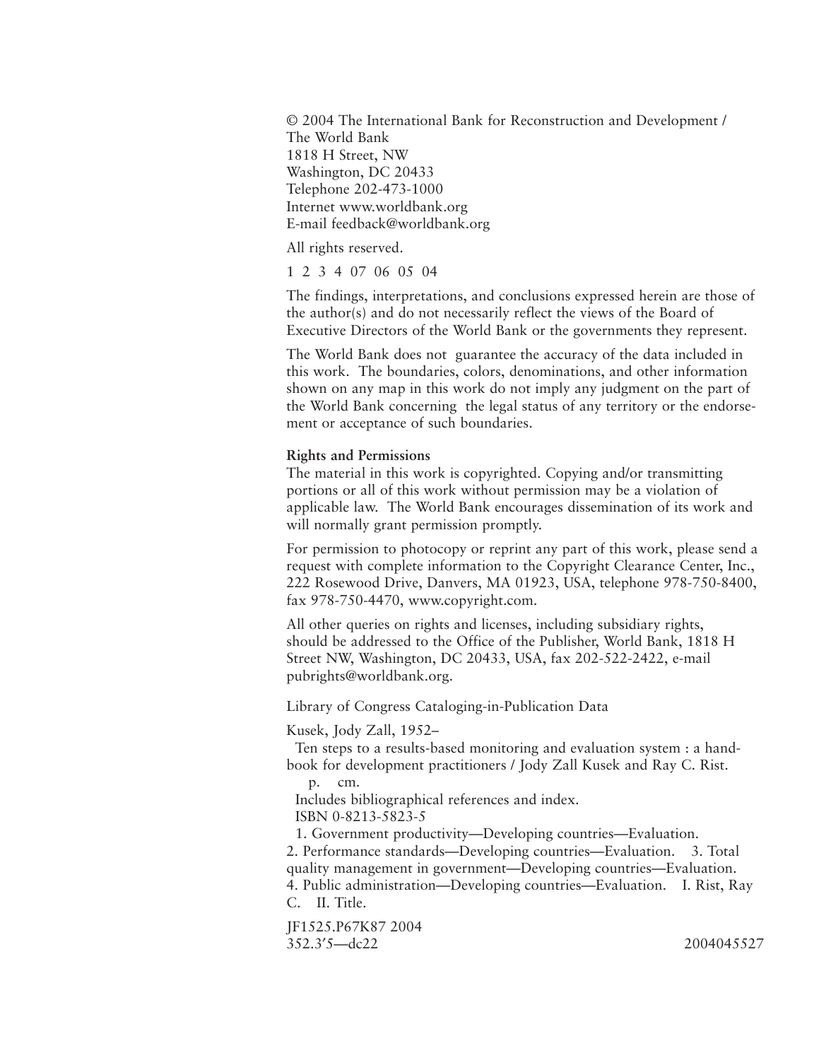© 2004 The International Bank for Reconstruction and Development /
The World Bank
1818 H Street, NW
Washington, DC 20433
Telephone 202-473-1000
Internet www.worldbank.org
E-mail feedback@worldbank.org

All rights reserved.

1 2 3 4 07 06 05 04

The findings, interpretations, and conclusions expressed herein are those of the author(s) and do not necessarily reflect the views of the Board of Executive Directors of the World Bank or the governments they represent.

The World Bank does not guarantee the accuracy of the data included in this work. The boundaries, colors, denominations, and other information shown on any map in this work do not imply any judgment on the part of the World Bank concerning the legal status of any territory or the endorsement or acceptance of such boundaries.

**Rights and Permissions**

The material in this work is copyrighted. Copying and/or transmitting portions or all of this work without permission may be a violation of applicable law. The World Bank encourages dissemination of its work and will normally grant permission promptly.

For permission to photocopy or reprint any part of this work, please send a request with complete information to the Copyright Clearance Center, Inc., 222 Rosewood Drive, Danvers, MA 01923, USA, telephone 978-750-8400, fax 978-750-4470, www.copyright.com.

All other queries on rights and licenses, including subsidiary rights, should be addressed to the Office of the Publisher, World Bank, 1818 H Street NW, Washington, DC 20433, USA, fax 202-522-2422, e-mail pubrights@worldbank.org.

Library of Congress Cataloging-in-Publication Data

Kusek, Jody Zall, 1952–
Ten steps to a results-based monitoring and evaluation system : a handbook for development practitioners / Jody Zall Kusek and Ray C. Rist.
p. cm.
Includes bibliographical references and index.
ISBN 0-8213-5823-5
1. Government productivity—Developing countries—Evaluation. 2. Performance standards—Developing countries—Evaluation. 3. Total quality management in government—Developing countries—Evaluation. 4. Public administration—Developing countries—Evaluation. I. Rist, Ray C. II. Title.

JF1525.P67K87 2004
352.3′5—dc22 2004045527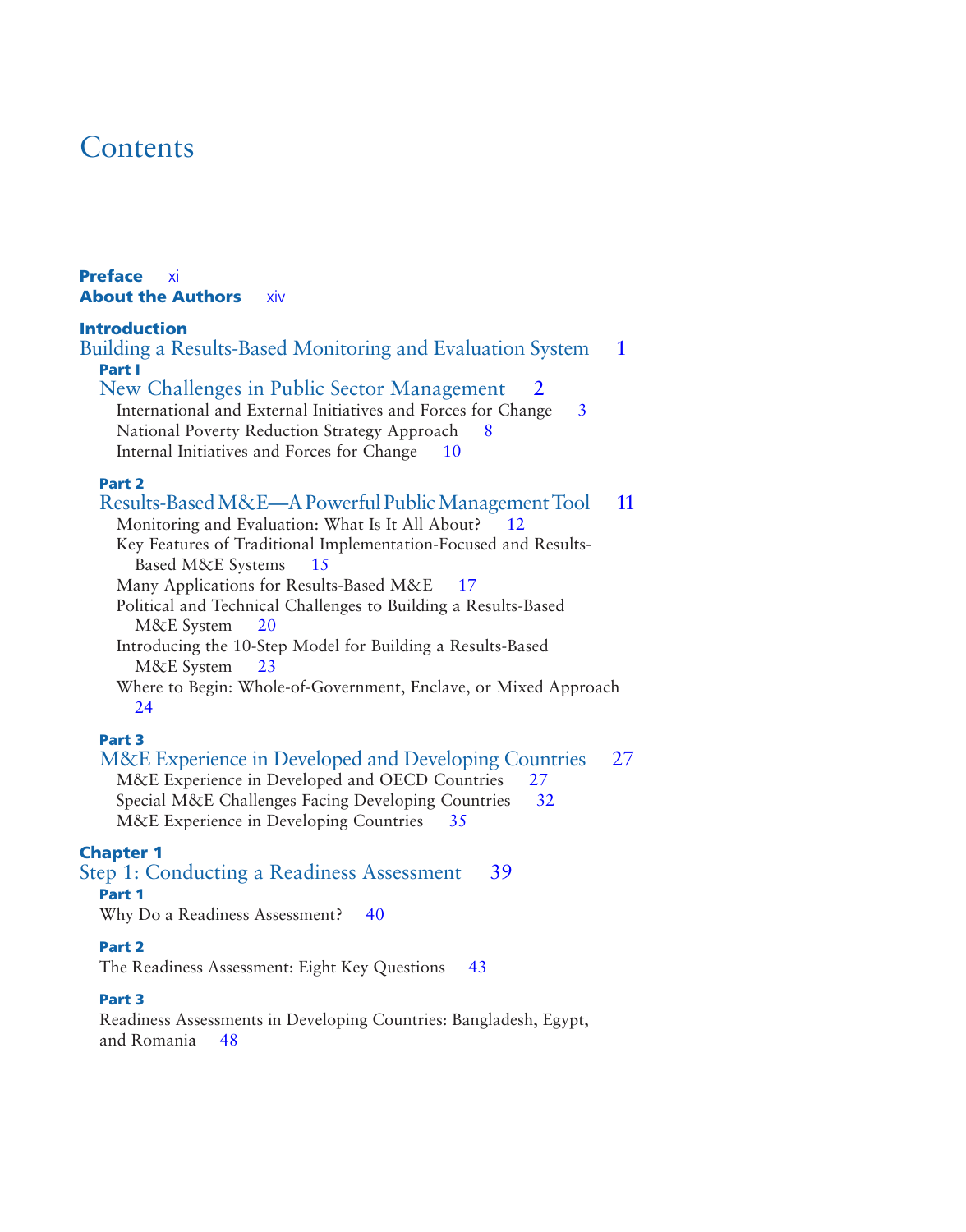# Contents

**Preface** xi
**About the Authors** xiv

**Introduction**
Building a Results-Based Monitoring and Evaluation System 1

- **Part I**
  New Challenges in Public Sector Management 2
  - International and External Initiatives and Forces for Change 3
  - National Poverty Reduction Strategy Approach 8
  - Internal Initiatives and Forces for Change 10

- **Part 2**
  Results-Based M&E—A Powerful Public Management Tool 11
  - Monitoring and Evaluation: What Is It All About? 12
  - Key Features of Traditional Implementation-Focused and Results-Based M&E Systems 15
  - Many Applications for Results-Based M&E 17
  - Political and Technical Challenges to Building a Results-Based M&E System 20
  - Introducing the 10-Step Model for Building a Results-Based M&E System 23
  - Where to Begin: Whole-of-Government, Enclave, or Mixed Approach 24

- **Part 3**
  M&E Experience in Developed and Developing Countries 27
  - M&E Experience in Developed and OECD Countries 27
  - Special M&E Challenges Facing Developing Countries 32
  - M&E Experience in Developing Countries 35

**Chapter 1**
Step 1: Conducting a Readiness Assessment 39

- **Part 1**
  Why Do a Readiness Assessment? 40

- **Part 2**
  The Readiness Assessment: Eight Key Questions 43

- **Part 3**
  Readiness Assessments in Developing Countries: Bangladesh, Egypt, and Romania 48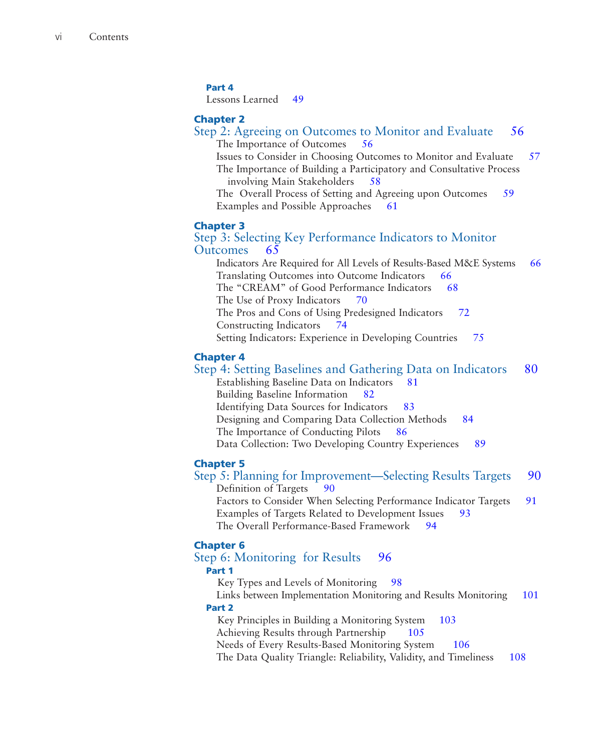**Part 4**
Lessons Learned 49

**Chapter 2**
## Step 2: Agreeing on Outcomes to Monitor and Evaluate 56
- The Importance of Outcomes 56
- Issues to Consider in Choosing Outcomes to Monitor and Evaluate 57
- The Importance of Building a Participatory and Consultative Process involving Main Stakeholders 58
- The Overall Process of Setting and Agreeing upon Outcomes 59
- Examples and Possible Approaches 61

**Chapter 3**
## Step 3: Selecting Key Performance Indicators to Monitor Outcomes 65
- Indicators Are Required for All Levels of Results-Based M&E Systems 66
- Translating Outcomes into Outcome Indicators 66
- The "CREAM" of Good Performance Indicators 68
- The Use of Proxy Indicators 70
- The Pros and Cons of Using Predesigned Indicators 72
- Constructing Indicators 74
- Setting Indicators: Experience in Developing Countries 75

**Chapter 4**
## Step 4: Setting Baselines and Gathering Data on Indicators 80
- Establishing Baseline Data on Indicators 81
- Building Baseline Information 82
- Identifying Data Sources for Indicators 83
- Designing and Comparing Data Collection Methods 84
- The Importance of Conducting Pilots 86
- Data Collection: Two Developing Country Experiences 89

**Chapter 5**
## Step 5: Planning for Improvement—Selecting Results Targets 90
- Definition of Targets 90
- Factors to Consider When Selecting Performance Indicator Targets 91
- Examples of Targets Related to Development Issues 93
- The Overall Performance-Based Framework 94

**Chapter 6**
## Step 6: Monitoring for Results 96

**Part 1**
- Key Types and Levels of Monitoring 98
- Links between Implementation Monitoring and Results Monitoring 101

**Part 2**
- Key Principles in Building a Monitoring System 103
- Achieving Results through Partnership 105
- Needs of Every Results-Based Monitoring System 106
- The Data Quality Triangle: Reliability, Validity, and Timeliness 108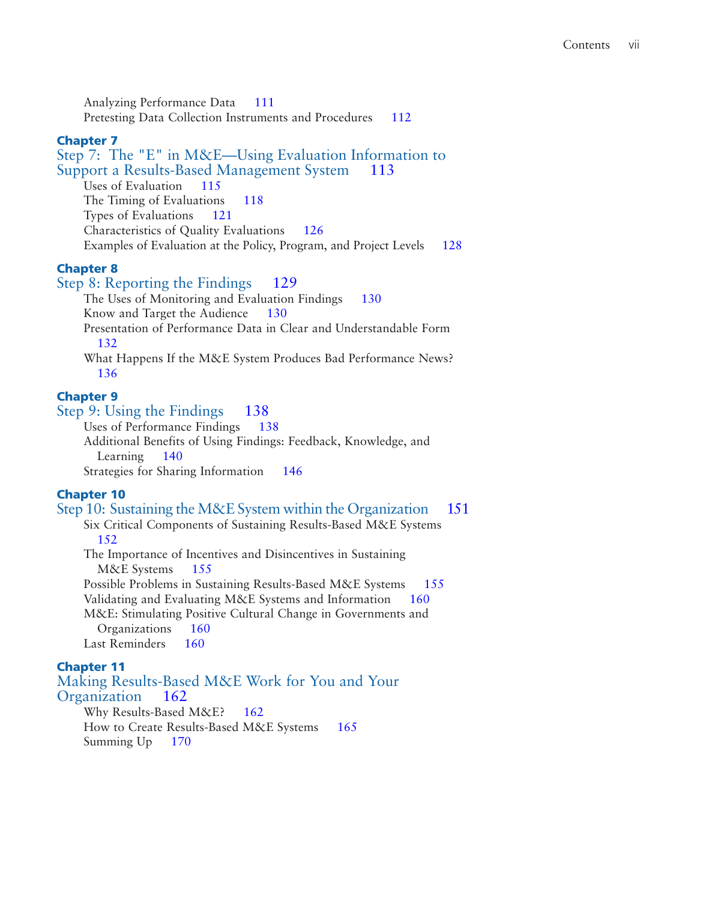Analyzing Performance Data 111
Pretesting Data Collection Instruments and Procedures 112

**Chapter 7**
## Step 7: The "E" in M&E—Using Evaluation Information to Support a Results-Based Management System 113

Uses of Evaluation 115
The Timing of Evaluations 118
Types of Evaluations 121
Characteristics of Quality Evaluations 126
Examples of Evaluation at the Policy, Program, and Project Levels 128

**Chapter 8**
## Step 8: Reporting the Findings 129

The Uses of Monitoring and Evaluation Findings 130
Know and Target the Audience 130
Presentation of Performance Data in Clear and Understandable Form 132
What Happens If the M&E System Produces Bad Performance News? 136

**Chapter 9**
## Step 9: Using the Findings 138

Uses of Performance Findings 138
Additional Benefits of Using Findings: Feedback, Knowledge, and Learning 140
Strategies for Sharing Information 146

**Chapter 10**
## Step 10: Sustaining the M&E System within the Organization 151

Six Critical Components of Sustaining Results-Based M&E Systems 152
The Importance of Incentives and Disincentives in Sustaining M&E Systems 155
Possible Problems in Sustaining Results-Based M&E Systems 155
Validating and Evaluating M&E Systems and Information 160
M&E: Stimulating Positive Cultural Change in Governments and Organizations 160
Last Reminders 160

**Chapter 11**
## Making Results-Based M&E Work for You and Your Organization 162

Why Results-Based M&E? 162
How to Create Results-Based M&E Systems 165
Summing Up 170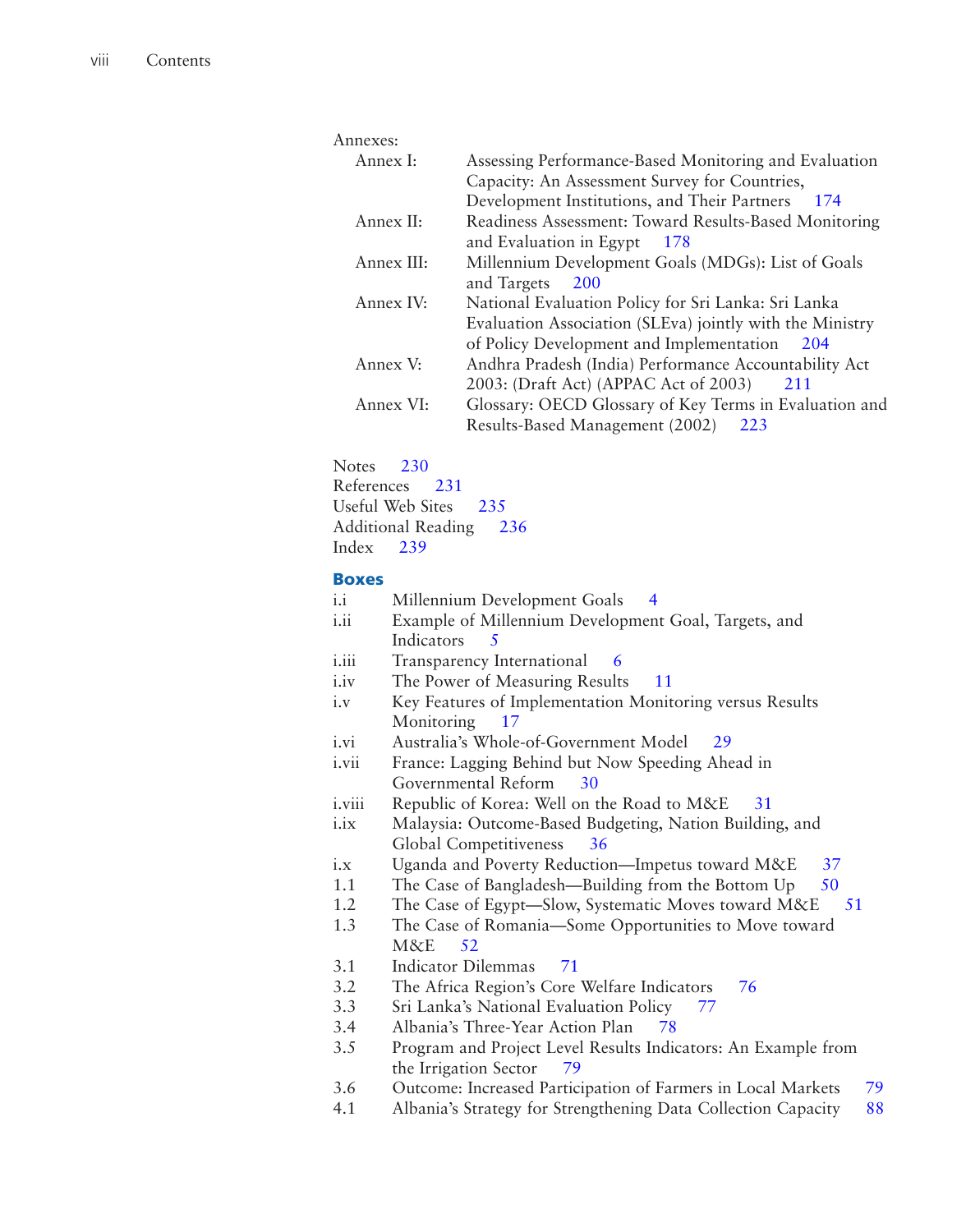Annexes:

- Annex I: Assessing Performance-Based Monitoring and Evaluation Capacity: An Assessment Survey for Countries, Development Institutions, and Their Partners 174
- Annex II: Readiness Assessment: Toward Results-Based Monitoring and Evaluation in Egypt 178
- Annex III: Millennium Development Goals (MDGs): List of Goals and Targets 200
- Annex IV: National Evaluation Policy for Sri Lanka: Sri Lanka Evaluation Association (SLEva) jointly with the Ministry of Policy Development and Implementation 204
- Annex V: Andhra Pradesh (India) Performance Accountability Act 2003: (Draft Act) (APPAC Act of 2003) 211
- Annex VI: Glossary: OECD Glossary of Key Terms in Evaluation and Results-Based Management (2002) 223

Notes 230
References 231
Useful Web Sites 235
Additional Reading 236
Index 239

## Boxes

- i.i Millennium Development Goals 4
- i.ii Example of Millennium Development Goal, Targets, and Indicators 5
- i.iii Transparency International 6
- i.iv The Power of Measuring Results 11
- i.v Key Features of Implementation Monitoring versus Results Monitoring 17
- i.vi Australia's Whole-of-Government Model 29
- i.vii France: Lagging Behind but Now Speeding Ahead in Governmental Reform 30
- i.viii Republic of Korea: Well on the Road to M&E 31
- i.ix Malaysia: Outcome-Based Budgeting, Nation Building, and Global Competitiveness 36
- i.x Uganda and Poverty Reduction—Impetus toward M&E 37
- 1.1 The Case of Bangladesh—Building from the Bottom Up 50
- 1.2 The Case of Egypt—Slow, Systematic Moves toward M&E 51
- 1.3 The Case of Romania—Some Opportunities to Move toward M&E 52
- 3.1 Indicator Dilemmas 71
- 3.2 The Africa Region's Core Welfare Indicators 76
- 3.3 Sri Lanka's National Evaluation Policy 77
- 3.4 Albania's Three-Year Action Plan 78
- 3.5 Program and Project Level Results Indicators: An Example from the Irrigation Sector 79
- 3.6 Outcome: Increased Participation of Farmers in Local Markets 79
- 4.1 Albania's Strategy for Strengthening Data Collection Capacity 88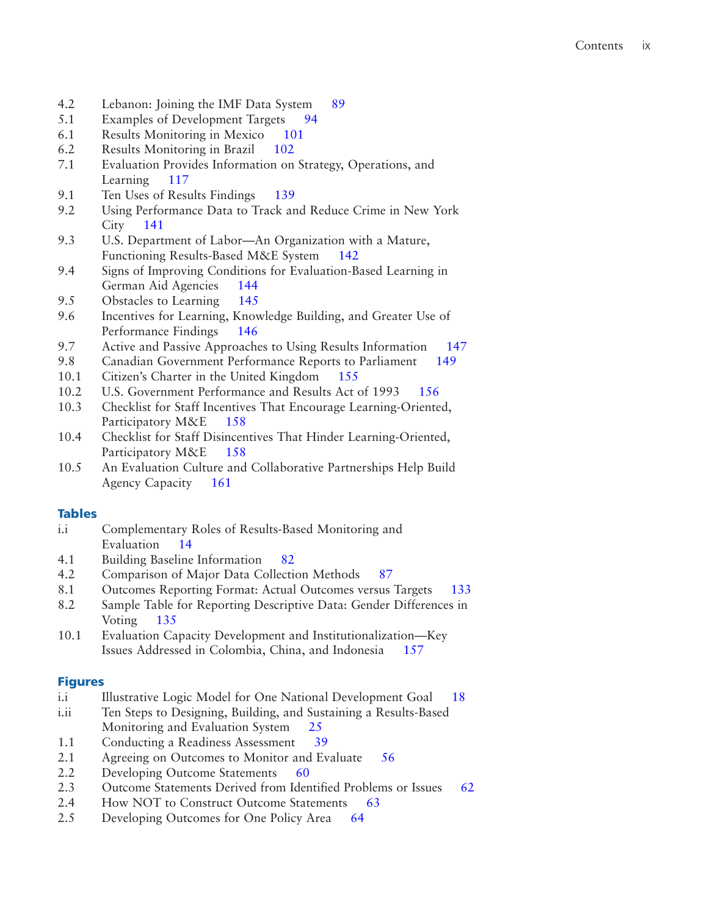4.2 Lebanon: Joining the IMF Data System 89
5.1 Examples of Development Targets 94
6.1 Results Monitoring in Mexico 101
6.2 Results Monitoring in Brazil 102
7.1 Evaluation Provides Information on Strategy, Operations, and Learning 117
9.1 Ten Uses of Results Findings 139
9.2 Using Performance Data to Track and Reduce Crime in New York City 141
9.3 U.S. Department of Labor—An Organization with a Mature, Functioning Results-Based M&E System 142
9.4 Signs of Improving Conditions for Evaluation-Based Learning in German Aid Agencies 144
9.5 Obstacles to Learning 145
9.6 Incentives for Learning, Knowledge Building, and Greater Use of Performance Findings 146
9.7 Active and Passive Approaches to Using Results Information 147
9.8 Canadian Government Performance Reports to Parliament 149
10.1 Citizen's Charter in the United Kingdom 155
10.2 U.S. Government Performance and Results Act of 1993 156
10.3 Checklist for Staff Incentives That Encourage Learning-Oriented, Participatory M&E 158
10.4 Checklist for Staff Disincentives That Hinder Learning-Oriented, Participatory M&E 158
10.5 An Evaluation Culture and Collaborative Partnerships Help Build Agency Capacity 161

## Tables

i.i Complementary Roles of Results-Based Monitoring and Evaluation 14
4.1 Building Baseline Information 82
4.2 Comparison of Major Data Collection Methods 87
8.1 Outcomes Reporting Format: Actual Outcomes versus Targets 133
8.2 Sample Table for Reporting Descriptive Data: Gender Differences in Voting 135
10.1 Evaluation Capacity Development and Institutionalization—Key Issues Addressed in Colombia, China, and Indonesia 157

## Figures

i.i Illustrative Logic Model for One National Development Goal 18
i.ii Ten Steps to Designing, Building, and Sustaining a Results-Based Monitoring and Evaluation System 25
1.1 Conducting a Readiness Assessment 39
2.1 Agreeing on Outcomes to Monitor and Evaluate 56
2.2 Developing Outcome Statements 60
2.3 Outcome Statements Derived from Identified Problems or Issues 62
2.4 How NOT to Construct Outcome Statements 63
2.5 Developing Outcomes for One Policy Area 64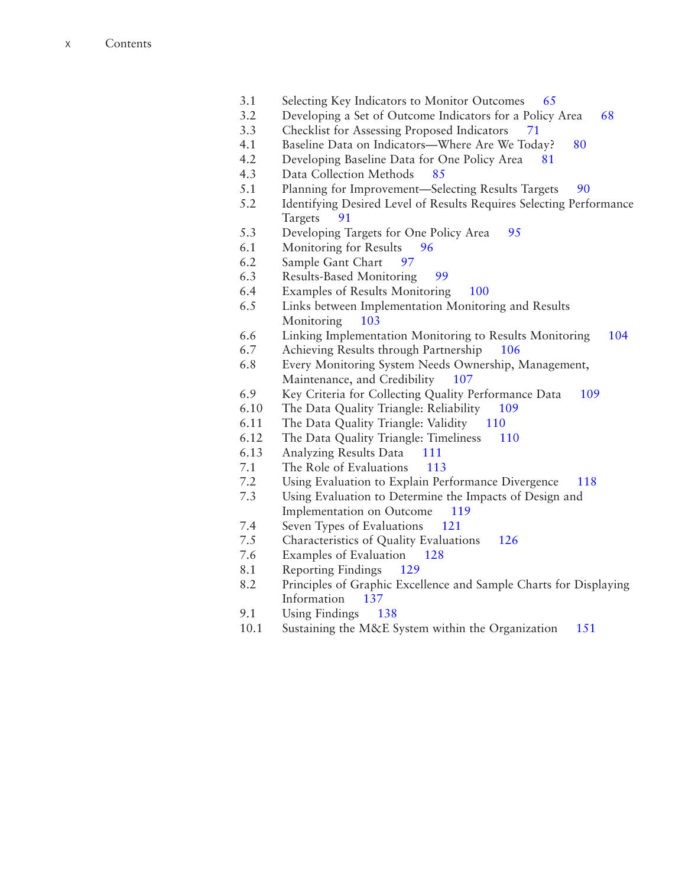3.1 Selecting Key Indicators to Monitor Outcomes 65
3.2 Developing a Set of Outcome Indicators for a Policy Area 68
3.3 Checklist for Assessing Proposed Indicators 71
4.1 Baseline Data on Indicators—Where Are We Today? 80
4.2 Developing Baseline Data for One Policy Area 81
4.3 Data Collection Methods 85
5.1 Planning for Improvement—Selecting Results Targets 90
5.2 Identifying Desired Level of Results Requires Selecting Performance Targets 91
5.3 Developing Targets for One Policy Area 95
6.1 Monitoring for Results 96
6.2 Sample Gant Chart 97
6.3 Results-Based Monitoring 99
6.4 Examples of Results Monitoring 100
6.5 Links between Implementation Monitoring and Results Monitoring 103
6.6 Linking Implementation Monitoring to Results Monitoring 104
6.7 Achieving Results through Partnership 106
6.8 Every Monitoring System Needs Ownership, Management, Maintenance, and Credibility 107
6.9 Key Criteria for Collecting Quality Performance Data 109
6.10 The Data Quality Triangle: Reliability 109
6.11 The Data Quality Triangle: Validity 110
6.12 The Data Quality Triangle: Timeliness 110
6.13 Analyzing Results Data 111
7.1 The Role of Evaluations 113
7.2 Using Evaluation to Explain Performance Divergence 118
7.3 Using Evaluation to Determine the Impacts of Design and Implementation on Outcome 119
7.4 Seven Types of Evaluations 121
7.5 Characteristics of Quality Evaluations 126
7.6 Examples of Evaluation 128
8.1 Reporting Findings 129
8.2 Principles of Graphic Excellence and Sample Charts for Displaying Information 137
9.1 Using Findings 138
10.1 Sustaining the M&E System within the Organization 151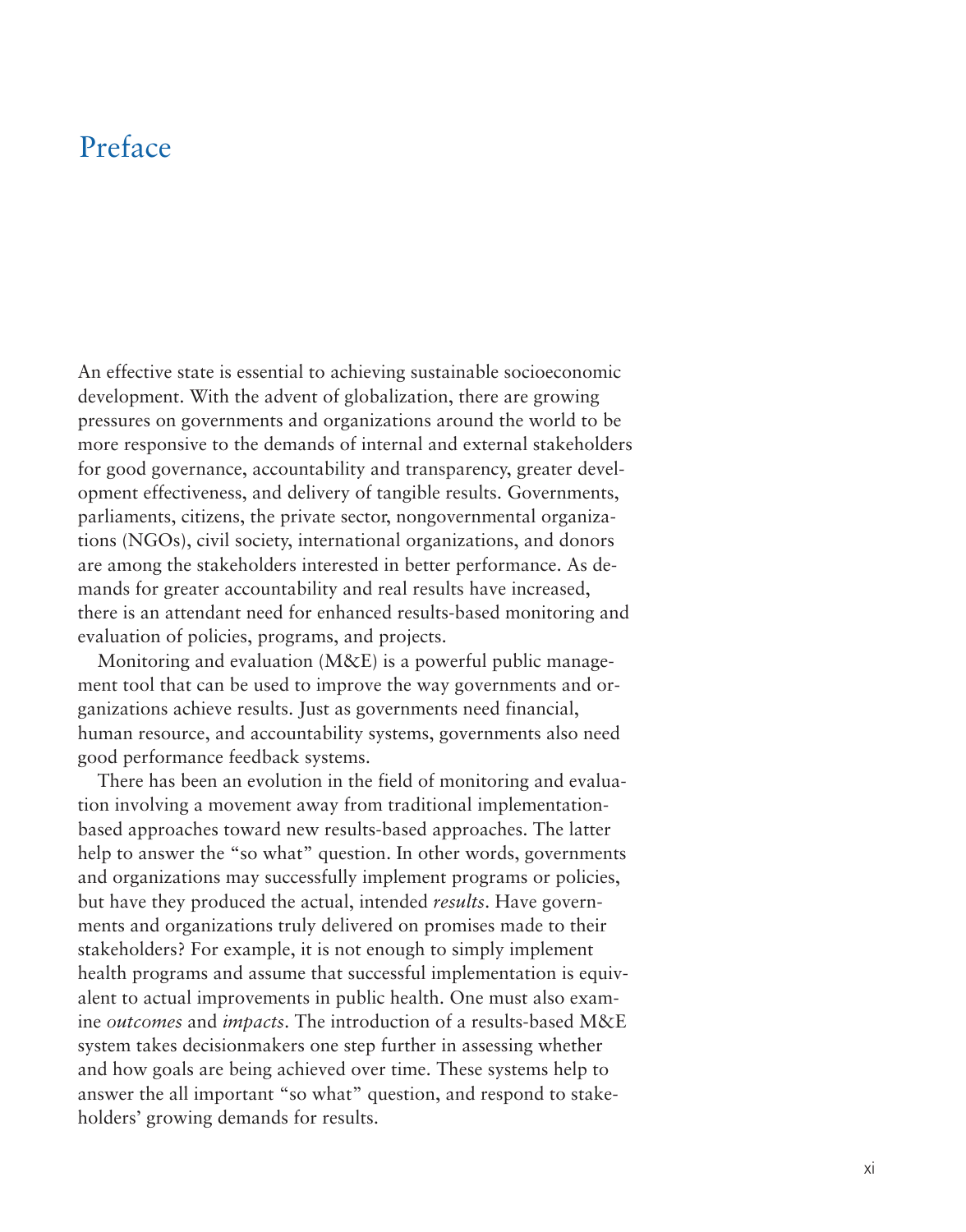# Preface

An effective state is essential to achieving sustainable socioeconomic development. With the advent of globalization, there are growing pressures on governments and organizations around the world to be more responsive to the demands of internal and external stakeholders for good governance, accountability and transparency, greater development effectiveness, and delivery of tangible results. Governments, parliaments, citizens, the private sector, nongovernmental organizations (NGOs), civil society, international organizations, and donors are among the stakeholders interested in better performance. As demands for greater accountability and real results have increased, there is an attendant need for enhanced results-based monitoring and evaluation of policies, programs, and projects.

Monitoring and evaluation (M&E) is a powerful public management tool that can be used to improve the way governments and organizations achieve results. Just as governments need financial, human resource, and accountability systems, governments also need good performance feedback systems.

There has been an evolution in the field of monitoring and evaluation involving a movement away from traditional implementation-based approaches toward new results-based approaches. The latter help to answer the "so what" question. In other words, governments and organizations may successfully implement programs or policies, but have they produced the actual, intended *results*. Have governments and organizations truly delivered on promises made to their stakeholders? For example, it is not enough to simply implement health programs and assume that successful implementation is equivalent to actual improvements in public health. One must also examine *outcomes* and *impacts*. The introduction of a results-based M&E system takes decisionmakers one step further in assessing whether and how goals are being achieved over time. These systems help to answer the all important "so what" question, and respond to stakeholders' growing demands for results.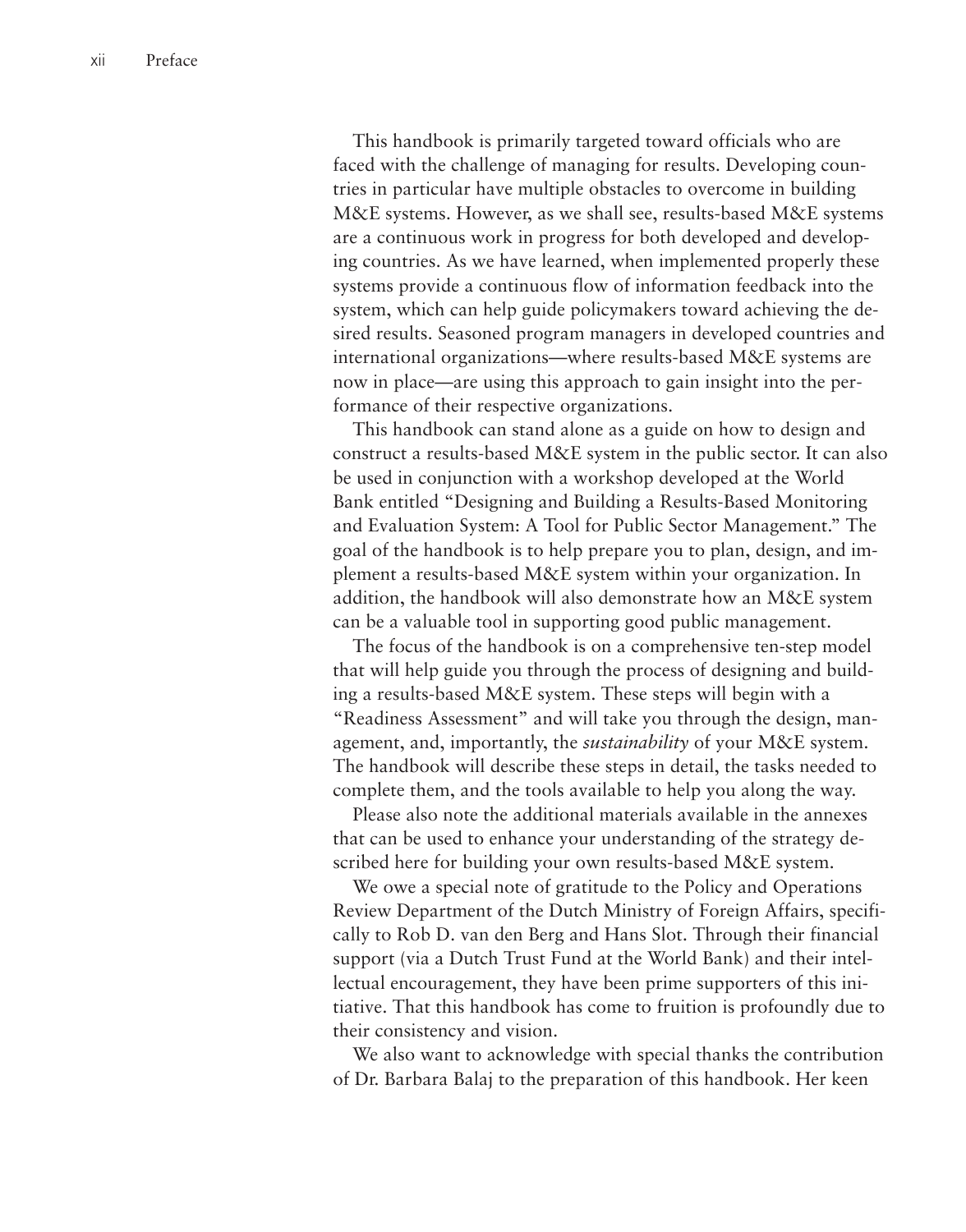This handbook is primarily targeted toward officials who are faced with the challenge of managing for results. Developing countries in particular have multiple obstacles to overcome in building M&E systems. However, as we shall see, results-based M&E systems are a continuous work in progress for both developed and developing countries. As we have learned, when implemented properly these systems provide a continuous flow of information feedback into the system, which can help guide policymakers toward achieving the desired results. Seasoned program managers in developed countries and international organizations—where results-based M&E systems are now in place—are using this approach to gain insight into the performance of their respective organizations.

This handbook can stand alone as a guide on how to design and construct a results-based M&E system in the public sector. It can also be used in conjunction with a workshop developed at the World Bank entitled "Designing and Building a Results-Based Monitoring and Evaluation System: A Tool for Public Sector Management." The goal of the handbook is to help prepare you to plan, design, and implement a results-based M&E system within your organization. In addition, the handbook will also demonstrate how an M&E system can be a valuable tool in supporting good public management.

The focus of the handbook is on a comprehensive ten-step model that will help guide you through the process of designing and building a results-based M&E system. These steps will begin with a "Readiness Assessment" and will take you through the design, management, and, importantly, the *sustainability* of your M&E system. The handbook will describe these steps in detail, the tasks needed to complete them, and the tools available to help you along the way.

Please also note the additional materials available in the annexes that can be used to enhance your understanding of the strategy described here for building your own results-based M&E system.

We owe a special note of gratitude to the Policy and Operations Review Department of the Dutch Ministry of Foreign Affairs, specifically to Rob D. van den Berg and Hans Slot. Through their financial support (via a Dutch Trust Fund at the World Bank) and their intellectual encouragement, they have been prime supporters of this initiative. That this handbook has come to fruition is profoundly due to their consistency and vision.

We also want to acknowledge with special thanks the contribution of Dr. Barbara Balaj to the preparation of this handbook. Her keen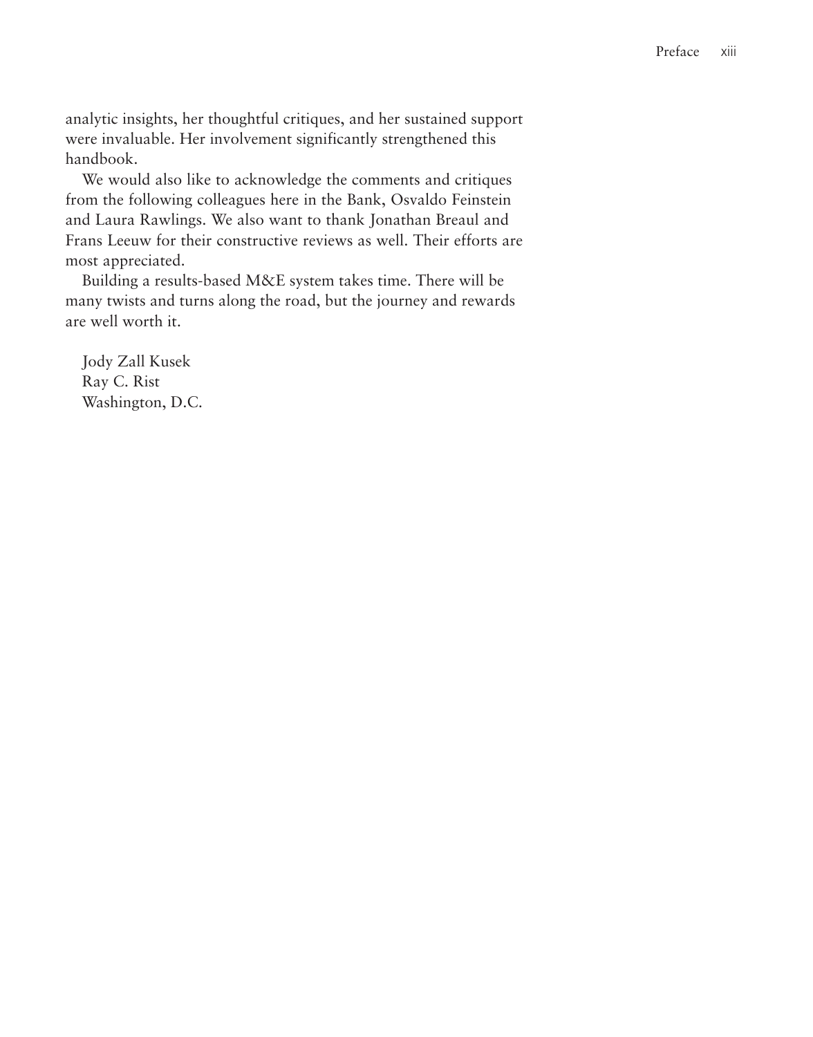analytic insights, her thoughtful critiques, and her sustained support were invaluable. Her involvement significantly strengthened this handbook.

We would also like to acknowledge the comments and critiques from the following colleagues here in the Bank, Osvaldo Feinstein and Laura Rawlings. We also want to thank Jonathan Breaul and Frans Leeuw for their constructive reviews as well. Their efforts are most appreciated.

Building a results-based M&E system takes time. There will be many twists and turns along the road, but the journey and rewards are well worth it.

Jody Zall Kusek  
Ray C. Rist  
Washington, D.C.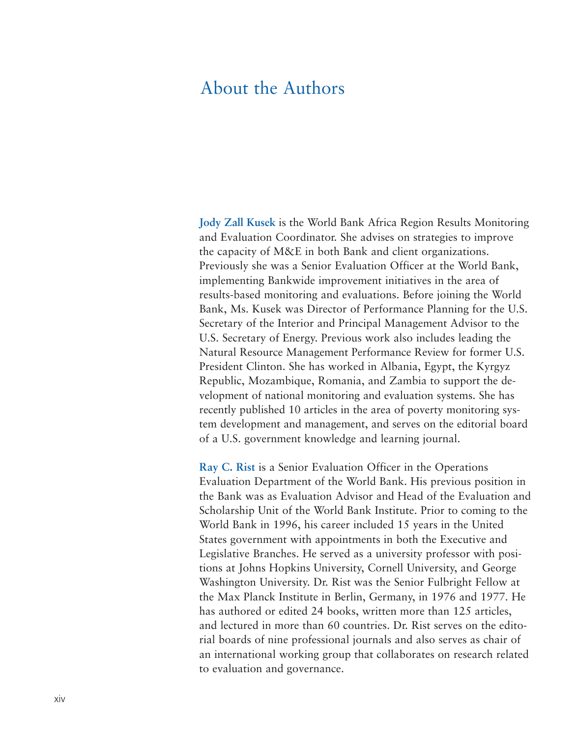# About the Authors

**Jody Zall Kusek** is the World Bank Africa Region Results Monitoring and Evaluation Coordinator. She advises on strategies to improve the capacity of M&E in both Bank and client organizations. Previously she was a Senior Evaluation Officer at the World Bank, implementing Bankwide improvement initiatives in the area of results-based monitoring and evaluations. Before joining the World Bank, Ms. Kusek was Director of Performance Planning for the U.S. Secretary of the Interior and Principal Management Advisor to the U.S. Secretary of Energy. Previous work also includes leading the Natural Resource Management Performance Review for former U.S. President Clinton. She has worked in Albania, Egypt, the Kyrgyz Republic, Mozambique, Romania, and Zambia to support the development of national monitoring and evaluation systems. She has recently published 10 articles in the area of poverty monitoring system development and management, and serves on the editorial board of a U.S. government knowledge and learning journal.

**Ray C. Rist** is a Senior Evaluation Officer in the Operations Evaluation Department of the World Bank. His previous position in the Bank was as Evaluation Advisor and Head of the Evaluation and Scholarship Unit of the World Bank Institute. Prior to coming to the World Bank in 1996, his career included 15 years in the United States government with appointments in both the Executive and Legislative Branches. He served as a university professor with positions at Johns Hopkins University, Cornell University, and George Washington University. Dr. Rist was the Senior Fulbright Fellow at the Max Planck Institute in Berlin, Germany, in 1976 and 1977. He has authored or edited 24 books, written more than 125 articles, and lectured in more than 60 countries. Dr. Rist serves on the editorial boards of nine professional journals and also serves as chair of an international working group that collaborates on research related to evaluation and governance.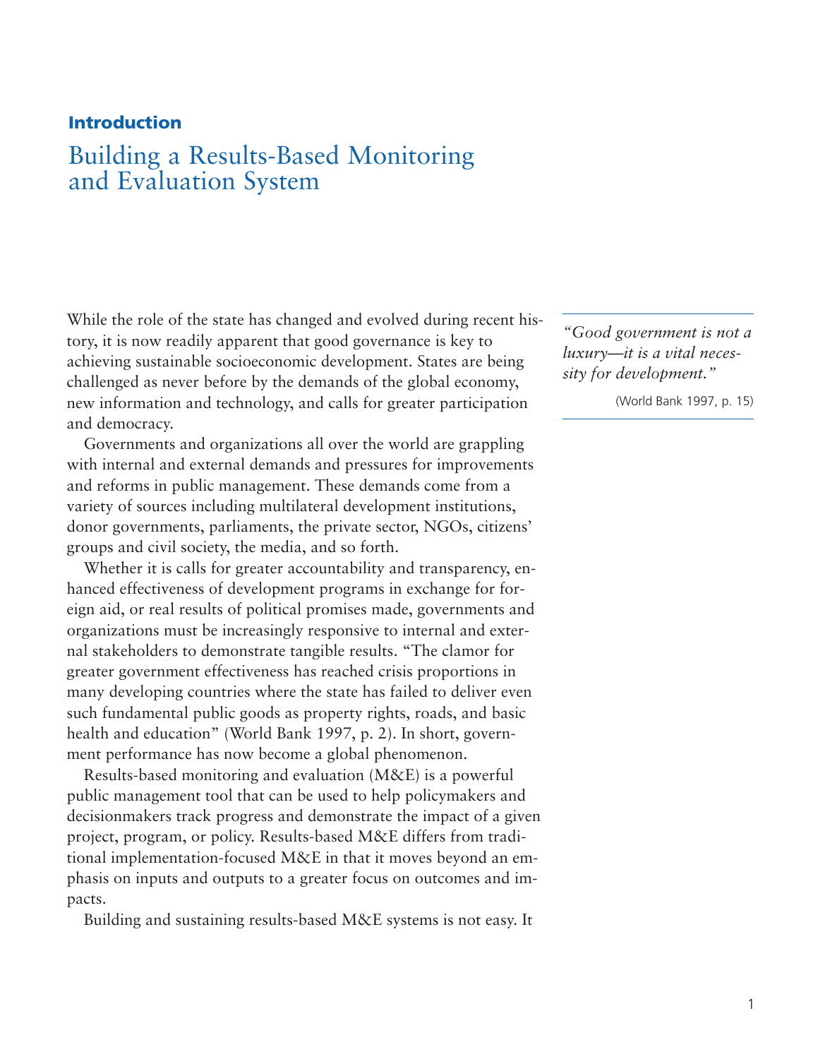## Introduction

# Building a Results-Based Monitoring and Evaluation System

> *"Good government is not a luxury—it is a vital necessity for development."*
>
> (World Bank 1997, p. 15)

While the role of the state has changed and evolved during recent history, it is now readily apparent that good governance is key to achieving sustainable socioeconomic development. States are being challenged as never before by the demands of the global economy, new information and technology, and calls for greater participation and democracy.

Governments and organizations all over the world are grappling with internal and external demands and pressures for improvements and reforms in public management. These demands come from a variety of sources including multilateral development institutions, donor governments, parliaments, the private sector, NGOs, citizens' groups and civil society, the media, and so forth.

Whether it is calls for greater accountability and transparency, enhanced effectiveness of development programs in exchange for foreign aid, or real results of political promises made, governments and organizations must be increasingly responsive to internal and external stakeholders to demonstrate tangible results. "The clamor for greater government effectiveness has reached crisis proportions in many developing countries where the state has failed to deliver even such fundamental public goods as property rights, roads, and basic health and education" (World Bank 1997, p. 2). In short, government performance has now become a global phenomenon.

Results-based monitoring and evaluation (M&E) is a powerful public management tool that can be used to help policymakers and decisionmakers track progress and demonstrate the impact of a given project, program, or policy. Results-based M&E differs from traditional implementation-focused M&E in that it moves beyond an emphasis on inputs and outputs to a greater focus on outcomes and impacts.

Building and sustaining results-based M&E systems is not easy. It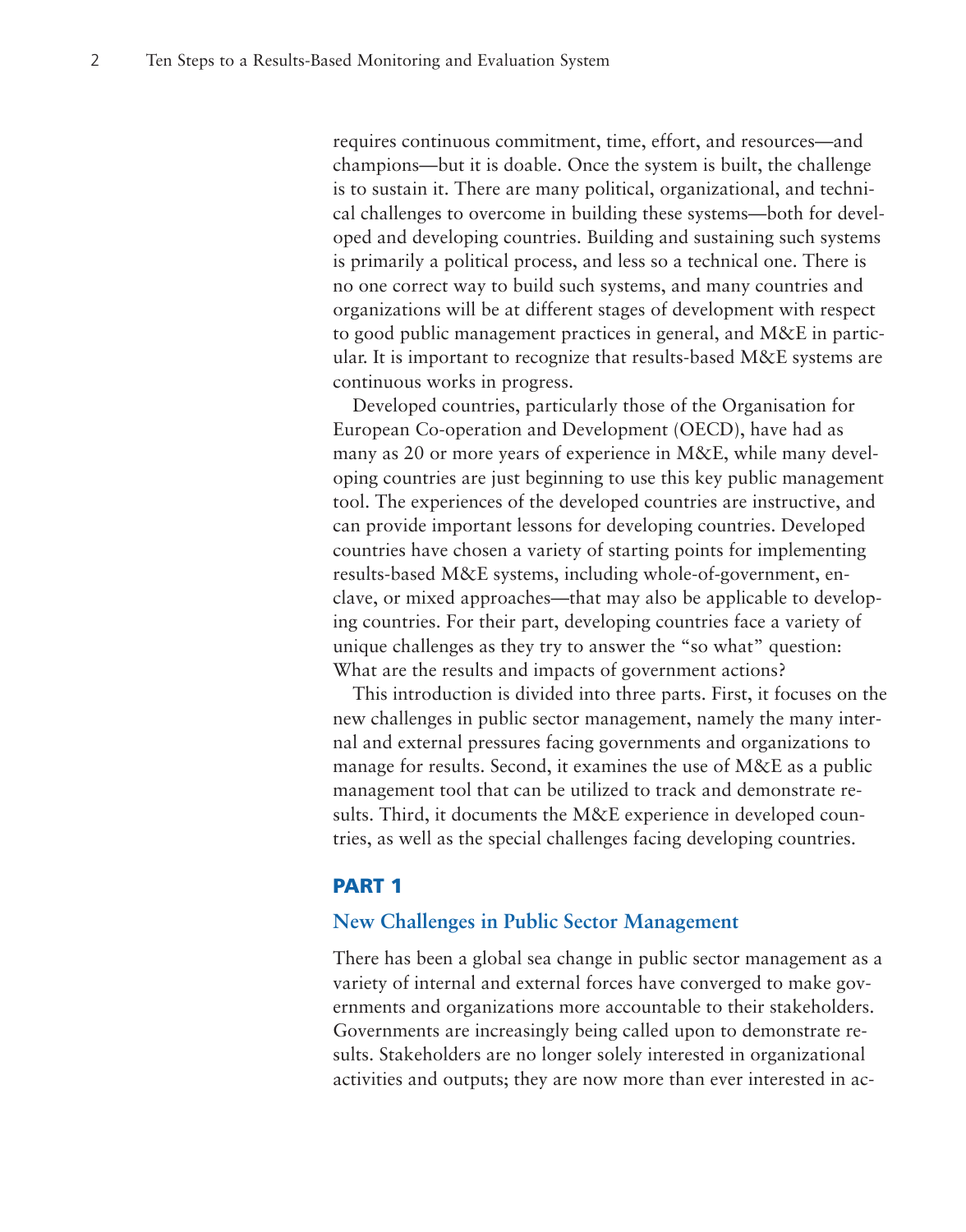requires continuous commitment, time, effort, and resources—and champions—but it is doable. Once the system is built, the challenge is to sustain it. There are many political, organizational, and technical challenges to overcome in building these systems—both for developed and developing countries. Building and sustaining such systems is primarily a political process, and less so a technical one. There is no one correct way to build such systems, and many countries and organizations will be at different stages of development with respect to good public management practices in general, and M&E in particular. It is important to recognize that results-based M&E systems are continuous works in progress.

Developed countries, particularly those of the Organisation for European Co-operation and Development (OECD), have had as many as 20 or more years of experience in M&E, while many developing countries are just beginning to use this key public management tool. The experiences of the developed countries are instructive, and can provide important lessons for developing countries. Developed countries have chosen a variety of starting points for implementing results-based M&E systems, including whole-of-government, enclave, or mixed approaches—that may also be applicable to developing countries. For their part, developing countries face a variety of unique challenges as they try to answer the "so what" question: What are the results and impacts of government actions?

This introduction is divided into three parts. First, it focuses on the new challenges in public sector management, namely the many internal and external pressures facing governments and organizations to manage for results. Second, it examines the use of M&E as a public management tool that can be utilized to track and demonstrate results. Third, it documents the M&E experience in developed countries, as well as the special challenges facing developing countries.

## PART 1

### New Challenges in Public Sector Management

There has been a global sea change in public sector management as a variety of internal and external forces have converged to make governments and organizations more accountable to their stakeholders. Governments are increasingly being called upon to demonstrate results. Stakeholders are no longer solely interested in organizational activities and outputs; they are now more than ever interested in ac-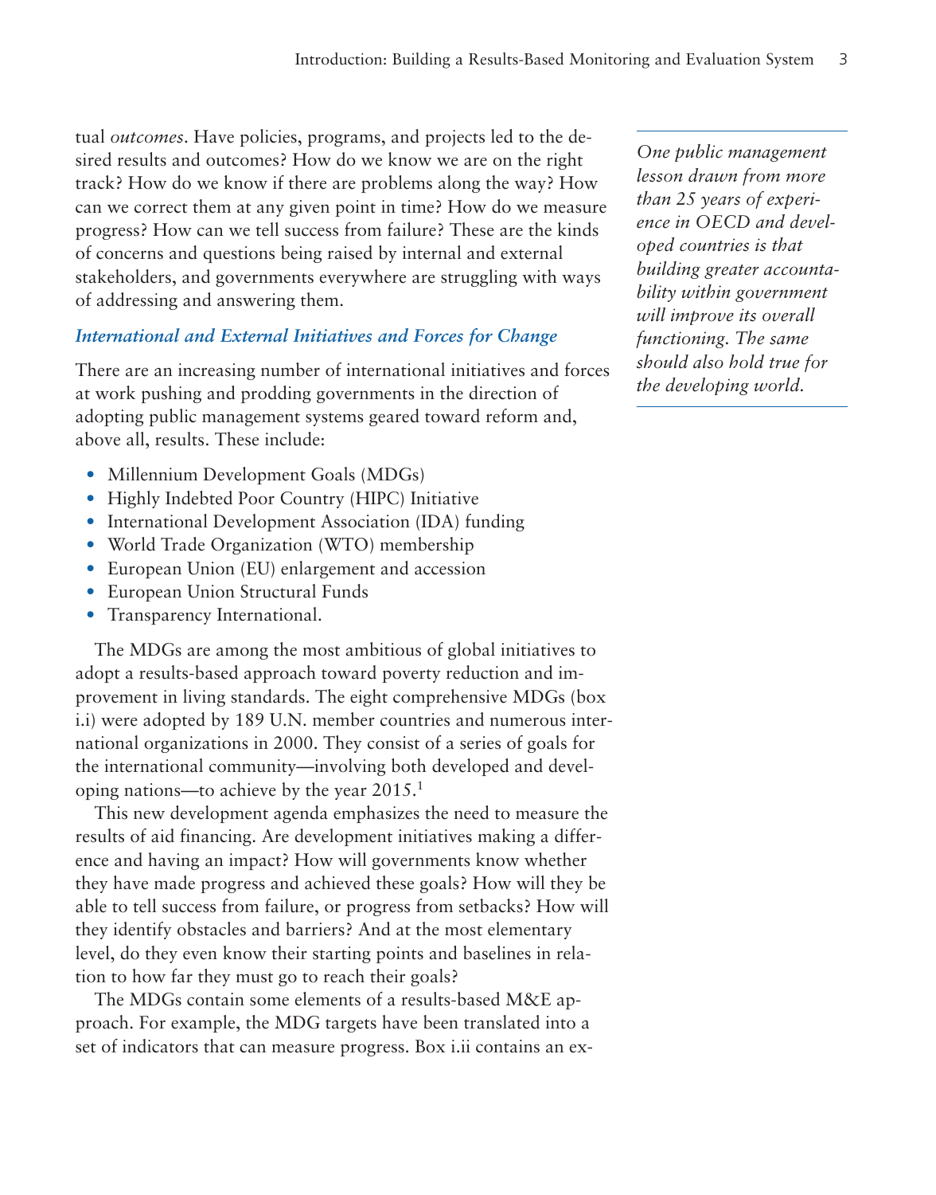tual *outcomes*. Have policies, programs, and projects led to the desired results and outcomes? How do we know we are on the right track? How do we know if there are problems along the way? How can we correct them at any given point in time? How do we measure progress? How can we tell success from failure? These are the kinds of concerns and questions being raised by internal and external stakeholders, and governments everywhere are struggling with ways of addressing and answering them.

*One public management lesson drawn from more than 25 years of experience in OECD and developed countries is that building greater accountability within government will improve its overall functioning. The same should also hold true for the developing world.*

### *International and External Initiatives and Forces for Change*

There are an increasing number of international initiatives and forces at work pushing and prodding governments in the direction of adopting public management systems geared toward reform and, above all, results. These include:

- Millennium Development Goals (MDGs)
- Highly Indebted Poor Country (HIPC) Initiative
- International Development Association (IDA) funding
- World Trade Organization (WTO) membership
- European Union (EU) enlargement and accession
- European Union Structural Funds
- Transparency International.

The MDGs are among the most ambitious of global initiatives to adopt a results-based approach toward poverty reduction and improvement in living standards. The eight comprehensive MDGs (box i.i) were adopted by 189 U.N. member countries and numerous international organizations in 2000. They consist of a series of goals for the international community—involving both developed and developing nations—to achieve by the year 2015.[1]

This new development agenda emphasizes the need to measure the results of aid financing. Are development initiatives making a difference and having an impact? How will governments know whether they have made progress and achieved these goals? How will they be able to tell success from failure, or progress from setbacks? How will they identify obstacles and barriers? And at the most elementary level, do they even know their starting points and baselines in relation to how far they must go to reach their goals?

The MDGs contain some elements of a results-based M&E approach. For example, the MDG targets have been translated into a set of indicators that can measure progress. Box i.ii contains an ex-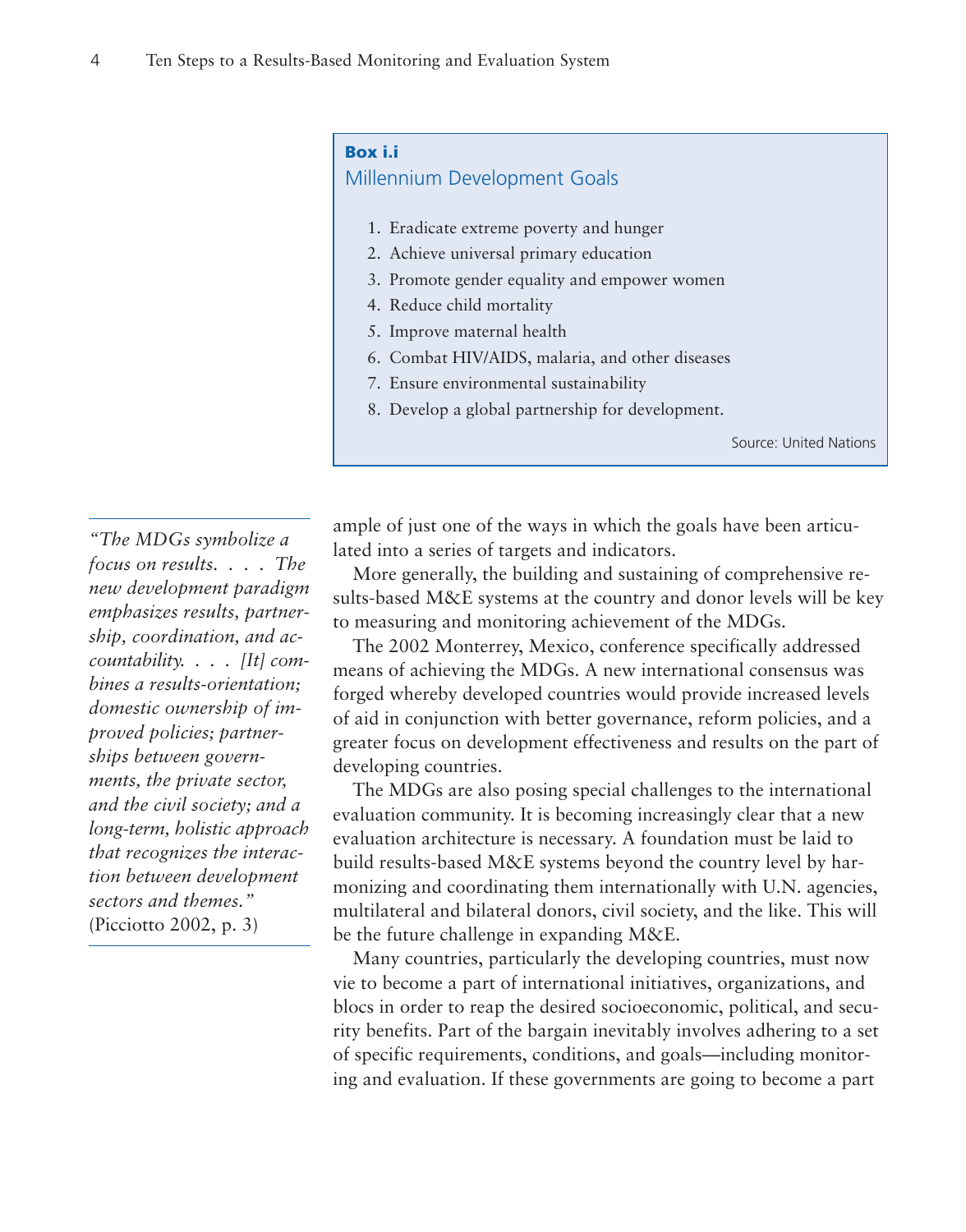**Box i.i**

Millennium Development Goals

1. Eradicate extreme poverty and hunger
2. Achieve universal primary education
3. Promote gender equality and empower women
4. Reduce child mortality
5. Improve maternal health
6. Combat HIV/AIDS, malaria, and other diseases
7. Ensure environmental sustainability
8. Develop a global partnership for development.

Source: United Nations

ample of just one of the ways in which the goals have been articulated into a series of targets and indicators.

More generally, the building and sustaining of comprehensive results-based M&E systems at the country and donor levels will be key to measuring and monitoring achievement of the MDGs.

The 2002 Monterrey, Mexico, conference specifically addressed means of achieving the MDGs. A new international consensus was forged whereby developed countries would provide increased levels of aid in conjunction with better governance, reform policies, and a greater focus on development effectiveness and results on the part of developing countries.

The MDGs are also posing special challenges to the international evaluation community. It is becoming increasingly clear that a new evaluation architecture is necessary. A foundation must be laid to build results-based M&E systems beyond the country level by harmonizing and coordinating them internationally with U.N. agencies, multilateral and bilateral donors, civil society, and the like. This will be the future challenge in expanding M&E.

Many countries, particularly the developing countries, must now vie to become a part of international initiatives, organizations, and blocs in order to reap the desired socioeconomic, political, and security benefits. Part of the bargain inevitably involves adhering to a set of specific requirements, conditions, and goals—including monitoring and evaluation. If these governments are going to become a part

*"The MDGs symbolize a focus on results. . . . The new development paradigm emphasizes results, partnership, coordination, and accountability. . . . [It] combines a results-orientation; domestic ownership of improved policies; partnerships between governments, the private sector, and the civil society; and a long-term, holistic approach that recognizes the interaction between development sectors and themes."* (Picciotto 2002, p. 3)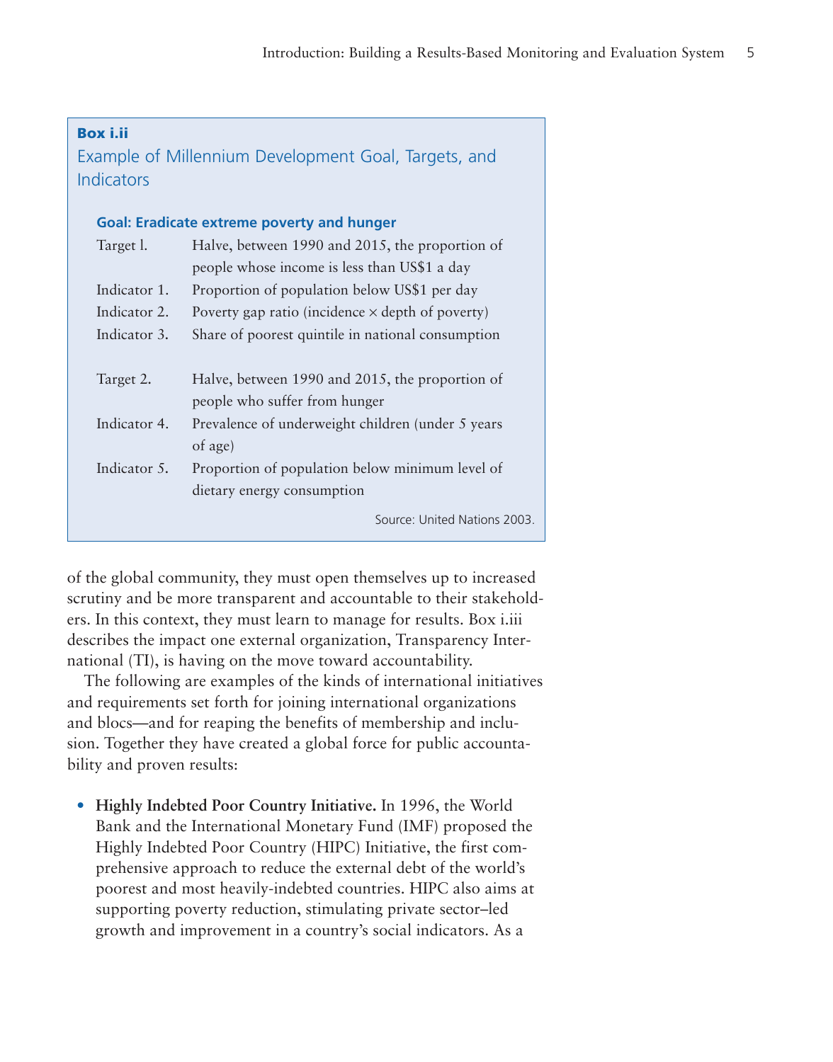**Box i.ii**

### Example of Millennium Development Goal, Targets, and Indicators

**Goal: Eradicate extreme poverty and hunger**

| | |
|---|---|
| Target l. | Halve, between 1990 and 2015, the proportion of people whose income is less than US$1 a day |
| Indicator 1. | Proportion of population below US$1 per day |
| Indicator 2. | Poverty gap ratio (incidence × depth of poverty) |
| Indicator 3. | Share of poorest quintile in national consumption |
| Target 2. | Halve, between 1990 and 2015, the proportion of people who suffer from hunger |
| Indicator 4. | Prevalence of underweight children (under 5 years of age) |
| Indicator 5. | Proportion of population below minimum level of dietary energy consumption |

Source: United Nations 2003.

of the global community, they must open themselves up to increased scrutiny and be more transparent and accountable to their stakeholders. In this context, they must learn to manage for results. Box i.iii describes the impact one external organization, Transparency International (TI), is having on the move toward accountability.

The following are examples of the kinds of international initiatives and requirements set forth for joining international organizations and blocs—and for reaping the benefits of membership and inclusion. Together they have created a global force for public accountability and proven results:

- **Highly Indebted Poor Country Initiative.** In 1996, the World Bank and the International Monetary Fund (IMF) proposed the Highly Indebted Poor Country (HIPC) Initiative, the first comprehensive approach to reduce the external debt of the world's poorest and most heavily-indebted countries. HIPC also aims at supporting poverty reduction, stimulating private sector–led growth and improvement in a country's social indicators. As a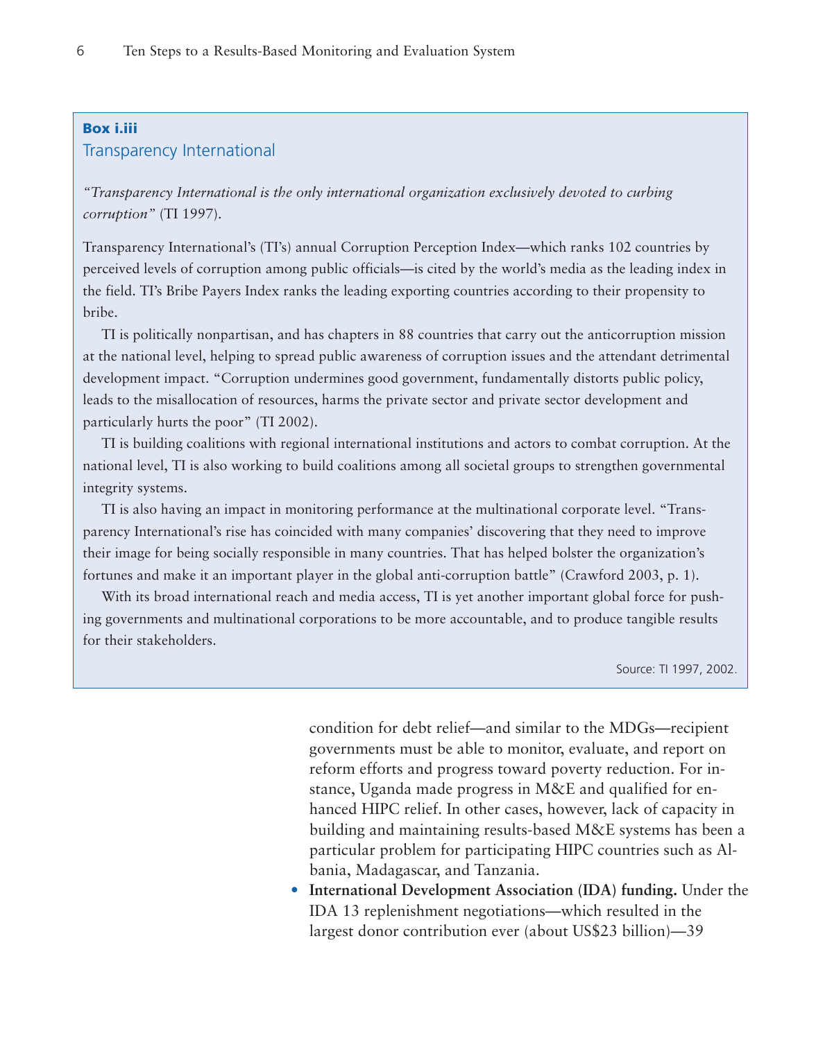**Box i.iii**

### Transparency International

*"Transparency International is the only international organization exclusively devoted to curbing corruption"* (TI 1997).

Transparency International's (TI's) annual Corruption Perception Index—which ranks 102 countries by perceived levels of corruption among public officials—is cited by the world's media as the leading index in the field. TI's Bribe Payers Index ranks the leading exporting countries according to their propensity to bribe.

TI is politically nonpartisan, and has chapters in 88 countries that carry out the anticorruption mission at the national level, helping to spread public awareness of corruption issues and the attendant detrimental development impact. "Corruption undermines good government, fundamentally distorts public policy, leads to the misallocation of resources, harms the private sector and private sector development and particularly hurts the poor" (TI 2002).

TI is building coalitions with regional international institutions and actors to combat corruption. At the national level, TI is also working to build coalitions among all societal groups to strengthen governmental integrity systems.

TI is also having an impact in monitoring performance at the multinational corporate level. "Transparency International's rise has coincided with many companies' discovering that they need to improve their image for being socially responsible in many countries. That has helped bolster the organization's fortunes and make it an important player in the global anti-corruption battle" (Crawford 2003, p. 1).

With its broad international reach and media access, TI is yet another important global force for pushing governments and multinational corporations to be more accountable, and to produce tangible results for their stakeholders.

Source: TI 1997, 2002.

condition for debt relief—and similar to the MDGs—recipient governments must be able to monitor, evaluate, and report on reform efforts and progress toward poverty reduction. For instance, Uganda made progress in M&E and qualified for enhanced HIPC relief. In other cases, however, lack of capacity in building and maintaining results-based M&E systems has been a particular problem for participating HIPC countries such as Albania, Madagascar, and Tanzania.

- **International Development Association (IDA) funding.** Under the IDA 13 replenishment negotiations—which resulted in the largest donor contribution ever (about US$23 billion)—39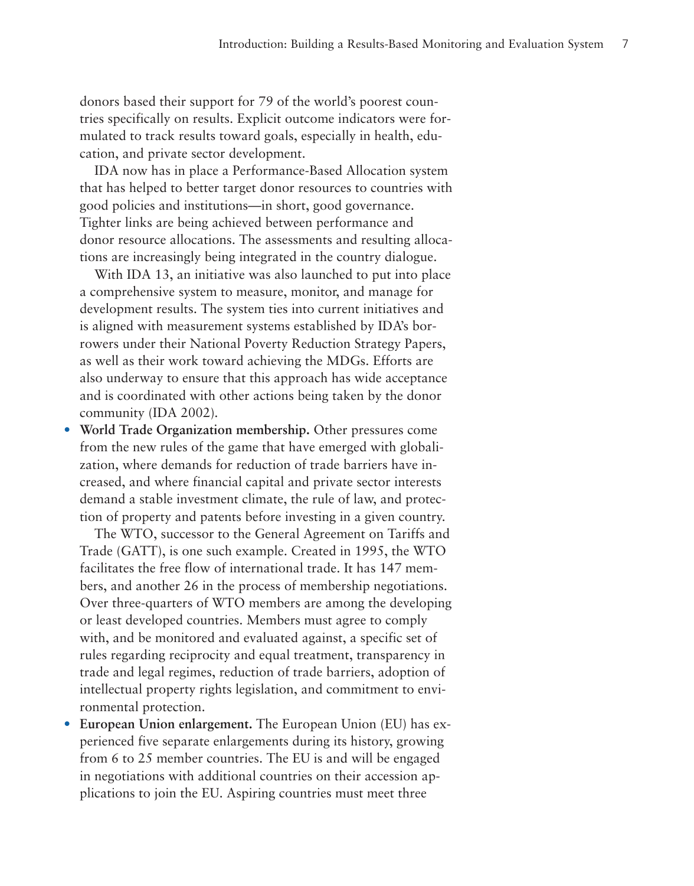donors based their support for 79 of the world's poorest countries specifically on results. Explicit outcome indicators were formulated to track results toward goals, especially in health, education, and private sector development.

IDA now has in place a Performance-Based Allocation system that has helped to better target donor resources to countries with good policies and institutions—in short, good governance. Tighter links are being achieved between performance and donor resource allocations. The assessments and resulting allocations are increasingly being integrated in the country dialogue.

With IDA 13, an initiative was also launched to put into place a comprehensive system to measure, monitor, and manage for development results. The system ties into current initiatives and is aligned with measurement systems established by IDA's borrowers under their National Poverty Reduction Strategy Papers, as well as their work toward achieving the MDGs. Efforts are also underway to ensure that this approach has wide acceptance and is coordinated with other actions being taken by the donor community (IDA 2002).

- **World Trade Organization membership.** Other pressures come from the new rules of the game that have emerged with globalization, where demands for reduction of trade barriers have increased, and where financial capital and private sector interests demand a stable investment climate, the rule of law, and protection of property and patents before investing in a given country.

  The WTO, successor to the General Agreement on Tariffs and Trade (GATT), is one such example. Created in 1995, the WTO facilitates the free flow of international trade. It has 147 members, and another 26 in the process of membership negotiations. Over three-quarters of WTO members are among the developing or least developed countries. Members must agree to comply with, and be monitored and evaluated against, a specific set of rules regarding reciprocity and equal treatment, transparency in trade and legal regimes, reduction of trade barriers, adoption of intellectual property rights legislation, and commitment to environmental protection.
- **European Union enlargement.** The European Union (EU) has experienced five separate enlargements during its history, growing from 6 to 25 member countries. The EU is and will be engaged in negotiations with additional countries on their accession applications to join the EU. Aspiring countries must meet three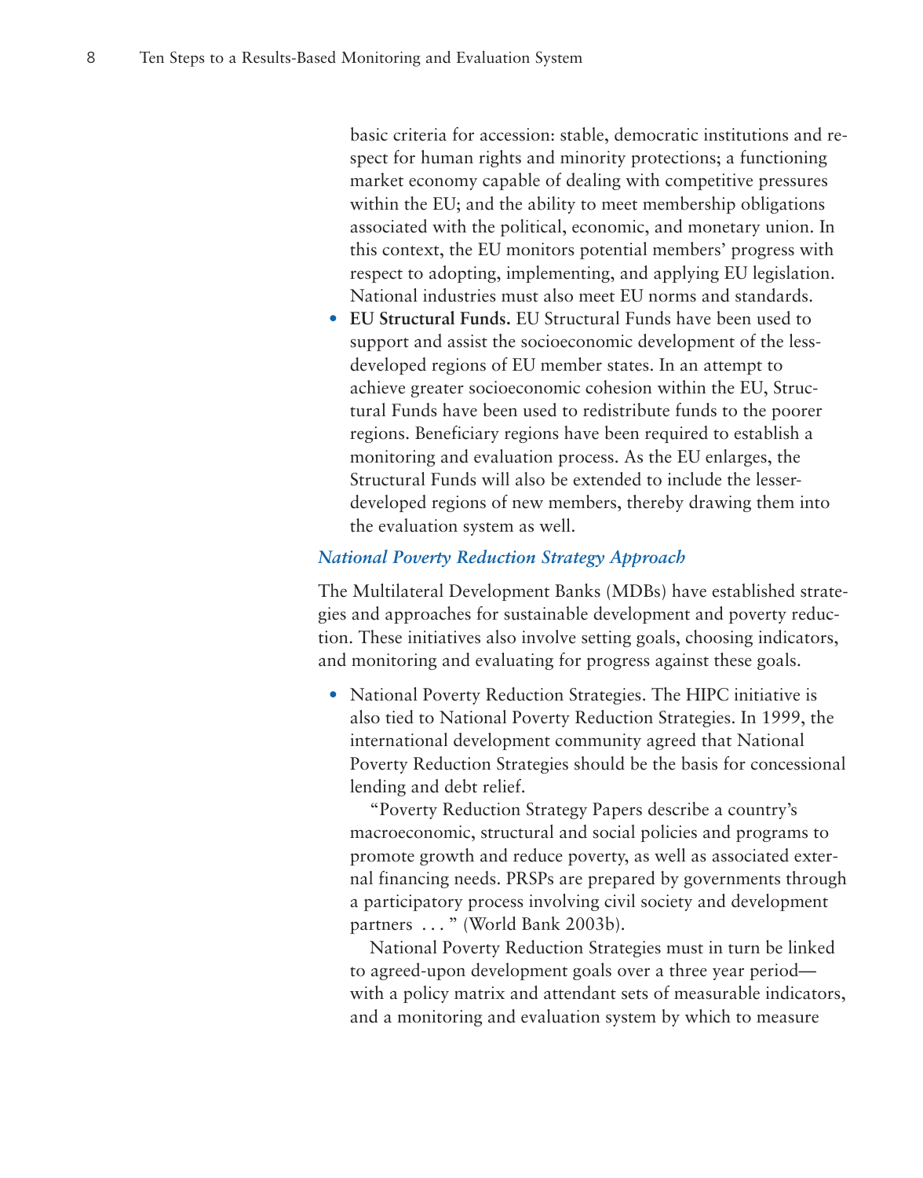basic criteria for accession: stable, democratic institutions and respect for human rights and minority protections; a functioning market economy capable of dealing with competitive pressures within the EU; and the ability to meet membership obligations associated with the political, economic, and monetary union. In this context, the EU monitors potential members' progress with respect to adopting, implementing, and applying EU legislation. National industries must also meet EU norms and standards.

- **EU Structural Funds.** EU Structural Funds have been used to support and assist the socioeconomic development of the less-developed regions of EU member states. In an attempt to achieve greater socioeconomic cohesion within the EU, Structural Funds have been used to redistribute funds to the poorer regions. Beneficiary regions have been required to establish a monitoring and evaluation process. As the EU enlarges, the Structural Funds will also be extended to include the lesser-developed regions of new members, thereby drawing them into the evaluation system as well.

### *National Poverty Reduction Strategy Approach*

The Multilateral Development Banks (MDBs) have established strategies and approaches for sustainable development and poverty reduction. These initiatives also involve setting goals, choosing indicators, and monitoring and evaluating for progress against these goals.

- National Poverty Reduction Strategies. The HIPC initiative is also tied to National Poverty Reduction Strategies. In 1999, the international development community agreed that National Poverty Reduction Strategies should be the basis for concessional lending and debt relief.

  "Poverty Reduction Strategy Papers describe a country's macroeconomic, structural and social policies and programs to promote growth and reduce poverty, as well as associated external financing needs. PRSPs are prepared by governments through a participatory process involving civil society and development partners . . . " (World Bank 2003b).

  National Poverty Reduction Strategies must in turn be linked to agreed-upon development goals over a three year period—with a policy matrix and attendant sets of measurable indicators, and a monitoring and evaluation system by which to measure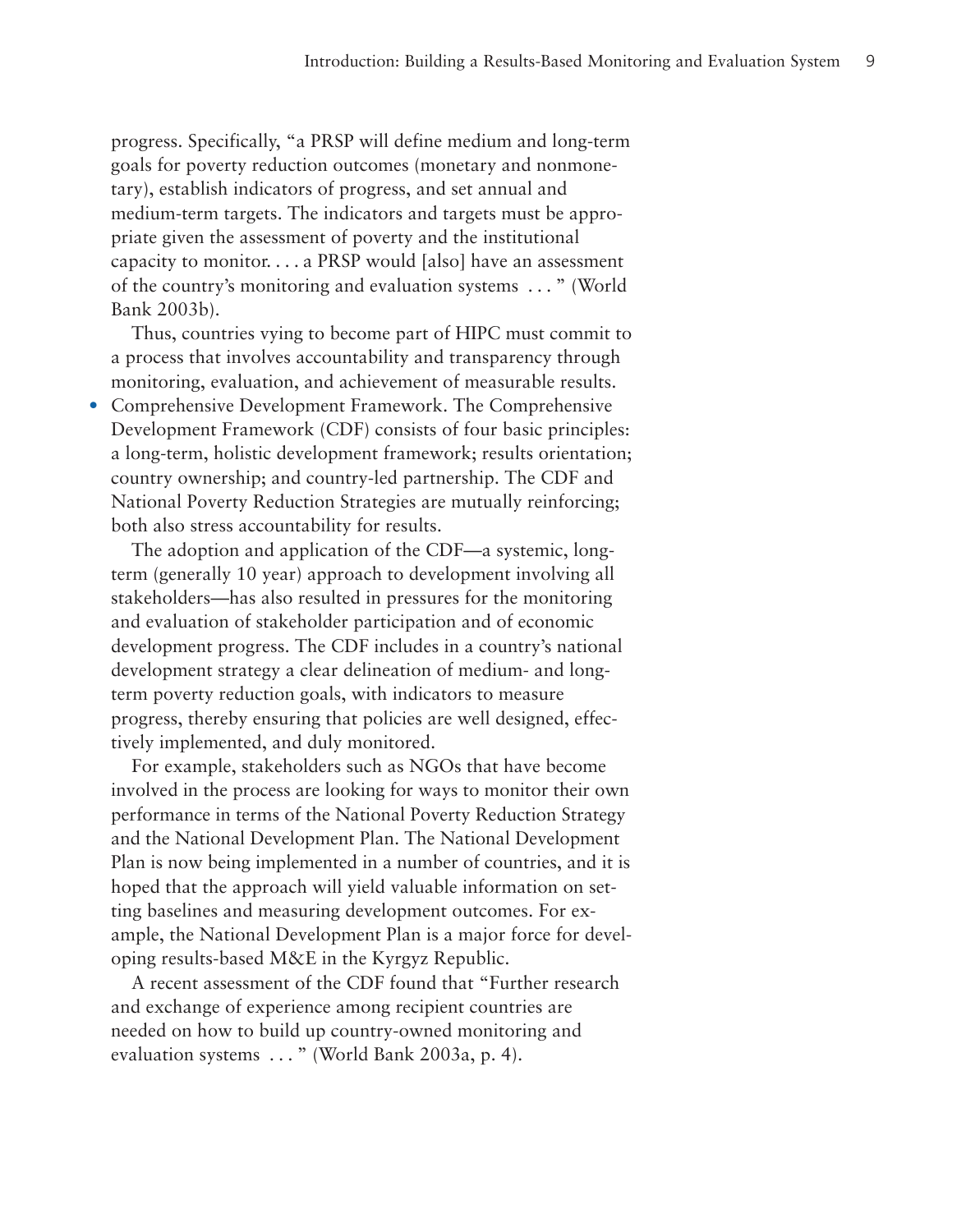progress. Specifically, "a PRSP will define medium and long-term goals for poverty reduction outcomes (monetary and nonmonetary), establish indicators of progress, and set annual and medium-term targets. The indicators and targets must be appropriate given the assessment of poverty and the institutional capacity to monitor. . . . a PRSP would [also] have an assessment of the country's monitoring and evaluation systems . . . " (World Bank 2003b).

Thus, countries vying to become part of HIPC must commit to a process that involves accountability and transparency through monitoring, evaluation, and achievement of measurable results.

- Comprehensive Development Framework. The Comprehensive Development Framework (CDF) consists of four basic principles: a long-term, holistic development framework; results orientation; country ownership; and country-led partnership. The CDF and National Poverty Reduction Strategies are mutually reinforcing; both also stress accountability for results.

  The adoption and application of the CDF—a systemic, long-term (generally 10 year) approach to development involving all stakeholders—has also resulted in pressures for the monitoring and evaluation of stakeholder participation and of economic development progress. The CDF includes in a country's national development strategy a clear delineation of medium- and long-term poverty reduction goals, with indicators to measure progress, thereby ensuring that policies are well designed, effectively implemented, and duly monitored.

  For example, stakeholders such as NGOs that have become involved in the process are looking for ways to monitor their own performance in terms of the National Poverty Reduction Strategy and the National Development Plan. The National Development Plan is now being implemented in a number of countries, and it is hoped that the approach will yield valuable information on setting baselines and measuring development outcomes. For example, the National Development Plan is a major force for developing results-based M&E in the Kyrgyz Republic.

  A recent assessment of the CDF found that "Further research and exchange of experience among recipient countries are needed on how to build up country-owned monitoring and evaluation systems . . . " (World Bank 2003a, p. 4).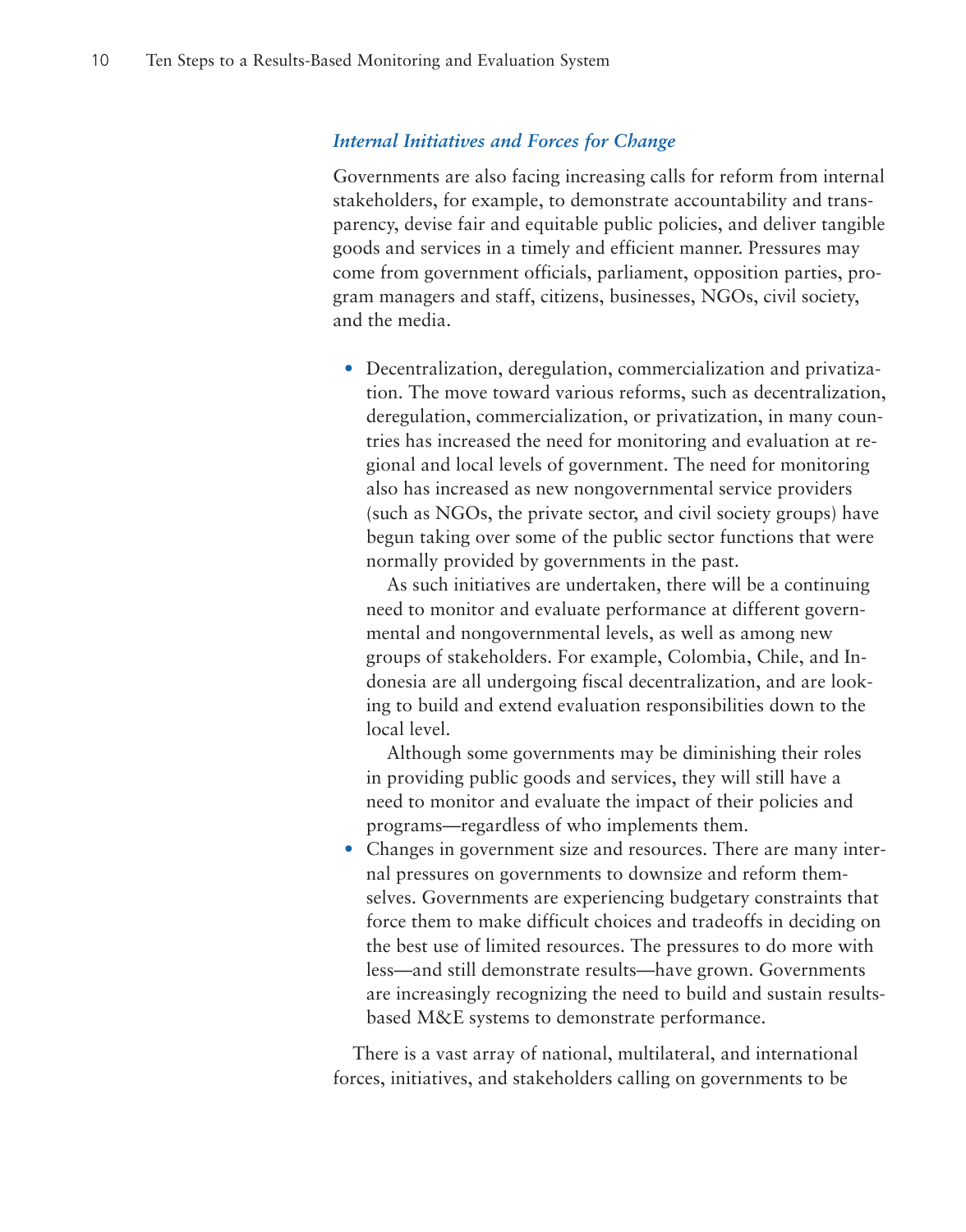### *Internal Initiatives and Forces for Change*

Governments are also facing increasing calls for reform from internal stakeholders, for example, to demonstrate accountability and transparency, devise fair and equitable public policies, and deliver tangible goods and services in a timely and efficient manner. Pressures may come from government officials, parliament, opposition parties, program managers and staff, citizens, businesses, NGOs, civil society, and the media.

- Decentralization, deregulation, commercialization and privatization. The move toward various reforms, such as decentralization, deregulation, commercialization, or privatization, in many countries has increased the need for monitoring and evaluation at regional and local levels of government. The need for monitoring also has increased as new nongovernmental service providers (such as NGOs, the private sector, and civil society groups) have begun taking over some of the public sector functions that were normally provided by governments in the past.

  As such initiatives are undertaken, there will be a continuing need to monitor and evaluate performance at different governmental and nongovernmental levels, as well as among new groups of stakeholders. For example, Colombia, Chile, and Indonesia are all undergoing fiscal decentralization, and are looking to build and extend evaluation responsibilities down to the local level.

  Although some governments may be diminishing their roles in providing public goods and services, they will still have a need to monitor and evaluate the impact of their policies and programs—regardless of who implements them.
- Changes in government size and resources. There are many internal pressures on governments to downsize and reform themselves. Governments are experiencing budgetary constraints that force them to make difficult choices and tradeoffs in deciding on the best use of limited resources. The pressures to do more with less—and still demonstrate results—have grown. Governments are increasingly recognizing the need to build and sustain results-based M&E systems to demonstrate performance.

There is a vast array of national, multilateral, and international forces, initiatives, and stakeholders calling on governments to be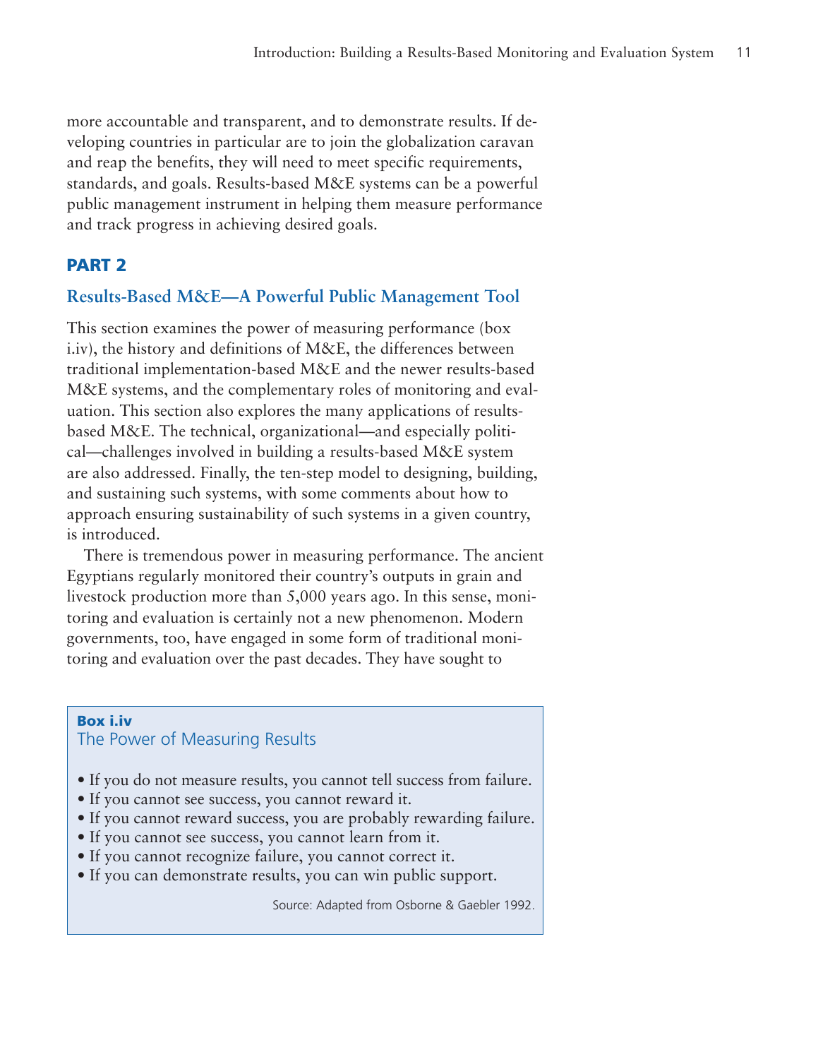more accountable and transparent, and to demonstrate results. If developing countries in particular are to join the globalization caravan and reap the benefits, they will need to meet specific requirements, standards, and goals. Results-based M&E systems can be a powerful public management instrument in helping them measure performance and track progress in achieving desired goals.

## PART 2

### Results-Based M&E—A Powerful Public Management Tool

This section examines the power of measuring performance (box i.iv), the history and definitions of M&E, the differences between traditional implementation-based M&E and the newer results-based M&E systems, and the complementary roles of monitoring and evaluation. This section also explores the many applications of results-based M&E. The technical, organizational—and especially political—challenges involved in building a results-based M&E system are also addressed. Finally, the ten-step model to designing, building, and sustaining such systems, with some comments about how to approach ensuring sustainability of such systems in a given country, is introduced.

There is tremendous power in measuring performance. The ancient Egyptians regularly monitored their country's outputs in grain and livestock production more than 5,000 years ago. In this sense, monitoring and evaluation is certainly not a new phenomenon. Modern governments, too, have engaged in some form of traditional monitoring and evaluation over the past decades. They have sought to

**Box i.iv**
**The Power of Measuring Results**

- If you do not measure results, you cannot tell success from failure.
- If you cannot see success, you cannot reward it.
- If you cannot reward success, you are probably rewarding failure.
- If you cannot see success, you cannot learn from it.
- If you cannot recognize failure, you cannot correct it.
- If you can demonstrate results, you can win public support.

Source: Adapted from Osborne & Gaebler 1992.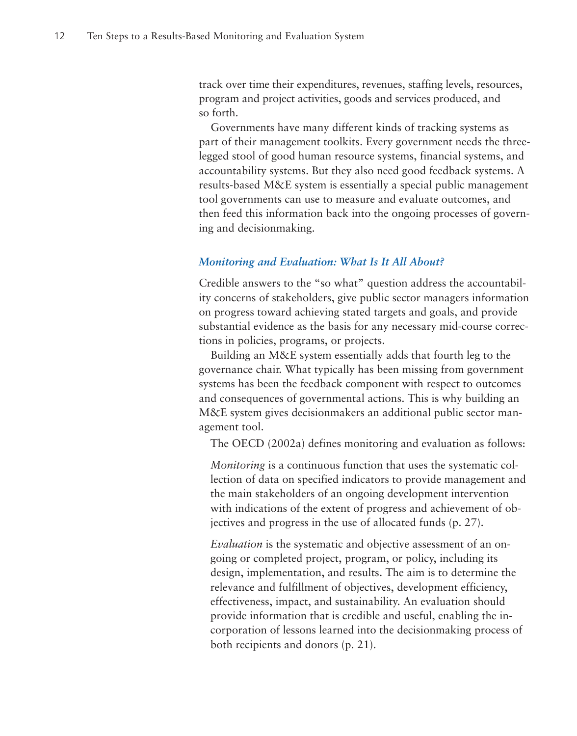track over time their expenditures, revenues, staffing levels, resources, program and project activities, goods and services produced, and so forth.

Governments have many different kinds of tracking systems as part of their management toolkits. Every government needs the three-legged stool of good human resource systems, financial systems, and accountability systems. But they also need good feedback systems. A results-based M&E system is essentially a special public management tool governments can use to measure and evaluate outcomes, and then feed this information back into the ongoing processes of governing and decisionmaking.

### *Monitoring and Evaluation: What Is It All About?*

Credible answers to the "so what" question address the accountability concerns of stakeholders, give public sector managers information on progress toward achieving stated targets and goals, and provide substantial evidence as the basis for any necessary mid-course corrections in policies, programs, or projects.

Building an M&E system essentially adds that fourth leg to the governance chair. What typically has been missing from government systems has been the feedback component with respect to outcomes and consequences of governmental actions. This is why building an M&E system gives decisionmakers an additional public sector management tool.

The OECD (2002a) defines monitoring and evaluation as follows:

> *Monitoring* is a continuous function that uses the systematic collection of data on specified indicators to provide management and the main stakeholders of an ongoing development intervention with indications of the extent of progress and achievement of objectives and progress in the use of allocated funds (p. 27).

> *Evaluation* is the systematic and objective assessment of an ongoing or completed project, program, or policy, including its design, implementation, and results. The aim is to determine the relevance and fulfillment of objectives, development efficiency, effectiveness, impact, and sustainability. An evaluation should provide information that is credible and useful, enabling the incorporation of lessons learned into the decisionmaking process of both recipients and donors (p. 21).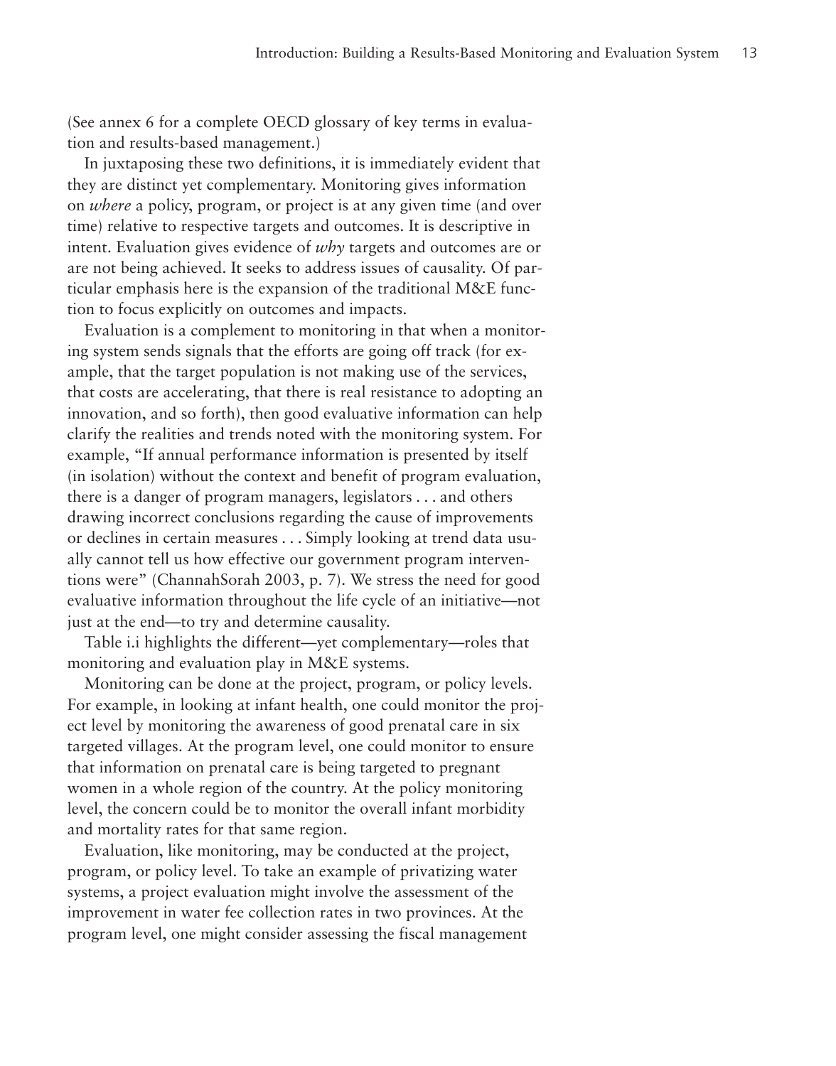(See annex 6 for a complete OECD glossary of key terms in evaluation and results-based management.)

In juxtaposing these two definitions, it is immediately evident that they are distinct yet complementary. Monitoring gives information on *where* a policy, program, or project is at any given time (and over time) relative to respective targets and outcomes. It is descriptive in intent. Evaluation gives evidence of *why* targets and outcomes are or are not being achieved. It seeks to address issues of causality. Of particular emphasis here is the expansion of the traditional M&E function to focus explicitly on outcomes and impacts.

Evaluation is a complement to monitoring in that when a monitoring system sends signals that the efforts are going off track (for example, that the target population is not making use of the services, that costs are accelerating, that there is real resistance to adopting an innovation, and so forth), then good evaluative information can help clarify the realities and trends noted with the monitoring system. For example, "If annual performance information is presented by itself (in isolation) without the context and benefit of program evaluation, there is a danger of program managers, legislators . . . and others drawing incorrect conclusions regarding the cause of improvements or declines in certain measures . . . Simply looking at trend data usually cannot tell us how effective our government program interventions were" (ChannahSorah 2003, p. 7). We stress the need for good evaluative information throughout the life cycle of an initiative—not just at the end—to try and determine causality.

Table i.i highlights the different—yet complementary—roles that monitoring and evaluation play in M&E systems.

Monitoring can be done at the project, program, or policy levels. For example, in looking at infant health, one could monitor the project level by monitoring the awareness of good prenatal care in six targeted villages. At the program level, one could monitor to ensure that information on prenatal care is being targeted to pregnant women in a whole region of the country. At the policy monitoring level, the concern could be to monitor the overall infant morbidity and mortality rates for that same region.

Evaluation, like monitoring, may be conducted at the project, program, or policy level. To take an example of privatizing water systems, a project evaluation might involve the assessment of the improvement in water fee collection rates in two provinces. At the program level, one might consider assessing the fiscal management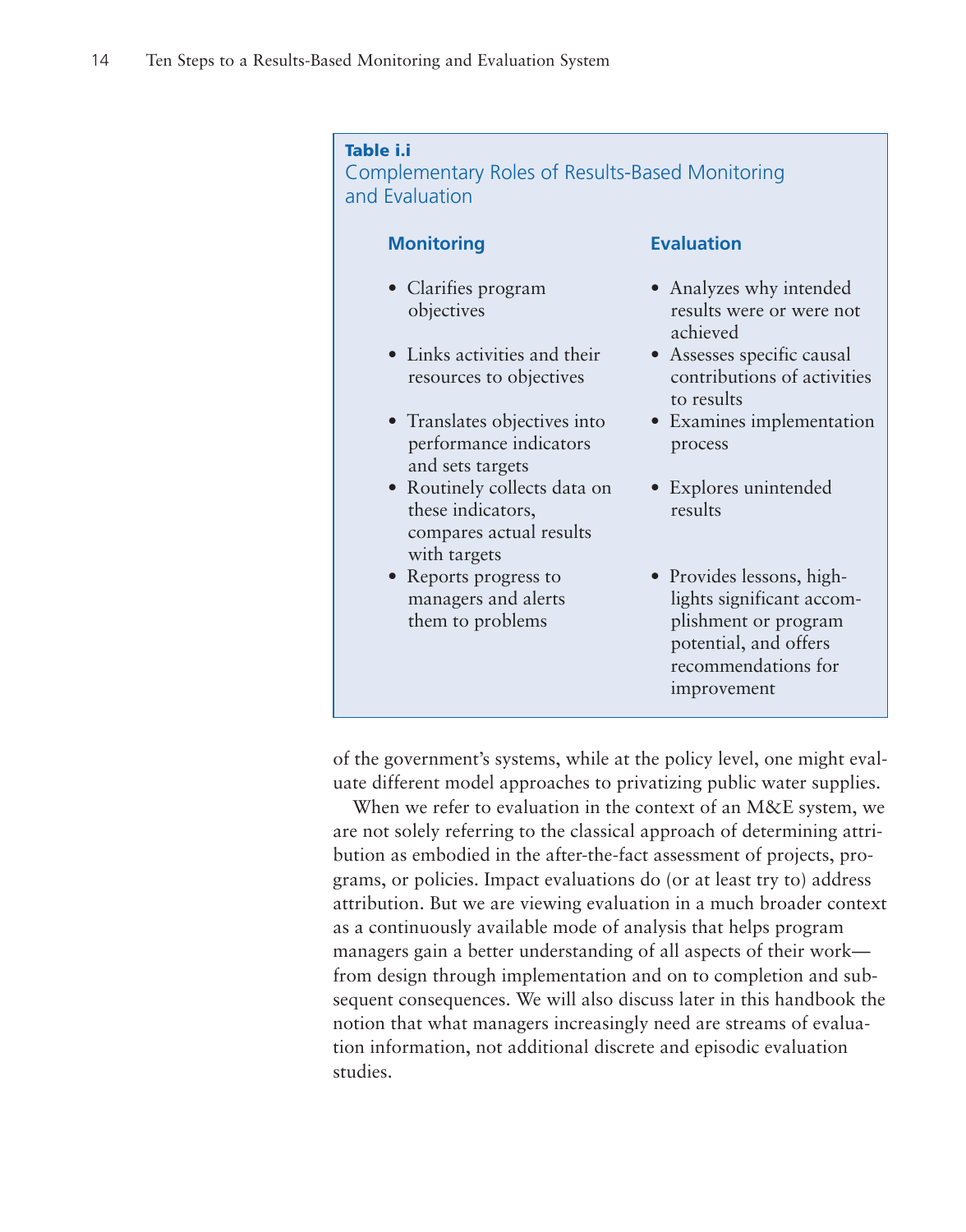**Table i.i**
Complementary Roles of Results-Based Monitoring and Evaluation

| Monitoring | Evaluation |
|---|---|
| • Clarifies program objectives | • Analyzes why intended results were or were not achieved |
| • Links activities and their resources to objectives | • Assesses specific causal contributions of activities to results |
| • Translates objectives into performance indicators and sets targets | • Examines implementation process |
| • Routinely collects data on these indicators, compares actual results with targets | • Explores unintended results |
| • Reports progress to managers and alerts them to problems | • Provides lessons, highlights significant accomplishment or program potential, and offers recommendations for improvement |

of the government's systems, while at the policy level, one might evaluate different model approaches to privatizing public water supplies.

When we refer to evaluation in the context of an M&E system, we are not solely referring to the classical approach of determining attribution as embodied in the after-the-fact assessment of projects, programs, or policies. Impact evaluations do (or at least try to) address attribution. But we are viewing evaluation in a much broader context as a continuously available mode of analysis that helps program managers gain a better understanding of all aspects of their work—from design through implementation and on to completion and subsequent consequences. We will also discuss later in this handbook the notion that what managers increasingly need are streams of evaluation information, not additional discrete and episodic evaluation studies.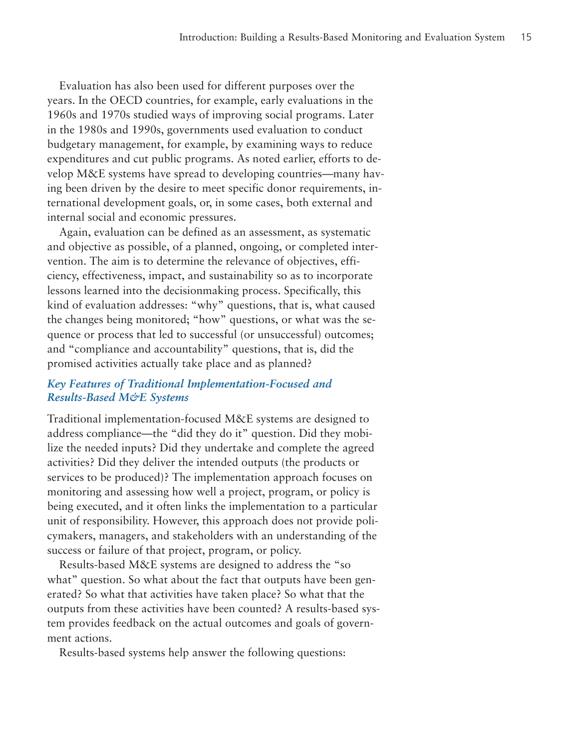Evaluation has also been used for different purposes over the years. In the OECD countries, for example, early evaluations in the 1960s and 1970s studied ways of improving social programs. Later in the 1980s and 1990s, governments used evaluation to conduct budgetary management, for example, by examining ways to reduce expenditures and cut public programs. As noted earlier, efforts to develop M&E systems have spread to developing countries—many having been driven by the desire to meet specific donor requirements, international development goals, or, in some cases, both external and internal social and economic pressures.

Again, evaluation can be defined as an assessment, as systematic and objective as possible, of a planned, ongoing, or completed intervention. The aim is to determine the relevance of objectives, efficiency, effectiveness, impact, and sustainability so as to incorporate lessons learned into the decisionmaking process. Specifically, this kind of evaluation addresses: "why" questions, that is, what caused the changes being monitored; "how" questions, or what was the sequence or process that led to successful (or unsuccessful) outcomes; and "compliance and accountability" questions, that is, did the promised activities actually take place and as planned?

### *Key Features of Traditional Implementation-Focused and Results-Based M&E Systems*

Traditional implementation-focused M&E systems are designed to address compliance—the "did they do it" question. Did they mobilize the needed inputs? Did they undertake and complete the agreed activities? Did they deliver the intended outputs (the products or services to be produced)? The implementation approach focuses on monitoring and assessing how well a project, program, or policy is being executed, and it often links the implementation to a particular unit of responsibility. However, this approach does not provide policymakers, managers, and stakeholders with an understanding of the success or failure of that project, program, or policy.

Results-based M&E systems are designed to address the "so what" question. So what about the fact that outputs have been generated? So what that activities have taken place? So what that the outputs from these activities have been counted? A results-based system provides feedback on the actual outcomes and goals of government actions.

Results-based systems help answer the following questions: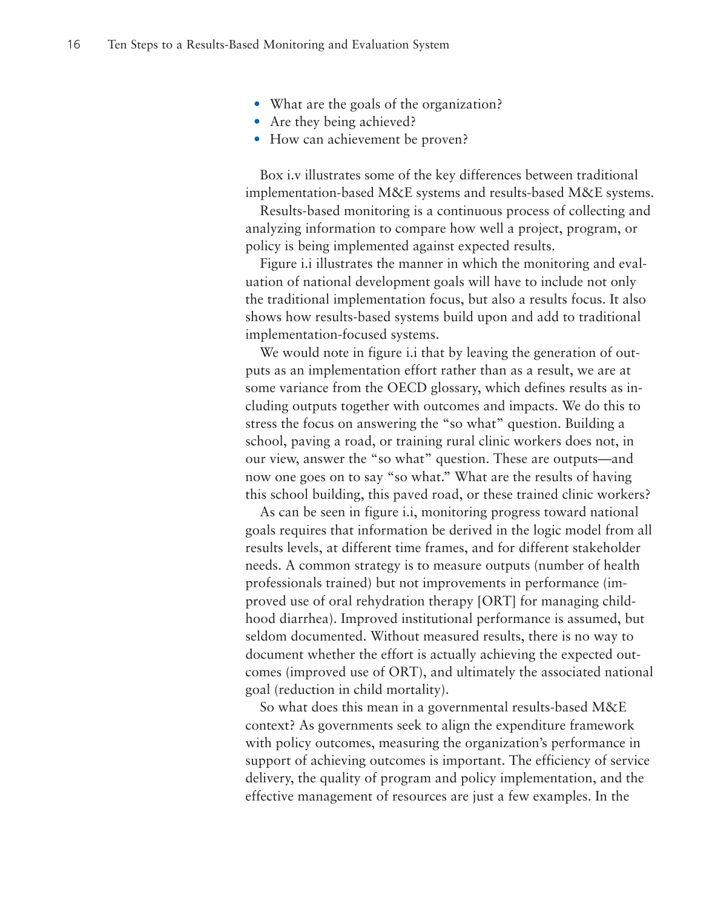- What are the goals of the organization?
- Are they being achieved?
- How can achievement be proven?

Box i.v illustrates some of the key differences between traditional implementation-based M&E systems and results-based M&E systems.

Results-based monitoring is a continuous process of collecting and analyzing information to compare how well a project, program, or policy is being implemented against expected results.

Figure i.i illustrates the manner in which the monitoring and evaluation of national development goals will have to include not only the traditional implementation focus, but also a results focus. It also shows how results-based systems build upon and add to traditional implementation-focused systems.

We would note in figure i.i that by leaving the generation of outputs as an implementation effort rather than as a result, we are at some variance from the OECD glossary, which defines results as including outputs together with outcomes and impacts. We do this to stress the focus on answering the "so what" question. Building a school, paving a road, or training rural clinic workers does not, in our view, answer the "so what" question. These are outputs—and now one goes on to say "so what." What are the results of having this school building, this paved road, or these trained clinic workers?

As can be seen in figure i.i, monitoring progress toward national goals requires that information be derived in the logic model from all results levels, at different time frames, and for different stakeholder needs. A common strategy is to measure outputs (number of health professionals trained) but not improvements in performance (improved use of oral rehydration therapy [ORT] for managing childhood diarrhea). Improved institutional performance is assumed, but seldom documented. Without measured results, there is no way to document whether the effort is actually achieving the expected outcomes (improved use of ORT), and ultimately the associated national goal (reduction in child mortality).

So what does this mean in a governmental results-based M&E context? As governments seek to align the expenditure framework with policy outcomes, measuring the organization's performance in support of achieving outcomes is important. The efficiency of service delivery, the quality of program and policy implementation, and the effective management of resources are just a few examples. In the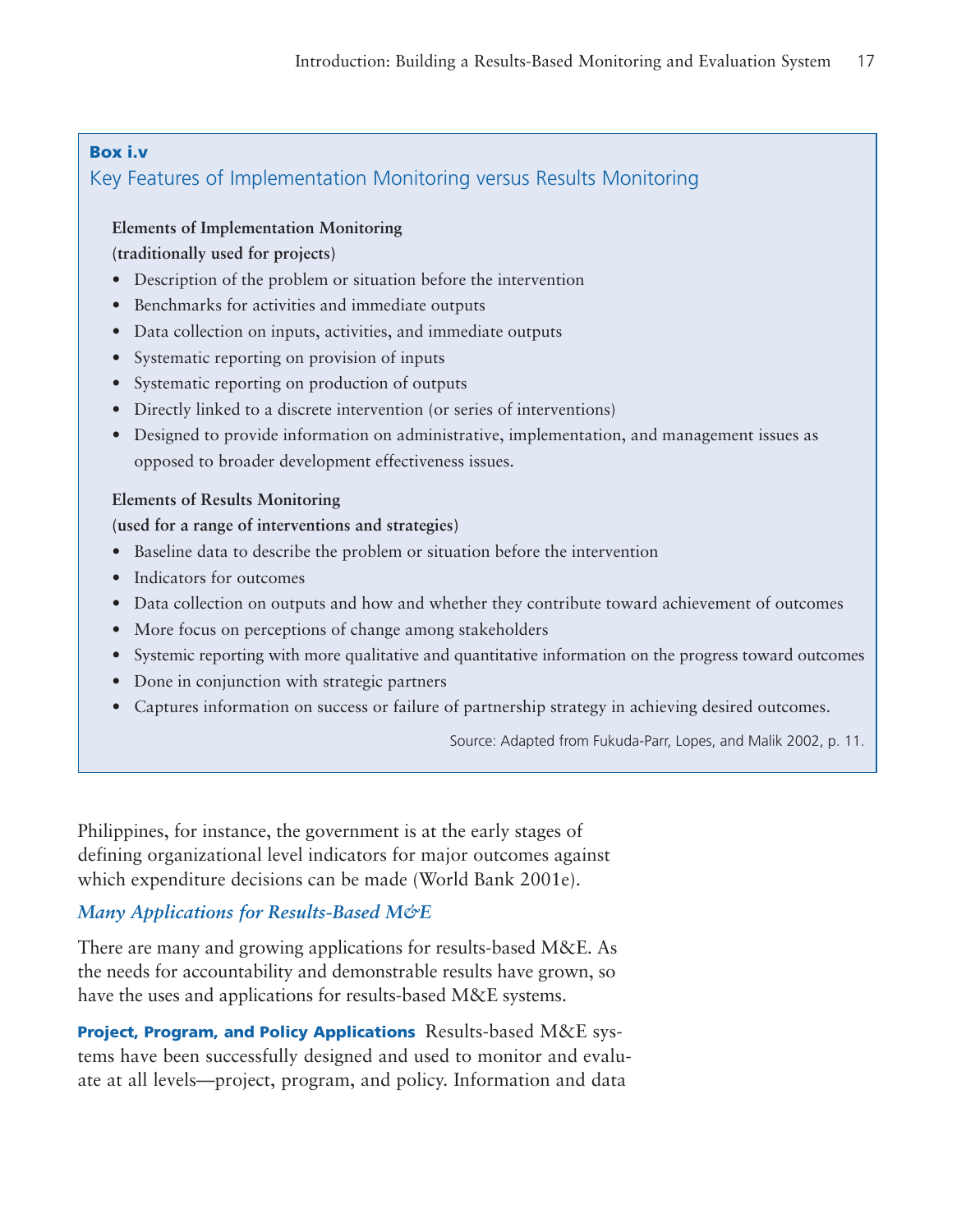**Box i.v**

### Key Features of Implementation Monitoring versus Results Monitoring

**Elements of Implementation Monitoring**
**(traditionally used for projects)**

- Description of the problem or situation before the intervention
- Benchmarks for activities and immediate outputs
- Data collection on inputs, activities, and immediate outputs
- Systematic reporting on provision of inputs
- Systematic reporting on production of outputs
- Directly linked to a discrete intervention (or series of interventions)
- Designed to provide information on administrative, implementation, and management issues as opposed to broader development effectiveness issues.

**Elements of Results Monitoring**
**(used for a range of interventions and strategies)**

- Baseline data to describe the problem or situation before the intervention
- Indicators for outcomes
- Data collection on outputs and how and whether they contribute toward achievement of outcomes
- More focus on perceptions of change among stakeholders
- Systemic reporting with more qualitative and quantitative information on the progress toward outcomes
- Done in conjunction with strategic partners
- Captures information on success or failure of partnership strategy in achieving desired outcomes.

Source: Adapted from Fukuda-Parr, Lopes, and Malik 2002, p. 11.

Philippines, for instance, the government is at the early stages of defining organizational level indicators for major outcomes against which expenditure decisions can be made (World Bank 2001e).

### *Many Applications for Results-Based M&E*

There are many and growing applications for results-based M&E. As the needs for accountability and demonstrable results have grown, so have the uses and applications for results-based M&E systems.

**Project, Program, and Policy Applications** Results-based M&E systems have been successfully designed and used to monitor and evaluate at all levels—project, program, and policy. Information and data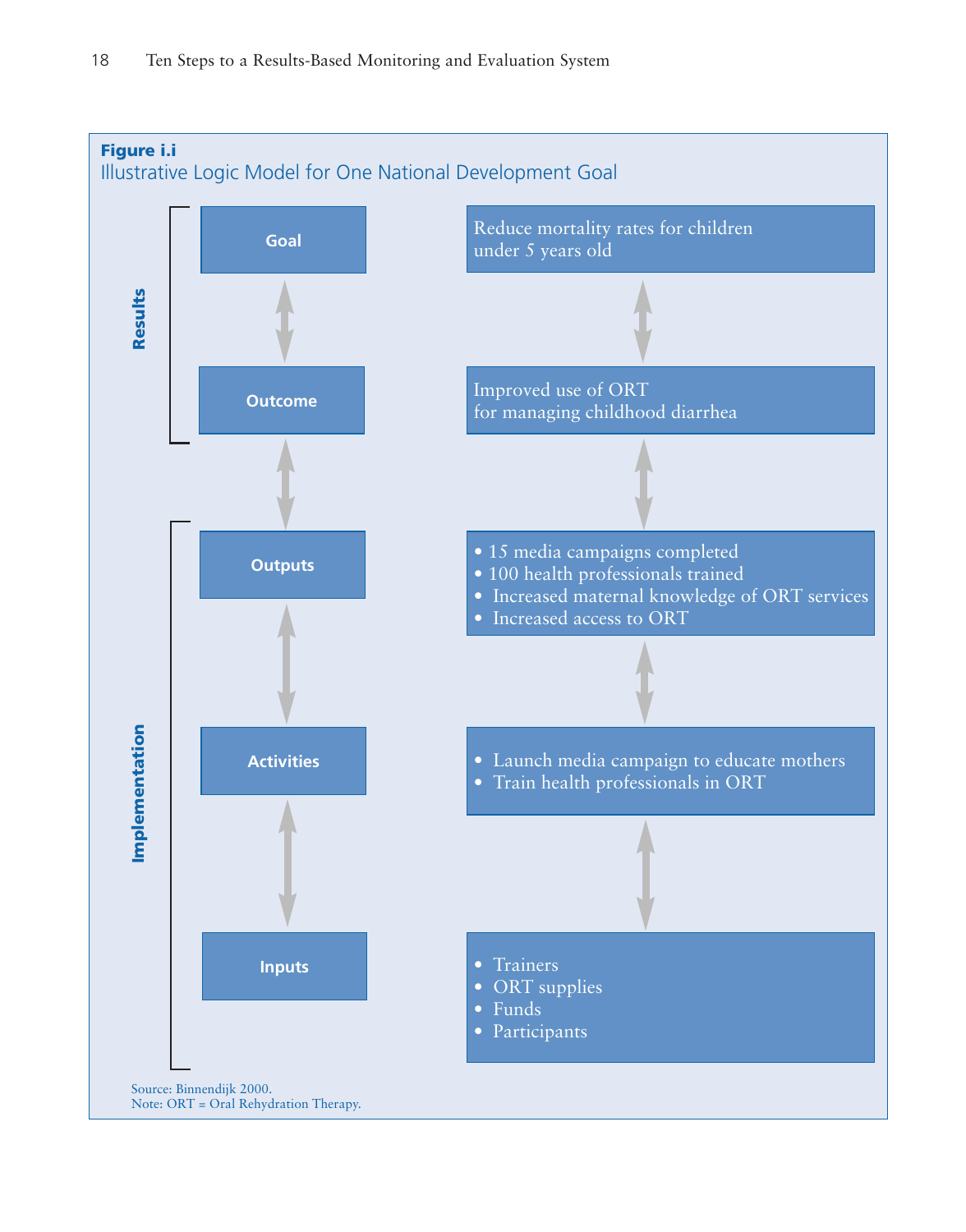**Figure i.i**
Illustrative Logic Model for One National Development Goal

| | Level | Description |
|---|---|---|
| Results | Goal | Reduce mortality rates for children under 5 years old |
| Results | Outcome | Improved use of ORT for managing childhood diarrhea |
| Implementation | Outputs | • 15 media campaigns completed<br>• 100 health professionals trained<br>• Increased maternal knowledge of ORT services<br>• Increased access to ORT |
| Implementation | Activities | • Launch media campaign to educate mothers<br>• Train health professionals in ORT |
| Implementation | Inputs | • Trainers<br>• ORT supplies<br>• Funds<br>• Participants |

Source: Binnendijk 2000.
Note: ORT = Oral Rehydration Therapy.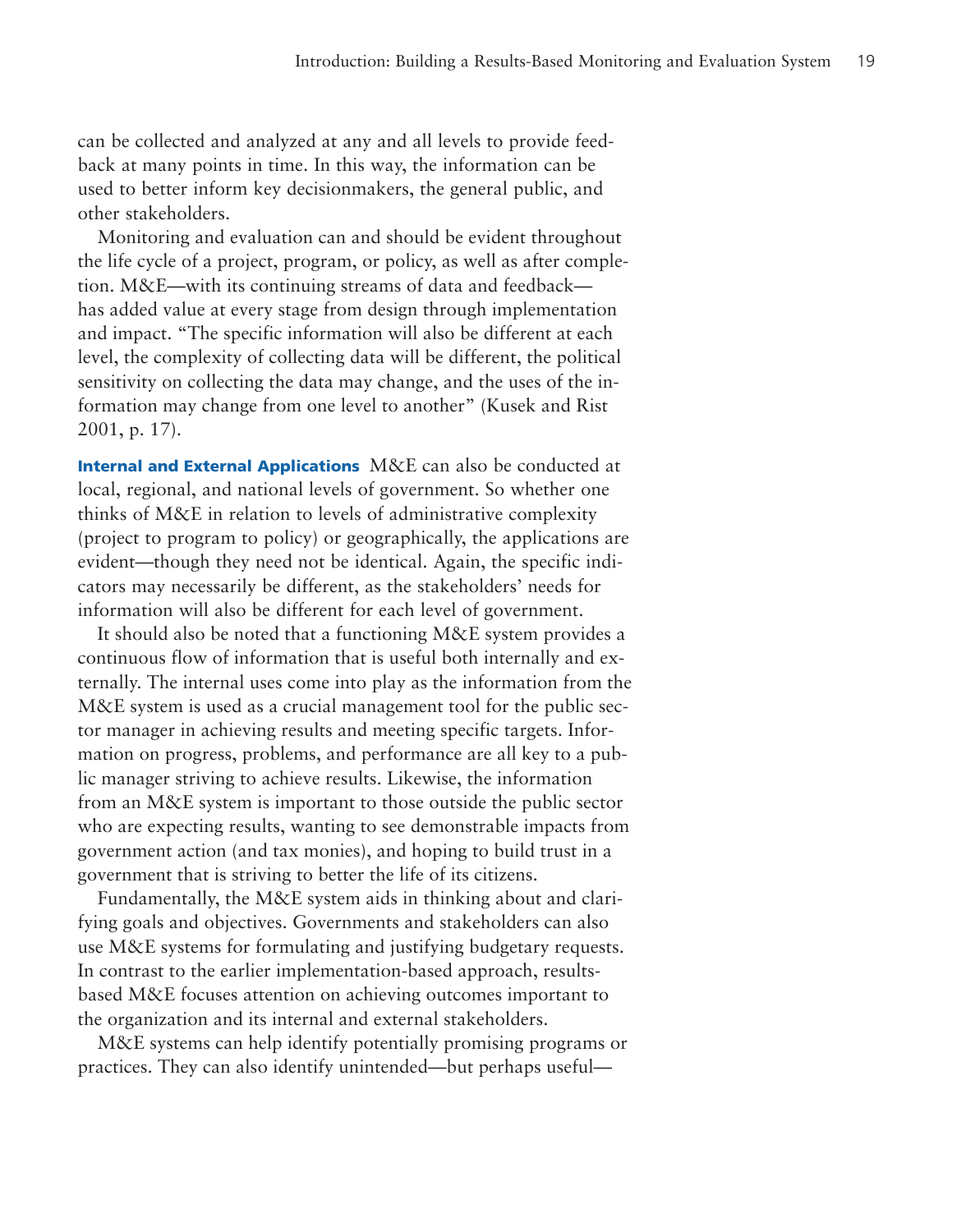can be collected and analyzed at any and all levels to provide feedback at many points in time. In this way, the information can be used to better inform key decisionmakers, the general public, and other stakeholders.

Monitoring and evaluation can and should be evident throughout the life cycle of a project, program, or policy, as well as after completion. M&E—with its continuing streams of data and feedback—has added value at every stage from design through implementation and impact. "The specific information will also be different at each level, the complexity of collecting data will be different, the political sensitivity on collecting the data may change, and the uses of the information may change from one level to another" (Kusek and Rist 2001, p. 17).

**Internal and External Applications** M&E can also be conducted at local, regional, and national levels of government. So whether one thinks of M&E in relation to levels of administrative complexity (project to program to policy) or geographically, the applications are evident—though they need not be identical. Again, the specific indicators may necessarily be different, as the stakeholders' needs for information will also be different for each level of government.

It should also be noted that a functioning M&E system provides a continuous flow of information that is useful both internally and externally. The internal uses come into play as the information from the M&E system is used as a crucial management tool for the public sector manager in achieving results and meeting specific targets. Information on progress, problems, and performance are all key to a public manager striving to achieve results. Likewise, the information from an M&E system is important to those outside the public sector who are expecting results, wanting to see demonstrable impacts from government action (and tax monies), and hoping to build trust in a government that is striving to better the life of its citizens.

Fundamentally, the M&E system aids in thinking about and clarifying goals and objectives. Governments and stakeholders can also use M&E systems for formulating and justifying budgetary requests. In contrast to the earlier implementation-based approach, results-based M&E focuses attention on achieving outcomes important to the organization and its internal and external stakeholders.

M&E systems can help identify potentially promising programs or practices. They can also identify unintended—but perhaps useful—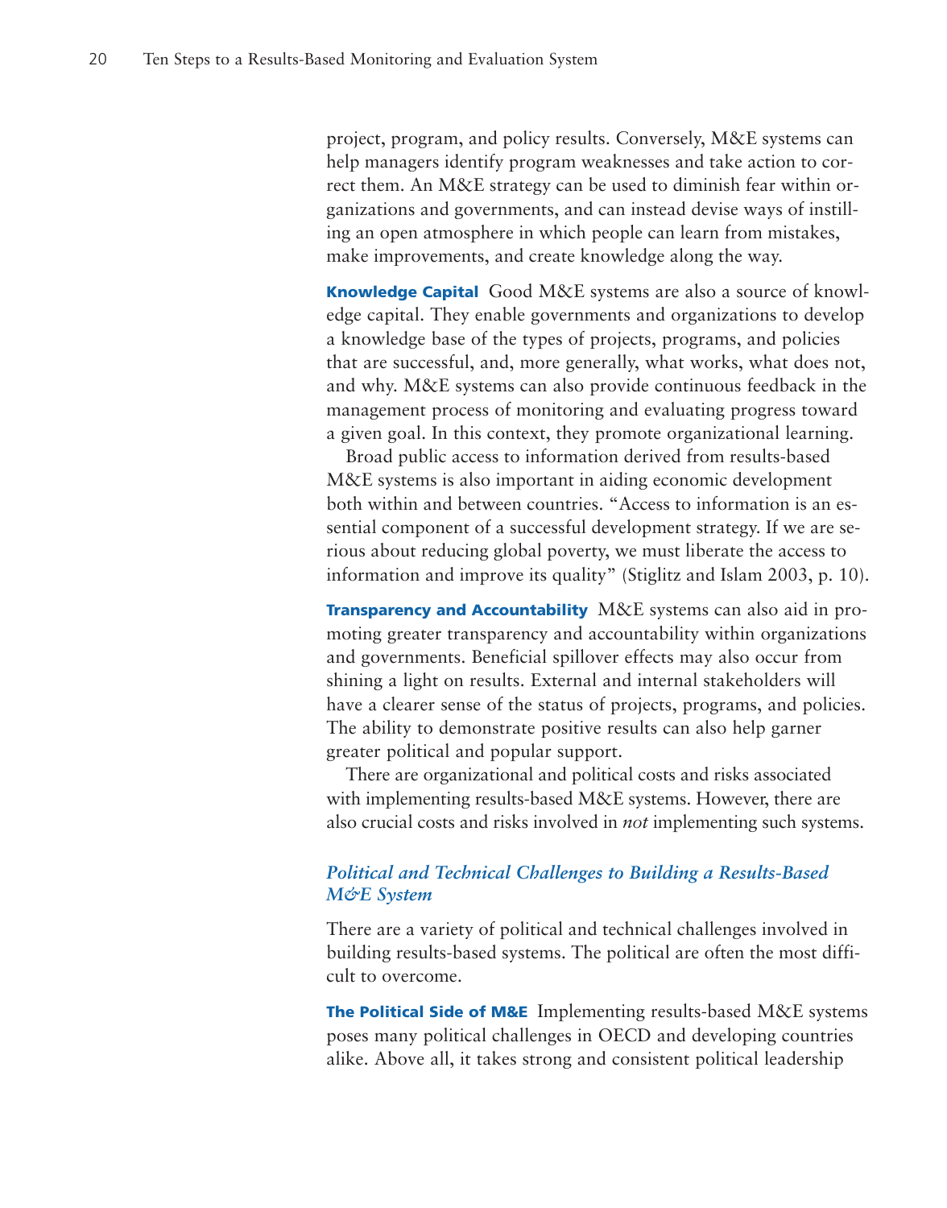project, program, and policy results. Conversely, M&E systems can help managers identify program weaknesses and take action to correct them. An M&E strategy can be used to diminish fear within organizations and governments, and can instead devise ways of instilling an open atmosphere in which people can learn from mistakes, make improvements, and create knowledge along the way.

**Knowledge Capital** Good M&E systems are also a source of knowledge capital. They enable governments and organizations to develop a knowledge base of the types of projects, programs, and policies that are successful, and, more generally, what works, what does not, and why. M&E systems can also provide continuous feedback in the management process of monitoring and evaluating progress toward a given goal. In this context, they promote organizational learning.

Broad public access to information derived from results-based M&E systems is also important in aiding economic development both within and between countries. "Access to information is an essential component of a successful development strategy. If we are serious about reducing global poverty, we must liberate the access to information and improve its quality" (Stiglitz and Islam 2003, p. 10).

**Transparency and Accountability** M&E systems can also aid in promoting greater transparency and accountability within organizations and governments. Beneficial spillover effects may also occur from shining a light on results. External and internal stakeholders will have a clearer sense of the status of projects, programs, and policies. The ability to demonstrate positive results can also help garner greater political and popular support.

There are organizational and political costs and risks associated with implementing results-based M&E systems. However, there are also crucial costs and risks involved in *not* implementing such systems.

### *Political and Technical Challenges to Building a Results-Based M&E System*

There are a variety of political and technical challenges involved in building results-based systems. The political are often the most difficult to overcome.

**The Political Side of M&E** Implementing results-based M&E systems poses many political challenges in OECD and developing countries alike. Above all, it takes strong and consistent political leadership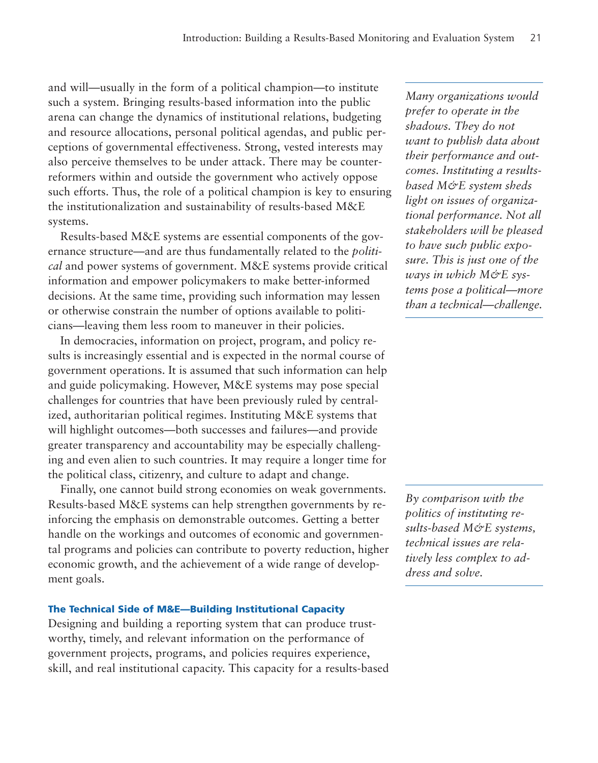and will—usually in the form of a political champion—to institute such a system. Bringing results-based information into the public arena can change the dynamics of institutional relations, budgeting and resource allocations, personal political agendas, and public perceptions of governmental effectiveness. Strong, vested interests may also perceive themselves to be under attack. There may be counter-reformers within and outside the government who actively oppose such efforts. Thus, the role of a political champion is key to ensuring the institutionalization and sustainability of results-based M&E systems.

*Many organizations would prefer to operate in the shadows. They do not want to publish data about their performance and outcomes. Instituting a results-based M&E system sheds light on issues of organizational performance. Not all stakeholders will be pleased to have such public exposure. This is just one of the ways in which M&E systems pose a political—more than a technical—challenge.*

Results-based M&E systems are essential components of the governance structure—and are thus fundamentally related to the *political* and power systems of government. M&E systems provide critical information and empower policymakers to make better-informed decisions. At the same time, providing such information may lessen or otherwise constrain the number of options available to politicians—leaving them less room to maneuver in their policies.

In democracies, information on project, program, and policy results is increasingly essential and is expected in the normal course of government operations. It is assumed that such information can help and guide policymaking. However, M&E systems may pose special challenges for countries that have been previously ruled by centralized, authoritarian political regimes. Instituting M&E systems that will highlight outcomes—both successes and failures—and provide greater transparency and accountability may be especially challenging and even alien to such countries. It may require a longer time for the political class, citizenry, and culture to adapt and change.

Finally, one cannot build strong economies on weak governments. Results-based M&E systems can help strengthen governments by reinforcing the emphasis on demonstrable outcomes. Getting a better handle on the workings and outcomes of economic and governmental programs and policies can contribute to poverty reduction, higher economic growth, and the achievement of a wide range of development goals.

*By comparison with the politics of instituting results-based M&E systems, technical issues are relatively less complex to address and solve.*

#### The Technical Side of M&E—Building Institutional Capacity

Designing and building a reporting system that can produce trustworthy, timely, and relevant information on the performance of government projects, programs, and policies requires experience, skill, and real institutional capacity. This capacity for a results-based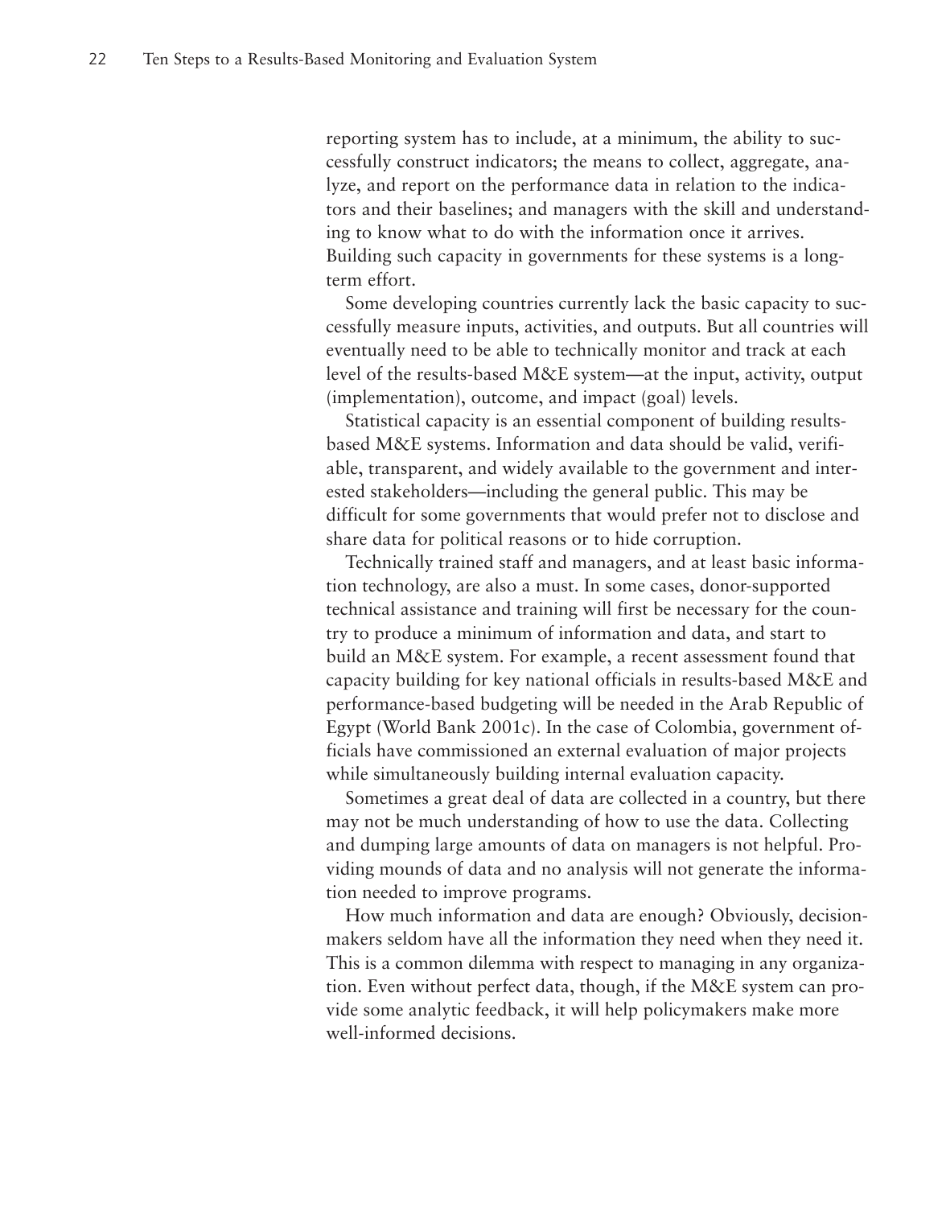reporting system has to include, at a minimum, the ability to successfully construct indicators; the means to collect, aggregate, analyze, and report on the performance data in relation to the indicators and their baselines; and managers with the skill and understanding to know what to do with the information once it arrives. Building such capacity in governments for these systems is a long-term effort.

Some developing countries currently lack the basic capacity to successfully measure inputs, activities, and outputs. But all countries will eventually need to be able to technically monitor and track at each level of the results-based M&E system—at the input, activity, output (implementation), outcome, and impact (goal) levels.

Statistical capacity is an essential component of building results-based M&E systems. Information and data should be valid, verifiable, transparent, and widely available to the government and interested stakeholders—including the general public. This may be difficult for some governments that would prefer not to disclose and share data for political reasons or to hide corruption.

Technically trained staff and managers, and at least basic information technology, are also a must. In some cases, donor-supported technical assistance and training will first be necessary for the country to produce a minimum of information and data, and start to build an M&E system. For example, a recent assessment found that capacity building for key national officials in results-based M&E and performance-based budgeting will be needed in the Arab Republic of Egypt (World Bank 2001c). In the case of Colombia, government officials have commissioned an external evaluation of major projects while simultaneously building internal evaluation capacity.

Sometimes a great deal of data are collected in a country, but there may not be much understanding of how to use the data. Collecting and dumping large amounts of data on managers is not helpful. Providing mounds of data and no analysis will not generate the information needed to improve programs.

How much information and data are enough? Obviously, decision-makers seldom have all the information they need when they need it. This is a common dilemma with respect to managing in any organization. Even without perfect data, though, if the M&E system can provide some analytic feedback, it will help policymakers make more well-informed decisions.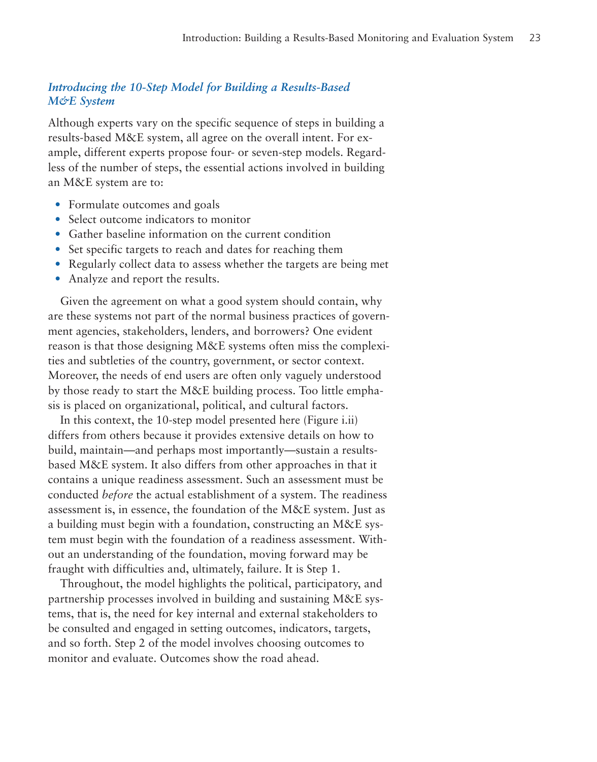### *Introducing the 10-Step Model for Building a Results-Based M&E System*

Although experts vary on the specific sequence of steps in building a results-based M&E system, all agree on the overall intent. For example, different experts propose four- or seven-step models. Regardless of the number of steps, the essential actions involved in building an M&E system are to:

- Formulate outcomes and goals
- Select outcome indicators to monitor
- Gather baseline information on the current condition
- Set specific targets to reach and dates for reaching them
- Regularly collect data to assess whether the targets are being met
- Analyze and report the results.

Given the agreement on what a good system should contain, why are these systems not part of the normal business practices of government agencies, stakeholders, lenders, and borrowers? One evident reason is that those designing M&E systems often miss the complexities and subtleties of the country, government, or sector context. Moreover, the needs of end users are often only vaguely understood by those ready to start the M&E building process. Too little emphasis is placed on organizational, political, and cultural factors.

In this context, the 10-step model presented here (Figure i.ii) differs from others because it provides extensive details on how to build, maintain—and perhaps most importantly—sustain a results-based M&E system. It also differs from other approaches in that it contains a unique readiness assessment. Such an assessment must be conducted *before* the actual establishment of a system. The readiness assessment is, in essence, the foundation of the M&E system. Just as a building must begin with a foundation, constructing an M&E system must begin with the foundation of a readiness assessment. Without an understanding of the foundation, moving forward may be fraught with difficulties and, ultimately, failure. It is Step 1.

Throughout, the model highlights the political, participatory, and partnership processes involved in building and sustaining M&E systems, that is, the need for key internal and external stakeholders to be consulted and engaged in setting outcomes, indicators, targets, and so forth. Step 2 of the model involves choosing outcomes to monitor and evaluate. Outcomes show the road ahead.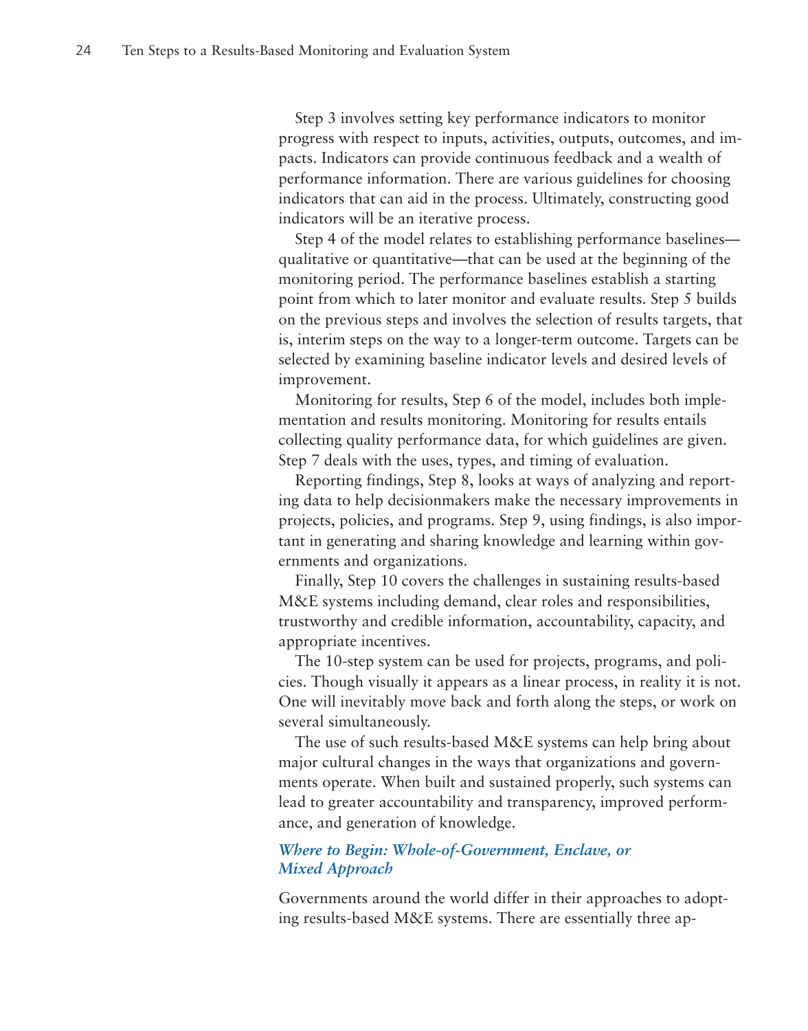Step 3 involves setting key performance indicators to monitor progress with respect to inputs, activities, outputs, outcomes, and impacts. Indicators can provide continuous feedback and a wealth of performance information. There are various guidelines for choosing indicators that can aid in the process. Ultimately, constructing good indicators will be an iterative process.

Step 4 of the model relates to establishing performance baselines—qualitative or quantitative—that can be used at the beginning of the monitoring period. The performance baselines establish a starting point from which to later monitor and evaluate results. Step 5 builds on the previous steps and involves the selection of results targets, that is, interim steps on the way to a longer-term outcome. Targets can be selected by examining baseline indicator levels and desired levels of improvement.

Monitoring for results, Step 6 of the model, includes both implementation and results monitoring. Monitoring for results entails collecting quality performance data, for which guidelines are given. Step 7 deals with the uses, types, and timing of evaluation.

Reporting findings, Step 8, looks at ways of analyzing and reporting data to help decisionmakers make the necessary improvements in projects, policies, and programs. Step 9, using findings, is also important in generating and sharing knowledge and learning within governments and organizations.

Finally, Step 10 covers the challenges in sustaining results-based M&E systems including demand, clear roles and responsibilities, trustworthy and credible information, accountability, capacity, and appropriate incentives.

The 10-step system can be used for projects, programs, and policies. Though visually it appears as a linear process, in reality it is not. One will inevitably move back and forth along the steps, or work on several simultaneously.

The use of such results-based M&E systems can help bring about major cultural changes in the ways that organizations and governments operate. When built and sustained properly, such systems can lead to greater accountability and transparency, improved performance, and generation of knowledge.

### *Where to Begin: Whole-of-Government, Enclave, or Mixed Approach*

Governments around the world differ in their approaches to adopting results-based M&E systems. There are essentially three ap-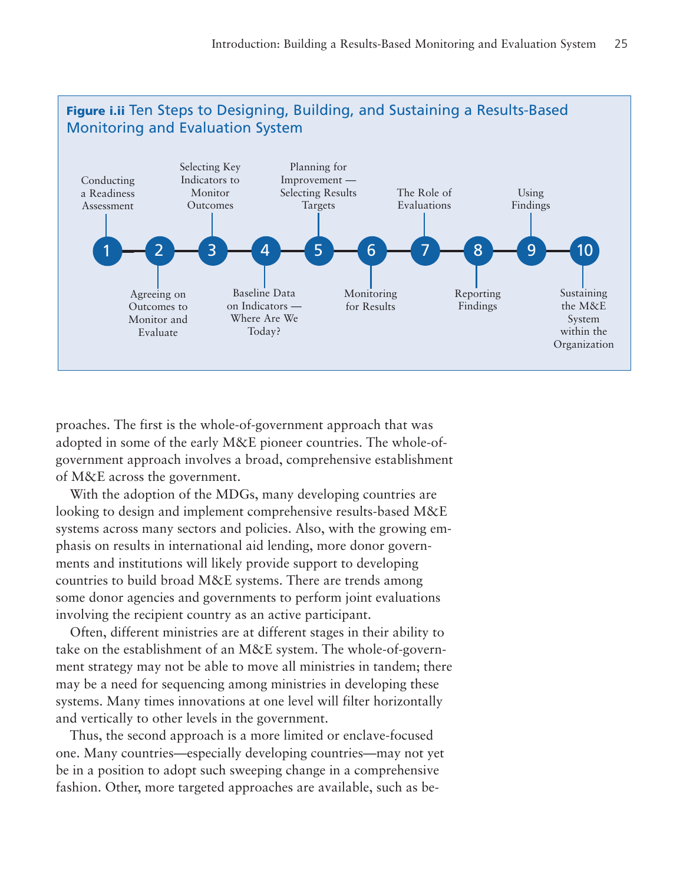**Figure i.ii** Ten Steps to Designing, Building, and Sustaining a Results-Based Monitoring and Evaluation System

1. Conducting a Readiness Assessment
2. Agreeing on Outcomes to Monitor and Evaluate
3. Selecting Key Indicators to Monitor Outcomes
4. Baseline Data on Indicators — Where Are We Today?
5. Planning for Improvement — Selecting Results Targets
6. Monitoring for Results
7. The Role of Evaluations
8. Reporting Findings
9. Using Findings
10. Sustaining the M&E System within the Organization

proaches. The first is the whole-of-government approach that was adopted in some of the early M&E pioneer countries. The whole-of-government approach involves a broad, comprehensive establishment of M&E across the government.

With the adoption of the MDGs, many developing countries are looking to design and implement comprehensive results-based M&E systems across many sectors and policies. Also, with the growing emphasis on results in international aid lending, more donor governments and institutions will likely provide support to developing countries to build broad M&E systems. There are trends among some donor agencies and governments to perform joint evaluations involving the recipient country as an active participant.

Often, different ministries are at different stages in their ability to take on the establishment of an M&E system. The whole-of-government strategy may not be able to move all ministries in tandem; there may be a need for sequencing among ministries in developing these systems. Many times innovations at one level will filter horizontally and vertically to other levels in the government.

Thus, the second approach is a more limited or enclave-focused one. Many countries—especially developing countries—may not yet be in a position to adopt such sweeping change in a comprehensive fashion. Other, more targeted approaches are available, such as be-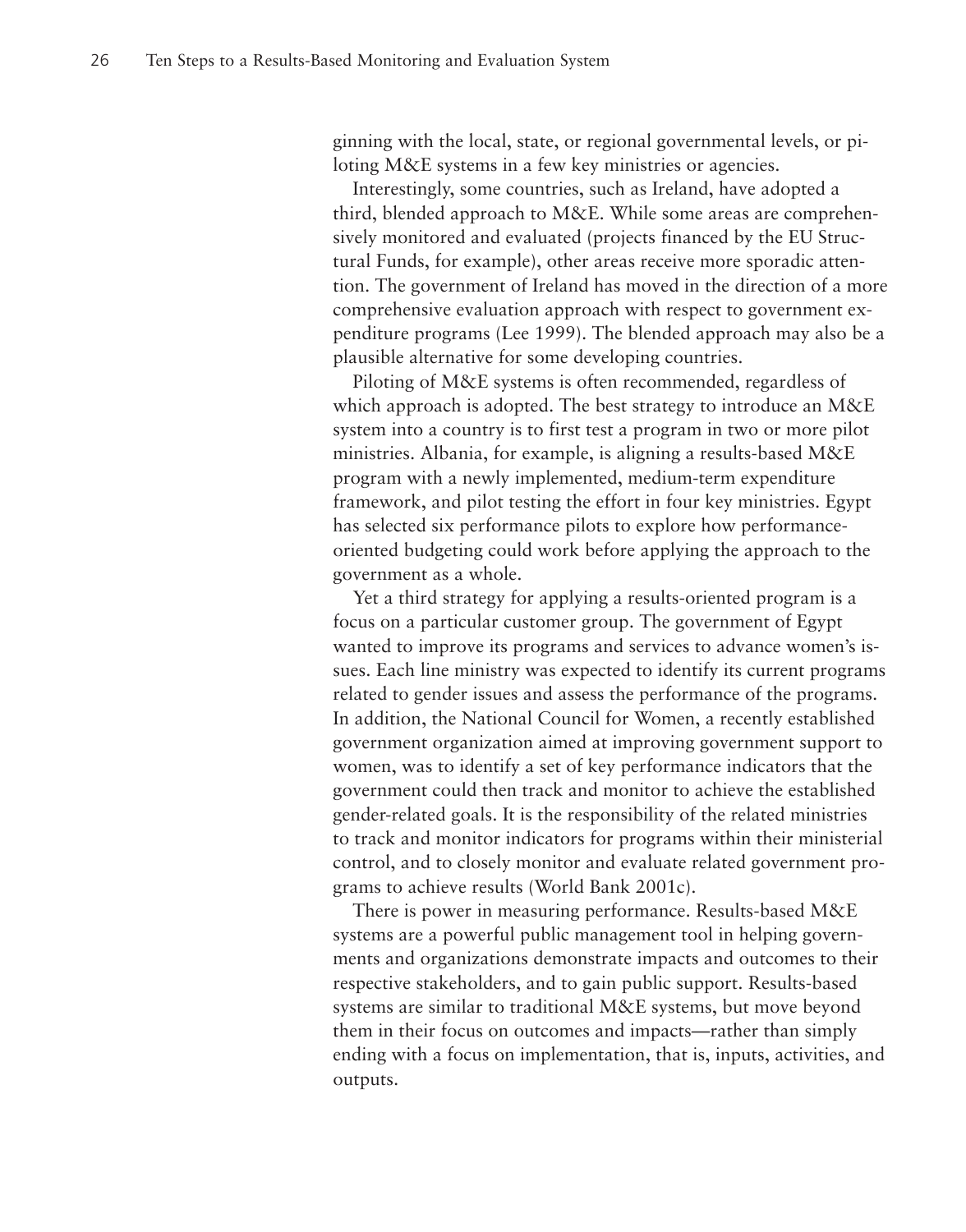ginning with the local, state, or regional governmental levels, or piloting M&E systems in a few key ministries or agencies.

Interestingly, some countries, such as Ireland, have adopted a third, blended approach to M&E. While some areas are comprehensively monitored and evaluated (projects financed by the EU Structural Funds, for example), other areas receive more sporadic attention. The government of Ireland has moved in the direction of a more comprehensive evaluation approach with respect to government expenditure programs (Lee 1999). The blended approach may also be a plausible alternative for some developing countries.

Piloting of M&E systems is often recommended, regardless of which approach is adopted. The best strategy to introduce an M&E system into a country is to first test a program in two or more pilot ministries. Albania, for example, is aligning a results-based M&E program with a newly implemented, medium-term expenditure framework, and pilot testing the effort in four key ministries. Egypt has selected six performance pilots to explore how performance-oriented budgeting could work before applying the approach to the government as a whole.

Yet a third strategy for applying a results-oriented program is a focus on a particular customer group. The government of Egypt wanted to improve its programs and services to advance women's issues. Each line ministry was expected to identify its current programs related to gender issues and assess the performance of the programs. In addition, the National Council for Women, a recently established government organization aimed at improving government support to women, was to identify a set of key performance indicators that the government could then track and monitor to achieve the established gender-related goals. It is the responsibility of the related ministries to track and monitor indicators for programs within their ministerial control, and to closely monitor and evaluate related government programs to achieve results (World Bank 2001c).

There is power in measuring performance. Results-based M&E systems are a powerful public management tool in helping governments and organizations demonstrate impacts and outcomes to their respective stakeholders, and to gain public support. Results-based systems are similar to traditional M&E systems, but move beyond them in their focus on outcomes and impacts—rather than simply ending with a focus on implementation, that is, inputs, activities, and outputs.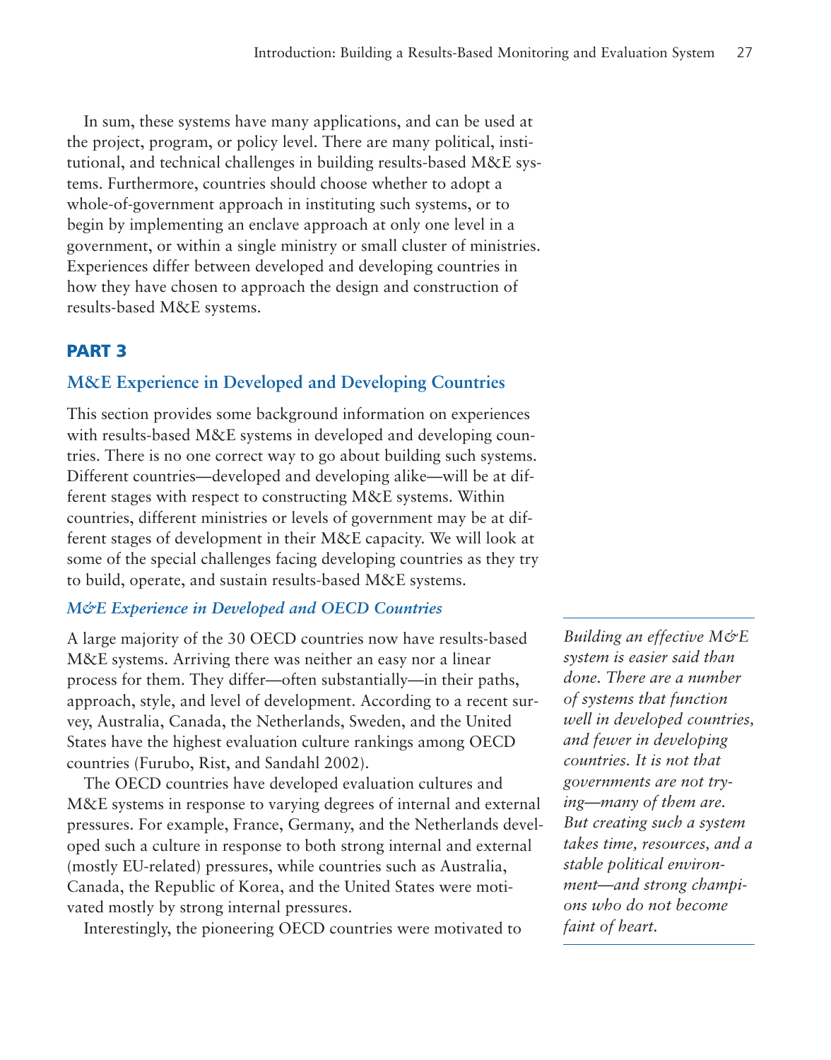In sum, these systems have many applications, and can be used at the project, program, or policy level. There are many political, institutional, and technical challenges in building results-based M&E systems. Furthermore, countries should choose whether to adopt a whole-of-government approach in instituting such systems, or to begin by implementing an enclave approach at only one level in a government, or within a single ministry or small cluster of ministries. Experiences differ between developed and developing countries in how they have chosen to approach the design and construction of results-based M&E systems.

## PART 3

### M&E Experience in Developed and Developing Countries

This section provides some background information on experiences with results-based M&E systems in developed and developing countries. There is no one correct way to go about building such systems. Different countries—developed and developing alike—will be at different stages with respect to constructing M&E systems. Within countries, different ministries or levels of government may be at different stages of development in their M&E capacity. We will look at some of the special challenges facing developing countries as they try to build, operate, and sustain results-based M&E systems.

#### *M&E Experience in Developed and OECD Countries*

A large majority of the 30 OECD countries now have results-based M&E systems. Arriving there was neither an easy nor a linear process for them. They differ—often substantially—in their paths, approach, style, and level of development. According to a recent survey, Australia, Canada, the Netherlands, Sweden, and the United States have the highest evaluation culture rankings among OECD countries (Furubo, Rist, and Sandahl 2002).

The OECD countries have developed evaluation cultures and M&E systems in response to varying degrees of internal and external pressures. For example, France, Germany, and the Netherlands developed such a culture in response to both strong internal and external (mostly EU-related) pressures, while countries such as Australia, Canada, the Republic of Korea, and the United States were motivated mostly by strong internal pressures.

Interestingly, the pioneering OECD countries were motivated to

*Building an effective M&E system is easier said than done. There are a number of systems that function well in developed countries, and fewer in developing countries. It is not that governments are not trying—many of them are. But creating such a system takes time, resources, and a stable political environment—and strong champions who do not become faint of heart.*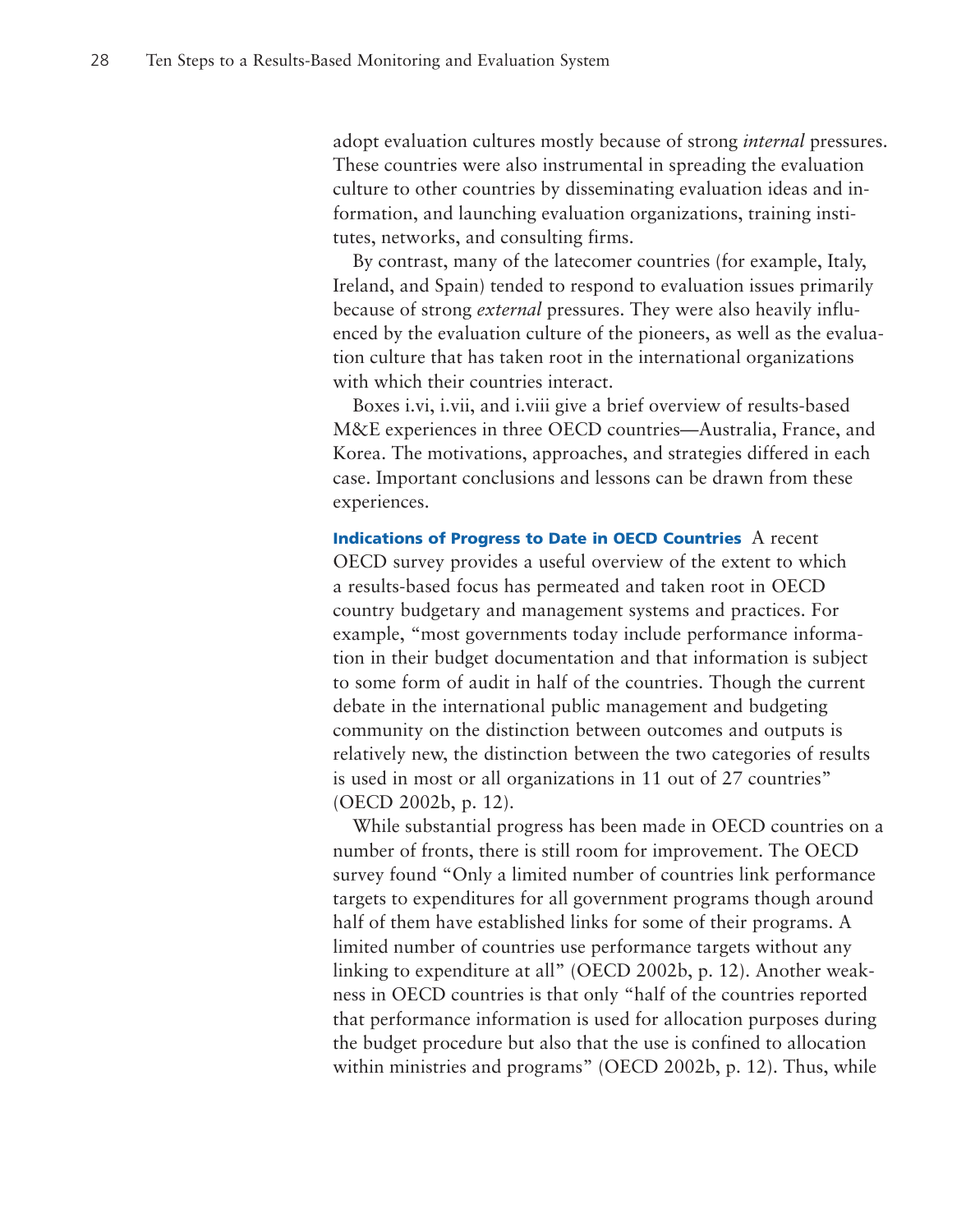adopt evaluation cultures mostly because of strong *internal* pressures. These countries were also instrumental in spreading the evaluation culture to other countries by disseminating evaluation ideas and information, and launching evaluation organizations, training institutes, networks, and consulting firms.

By contrast, many of the latecomer countries (for example, Italy, Ireland, and Spain) tended to respond to evaluation issues primarily because of strong *external* pressures. They were also heavily influenced by the evaluation culture of the pioneers, as well as the evaluation culture that has taken root in the international organizations with which their countries interact.

Boxes i.vi, i.vii, and i.viii give a brief overview of results-based M&E experiences in three OECD countries—Australia, France, and Korea. The motivations, approaches, and strategies differed in each case. Important conclusions and lessons can be drawn from these experiences.

**Indications of Progress to Date in OECD Countries** A recent OECD survey provides a useful overview of the extent to which a results-based focus has permeated and taken root in OECD country budgetary and management systems and practices. For example, "most governments today include performance information in their budget documentation and that information is subject to some form of audit in half of the countries. Though the current debate in the international public management and budgeting community on the distinction between outcomes and outputs is relatively new, the distinction between the two categories of results is used in most or all organizations in 11 out of 27 countries" (OECD 2002b, p. 12).

While substantial progress has been made in OECD countries on a number of fronts, there is still room for improvement. The OECD survey found "Only a limited number of countries link performance targets to expenditures for all government programs though around half of them have established links for some of their programs. A limited number of countries use performance targets without any linking to expenditure at all" (OECD 2002b, p. 12). Another weakness in OECD countries is that only "half of the countries reported that performance information is used for allocation purposes during the budget procedure but also that the use is confined to allocation within ministries and programs" (OECD 2002b, p. 12). Thus, while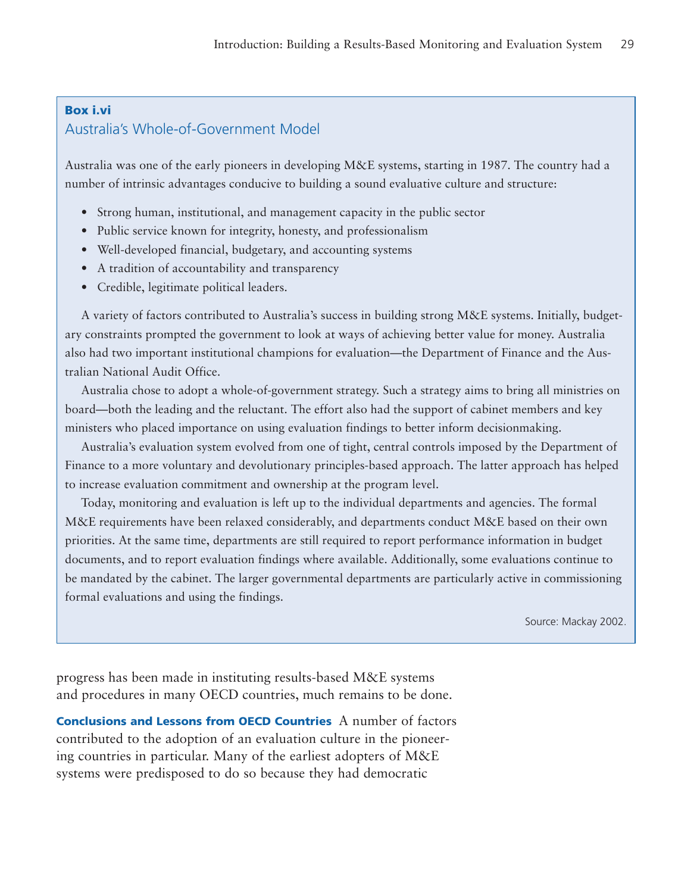**Box i.vi**

### Australia's Whole-of-Government Model

Australia was one of the early pioneers in developing M&E systems, starting in 1987. The country had a number of intrinsic advantages conducive to building a sound evaluative culture and structure:

- Strong human, institutional, and management capacity in the public sector
- Public service known for integrity, honesty, and professionalism
- Well-developed financial, budgetary, and accounting systems
- A tradition of accountability and transparency
- Credible, legitimate political leaders.

A variety of factors contributed to Australia's success in building strong M&E systems. Initially, budgetary constraints prompted the government to look at ways of achieving better value for money. Australia also had two important institutional champions for evaluation—the Department of Finance and the Australian National Audit Office.

Australia chose to adopt a whole-of-government strategy. Such a strategy aims to bring all ministries on board—both the leading and the reluctant. The effort also had the support of cabinet members and key ministers who placed importance on using evaluation findings to better inform decisionmaking.

Australia's evaluation system evolved from one of tight, central controls imposed by the Department of Finance to a more voluntary and devolutionary principles-based approach. The latter approach has helped to increase evaluation commitment and ownership at the program level.

Today, monitoring and evaluation is left up to the individual departments and agencies. The formal M&E requirements have been relaxed considerably, and departments conduct M&E based on their own priorities. At the same time, departments are still required to report performance information in budget documents, and to report evaluation findings where available. Additionally, some evaluations continue to be mandated by the cabinet. The larger governmental departments are particularly active in commissioning formal evaluations and using the findings.

Source: Mackay 2002.

progress has been made in instituting results-based M&E systems and procedures in many OECD countries, much remains to be done.

**Conclusions and Lessons from OECD Countries** A number of factors contributed to the adoption of an evaluation culture in the pioneering countries in particular. Many of the earliest adopters of M&E systems were predisposed to do so because they had democratic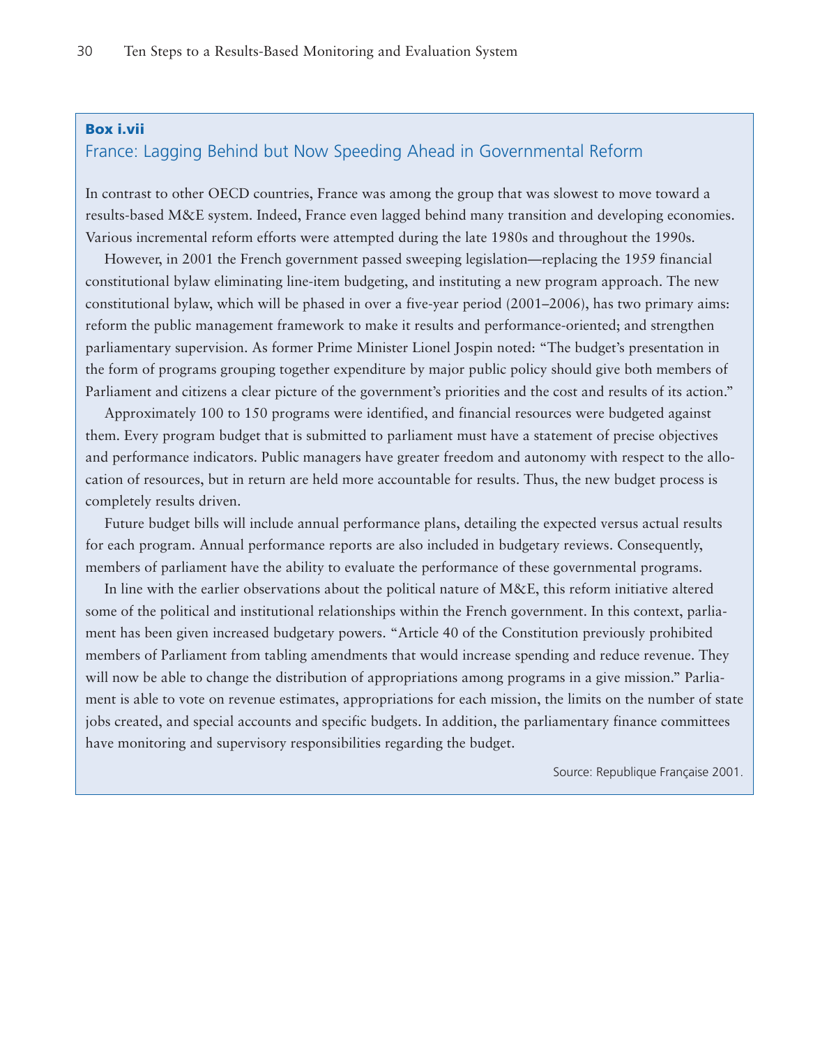**Box i.vii**

### France: Lagging Behind but Now Speeding Ahead in Governmental Reform

In contrast to other OECD countries, France was among the group that was slowest to move toward a results-based M&E system. Indeed, France even lagged behind many transition and developing economies. Various incremental reform efforts were attempted during the late 1980s and throughout the 1990s.

However, in 2001 the French government passed sweeping legislation—replacing the 1959 financial constitutional bylaw eliminating line-item budgeting, and instituting a new program approach. The new constitutional bylaw, which will be phased in over a five-year period (2001–2006), has two primary aims: reform the public management framework to make it results and performance-oriented; and strengthen parliamentary supervision. As former Prime Minister Lionel Jospin noted: "The budget's presentation in the form of programs grouping together expenditure by major public policy should give both members of Parliament and citizens a clear picture of the government's priorities and the cost and results of its action."

Approximately 100 to 150 programs were identified, and financial resources were budgeted against them. Every program budget that is submitted to parliament must have a statement of precise objectives and performance indicators. Public managers have greater freedom and autonomy with respect to the allocation of resources, but in return are held more accountable for results. Thus, the new budget process is completely results driven.

Future budget bills will include annual performance plans, detailing the expected versus actual results for each program. Annual performance reports are also included in budgetary reviews. Consequently, members of parliament have the ability to evaluate the performance of these governmental programs.

In line with the earlier observations about the political nature of M&E, this reform initiative altered some of the political and institutional relationships within the French government. In this context, parliament has been given increased budgetary powers. "Article 40 of the Constitution previously prohibited members of Parliament from tabling amendments that would increase spending and reduce revenue. They will now be able to change the distribution of appropriations among programs in a give mission." Parliament is able to vote on revenue estimates, appropriations for each mission, the limits on the number of state jobs created, and special accounts and specific budgets. In addition, the parliamentary finance committees have monitoring and supervisory responsibilities regarding the budget.

Source: Republique Française 2001.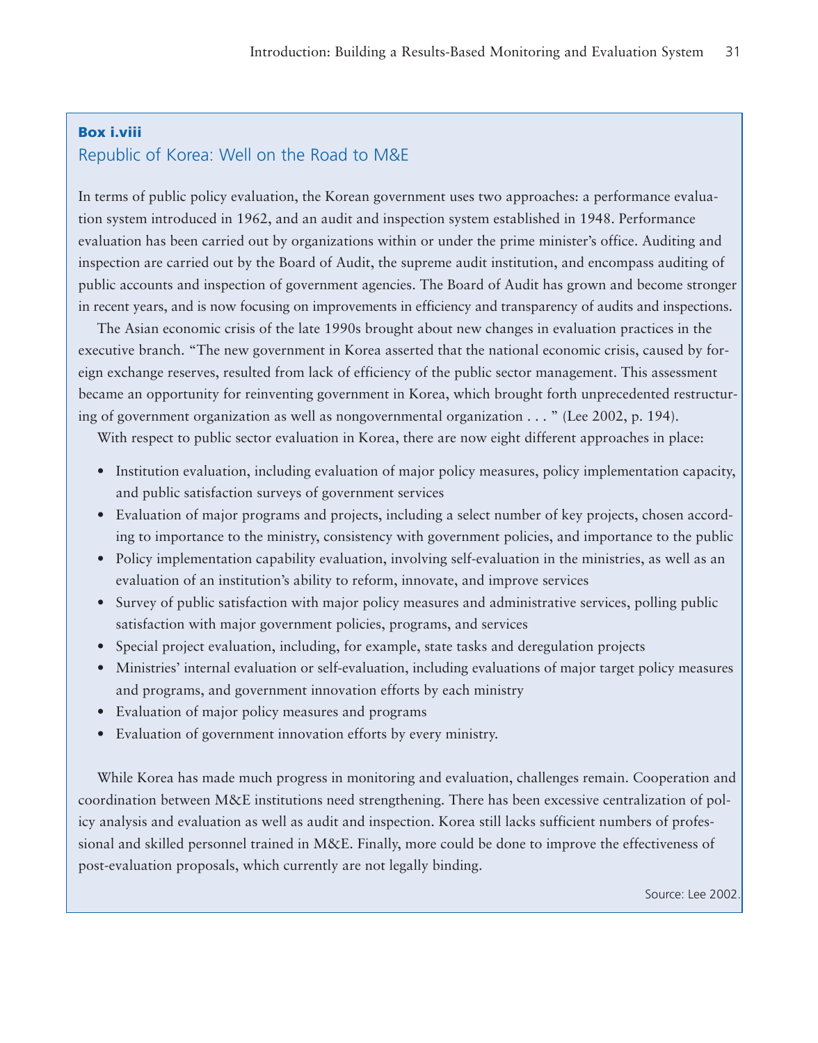**Box i.viii**

### Republic of Korea: Well on the Road to M&E

In terms of public policy evaluation, the Korean government uses two approaches: a performance evaluation system introduced in 1962, and an audit and inspection system established in 1948. Performance evaluation has been carried out by organizations within or under the prime minister's office. Auditing and inspection are carried out by the Board of Audit, the supreme audit institution, and encompass auditing of public accounts and inspection of government agencies. The Board of Audit has grown and become stronger in recent years, and is now focusing on improvements in efficiency and transparency of audits and inspections.

The Asian economic crisis of the late 1990s brought about new changes in evaluation practices in the executive branch. "The new government in Korea asserted that the national economic crisis, caused by foreign exchange reserves, resulted from lack of efficiency of the public sector management. This assessment became an opportunity for reinventing government in Korea, which brought forth unprecedented restructuring of government organization as well as nongovernmental organization . . . " (Lee 2002, p. 194).

With respect to public sector evaluation in Korea, there are now eight different approaches in place:

- Institution evaluation, including evaluation of major policy measures, policy implementation capacity, and public satisfaction surveys of government services
- Evaluation of major programs and projects, including a select number of key projects, chosen according to importance to the ministry, consistency with government policies, and importance to the public
- Policy implementation capability evaluation, involving self-evaluation in the ministries, as well as an evaluation of an institution's ability to reform, innovate, and improve services
- Survey of public satisfaction with major policy measures and administrative services, polling public satisfaction with major government policies, programs, and services
- Special project evaluation, including, for example, state tasks and deregulation projects
- Ministries' internal evaluation or self-evaluation, including evaluations of major target policy measures and programs, and government innovation efforts by each ministry
- Evaluation of major policy measures and programs
- Evaluation of government innovation efforts by every ministry.

While Korea has made much progress in monitoring and evaluation, challenges remain. Cooperation and coordination between M&E institutions need strengthening. There has been excessive centralization of policy analysis and evaluation as well as audit and inspection. Korea still lacks sufficient numbers of professional and skilled personnel trained in M&E. Finally, more could be done to improve the effectiveness of post-evaluation proposals, which currently are not legally binding.

Source: Lee 2002.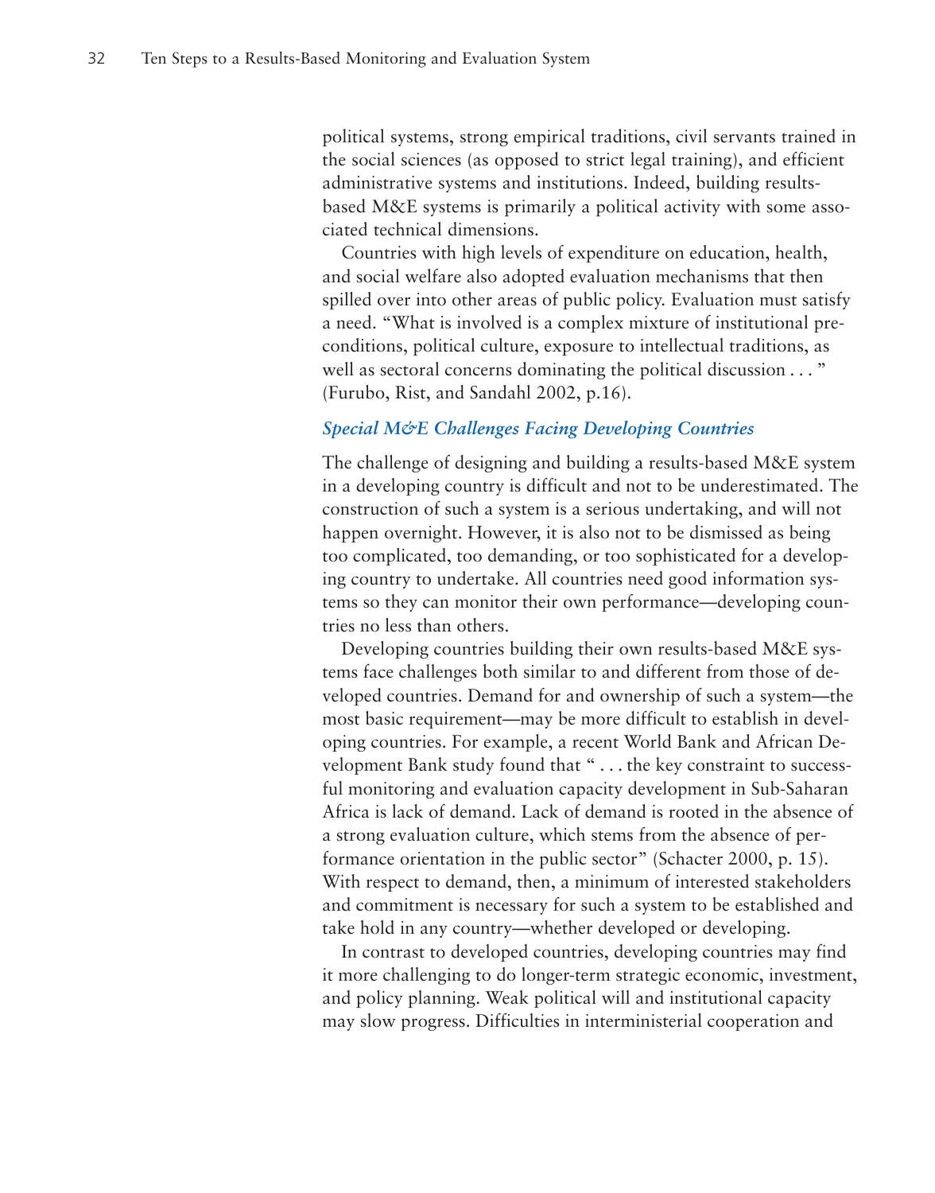political systems, strong empirical traditions, civil servants trained in the social sciences (as opposed to strict legal training), and efficient administrative systems and institutions. Indeed, building results-based M&E systems is primarily a political activity with some associated technical dimensions.

Countries with high levels of expenditure on education, health, and social welfare also adopted evaluation mechanisms that then spilled over into other areas of public policy. Evaluation must satisfy a need. "What is involved is a complex mixture of institutional preconditions, political culture, exposure to intellectual traditions, as well as sectoral concerns dominating the political discussion . . . " (Furubo, Rist, and Sandahl 2002, p.16).

### *Special M&E Challenges Facing Developing Countries*

The challenge of designing and building a results-based M&E system in a developing country is difficult and not to be underestimated. The construction of such a system is a serious undertaking, and will not happen overnight. However, it is also not to be dismissed as being too complicated, too demanding, or too sophisticated for a developing country to undertake. All countries need good information systems so they can monitor their own performance—developing countries no less than others.

Developing countries building their own results-based M&E systems face challenges both similar to and different from those of developed countries. Demand for and ownership of such a system—the most basic requirement—may be more difficult to establish in developing countries. For example, a recent World Bank and African Development Bank study found that " . . . the key constraint to successful monitoring and evaluation capacity development in Sub-Saharan Africa is lack of demand. Lack of demand is rooted in the absence of a strong evaluation culture, which stems from the absence of performance orientation in the public sector" (Schacter 2000, p. 15). With respect to demand, then, a minimum of interested stakeholders and commitment is necessary for such a system to be established and take hold in any country—whether developed or developing.

In contrast to developed countries, developing countries may find it more challenging to do longer-term strategic economic, investment, and policy planning. Weak political will and institutional capacity may slow progress. Difficulties in interministerial cooperation and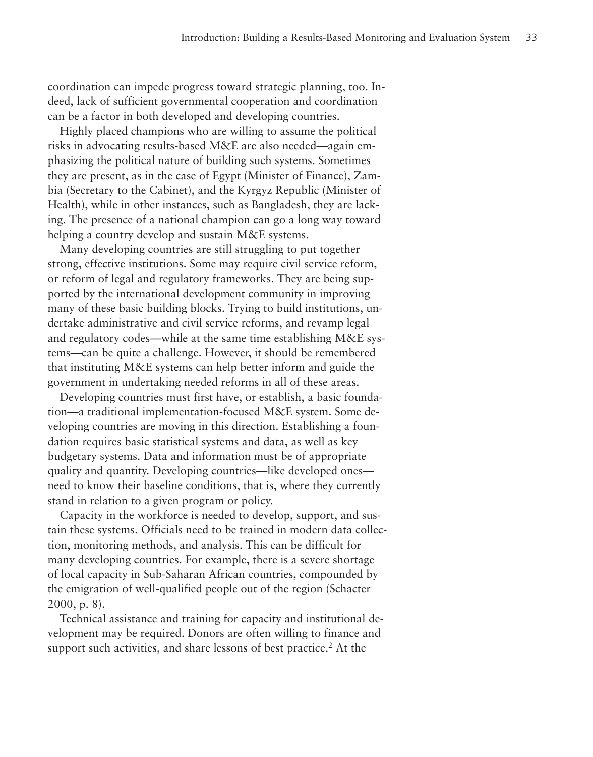coordination can impede progress toward strategic planning, too. Indeed, lack of sufficient governmental cooperation and coordination can be a factor in both developed and developing countries.

Highly placed champions who are willing to assume the political risks in advocating results-based M&E are also needed—again emphasizing the political nature of building such systems. Sometimes they are present, as in the case of Egypt (Minister of Finance), Zambia (Secretary to the Cabinet), and the Kyrgyz Republic (Minister of Health), while in other instances, such as Bangladesh, they are lacking. The presence of a national champion can go a long way toward helping a country develop and sustain M&E systems.

Many developing countries are still struggling to put together strong, effective institutions. Some may require civil service reform, or reform of legal and regulatory frameworks. They are being supported by the international development community in improving many of these basic building blocks. Trying to build institutions, undertake administrative and civil service reforms, and revamp legal and regulatory codes—while at the same time establishing M&E systems—can be quite a challenge. However, it should be remembered that instituting M&E systems can help better inform and guide the government in undertaking needed reforms in all of these areas.

Developing countries must first have, or establish, a basic foundation—a traditional implementation-focused M&E system. Some developing countries are moving in this direction. Establishing a foundation requires basic statistical systems and data, as well as key budgetary systems. Data and information must be of appropriate quality and quantity. Developing countries—like developed ones—need to know their baseline conditions, that is, where they currently stand in relation to a given program or policy.

Capacity in the workforce is needed to develop, support, and sustain these systems. Officials need to be trained in modern data collection, monitoring methods, and analysis. This can be difficult for many developing countries. For example, there is a severe shortage of local capacity in Sub-Saharan African countries, compounded by the emigration of well-qualified people out of the region (Schacter 2000, p. 8).

Technical assistance and training for capacity and institutional development may be required. Donors are often willing to finance and support such activities, and share lessons of best practice.[2] At the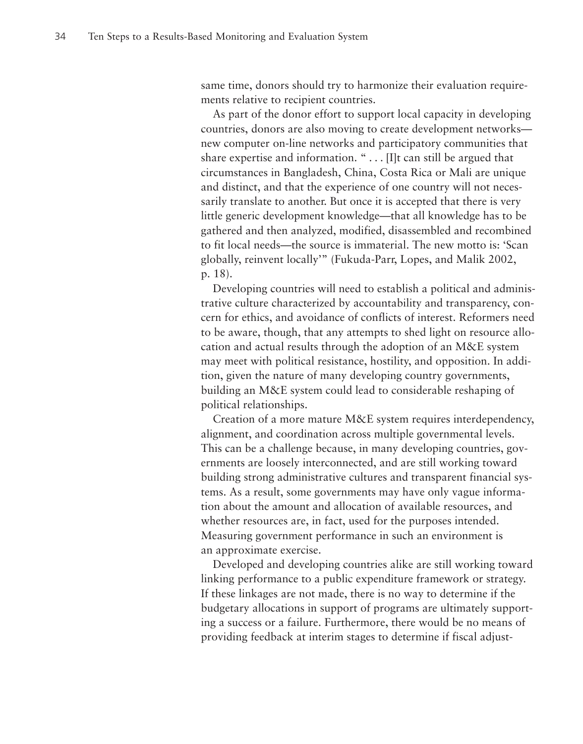same time, donors should try to harmonize their evaluation requirements relative to recipient countries.

As part of the donor effort to support local capacity in developing countries, donors are also moving to create development networks—new computer on-line networks and participatory communities that share expertise and information. " . . . [I]t can still be argued that circumstances in Bangladesh, China, Costa Rica or Mali are unique and distinct, and that the experience of one country will not necessarily translate to another. But once it is accepted that there is very little generic development knowledge—that all knowledge has to be gathered and then analyzed, modified, disassembled and recombined to fit local needs—the source is immaterial. The new motto is: 'Scan globally, reinvent locally'" (Fukuda-Parr, Lopes, and Malik 2002, p. 18).

Developing countries will need to establish a political and administrative culture characterized by accountability and transparency, concern for ethics, and avoidance of conflicts of interest. Reformers need to be aware, though, that any attempts to shed light on resource allocation and actual results through the adoption of an M&E system may meet with political resistance, hostility, and opposition. In addition, given the nature of many developing country governments, building an M&E system could lead to considerable reshaping of political relationships.

Creation of a more mature M&E system requires interdependency, alignment, and coordination across multiple governmental levels. This can be a challenge because, in many developing countries, governments are loosely interconnected, and are still working toward building strong administrative cultures and transparent financial systems. As a result, some governments may have only vague information about the amount and allocation of available resources, and whether resources are, in fact, used for the purposes intended. Measuring government performance in such an environment is an approximate exercise.

Developed and developing countries alike are still working toward linking performance to a public expenditure framework or strategy. If these linkages are not made, there is no way to determine if the budgetary allocations in support of programs are ultimately supporting a success or a failure. Furthermore, there would be no means of providing feedback at interim stages to determine if fiscal adjust-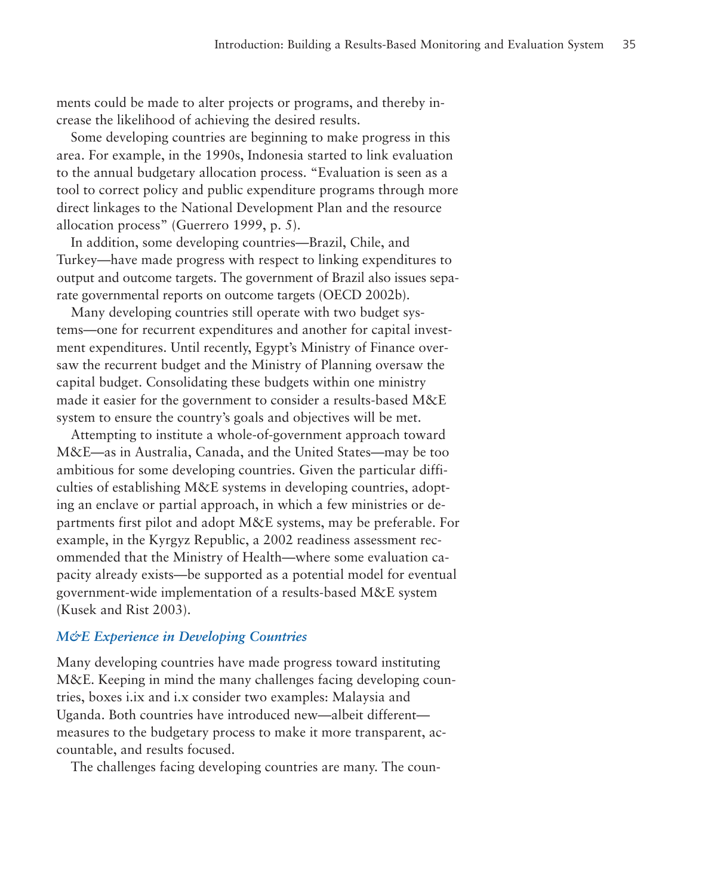ments could be made to alter projects or programs, and thereby increase the likelihood of achieving the desired results.

Some developing countries are beginning to make progress in this area. For example, in the 1990s, Indonesia started to link evaluation to the annual budgetary allocation process. "Evaluation is seen as a tool to correct policy and public expenditure programs through more direct linkages to the National Development Plan and the resource allocation process" (Guerrero 1999, p. 5).

In addition, some developing countries—Brazil, Chile, and Turkey—have made progress with respect to linking expenditures to output and outcome targets. The government of Brazil also issues separate governmental reports on outcome targets (OECD 2002b).

Many developing countries still operate with two budget systems—one for recurrent expenditures and another for capital investment expenditures. Until recently, Egypt's Ministry of Finance oversaw the recurrent budget and the Ministry of Planning oversaw the capital budget. Consolidating these budgets within one ministry made it easier for the government to consider a results-based M&E system to ensure the country's goals and objectives will be met.

Attempting to institute a whole-of-government approach toward M&E—as in Australia, Canada, and the United States—may be too ambitious for some developing countries. Given the particular difficulties of establishing M&E systems in developing countries, adopting an enclave or partial approach, in which a few ministries or departments first pilot and adopt M&E systems, may be preferable. For example, in the Kyrgyz Republic, a 2002 readiness assessment recommended that the Ministry of Health—where some evaluation capacity already exists—be supported as a potential model for eventual government-wide implementation of a results-based M&E system (Kusek and Rist 2003).

### *M&E Experience in Developing Countries*

Many developing countries have made progress toward instituting M&E. Keeping in mind the many challenges facing developing countries, boxes i.ix and i.x consider two examples: Malaysia and Uganda. Both countries have introduced new—albeit different—measures to the budgetary process to make it more transparent, accountable, and results focused.

The challenges facing developing countries are many. The coun-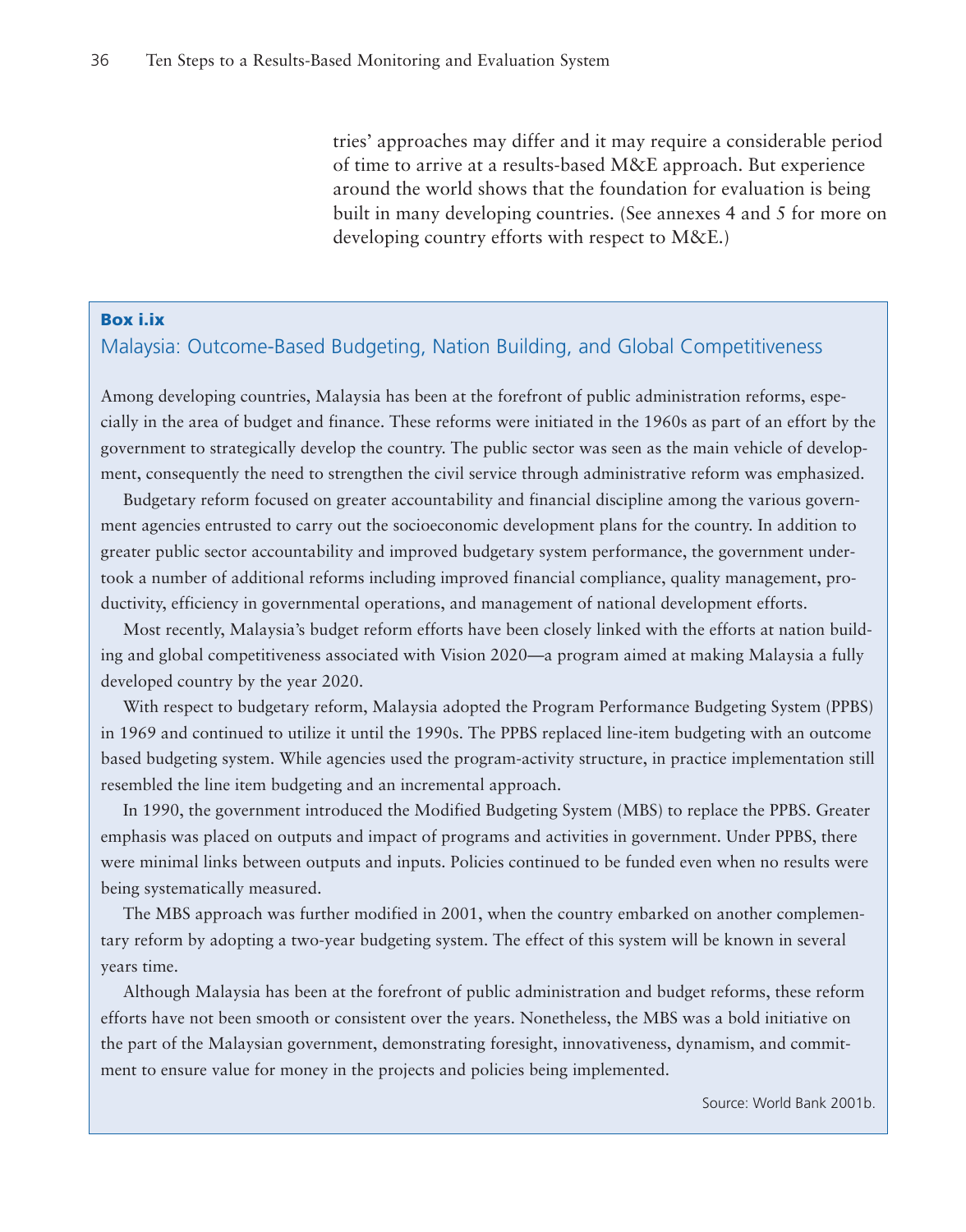tries' approaches may differ and it may require a considerable period of time to arrive at a results-based M&E approach. But experience around the world shows that the foundation for evaluation is being built in many developing countries. (See annexes 4 and 5 for more on developing country efforts with respect to M&E.)

**Box i.ix**

### Malaysia: Outcome-Based Budgeting, Nation Building, and Global Competitiveness

Among developing countries, Malaysia has been at the forefront of public administration reforms, especially in the area of budget and finance. These reforms were initiated in the 1960s as part of an effort by the government to strategically develop the country. The public sector was seen as the main vehicle of development, consequently the need to strengthen the civil service through administrative reform was emphasized.

Budgetary reform focused on greater accountability and financial discipline among the various government agencies entrusted to carry out the socioeconomic development plans for the country. In addition to greater public sector accountability and improved budgetary system performance, the government undertook a number of additional reforms including improved financial compliance, quality management, productivity, efficiency in governmental operations, and management of national development efforts.

Most recently, Malaysia's budget reform efforts have been closely linked with the efforts at nation building and global competitiveness associated with Vision 2020—a program aimed at making Malaysia a fully developed country by the year 2020.

With respect to budgetary reform, Malaysia adopted the Program Performance Budgeting System (PPBS) in 1969 and continued to utilize it until the 1990s. The PPBS replaced line-item budgeting with an outcome based budgeting system. While agencies used the program-activity structure, in practice implementation still resembled the line item budgeting and an incremental approach.

In 1990, the government introduced the Modified Budgeting System (MBS) to replace the PPBS. Greater emphasis was placed on outputs and impact of programs and activities in government. Under PPBS, there were minimal links between outputs and inputs. Policies continued to be funded even when no results were being systematically measured.

The MBS approach was further modified in 2001, when the country embarked on another complementary reform by adopting a two-year budgeting system. The effect of this system will be known in several years time.

Although Malaysia has been at the forefront of public administration and budget reforms, these reform efforts have not been smooth or consistent over the years. Nonetheless, the MBS was a bold initiative on the part of the Malaysian government, demonstrating foresight, innovativeness, dynamism, and commitment to ensure value for money in the projects and policies being implemented.

Source: World Bank 2001b.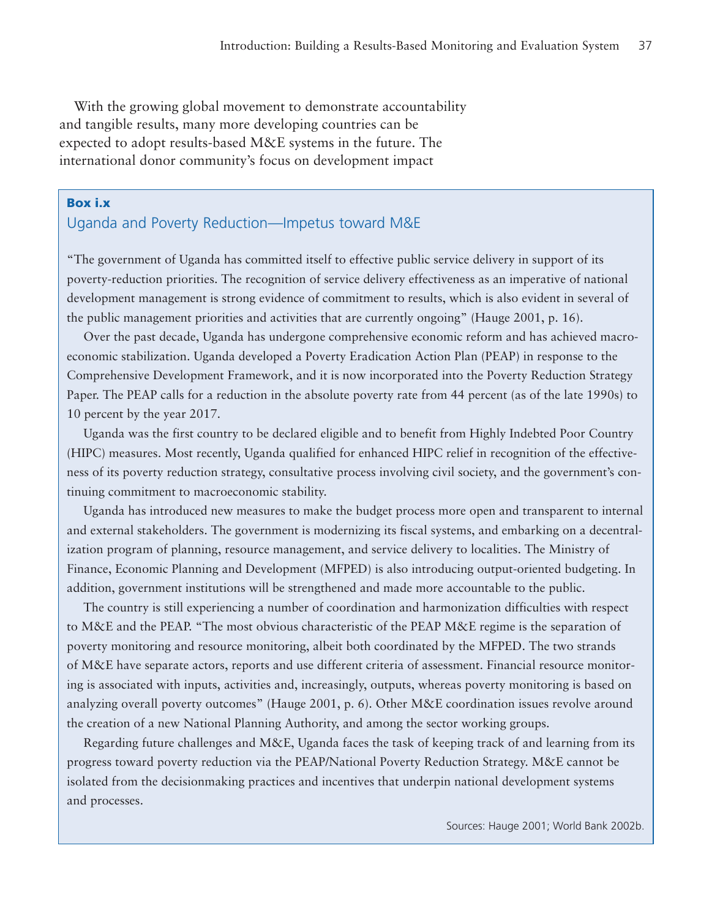With the growing global movement to demonstrate accountability and tangible results, many more developing countries can be expected to adopt results-based M&E systems in the future. The international donor community's focus on development impact

**Box i.x**

### Uganda and Poverty Reduction—Impetus toward M&E

"The government of Uganda has committed itself to effective public service delivery in support of its poverty-reduction priorities. The recognition of service delivery effectiveness as an imperative of national development management is strong evidence of commitment to results, which is also evident in several of the public management priorities and activities that are currently ongoing" (Hauge 2001, p. 16).

Over the past decade, Uganda has undergone comprehensive economic reform and has achieved macroeconomic stabilization. Uganda developed a Poverty Eradication Action Plan (PEAP) in response to the Comprehensive Development Framework, and it is now incorporated into the Poverty Reduction Strategy Paper. The PEAP calls for a reduction in the absolute poverty rate from 44 percent (as of the late 1990s) to 10 percent by the year 2017.

Uganda was the first country to be declared eligible and to benefit from Highly Indebted Poor Country (HIPC) measures. Most recently, Uganda qualified for enhanced HIPC relief in recognition of the effectiveness of its poverty reduction strategy, consultative process involving civil society, and the government's continuing commitment to macroeconomic stability.

Uganda has introduced new measures to make the budget process more open and transparent to internal and external stakeholders. The government is modernizing its fiscal systems, and embarking on a decentralization program of planning, resource management, and service delivery to localities. The Ministry of Finance, Economic Planning and Development (MFPED) is also introducing output-oriented budgeting. In addition, government institutions will be strengthened and made more accountable to the public.

The country is still experiencing a number of coordination and harmonization difficulties with respect to M&E and the PEAP. "The most obvious characteristic of the PEAP M&E regime is the separation of poverty monitoring and resource monitoring, albeit both coordinated by the MFPED. The two strands of M&E have separate actors, reports and use different criteria of assessment. Financial resource monitoring is associated with inputs, activities and, increasingly, outputs, whereas poverty monitoring is based on analyzing overall poverty outcomes" (Hauge 2001, p. 6). Other M&E coordination issues revolve around the creation of a new National Planning Authority, and among the sector working groups.

Regarding future challenges and M&E, Uganda faces the task of keeping track of and learning from its progress toward poverty reduction via the PEAP/National Poverty Reduction Strategy. M&E cannot be isolated from the decisionmaking practices and incentives that underpin national development systems and processes.

Sources: Hauge 2001; World Bank 2002b.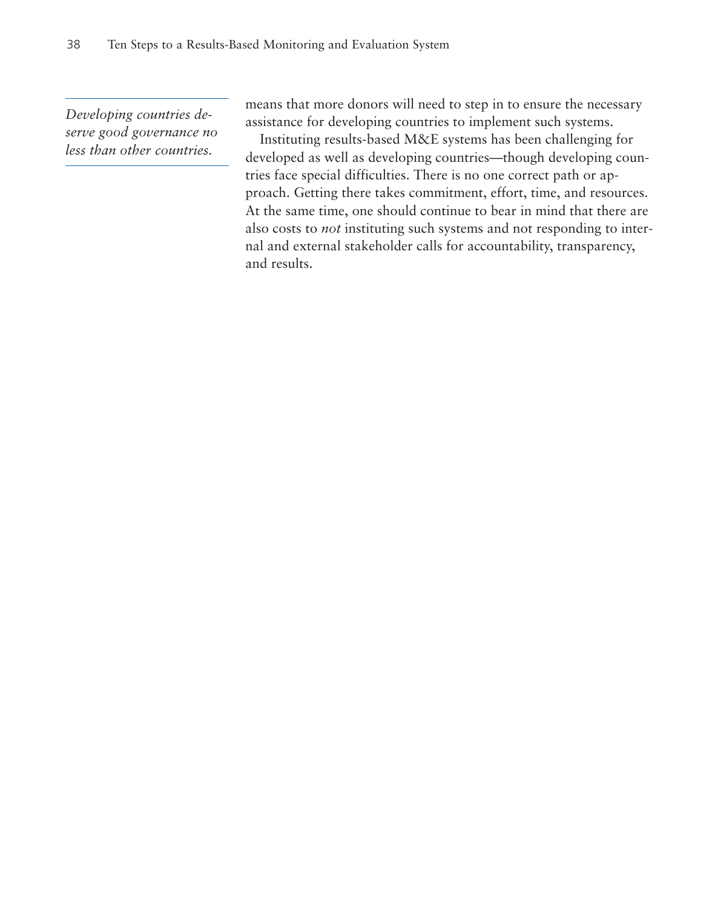*Developing countries deserve good governance no less than other countries.*

means that more donors will need to step in to ensure the necessary assistance for developing countries to implement such systems.

Instituting results-based M&E systems has been challenging for developed as well as developing countries—though developing countries face special difficulties. There is no one correct path or approach. Getting there takes commitment, effort, time, and resources. At the same time, one should continue to bear in mind that there are also costs to *not* instituting such systems and not responding to internal and external stakeholder calls for accountability, transparency, and results.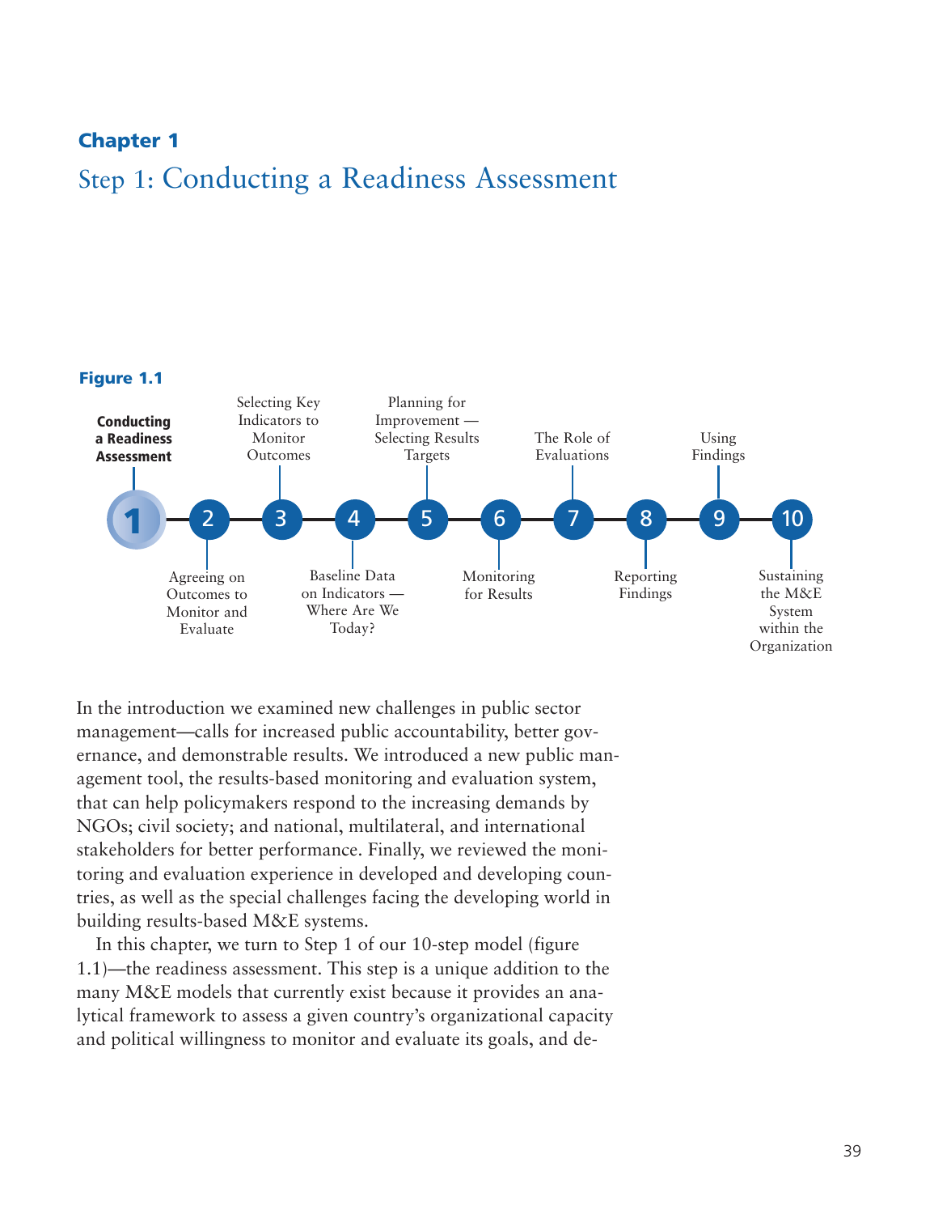**Chapter 1**

# Step 1: Conducting a Readiness Assessment

**Figure 1.1**

1. **Conducting a Readiness Assessment**
2. Agreeing on Outcomes to Monitor and Evaluate
3. Selecting Key Indicators to Monitor Outcomes
4. Baseline Data on Indicators — Where Are We Today?
5. Planning for Improvement — Selecting Results Targets
6. Monitoring for Results
7. The Role of Evaluations
8. Reporting Findings
9. Using Findings
10. Sustaining the M&E System within the Organization

In the introduction we examined new challenges in public sector management—calls for increased public accountability, better governance, and demonstrable results. We introduced a new public management tool, the results-based monitoring and evaluation system, that can help policymakers respond to the increasing demands by NGOs; civil society; and national, multilateral, and international stakeholders for better performance. Finally, we reviewed the monitoring and evaluation experience in developed and developing countries, as well as the special challenges facing the developing world in building results-based M&E systems.

In this chapter, we turn to Step 1 of our 10-step model (figure 1.1)—the readiness assessment. This step is a unique addition to the many M&E models that currently exist because it provides an analytical framework to assess a given country's organizational capacity and political willingness to monitor and evaluate its goals, and de-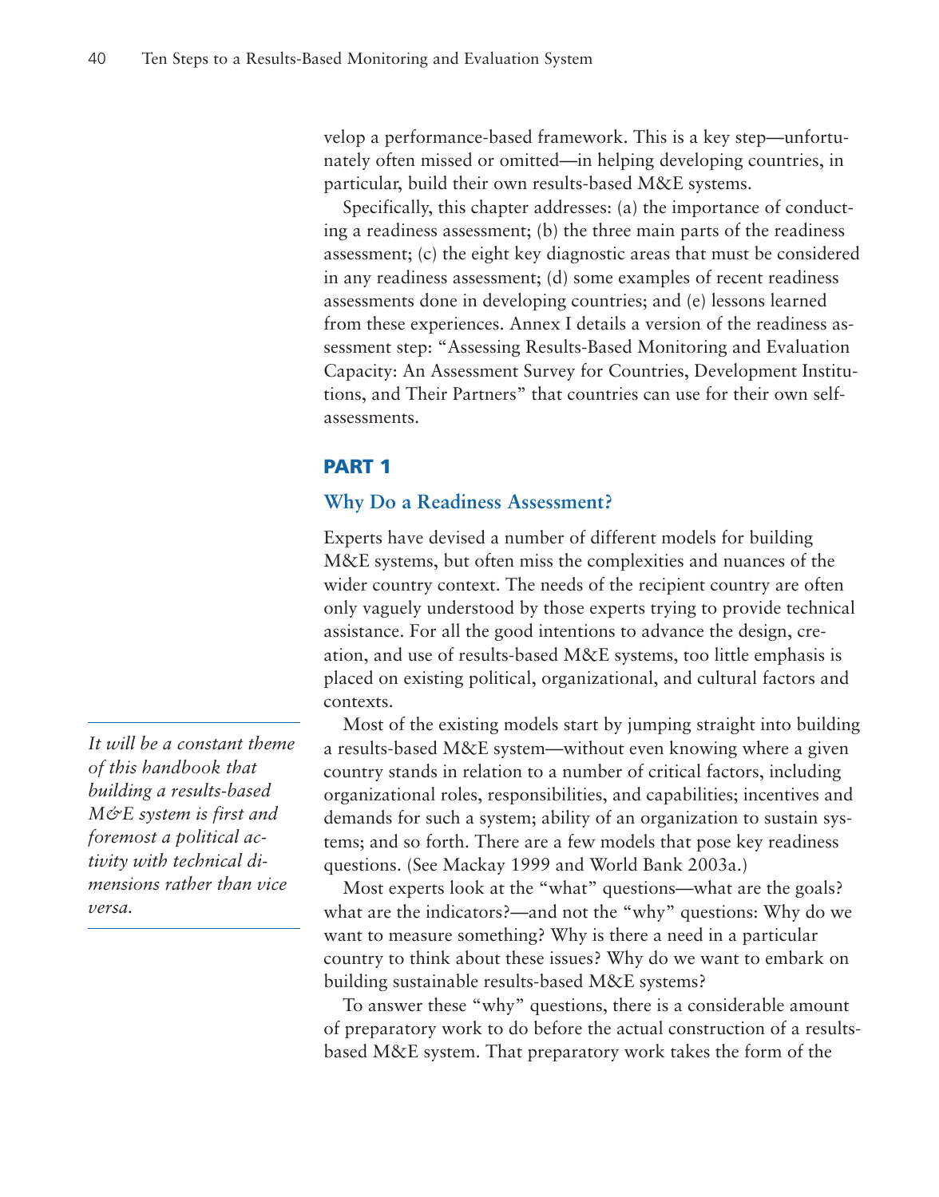velop a performance-based framework. This is a key step—unfortunately often missed or omitted—in helping developing countries, in particular, build their own results-based M&E systems.

Specifically, this chapter addresses: (a) the importance of conducting a readiness assessment; (b) the three main parts of the readiness assessment; (c) the eight key diagnostic areas that must be considered in any readiness assessment; (d) some examples of recent readiness assessments done in developing countries; and (e) lessons learned from these experiences. Annex I details a version of the readiness assessment step: "Assessing Results-Based Monitoring and Evaluation Capacity: An Assessment Survey for Countries, Development Institutions, and Their Partners" that countries can use for their own self-assessments.

## PART 1

### Why Do a Readiness Assessment?

Experts have devised a number of different models for building M&E systems, but often miss the complexities and nuances of the wider country context. The needs of the recipient country are often only vaguely understood by those experts trying to provide technical assistance. For all the good intentions to advance the design, creation, and use of results-based M&E systems, too little emphasis is placed on existing political, organizational, and cultural factors and contexts.

*It will be a constant theme of this handbook that building a results-based M&E system is first and foremost a political activity with technical dimensions rather than vice versa.*

Most of the existing models start by jumping straight into building a results-based M&E system—without even knowing where a given country stands in relation to a number of critical factors, including organizational roles, responsibilities, and capabilities; incentives and demands for such a system; ability of an organization to sustain systems; and so forth. There are a few models that pose key readiness questions. (See Mackay 1999 and World Bank 2003a.)

Most experts look at the "what" questions—what are the goals? what are the indicators?—and not the "why" questions: Why do we want to measure something? Why is there a need in a particular country to think about these issues? Why do we want to embark on building sustainable results-based M&E systems?

To answer these "why" questions, there is a considerable amount of preparatory work to do before the actual construction of a results-based M&E system. That preparatory work takes the form of the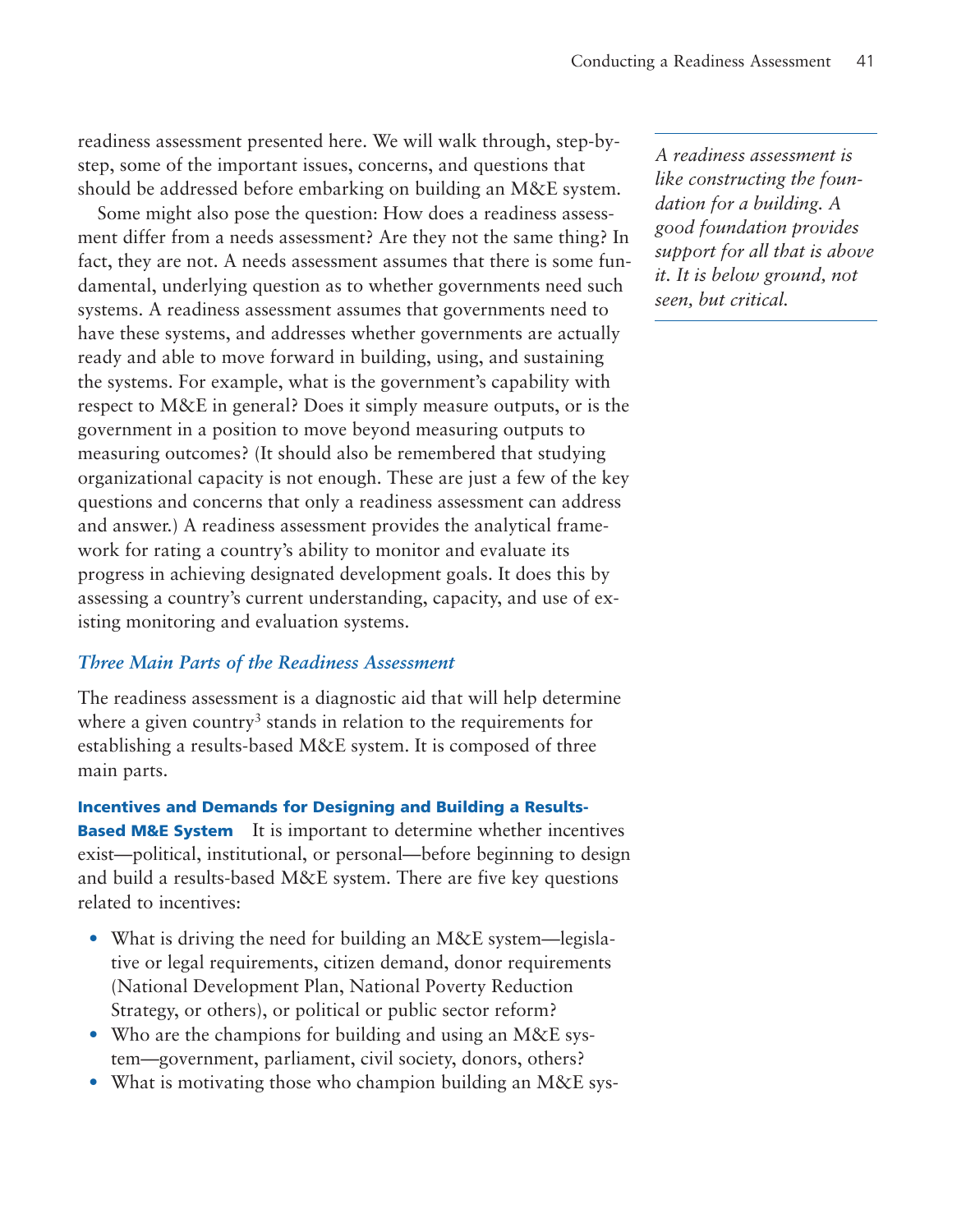readiness assessment presented here. We will walk through, step-by-step, some of the important issues, concerns, and questions that should be addressed before embarking on building an M&E system.

Some might also pose the question: How does a readiness assessment differ from a needs assessment? Are they not the same thing? In fact, they are not. A needs assessment assumes that there is some fundamental, underlying question as to whether governments need such systems. A readiness assessment assumes that governments need to have these systems, and addresses whether governments are actually ready and able to move forward in building, using, and sustaining the systems. For example, what is the government's capability with respect to M&E in general? Does it simply measure outputs, or is the government in a position to move beyond measuring outputs to measuring outcomes? (It should also be remembered that studying organizational capacity is not enough. These are just a few of the key questions and concerns that only a readiness assessment can address and answer.) A readiness assessment provides the analytical framework for rating a country's ability to monitor and evaluate its progress in achieving designated development goals. It does this by assessing a country's current understanding, capacity, and use of existing monitoring and evaluation systems.

*A readiness assessment is like constructing the foundation for a building. A good foundation provides support for all that is above it. It is below ground, not seen, but critical.*

### *Three Main Parts of the Readiness Assessment*

The readiness assessment is a diagnostic aid that will help determine where a given country[3] stands in relation to the requirements for establishing a results-based M&E system. It is composed of three main parts.

**Incentives and Demands for Designing and Building a Results-Based M&E System** It is important to determine whether incentives exist—political, institutional, or personal—before beginning to design and build a results-based M&E system. There are five key questions related to incentives:

- What is driving the need for building an M&E system—legislative or legal requirements, citizen demand, donor requirements (National Development Plan, National Poverty Reduction Strategy, or others), or political or public sector reform?
- Who are the champions for building and using an M&E system—government, parliament, civil society, donors, others?
- What is motivating those who champion building an M&E sys-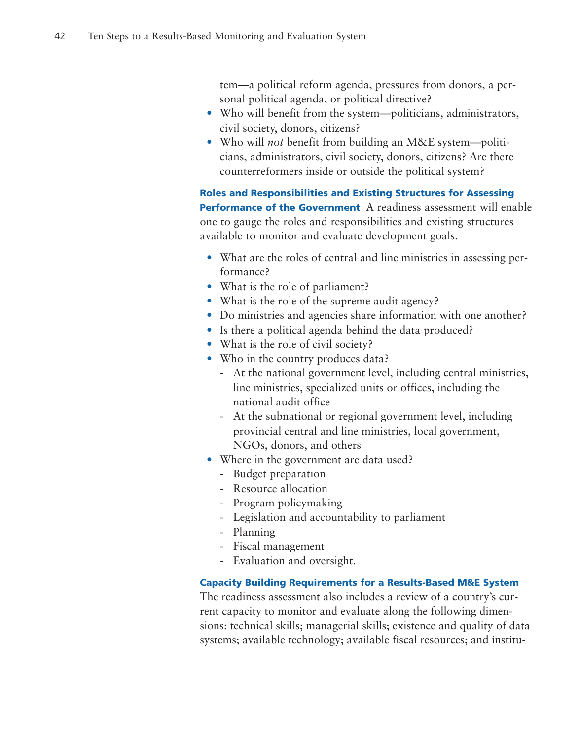tem—a political reform agenda, pressures from donors, a personal political agenda, or political directive?

- Who will benefit from the system—politicians, administrators, civil society, donors, citizens?
- Who will *not* benefit from building an M&E system—politicians, administrators, civil society, donors, citizens? Are there counterreformers inside or outside the political system?

**Roles and Responsibilities and Existing Structures for Assessing Performance of the Government** A readiness assessment will enable one to gauge the roles and responsibilities and existing structures available to monitor and evaluate development goals.

- What are the roles of central and line ministries in assessing performance?
- What is the role of parliament?
- What is the role of the supreme audit agency?
- Do ministries and agencies share information with one another?
- Is there a political agenda behind the data produced?
- What is the role of civil society?
- Who in the country produces data?
  - At the national government level, including central ministries, line ministries, specialized units or offices, including the national audit office
  - At the subnational or regional government level, including provincial central and line ministries, local government, NGOs, donors, and others
- Where in the government are data used?
  - Budget preparation
  - Resource allocation
  - Program policymaking
  - Legislation and accountability to parliament
  - Planning
  - Fiscal management
  - Evaluation and oversight.

**Capacity Building Requirements for a Results-Based M&E System** The readiness assessment also includes a review of a country's current capacity to monitor and evaluate along the following dimensions: technical skills; managerial skills; existence and quality of data systems; available technology; available fiscal resources; and institu-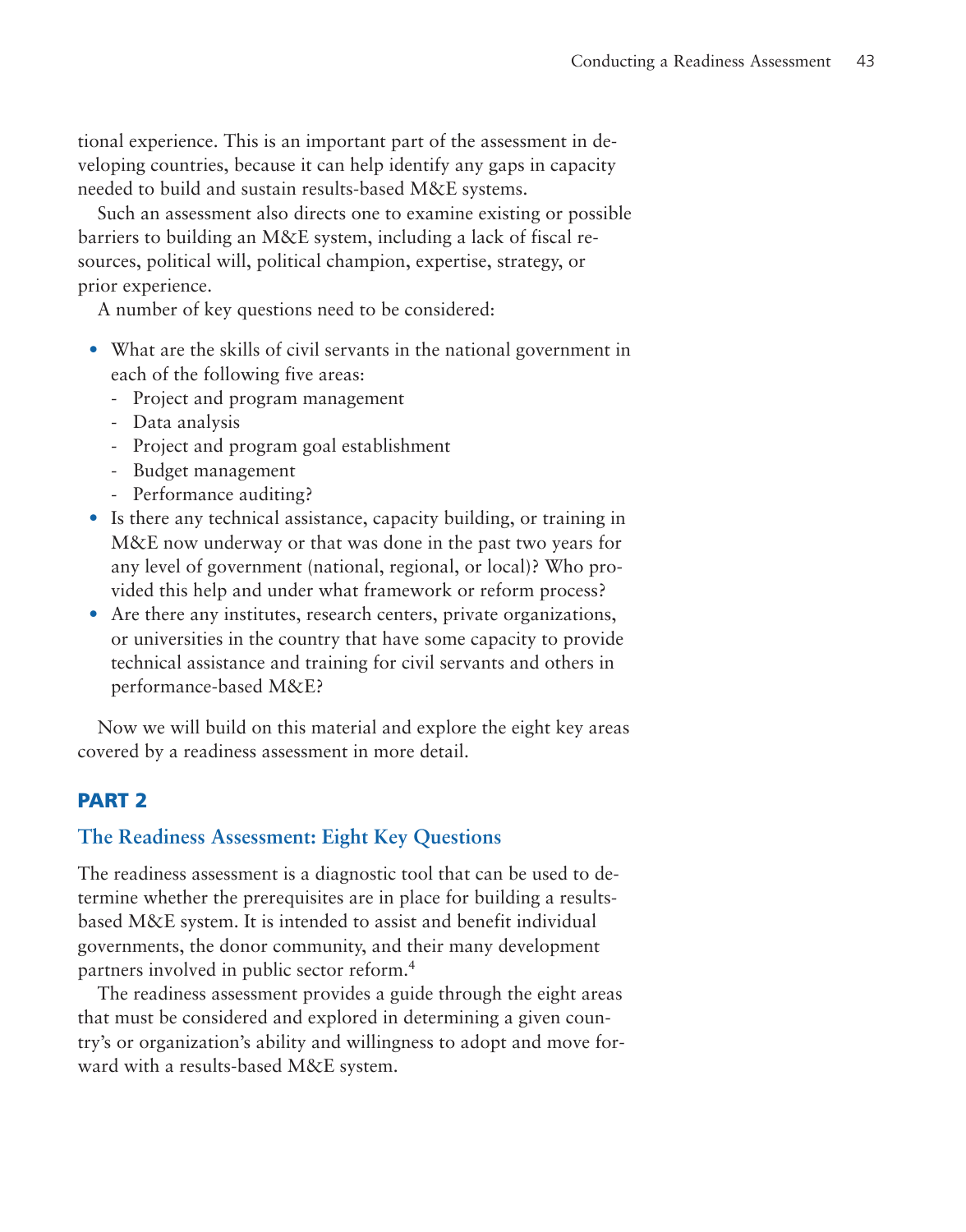tional experience. This is an important part of the assessment in developing countries, because it can help identify any gaps in capacity needed to build and sustain results-based M&E systems.

Such an assessment also directs one to examine existing or possible barriers to building an M&E system, including a lack of fiscal resources, political will, political champion, expertise, strategy, or prior experience.

A number of key questions need to be considered:

- What are the skills of civil servants in the national government in each of the following five areas:
  - Project and program management
  - Data analysis
  - Project and program goal establishment
  - Budget management
  - Performance auditing?
- Is there any technical assistance, capacity building, or training in M&E now underway or that was done in the past two years for any level of government (national, regional, or local)? Who provided this help and under what framework or reform process?
- Are there any institutes, research centers, private organizations, or universities in the country that have some capacity to provide technical assistance and training for civil servants and others in performance-based M&E?

Now we will build on this material and explore the eight key areas covered by a readiness assessment in more detail.

## PART 2

### The Readiness Assessment: Eight Key Questions

The readiness assessment is a diagnostic tool that can be used to determine whether the prerequisites are in place for building a results-based M&E system. It is intended to assist and benefit individual governments, the donor community, and their many development partners involved in public sector reform.[4]

The readiness assessment provides a guide through the eight areas that must be considered and explored in determining a given country's or organization's ability and willingness to adopt and move forward with a results-based M&E system.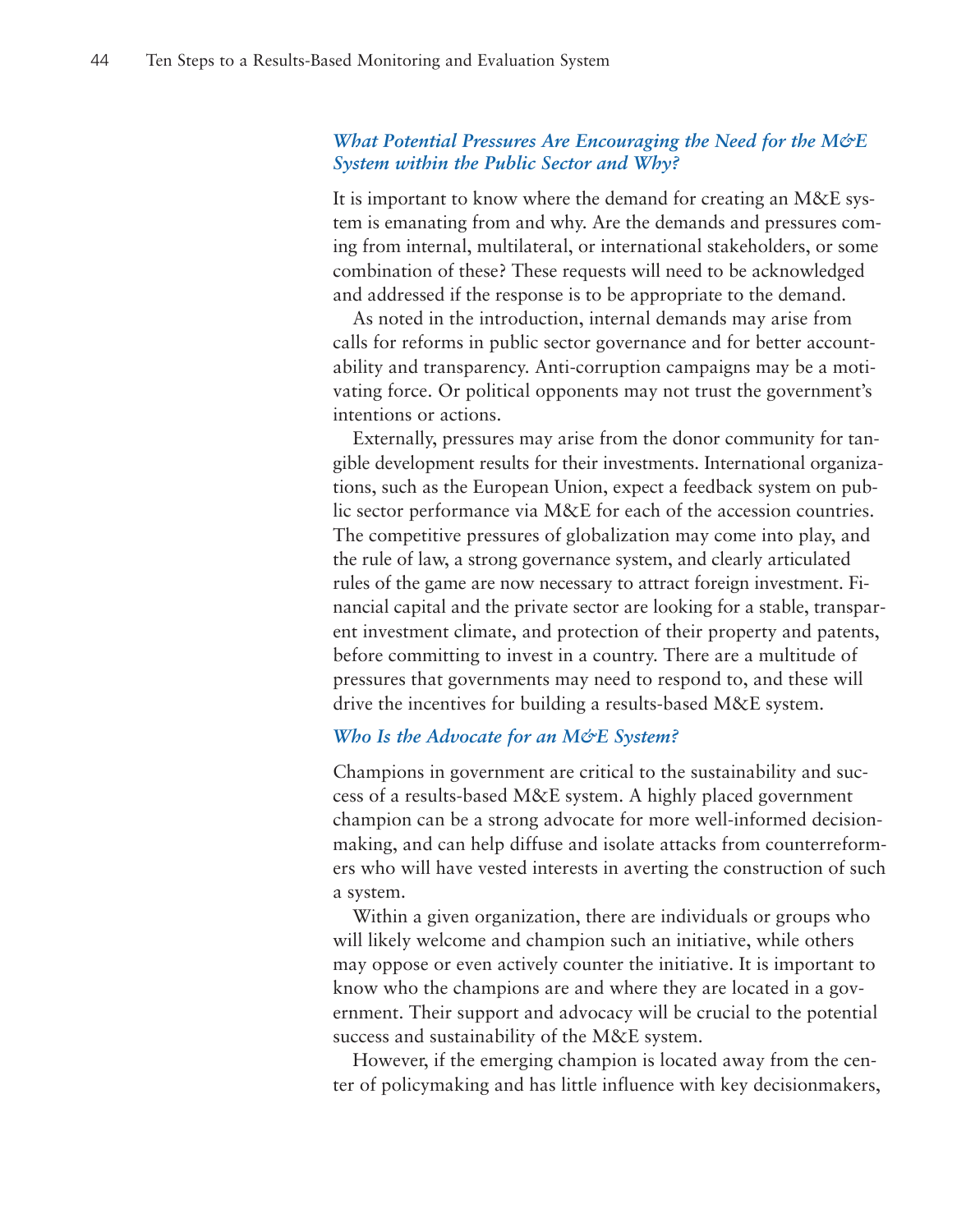### *What Potential Pressures Are Encouraging the Need for the M&E System within the Public Sector and Why?*

It is important to know where the demand for creating an M&E system is emanating from and why. Are the demands and pressures coming from internal, multilateral, or international stakeholders, or some combination of these? These requests will need to be acknowledged and addressed if the response is to be appropriate to the demand.

As noted in the introduction, internal demands may arise from calls for reforms in public sector governance and for better accountability and transparency. Anti-corruption campaigns may be a motivating force. Or political opponents may not trust the government's intentions or actions.

Externally, pressures may arise from the donor community for tangible development results for their investments. International organizations, such as the European Union, expect a feedback system on public sector performance via M&E for each of the accession countries. The competitive pressures of globalization may come into play, and the rule of law, a strong governance system, and clearly articulated rules of the game are now necessary to attract foreign investment. Financial capital and the private sector are looking for a stable, transparent investment climate, and protection of their property and patents, before committing to invest in a country. There are a multitude of pressures that governments may need to respond to, and these will drive the incentives for building a results-based M&E system.

### *Who Is the Advocate for an M&E System?*

Champions in government are critical to the sustainability and success of a results-based M&E system. A highly placed government champion can be a strong advocate for more well-informed decisionmaking, and can help diffuse and isolate attacks from counterreformers who will have vested interests in averting the construction of such a system.

Within a given organization, there are individuals or groups who will likely welcome and champion such an initiative, while others may oppose or even actively counter the initiative. It is important to know who the champions are and where they are located in a government. Their support and advocacy will be crucial to the potential success and sustainability of the M&E system.

However, if the emerging champion is located away from the center of policymaking and has little influence with key decisionmakers,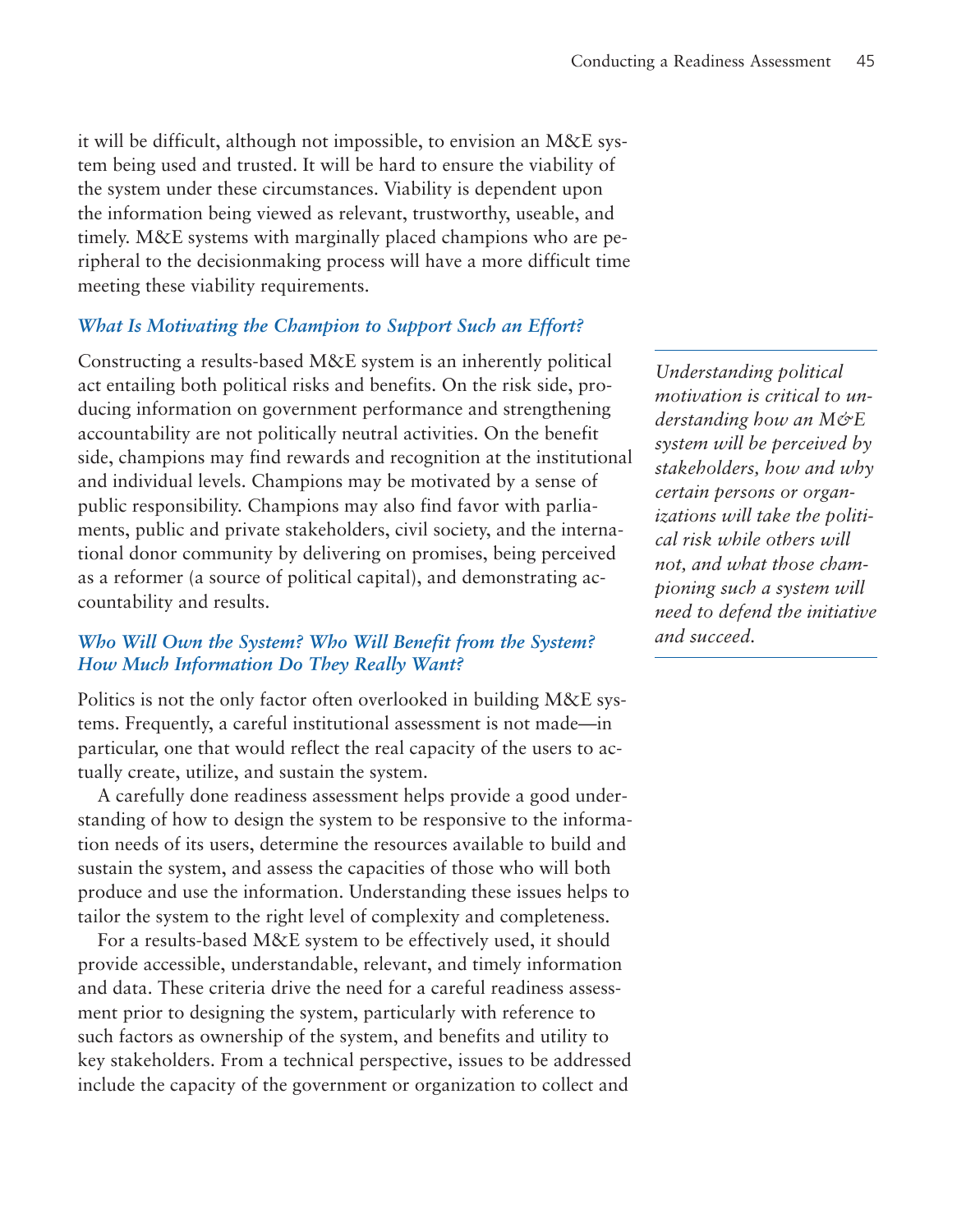it will be difficult, although not impossible, to envision an M&E system being used and trusted. It will be hard to ensure the viability of the system under these circumstances. Viability is dependent upon the information being viewed as relevant, trustworthy, useable, and timely. M&E systems with marginally placed champions who are peripheral to the decisionmaking process will have a more difficult time meeting these viability requirements.

### *What Is Motivating the Champion to Support Such an Effort?*

Constructing a results-based M&E system is an inherently political act entailing both political risks and benefits. On the risk side, producing information on government performance and strengthening accountability are not politically neutral activities. On the benefit side, champions may find rewards and recognition at the institutional and individual levels. Champions may be motivated by a sense of public responsibility. Champions may also find favor with parliaments, public and private stakeholders, civil society, and the international donor community by delivering on promises, being perceived as a reformer (a source of political capital), and demonstrating accountability and results.

*Understanding political motivation is critical to understanding how an M&E system will be perceived by stakeholders, how and why certain persons or organizations will take the political risk while others will not, and what those championing such a system will need to defend the initiative and succeed.*

### *Who Will Own the System? Who Will Benefit from the System? How Much Information Do They Really Want?*

Politics is not the only factor often overlooked in building M&E systems. Frequently, a careful institutional assessment is not made—in particular, one that would reflect the real capacity of the users to actually create, utilize, and sustain the system.

A carefully done readiness assessment helps provide a good understanding of how to design the system to be responsive to the information needs of its users, determine the resources available to build and sustain the system, and assess the capacities of those who will both produce and use the information. Understanding these issues helps to tailor the system to the right level of complexity and completeness.

For a results-based M&E system to be effectively used, it should provide accessible, understandable, relevant, and timely information and data. These criteria drive the need for a careful readiness assessment prior to designing the system, particularly with reference to such factors as ownership of the system, and benefits and utility to key stakeholders. From a technical perspective, issues to be addressed include the capacity of the government or organization to collect and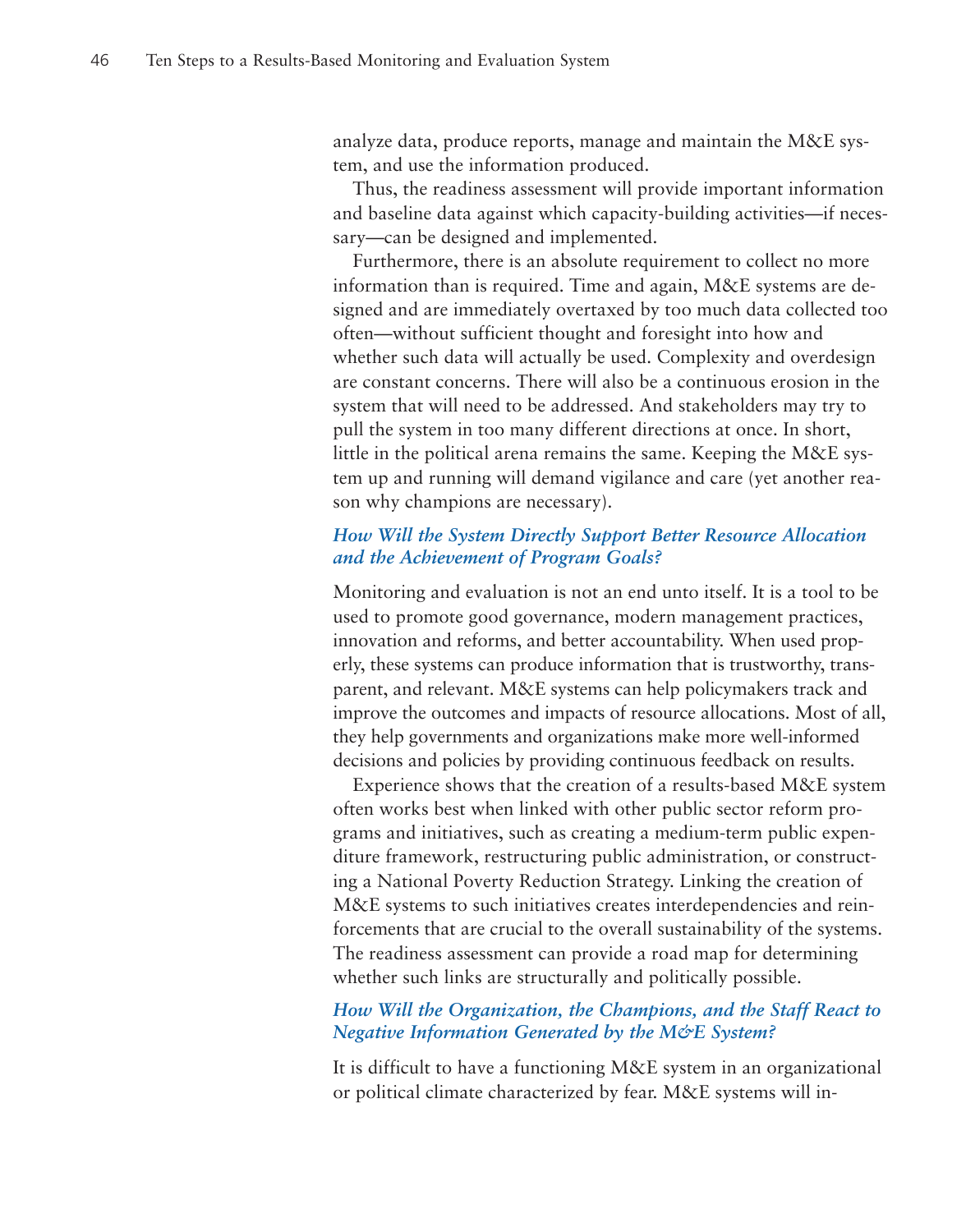analyze data, produce reports, manage and maintain the M&E system, and use the information produced.

Thus, the readiness assessment will provide important information and baseline data against which capacity-building activities—if necessary—can be designed and implemented.

Furthermore, there is an absolute requirement to collect no more information than is required. Time and again, M&E systems are designed and are immediately overtaxed by too much data collected too often—without sufficient thought and foresight into how and whether such data will actually be used. Complexity and overdesign are constant concerns. There will also be a continuous erosion in the system that will need to be addressed. And stakeholders may try to pull the system in too many different directions at once. In short, little in the political arena remains the same. Keeping the M&E system up and running will demand vigilance and care (yet another reason why champions are necessary).

### *How Will the System Directly Support Better Resource Allocation and the Achievement of Program Goals?*

Monitoring and evaluation is not an end unto itself. It is a tool to be used to promote good governance, modern management practices, innovation and reforms, and better accountability. When used properly, these systems can produce information that is trustworthy, transparent, and relevant. M&E systems can help policymakers track and improve the outcomes and impacts of resource allocations. Most of all, they help governments and organizations make more well-informed decisions and policies by providing continuous feedback on results.

Experience shows that the creation of a results-based M&E system often works best when linked with other public sector reform programs and initiatives, such as creating a medium-term public expenditure framework, restructuring public administration, or constructing a National Poverty Reduction Strategy. Linking the creation of M&E systems to such initiatives creates interdependencies and reinforcements that are crucial to the overall sustainability of the systems. The readiness assessment can provide a road map for determining whether such links are structurally and politically possible.

### *How Will the Organization, the Champions, and the Staff React to Negative Information Generated by the M&E System?*

It is difficult to have a functioning M&E system in an organizational or political climate characterized by fear. M&E systems will in-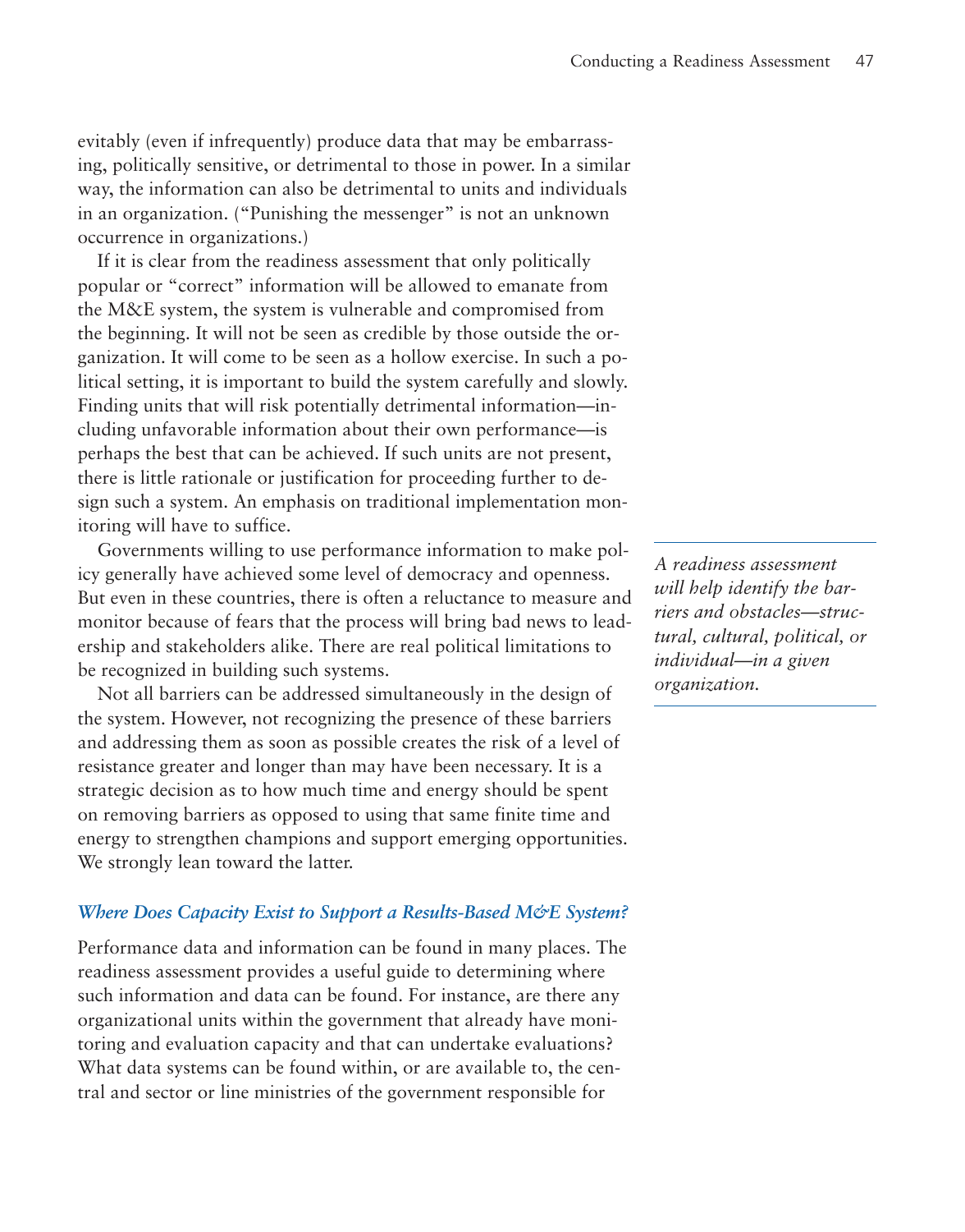evitably (even if infrequently) produce data that may be embarrassing, politically sensitive, or detrimental to those in power. In a similar way, the information can also be detrimental to units and individuals in an organization. ("Punishing the messenger" is not an unknown occurrence in organizations.)

If it is clear from the readiness assessment that only politically popular or "correct" information will be allowed to emanate from the M&E system, the system is vulnerable and compromised from the beginning. It will not be seen as credible by those outside the organization. It will come to be seen as a hollow exercise. In such a political setting, it is important to build the system carefully and slowly. Finding units that will risk potentially detrimental information—including unfavorable information about their own performance—is perhaps the best that can be achieved. If such units are not present, there is little rationale or justification for proceeding further to design such a system. An emphasis on traditional implementation monitoring will have to suffice.

Governments willing to use performance information to make policy generally have achieved some level of democracy and openness. But even in these countries, there is often a reluctance to measure and monitor because of fears that the process will bring bad news to leadership and stakeholders alike. There are real political limitations to be recognized in building such systems.

*A readiness assessment will help identify the barriers and obstacles—structural, cultural, political, or individual—in a given organization.*

Not all barriers can be addressed simultaneously in the design of the system. However, not recognizing the presence of these barriers and addressing them as soon as possible creates the risk of a level of resistance greater and longer than may have been necessary. It is a strategic decision as to how much time and energy should be spent on removing barriers as opposed to using that same finite time and energy to strengthen champions and support emerging opportunities. We strongly lean toward the latter.

### *Where Does Capacity Exist to Support a Results-Based M&E System?*

Performance data and information can be found in many places. The readiness assessment provides a useful guide to determining where such information and data can be found. For instance, are there any organizational units within the government that already have monitoring and evaluation capacity and that can undertake evaluations? What data systems can be found within, or are available to, the central and sector or line ministries of the government responsible for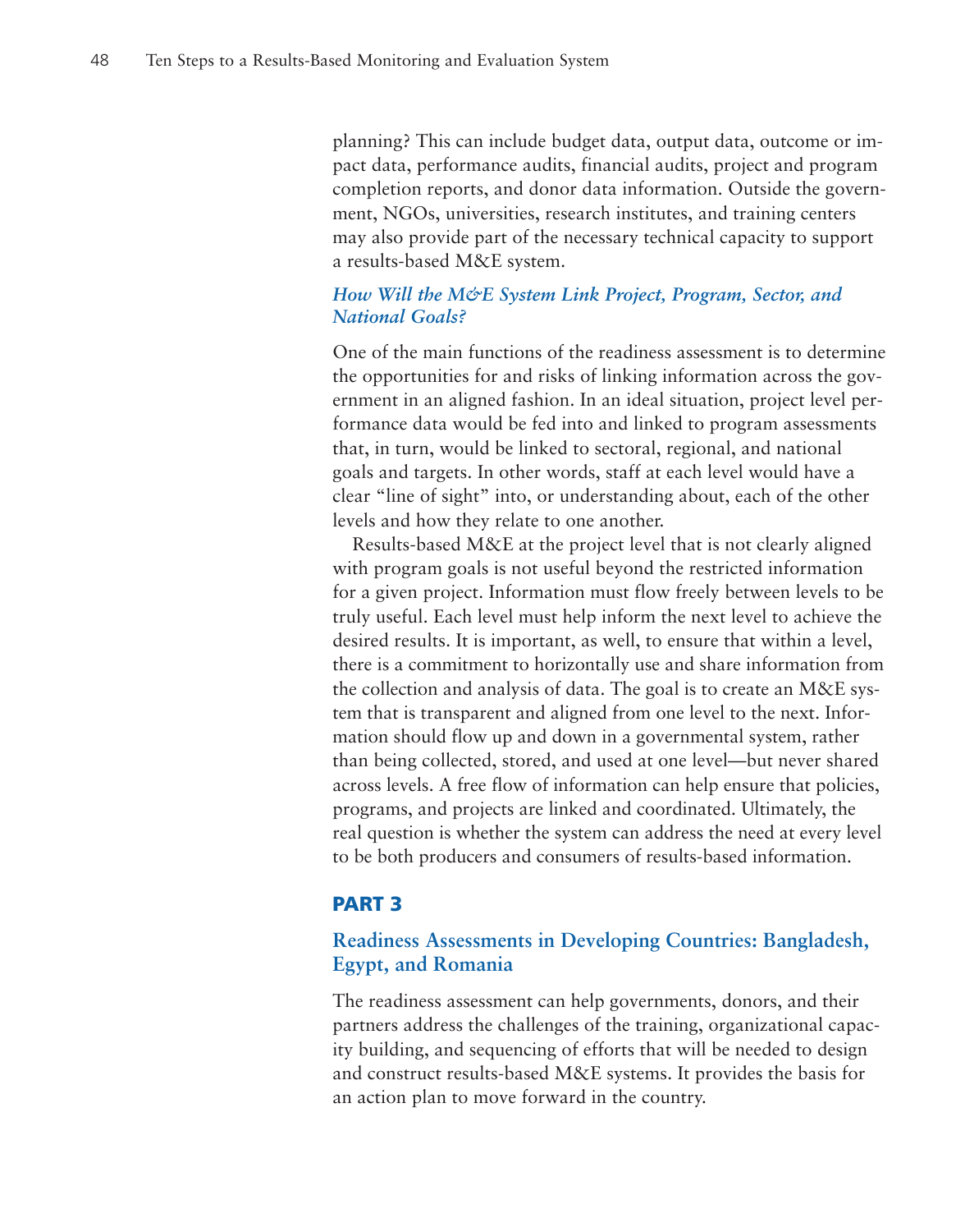planning? This can include budget data, output data, outcome or impact data, performance audits, financial audits, project and program completion reports, and donor data information. Outside the government, NGOs, universities, research institutes, and training centers may also provide part of the necessary technical capacity to support a results-based M&E system.

### *How Will the M&E System Link Project, Program, Sector, and National Goals?*

One of the main functions of the readiness assessment is to determine the opportunities for and risks of linking information across the government in an aligned fashion. In an ideal situation, project level performance data would be fed into and linked to program assessments that, in turn, would be linked to sectoral, regional, and national goals and targets. In other words, staff at each level would have a clear "line of sight" into, or understanding about, each of the other levels and how they relate to one another.

Results-based M&E at the project level that is not clearly aligned with program goals is not useful beyond the restricted information for a given project. Information must flow freely between levels to be truly useful. Each level must help inform the next level to achieve the desired results. It is important, as well, to ensure that within a level, there is a commitment to horizontally use and share information from the collection and analysis of data. The goal is to create an M&E system that is transparent and aligned from one level to the next. Information should flow up and down in a governmental system, rather than being collected, stored, and used at one level—but never shared across levels. A free flow of information can help ensure that policies, programs, and projects are linked and coordinated. Ultimately, the real question is whether the system can address the need at every level to be both producers and consumers of results-based information.

## PART 3

## Readiness Assessments in Developing Countries: Bangladesh, Egypt, and Romania

The readiness assessment can help governments, donors, and their partners address the challenges of the training, organizational capacity building, and sequencing of efforts that will be needed to design and construct results-based M&E systems. It provides the basis for an action plan to move forward in the country.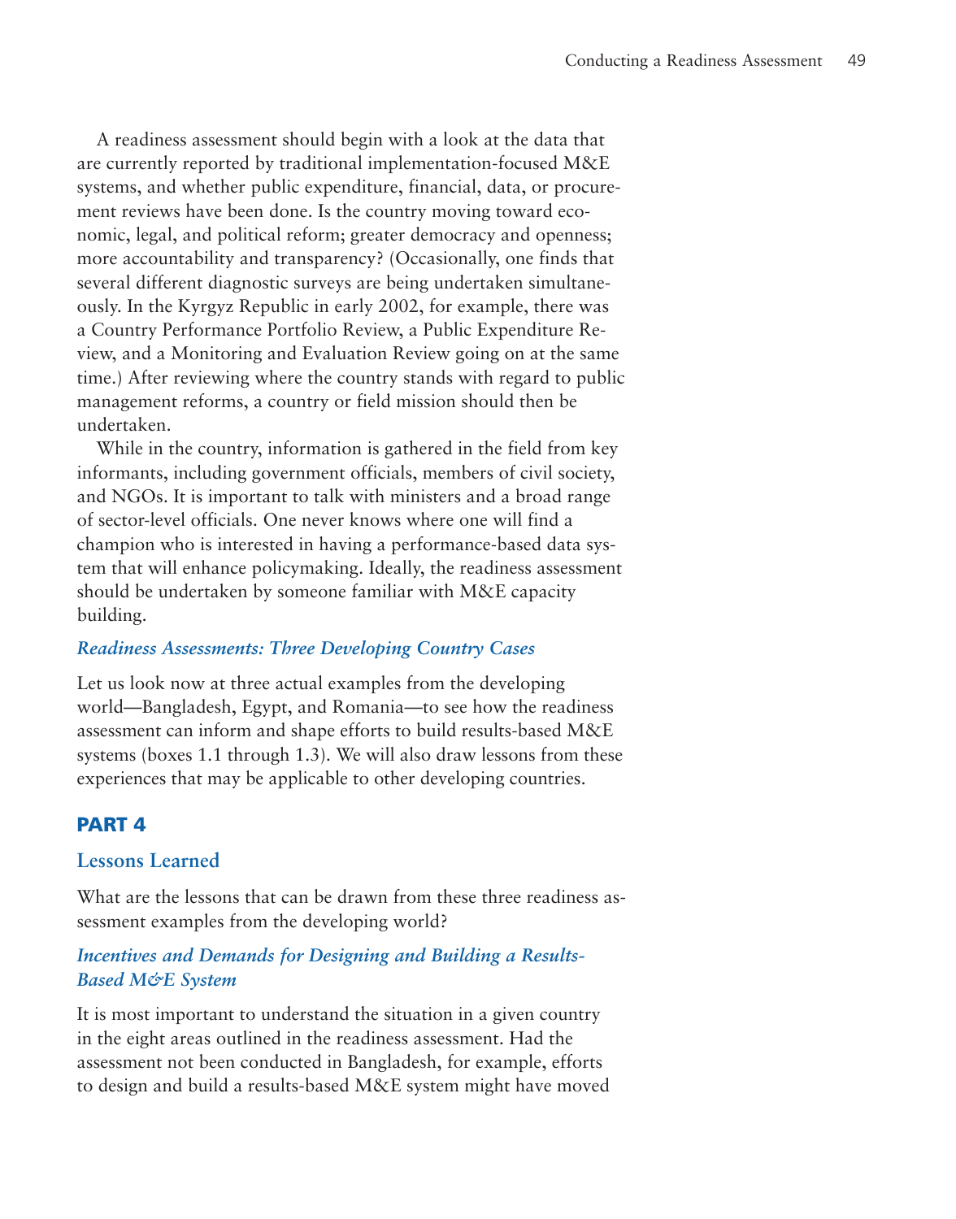A readiness assessment should begin with a look at the data that are currently reported by traditional implementation-focused M&E systems, and whether public expenditure, financial, data, or procurement reviews have been done. Is the country moving toward economic, legal, and political reform; greater democracy and openness; more accountability and transparency? (Occasionally, one finds that several different diagnostic surveys are being undertaken simultaneously. In the Kyrgyz Republic in early 2002, for example, there was a Country Performance Portfolio Review, a Public Expenditure Review, and a Monitoring and Evaluation Review going on at the same time.) After reviewing where the country stands with regard to public management reforms, a country or field mission should then be undertaken.

While in the country, information is gathered in the field from key informants, including government officials, members of civil society, and NGOs. It is important to talk with ministers and a broad range of sector-level officials. One never knows where one will find a champion who is interested in having a performance-based data system that will enhance policymaking. Ideally, the readiness assessment should be undertaken by someone familiar with M&E capacity building.

### *Readiness Assessments: Three Developing Country Cases*

Let us look now at three actual examples from the developing world—Bangladesh, Egypt, and Romania—to see how the readiness assessment can inform and shape efforts to build results-based M&E systems (boxes 1.1 through 1.3). We will also draw lessons from these experiences that may be applicable to other developing countries.

## PART 4

## Lessons Learned

What are the lessons that can be drawn from these three readiness assessment examples from the developing world?

### *Incentives and Demands for Designing and Building a Results-Based M&E System*

It is most important to understand the situation in a given country in the eight areas outlined in the readiness assessment. Had the assessment not been conducted in Bangladesh, for example, efforts to design and build a results-based M&E system might have moved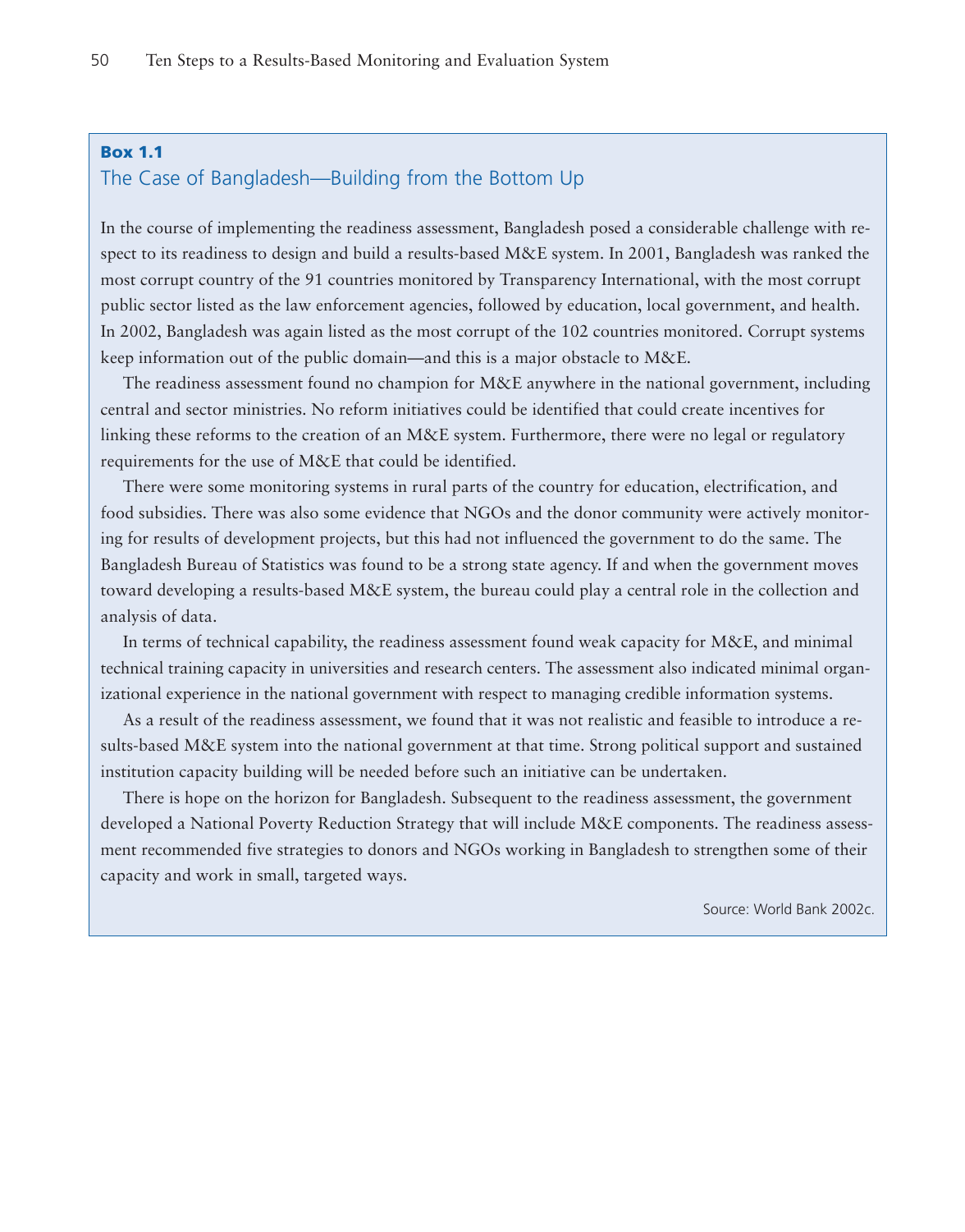**Box 1.1**

### The Case of Bangladesh—Building from the Bottom Up

In the course of implementing the readiness assessment, Bangladesh posed a considerable challenge with respect to its readiness to design and build a results-based M&E system. In 2001, Bangladesh was ranked the most corrupt country of the 91 countries monitored by Transparency International, with the most corrupt public sector listed as the law enforcement agencies, followed by education, local government, and health. In 2002, Bangladesh was again listed as the most corrupt of the 102 countries monitored. Corrupt systems keep information out of the public domain—and this is a major obstacle to M&E.

The readiness assessment found no champion for M&E anywhere in the national government, including central and sector ministries. No reform initiatives could be identified that could create incentives for linking these reforms to the creation of an M&E system. Furthermore, there were no legal or regulatory requirements for the use of M&E that could be identified.

There were some monitoring systems in rural parts of the country for education, electrification, and food subsidies. There was also some evidence that NGOs and the donor community were actively monitoring for results of development projects, but this had not influenced the government to do the same. The Bangladesh Bureau of Statistics was found to be a strong state agency. If and when the government moves toward developing a results-based M&E system, the bureau could play a central role in the collection and analysis of data.

In terms of technical capability, the readiness assessment found weak capacity for M&E, and minimal technical training capacity in universities and research centers. The assessment also indicated minimal organizational experience in the national government with respect to managing credible information systems.

As a result of the readiness assessment, we found that it was not realistic and feasible to introduce a results-based M&E system into the national government at that time. Strong political support and sustained institution capacity building will be needed before such an initiative can be undertaken.

There is hope on the horizon for Bangladesh. Subsequent to the readiness assessment, the government developed a National Poverty Reduction Strategy that will include M&E components. The readiness assessment recommended five strategies to donors and NGOs working in Bangladesh to strengthen some of their capacity and work in small, targeted ways.

Source: World Bank 2002c.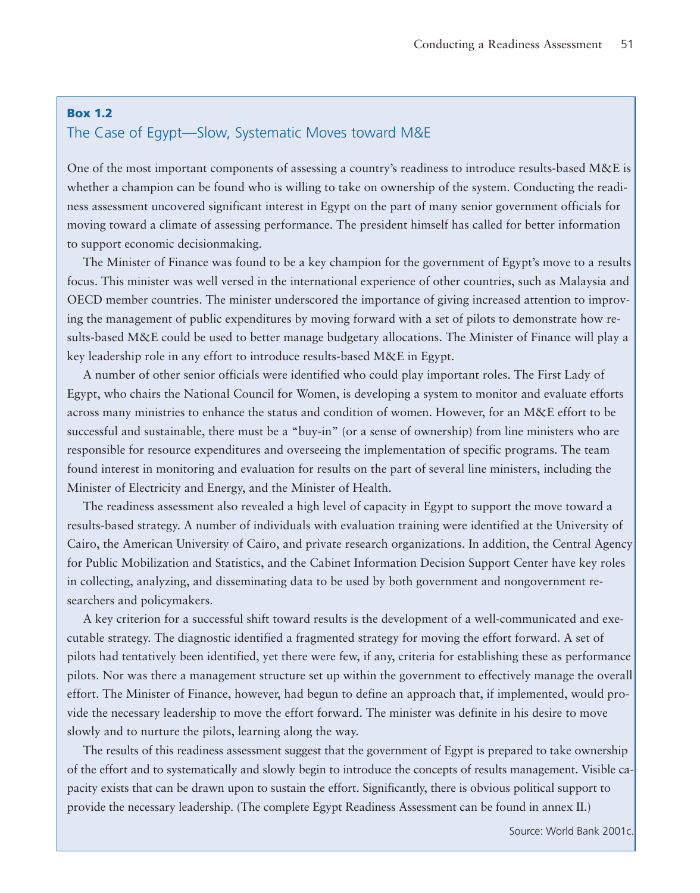**Box 1.2**

### The Case of Egypt—Slow, Systematic Moves toward M&E

One of the most important components of assessing a country's readiness to introduce results-based M&E is whether a champion can be found who is willing to take on ownership of the system. Conducting the readiness assessment uncovered significant interest in Egypt on the part of many senior government officials for moving toward a climate of assessing performance. The president himself has called for better information to support economic decisionmaking.

The Minister of Finance was found to be a key champion for the government of Egypt's move to a results focus. This minister was well versed in the international experience of other countries, such as Malaysia and OECD member countries. The minister underscored the importance of giving increased attention to improving the management of public expenditures by moving forward with a set of pilots to demonstrate how results-based M&E could be used to better manage budgetary allocations. The Minister of Finance will play a key leadership role in any effort to introduce results-based M&E in Egypt.

A number of other senior officials were identified who could play important roles. The First Lady of Egypt, who chairs the National Council for Women, is developing a system to monitor and evaluate efforts across many ministries to enhance the status and condition of women. However, for an M&E effort to be successful and sustainable, there must be a "buy-in" (or a sense of ownership) from line ministers who are responsible for resource expenditures and overseeing the implementation of specific programs. The team found interest in monitoring and evaluation for results on the part of several line ministers, including the Minister of Electricity and Energy, and the Minister of Health.

The readiness assessment also revealed a high level of capacity in Egypt to support the move toward a results-based strategy. A number of individuals with evaluation training were identified at the University of Cairo, the American University of Cairo, and private research organizations. In addition, the Central Agency for Public Mobilization and Statistics, and the Cabinet Information Decision Support Center have key roles in collecting, analyzing, and disseminating data to be used by both government and nongovernment researchers and policymakers.

A key criterion for a successful shift toward results is the development of a well-communicated and executable strategy. The diagnostic identified a fragmented strategy for moving the effort forward. A set of pilots had tentatively been identified, yet there were few, if any, criteria for establishing these as performance pilots. Nor was there a management structure set up within the government to effectively manage the overall effort. The Minister of Finance, however, had begun to define an approach that, if implemented, would provide the necessary leadership to move the effort forward. The minister was definite in his desire to move slowly and to nurture the pilots, learning along the way.

The results of this readiness assessment suggest that the government of Egypt is prepared to take ownership of the effort and to systematically and slowly begin to introduce the concepts of results management. Visible capacity exists that can be drawn upon to sustain the effort. Significantly, there is obvious political support to provide the necessary leadership. (The complete Egypt Readiness Assessment can be found in annex II.)

Source: World Bank 2001c.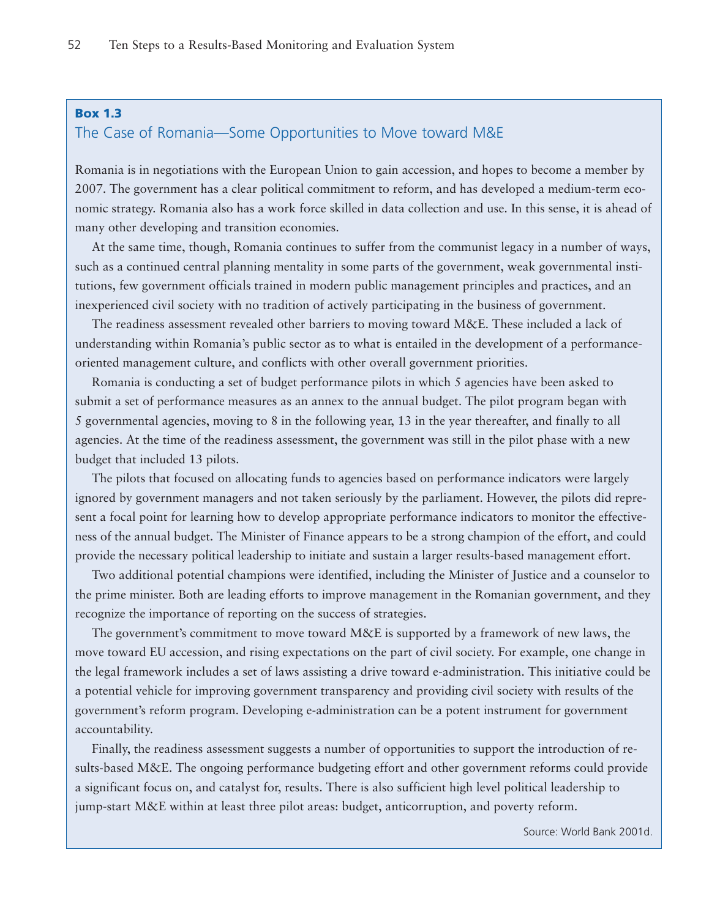**Box 1.3**

### The Case of Romania—Some Opportunities to Move toward M&E

Romania is in negotiations with the European Union to gain accession, and hopes to become a member by 2007. The government has a clear political commitment to reform, and has developed a medium-term economic strategy. Romania also has a work force skilled in data collection and use. In this sense, it is ahead of many other developing and transition economies.

At the same time, though, Romania continues to suffer from the communist legacy in a number of ways, such as a continued central planning mentality in some parts of the government, weak governmental institutions, few government officials trained in modern public management principles and practices, and an inexperienced civil society with no tradition of actively participating in the business of government.

The readiness assessment revealed other barriers to moving toward M&E. These included a lack of understanding within Romania's public sector as to what is entailed in the development of a performance-oriented management culture, and conflicts with other overall government priorities.

Romania is conducting a set of budget performance pilots in which 5 agencies have been asked to submit a set of performance measures as an annex to the annual budget. The pilot program began with 5 governmental agencies, moving to 8 in the following year, 13 in the year thereafter, and finally to all agencies. At the time of the readiness assessment, the government was still in the pilot phase with a new budget that included 13 pilots.

The pilots that focused on allocating funds to agencies based on performance indicators were largely ignored by government managers and not taken seriously by the parliament. However, the pilots did represent a focal point for learning how to develop appropriate performance indicators to monitor the effectiveness of the annual budget. The Minister of Finance appears to be a strong champion of the effort, and could provide the necessary political leadership to initiate and sustain a larger results-based management effort.

Two additional potential champions were identified, including the Minister of Justice and a counselor to the prime minister. Both are leading efforts to improve management in the Romanian government, and they recognize the importance of reporting on the success of strategies.

The government's commitment to move toward M&E is supported by a framework of new laws, the move toward EU accession, and rising expectations on the part of civil society. For example, one change in the legal framework includes a set of laws assisting a drive toward e-administration. This initiative could be a potential vehicle for improving government transparency and providing civil society with results of the government's reform program. Developing e-administration can be a potent instrument for government accountability.

Finally, the readiness assessment suggests a number of opportunities to support the introduction of results-based M&E. The ongoing performance budgeting effort and other government reforms could provide a significant focus on, and catalyst for, results. There is also sufficient high level political leadership to jump-start M&E within at least three pilot areas: budget, anticorruption, and poverty reform.

Source: World Bank 2001d.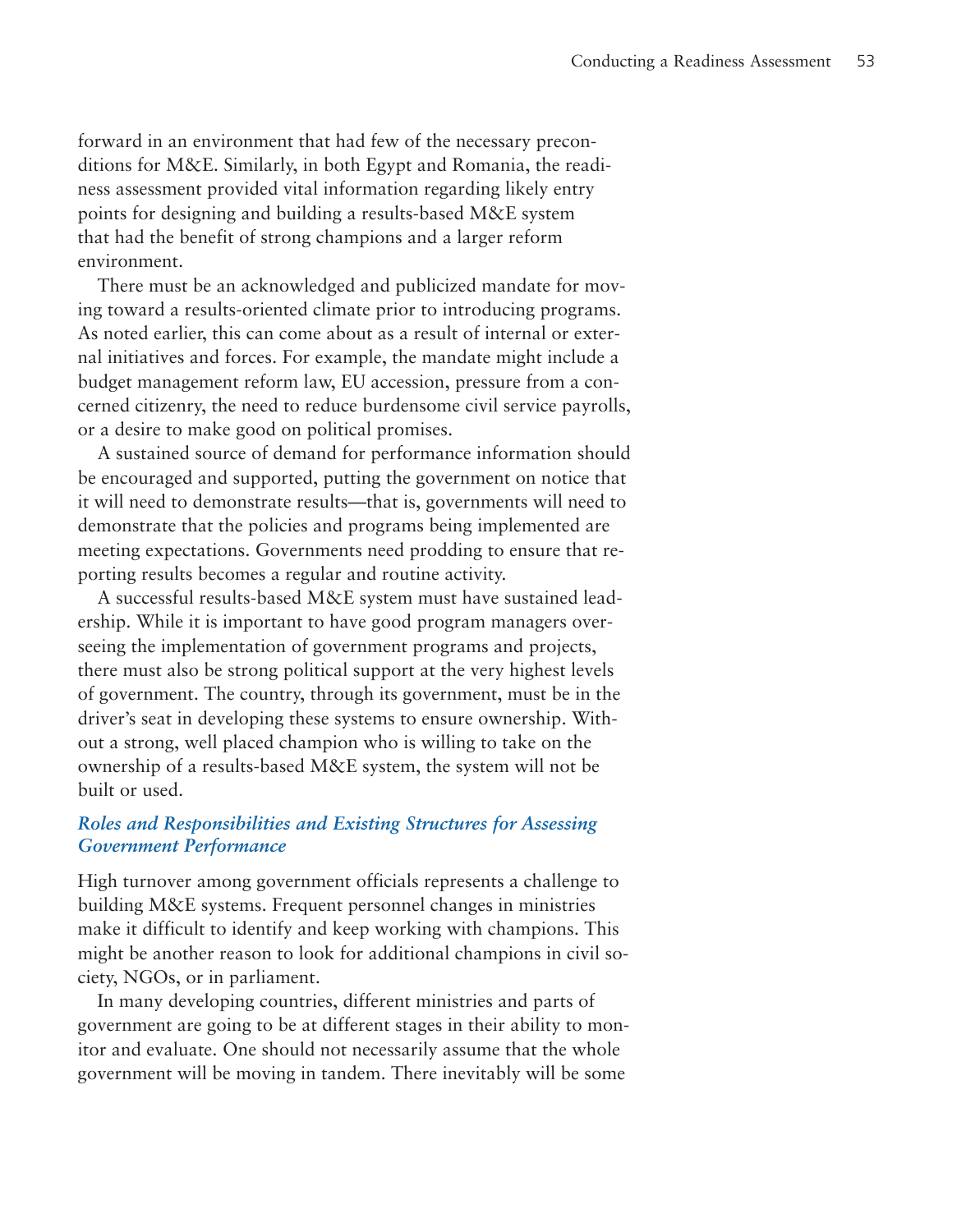forward in an environment that had few of the necessary preconditions for M&E. Similarly, in both Egypt and Romania, the readiness assessment provided vital information regarding likely entry points for designing and building a results-based M&E system that had the benefit of strong champions and a larger reform environment.

There must be an acknowledged and publicized mandate for moving toward a results-oriented climate prior to introducing programs. As noted earlier, this can come about as a result of internal or external initiatives and forces. For example, the mandate might include a budget management reform law, EU accession, pressure from a concerned citizenry, the need to reduce burdensome civil service payrolls, or a desire to make good on political promises.

A sustained source of demand for performance information should be encouraged and supported, putting the government on notice that it will need to demonstrate results—that is, governments will need to demonstrate that the policies and programs being implemented are meeting expectations. Governments need prodding to ensure that reporting results becomes a regular and routine activity.

A successful results-based M&E system must have sustained leadership. While it is important to have good program managers overseeing the implementation of government programs and projects, there must also be strong political support at the very highest levels of government. The country, through its government, must be in the driver's seat in developing these systems to ensure ownership. Without a strong, well placed champion who is willing to take on the ownership of a results-based M&E system, the system will not be built or used.

### *Roles and Responsibilities and Existing Structures for Assessing Government Performance*

High turnover among government officials represents a challenge to building M&E systems. Frequent personnel changes in ministries make it difficult to identify and keep working with champions. This might be another reason to look for additional champions in civil society, NGOs, or in parliament.

In many developing countries, different ministries and parts of government are going to be at different stages in their ability to monitor and evaluate. One should not necessarily assume that the whole government will be moving in tandem. There inevitably will be some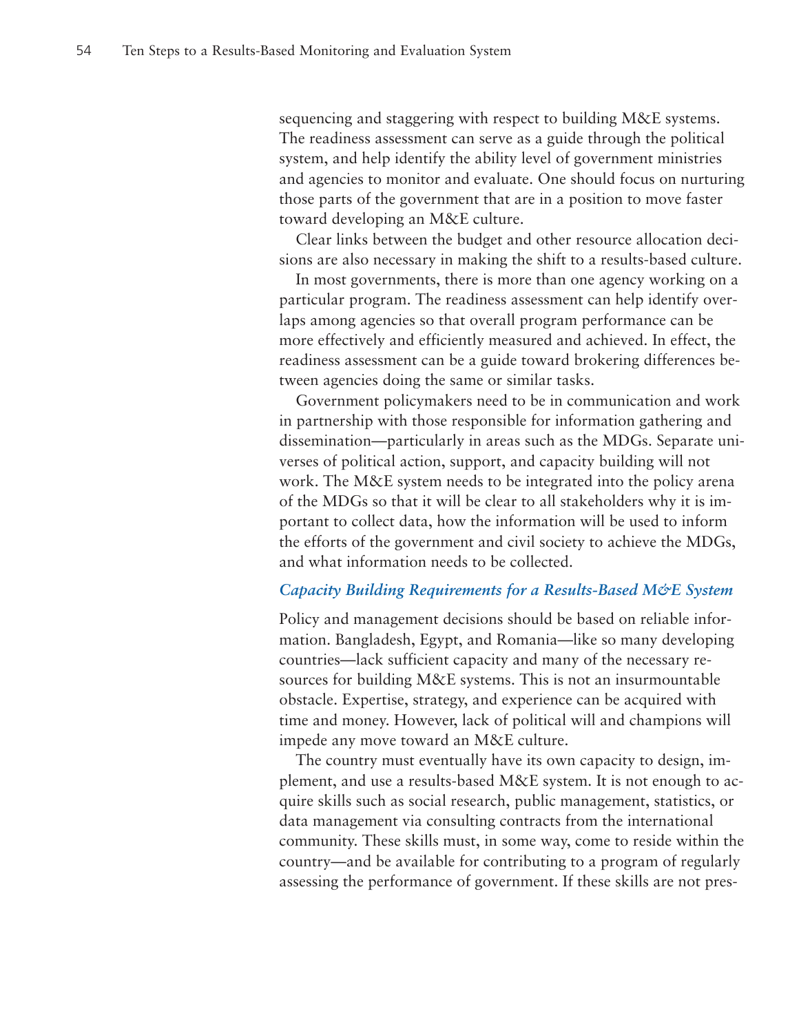sequencing and staggering with respect to building M&E systems. The readiness assessment can serve as a guide through the political system, and help identify the ability level of government ministries and agencies to monitor and evaluate. One should focus on nurturing those parts of the government that are in a position to move faster toward developing an M&E culture.

Clear links between the budget and other resource allocation decisions are also necessary in making the shift to a results-based culture.

In most governments, there is more than one agency working on a particular program. The readiness assessment can help identify overlaps among agencies so that overall program performance can be more effectively and efficiently measured and achieved. In effect, the readiness assessment can be a guide toward brokering differences between agencies doing the same or similar tasks.

Government policymakers need to be in communication and work in partnership with those responsible for information gathering and dissemination—particularly in areas such as the MDGs. Separate universes of political action, support, and capacity building will not work. The M&E system needs to be integrated into the policy arena of the MDGs so that it will be clear to all stakeholders why it is important to collect data, how the information will be used to inform the efforts of the government and civil society to achieve the MDGs, and what information needs to be collected.

### *Capacity Building Requirements for a Results-Based M&E System*

Policy and management decisions should be based on reliable information. Bangladesh, Egypt, and Romania—like so many developing countries—lack sufficient capacity and many of the necessary resources for building M&E systems. This is not an insurmountable obstacle. Expertise, strategy, and experience can be acquired with time and money. However, lack of political will and champions will impede any move toward an M&E culture.

The country must eventually have its own capacity to design, implement, and use a results-based M&E system. It is not enough to acquire skills such as social research, public management, statistics, or data management via consulting contracts from the international community. These skills must, in some way, come to reside within the country—and be available for contributing to a program of regularly assessing the performance of government. If these skills are not pres-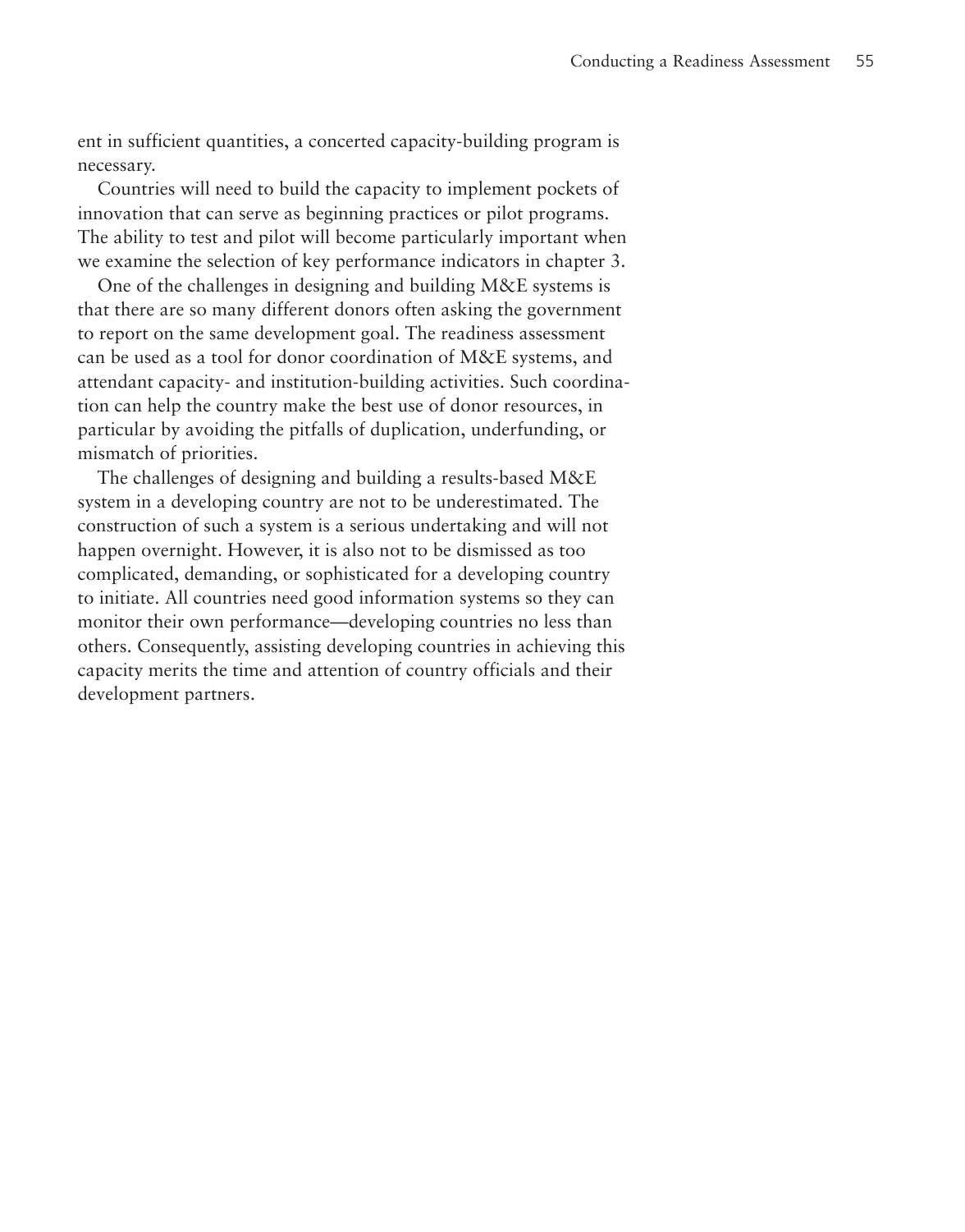ent in sufficient quantities, a concerted capacity-building program is necessary.

Countries will need to build the capacity to implement pockets of innovation that can serve as beginning practices or pilot programs. The ability to test and pilot will become particularly important when we examine the selection of key performance indicators in chapter 3.

One of the challenges in designing and building M&E systems is that there are so many different donors often asking the government to report on the same development goal. The readiness assessment can be used as a tool for donor coordination of M&E systems, and attendant capacity- and institution-building activities. Such coordination can help the country make the best use of donor resources, in particular by avoiding the pitfalls of duplication, underfunding, or mismatch of priorities.

The challenges of designing and building a results-based M&E system in a developing country are not to be underestimated. The construction of such a system is a serious undertaking and will not happen overnight. However, it is also not to be dismissed as too complicated, demanding, or sophisticated for a developing country to initiate. All countries need good information systems so they can monitor their own performance—developing countries no less than others. Consequently, assisting developing countries in achieving this capacity merits the time and attention of country officials and their development partners.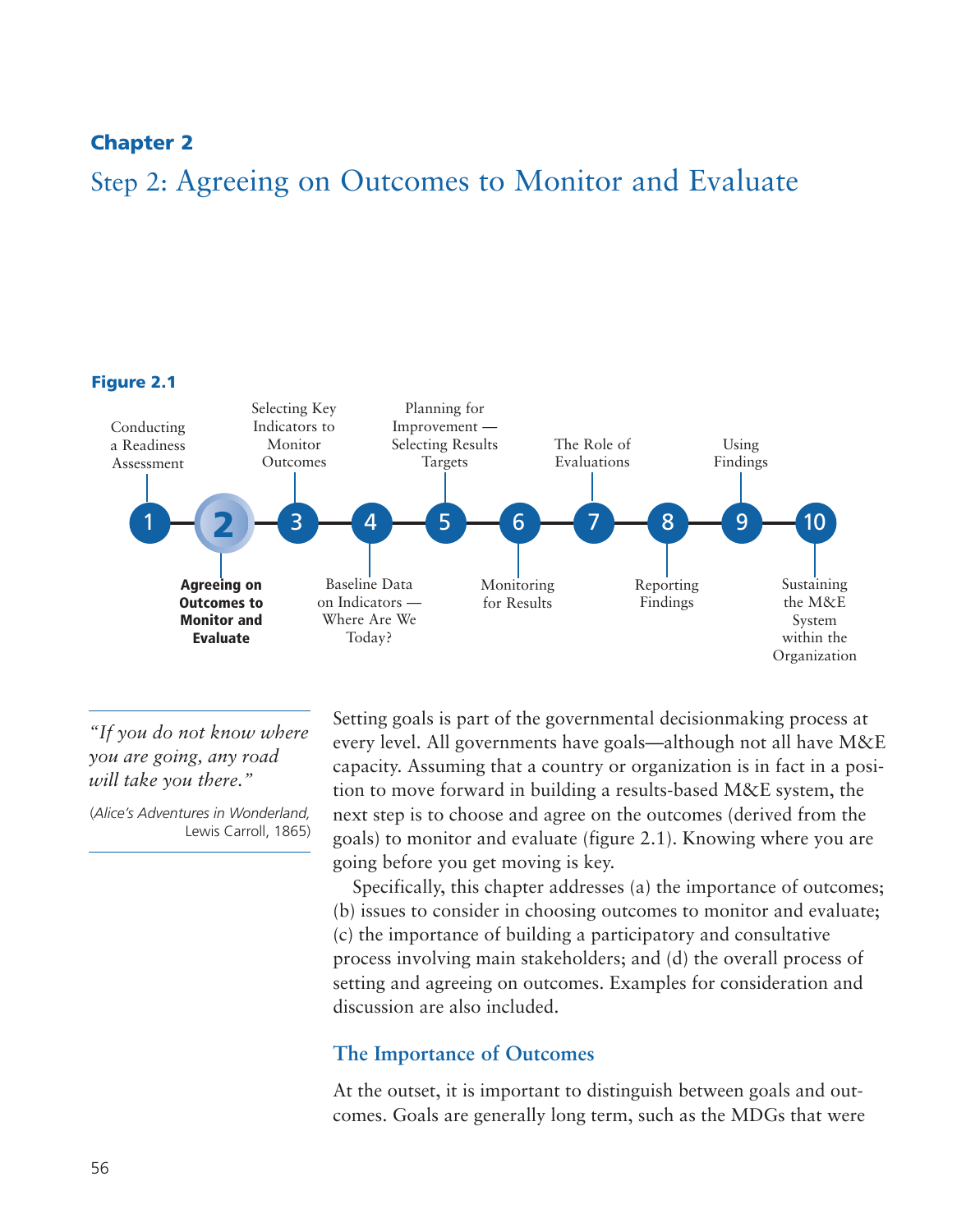## Chapter 2

# Step 2: Agreeing on Outcomes to Monitor and Evaluate

**Figure 2.1**

1 Conducting a Readiness Assessment

2 **Agreeing on Outcomes to Monitor and Evaluate**

3 Selecting Key Indicators to Monitor Outcomes

4 Baseline Data on Indicators — Where Are We Today?

5 Planning for Improvement — Selecting Results Targets

6 Monitoring for Results

7 The Role of Evaluations

8 Reporting Findings

9 Using Findings

10 Sustaining the M&E System within the Organization

> *"If you do not know where you are going, any road will take you there."*
>
> (*Alice's Adventures in Wonderland,* Lewis Carroll, 1865)

Setting goals is part of the governmental decisionmaking process at every level. All governments have goals—although not all have M&E capacity. Assuming that a country or organization is in fact in a position to move forward in building a results-based M&E system, the next step is to choose and agree on the outcomes (derived from the goals) to monitor and evaluate (figure 2.1). Knowing where you are going before you get moving is key.

Specifically, this chapter addresses (a) the importance of outcomes; (b) issues to consider in choosing outcomes to monitor and evaluate; (c) the importance of building a participatory and consultative process involving main stakeholders; and (d) the overall process of setting and agreeing on outcomes. Examples for consideration and discussion are also included.

### The Importance of Outcomes

At the outset, it is important to distinguish between goals and outcomes. Goals are generally long term, such as the MDGs that were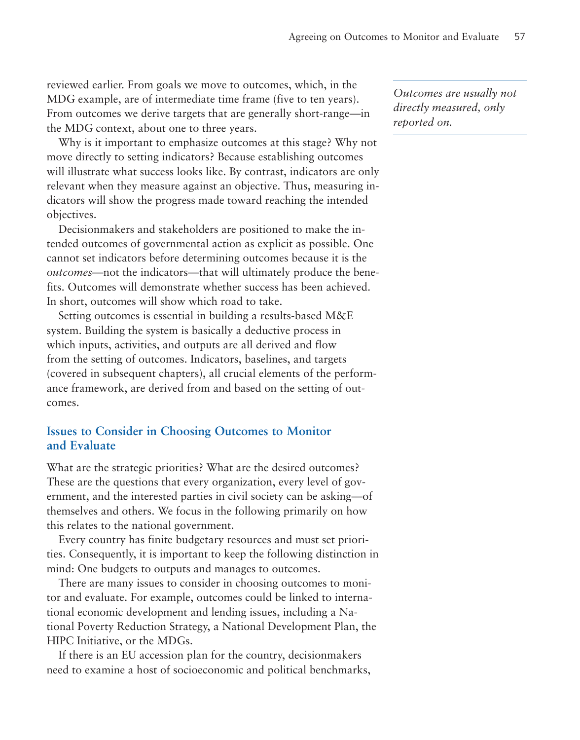reviewed earlier. From goals we move to outcomes, which, in the MDG example, are of intermediate time frame (five to ten years). From outcomes we derive targets that are generally short-range—in the MDG context, about one to three years.

*Outcomes are usually not directly measured, only reported on.*

Why is it important to emphasize outcomes at this stage? Why not move directly to setting indicators? Because establishing outcomes will illustrate what success looks like. By contrast, indicators are only relevant when they measure against an objective. Thus, measuring indicators will show the progress made toward reaching the intended objectives.

Decisionmakers and stakeholders are positioned to make the intended outcomes of governmental action as explicit as possible. One cannot set indicators before determining outcomes because it is the *outcomes*—not the indicators—that will ultimately produce the benefits. Outcomes will demonstrate whether success has been achieved. In short, outcomes will show which road to take.

Setting outcomes is essential in building a results-based M&E system. Building the system is basically a deductive process in which inputs, activities, and outputs are all derived and flow from the setting of outcomes. Indicators, baselines, and targets (covered in subsequent chapters), all crucial elements of the performance framework, are derived from and based on the setting of outcomes.

## Issues to Consider in Choosing Outcomes to Monitor and Evaluate

What are the strategic priorities? What are the desired outcomes? These are the questions that every organization, every level of government, and the interested parties in civil society can be asking—of themselves and others. We focus in the following primarily on how this relates to the national government.

Every country has finite budgetary resources and must set priorities. Consequently, it is important to keep the following distinction in mind: One budgets to outputs and manages to outcomes.

There are many issues to consider in choosing outcomes to monitor and evaluate. For example, outcomes could be linked to international economic development and lending issues, including a National Poverty Reduction Strategy, a National Development Plan, the HIPC Initiative, or the MDGs.

If there is an EU accession plan for the country, decisionmakers need to examine a host of socioeconomic and political benchmarks,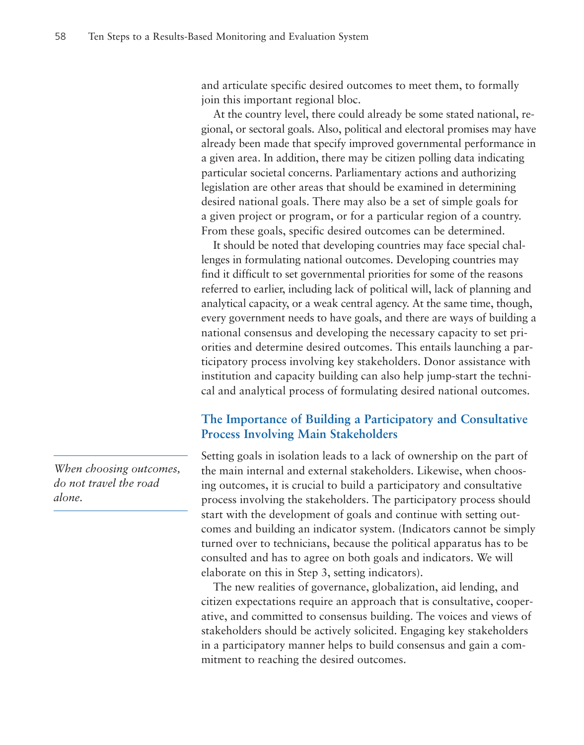and articulate specific desired outcomes to meet them, to formally join this important regional bloc.

At the country level, there could already be some stated national, regional, or sectoral goals. Also, political and electoral promises may have already been made that specify improved governmental performance in a given area. In addition, there may be citizen polling data indicating particular societal concerns. Parliamentary actions and authorizing legislation are other areas that should be examined in determining desired national goals. There may also be a set of simple goals for a given project or program, or for a particular region of a country. From these goals, specific desired outcomes can be determined.

It should be noted that developing countries may face special challenges in formulating national outcomes. Developing countries may find it difficult to set governmental priorities for some of the reasons referred to earlier, including lack of political will, lack of planning and analytical capacity, or a weak central agency. At the same time, though, every government needs to have goals, and there are ways of building a national consensus and developing the necessary capacity to set priorities and determine desired outcomes. This entails launching a participatory process involving key stakeholders. Donor assistance with institution and capacity building can also help jump-start the technical and analytical process of formulating desired national outcomes.

### The Importance of Building a Participatory and Consultative Process Involving Main Stakeholders

*When choosing outcomes, do not travel the road alone.*

Setting goals in isolation leads to a lack of ownership on the part of the main internal and external stakeholders. Likewise, when choosing outcomes, it is crucial to build a participatory and consultative process involving the stakeholders. The participatory process should start with the development of goals and continue with setting outcomes and building an indicator system. (Indicators cannot be simply turned over to technicians, because the political apparatus has to be consulted and has to agree on both goals and indicators. We will elaborate on this in Step 3, setting indicators).

The new realities of governance, globalization, aid lending, and citizen expectations require an approach that is consultative, cooperative, and committed to consensus building. The voices and views of stakeholders should be actively solicited. Engaging key stakeholders in a participatory manner helps to build consensus and gain a commitment to reaching the desired outcomes.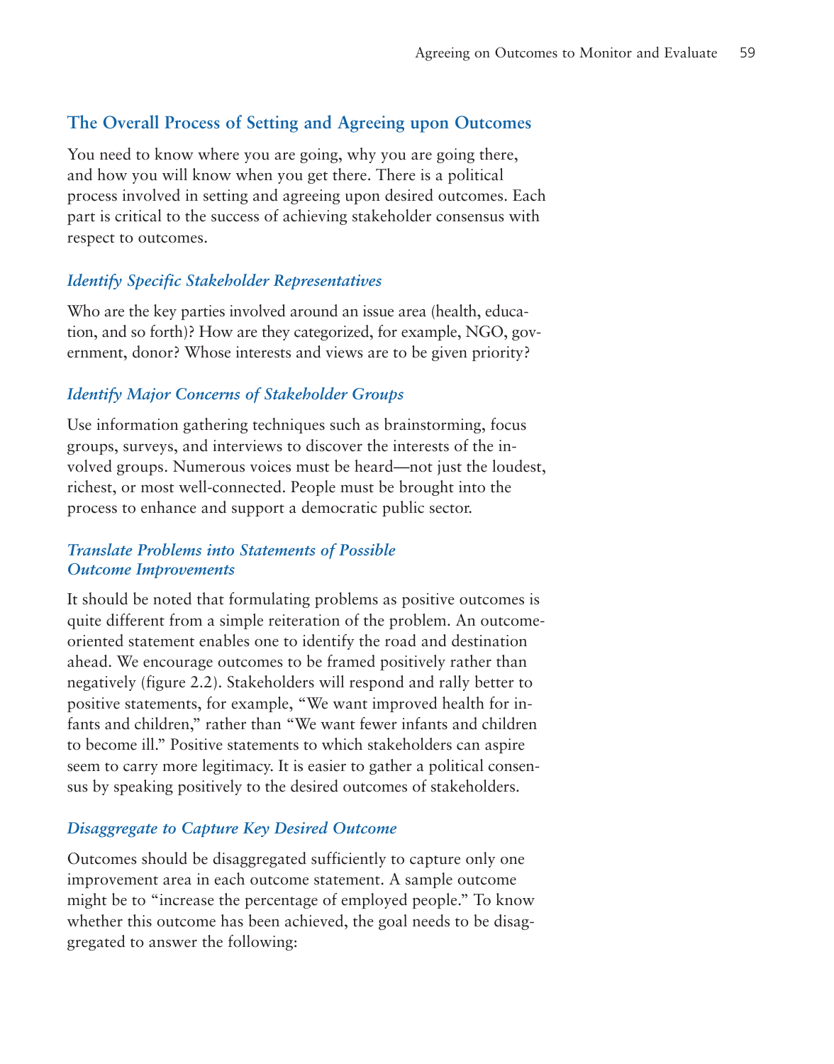## The Overall Process of Setting and Agreeing upon Outcomes

You need to know where you are going, why you are going there, and how you will know when you get there. There is a political process involved in setting and agreeing upon desired outcomes. Each part is critical to the success of achieving stakeholder consensus with respect to outcomes.

### *Identify Specific Stakeholder Representatives*

Who are the key parties involved around an issue area (health, education, and so forth)? How are they categorized, for example, NGO, government, donor? Whose interests and views are to be given priority?

### *Identify Major Concerns of Stakeholder Groups*

Use information gathering techniques such as brainstorming, focus groups, surveys, and interviews to discover the interests of the involved groups. Numerous voices must be heard—not just the loudest, richest, or most well-connected. People must be brought into the process to enhance and support a democratic public sector.

### *Translate Problems into Statements of Possible Outcome Improvements*

It should be noted that formulating problems as positive outcomes is quite different from a simple reiteration of the problem. An outcome-oriented statement enables one to identify the road and destination ahead. We encourage outcomes to be framed positively rather than negatively (figure 2.2). Stakeholders will respond and rally better to positive statements, for example, "We want improved health for infants and children," rather than "We want fewer infants and children to become ill." Positive statements to which stakeholders can aspire seem to carry more legitimacy. It is easier to gather a political consensus by speaking positively to the desired outcomes of stakeholders.

### *Disaggregate to Capture Key Desired Outcome*

Outcomes should be disaggregated sufficiently to capture only one improvement area in each outcome statement. A sample outcome might be to "increase the percentage of employed people." To know whether this outcome has been achieved, the goal needs to be disaggregated to answer the following: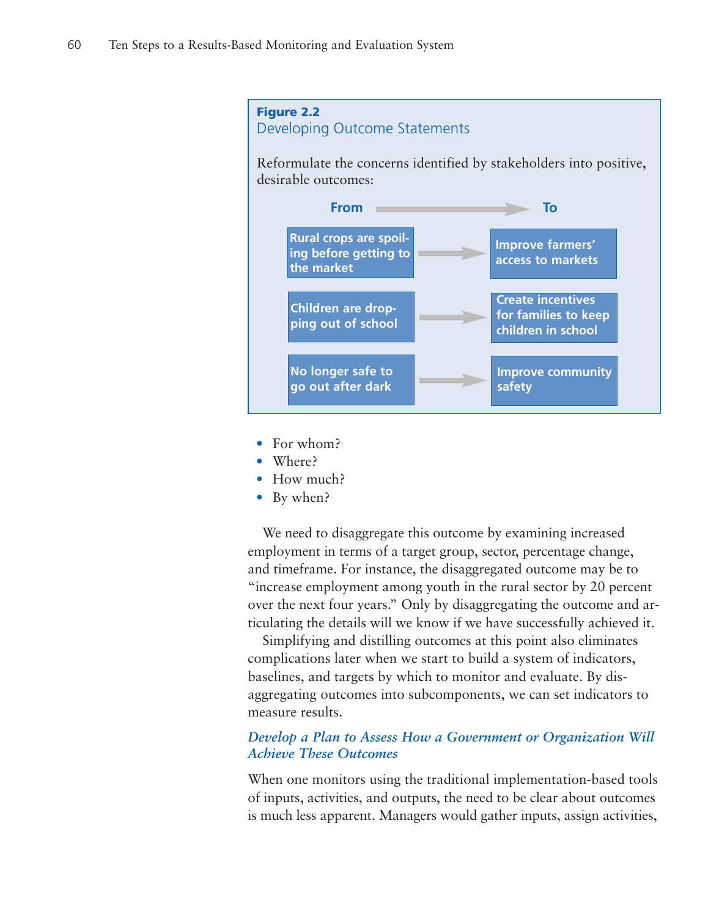**Figure 2.2**
Developing Outcome Statements

Reformulate the concerns identified by stakeholders into positive, desirable outcomes:

| From | To |
| --- | --- |
| Rural crops are spoiling before getting to the market | Improve farmers' access to markets |
| Children are dropping out of school | Create incentives for families to keep children in school |
| No longer safe to go out after dark | Improve community safety |

- For whom?
- Where?
- How much?
- By when?

We need to disaggregate this outcome by examining increased employment in terms of a target group, sector, percentage change, and timeframe. For instance, the disaggregated outcome may be to "increase employment among youth in the rural sector by 20 percent over the next four years." Only by disaggregating the outcome and articulating the details will we know if we have successfully achieved it.

Simplifying and distilling outcomes at this point also eliminates complications later when we start to build a system of indicators, baselines, and targets by which to monitor and evaluate. By disaggregating outcomes into subcomponents, we can set indicators to measure results.

### *Develop a Plan to Assess How a Government or Organization Will Achieve These Outcomes*

When one monitors using the traditional implementation-based tools of inputs, activities, and outputs, the need to be clear about outcomes is much less apparent. Managers would gather inputs, assign activities,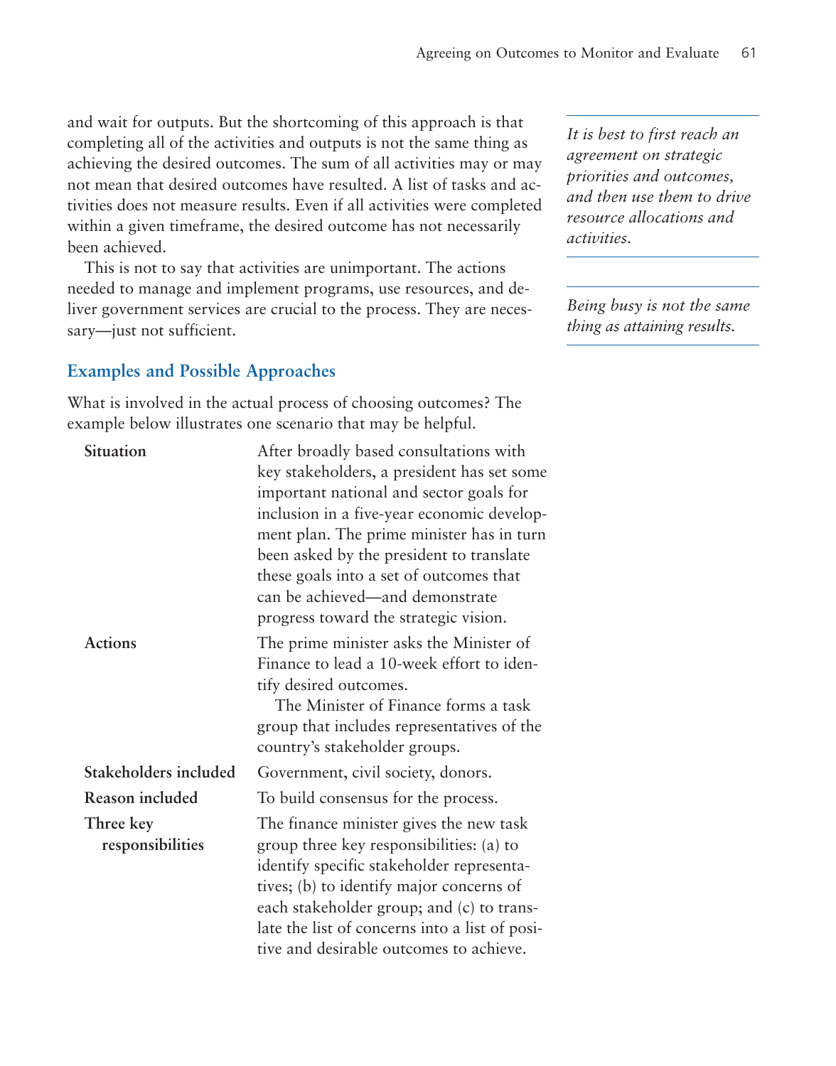and wait for outputs. But the shortcoming of this approach is that completing all of the activities and outputs is not the same thing as achieving the desired outcomes. The sum of all activities may or may not mean that desired outcomes have resulted. A list of tasks and activities does not measure results. Even if all activities were completed within a given timeframe, the desired outcome has not necessarily been achieved.

This is not to say that activities are unimportant. The actions needed to manage and implement programs, use resources, and deliver government services are crucial to the process. They are necessary—just not sufficient.

*It is best to first reach an agreement on strategic priorities and outcomes, and then use them to drive resource allocations and activities.*

*Being busy is not the same thing as attaining results.*

## Examples and Possible Approaches

What is involved in the actual process of choosing outcomes? The example below illustrates one scenario that may be helpful.

| | |
|---|---|
| **Situation** | After broadly based consultations with key stakeholders, a president has set some important national and sector goals for inclusion in a five-year economic development plan. The prime minister has in turn been asked by the president to translate these goals into a set of outcomes that can be achieved—and demonstrate progress toward the strategic vision. |
| **Actions** | The prime minister asks the Minister of Finance to lead a 10-week effort to identify desired outcomes. The Minister of Finance forms a task group that includes representatives of the country's stakeholder groups. |
| **Stakeholders included** | Government, civil society, donors. |
| **Reason included** | To build consensus for the process. |
| **Three key responsibilities** | The finance minister gives the new task group three key responsibilities: (a) to identify specific stakeholder representatives; (b) to identify major concerns of each stakeholder group; and (c) to translate the list of concerns into a list of positive and desirable outcomes to achieve. |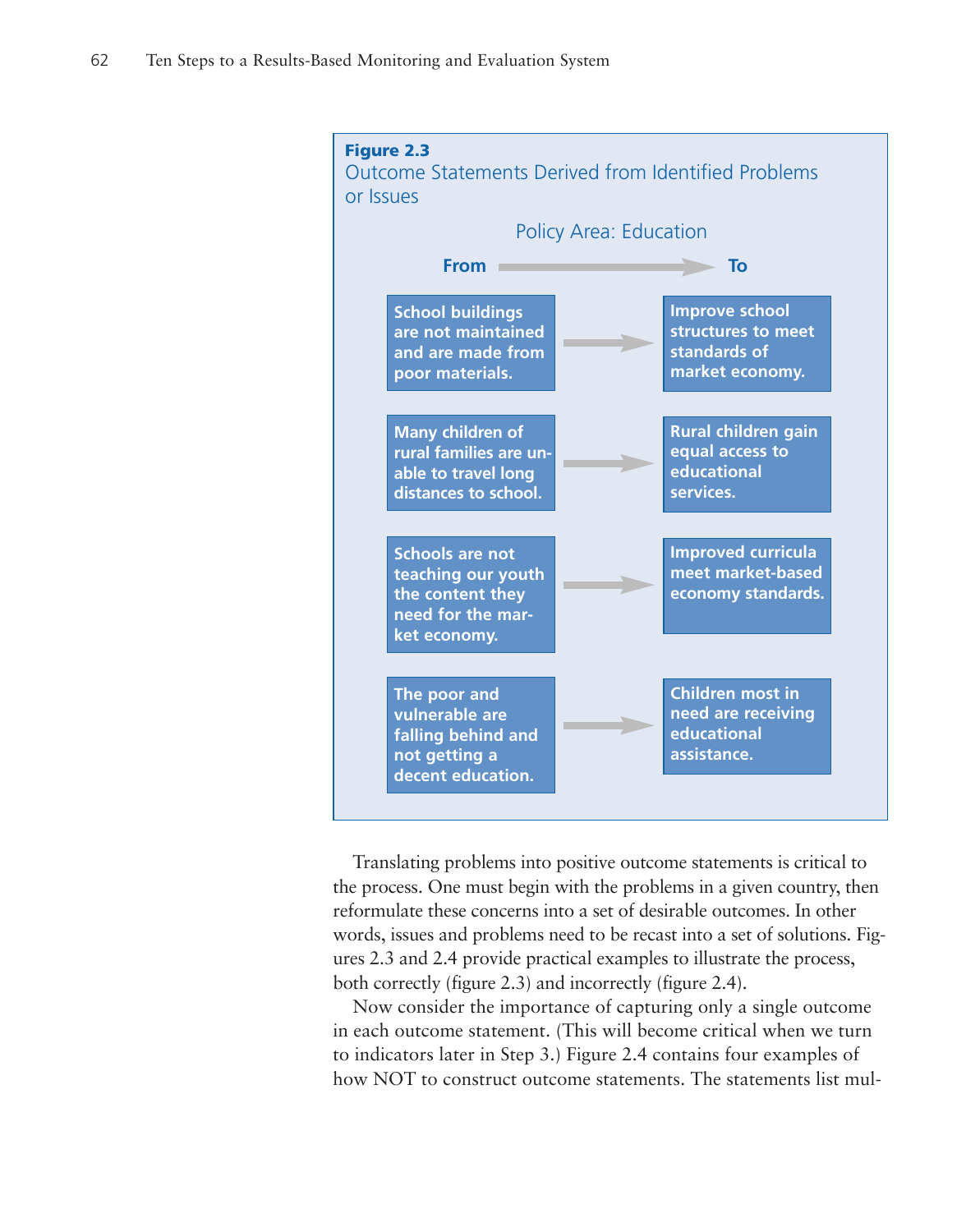**Figure 2.3**
Outcome Statements Derived from Identified Problems or Issues

Policy Area: Education

| From | To |
|---|---|
| School buildings are not maintained and are made from poor materials. | Improve school structures to meet standards of market economy. |
| Many children of rural families are unable to travel long distances to school. | Rural children gain equal access to educational services. |
| Schools are not teaching our youth the content they need for the market economy. | Improved curricula meet market-based economy standards. |
| The poor and vulnerable are falling behind and not getting a decent education. | Children most in need are receiving educational assistance. |

Translating problems into positive outcome statements is critical to the process. One must begin with the problems in a given country, then reformulate these concerns into a set of desirable outcomes. In other words, issues and problems need to be recast into a set of solutions. Figures 2.3 and 2.4 provide practical examples to illustrate the process, both correctly (figure 2.3) and incorrectly (figure 2.4).

Now consider the importance of capturing only a single outcome in each outcome statement. (This will become critical when we turn to indicators later in Step 3.) Figure 2.4 contains four examples of how NOT to construct outcome statements. The statements list mul-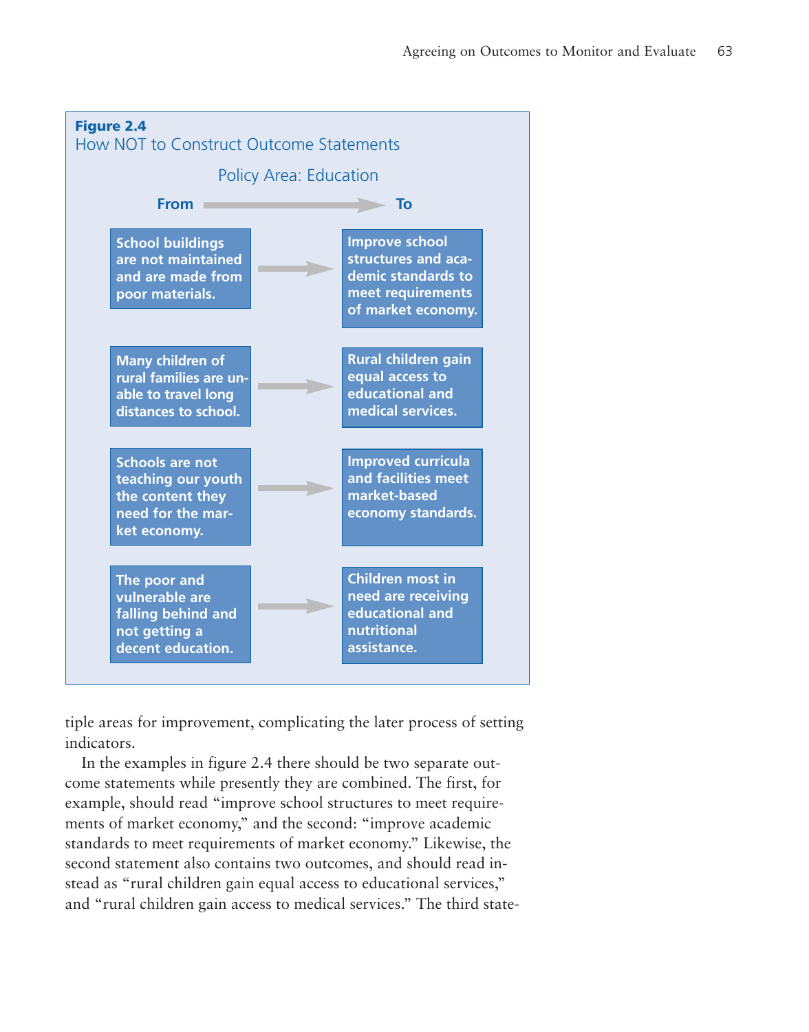**Figure 2.4**
How NOT to Construct Outcome Statements

Policy Area: Education

| From | To |
| --- | --- |
| School buildings are not maintained and are made from poor materials. | Improve school structures and academic standards to meet requirements of market economy. |
| Many children of rural families are unable to travel long distances to school. | Rural children gain equal access to educational and medical services. |
| Schools are not teaching our youth the content they need for the market economy. | Improved curricula and facilities meet market-based economy standards. |
| The poor and vulnerable are falling behind and not getting a decent education. | Children most in need are receiving educational and nutritional assistance. |

tiple areas for improvement, complicating the later process of setting indicators.

In the examples in figure 2.4 there should be two separate outcome statements while presently they are combined. The first, for example, should read "improve school structures to meet requirements of market economy," and the second: "improve academic standards to meet requirements of market economy." Likewise, the second statement also contains two outcomes, and should read instead as "rural children gain equal access to educational services," and "rural children gain access to medical services." The third state-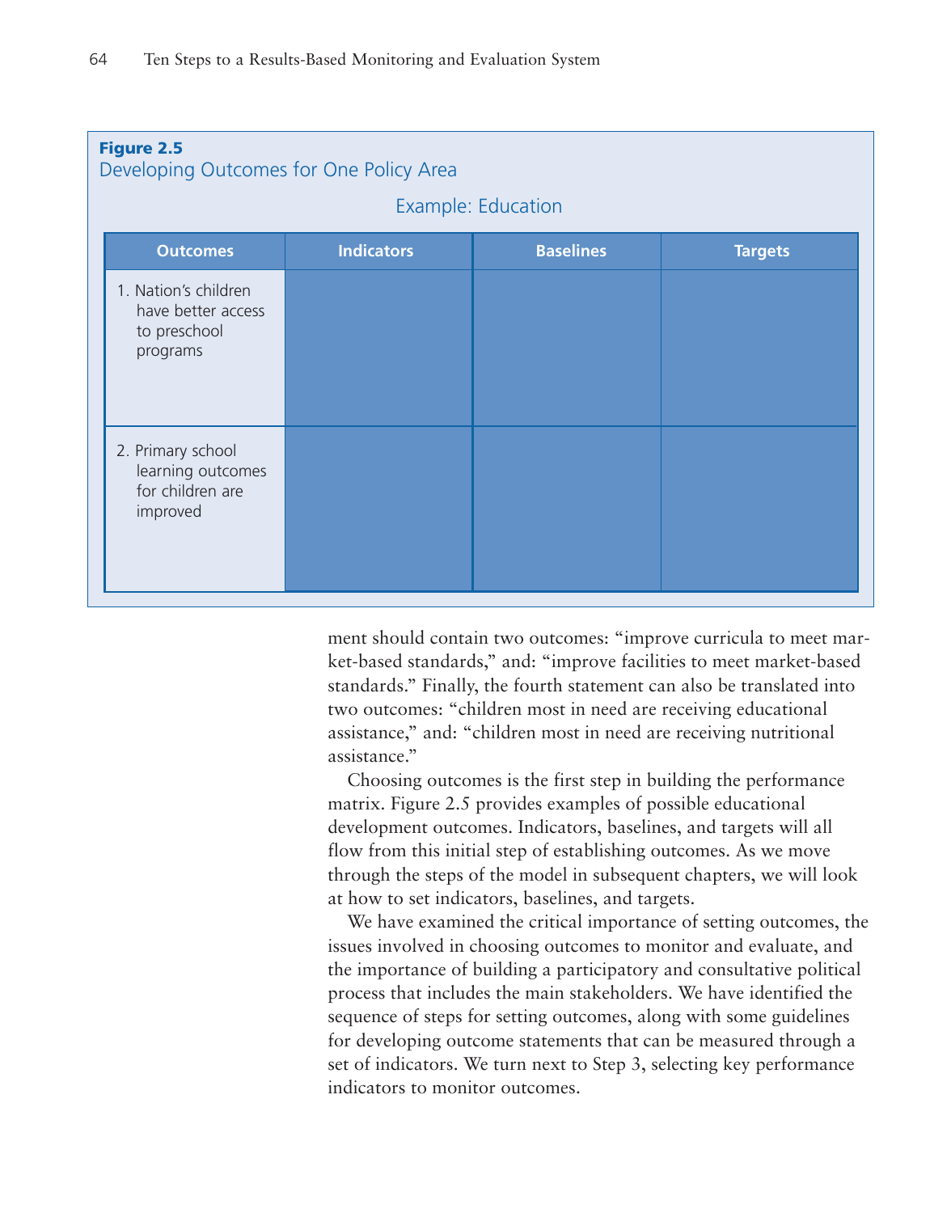**Figure 2.5**
Developing Outcomes for One Policy Area

Example: Education

| Outcomes | Indicators | Baselines | Targets |
|---|---|---|---|
| 1. Nation's children have better access to preschool programs | | | |
| 2. Primary school learning outcomes for children are improved | | | |

ment should contain two outcomes: "improve curricula to meet market-based standards," and: "improve facilities to meet market-based standards." Finally, the fourth statement can also be translated into two outcomes: "children most in need are receiving educational assistance," and: "children most in need are receiving nutritional assistance."

Choosing outcomes is the first step in building the performance matrix. Figure 2.5 provides examples of possible educational development outcomes. Indicators, baselines, and targets will all flow from this initial step of establishing outcomes. As we move through the steps of the model in subsequent chapters, we will look at how to set indicators, baselines, and targets.

We have examined the critical importance of setting outcomes, the issues involved in choosing outcomes to monitor and evaluate, and the importance of building a participatory and consultative political process that includes the main stakeholders. We have identified the sequence of steps for setting outcomes, along with some guidelines for developing outcome statements that can be measured through a set of indicators. We turn next to Step 3, selecting key performance indicators to monitor outcomes.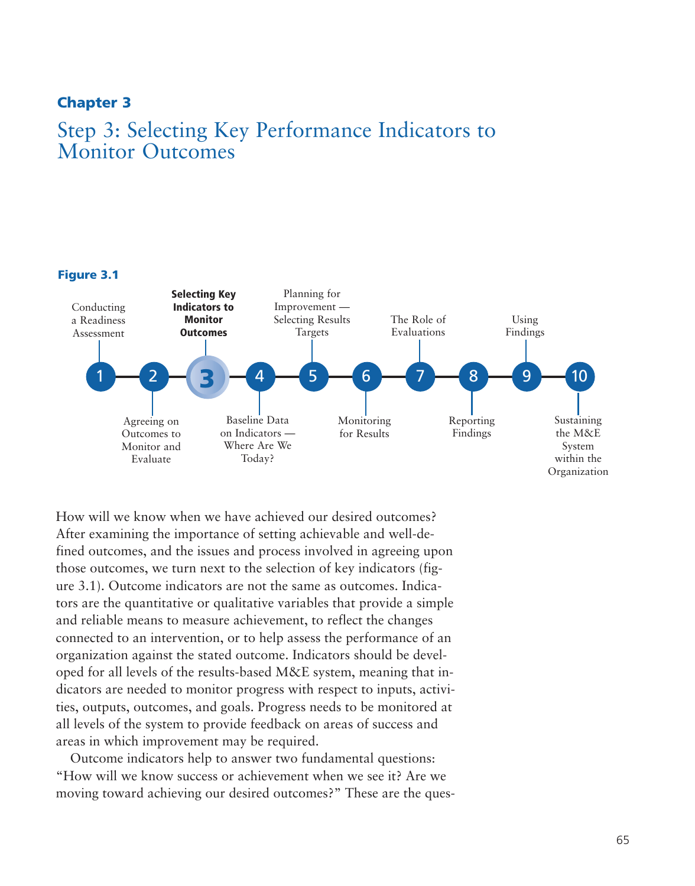**Chapter 3**

# Step 3: Selecting Key Performance Indicators to Monitor Outcomes

**Figure 3.1**

1. Conducting a Readiness Assessment
2. Agreeing on Outcomes to Monitor and Evaluate
3. **Selecting Key Indicators to Monitor Outcomes**
4. Baseline Data on Indicators — Where Are We Today?
5. Planning for Improvement — Selecting Results Targets
6. Monitoring for Results
7. The Role of Evaluations
8. Reporting Findings
9. Using Findings
10. Sustaining the M&E System within the Organization

How will we know when we have achieved our desired outcomes? After examining the importance of setting achievable and well-defined outcomes, and the issues and process involved in agreeing upon those outcomes, we turn next to the selection of key indicators (figure 3.1). Outcome indicators are not the same as outcomes. Indicators are the quantitative or qualitative variables that provide a simple and reliable means to measure achievement, to reflect the changes connected to an intervention, or to help assess the performance of an organization against the stated outcome. Indicators should be developed for all levels of the results-based M&E system, meaning that indicators are needed to monitor progress with respect to inputs, activities, outputs, outcomes, and goals. Progress needs to be monitored at all levels of the system to provide feedback on areas of success and areas in which improvement may be required.

Outcome indicators help to answer two fundamental questions: "How will we know success or achievement when we see it? Are we moving toward achieving our desired outcomes?" These are the ques-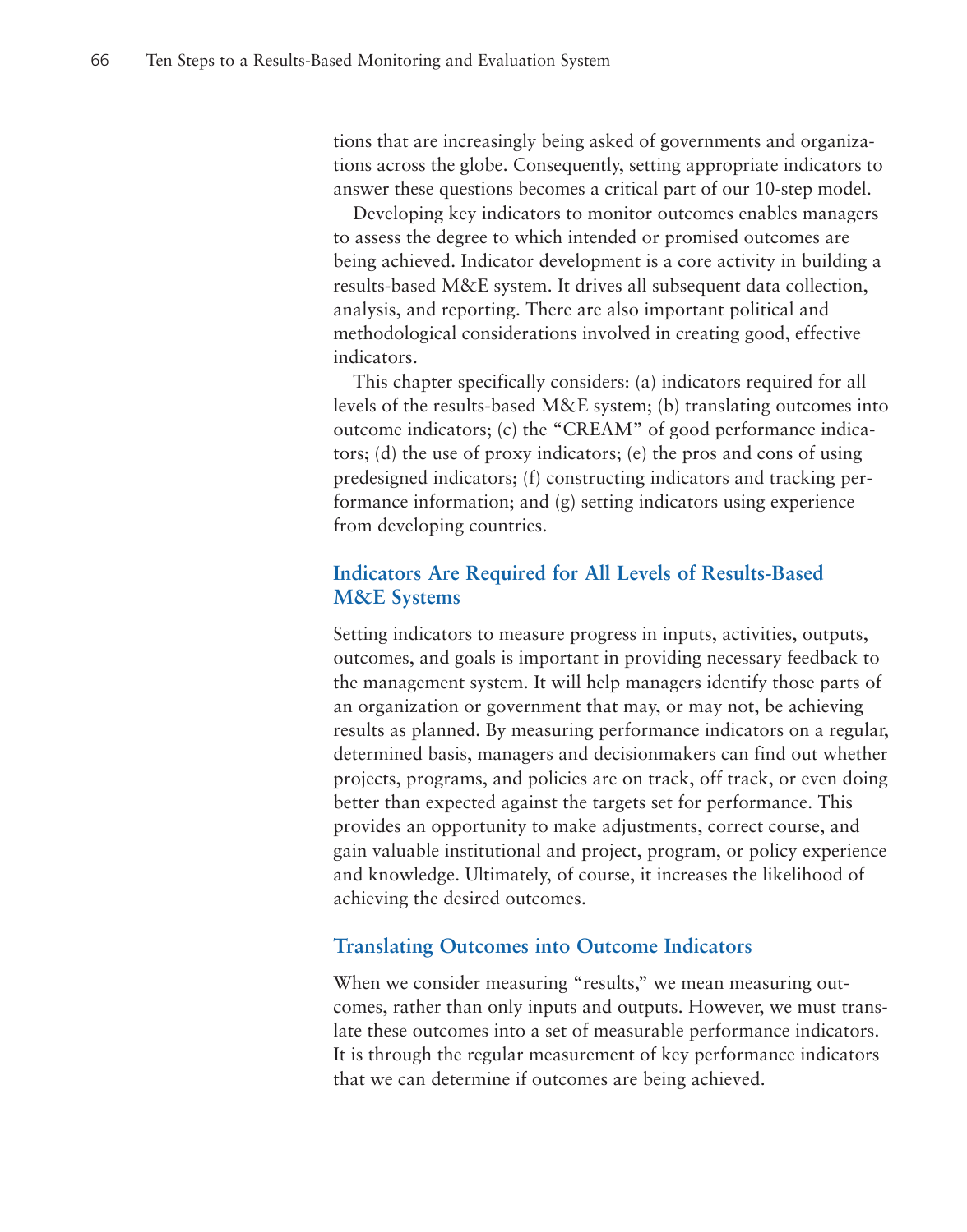tions that are increasingly being asked of governments and organizations across the globe. Consequently, setting appropriate indicators to answer these questions becomes a critical part of our 10-step model.

Developing key indicators to monitor outcomes enables managers to assess the degree to which intended or promised outcomes are being achieved. Indicator development is a core activity in building a results-based M&E system. It drives all subsequent data collection, analysis, and reporting. There are also important political and methodological considerations involved in creating good, effective indicators.

This chapter specifically considers: (a) indicators required for all levels of the results-based M&E system; (b) translating outcomes into outcome indicators; (c) the "CREAM" of good performance indicators; (d) the use of proxy indicators; (e) the pros and cons of using predesigned indicators; (f) constructing indicators and tracking performance information; and (g) setting indicators using experience from developing countries.

## Indicators Are Required for All Levels of Results-Based M&E Systems

Setting indicators to measure progress in inputs, activities, outputs, outcomes, and goals is important in providing necessary feedback to the management system. It will help managers identify those parts of an organization or government that may, or may not, be achieving results as planned. By measuring performance indicators on a regular, determined basis, managers and decisionmakers can find out whether projects, programs, and policies are on track, off track, or even doing better than expected against the targets set for performance. This provides an opportunity to make adjustments, correct course, and gain valuable institutional and project, program, or policy experience and knowledge. Ultimately, of course, it increases the likelihood of achieving the desired outcomes.

## Translating Outcomes into Outcome Indicators

When we consider measuring "results," we mean measuring outcomes, rather than only inputs and outputs. However, we must translate these outcomes into a set of measurable performance indicators. It is through the regular measurement of key performance indicators that we can determine if outcomes are being achieved.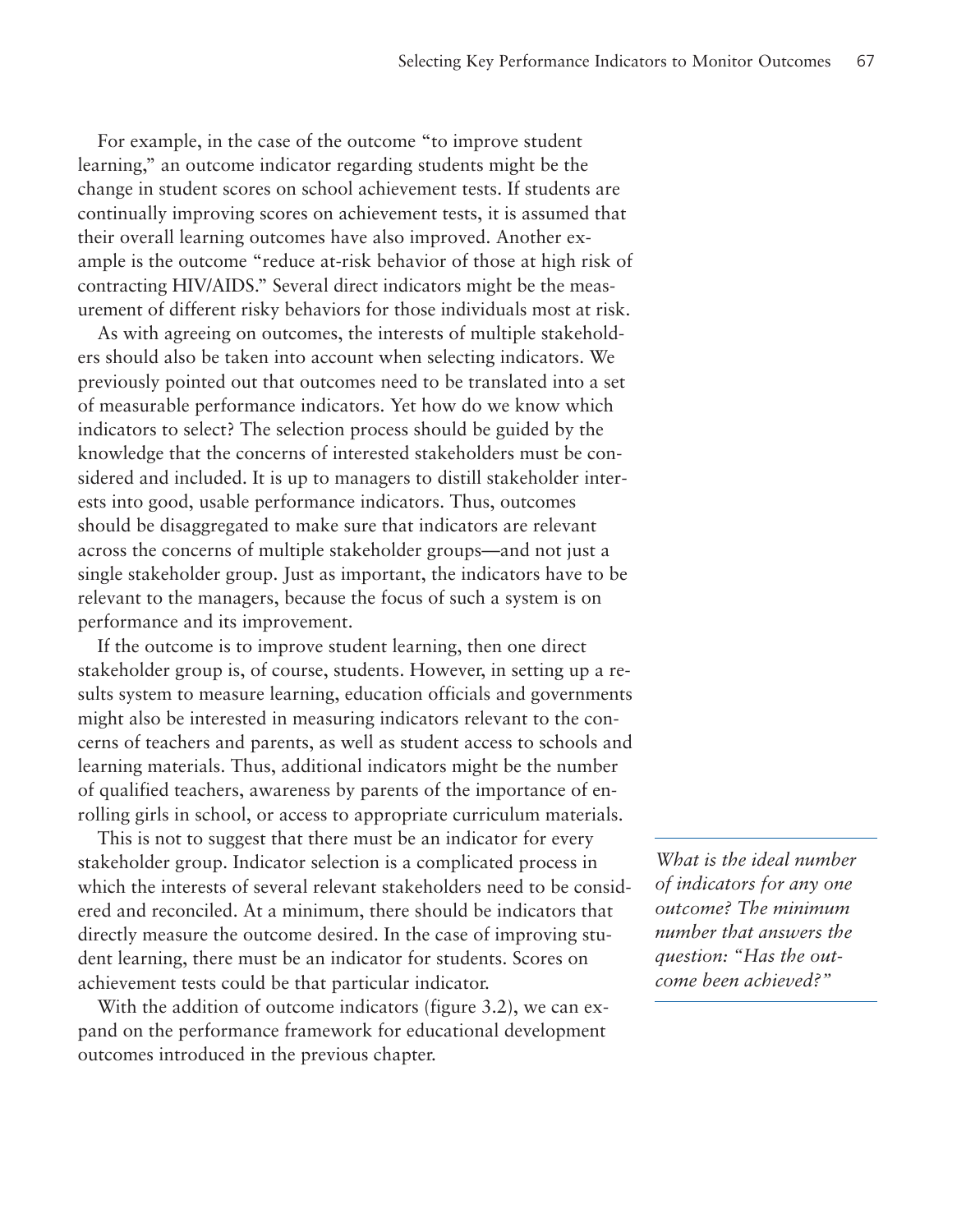For example, in the case of the outcome "to improve student learning," an outcome indicator regarding students might be the change in student scores on school achievement tests. If students are continually improving scores on achievement tests, it is assumed that their overall learning outcomes have also improved. Another example is the outcome "reduce at-risk behavior of those at high risk of contracting HIV/AIDS." Several direct indicators might be the measurement of different risky behaviors for those individuals most at risk.

As with agreeing on outcomes, the interests of multiple stakeholders should also be taken into account when selecting indicators. We previously pointed out that outcomes need to be translated into a set of measurable performance indicators. Yet how do we know which indicators to select? The selection process should be guided by the knowledge that the concerns of interested stakeholders must be considered and included. It is up to managers to distill stakeholder interests into good, usable performance indicators. Thus, outcomes should be disaggregated to make sure that indicators are relevant across the concerns of multiple stakeholder groups—and not just a single stakeholder group. Just as important, the indicators have to be relevant to the managers, because the focus of such a system is on performance and its improvement.

If the outcome is to improve student learning, then one direct stakeholder group is, of course, students. However, in setting up a results system to measure learning, education officials and governments might also be interested in measuring indicators relevant to the concerns of teachers and parents, as well as student access to schools and learning materials. Thus, additional indicators might be the number of qualified teachers, awareness by parents of the importance of enrolling girls in school, or access to appropriate curriculum materials.

This is not to suggest that there must be an indicator for every stakeholder group. Indicator selection is a complicated process in which the interests of several relevant stakeholders need to be considered and reconciled. At a minimum, there should be indicators that directly measure the outcome desired. In the case of improving student learning, there must be an indicator for students. Scores on achievement tests could be that particular indicator.

*What is the ideal number of indicators for any one outcome? The minimum number that answers the question: "Has the outcome been achieved?"*

With the addition of outcome indicators (figure 3.2), we can expand on the performance framework for educational development outcomes introduced in the previous chapter.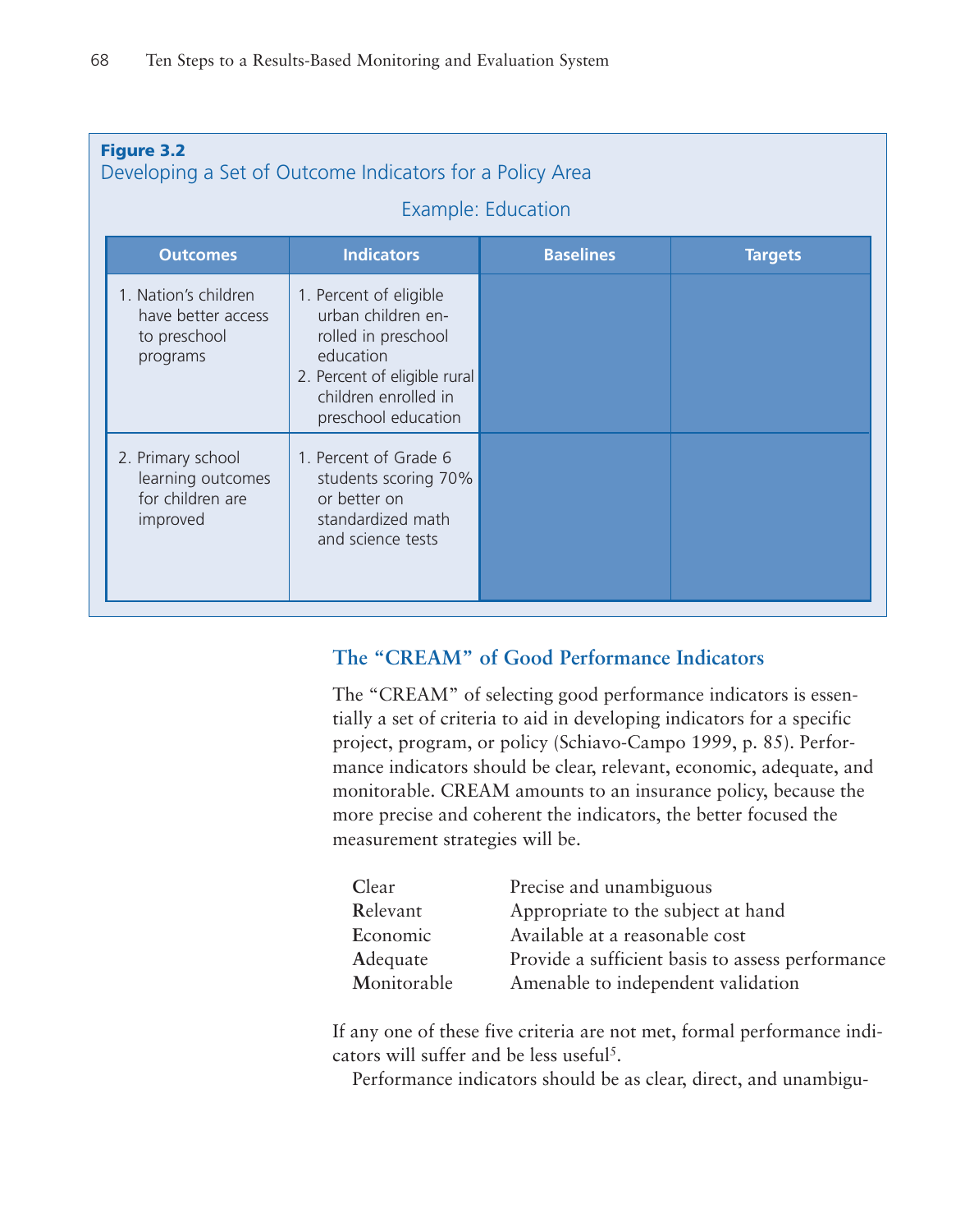**Figure 3.2**

Developing a Set of Outcome Indicators for a Policy Area

Example: Education

| Outcomes | Indicators | Baselines | Targets |
|---|---|---|---|
| 1. Nation's children have better access to preschool programs | 1. Percent of eligible urban children enrolled in preschool education<br>2. Percent of eligible rural children enrolled in preschool education | | |
| 2. Primary school learning outcomes for children are improved | 1. Percent of Grade 6 students scoring 70% or better on standardized math and science tests | | |

## The "CREAM" of Good Performance Indicators

The "CREAM" of selecting good performance indicators is essentially a set of criteria to aid in developing indicators for a specific project, program, or policy (Schiavo-Campo 1999, p. 85). Performance indicators should be clear, relevant, economic, adequate, and monitorable. CREAM amounts to an insurance policy, because the more precise and coherent the indicators, the better focused the measurement strategies will be.

| | |
|---|---|
| **C**lear | Precise and unambiguous |
| **R**elevant | Appropriate to the subject at hand |
| **E**conomic | Available at a reasonable cost |
| **A**dequate | Provide a sufficient basis to assess performance |
| **M**onitorable | Amenable to independent validation |

If any one of these five criteria are not met, formal performance indicators will suffer and be less useful[5].

Performance indicators should be as clear, direct, and unambigu-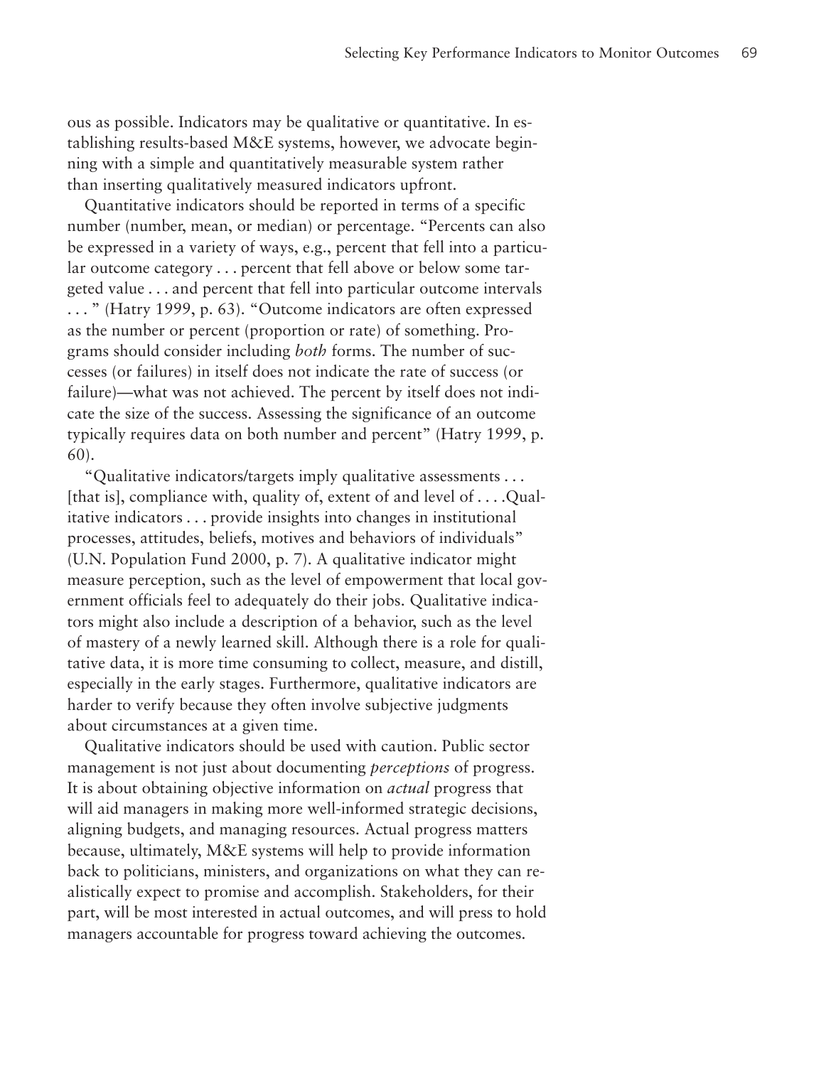ous as possible. Indicators may be qualitative or quantitative. In establishing results-based M&E systems, however, we advocate beginning with a simple and quantitatively measurable system rather than inserting qualitatively measured indicators upfront.

Quantitative indicators should be reported in terms of a specific number (number, mean, or median) or percentage. "Percents can also be expressed in a variety of ways, e.g., percent that fell into a particular outcome category . . . percent that fell above or below some targeted value . . . and percent that fell into particular outcome intervals . . . " (Hatry 1999, p. 63). "Outcome indicators are often expressed as the number or percent (proportion or rate) of something. Programs should consider including *both* forms. The number of successes (or failures) in itself does not indicate the rate of success (or failure)—what was not achieved. The percent by itself does not indicate the size of the success. Assessing the significance of an outcome typically requires data on both number and percent" (Hatry 1999, p. 60).

"Qualitative indicators/targets imply qualitative assessments . . . [that is], compliance with, quality of, extent of and level of . . . .Qualitative indicators . . . provide insights into changes in institutional processes, attitudes, beliefs, motives and behaviors of individuals" (U.N. Population Fund 2000, p. 7). A qualitative indicator might measure perception, such as the level of empowerment that local government officials feel to adequately do their jobs. Qualitative indicators might also include a description of a behavior, such as the level of mastery of a newly learned skill. Although there is a role for qualitative data, it is more time consuming to collect, measure, and distill, especially in the early stages. Furthermore, qualitative indicators are harder to verify because they often involve subjective judgments about circumstances at a given time.

Qualitative indicators should be used with caution. Public sector management is not just about documenting *perceptions* of progress. It is about obtaining objective information on *actual* progress that will aid managers in making more well-informed strategic decisions, aligning budgets, and managing resources. Actual progress matters because, ultimately, M&E systems will help to provide information back to politicians, ministers, and organizations on what they can realistically expect to promise and accomplish. Stakeholders, for their part, will be most interested in actual outcomes, and will press to hold managers accountable for progress toward achieving the outcomes.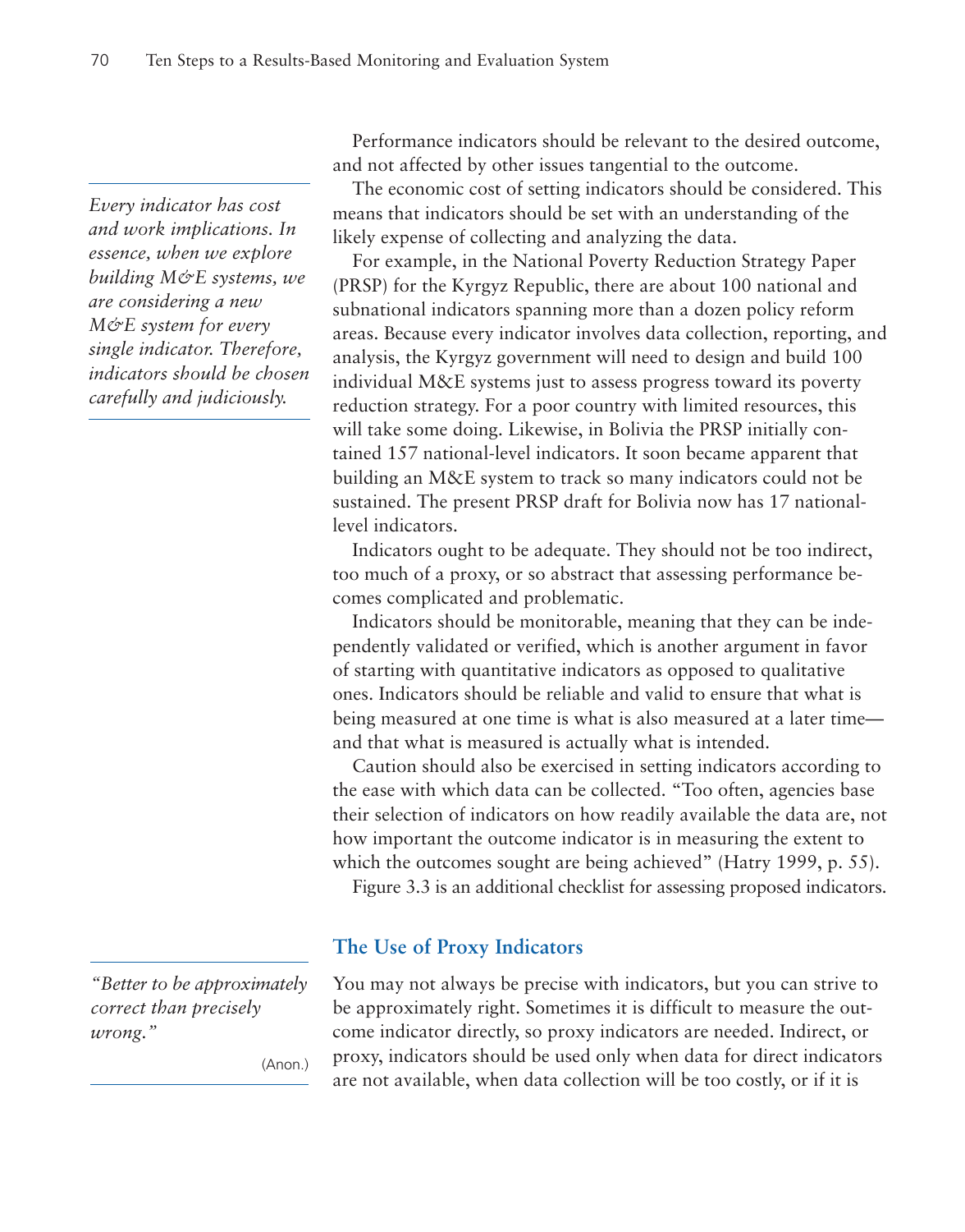Performance indicators should be relevant to the desired outcome, and not affected by other issues tangential to the outcome.

*Every indicator has cost and work implications. In essence, when we explore building M&E systems, we are considering a new M&E system for every single indicator. Therefore, indicators should be chosen carefully and judiciously.*

The economic cost of setting indicators should be considered. This means that indicators should be set with an understanding of the likely expense of collecting and analyzing the data.

For example, in the National Poverty Reduction Strategy Paper (PRSP) for the Kyrgyz Republic, there are about 100 national and subnational indicators spanning more than a dozen policy reform areas. Because every indicator involves data collection, reporting, and analysis, the Kyrgyz government will need to design and build 100 individual M&E systems just to assess progress toward its poverty reduction strategy. For a poor country with limited resources, this will take some doing. Likewise, in Bolivia the PRSP initially contained 157 national-level indicators. It soon became apparent that building an M&E system to track so many indicators could not be sustained. The present PRSP draft for Bolivia now has 17 national-level indicators.

Indicators ought to be adequate. They should not be too indirect, too much of a proxy, or so abstract that assessing performance becomes complicated and problematic.

Indicators should be monitorable, meaning that they can be independently validated or verified, which is another argument in favor of starting with quantitative indicators as opposed to qualitative ones. Indicators should be reliable and valid to ensure that what is being measured at one time is what is also measured at a later time—and that what is measured is actually what is intended.

Caution should also be exercised in setting indicators according to the ease with which data can be collected. "Too often, agencies base their selection of indicators on how readily available the data are, not how important the outcome indicator is in measuring the extent to which the outcomes sought are being achieved" (Hatry 1999, p. 55).

Figure 3.3 is an additional checklist for assessing proposed indicators.

## The Use of Proxy Indicators

*"Better to be approximately correct than precisely wrong."*

(Anon.)

You may not always be precise with indicators, but you can strive to be approximately right. Sometimes it is difficult to measure the outcome indicator directly, so proxy indicators are needed. Indirect, or proxy, indicators should be used only when data for direct indicators are not available, when data collection will be too costly, or if it is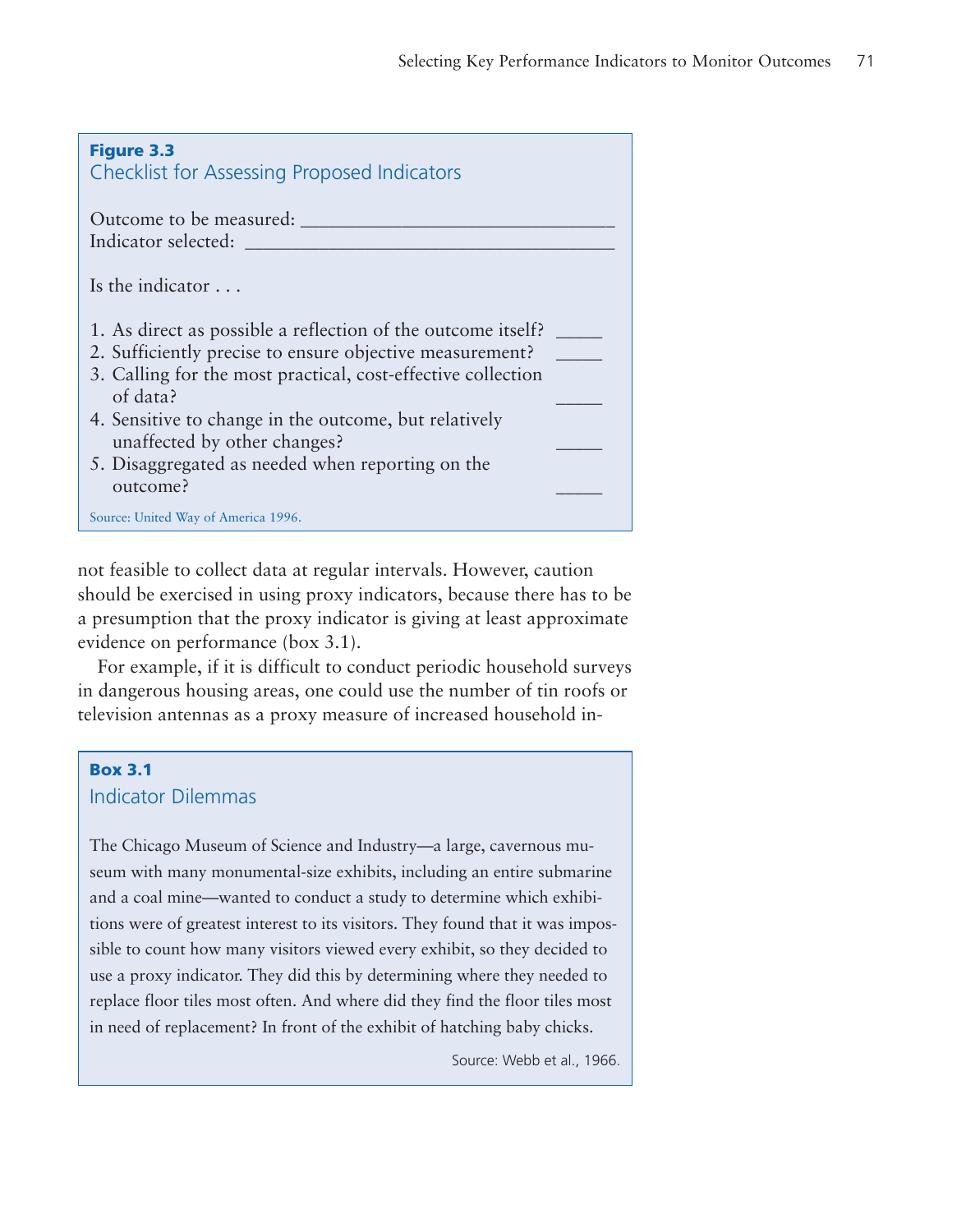**Figure 3.3**

### Checklist for Assessing Proposed Indicators

Outcome to be measured: ______________________________

Indicator selected: ___________________________________

Is the indicator . . .

1. As direct as possible a reflection of the outcome itself? _____
2. Sufficiently precise to ensure objective measurement? _____
3. Calling for the most practical, cost-effective collection of data? _____
4. Sensitive to change in the outcome, but relatively unaffected by other changes? _____
5. Disaggregated as needed when reporting on the outcome? _____

Source: United Way of America 1996.

not feasible to collect data at regular intervals. However, caution should be exercised in using proxy indicators, because there has to be a presumption that the proxy indicator is giving at least approximate evidence on performance (box 3.1).

For example, if it is difficult to conduct periodic household surveys in dangerous housing areas, one could use the number of tin roofs or television antennas as a proxy measure of increased household in-

**Box 3.1**

### Indicator Dilemmas

The Chicago Museum of Science and Industry—a large, cavernous museum with many monumental-size exhibits, including an entire submarine and a coal mine—wanted to conduct a study to determine which exhibitions were of greatest interest to its visitors. They found that it was impossible to count how many visitors viewed every exhibit, so they decided to use a proxy indicator. They did this by determining where they needed to replace floor tiles most often. And where did they find the floor tiles most in need of replacement? In front of the exhibit of hatching baby chicks.

Source: Webb et al., 1966.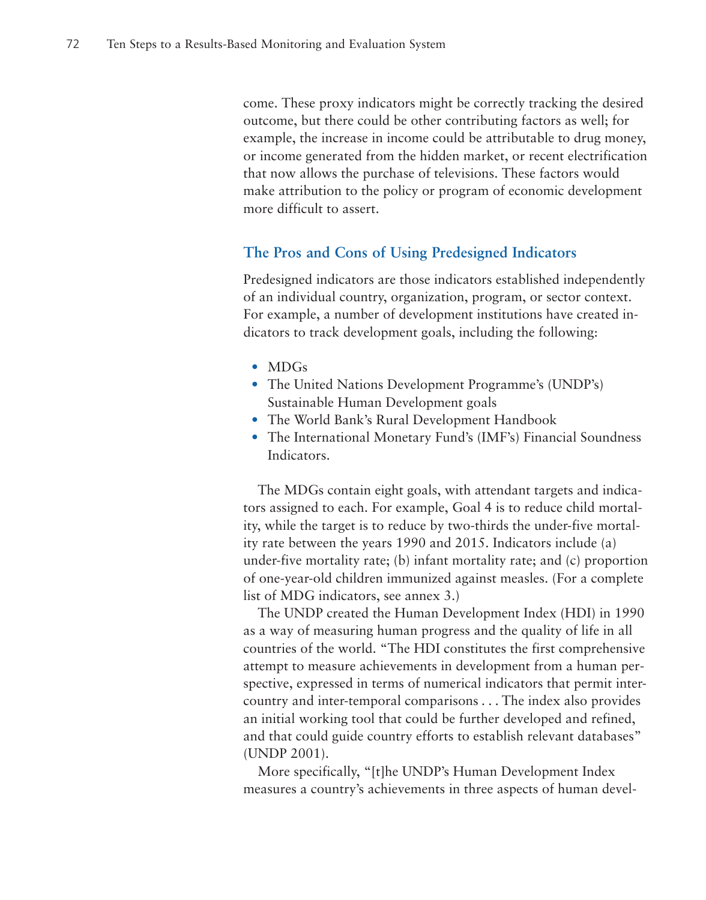come. These proxy indicators might be correctly tracking the desired outcome, but there could be other contributing factors as well; for example, the increase in income could be attributable to drug money, or income generated from the hidden market, or recent electrification that now allows the purchase of televisions. These factors would make attribution to the policy or program of economic development more difficult to assert.

## The Pros and Cons of Using Predesigned Indicators

Predesigned indicators are those indicators established independently of an individual country, organization, program, or sector context. For example, a number of development institutions have created indicators to track development goals, including the following:

- MDGs
- The United Nations Development Programme's (UNDP's) Sustainable Human Development goals
- The World Bank's Rural Development Handbook
- The International Monetary Fund's (IMF's) Financial Soundness Indicators.

The MDGs contain eight goals, with attendant targets and indicators assigned to each. For example, Goal 4 is to reduce child mortality, while the target is to reduce by two-thirds the under-five mortality rate between the years 1990 and 2015. Indicators include (a) under-five mortality rate; (b) infant mortality rate; and (c) proportion of one-year-old children immunized against measles. (For a complete list of MDG indicators, see annex 3.)

The UNDP created the Human Development Index (HDI) in 1990 as a way of measuring human progress and the quality of life in all countries of the world. "The HDI constitutes the first comprehensive attempt to measure achievements in development from a human perspective, expressed in terms of numerical indicators that permit inter-country and inter-temporal comparisons . . . The index also provides an initial working tool that could be further developed and refined, and that could guide country efforts to establish relevant databases" (UNDP 2001).

More specifically, "[t]he UNDP's Human Development Index measures a country's achievements in three aspects of human devel-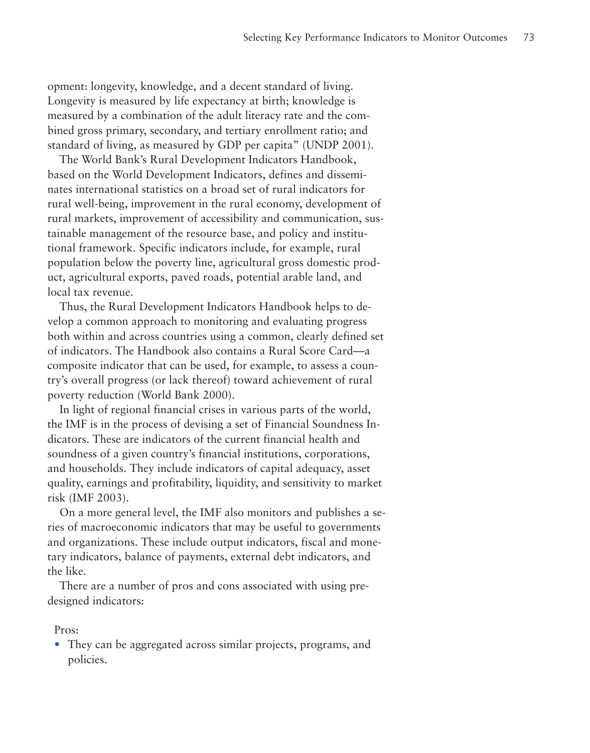opment: longevity, knowledge, and a decent standard of living. Longevity is measured by life expectancy at birth; knowledge is measured by a combination of the adult literacy rate and the combined gross primary, secondary, and tertiary enrollment ratio; and standard of living, as measured by GDP per capita" (UNDP 2001).

The World Bank's Rural Development Indicators Handbook, based on the World Development Indicators, defines and disseminates international statistics on a broad set of rural indicators for rural well-being, improvement in the rural economy, development of rural markets, improvement of accessibility and communication, sustainable management of the resource base, and policy and institutional framework. Specific indicators include, for example, rural population below the poverty line, agricultural gross domestic product, agricultural exports, paved roads, potential arable land, and local tax revenue.

Thus, the Rural Development Indicators Handbook helps to develop a common approach to monitoring and evaluating progress both within and across countries using a common, clearly defined set of indicators. The Handbook also contains a Rural Score Card—a composite indicator that can be used, for example, to assess a country's overall progress (or lack thereof) toward achievement of rural poverty reduction (World Bank 2000).

In light of regional financial crises in various parts of the world, the IMF is in the process of devising a set of Financial Soundness Indicators. These are indicators of the current financial health and soundness of a given country's financial institutions, corporations, and households. They include indicators of capital adequacy, asset quality, earnings and profitability, liquidity, and sensitivity to market risk (IMF 2003).

On a more general level, the IMF also monitors and publishes a series of macroeconomic indicators that may be useful to governments and organizations. These include output indicators, fiscal and monetary indicators, balance of payments, external debt indicators, and the like.

There are a number of pros and cons associated with using predesigned indicators:

Pros:

- They can be aggregated across similar projects, programs, and policies.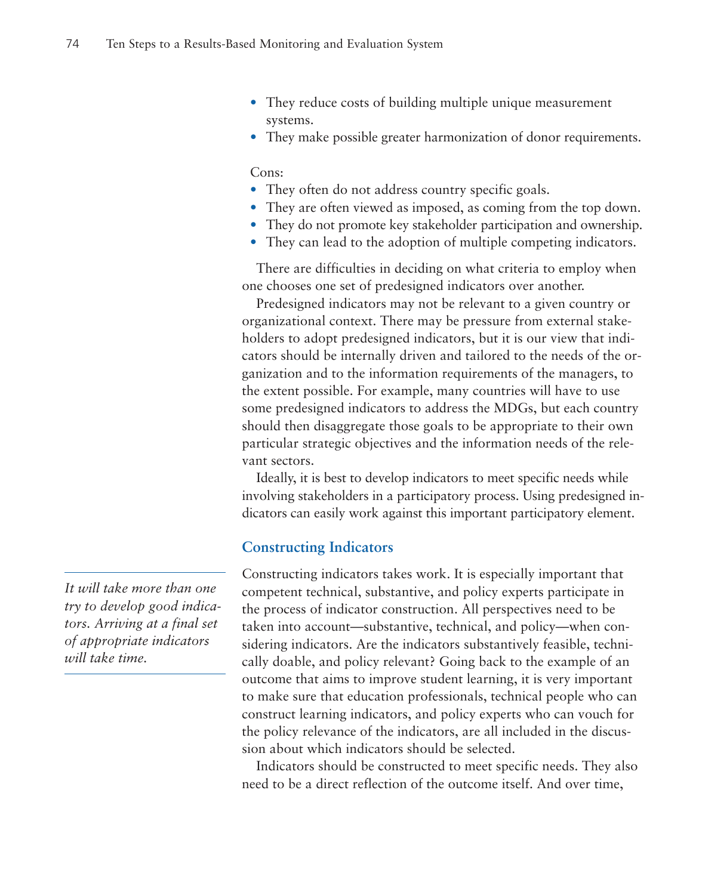- They reduce costs of building multiple unique measurement systems.
- They make possible greater harmonization of donor requirements.

Cons:

- They often do not address country specific goals.
- They are often viewed as imposed, as coming from the top down.
- They do not promote key stakeholder participation and ownership.
- They can lead to the adoption of multiple competing indicators.

There are difficulties in deciding on what criteria to employ when one chooses one set of predesigned indicators over another.

Predesigned indicators may not be relevant to a given country or organizational context. There may be pressure from external stakeholders to adopt predesigned indicators, but it is our view that indicators should be internally driven and tailored to the needs of the organization and to the information requirements of the managers, to the extent possible. For example, many countries will have to use some predesigned indicators to address the MDGs, but each country should then disaggregate those goals to be appropriate to their own particular strategic objectives and the information needs of the relevant sectors.

Ideally, it is best to develop indicators to meet specific needs while involving stakeholders in a participatory process. Using predesigned indicators can easily work against this important participatory element.

### Constructing Indicators

*It will take more than one try to develop good indicators. Arriving at a final set of appropriate indicators will take time.*

Constructing indicators takes work. It is especially important that competent technical, substantive, and policy experts participate in the process of indicator construction. All perspectives need to be taken into account—substantive, technical, and policy—when considering indicators. Are the indicators substantively feasible, technically doable, and policy relevant? Going back to the example of an outcome that aims to improve student learning, it is very important to make sure that education professionals, technical people who can construct learning indicators, and policy experts who can vouch for the policy relevance of the indicators, are all included in the discussion about which indicators should be selected.

Indicators should be constructed to meet specific needs. They also need to be a direct reflection of the outcome itself. And over time,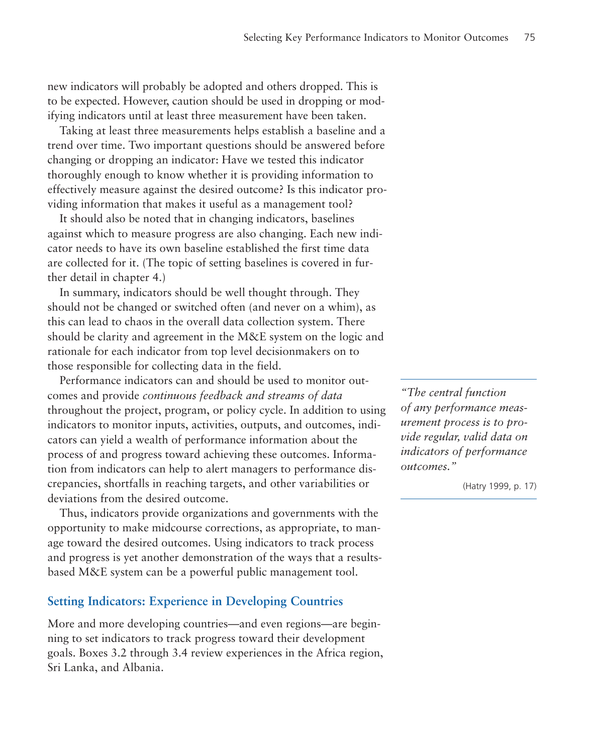new indicators will probably be adopted and others dropped. This is to be expected. However, caution should be used in dropping or modifying indicators until at least three measurement have been taken.

Taking at least three measurements helps establish a baseline and a trend over time. Two important questions should be answered before changing or dropping an indicator: Have we tested this indicator thoroughly enough to know whether it is providing information to effectively measure against the desired outcome? Is this indicator providing information that makes it useful as a management tool?

It should also be noted that in changing indicators, baselines against which to measure progress are also changing. Each new indicator needs to have its own baseline established the first time data are collected for it. (The topic of setting baselines is covered in further detail in chapter 4.)

In summary, indicators should be well thought through. They should not be changed or switched often (and never on a whim), as this can lead to chaos in the overall data collection system. There should be clarity and agreement in the M&E system on the logic and rationale for each indicator from top level decisionmakers on to those responsible for collecting data in the field.

Performance indicators can and should be used to monitor outcomes and provide *continuous feedback and streams of data* throughout the project, program, or policy cycle. In addition to using indicators to monitor inputs, activities, outputs, and outcomes, indicators can yield a wealth of performance information about the process of and progress toward achieving these outcomes. Information from indicators can help to alert managers to performance discrepancies, shortfalls in reaching targets, and other variabilities or deviations from the desired outcome.

> *"The central function of any performance measurement process is to provide regular, valid data on indicators of performance outcomes."*
>
> (Hatry 1999, p. 17)

Thus, indicators provide organizations and governments with the opportunity to make midcourse corrections, as appropriate, to manage toward the desired outcomes. Using indicators to track process and progress is yet another demonstration of the ways that a results-based M&E system can be a powerful public management tool.

## Setting Indicators: Experience in Developing Countries

More and more developing countries—and even regions—are beginning to set indicators to track progress toward their development goals. Boxes 3.2 through 3.4 review experiences in the Africa region, Sri Lanka, and Albania.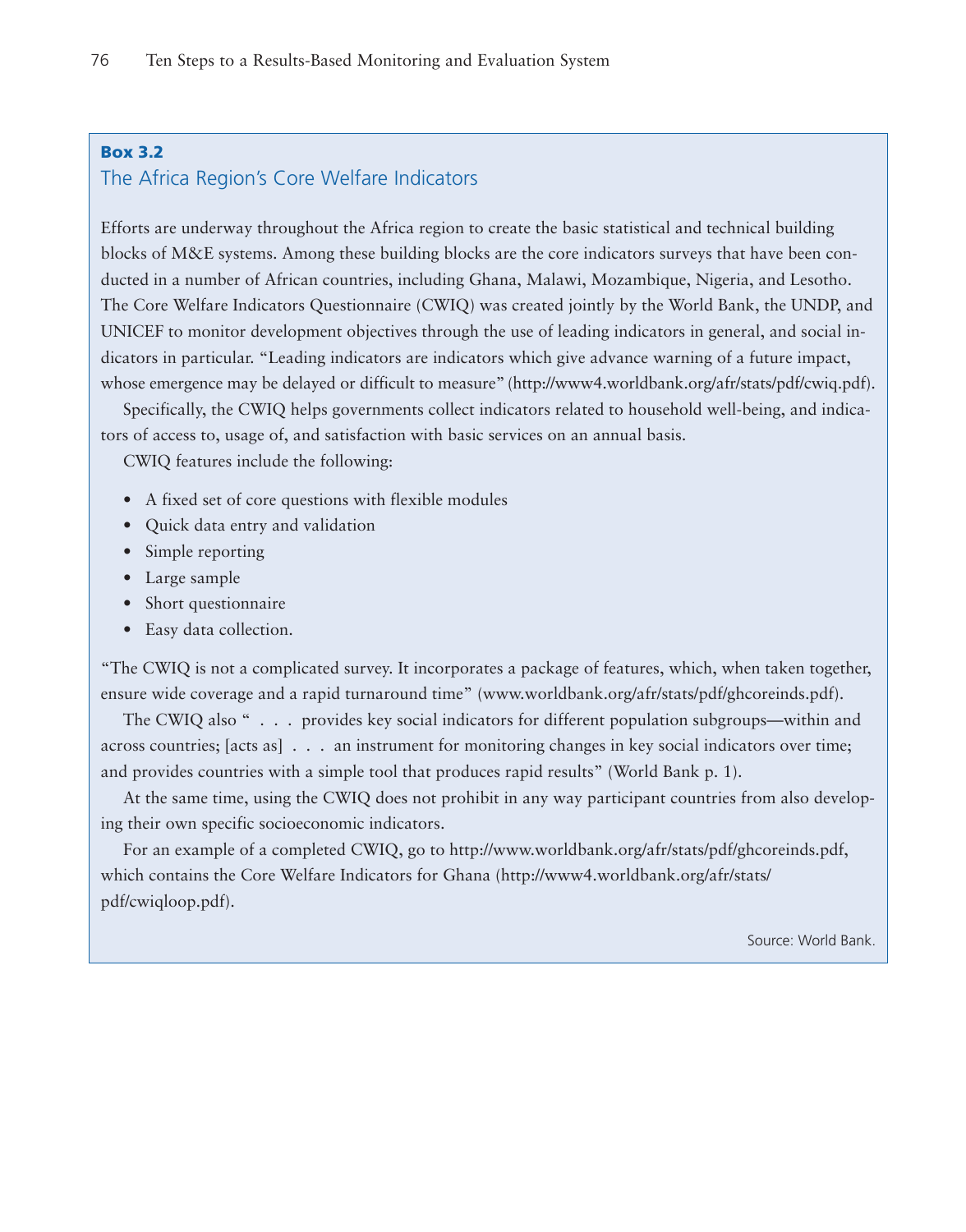**Box 3.2**

### The Africa Region's Core Welfare Indicators

Efforts are underway throughout the Africa region to create the basic statistical and technical building blocks of M&E systems. Among these building blocks are the core indicators surveys that have been conducted in a number of African countries, including Ghana, Malawi, Mozambique, Nigeria, and Lesotho. The Core Welfare Indicators Questionnaire (CWIQ) was created jointly by the World Bank, the UNDP, and UNICEF to monitor development objectives through the use of leading indicators in general, and social indicators in particular. "Leading indicators are indicators which give advance warning of a future impact, whose emergence may be delayed or difficult to measure" (http://www4.worldbank.org/afr/stats/pdf/cwiq.pdf).

Specifically, the CWIQ helps governments collect indicators related to household well-being, and indicators of access to, usage of, and satisfaction with basic services on an annual basis.

CWIQ features include the following:

- A fixed set of core questions with flexible modules
- Quick data entry and validation
- Simple reporting
- Large sample
- Short questionnaire
- Easy data collection.

"The CWIQ is not a complicated survey. It incorporates a package of features, which, when taken together, ensure wide coverage and a rapid turnaround time" (www.worldbank.org/afr/stats/pdf/ghcoreinds.pdf).

The CWIQ also " . . . provides key social indicators for different population subgroups—within and across countries; [acts as] . . . an instrument for monitoring changes in key social indicators over time; and provides countries with a simple tool that produces rapid results" (World Bank p. 1).

At the same time, using the CWIQ does not prohibit in any way participant countries from also developing their own specific socioeconomic indicators.

For an example of a completed CWIQ, go to http://www.worldbank.org/afr/stats/pdf/ghcoreinds.pdf, which contains the Core Welfare Indicators for Ghana (http://www4.worldbank.org/afr/stats/pdf/cwiqloop.pdf).

Source: World Bank.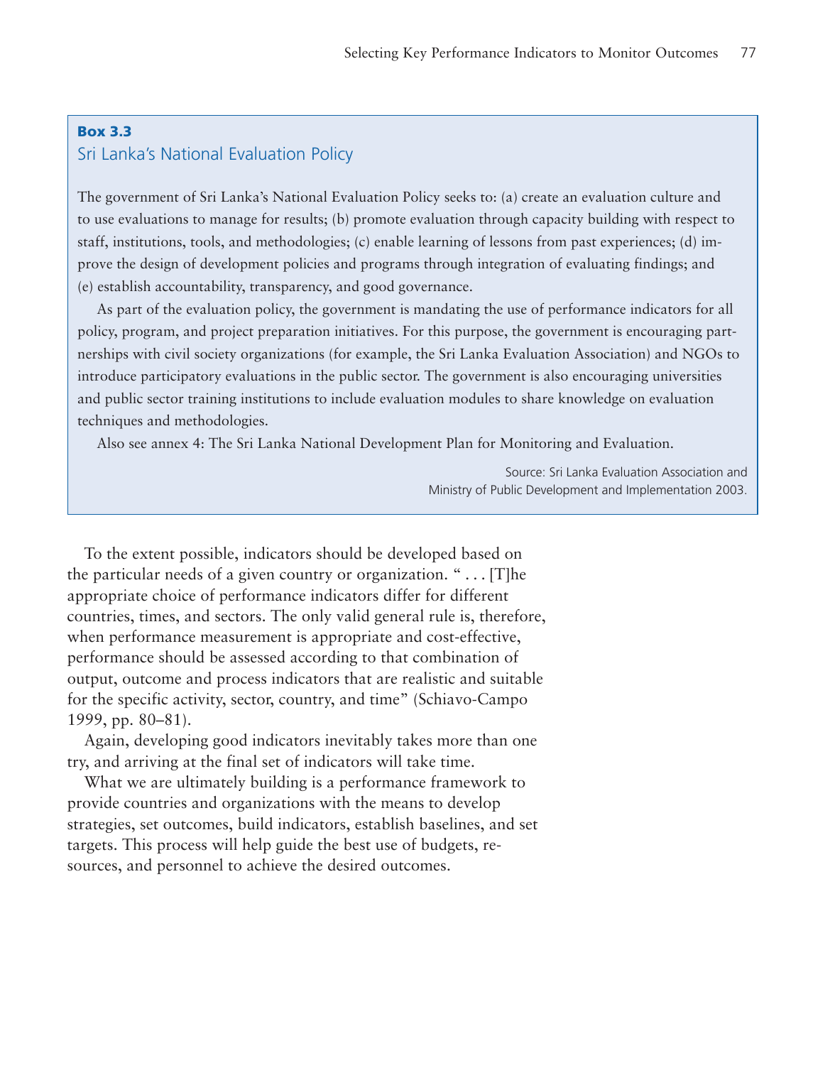**Box 3.3**

### Sri Lanka's National Evaluation Policy

The government of Sri Lanka's National Evaluation Policy seeks to: (a) create an evaluation culture and to use evaluations to manage for results; (b) promote evaluation through capacity building with respect to staff, institutions, tools, and methodologies; (c) enable learning of lessons from past experiences; (d) improve the design of development policies and programs through integration of evaluating findings; and (e) establish accountability, transparency, and good governance.

As part of the evaluation policy, the government is mandating the use of performance indicators for all policy, program, and project preparation initiatives. For this purpose, the government is encouraging partnerships with civil society organizations (for example, the Sri Lanka Evaluation Association) and NGOs to introduce participatory evaluations in the public sector. The government is also encouraging universities and public sector training institutions to include evaluation modules to share knowledge on evaluation techniques and methodologies.

Also see annex 4: The Sri Lanka National Development Plan for Monitoring and Evaluation.

Source: Sri Lanka Evaluation Association and Ministry of Public Development and Implementation 2003.

To the extent possible, indicators should be developed based on the particular needs of a given country or organization. " . . . [T]he appropriate choice of performance indicators differ for different countries, times, and sectors. The only valid general rule is, therefore, when performance measurement is appropriate and cost-effective, performance should be assessed according to that combination of output, outcome and process indicators that are realistic and suitable for the specific activity, sector, country, and time" (Schiavo-Campo 1999, pp. 80–81).

Again, developing good indicators inevitably takes more than one try, and arriving at the final set of indicators will take time.

What we are ultimately building is a performance framework to provide countries and organizations with the means to develop strategies, set outcomes, build indicators, establish baselines, and set targets. This process will help guide the best use of budgets, resources, and personnel to achieve the desired outcomes.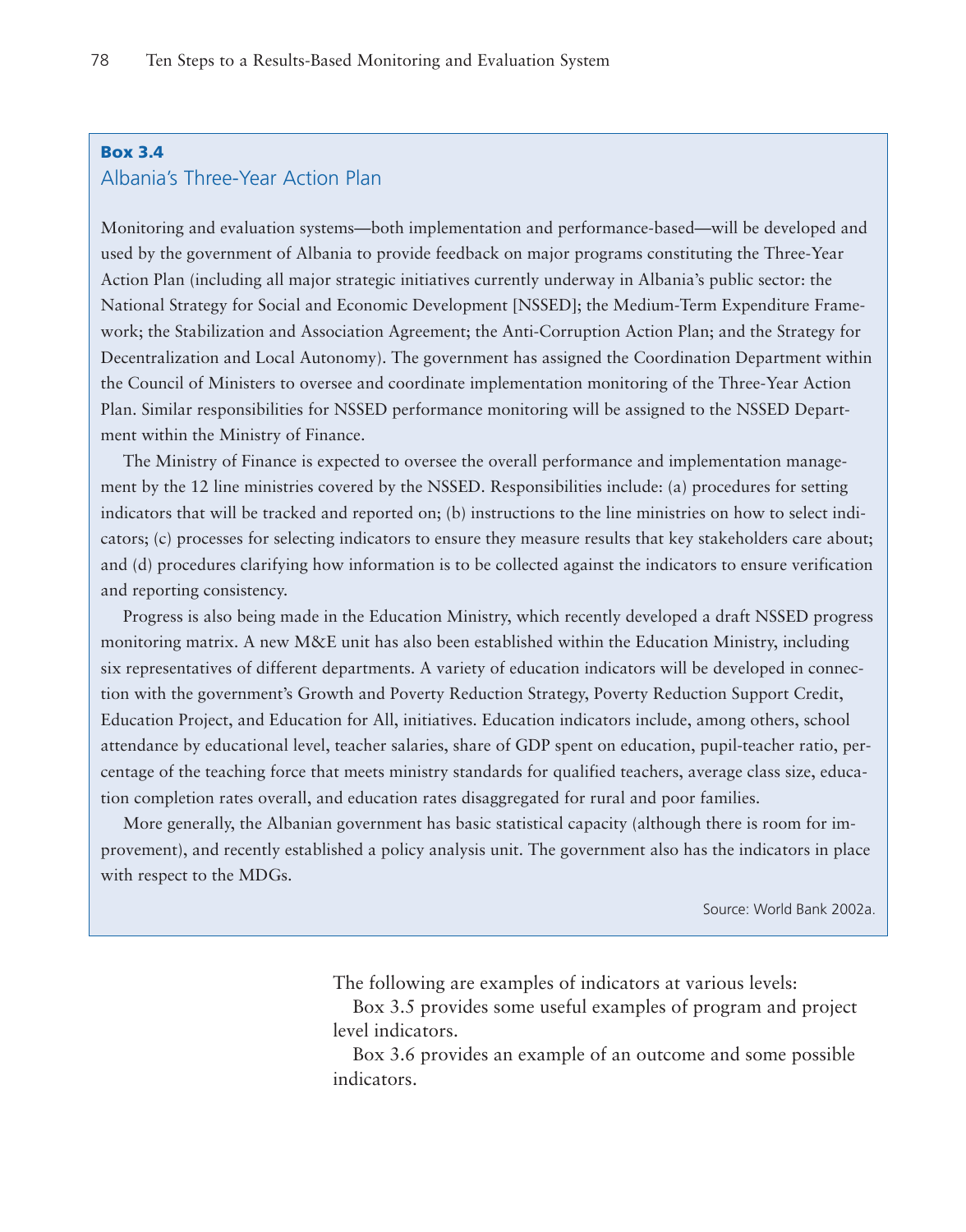**Box 3.4**

### Albania's Three-Year Action Plan

Monitoring and evaluation systems—both implementation and performance-based—will be developed and used by the government of Albania to provide feedback on major programs constituting the Three-Year Action Plan (including all major strategic initiatives currently underway in Albania's public sector: the National Strategy for Social and Economic Development [NSSED]; the Medium-Term Expenditure Framework; the Stabilization and Association Agreement; the Anti-Corruption Action Plan; and the Strategy for Decentralization and Local Autonomy). The government has assigned the Coordination Department within the Council of Ministers to oversee and coordinate implementation monitoring of the Three-Year Action Plan. Similar responsibilities for NSSED performance monitoring will be assigned to the NSSED Department within the Ministry of Finance.

The Ministry of Finance is expected to oversee the overall performance and implementation management by the 12 line ministries covered by the NSSED. Responsibilities include: (a) procedures for setting indicators that will be tracked and reported on; (b) instructions to the line ministries on how to select indicators; (c) processes for selecting indicators to ensure they measure results that key stakeholders care about; and (d) procedures clarifying how information is to be collected against the indicators to ensure verification and reporting consistency.

Progress is also being made in the Education Ministry, which recently developed a draft NSSED progress monitoring matrix. A new M&E unit has also been established within the Education Ministry, including six representatives of different departments. A variety of education indicators will be developed in connection with the government's Growth and Poverty Reduction Strategy, Poverty Reduction Support Credit, Education Project, and Education for All, initiatives. Education indicators include, among others, school attendance by educational level, teacher salaries, share of GDP spent on education, pupil-teacher ratio, percentage of the teaching force that meets ministry standards for qualified teachers, average class size, education completion rates overall, and education rates disaggregated for rural and poor families.

More generally, the Albanian government has basic statistical capacity (although there is room for improvement), and recently established a policy analysis unit. The government also has the indicators in place with respect to the MDGs.

Source: World Bank 2002a.

The following are examples of indicators at various levels:

Box 3.5 provides some useful examples of program and project level indicators.

Box 3.6 provides an example of an outcome and some possible indicators.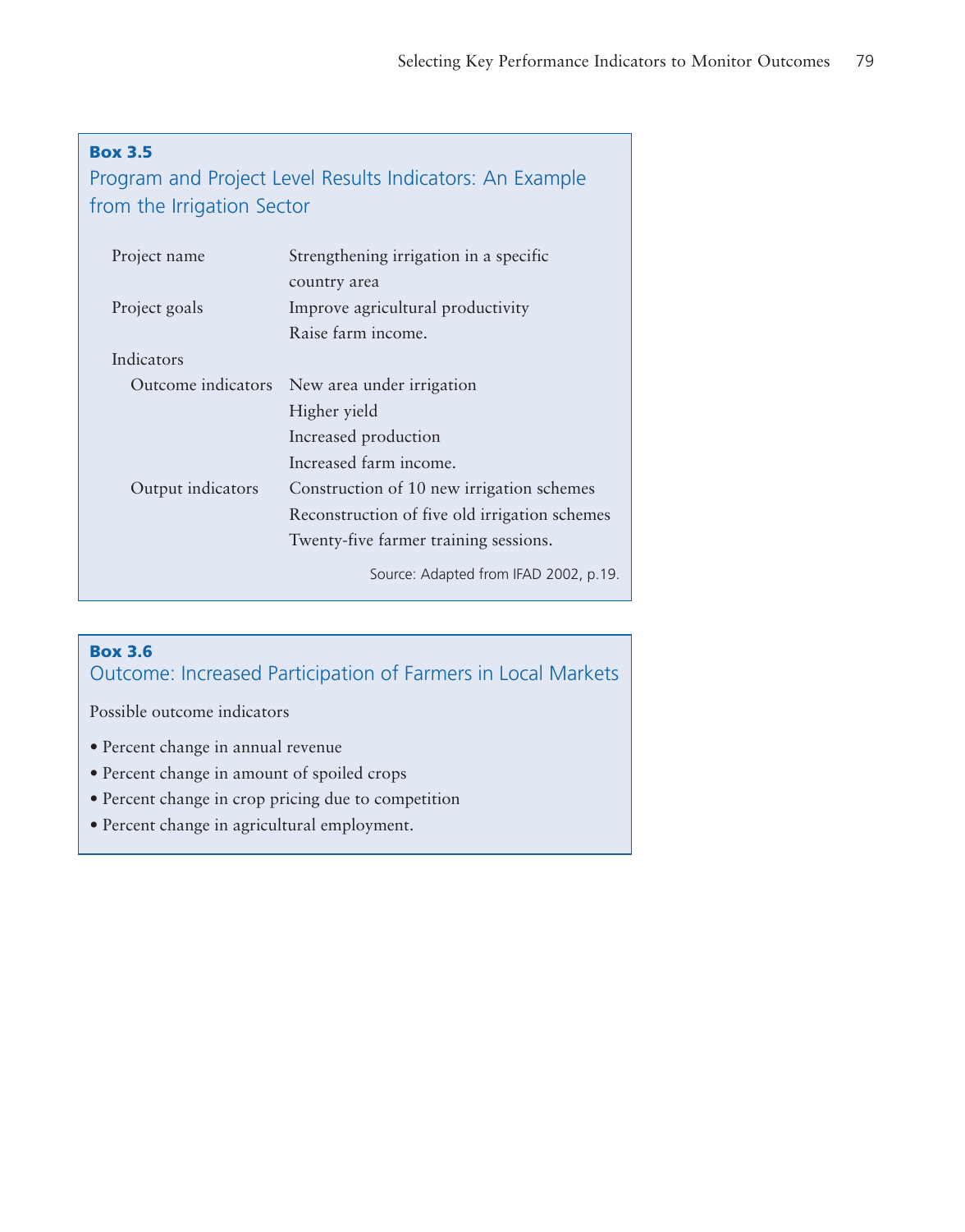**Box 3.5**

### Program and Project Level Results Indicators: An Example from the Irrigation Sector

| | |
|---|---|
| Project name | Strengthening irrigation in a specific country area |
| Project goals | Improve agricultural productivity<br>Raise farm income. |
| Indicators | |
| Outcome indicators | New area under irrigation<br>Higher yield<br>Increased production<br>Increased farm income. |
| Output indicators | Construction of 10 new irrigation schemes<br>Reconstruction of five old irrigation schemes<br>Twenty-five farmer training sessions. |

Source: Adapted from IFAD 2002, p.19.

**Box 3.6**

### Outcome: Increased Participation of Farmers in Local Markets

Possible outcome indicators

- Percent change in annual revenue
- Percent change in amount of spoiled crops
- Percent change in crop pricing due to competition
- Percent change in agricultural employment.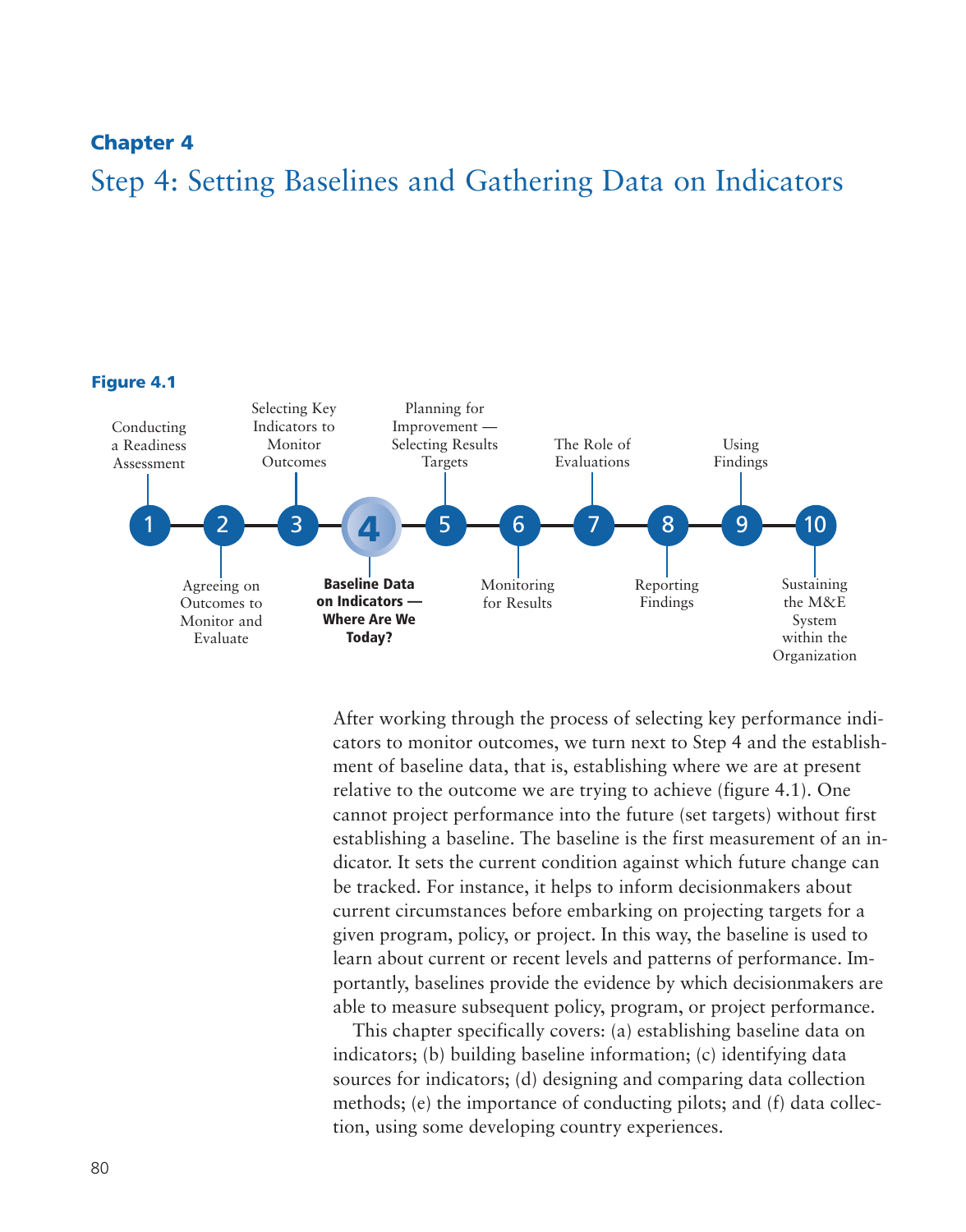## Chapter 4

# Step 4: Setting Baselines and Gathering Data on Indicators

**Figure 4.1**

1. Conducting a Readiness Assessment
2. Agreeing on Outcomes to Monitor and Evaluate
3. Selecting Key Indicators to Monitor Outcomes
4. **Baseline Data on Indicators — Where Are We Today?**
5. Planning for Improvement — Selecting Results Targets
6. Monitoring for Results
7. The Role of Evaluations
8. Reporting Findings
9. Using Findings
10. Sustaining the M&E System within the Organization

After working through the process of selecting key performance indicators to monitor outcomes, we turn next to Step 4 and the establishment of baseline data, that is, establishing where we are at present relative to the outcome we are trying to achieve (figure 4.1). One cannot project performance into the future (set targets) without first establishing a baseline. The baseline is the first measurement of an indicator. It sets the current condition against which future change can be tracked. For instance, it helps to inform decisionmakers about current circumstances before embarking on projecting targets for a given program, policy, or project. In this way, the baseline is used to learn about current or recent levels and patterns of performance. Importantly, baselines provide the evidence by which decisionmakers are able to measure subsequent policy, program, or project performance.

This chapter specifically covers: (a) establishing baseline data on indicators; (b) building baseline information; (c) identifying data sources for indicators; (d) designing and comparing data collection methods; (e) the importance of conducting pilots; and (f) data collection, using some developing country experiences.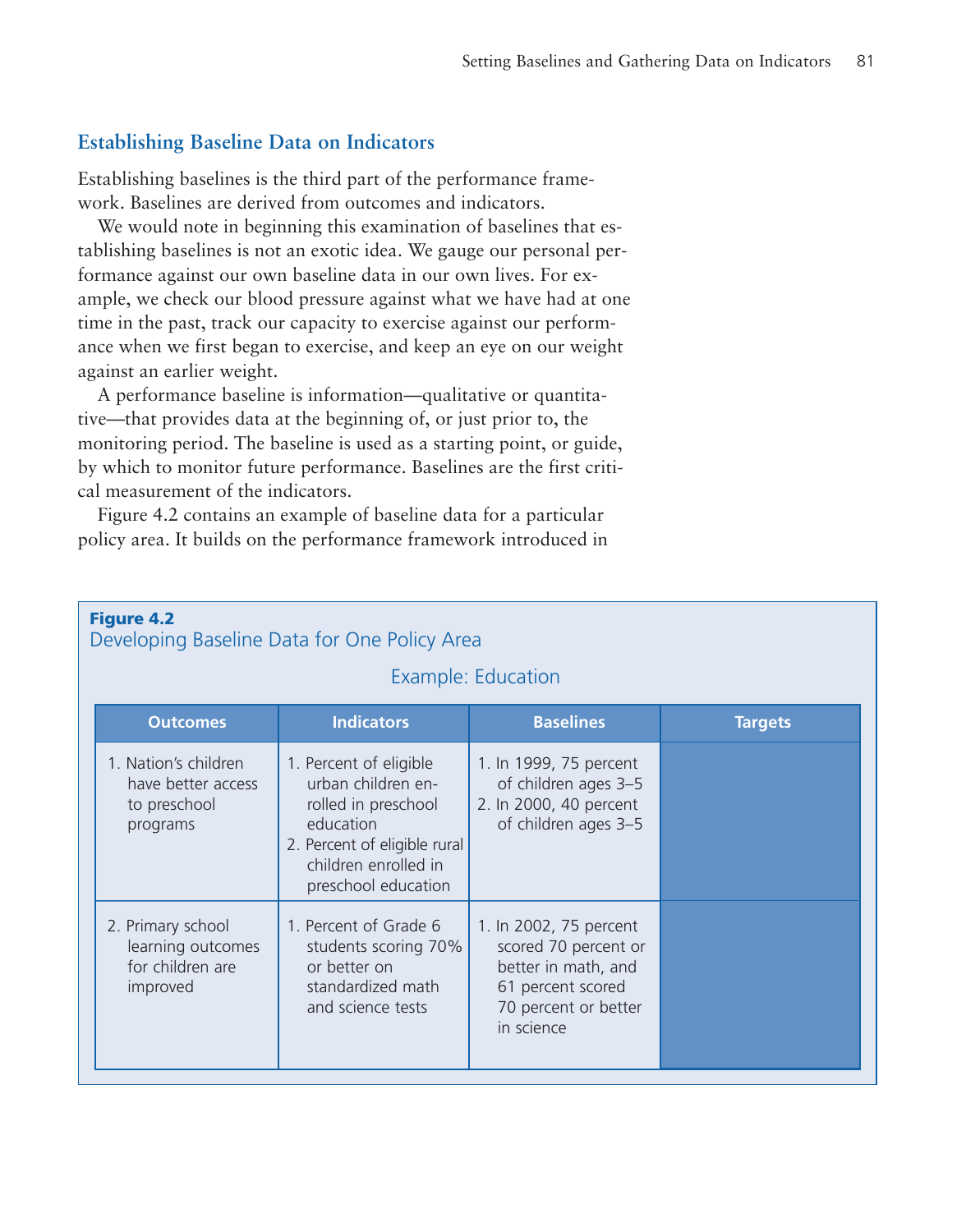## Establishing Baseline Data on Indicators

Establishing baselines is the third part of the performance framework. Baselines are derived from outcomes and indicators.

We would note in beginning this examination of baselines that establishing baselines is not an exotic idea. We gauge our personal performance against our own baseline data in our own lives. For example, we check our blood pressure against what we have had at one time in the past, track our capacity to exercise against our performance when we first began to exercise, and keep an eye on our weight against an earlier weight.

A performance baseline is information—qualitative or quantitative—that provides data at the beginning of, or just prior to, the monitoring period. The baseline is used as a starting point, or guide, by which to monitor future performance. Baselines are the first critical measurement of the indicators.

Figure 4.2 contains an example of baseline data for a particular policy area. It builds on the performance framework introduced in

**Figure 4.2**
Developing Baseline Data for One Policy Area

Example: Education

| Outcomes | Indicators | Baselines | Targets |
|---|---|---|---|
| 1. Nation's children have better access to preschool programs | 1. Percent of eligible urban children enrolled in preschool education<br>2. Percent of eligible rural children enrolled in preschool education | 1. In 1999, 75 percent of children ages 3–5<br>2. In 2000, 40 percent of children ages 3–5 | |
| 2. Primary school learning outcomes for children are improved | 1. Percent of Grade 6 students scoring 70% or better on standardized math and science tests | 1. In 2002, 75 percent scored 70 percent or better in math, and 61 percent scored 70 percent or better in science | |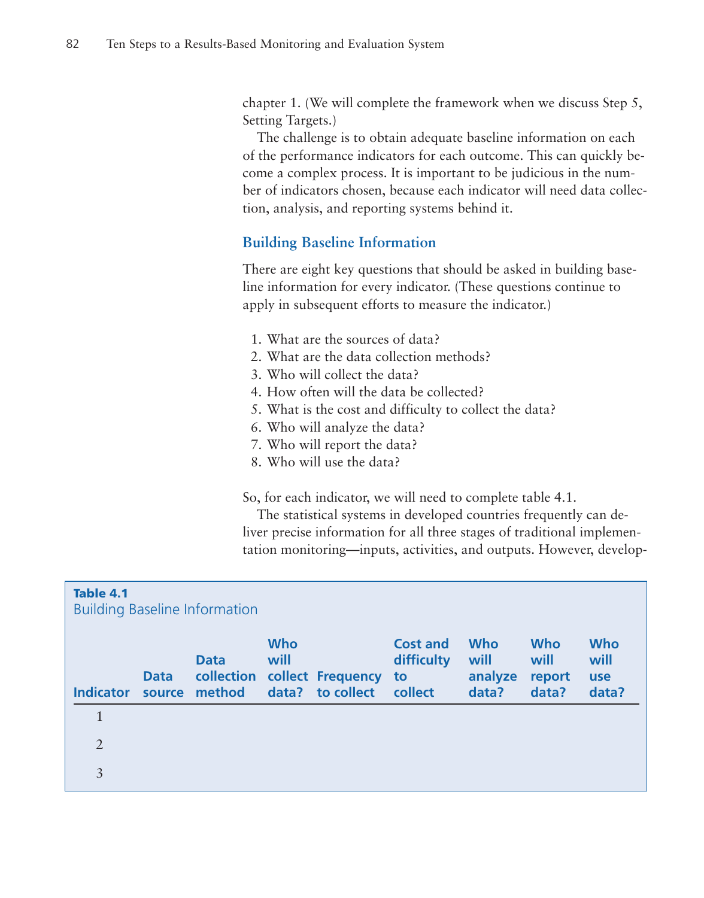chapter 1. (We will complete the framework when we discuss Step 5, Setting Targets.)

The challenge is to obtain adequate baseline information on each of the performance indicators for each outcome. This can quickly become a complex process. It is important to be judicious in the number of indicators chosen, because each indicator will need data collection, analysis, and reporting systems behind it.

### Building Baseline Information

There are eight key questions that should be asked in building baseline information for every indicator. (These questions continue to apply in subsequent efforts to measure the indicator.)

1. What are the sources of data?
2. What are the data collection methods?
3. Who will collect the data?
4. How often will the data be collected?
5. What is the cost and difficulty to collect the data?
6. Who will analyze the data?
7. Who will report the data?
8. Who will use the data?

So, for each indicator, we will need to complete table 4.1.

The statistical systems in developed countries frequently can deliver precise information for all three stages of traditional implementation monitoring—inputs, activities, and outputs. However, develop-

**Table 4.1**
Building Baseline Information

| Indicator | Data source | Data collection method | Who will collect data? | Frequency to collect | Cost and difficulty to collect | Who will analyze data? | Who will report data? | Who will use data? |
|---|---|---|---|---|---|---|---|---|
| 1 | | | | | | | | |
| 2 | | | | | | | | |
| 3 | | | | | | | | |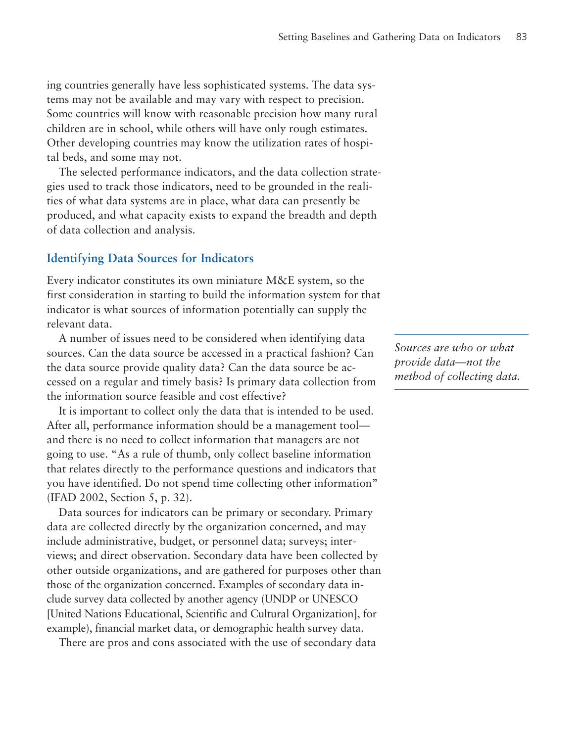ing countries generally have less sophisticated systems. The data systems may not be available and may vary with respect to precision. Some countries will know with reasonable precision how many rural children are in school, while others will have only rough estimates. Other developing countries may know the utilization rates of hospital beds, and some may not.

The selected performance indicators, and the data collection strategies used to track those indicators, need to be grounded in the realities of what data systems are in place, what data can presently be produced, and what capacity exists to expand the breadth and depth of data collection and analysis.

## Identifying Data Sources for Indicators

Every indicator constitutes its own miniature M&E system, so the first consideration in starting to build the information system for that indicator is what sources of information potentially can supply the relevant data.

A number of issues need to be considered when identifying data sources. Can the data source be accessed in a practical fashion? Can the data source provide quality data? Can the data source be accessed on a regular and timely basis? Is primary data collection from the information source feasible and cost effective?

*Sources are who or what provide data—not the method of collecting data.*

It is important to collect only the data that is intended to be used. After all, performance information should be a management tool—and there is no need to collect information that managers are not going to use. "As a rule of thumb, only collect baseline information that relates directly to the performance questions and indicators that you have identified. Do not spend time collecting other information" (IFAD 2002, Section 5, p. 32).

Data sources for indicators can be primary or secondary. Primary data are collected directly by the organization concerned, and may include administrative, budget, or personnel data; surveys; interviews; and direct observation. Secondary data have been collected by other outside organizations, and are gathered for purposes other than those of the organization concerned. Examples of secondary data include survey data collected by another agency (UNDP or UNESCO [United Nations Educational, Scientific and Cultural Organization], for example), financial market data, or demographic health survey data.

There are pros and cons associated with the use of secondary data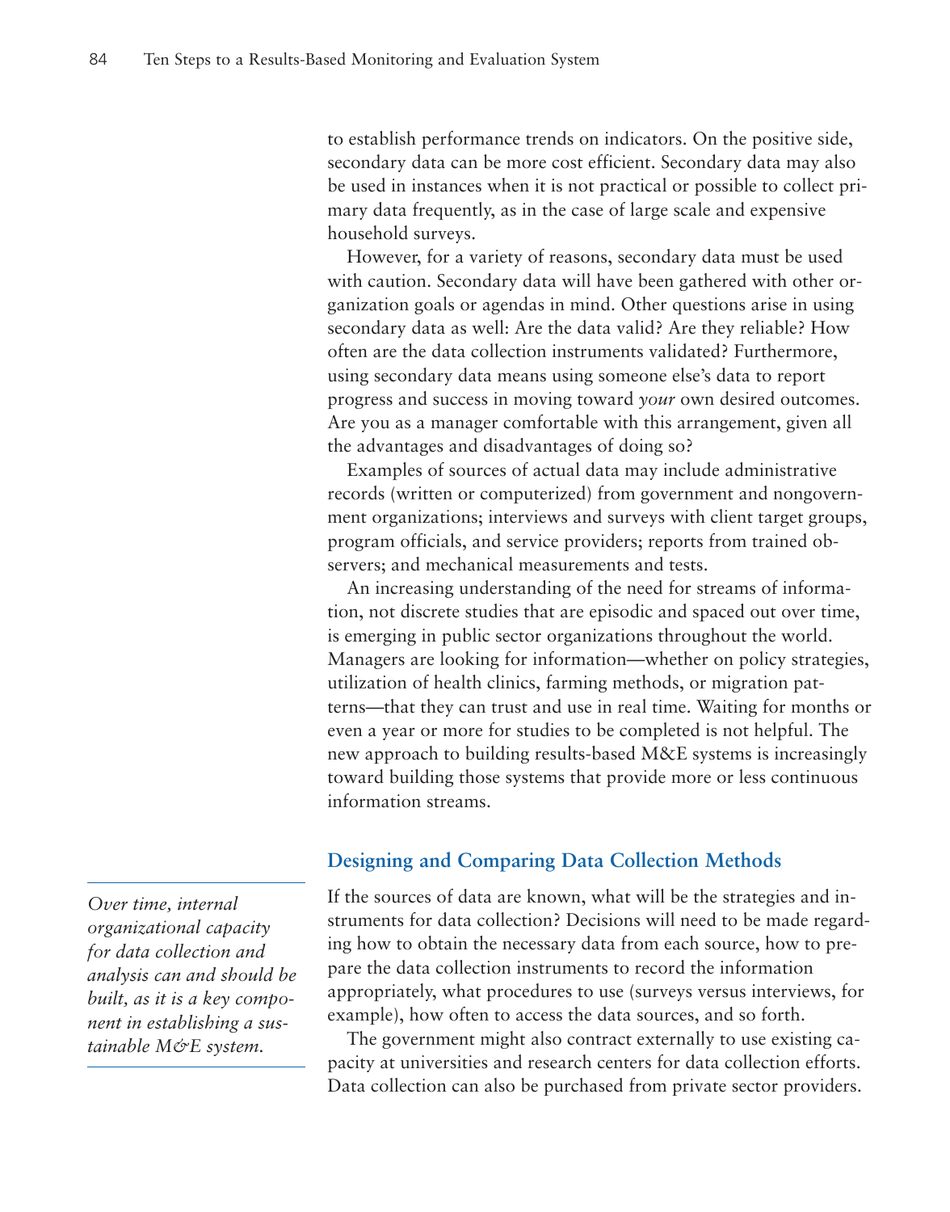to establish performance trends on indicators. On the positive side, secondary data can be more cost efficient. Secondary data may also be used in instances when it is not practical or possible to collect primary data frequently, as in the case of large scale and expensive household surveys.

However, for a variety of reasons, secondary data must be used with caution. Secondary data will have been gathered with other organization goals or agendas in mind. Other questions arise in using secondary data as well: Are the data valid? Are they reliable? How often are the data collection instruments validated? Furthermore, using secondary data means using someone else's data to report progress and success in moving toward *your* own desired outcomes. Are you as a manager comfortable with this arrangement, given all the advantages and disadvantages of doing so?

Examples of sources of actual data may include administrative records (written or computerized) from government and nongovernment organizations; interviews and surveys with client target groups, program officials, and service providers; reports from trained observers; and mechanical measurements and tests.

An increasing understanding of the need for streams of information, not discrete studies that are episodic and spaced out over time, is emerging in public sector organizations throughout the world. Managers are looking for information—whether on policy strategies, utilization of health clinics, farming methods, or migration patterns—that they can trust and use in real time. Waiting for months or even a year or more for studies to be completed is not helpful. The new approach to building results-based M&E systems is increasingly toward building those systems that provide more or less continuous information streams.

### Designing and Comparing Data Collection Methods

*Over time, internal organizational capacity for data collection and analysis can and should be built, as it is a key component in establishing a sustainable M&E system.*

If the sources of data are known, what will be the strategies and instruments for data collection? Decisions will need to be made regarding how to obtain the necessary data from each source, how to prepare the data collection instruments to record the information appropriately, what procedures to use (surveys versus interviews, for example), how often to access the data sources, and so forth.

The government might also contract externally to use existing capacity at universities and research centers for data collection efforts. Data collection can also be purchased from private sector providers.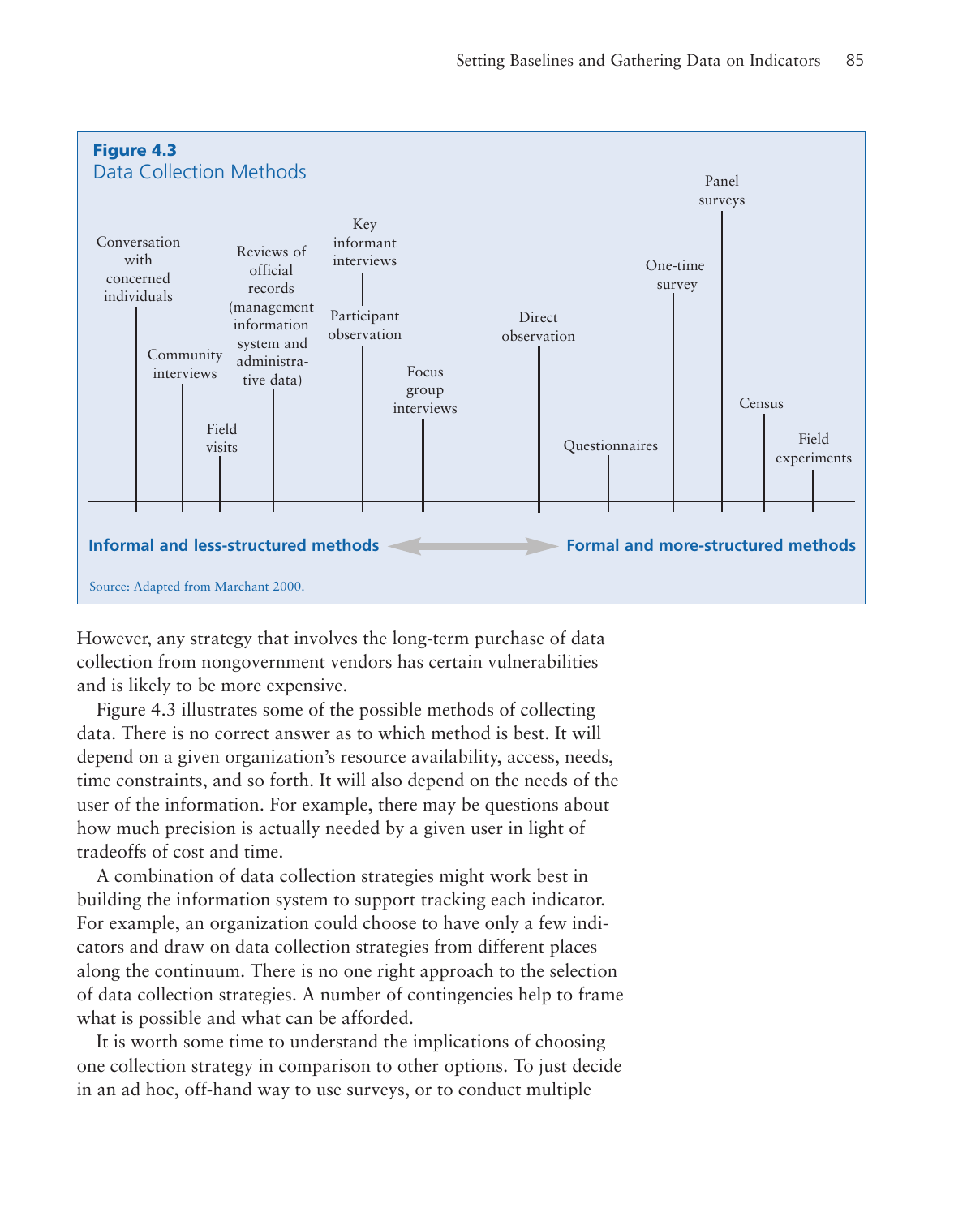**Figure 4.3**
Data Collection Methods

Conversation with concerned individuals — Community interviews — Field visits — Reviews of official records (management information system and administrative data) — Key informant interviews — Participant observation — Focus group interviews — Direct observation — Questionnaires — One-time survey — Panel surveys — Census — Field experiments

**Informal and less-structured methods** ↔ **Formal and more-structured methods**

Source: Adapted from Marchant 2000.

However, any strategy that involves the long-term purchase of data collection from nongovernment vendors has certain vulnerabilities and is likely to be more expensive.

Figure 4.3 illustrates some of the possible methods of collecting data. There is no correct answer as to which method is best. It will depend on a given organization's resource availability, access, needs, time constraints, and so forth. It will also depend on the needs of the user of the information. For example, there may be questions about how much precision is actually needed by a given user in light of tradeoffs of cost and time.

A combination of data collection strategies might work best in building the information system to support tracking each indicator. For example, an organization could choose to have only a few indicators and draw on data collection strategies from different places along the continuum. There is no one right approach to the selection of data collection strategies. A number of contingencies help to frame what is possible and what can be afforded.

It is worth some time to understand the implications of choosing one collection strategy in comparison to other options. To just decide in an ad hoc, off-hand way to use surveys, or to conduct multiple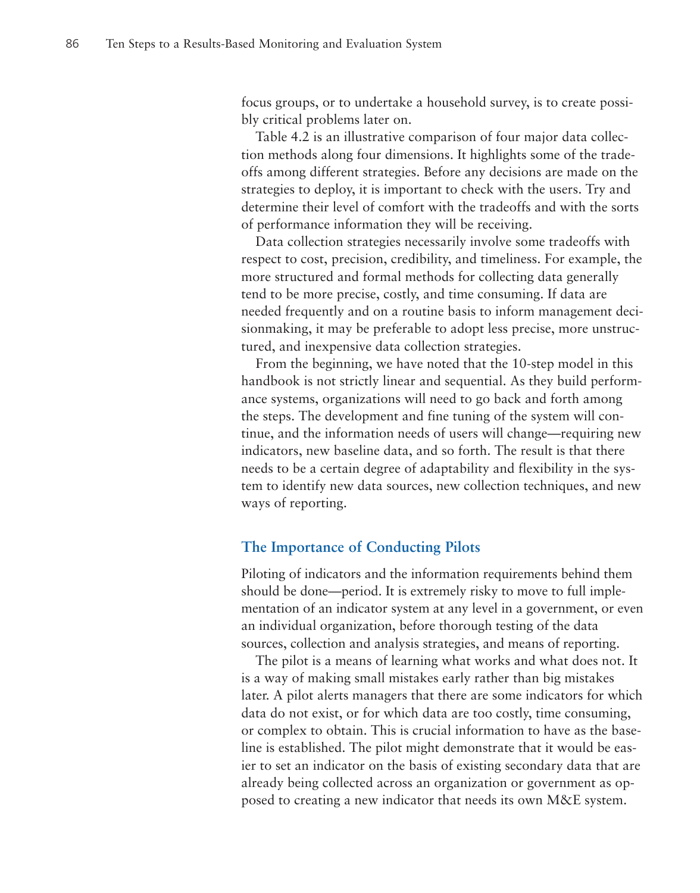focus groups, or to undertake a household survey, is to create possibly critical problems later on.

Table 4.2 is an illustrative comparison of four major data collection methods along four dimensions. It highlights some of the tradeoffs among different strategies. Before any decisions are made on the strategies to deploy, it is important to check with the users. Try and determine their level of comfort with the tradeoffs and with the sorts of performance information they will be receiving.

Data collection strategies necessarily involve some tradeoffs with respect to cost, precision, credibility, and timeliness. For example, the more structured and formal methods for collecting data generally tend to be more precise, costly, and time consuming. If data are needed frequently and on a routine basis to inform management decisionmaking, it may be preferable to adopt less precise, more unstructured, and inexpensive data collection strategies.

From the beginning, we have noted that the 10-step model in this handbook is not strictly linear and sequential. As they build performance systems, organizations will need to go back and forth among the steps. The development and fine tuning of the system will continue, and the information needs of users will change—requiring new indicators, new baseline data, and so forth. The result is that there needs to be a certain degree of adaptability and flexibility in the system to identify new data sources, new collection techniques, and new ways of reporting.

## The Importance of Conducting Pilots

Piloting of indicators and the information requirements behind them should be done—period. It is extremely risky to move to full implementation of an indicator system at any level in a government, or even an individual organization, before thorough testing of the data sources, collection and analysis strategies, and means of reporting.

The pilot is a means of learning what works and what does not. It is a way of making small mistakes early rather than big mistakes later. A pilot alerts managers that there are some indicators for which data do not exist, or for which data are too costly, time consuming, or complex to obtain. This is crucial information to have as the baseline is established. The pilot might demonstrate that it would be easier to set an indicator on the basis of existing secondary data that are already being collected across an organization or government as opposed to creating a new indicator that needs its own M&E system.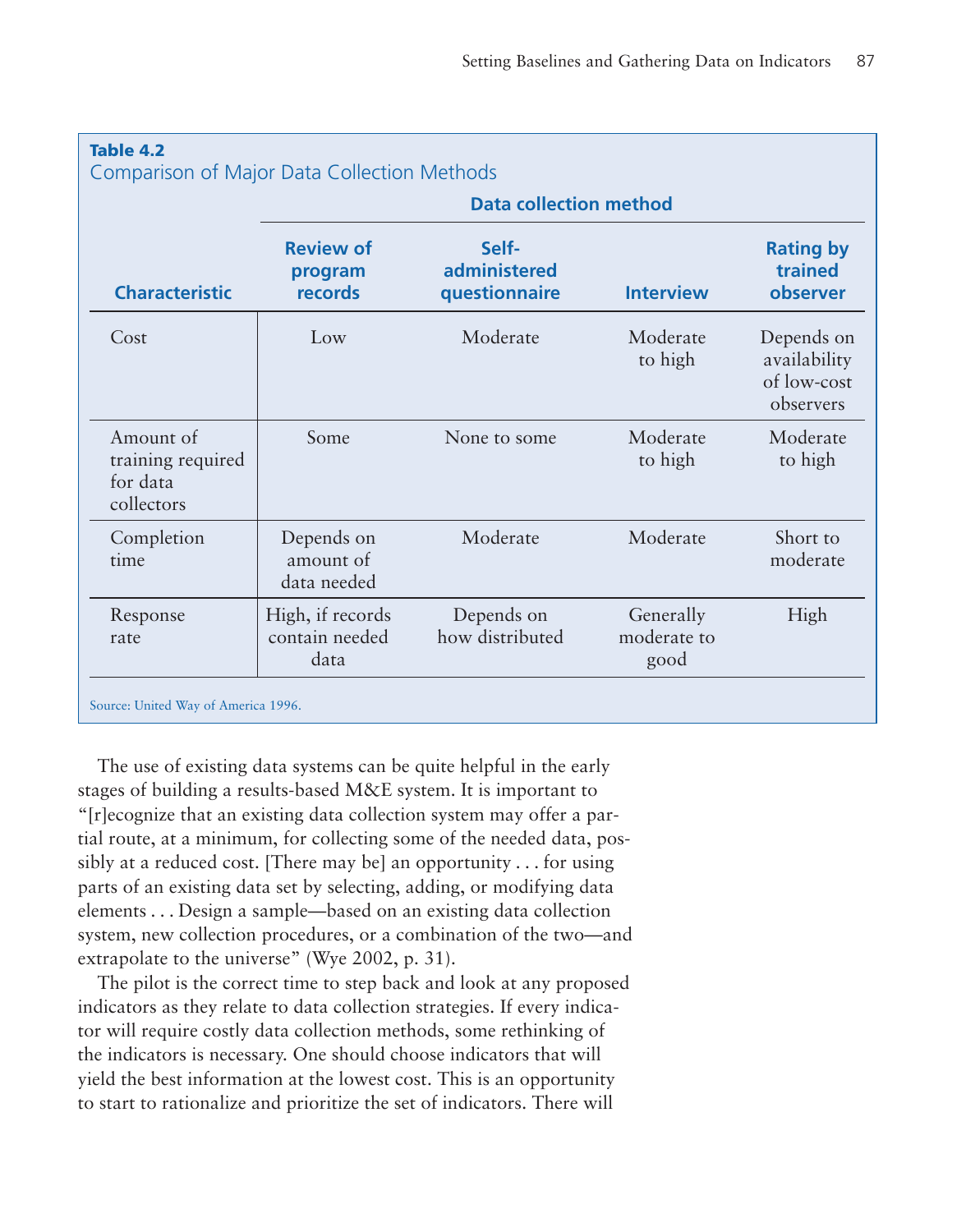**Table 4.2**
Comparison of Major Data Collection Methods

| Characteristic | Data collection method | | | |
|---|---|---|---|---|
| | Review of program records | Self-administered questionnaire | Interview | Rating by trained observer |
| Cost | Low | Moderate | Moderate to high | Depends on availability of low-cost observers |
| Amount of training required for data collectors | Some | None to some | Moderate to high | Moderate to high |
| Completion time | Depends on amount of data needed | Moderate | Moderate | Short to moderate |
| Response rate | High, if records contain needed data | Depends on how distributed | Generally moderate to good | High |

Source: United Way of America 1996.

The use of existing data systems can be quite helpful in the early stages of building a results-based M&E system. It is important to "[r]ecognize that an existing data collection system may offer a partial route, at a minimum, for collecting some of the needed data, possibly at a reduced cost. [There may be] an opportunity . . . for using parts of an existing data set by selecting, adding, or modifying data elements . . . Design a sample—based on an existing data collection system, new collection procedures, or a combination of the two—and extrapolate to the universe" (Wye 2002, p. 31).

The pilot is the correct time to step back and look at any proposed indicators as they relate to data collection strategies. If every indicator will require costly data collection methods, some rethinking of the indicators is necessary. One should choose indicators that will yield the best information at the lowest cost. This is an opportunity to start to rationalize and prioritize the set of indicators. There will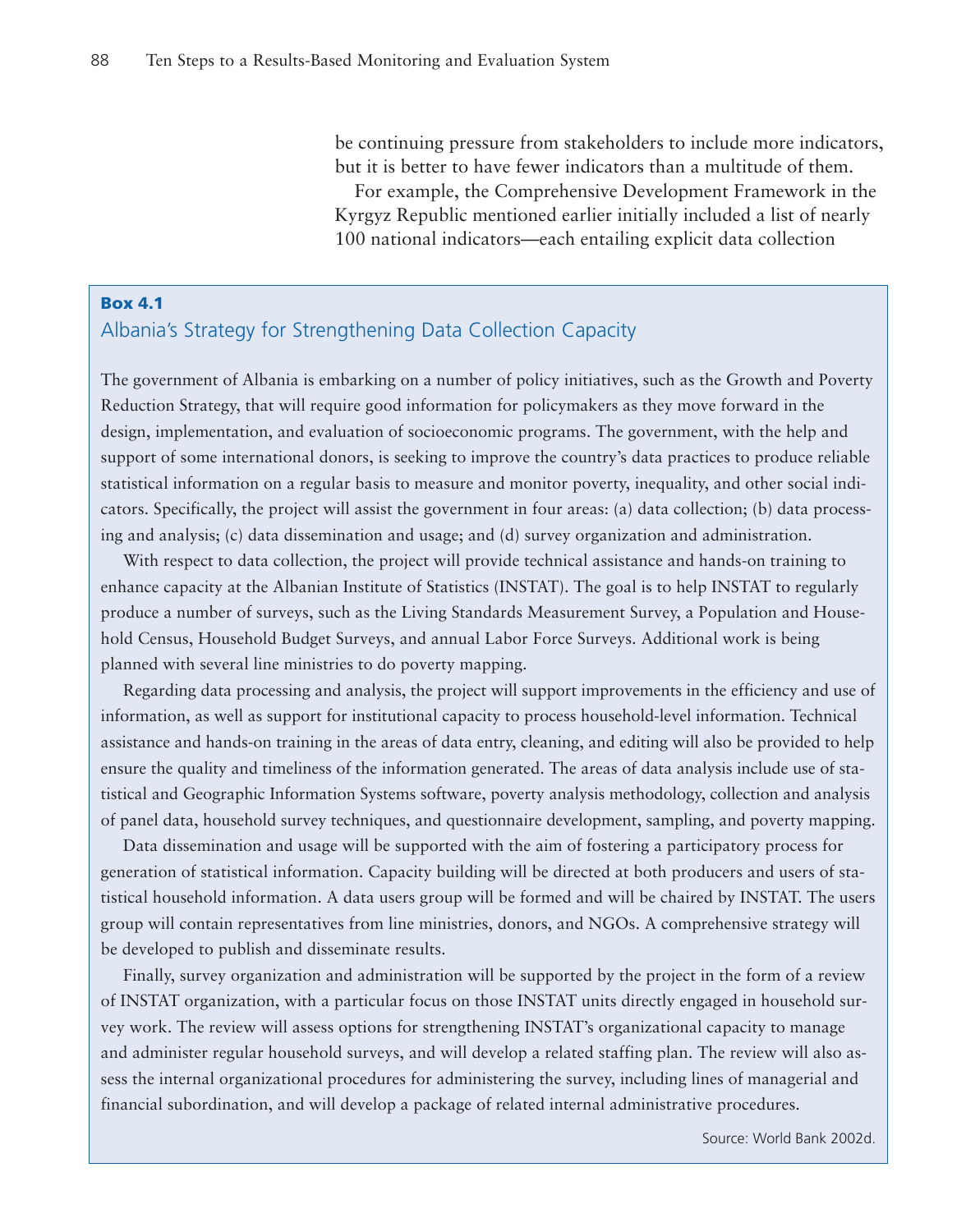be continuing pressure from stakeholders to include more indicators, but it is better to have fewer indicators than a multitude of them.

For example, the Comprehensive Development Framework in the Kyrgyz Republic mentioned earlier initially included a list of nearly 100 national indicators—each entailing explicit data collection

**Box 4.1**

### Albania's Strategy for Strengthening Data Collection Capacity

The government of Albania is embarking on a number of policy initiatives, such as the Growth and Poverty Reduction Strategy, that will require good information for policymakers as they move forward in the design, implementation, and evaluation of socioeconomic programs. The government, with the help and support of some international donors, is seeking to improve the country's data practices to produce reliable statistical information on a regular basis to measure and monitor poverty, inequality, and other social indicators. Specifically, the project will assist the government in four areas: (a) data collection; (b) data processing and analysis; (c) data dissemination and usage; and (d) survey organization and administration.

With respect to data collection, the project will provide technical assistance and hands-on training to enhance capacity at the Albanian Institute of Statistics (INSTAT). The goal is to help INSTAT to regularly produce a number of surveys, such as the Living Standards Measurement Survey, a Population and Household Census, Household Budget Surveys, and annual Labor Force Surveys. Additional work is being planned with several line ministries to do poverty mapping.

Regarding data processing and analysis, the project will support improvements in the efficiency and use of information, as well as support for institutional capacity to process household-level information. Technical assistance and hands-on training in the areas of data entry, cleaning, and editing will also be provided to help ensure the quality and timeliness of the information generated. The areas of data analysis include use of statistical and Geographic Information Systems software, poverty analysis methodology, collection and analysis of panel data, household survey techniques, and questionnaire development, sampling, and poverty mapping.

Data dissemination and usage will be supported with the aim of fostering a participatory process for generation of statistical information. Capacity building will be directed at both producers and users of statistical household information. A data users group will be formed and will be chaired by INSTAT. The users group will contain representatives from line ministries, donors, and NGOs. A comprehensive strategy will be developed to publish and disseminate results.

Finally, survey organization and administration will be supported by the project in the form of a review of INSTAT organization, with a particular focus on those INSTAT units directly engaged in household survey work. The review will assess options for strengthening INSTAT's organizational capacity to manage and administer regular household surveys, and will develop a related staffing plan. The review will also assess the internal organizational procedures for administering the survey, including lines of managerial and financial subordination, and will develop a package of related internal administrative procedures.

Source: World Bank 2002d.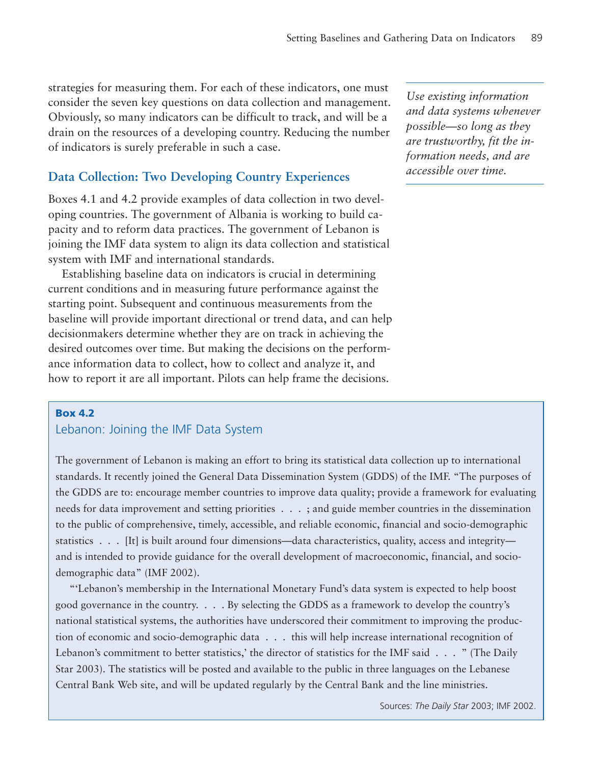strategies for measuring them. For each of these indicators, one must consider the seven key questions on data collection and management. Obviously, so many indicators can be difficult to track, and will be a drain on the resources of a developing country. Reducing the number of indicators is surely preferable in such a case.

*Use existing information and data systems whenever possible—so long as they are trustworthy, fit the information needs, and are accessible over time.*

## Data Collection: Two Developing Country Experiences

Boxes 4.1 and 4.2 provide examples of data collection in two developing countries. The government of Albania is working to build capacity and to reform data practices. The government of Lebanon is joining the IMF data system to align its data collection and statistical system with IMF and international standards.

Establishing baseline data on indicators is crucial in determining current conditions and in measuring future performance against the starting point. Subsequent and continuous measurements from the baseline will provide important directional or trend data, and can help decisionmakers determine whether they are on track in achieving the desired outcomes over time. But making the decisions on the performance information data to collect, how to collect and analyze it, and how to report it are all important. Pilots can help frame the decisions.

**Box 4.2**

### Lebanon: Joining the IMF Data System

The government of Lebanon is making an effort to bring its statistical data collection up to international standards. It recently joined the General Data Dissemination System (GDDS) of the IMF. "The purposes of the GDDS are to: encourage member countries to improve data quality; provide a framework for evaluating needs for data improvement and setting priorities . . . ; and guide member countries in the dissemination to the public of comprehensive, timely, accessible, and reliable economic, financial and socio-demographic statistics . . . [It] is built around four dimensions—data characteristics, quality, access and integrity—and is intended to provide guidance for the overall development of macroeconomic, financial, and socio-demographic data" (IMF 2002).

"'Lebanon's membership in the International Monetary Fund's data system is expected to help boost good governance in the country. . . . By selecting the GDDS as a framework to develop the country's national statistical systems, the authorities have underscored their commitment to improving the production of economic and socio-demographic data . . . this will help increase international recognition of Lebanon's commitment to better statistics,' the director of statistics for the IMF said . . . " (The Daily Star 2003). The statistics will be posted and available to the public in three languages on the Lebanese Central Bank Web site, and will be updated regularly by the Central Bank and the line ministries.

Sources: *The Daily Star* 2003; IMF 2002.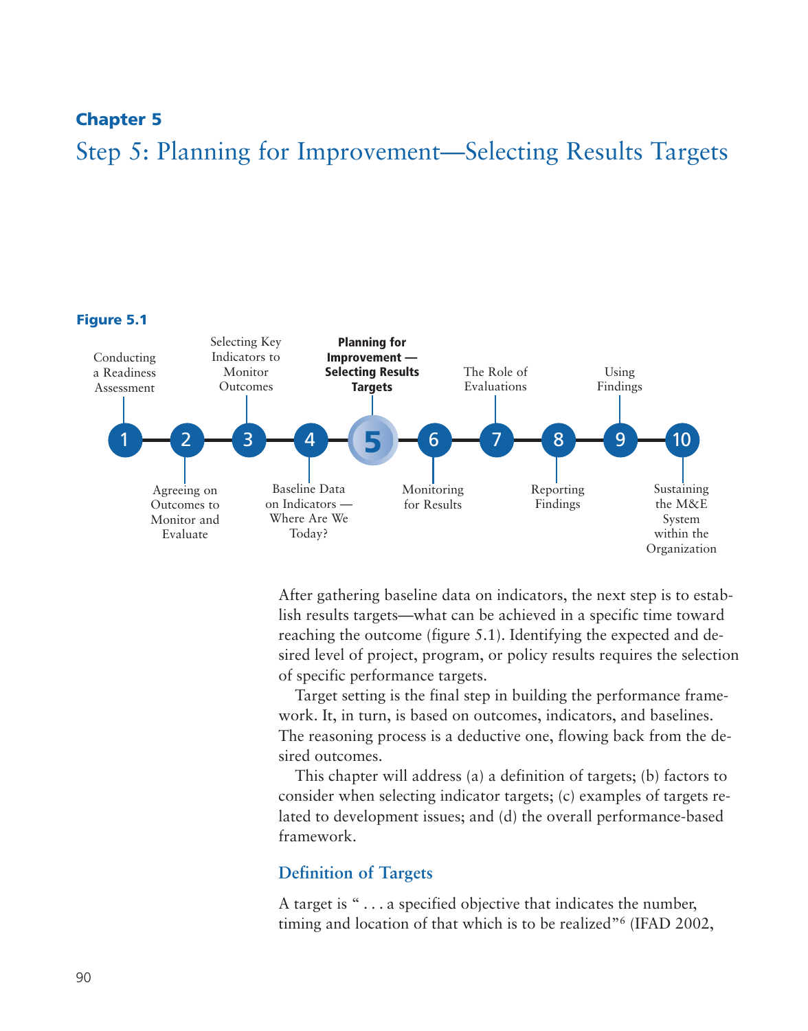## Chapter 5

# Step 5: Planning for Improvement—Selecting Results Targets

**Figure 5.1**

1. Conducting a Readiness Assessment
2. Agreeing on Outcomes to Monitor and Evaluate
3. Selecting Key Indicators to Monitor Outcomes
4. Baseline Data on Indicators — Where Are We Today?
5. **Planning for Improvement — Selecting Results Targets**
6. Monitoring for Results
7. The Role of Evaluations
8. Reporting Findings
9. Using Findings
10. Sustaining the M&E System within the Organization

After gathering baseline data on indicators, the next step is to establish results targets—what can be achieved in a specific time toward reaching the outcome (figure 5.1). Identifying the expected and desired level of project, program, or policy results requires the selection of specific performance targets.

Target setting is the final step in building the performance framework. It, in turn, is based on outcomes, indicators, and baselines. The reasoning process is a deductive one, flowing back from the desired outcomes.

This chapter will address (a) a definition of targets; (b) factors to consider when selecting indicator targets; (c) examples of targets related to development issues; and (d) the overall performance-based framework.

### Definition of Targets

A target is " . . . a specified objective that indicates the number, timing and location of that which is to be realized"[6] (IFAD 2002,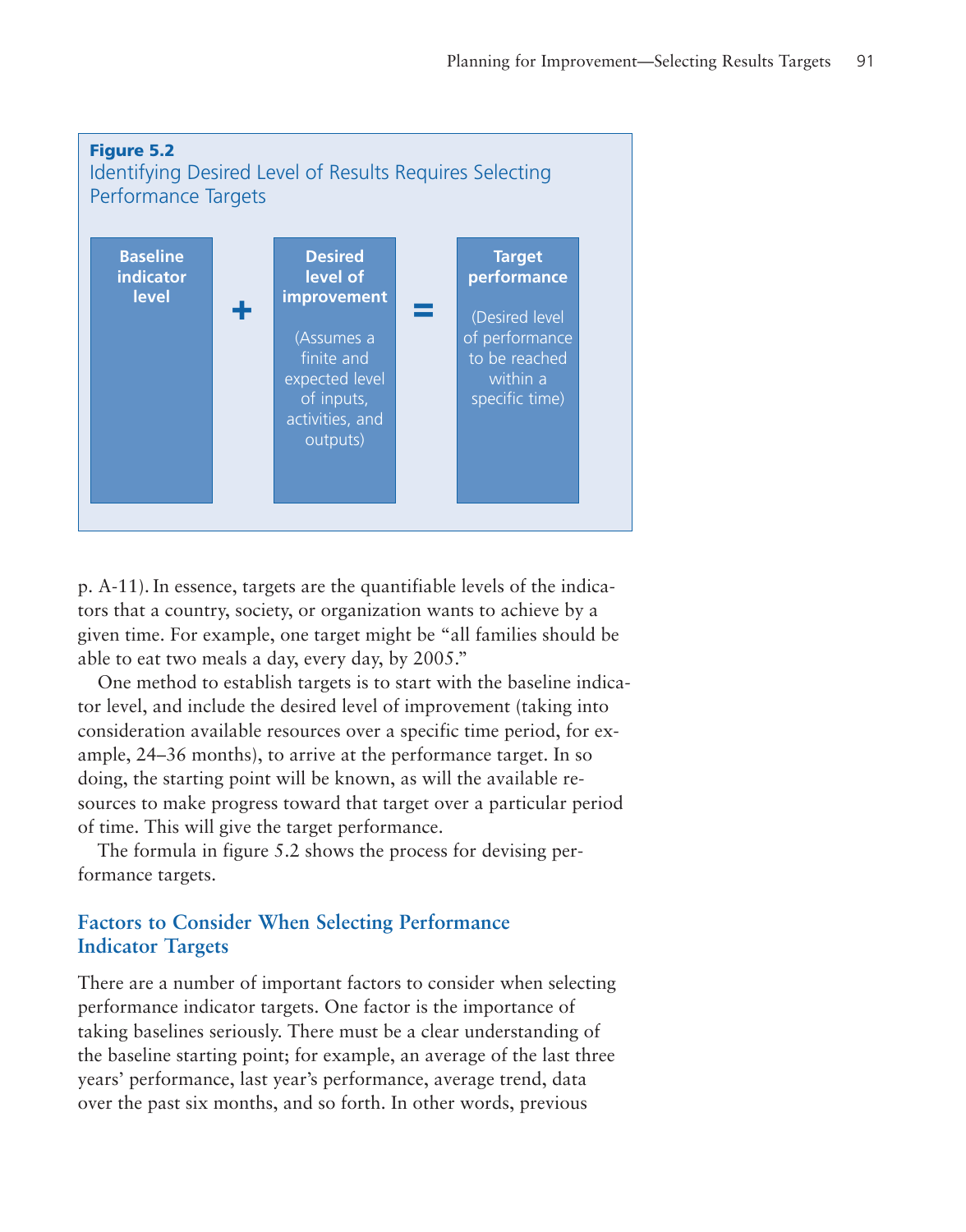**Figure 5.2**
Identifying Desired Level of Results Requires Selecting Performance Targets

| Baseline indicator level | + | Desired level of improvement (Assumes a finite and expected level of inputs, activities, and outputs) | = | Target performance (Desired level of performance to be reached within a specific time) |
|---|---|---|---|---|

p. A-11). In essence, targets are the quantifiable levels of the indicators that a country, society, or organization wants to achieve by a given time. For example, one target might be "all families should be able to eat two meals a day, every day, by 2005."

One method to establish targets is to start with the baseline indicator level, and include the desired level of improvement (taking into consideration available resources over a specific time period, for example, 24–36 months), to arrive at the performance target. In so doing, the starting point will be known, as will the available resources to make progress toward that target over a particular period of time. This will give the target performance.

The formula in figure 5.2 shows the process for devising performance targets.

## Factors to Consider When Selecting Performance Indicator Targets

There are a number of important factors to consider when selecting performance indicator targets. One factor is the importance of taking baselines seriously. There must be a clear understanding of the baseline starting point; for example, an average of the last three years' performance, last year's performance, average trend, data over the past six months, and so forth. In other words, previous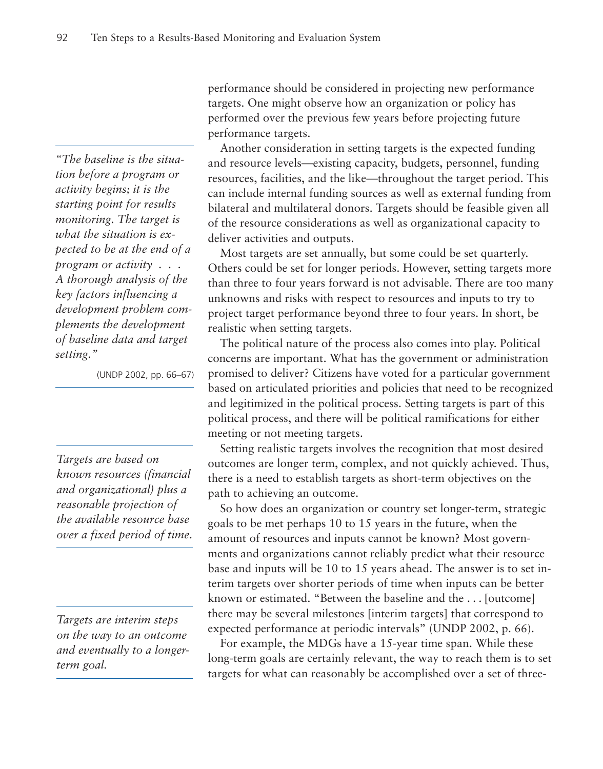performance should be considered in projecting new performance targets. One might observe how an organization or policy has performed over the previous few years before projecting future performance targets.

> *"The baseline is the situation before a program or activity begins; it is the starting point for results monitoring. The target is what the situation is expected to be at the end of a program or activity . . . A thorough analysis of the key factors influencing a development problem complements the development of baseline data and target setting."*
>
> (UNDP 2002, pp. 66–67)

Another consideration in setting targets is the expected funding and resource levels—existing capacity, budgets, personnel, funding resources, facilities, and the like—throughout the target period. This can include internal funding sources as well as external funding from bilateral and multilateral donors. Targets should be feasible given all of the resource considerations as well as organizational capacity to deliver activities and outputs.

Most targets are set annually, but some could be set quarterly. Others could be set for longer periods. However, setting targets more than three to four years forward is not advisable. There are too many unknowns and risks with respect to resources and inputs to try to project target performance beyond three to four years. In short, be realistic when setting targets.

The political nature of the process also comes into play. Political concerns are important. What has the government or administration promised to deliver? Citizens have voted for a particular government based on articulated priorities and policies that need to be recognized and legitimized in the political process. Setting targets is part of this political process, and there will be political ramifications for either meeting or not meeting targets.

> *Targets are based on known resources (financial and organizational) plus a reasonable projection of the available resource base over a fixed period of time.*

Setting realistic targets involves the recognition that most desired outcomes are longer term, complex, and not quickly achieved. Thus, there is a need to establish targets as short-term objectives on the path to achieving an outcome.

So how does an organization or country set longer-term, strategic goals to be met perhaps 10 to 15 years in the future, when the amount of resources and inputs cannot be known? Most governments and organizations cannot reliably predict what their resource base and inputs will be 10 to 15 years ahead. The answer is to set interim targets over shorter periods of time when inputs can be better known or estimated. "Between the baseline and the . . . [outcome] there may be several milestones [interim targets] that correspond to expected performance at periodic intervals" (UNDP 2002, p. 66).

> *Targets are interim steps on the way to an outcome and eventually to a longer-term goal.*

For example, the MDGs have a 15-year time span. While these long-term goals are certainly relevant, the way to reach them is to set targets for what can reasonably be accomplished over a set of three-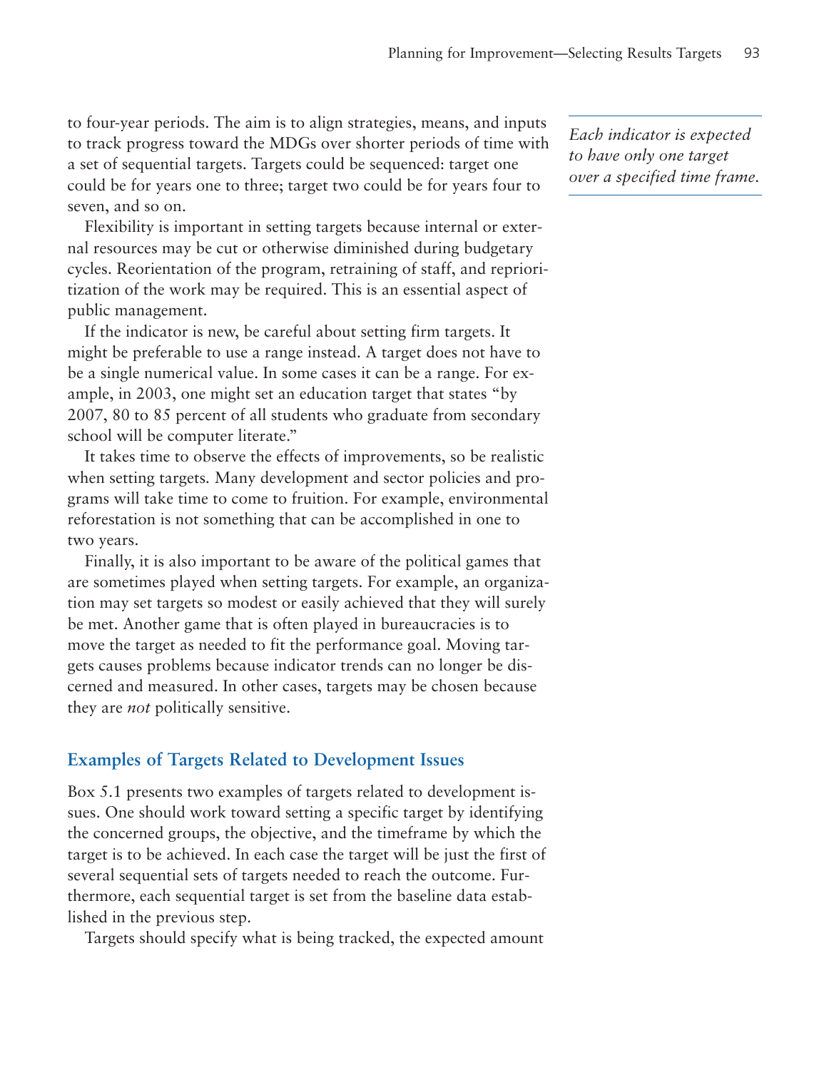to four-year periods. The aim is to align strategies, means, and inputs to track progress toward the MDGs over shorter periods of time with a set of sequential targets. Targets could be sequenced: target one could be for years one to three; target two could be for years four to seven, and so on.

*Each indicator is expected to have only one target over a specified time frame.*

Flexibility is important in setting targets because internal or external resources may be cut or otherwise diminished during budgetary cycles. Reorientation of the program, retraining of staff, and reprioritization of the work may be required. This is an essential aspect of public management.

If the indicator is new, be careful about setting firm targets. It might be preferable to use a range instead. A target does not have to be a single numerical value. In some cases it can be a range. For example, in 2003, one might set an education target that states "by 2007, 80 to 85 percent of all students who graduate from secondary school will be computer literate."

It takes time to observe the effects of improvements, so be realistic when setting targets. Many development and sector policies and programs will take time to come to fruition. For example, environmental reforestation is not something that can be accomplished in one to two years.

Finally, it is also important to be aware of the political games that are sometimes played when setting targets. For example, an organization may set targets so modest or easily achieved that they will surely be met. Another game that is often played in bureaucracies is to move the target as needed to fit the performance goal. Moving targets causes problems because indicator trends can no longer be discerned and measured. In other cases, targets may be chosen because they are *not* politically sensitive.

## Examples of Targets Related to Development Issues

Box 5.1 presents two examples of targets related to development issues. One should work toward setting a specific target by identifying the concerned groups, the objective, and the timeframe by which the target is to be achieved. In each case the target will be just the first of several sequential sets of targets needed to reach the outcome. Furthermore, each sequential target is set from the baseline data established in the previous step.

Targets should specify what is being tracked, the expected amount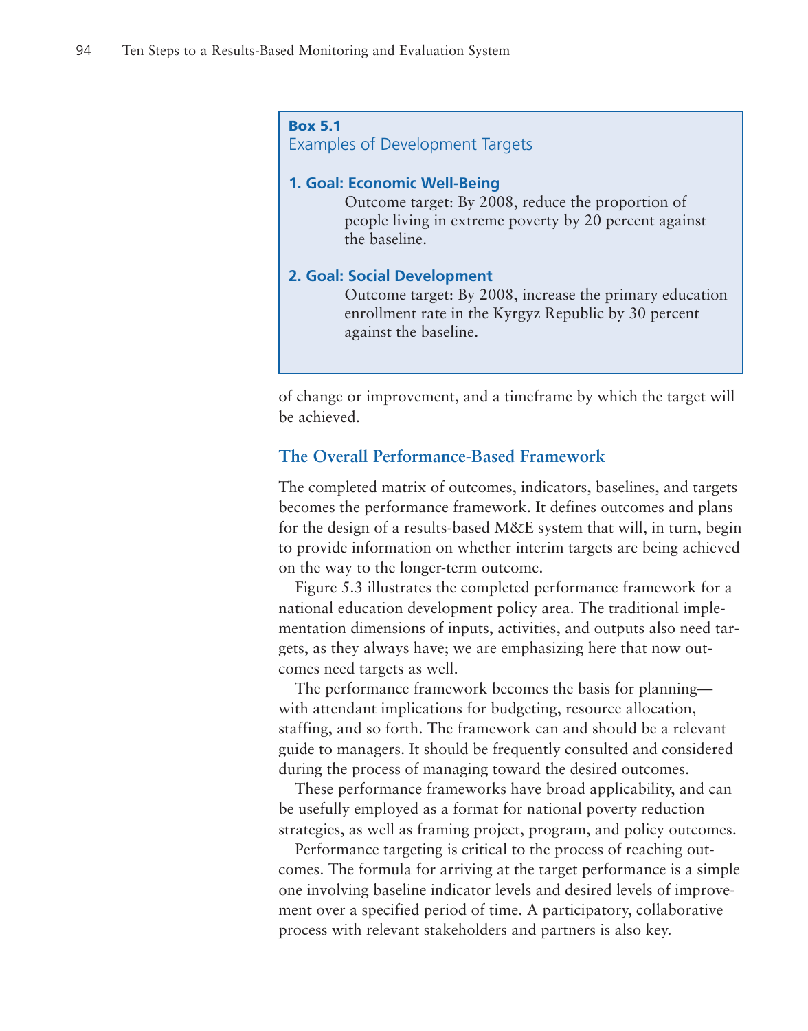**Box 5.1**
Examples of Development Targets

**1. Goal: Economic Well-Being**

Outcome target: By 2008, reduce the proportion of people living in extreme poverty by 20 percent against the baseline.

**2. Goal: Social Development**

Outcome target: By 2008, increase the primary education enrollment rate in the Kyrgyz Republic by 30 percent against the baseline.

of change or improvement, and a timeframe by which the target will be achieved.

## The Overall Performance-Based Framework

The completed matrix of outcomes, indicators, baselines, and targets becomes the performance framework. It defines outcomes and plans for the design of a results-based M&E system that will, in turn, begin to provide information on whether interim targets are being achieved on the way to the longer-term outcome.

Figure 5.3 illustrates the completed performance framework for a national education development policy area. The traditional implementation dimensions of inputs, activities, and outputs also need targets, as they always have; we are emphasizing here that now outcomes need targets as well.

The performance framework becomes the basis for planning—with attendant implications for budgeting, resource allocation, staffing, and so forth. The framework can and should be a relevant guide to managers. It should be frequently consulted and considered during the process of managing toward the desired outcomes.

These performance frameworks have broad applicability, and can be usefully employed as a format for national poverty reduction strategies, as well as framing project, program, and policy outcomes.

Performance targeting is critical to the process of reaching outcomes. The formula for arriving at the target performance is a simple one involving baseline indicator levels and desired levels of improvement over a specified period of time. A participatory, collaborative process with relevant stakeholders and partners is also key.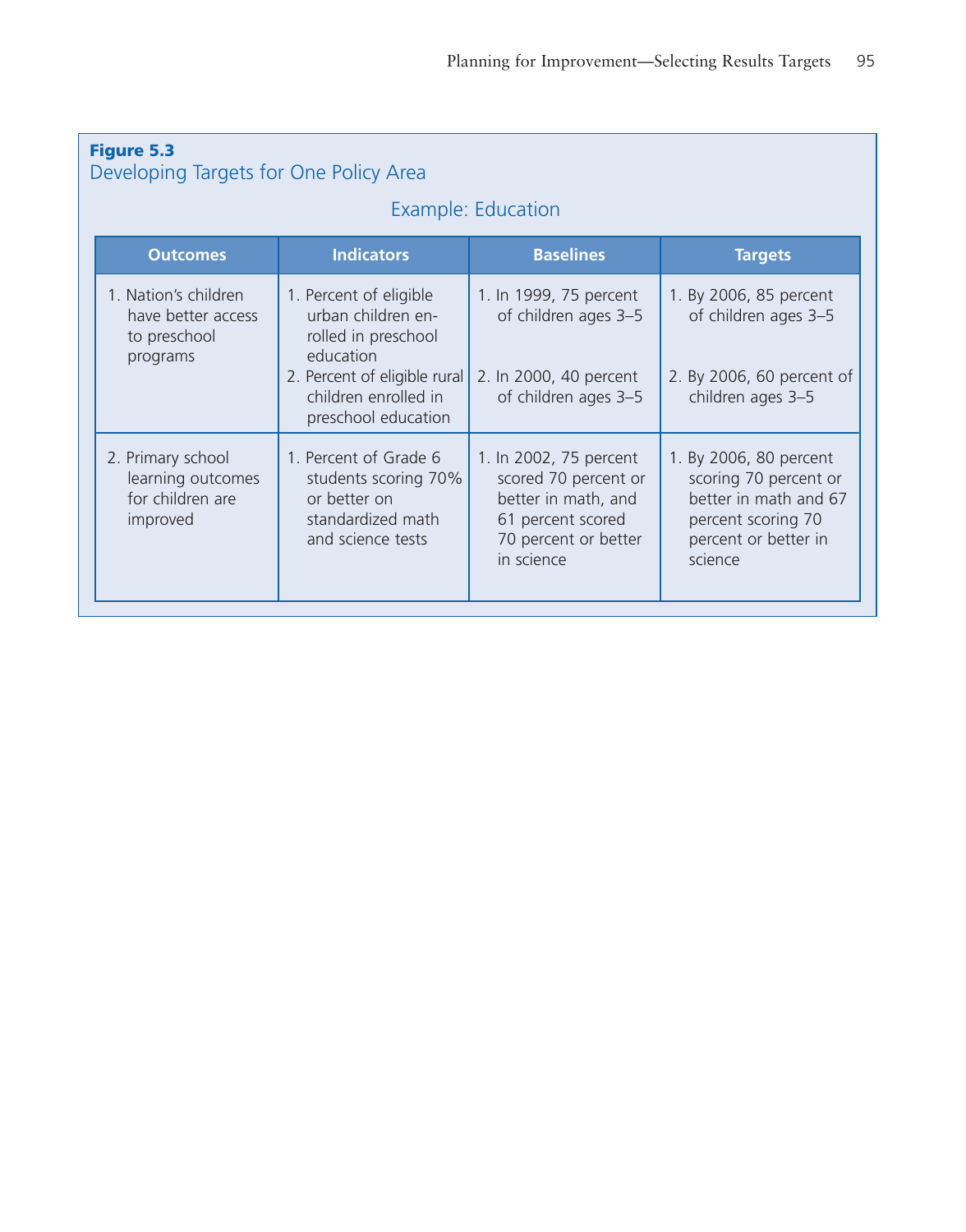**Figure 5.3**
Developing Targets for One Policy Area

Example: Education

| Outcomes | Indicators | Baselines | Targets |
|---|---|---|---|
| 1. Nation's children have better access to preschool programs | 1. Percent of eligible urban children enrolled in preschool education<br>2. Percent of eligible rural children enrolled in preschool education | 1. In 1999, 75 percent of children ages 3–5<br>2. In 2000, 40 percent of children ages 3–5 | 1. By 2006, 85 percent of children ages 3–5<br>2. By 2006, 60 percent of children ages 3–5 |
| 2. Primary school learning outcomes for children are improved | 1. Percent of Grade 6 students scoring 70% or better on standardized math and science tests | 1. In 2002, 75 percent scored 70 percent or better in math, and 61 percent scored 70 percent or better in science | 1. By 2006, 80 percent scoring 70 percent or better in math and 67 percent scoring 70 percent or better in science |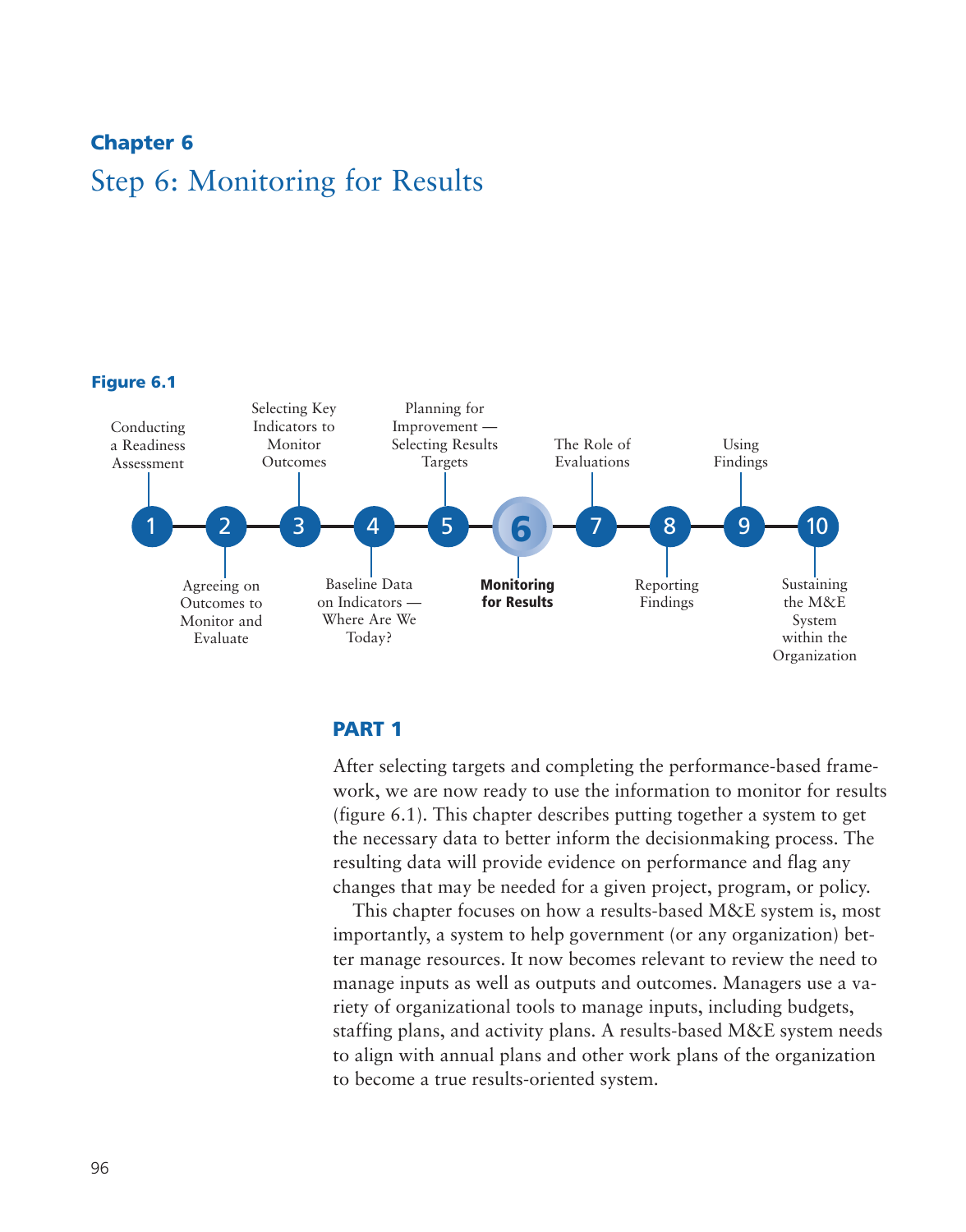## Chapter 6

# Step 6: Monitoring for Results

**Figure 6.1**

1. Conducting a Readiness Assessment
2. Agreeing on Outcomes to Monitor and Evaluate
3. Selecting Key Indicators to Monitor Outcomes
4. Baseline Data on Indicators — Where Are We Today?
5. Planning for Improvement — Selecting Results Targets
6. **Monitoring for Results**
7. The Role of Evaluations
8. Reporting Findings
9. Using Findings
10. Sustaining the M&E System within the Organization

### PART 1

After selecting targets and completing the performance-based framework, we are now ready to use the information to monitor for results (figure 6.1). This chapter describes putting together a system to get the necessary data to better inform the decisionmaking process. The resulting data will provide evidence on performance and flag any changes that may be needed for a given project, program, or policy.

This chapter focuses on how a results-based M&E system is, most importantly, a system to help government (or any organization) better manage resources. It now becomes relevant to review the need to manage inputs as well as outputs and outcomes. Managers use a variety of organizational tools to manage inputs, including budgets, staffing plans, and activity plans. A results-based M&E system needs to align with annual plans and other work plans of the organization to become a true results-oriented system.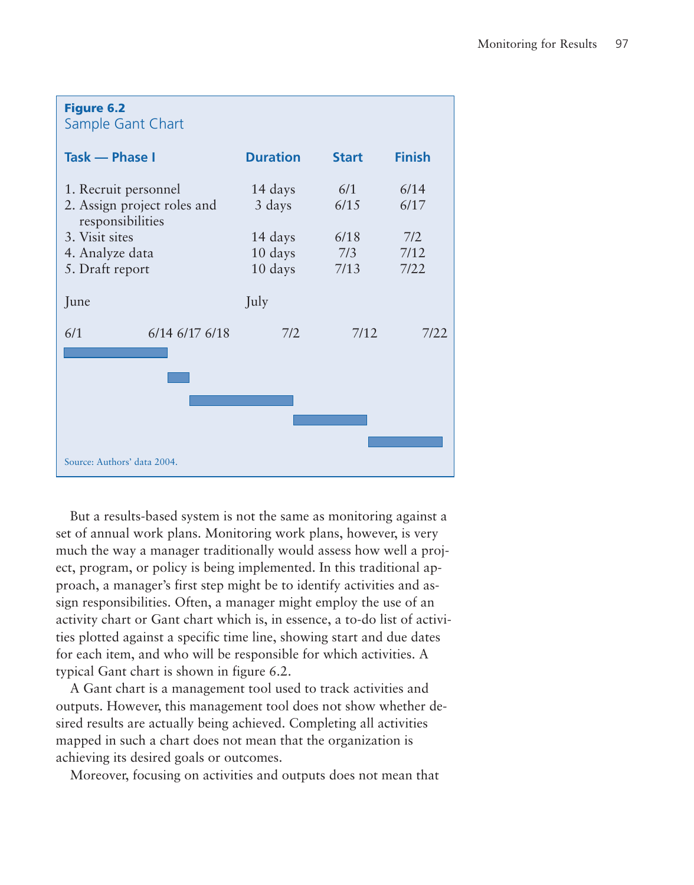**Figure 6.2**
Sample Gant Chart

| Task — Phase I | Duration | Start | Finish |
|---|---|---|---|
| 1. Recruit personnel | 14 days | 6/1 | 6/14 |
| 2. Assign project roles and responsibilities | 3 days | 6/15 | 6/17 |
| 3. Visit sites | 14 days | 6/18 | 7/2 |
| 4. Analyze data | 10 days | 7/3 | 7/12 |
| 5. Draft report | 10 days | 7/13 | 7/22 |

June — July

6/1 6/14 6/17 6/18 7/2 7/12 7/22

Source: Authors' data 2004.

But a results-based system is not the same as monitoring against a set of annual work plans. Monitoring work plans, however, is very much the way a manager traditionally would assess how well a project, program, or policy is being implemented. In this traditional approach, a manager's first step might be to identify activities and assign responsibilities. Often, a manager might employ the use of an activity chart or Gant chart which is, in essence, a to-do list of activities plotted against a specific time line, showing start and due dates for each item, and who will be responsible for which activities. A typical Gant chart is shown in figure 6.2.

A Gant chart is a management tool used to track activities and outputs. However, this management tool does not show whether desired results are actually being achieved. Completing all activities mapped in such a chart does not mean that the organization is achieving its desired goals or outcomes.

Moreover, focusing on activities and outputs does not mean that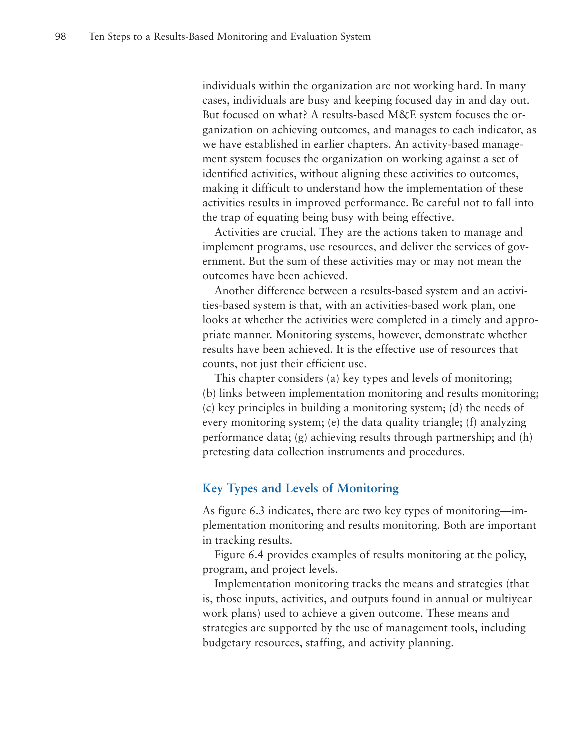individuals within the organization are not working hard. In many cases, individuals are busy and keeping focused day in and day out. But focused on what? A results-based M&E system focuses the organization on achieving outcomes, and manages to each indicator, as we have established in earlier chapters. An activity-based management system focuses the organization on working against a set of identified activities, without aligning these activities to outcomes, making it difficult to understand how the implementation of these activities results in improved performance. Be careful not to fall into the trap of equating being busy with being effective.

Activities are crucial. They are the actions taken to manage and implement programs, use resources, and deliver the services of government. But the sum of these activities may or may not mean the outcomes have been achieved.

Another difference between a results-based system and an activities-based system is that, with an activities-based work plan, one looks at whether the activities were completed in a timely and appropriate manner. Monitoring systems, however, demonstrate whether results have been achieved. It is the effective use of resources that counts, not just their efficient use.

This chapter considers (a) key types and levels of monitoring; (b) links between implementation monitoring and results monitoring; (c) key principles in building a monitoring system; (d) the needs of every monitoring system; (e) the data quality triangle; (f) analyzing performance data; (g) achieving results through partnership; and (h) pretesting data collection instruments and procedures.

## Key Types and Levels of Monitoring

As figure 6.3 indicates, there are two key types of monitoring—implementation monitoring and results monitoring. Both are important in tracking results.

Figure 6.4 provides examples of results monitoring at the policy, program, and project levels.

Implementation monitoring tracks the means and strategies (that is, those inputs, activities, and outputs found in annual or multiyear work plans) used to achieve a given outcome. These means and strategies are supported by the use of management tools, including budgetary resources, staffing, and activity planning.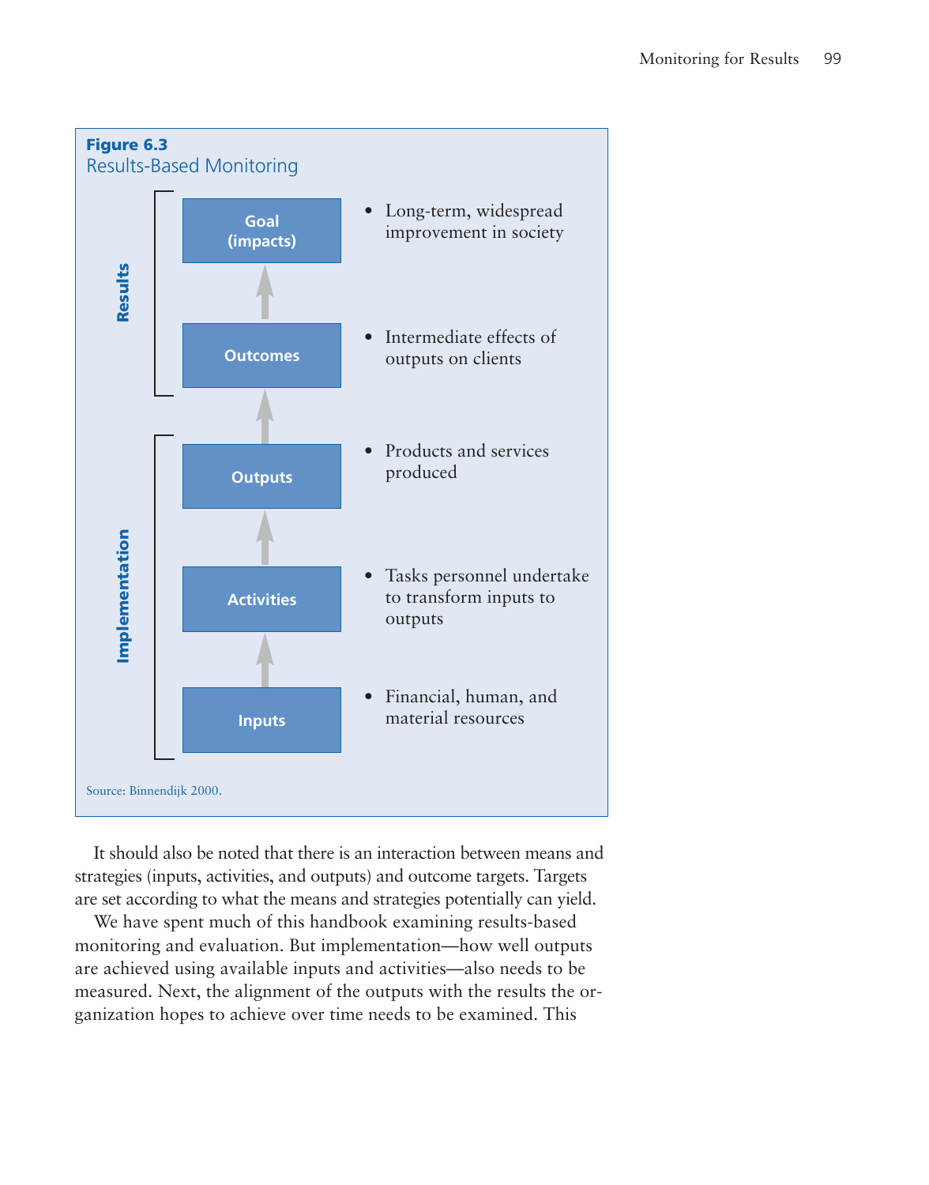**Figure 6.3**
Results-Based Monitoring

| | Level | Description |
|---|---|---|
| Results | Goal (impacts) | Long-term, widespread improvement in society |
| Results | Outcomes | Intermediate effects of outputs on clients |
| Implementation | Outputs | Products and services produced |
| Implementation | Activities | Tasks personnel undertake to transform inputs to outputs |
| Implementation | Inputs | Financial, human, and material resources |

Source: Binnendijk 2000.

It should also be noted that there is an interaction between means and strategies (inputs, activities, and outputs) and outcome targets. Targets are set according to what the means and strategies potentially can yield.

We have spent much of this handbook examining results-based monitoring and evaluation. But implementation—how well outputs are achieved using available inputs and activities—also needs to be measured. Next, the alignment of the outputs with the results the organization hopes to achieve over time needs to be examined. This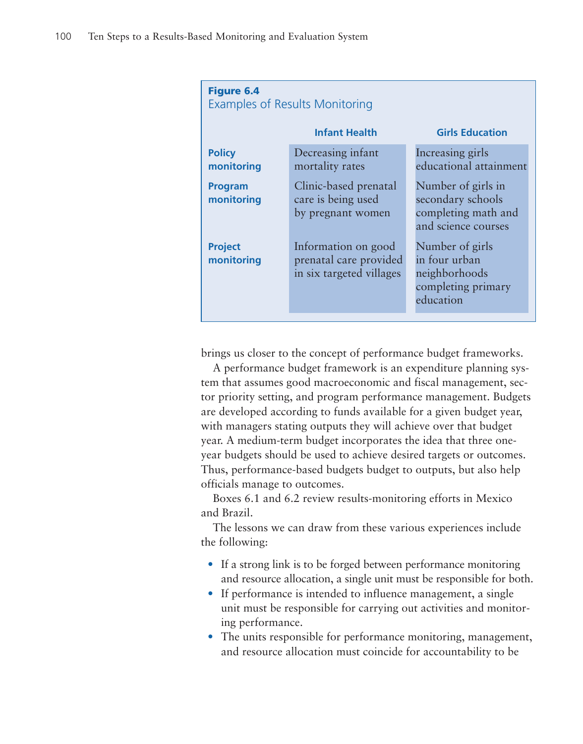**Figure 6.4**
Examples of Results Monitoring

| | Infant Health | Girls Education |
|---|---|---|
| **Policy monitoring** | Decreasing infant mortality rates | Increasing girls educational attainment |
| **Program monitoring** | Clinic-based prenatal care is being used by pregnant women | Number of girls in secondary schools completing math and and science courses |
| **Project monitoring** | Information on good prenatal care provided in six targeted villages | Number of girls in four urban neighborhoods completing primary education |

brings us closer to the concept of performance budget frameworks.

A performance budget framework is an expenditure planning system that assumes good macroeconomic and fiscal management, sector priority setting, and program performance management. Budgets are developed according to funds available for a given budget year, with managers stating outputs they will achieve over that budget year. A medium-term budget incorporates the idea that three one-year budgets should be used to achieve desired targets or outcomes. Thus, performance-based budgets budget to outputs, but also help officials manage to outcomes.

Boxes 6.1 and 6.2 review results-monitoring efforts in Mexico and Brazil.

The lessons we can draw from these various experiences include the following:

- If a strong link is to be forged between performance monitoring and resource allocation, a single unit must be responsible for both.
- If performance is intended to influence management, a single unit must be responsible for carrying out activities and monitoring performance.
- The units responsible for performance monitoring, management, and resource allocation must coincide for accountability to be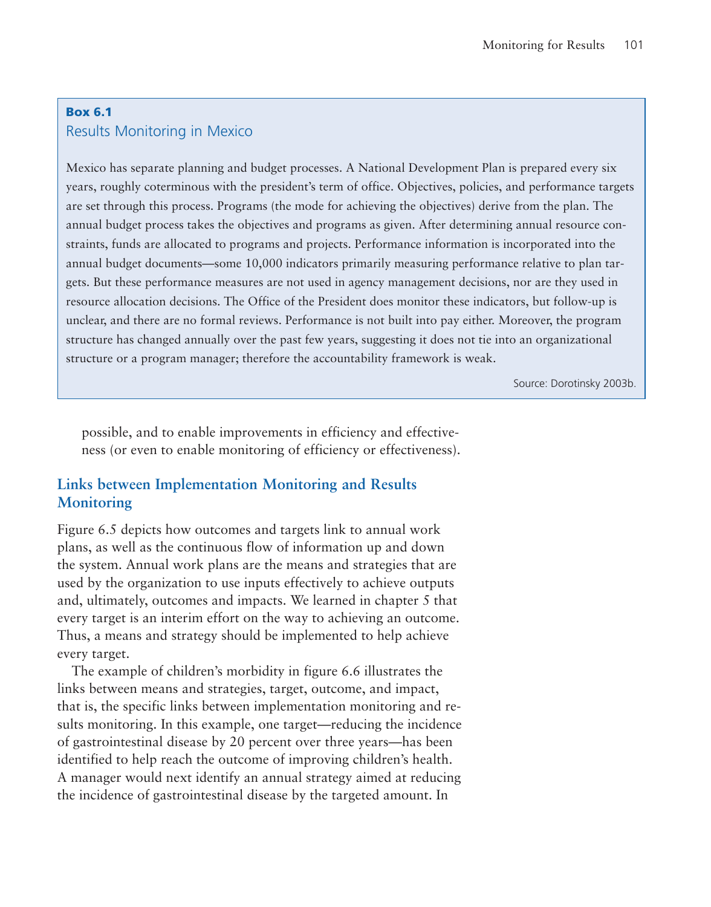**Box 6.1**
Results Monitoring in Mexico

Mexico has separate planning and budget processes. A National Development Plan is prepared every six years, roughly coterminous with the president's term of office. Objectives, policies, and performance targets are set through this process. Programs (the mode for achieving the objectives) derive from the plan. The annual budget process takes the objectives and programs as given. After determining annual resource constraints, funds are allocated to programs and projects. Performance information is incorporated into the annual budget documents—some 10,000 indicators primarily measuring performance relative to plan targets. But these performance measures are not used in agency management decisions, nor are they used in resource allocation decisions. The Office of the President does monitor these indicators, but follow-up is unclear, and there are no formal reviews. Performance is not built into pay either. Moreover, the program structure has changed annually over the past few years, suggesting it does not tie into an organizational structure or a program manager; therefore the accountability framework is weak.

Source: Dorotinsky 2003b.

possible, and to enable improvements in efficiency and effectiveness (or even to enable monitoring of efficiency or effectiveness).

## Links between Implementation Monitoring and Results Monitoring

Figure 6.5 depicts how outcomes and targets link to annual work plans, as well as the continuous flow of information up and down the system. Annual work plans are the means and strategies that are used by the organization to use inputs effectively to achieve outputs and, ultimately, outcomes and impacts. We learned in chapter 5 that every target is an interim effort on the way to achieving an outcome. Thus, a means and strategy should be implemented to help achieve every target.

The example of children's morbidity in figure 6.6 illustrates the links between means and strategies, target, outcome, and impact, that is, the specific links between implementation monitoring and results monitoring. In this example, one target—reducing the incidence of gastrointestinal disease by 20 percent over three years—has been identified to help reach the outcome of improving children's health. A manager would next identify an annual strategy aimed at reducing the incidence of gastrointestinal disease by the targeted amount. In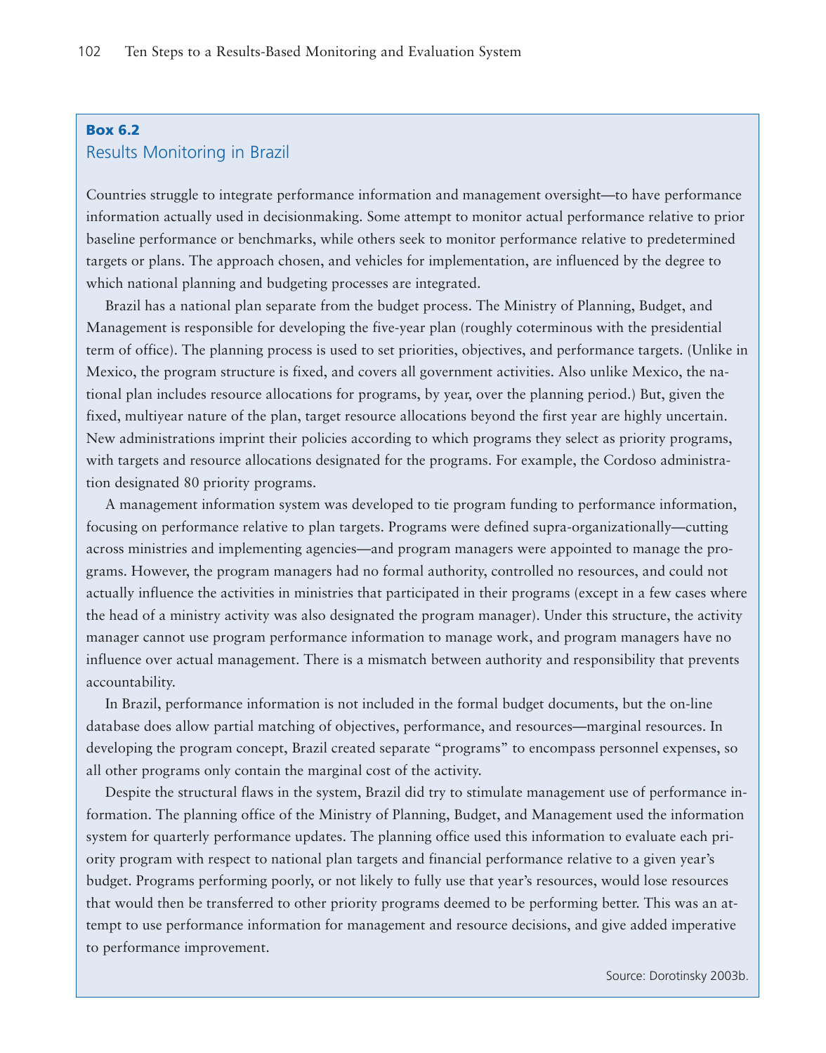**Box 6.2**

### Results Monitoring in Brazil

Countries struggle to integrate performance information and management oversight—to have performance information actually used in decisionmaking. Some attempt to monitor actual performance relative to prior baseline performance or benchmarks, while others seek to monitor performance relative to predetermined targets or plans. The approach chosen, and vehicles for implementation, are influenced by the degree to which national planning and budgeting processes are integrated.

Brazil has a national plan separate from the budget process. The Ministry of Planning, Budget, and Management is responsible for developing the five-year plan (roughly coterminous with the presidential term of office). The planning process is used to set priorities, objectives, and performance targets. (Unlike in Mexico, the program structure is fixed, and covers all government activities. Also unlike Mexico, the national plan includes resource allocations for programs, by year, over the planning period.) But, given the fixed, multiyear nature of the plan, target resource allocations beyond the first year are highly uncertain. New administrations imprint their policies according to which programs they select as priority programs, with targets and resource allocations designated for the programs. For example, the Cordoso administration designated 80 priority programs.

A management information system was developed to tie program funding to performance information, focusing on performance relative to plan targets. Programs were defined supra-organizationally—cutting across ministries and implementing agencies—and program managers were appointed to manage the programs. However, the program managers had no formal authority, controlled no resources, and could not actually influence the activities in ministries that participated in their programs (except in a few cases where the head of a ministry activity was also designated the program manager). Under this structure, the activity manager cannot use program performance information to manage work, and program managers have no influence over actual management. There is a mismatch between authority and responsibility that prevents accountability.

In Brazil, performance information is not included in the formal budget documents, but the on-line database does allow partial matching of objectives, performance, and resources—marginal resources. In developing the program concept, Brazil created separate "programs" to encompass personnel expenses, so all other programs only contain the marginal cost of the activity.

Despite the structural flaws in the system, Brazil did try to stimulate management use of performance information. The planning office of the Ministry of Planning, Budget, and Management used the information system for quarterly performance updates. The planning office used this information to evaluate each priority program with respect to national plan targets and financial performance relative to a given year's budget. Programs performing poorly, or not likely to fully use that year's resources, would lose resources that would then be transferred to other priority programs deemed to be performing better. This was an attempt to use performance information for management and resource decisions, and give added imperative to performance improvement.

Source: Dorotinsky 2003b.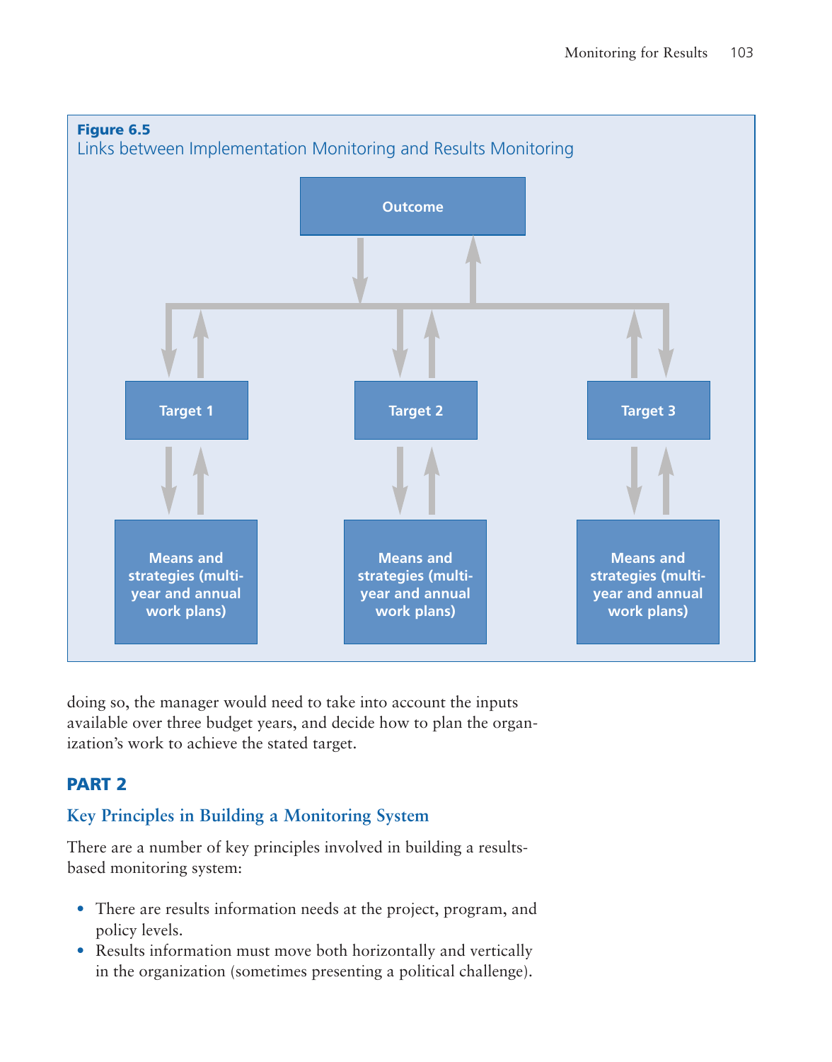**Figure 6.5**
Links between Implementation Monitoring and Results Monitoring

Outcome

Target 1

Target 2

Target 3

Means and strategies (multi-year and annual work plans)

Means and strategies (multi-year and annual work plans)

Means and strategies (multi-year and annual work plans)

doing so, the manager would need to take into account the inputs available over three budget years, and decide how to plan the organization's work to achieve the stated target.

## PART 2

### Key Principles in Building a Monitoring System

There are a number of key principles involved in building a results-based monitoring system:

- There are results information needs at the project, program, and policy levels.
- Results information must move both horizontally and vertically in the organization (sometimes presenting a political challenge).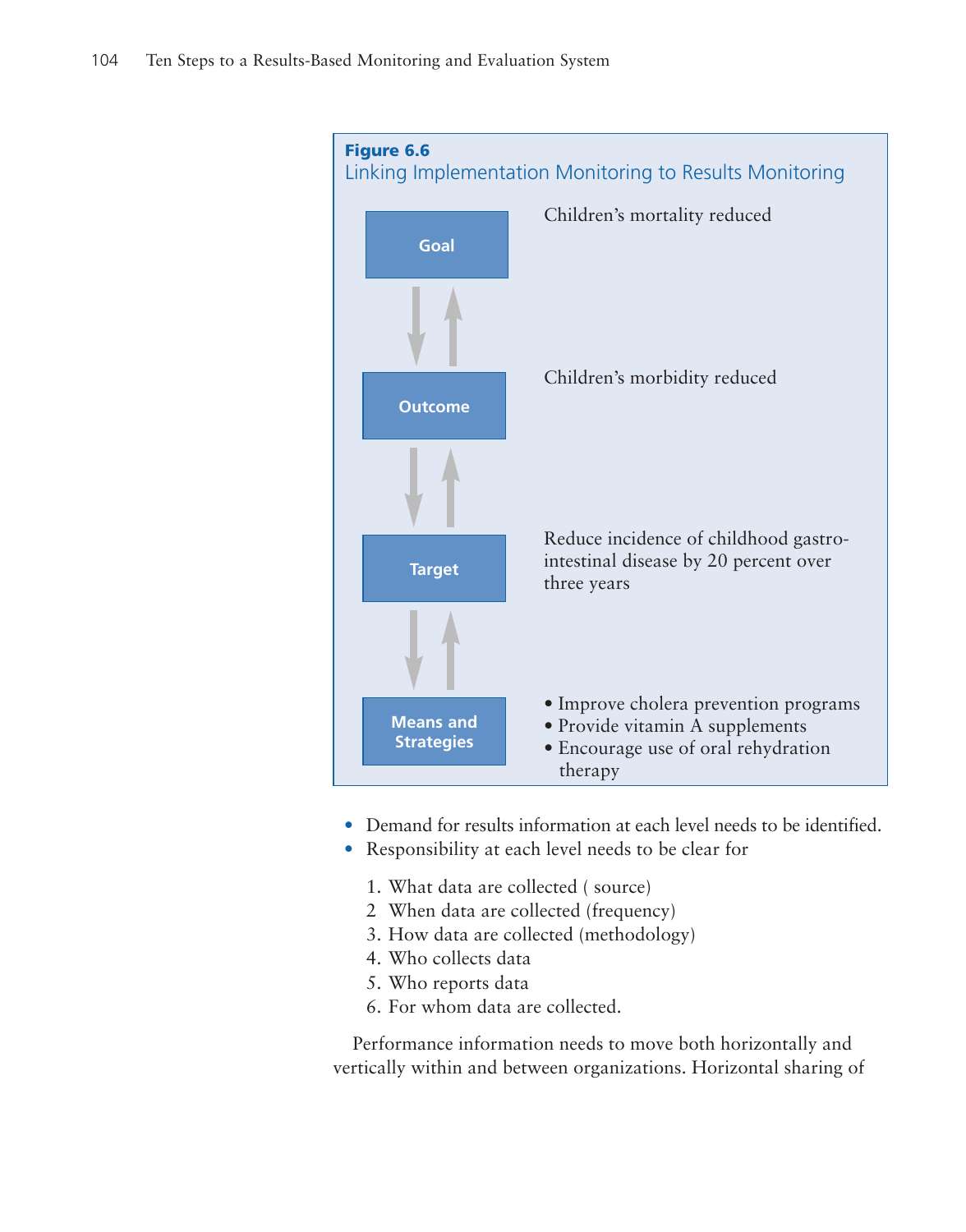**Figure 6.6**
Linking Implementation Monitoring to Results Monitoring

| Level | Description |
|---|---|
| Goal | Children's mortality reduced |
| Outcome | Children's morbidity reduced |
| Target | Reduce incidence of childhood gastro-intestinal disease by 20 percent over three years |
| Means and Strategies | • Improve cholera prevention programs<br>• Provide vitamin A supplements<br>• Encourage use of oral rehydration therapy |

- Demand for results information at each level needs to be identified.
- Responsibility at each level needs to be clear for

  1. What data are collected ( source)
  2. When data are collected (frequency)
  3. How data are collected (methodology)
  4. Who collects data
  5. Who reports data
  6. For whom data are collected.

Performance information needs to move both horizontally and vertically within and between organizations. Horizontal sharing of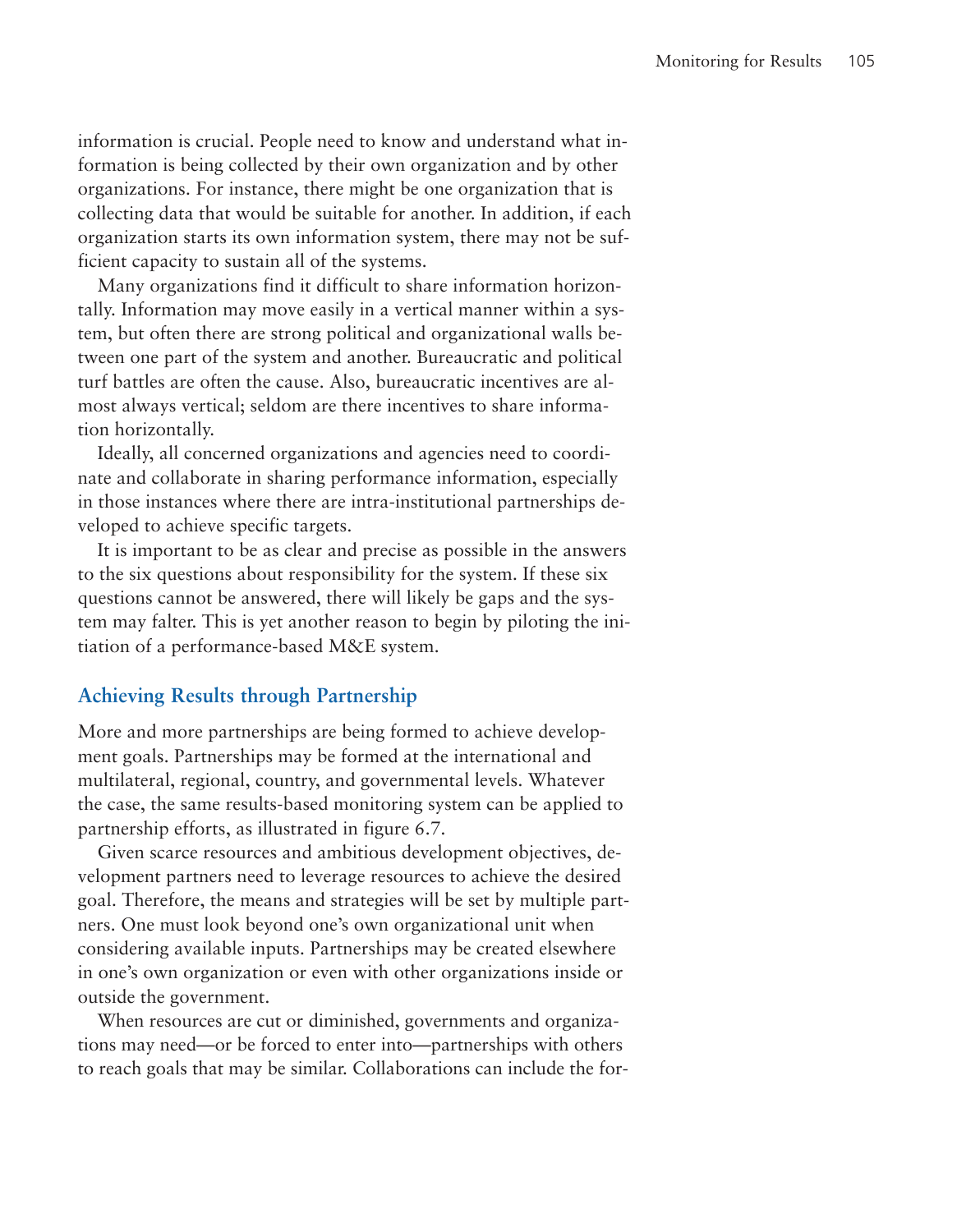information is crucial. People need to know and understand what information is being collected by their own organization and by other organizations. For instance, there might be one organization that is collecting data that would be suitable for another. In addition, if each organization starts its own information system, there may not be sufficient capacity to sustain all of the systems.

Many organizations find it difficult to share information horizontally. Information may move easily in a vertical manner within a system, but often there are strong political and organizational walls between one part of the system and another. Bureaucratic and political turf battles are often the cause. Also, bureaucratic incentives are almost always vertical; seldom are there incentives to share information horizontally.

Ideally, all concerned organizations and agencies need to coordinate and collaborate in sharing performance information, especially in those instances where there are intra-institutional partnerships developed to achieve specific targets.

It is important to be as clear and precise as possible in the answers to the six questions about responsibility for the system. If these six questions cannot be answered, there will likely be gaps and the system may falter. This is yet another reason to begin by piloting the initiation of a performance-based M&E system.

### Achieving Results through Partnership

More and more partnerships are being formed to achieve development goals. Partnerships may be formed at the international and multilateral, regional, country, and governmental levels. Whatever the case, the same results-based monitoring system can be applied to partnership efforts, as illustrated in figure 6.7.

Given scarce resources and ambitious development objectives, development partners need to leverage resources to achieve the desired goal. Therefore, the means and strategies will be set by multiple partners. One must look beyond one's own organizational unit when considering available inputs. Partnerships may be created elsewhere in one's own organization or even with other organizations inside or outside the government.

When resources are cut or diminished, governments and organizations may need—or be forced to enter into—partnerships with others to reach goals that may be similar. Collaborations can include the for-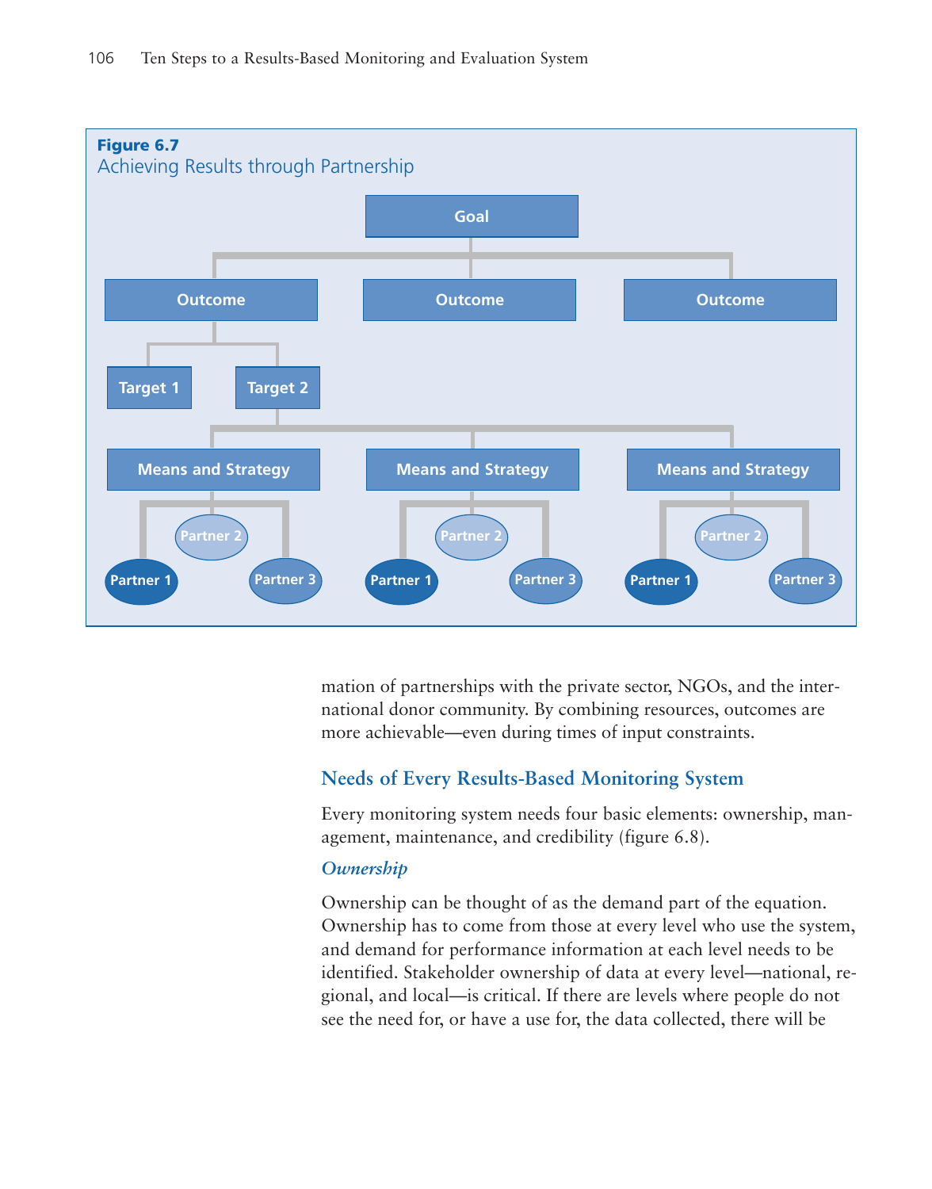**Figure 6.7**
Achieving Results through Partnership

Goal

Outcome | Outcome | Outcome

Target 1 | Target 2

Means and Strategy | Means and Strategy | Means and Strategy

Partner 1 | Partner 2 | Partner 3

mation of partnerships with the private sector, NGOs, and the international donor community. By combining resources, outcomes are more achievable—even during times of input constraints.

## Needs of Every Results-Based Monitoring System

Every monitoring system needs four basic elements: ownership, management, maintenance, and credibility (figure 6.8).

### *Ownership*

Ownership can be thought of as the demand part of the equation. Ownership has to come from those at every level who use the system, and demand for performance information at each level needs to be identified. Stakeholder ownership of data at every level—national, regional, and local—is critical. If there are levels where people do not see the need for, or have a use for, the data collected, there will be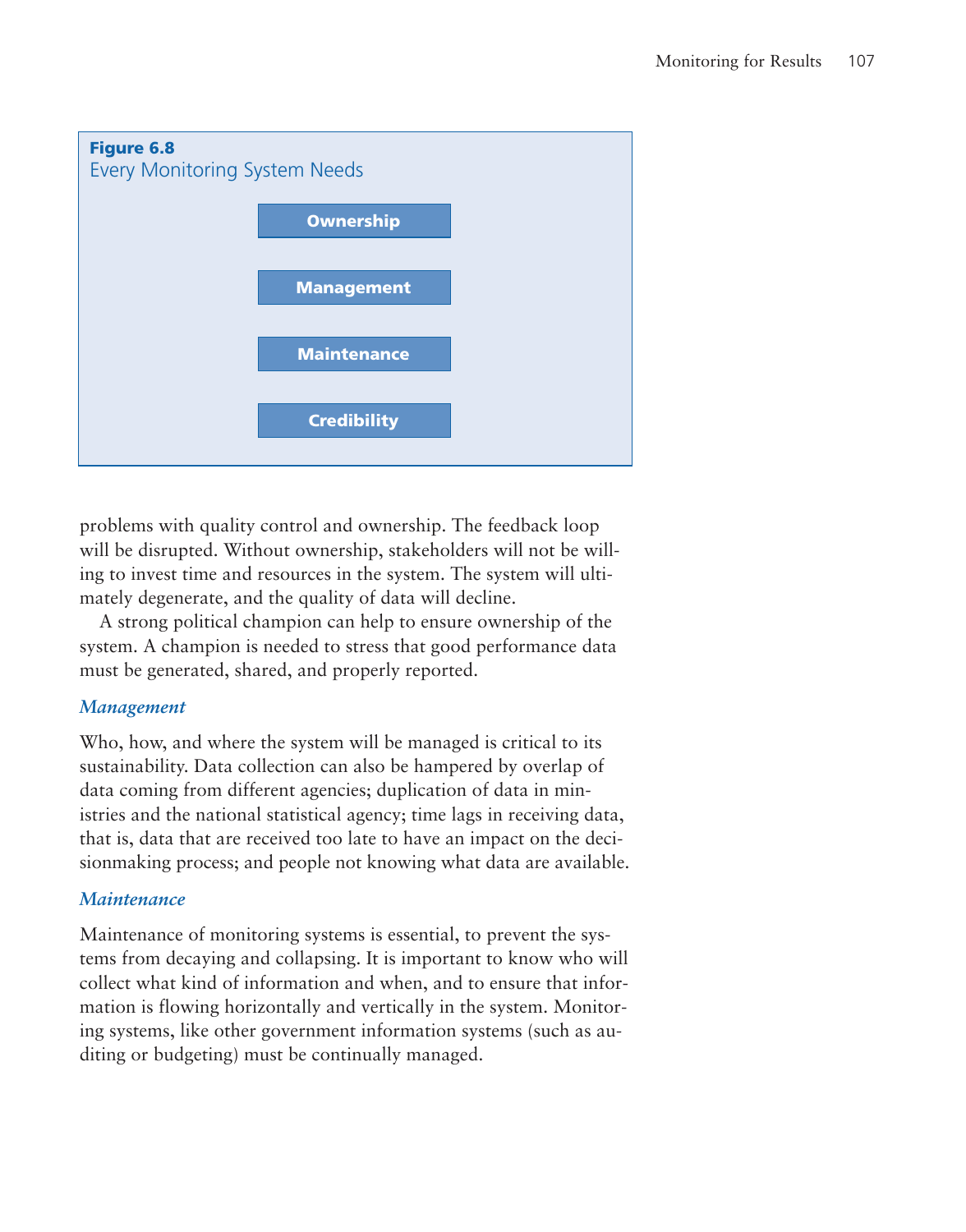**Figure 6.8**
Every Monitoring System Needs

- Ownership
- Management
- Maintenance
- Credibility

problems with quality control and ownership. The feedback loop will be disrupted. Without ownership, stakeholders will not be willing to invest time and resources in the system. The system will ultimately degenerate, and the quality of data will decline.

A strong political champion can help to ensure ownership of the system. A champion is needed to stress that good performance data must be generated, shared, and properly reported.

### *Management*

Who, how, and where the system will be managed is critical to its sustainability. Data collection can also be hampered by overlap of data coming from different agencies; duplication of data in ministries and the national statistical agency; time lags in receiving data, that is, data that are received too late to have an impact on the decisionmaking process; and people not knowing what data are available.

### *Maintenance*

Maintenance of monitoring systems is essential, to prevent the systems from decaying and collapsing. It is important to know who will collect what kind of information and when, and to ensure that information is flowing horizontally and vertically in the system. Monitoring systems, like other government information systems (such as auditing or budgeting) must be continually managed.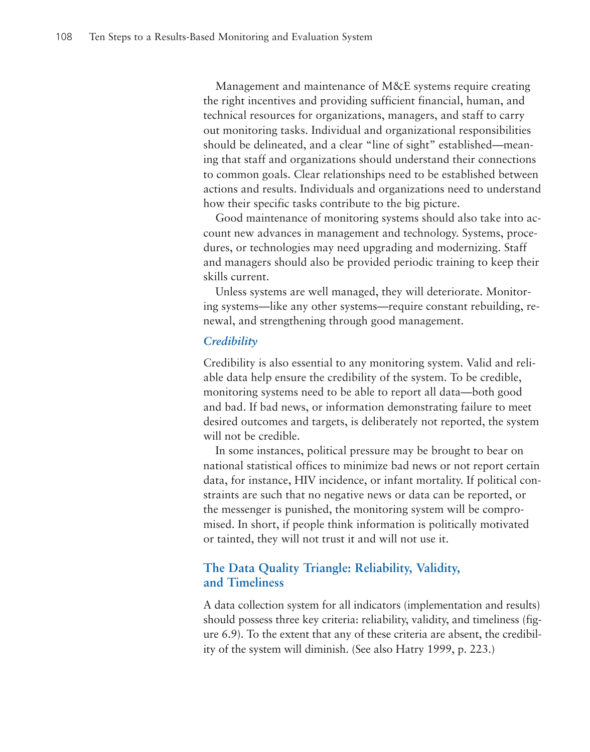Management and maintenance of M&E systems require creating the right incentives and providing sufficient financial, human, and technical resources for organizations, managers, and staff to carry out monitoring tasks. Individual and organizational responsibilities should be delineated, and a clear "line of sight" established—meaning that staff and organizations should understand their connections to common goals. Clear relationships need to be established between actions and results. Individuals and organizations need to understand how their specific tasks contribute to the big picture.

Good maintenance of monitoring systems should also take into account new advances in management and technology. Systems, procedures, or technologies may need upgrading and modernizing. Staff and managers should also be provided periodic training to keep their skills current.

Unless systems are well managed, they will deteriorate. Monitoring systems—like any other systems—require constant rebuilding, renewal, and strengthening through good management.

### *Credibility*

Credibility is also essential to any monitoring system. Valid and reliable data help ensure the credibility of the system. To be credible, monitoring systems need to be able to report all data—both good and bad. If bad news, or information demonstrating failure to meet desired outcomes and targets, is deliberately not reported, the system will not be credible.

In some instances, political pressure may be brought to bear on national statistical offices to minimize bad news or not report certain data, for instance, HIV incidence, or infant mortality. If political constraints are such that no negative news or data can be reported, or the messenger is punished, the monitoring system will be compromised. In short, if people think information is politically motivated or tainted, they will not trust it and will not use it.

## The Data Quality Triangle: Reliability, Validity, and Timeliness

A data collection system for all indicators (implementation and results) should possess three key criteria: reliability, validity, and timeliness (figure 6.9). To the extent that any of these criteria are absent, the credibility of the system will diminish. (See also Hatry 1999, p. 223.)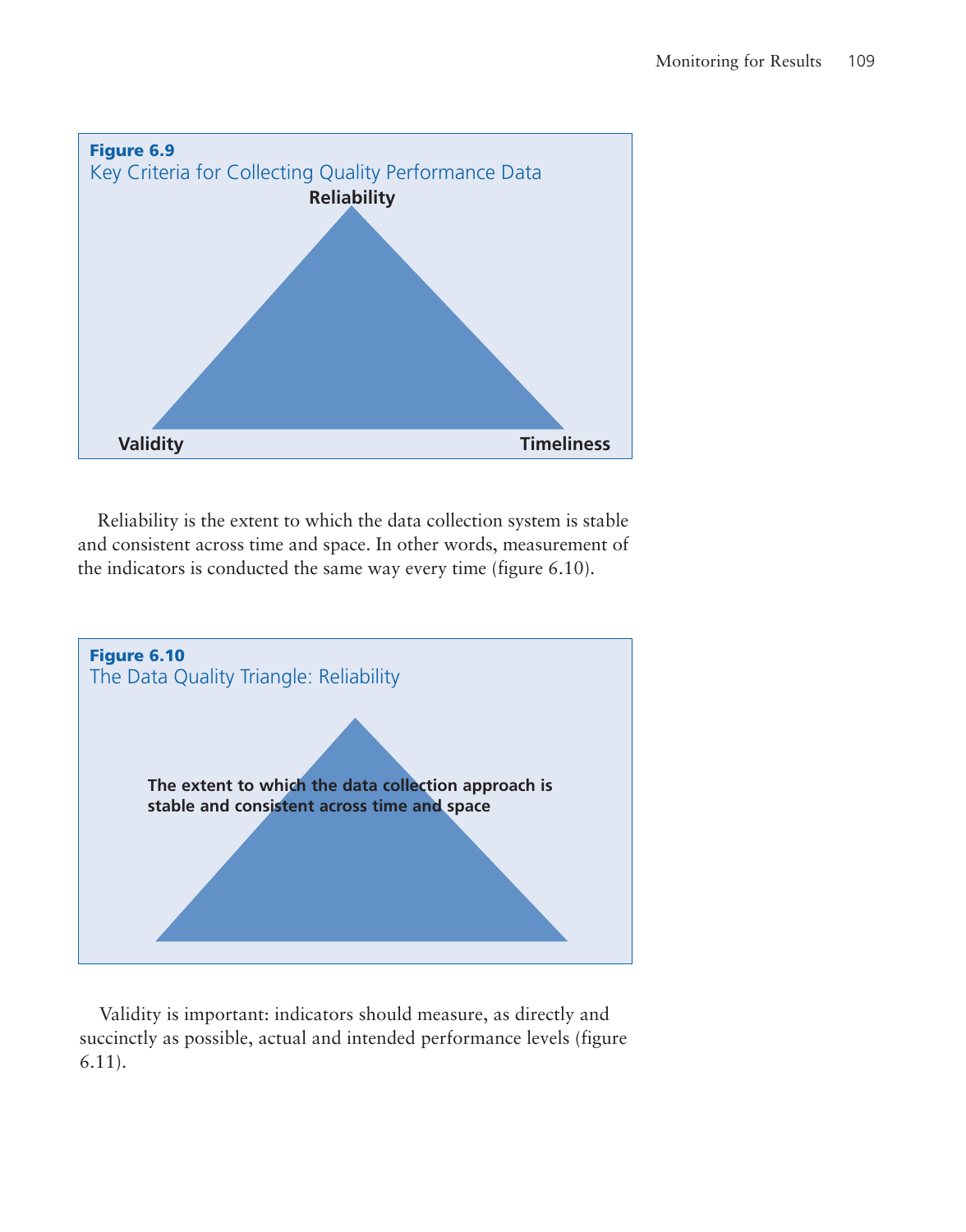**Figure 6.9**
Key Criteria for Collecting Quality Performance Data

Reliability

Validity

Timeliness

Reliability is the extent to which the data collection system is stable and consistent across time and space. In other words, measurement of the indicators is conducted the same way every time (figure 6.10).

**Figure 6.10**
The Data Quality Triangle: Reliability

**The extent to which the data collection approach is stable and consistent across time and space**

Validity is important: indicators should measure, as directly and succinctly as possible, actual and intended performance levels (figure 6.11).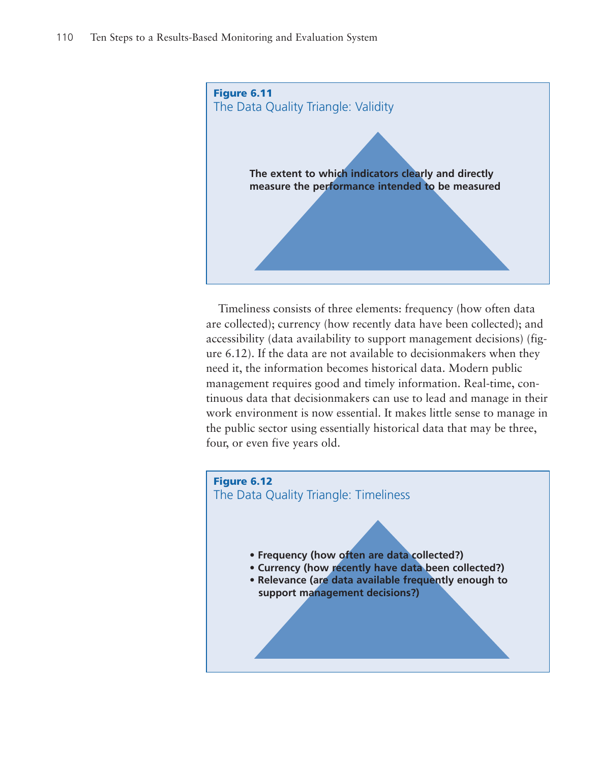**Figure 6.11**
The Data Quality Triangle: Validity

**The extent to which indicators clearly and directly measure the performance intended to be measured**

Timeliness consists of three elements: frequency (how often data are collected); currency (how recently data have been collected); and accessibility (data availability to support management decisions) (figure 6.12). If the data are not available to decisionmakers when they need it, the information becomes historical data. Modern public management requires good and timely information. Real-time, continuous data that decisionmakers can use to lead and manage in their work environment is now essential. It makes little sense to manage in the public sector using essentially historical data that may be three, four, or even five years old.

**Figure 6.12**
The Data Quality Triangle: Timeliness

- **Frequency (how often are data collected?)**
- **Currency (how recently have data been collected?)**
- **Relevance (are data available frequently enough to support management decisions?)**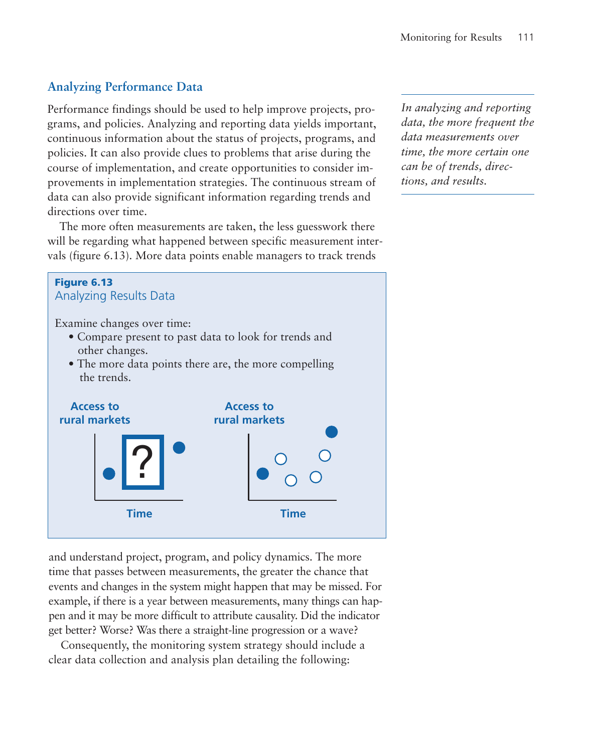### Analyzing Performance Data

Performance findings should be used to help improve projects, programs, and policies. Analyzing and reporting data yields important, continuous information about the status of projects, programs, and policies. It can also provide clues to problems that arise during the course of implementation, and create opportunities to consider improvements in implementation strategies. The continuous stream of data can also provide significant information regarding trends and directions over time.

*In analyzing and reporting data, the more frequent the data measurements over time, the more certain one can be of trends, directions, and results.*

The more often measurements are taken, the less guesswork there will be regarding what happened between specific measurement intervals (figure 6.13). More data points enable managers to track trends and understand project, program, and policy dynamics. The more time that passes between measurements, the greater the chance that events and changes in the system might happen that may be missed. For example, if there is a year between measurements, many things can happen and it may be more difficult to attribute causality. Did the indicator get better? Worse? Was there a straight-line progression or a wave?

**Figure 6.13**
Analyzing Results Data

Examine changes over time:

- Compare present to past data to look for trends and other changes.
- The more data points there are, the more compelling the trends.

Access to rural markets — Time

Access to rural markets — Time

Consequently, the monitoring system strategy should include a clear data collection and analysis plan detailing the following: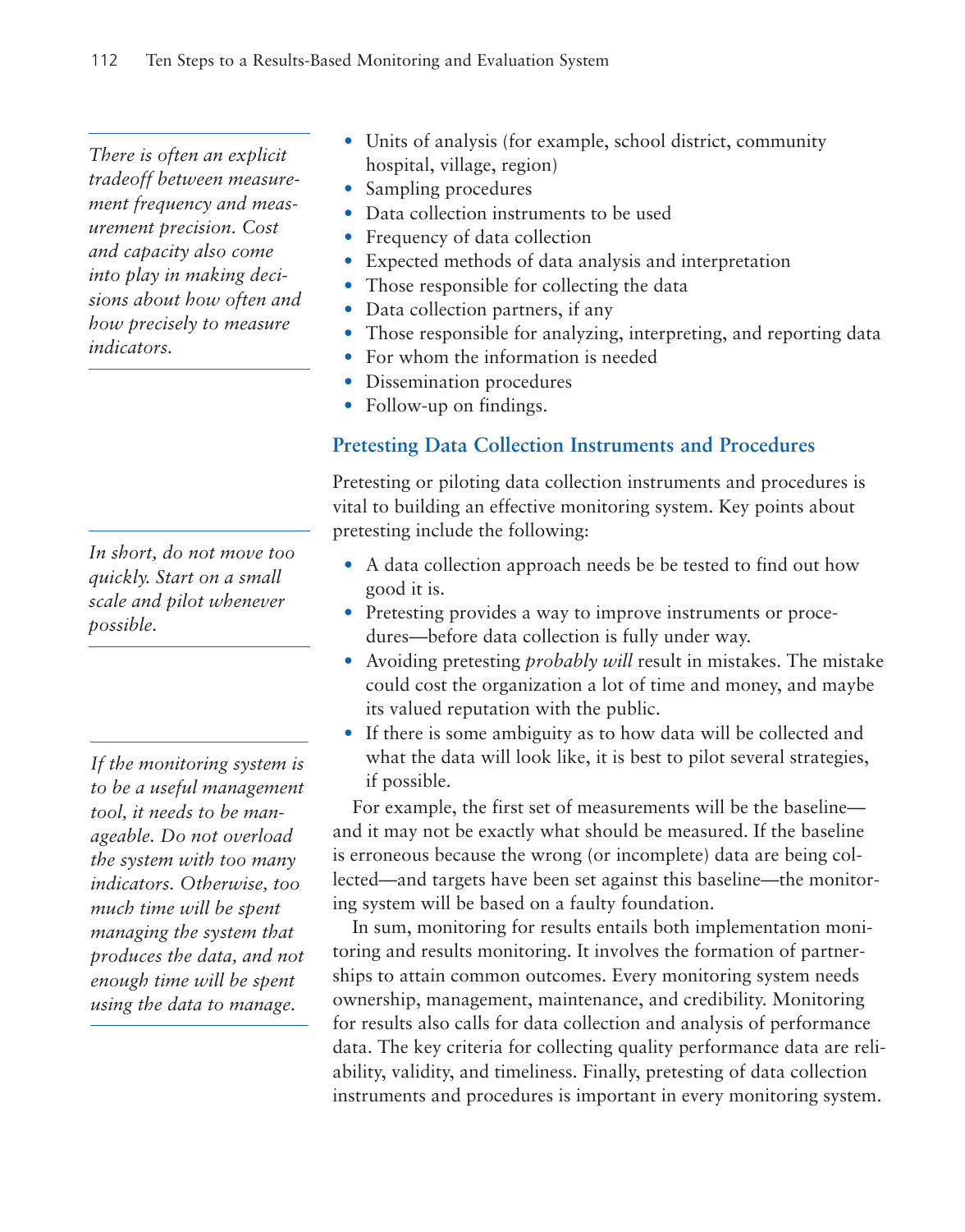*There is often an explicit tradeoff between measurement frequency and measurement precision. Cost and capacity also come into play in making decisions about how often and how precisely to measure indicators.*

- Units of analysis (for example, school district, community hospital, village, region)
- Sampling procedures
- Data collection instruments to be used
- Frequency of data collection
- Expected methods of data analysis and interpretation
- Those responsible for collecting the data
- Data collection partners, if any
- Those responsible for analyzing, interpreting, and reporting data
- For whom the information is needed
- Dissemination procedures
- Follow-up on findings.

### Pretesting Data Collection Instruments and Procedures

Pretesting or piloting data collection instruments and procedures is vital to building an effective monitoring system. Key points about pretesting include the following:

- A data collection approach needs be be tested to find out how good it is.
- Pretesting provides a way to improve instruments or procedures—before data collection is fully under way.
- Avoiding pretesting *probably will* result in mistakes. The mistake could cost the organization a lot of time and money, and maybe its valued reputation with the public.
- If there is some ambiguity as to how data will be collected and what the data will look like, it is best to pilot several strategies, if possible.

*In short, do not move too quickly. Start on a small scale and pilot whenever possible.*

For example, the first set of measurements will be the baseline—and it may not be exactly what should be measured. If the baseline is erroneous because the wrong (or incomplete) data are being collected—and targets have been set against this baseline—the monitoring system will be based on a faulty foundation.

*If the monitoring system is to be a useful management tool, it needs to be manageable. Do not overload the system with too many indicators. Otherwise, too much time will be spent managing the system that produces the data, and not enough time will be spent using the data to manage.*

In sum, monitoring for results entails both implementation monitoring and results monitoring. It involves the formation of partnerships to attain common outcomes. Every monitoring system needs ownership, management, maintenance, and credibility. Monitoring for results also calls for data collection and analysis of performance data. The key criteria for collecting quality performance data are reliability, validity, and timeliness. Finally, pretesting of data collection instruments and procedures is important in every monitoring system.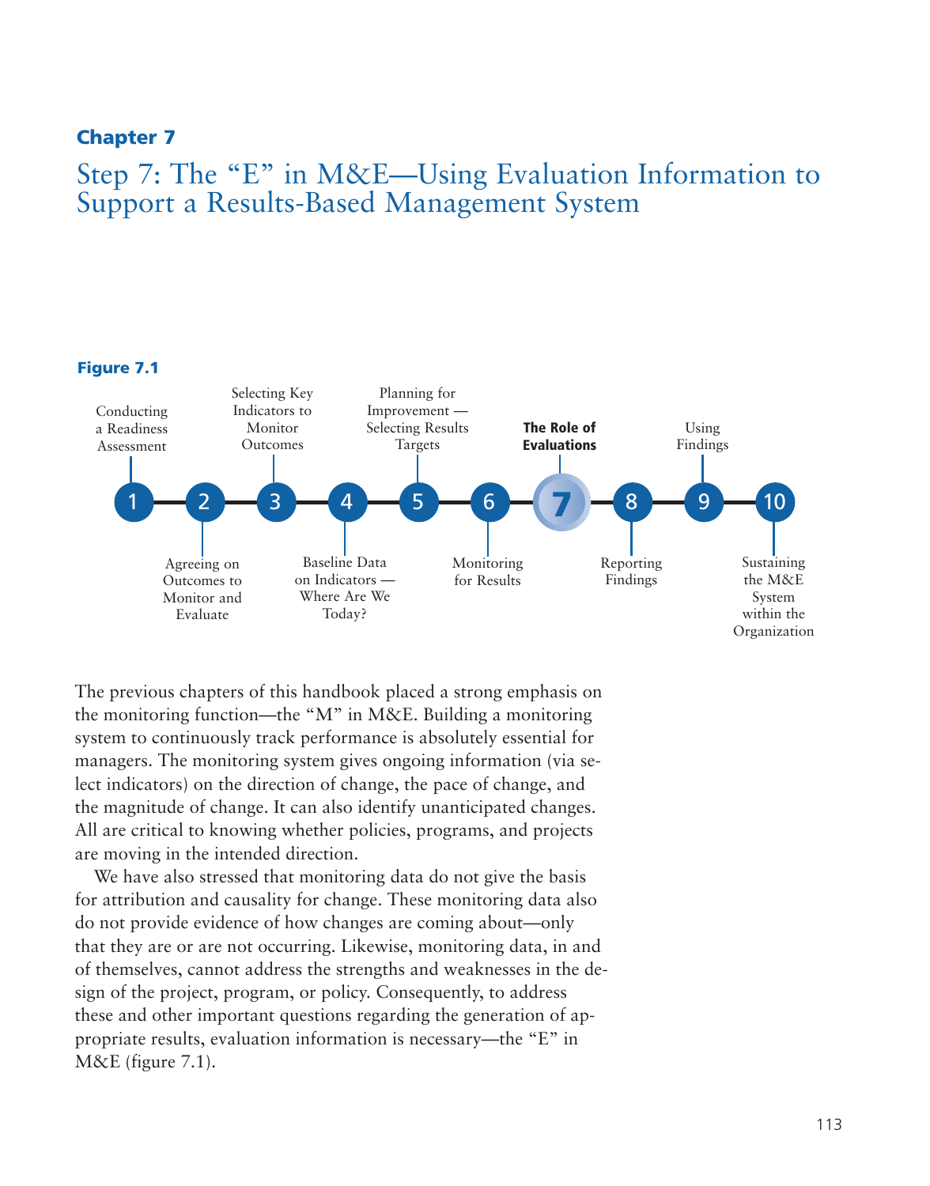## Chapter 7

# Step 7: The "E" in M&E—Using Evaluation Information to Support a Results-Based Management System

**Figure 7.1**

1. Conducting a Readiness Assessment
2. Agreeing on Outcomes to Monitor and Evaluate
3. Selecting Key Indicators to Monitor Outcomes
4. Baseline Data on Indicators — Where Are We Today?
5. Planning for Improvement — Selecting Results Targets
6. Monitoring for Results
7. **The Role of Evaluations**
8. Reporting Findings
9. Using Findings
10. Sustaining the M&E System within the Organization

The previous chapters of this handbook placed a strong emphasis on the monitoring function—the "M" in M&E. Building a monitoring system to continuously track performance is absolutely essential for managers. The monitoring system gives ongoing information (via select indicators) on the direction of change, the pace of change, and the magnitude of change. It can also identify unanticipated changes. All are critical to knowing whether policies, programs, and projects are moving in the intended direction.

We have also stressed that monitoring data do not give the basis for attribution and causality for change. These monitoring data also do not provide evidence of how changes are coming about—only that they are or are not occurring. Likewise, monitoring data, in and of themselves, cannot address the strengths and weaknesses in the design of the project, program, or policy. Consequently, to address these and other important questions regarding the generation of appropriate results, evaluation information is necessary—the "E" in M&E (figure 7.1).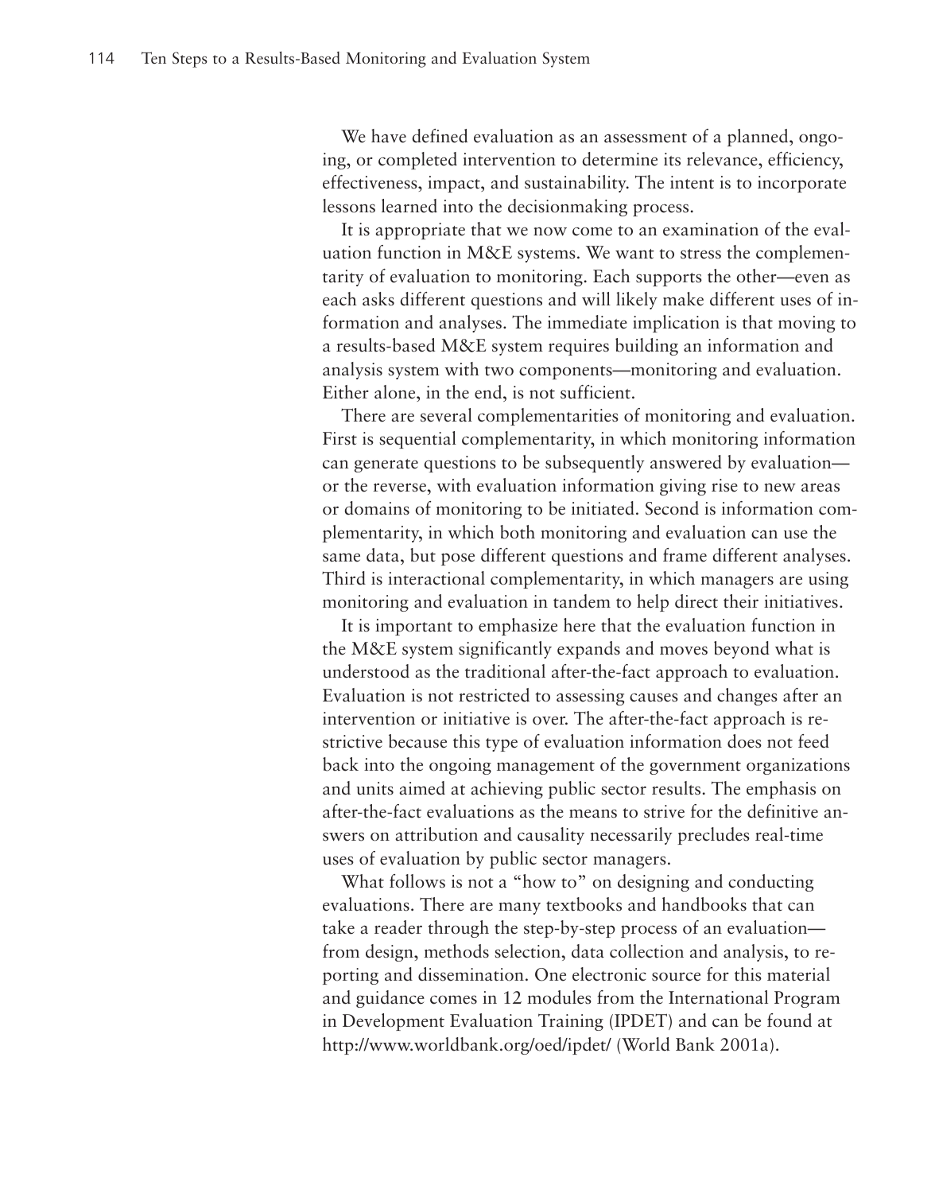We have defined evaluation as an assessment of a planned, ongoing, or completed intervention to determine its relevance, efficiency, effectiveness, impact, and sustainability. The intent is to incorporate lessons learned into the decisionmaking process.

It is appropriate that we now come to an examination of the evaluation function in M&E systems. We want to stress the complementarity of evaluation to monitoring. Each supports the other—even as each asks different questions and will likely make different uses of information and analyses. The immediate implication is that moving to a results-based M&E system requires building an information and analysis system with two components—monitoring and evaluation. Either alone, in the end, is not sufficient.

There are several complementarities of monitoring and evaluation. First is sequential complementarity, in which monitoring information can generate questions to be subsequently answered by evaluation—or the reverse, with evaluation information giving rise to new areas or domains of monitoring to be initiated. Second is information complementarity, in which both monitoring and evaluation can use the same data, but pose different questions and frame different analyses. Third is interactional complementarity, in which managers are using monitoring and evaluation in tandem to help direct their initiatives.

It is important to emphasize here that the evaluation function in the M&E system significantly expands and moves beyond what is understood as the traditional after-the-fact approach to evaluation. Evaluation is not restricted to assessing causes and changes after an intervention or initiative is over. The after-the-fact approach is restrictive because this type of evaluation information does not feed back into the ongoing management of the government organizations and units aimed at achieving public sector results. The emphasis on after-the-fact evaluations as the means to strive for the definitive answers on attribution and causality necessarily precludes real-time uses of evaluation by public sector managers.

What follows is not a "how to" on designing and conducting evaluations. There are many textbooks and handbooks that can take a reader through the step-by-step process of an evaluation—from design, methods selection, data collection and analysis, to reporting and dissemination. One electronic source for this material and guidance comes in 12 modules from the International Program in Development Evaluation Training (IPDET) and can be found at http://www.worldbank.org/oed/ipdet/ (World Bank 2001a).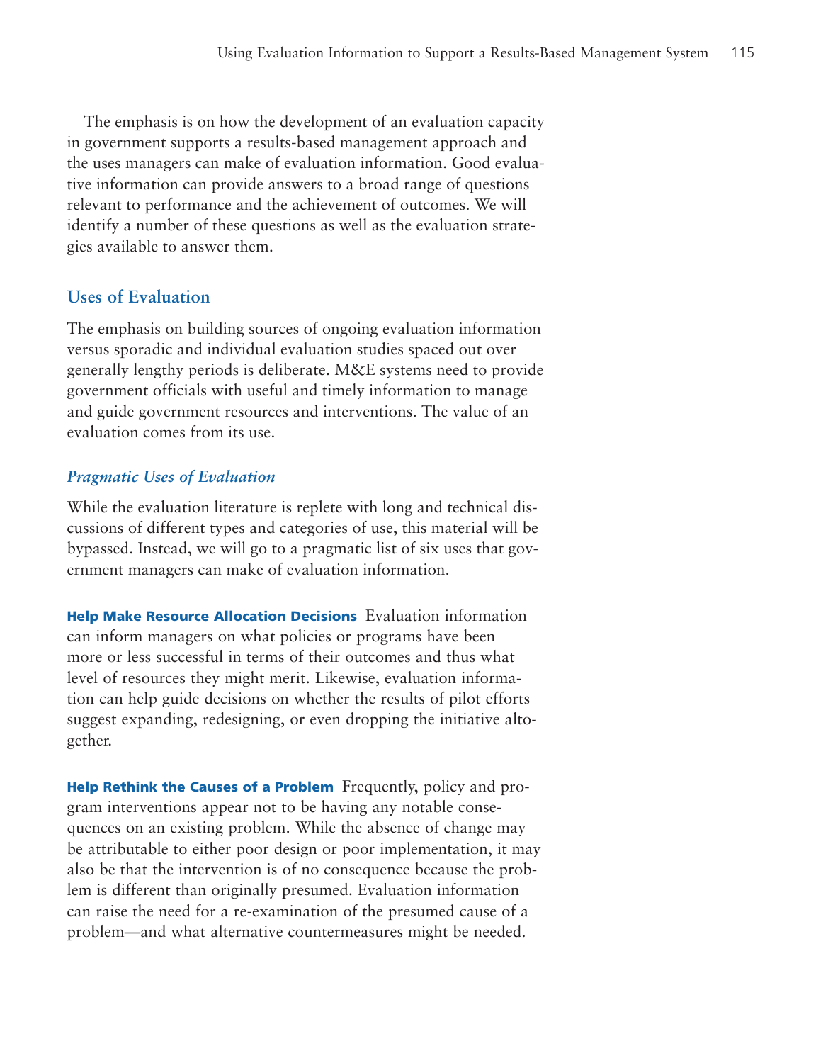The emphasis is on how the development of an evaluation capacity in government supports a results-based management approach and the uses managers can make of evaluation information. Good evaluative information can provide answers to a broad range of questions relevant to performance and the achievement of outcomes. We will identify a number of these questions as well as the evaluation strategies available to answer them.

## Uses of Evaluation

The emphasis on building sources of ongoing evaluation information versus sporadic and individual evaluation studies spaced out over generally lengthy periods is deliberate. M&E systems need to provide government officials with useful and timely information to manage and guide government resources and interventions. The value of an evaluation comes from its use.

### *Pragmatic Uses of Evaluation*

While the evaluation literature is replete with long and technical discussions of different types and categories of use, this material will be bypassed. Instead, we will go to a pragmatic list of six uses that government managers can make of evaluation information.

**Help Make Resource Allocation Decisions** Evaluation information can inform managers on what policies or programs have been more or less successful in terms of their outcomes and thus what level of resources they might merit. Likewise, evaluation information can help guide decisions on whether the results of pilot efforts suggest expanding, redesigning, or even dropping the initiative altogether.

**Help Rethink the Causes of a Problem** Frequently, policy and program interventions appear not to be having any notable consequences on an existing problem. While the absence of change may be attributable to either poor design or poor implementation, it may also be that the intervention is of no consequence because the problem is different than originally presumed. Evaluation information can raise the need for a re-examination of the presumed cause of a problem—and what alternative countermeasures might be needed.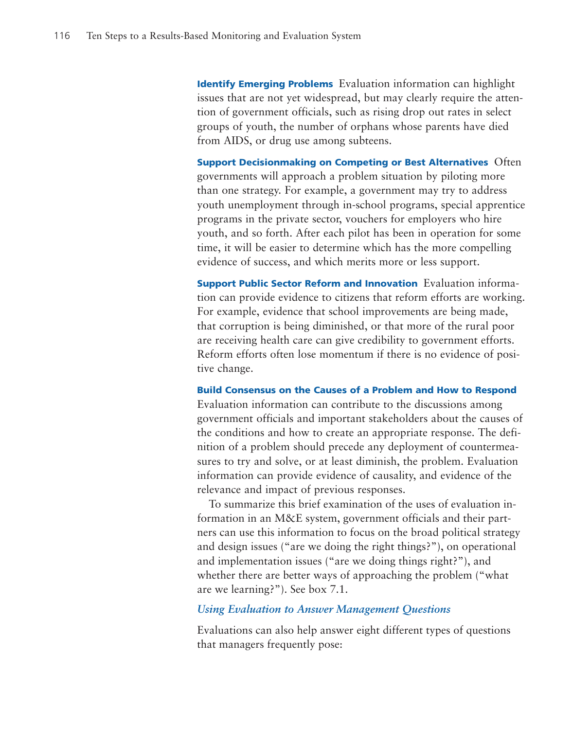**Identify Emerging Problems** Evaluation information can highlight issues that are not yet widespread, but may clearly require the attention of government officials, such as rising drop out rates in select groups of youth, the number of orphans whose parents have died from AIDS, or drug use among subteens.

**Support Decisionmaking on Competing or Best Alternatives** Often governments will approach a problem situation by piloting more than one strategy. For example, a government may try to address youth unemployment through in-school programs, special apprentice programs in the private sector, vouchers for employers who hire youth, and so forth. After each pilot has been in operation for some time, it will be easier to determine which has the more compelling evidence of success, and which merits more or less support.

**Support Public Sector Reform and Innovation** Evaluation information can provide evidence to citizens that reform efforts are working. For example, evidence that school improvements are being made, that corruption is being diminished, or that more of the rural poor are receiving health care can give credibility to government efforts. Reform efforts often lose momentum if there is no evidence of positive change.

**Build Consensus on the Causes of a Problem and How to Respond** Evaluation information can contribute to the discussions among government officials and important stakeholders about the causes of the conditions and how to create an appropriate response. The definition of a problem should precede any deployment of countermeasures to try and solve, or at least diminish, the problem. Evaluation information can provide evidence of causality, and evidence of the relevance and impact of previous responses.

To summarize this brief examination of the uses of evaluation information in an M&E system, government officials and their partners can use this information to focus on the broad political strategy and design issues ("are we doing the right things?"), on operational and implementation issues ("are we doing things right?"), and whether there are better ways of approaching the problem ("what are we learning?"). See box 7.1.

### *Using Evaluation to Answer Management Questions*

Evaluations can also help answer eight different types of questions that managers frequently pose: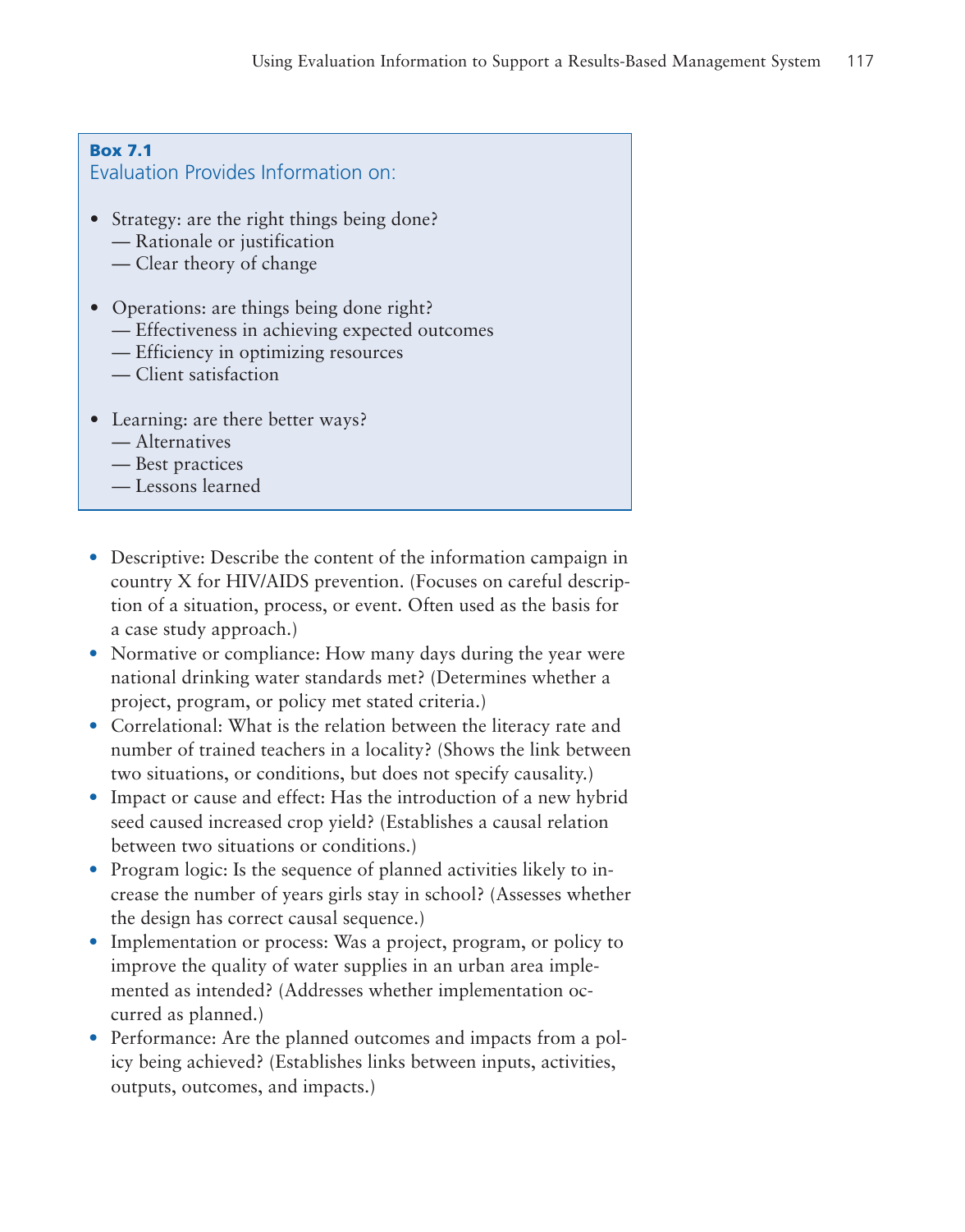**Box 7.1**
### Evaluation Provides Information on:

- Strategy: are the right things being done?
  — Rationale or justification
  — Clear theory of change
- Operations: are things being done right?
  — Effectiveness in achieving expected outcomes
  — Efficiency in optimizing resources
  — Client satisfaction
- Learning: are there better ways?
  — Alternatives
  — Best practices
  — Lessons learned

- Descriptive: Describe the content of the information campaign in country X for HIV/AIDS prevention. (Focuses on careful description of a situation, process, or event. Often used as the basis for a case study approach.)
- Normative or compliance: How many days during the year were national drinking water standards met? (Determines whether a project, program, or policy met stated criteria.)
- Correlational: What is the relation between the literacy rate and number of trained teachers in a locality? (Shows the link between two situations, or conditions, but does not specify causality.)
- Impact or cause and effect: Has the introduction of a new hybrid seed caused increased crop yield? (Establishes a causal relation between two situations or conditions.)
- Program logic: Is the sequence of planned activities likely to increase the number of years girls stay in school? (Assesses whether the design has correct causal sequence.)
- Implementation or process: Was a project, program, or policy to improve the quality of water supplies in an urban area implemented as intended? (Addresses whether implementation occurred as planned.)
- Performance: Are the planned outcomes and impacts from a policy being achieved? (Establishes links between inputs, activities, outputs, outcomes, and impacts.)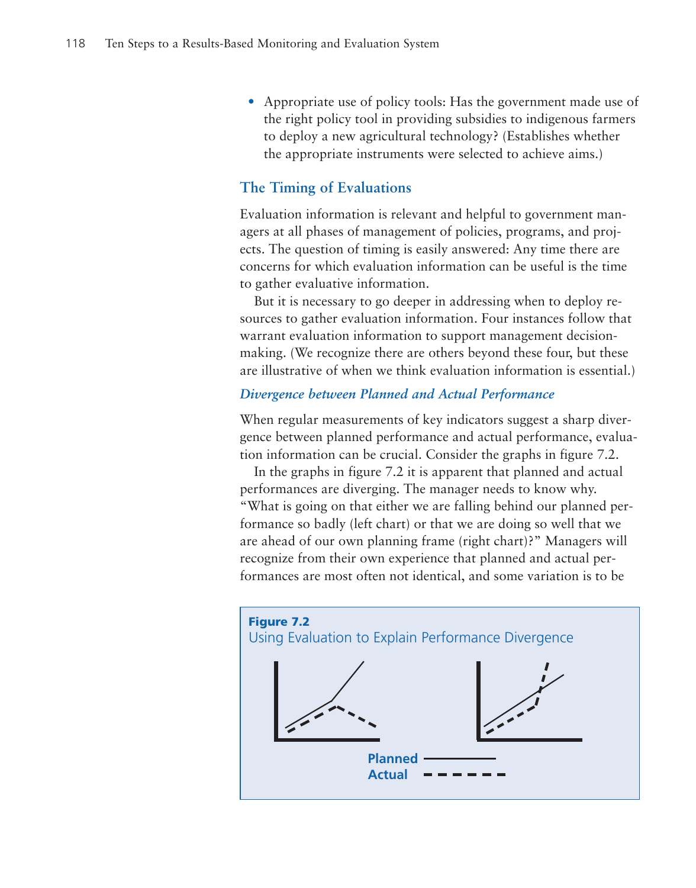- Appropriate use of policy tools: Has the government made use of the right policy tool in providing subsidies to indigenous farmers to deploy a new agricultural technology? (Establishes whether the appropriate instruments were selected to achieve aims.)

## The Timing of Evaluations

Evaluation information is relevant and helpful to government managers at all phases of management of policies, programs, and projects. The question of timing is easily answered: Any time there are concerns for which evaluation information can be useful is the time to gather evaluative information.

But it is necessary to go deeper in addressing when to deploy resources to gather evaluation information. Four instances follow that warrant evaluation information to support management decision-making. (We recognize there are others beyond these four, but these are illustrative of when we think evaluation information is essential.)

### *Divergence between Planned and Actual Performance*

When regular measurements of key indicators suggest a sharp divergence between planned performance and actual performance, evaluation information can be crucial. Consider the graphs in figure 7.2.

In the graphs in figure 7.2 it is apparent that planned and actual performances are diverging. The manager needs to know why. "What is going on that either we are falling behind our planned performance so badly (left chart) or that we are doing so well that we are ahead of our own planning frame (right chart)?" Managers will recognize from their own experience that planned and actual performances are most often not identical, and some variation is to be

**Figure 7.2**
Using Evaluation to Explain Performance Divergence

**Planned** ———
**Actual** - - - - -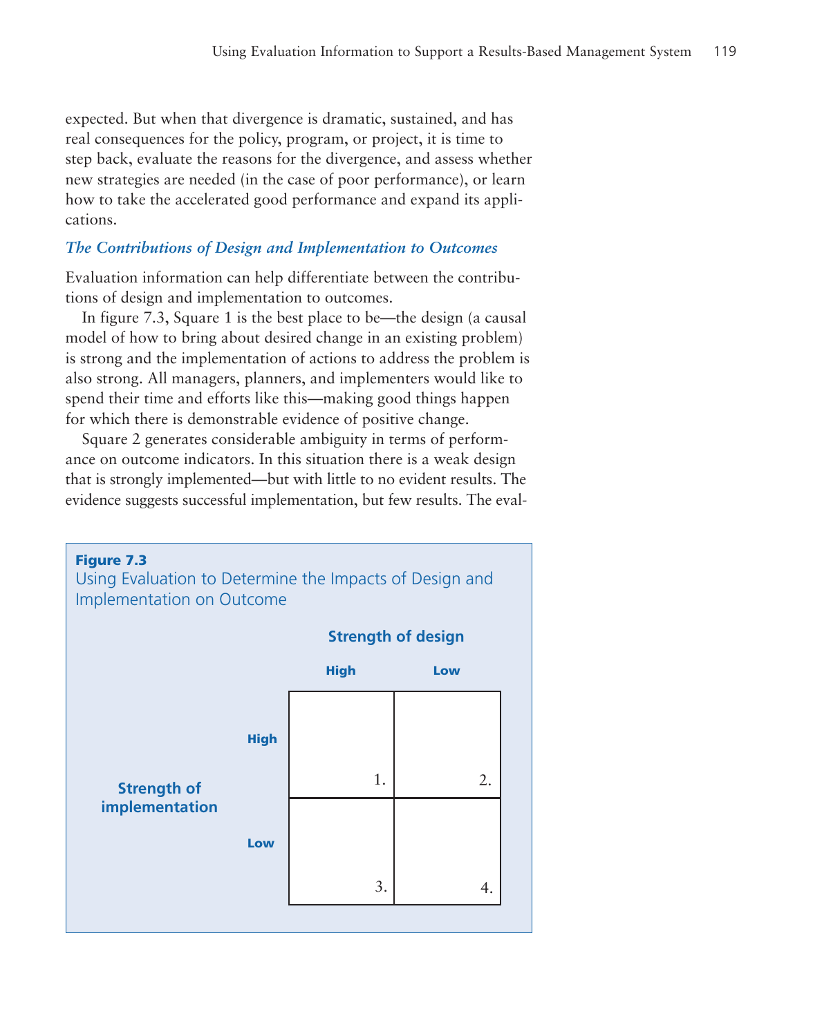expected. But when that divergence is dramatic, sustained, and has real consequences for the policy, program, or project, it is time to step back, evaluate the reasons for the divergence, and assess whether new strategies are needed (in the case of poor performance), or learn how to take the accelerated good performance and expand its applications.

### *The Contributions of Design and Implementation to Outcomes*

Evaluation information can help differentiate between the contributions of design and implementation to outcomes.

In figure 7.3, Square 1 is the best place to be—the design (a causal model of how to bring about desired change in an existing problem) is strong and the implementation of actions to address the problem is also strong. All managers, planners, and implementers would like to spend their time and efforts like this—making good things happen for which there is demonstrable evidence of positive change.

Square 2 generates considerable ambiguity in terms of performance on outcome indicators. In this situation there is a weak design that is strongly implemented—but with little to no evident results. The evidence suggests successful implementation, but few results. The eval-

**Figure 7.3**
Using Evaluation to Determine the Impacts of Design and Implementation on Outcome

| Strength of implementation | Strength of design: High | Strength of design: Low |
|---|---|---|
| High | 1. | 2. |
| Low | 3. | 4. |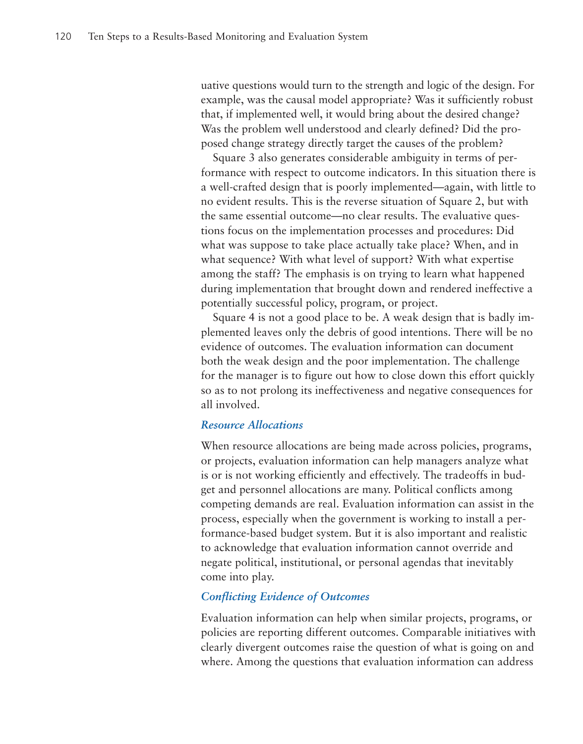uative questions would turn to the strength and logic of the design. For example, was the causal model appropriate? Was it sufficiently robust that, if implemented well, it would bring about the desired change? Was the problem well understood and clearly defined? Did the proposed change strategy directly target the causes of the problem?

Square 3 also generates considerable ambiguity in terms of performance with respect to outcome indicators. In this situation there is a well-crafted design that is poorly implemented—again, with little to no evident results. This is the reverse situation of Square 2, but with the same essential outcome—no clear results. The evaluative questions focus on the implementation processes and procedures: Did what was suppose to take place actually take place? When, and in what sequence? With what level of support? With what expertise among the staff? The emphasis is on trying to learn what happened during implementation that brought down and rendered ineffective a potentially successful policy, program, or project.

Square 4 is not a good place to be. A weak design that is badly implemented leaves only the debris of good intentions. There will be no evidence of outcomes. The evaluation information can document both the weak design and the poor implementation. The challenge for the manager is to figure out how to close down this effort quickly so as to not prolong its ineffectiveness and negative consequences for all involved.

### *Resource Allocations*

When resource allocations are being made across policies, programs, or projects, evaluation information can help managers analyze what is or is not working efficiently and effectively. The tradeoffs in budget and personnel allocations are many. Political conflicts among competing demands are real. Evaluation information can assist in the process, especially when the government is working to install a performance-based budget system. But it is also important and realistic to acknowledge that evaluation information cannot override and negate political, institutional, or personal agendas that inevitably come into play.

### *Conflicting Evidence of Outcomes*

Evaluation information can help when similar projects, programs, or policies are reporting different outcomes. Comparable initiatives with clearly divergent outcomes raise the question of what is going on and where. Among the questions that evaluation information can address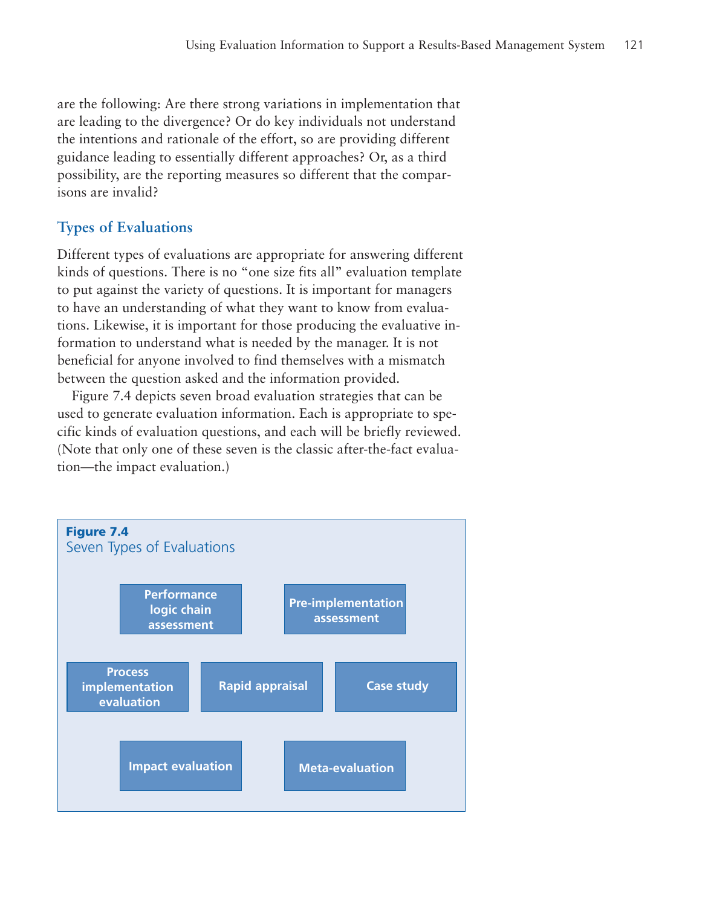are the following: Are there strong variations in implementation that are leading to the divergence? Or do key individuals not understand the intentions and rationale of the effort, so are providing different guidance leading to essentially different approaches? Or, as a third possibility, are the reporting measures so different that the comparisons are invalid?

## Types of Evaluations

Different types of evaluations are appropriate for answering different kinds of questions. There is no "one size fits all" evaluation template to put against the variety of questions. It is important for managers to have an understanding of what they want to know from evaluations. Likewise, it is important for those producing the evaluative information to understand what is needed by the manager. It is not beneficial for anyone involved to find themselves with a mismatch between the question asked and the information provided.

Figure 7.4 depicts seven broad evaluation strategies that can be used to generate evaluation information. Each is appropriate to specific kinds of evaluation questions, and each will be briefly reviewed. (Note that only one of these seven is the classic after-the-fact evaluation—the impact evaluation.)

**Figure 7.4**
Seven Types of Evaluations

- Performance logic chain assessment
- Pre-implementation assessment
- Process implementation evaluation
- Rapid appraisal
- Case study
- Impact evaluation
- Meta-evaluation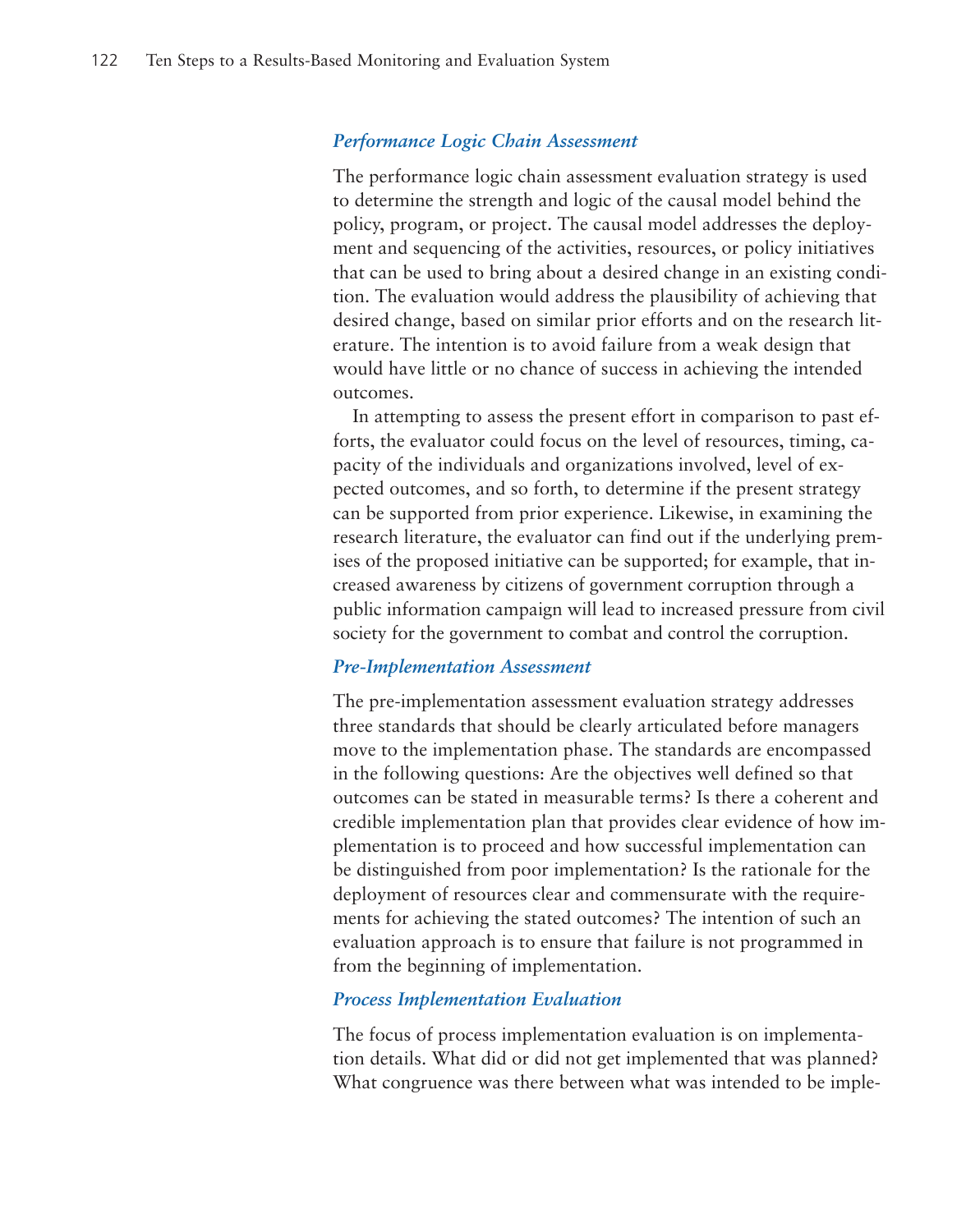### *Performance Logic Chain Assessment*

The performance logic chain assessment evaluation strategy is used to determine the strength and logic of the causal model behind the policy, program, or project. The causal model addresses the deployment and sequencing of the activities, resources, or policy initiatives that can be used to bring about a desired change in an existing condition. The evaluation would address the plausibility of achieving that desired change, based on similar prior efforts and on the research literature. The intention is to avoid failure from a weak design that would have little or no chance of success in achieving the intended outcomes.

In attempting to assess the present effort in comparison to past efforts, the evaluator could focus on the level of resources, timing, capacity of the individuals and organizations involved, level of expected outcomes, and so forth, to determine if the present strategy can be supported from prior experience. Likewise, in examining the research literature, the evaluator can find out if the underlying premises of the proposed initiative can be supported; for example, that increased awareness by citizens of government corruption through a public information campaign will lead to increased pressure from civil society for the government to combat and control the corruption.

### *Pre-Implementation Assessment*

The pre-implementation assessment evaluation strategy addresses three standards that should be clearly articulated before managers move to the implementation phase. The standards are encompassed in the following questions: Are the objectives well defined so that outcomes can be stated in measurable terms? Is there a coherent and credible implementation plan that provides clear evidence of how implementation is to proceed and how successful implementation can be distinguished from poor implementation? Is the rationale for the deployment of resources clear and commensurate with the requirements for achieving the stated outcomes? The intention of such an evaluation approach is to ensure that failure is not programmed in from the beginning of implementation.

### *Process Implementation Evaluation*

The focus of process implementation evaluation is on implementation details. What did or did not get implemented that was planned? What congruence was there between what was intended to be imple-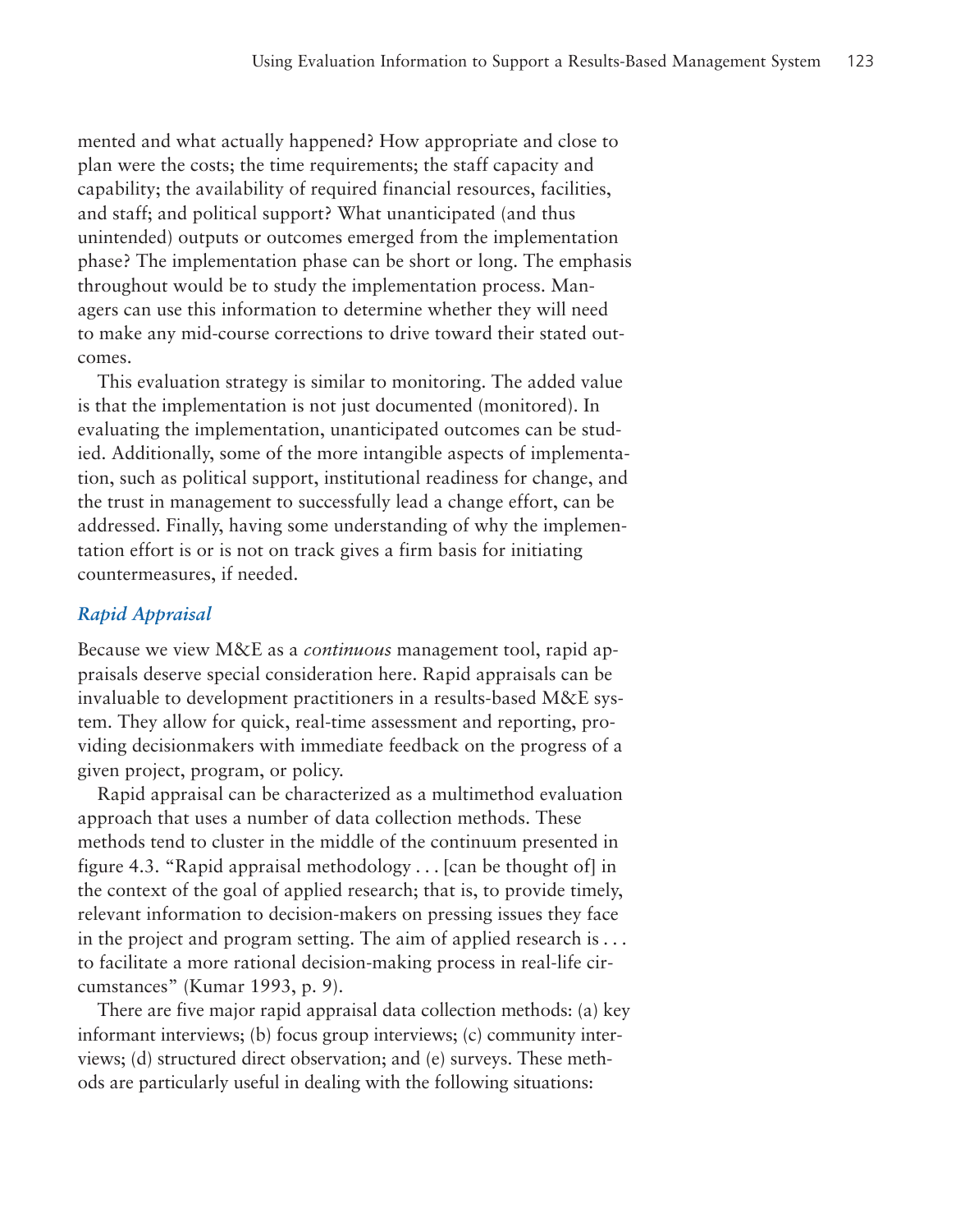mented and what actually happened? How appropriate and close to plan were the costs; the time requirements; the staff capacity and capability; the availability of required financial resources, facilities, and staff; and political support? What unanticipated (and thus unintended) outputs or outcomes emerged from the implementation phase? The implementation phase can be short or long. The emphasis throughout would be to study the implementation process. Managers can use this information to determine whether they will need to make any mid-course corrections to drive toward their stated outcomes.

This evaluation strategy is similar to monitoring. The added value is that the implementation is not just documented (monitored). In evaluating the implementation, unanticipated outcomes can be studied. Additionally, some of the more intangible aspects of implementation, such as political support, institutional readiness for change, and the trust in management to successfully lead a change effort, can be addressed. Finally, having some understanding of why the implementation effort is or is not on track gives a firm basis for initiating countermeasures, if needed.

### *Rapid Appraisal*

Because we view M&E as a *continuous* management tool, rapid appraisals deserve special consideration here. Rapid appraisals can be invaluable to development practitioners in a results-based M&E system. They allow for quick, real-time assessment and reporting, providing decisionmakers with immediate feedback on the progress of a given project, program, or policy.

Rapid appraisal can be characterized as a multimethod evaluation approach that uses a number of data collection methods. These methods tend to cluster in the middle of the continuum presented in figure 4.3. "Rapid appraisal methodology . . . [can be thought of] in the context of the goal of applied research; that is, to provide timely, relevant information to decision-makers on pressing issues they face in the project and program setting. The aim of applied research is . . . to facilitate a more rational decision-making process in real-life circumstances" (Kumar 1993, p. 9).

There are five major rapid appraisal data collection methods: (a) key informant interviews; (b) focus group interviews; (c) community interviews; (d) structured direct observation; and (e) surveys. These methods are particularly useful in dealing with the following situations: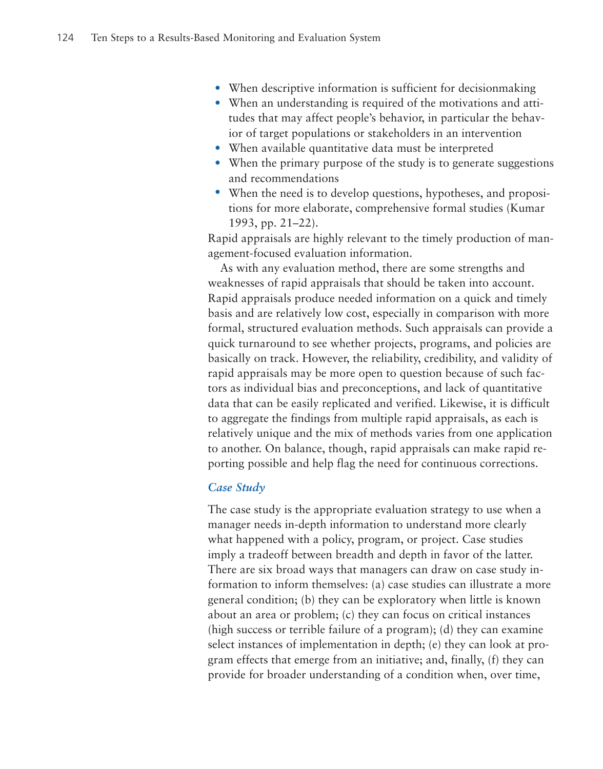- When descriptive information is sufficient for decisionmaking
- When an understanding is required of the motivations and attitudes that may affect people's behavior, in particular the behavior of target populations or stakeholders in an intervention
- When available quantitative data must be interpreted
- When the primary purpose of the study is to generate suggestions and recommendations
- When the need is to develop questions, hypotheses, and propositions for more elaborate, comprehensive formal studies (Kumar 1993, pp. 21–22).

Rapid appraisals are highly relevant to the timely production of management-focused evaluation information.

As with any evaluation method, there are some strengths and weaknesses of rapid appraisals that should be taken into account. Rapid appraisals produce needed information on a quick and timely basis and are relatively low cost, especially in comparison with more formal, structured evaluation methods. Such appraisals can provide a quick turnaround to see whether projects, programs, and policies are basically on track. However, the reliability, credibility, and validity of rapid appraisals may be more open to question because of such factors as individual bias and preconceptions, and lack of quantitative data that can be easily replicated and verified. Likewise, it is difficult to aggregate the findings from multiple rapid appraisals, as each is relatively unique and the mix of methods varies from one application to another. On balance, though, rapid appraisals can make rapid reporting possible and help flag the need for continuous corrections.

### *Case Study*

The case study is the appropriate evaluation strategy to use when a manager needs in-depth information to understand more clearly what happened with a policy, program, or project. Case studies imply a tradeoff between breadth and depth in favor of the latter. There are six broad ways that managers can draw on case study information to inform themselves: (a) case studies can illustrate a more general condition; (b) they can be exploratory when little is known about an area or problem; (c) they can focus on critical instances (high success or terrible failure of a program); (d) they can examine select instances of implementation in depth; (e) they can look at program effects that emerge from an initiative; and, finally, (f) they can provide for broader understanding of a condition when, over time,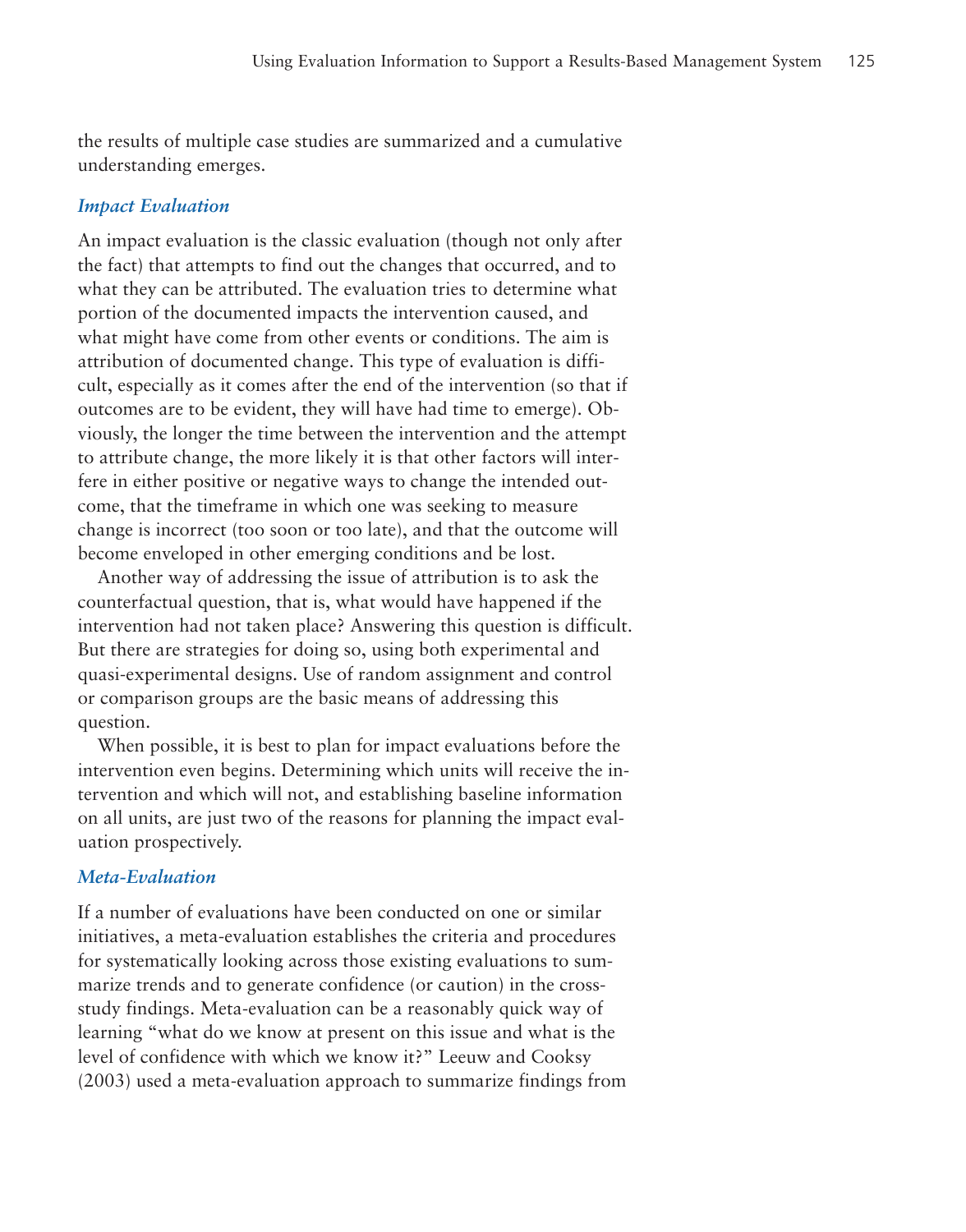the results of multiple case studies are summarized and a cumulative understanding emerges.

### *Impact Evaluation*

An impact evaluation is the classic evaluation (though not only after the fact) that attempts to find out the changes that occurred, and to what they can be attributed. The evaluation tries to determine what portion of the documented impacts the intervention caused, and what might have come from other events or conditions. The aim is attribution of documented change. This type of evaluation is difficult, especially as it comes after the end of the intervention (so that if outcomes are to be evident, they will have had time to emerge). Obviously, the longer the time between the intervention and the attempt to attribute change, the more likely it is that other factors will interfere in either positive or negative ways to change the intended outcome, that the timeframe in which one was seeking to measure change is incorrect (too soon or too late), and that the outcome will become enveloped in other emerging conditions and be lost.

Another way of addressing the issue of attribution is to ask the counterfactual question, that is, what would have happened if the intervention had not taken place? Answering this question is difficult. But there are strategies for doing so, using both experimental and quasi-experimental designs. Use of random assignment and control or comparison groups are the basic means of addressing this question.

When possible, it is best to plan for impact evaluations before the intervention even begins. Determining which units will receive the intervention and which will not, and establishing baseline information on all units, are just two of the reasons for planning the impact evaluation prospectively.

### *Meta-Evaluation*

If a number of evaluations have been conducted on one or similar initiatives, a meta-evaluation establishes the criteria and procedures for systematically looking across those existing evaluations to summarize trends and to generate confidence (or caution) in the cross-study findings. Meta-evaluation can be a reasonably quick way of learning "what do we know at present on this issue and what is the level of confidence with which we know it?" Leeuw and Cooksy (2003) used a meta-evaluation approach to summarize findings from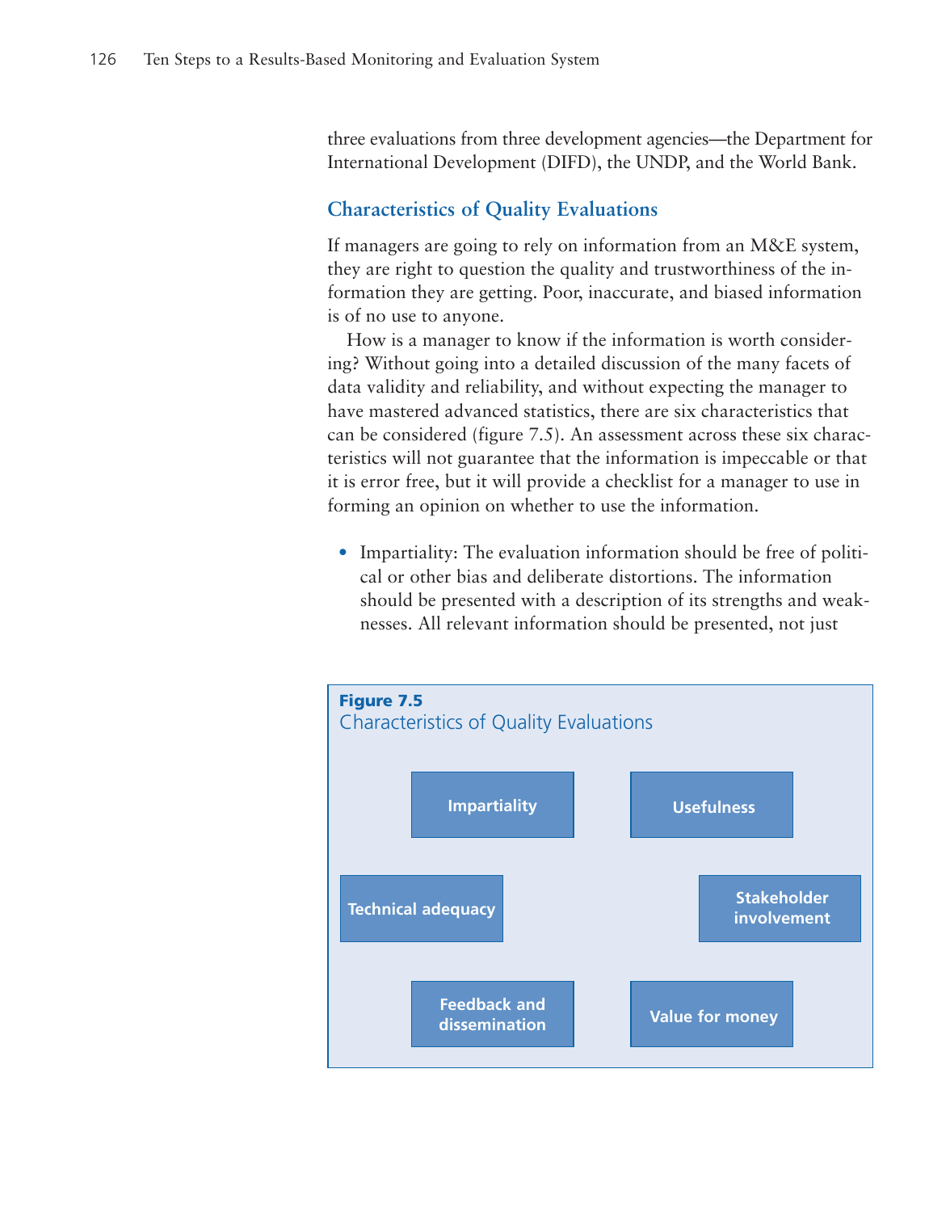three evaluations from three development agencies—the Department for International Development (DIFD), the UNDP, and the World Bank.

## Characteristics of Quality Evaluations

If managers are going to rely on information from an M&E system, they are right to question the quality and trustworthiness of the information they are getting. Poor, inaccurate, and biased information is of no use to anyone.

How is a manager to know if the information is worth considering? Without going into a detailed discussion of the many facets of data validity and reliability, and without expecting the manager to have mastered advanced statistics, there are six characteristics that can be considered (figure 7.5). An assessment across these six characteristics will not guarantee that the information is impeccable or that it is error free, but it will provide a checklist for a manager to use in forming an opinion on whether to use the information.

- Impartiality: The evaluation information should be free of political or other bias and deliberate distortions. The information should be presented with a description of its strengths and weaknesses. All relevant information should be presented, not just

**Figure 7.5**
Characteristics of Quality Evaluations

- Impartiality
- Usefulness
- Technical adequacy
- Stakeholder involvement
- Feedback and dissemination
- Value for money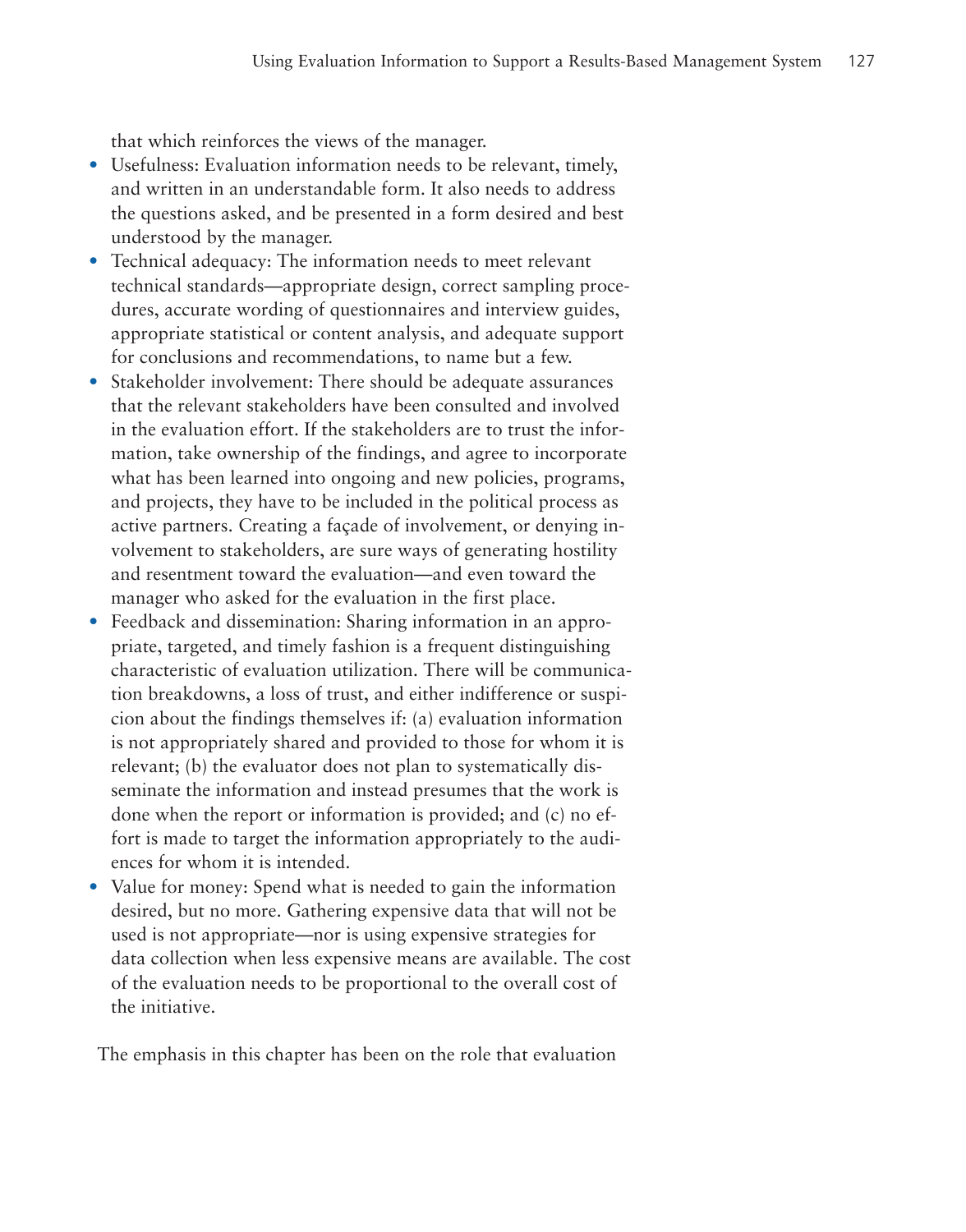that which reinforces the views of the manager.

- Usefulness: Evaluation information needs to be relevant, timely, and written in an understandable form. It also needs to address the questions asked, and be presented in a form desired and best understood by the manager.
- Technical adequacy: The information needs to meet relevant technical standards—appropriate design, correct sampling procedures, accurate wording of questionnaires and interview guides, appropriate statistical or content analysis, and adequate support for conclusions and recommendations, to name but a few.
- Stakeholder involvement: There should be adequate assurances that the relevant stakeholders have been consulted and involved in the evaluation effort. If the stakeholders are to trust the information, take ownership of the findings, and agree to incorporate what has been learned into ongoing and new policies, programs, and projects, they have to be included in the political process as active partners. Creating a façade of involvement, or denying involvement to stakeholders, are sure ways of generating hostility and resentment toward the evaluation—and even toward the manager who asked for the evaluation in the first place.
- Feedback and dissemination: Sharing information in an appropriate, targeted, and timely fashion is a frequent distinguishing characteristic of evaluation utilization. There will be communication breakdowns, a loss of trust, and either indifference or suspicion about the findings themselves if: (a) evaluation information is not appropriately shared and provided to those for whom it is relevant; (b) the evaluator does not plan to systematically disseminate the information and instead presumes that the work is done when the report or information is provided; and (c) no effort is made to target the information appropriately to the audiences for whom it is intended.
- Value for money: Spend what is needed to gain the information desired, but no more. Gathering expensive data that will not be used is not appropriate—nor is using expensive strategies for data collection when less expensive means are available. The cost of the evaluation needs to be proportional to the overall cost of the initiative.

The emphasis in this chapter has been on the role that evaluation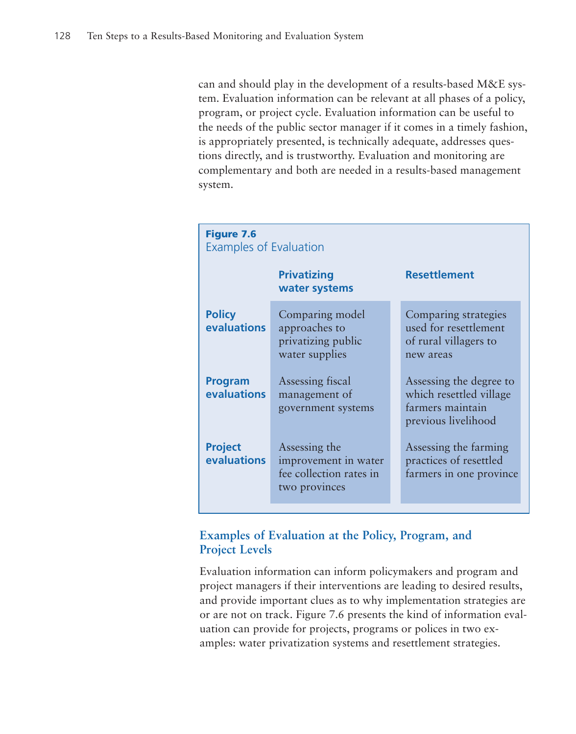can and should play in the development of a results-based M&E system. Evaluation information can be relevant at all phases of a policy, program, or project cycle. Evaluation information can be useful to the needs of the public sector manager if it comes in a timely fashion, is appropriately presented, is technically adequate, addresses questions directly, and is trustworthy. Evaluation and monitoring are complementary and both are needed in a results-based management system.

**Figure 7.6**
Examples of Evaluation

| | Privatizing water systems | Resettlement |
|---|---|---|
| **Policy evaluations** | Comparing model approaches to privatizing public water supplies | Comparing strategies used for resettlement of rural villagers to new areas |
| **Program evaluations** | Assessing fiscal management of government systems | Assessing the degree to which resettled village farmers maintain previous livelihood |
| **Project evaluations** | Assessing the improvement in water fee collection rates in two provinces | Assessing the farming practices of resettled farmers in one province |

## Examples of Evaluation at the Policy, Program, and Project Levels

Evaluation information can inform policymakers and program and project managers if their interventions are leading to desired results, and provide important clues as to why implementation strategies are or are not on track. Figure 7.6 presents the kind of information evaluation can provide for projects, programs or polices in two examples: water privatization systems and resettlement strategies.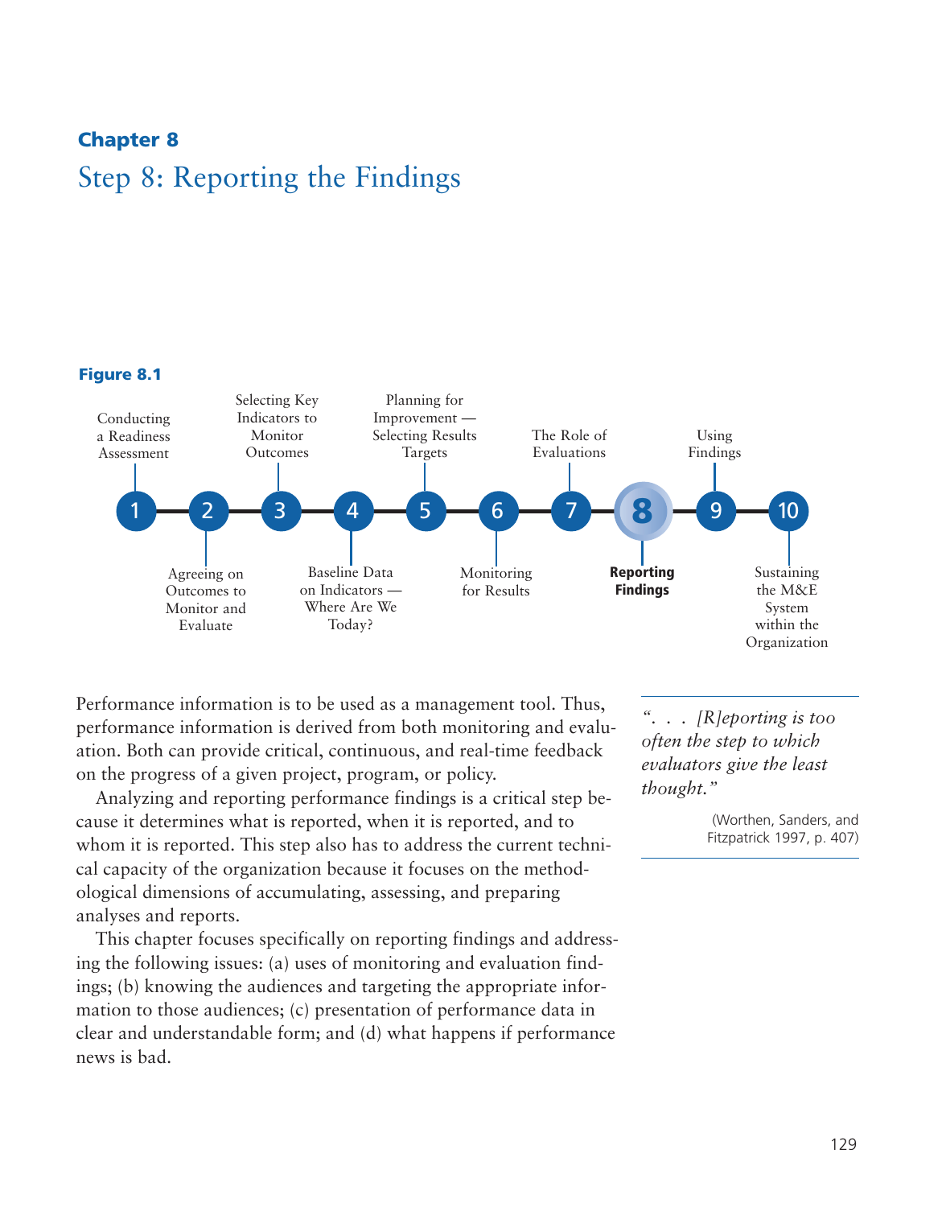**Chapter 8**

# Step 8: Reporting the Findings

**Figure 8.1**

1. Conducting a Readiness Assessment
2. Agreeing on Outcomes to Monitor and Evaluate
3. Selecting Key Indicators to Monitor Outcomes
4. Baseline Data on Indicators — Where Are We Today?
5. Planning for Improvement — Selecting Results Targets
6. Monitoring for Results
7. The Role of Evaluations
8. **Reporting Findings**
9. Using Findings
10. Sustaining the M&E System within the Organization

Performance information is to be used as a management tool. Thus, performance information is derived from both monitoring and evaluation. Both can provide critical, continuous, and real-time feedback on the progress of a given project, program, or policy.

Analyzing and reporting performance findings is a critical step because it determines what is reported, when it is reported, and to whom it is reported. This step also has to address the current technical capacity of the organization because it focuses on the methodological dimensions of accumulating, assessing, and preparing analyses and reports.

This chapter focuses specifically on reporting findings and addressing the following issues: (a) uses of monitoring and evaluation findings; (b) knowing the audiences and targeting the appropriate information to those audiences; (c) presentation of performance data in clear and understandable form; and (d) what happens if performance news is bad.

> *". . . [R]eporting is too often the step to which evaluators give the least thought."*
>
> (Worthen, Sanders, and Fitzpatrick 1997, p. 407)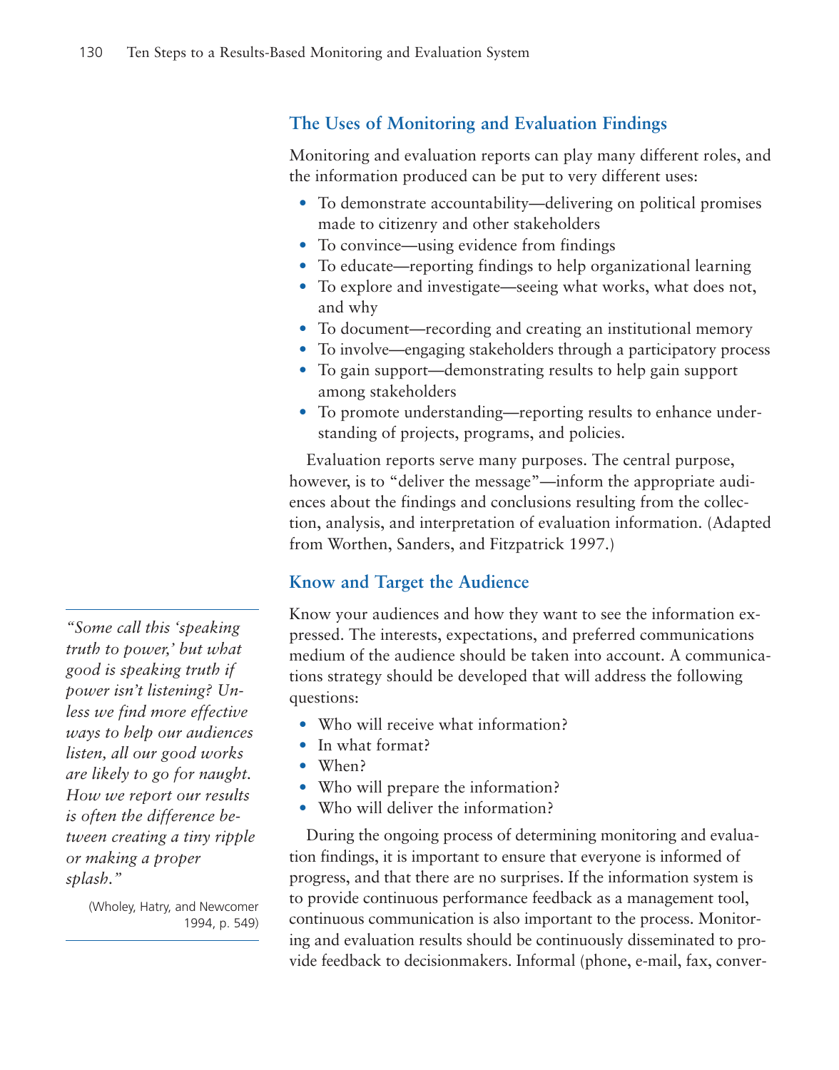## The Uses of Monitoring and Evaluation Findings

Monitoring and evaluation reports can play many different roles, and the information produced can be put to very different uses:

- To demonstrate accountability—delivering on political promises made to citizenry and other stakeholders
- To convince—using evidence from findings
- To educate—reporting findings to help organizational learning
- To explore and investigate—seeing what works, what does not, and why
- To document—recording and creating an institutional memory
- To involve—engaging stakeholders through a participatory process
- To gain support—demonstrating results to help gain support among stakeholders
- To promote understanding—reporting results to enhance understanding of projects, programs, and policies.

Evaluation reports serve many purposes. The central purpose, however, is to "deliver the message"—inform the appropriate audiences about the findings and conclusions resulting from the collection, analysis, and interpretation of evaluation information. (Adapted from Worthen, Sanders, and Fitzpatrick 1997.)

## Know and Target the Audience

Know your audiences and how they want to see the information expressed. The interests, expectations, and preferred communications medium of the audience should be taken into account. A communications strategy should be developed that will address the following questions:

- Who will receive what information?
- In what format?
- When?
- Who will prepare the information?
- Who will deliver the information?

*"Some call this 'speaking truth to power,' but what good is speaking truth if power isn't listening? Unless we find more effective ways to help our audiences listen, all our good works are likely to go for naught. How we report our results is often the difference between creating a tiny ripple or making a proper splash."*

(Wholey, Hatry, and Newcomer 1994, p. 549)

During the ongoing process of determining monitoring and evaluation findings, it is important to ensure that everyone is informed of progress, and that there are no surprises. If the information system is to provide continuous performance feedback as a management tool, continuous communication is also important to the process. Monitoring and evaluation results should be continuously disseminated to provide feedback to decisionmakers. Informal (phone, e-mail, fax, conver-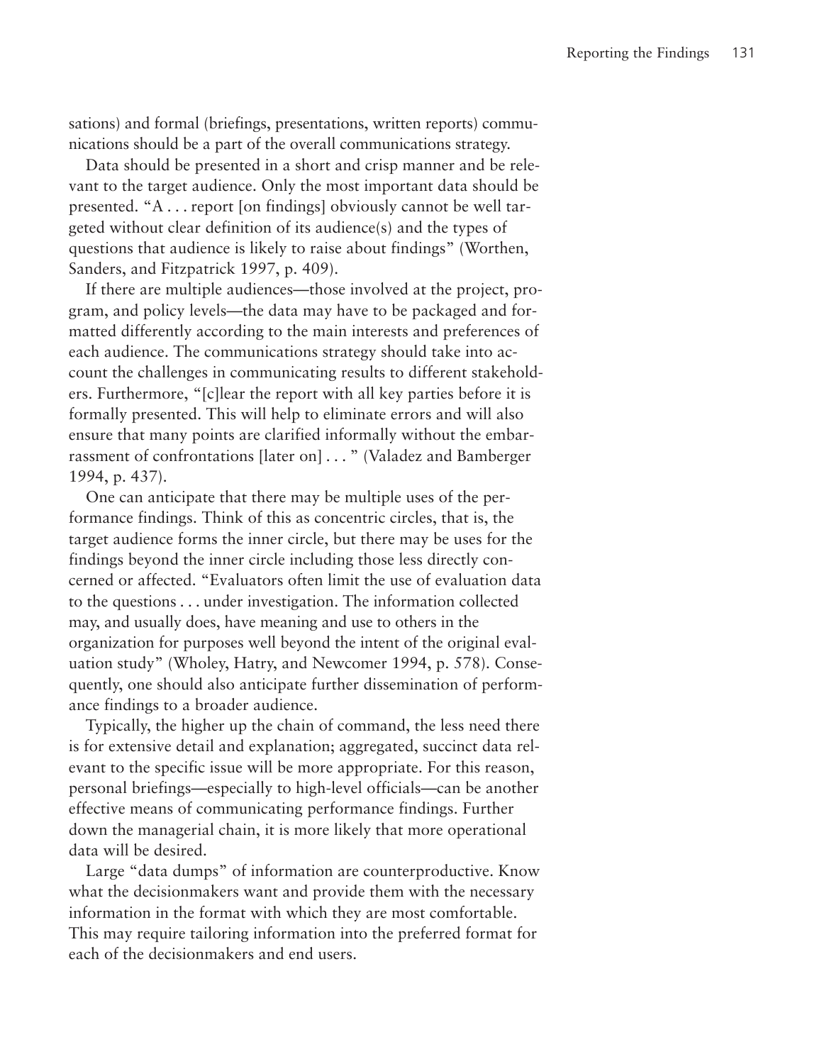sations) and formal (briefings, presentations, written reports) communications should be a part of the overall communications strategy.

Data should be presented in a short and crisp manner and be relevant to the target audience. Only the most important data should be presented. "A . . . report [on findings] obviously cannot be well targeted without clear definition of its audience(s) and the types of questions that audience is likely to raise about findings" (Worthen, Sanders, and Fitzpatrick 1997, p. 409).

If there are multiple audiences—those involved at the project, program, and policy levels—the data may have to be packaged and formatted differently according to the main interests and preferences of each audience. The communications strategy should take into account the challenges in communicating results to different stakeholders. Furthermore, "[c]lear the report with all key parties before it is formally presented. This will help to eliminate errors and will also ensure that many points are clarified informally without the embarrassment of confrontations [later on] . . . " (Valadez and Bamberger 1994, p. 437).

One can anticipate that there may be multiple uses of the performance findings. Think of this as concentric circles, that is, the target audience forms the inner circle, but there may be uses for the findings beyond the inner circle including those less directly concerned or affected. "Evaluators often limit the use of evaluation data to the questions . . . under investigation. The information collected may, and usually does, have meaning and use to others in the organization for purposes well beyond the intent of the original evaluation study" (Wholey, Hatry, and Newcomer 1994, p. 578). Consequently, one should also anticipate further dissemination of performance findings to a broader audience.

Typically, the higher up the chain of command, the less need there is for extensive detail and explanation; aggregated, succinct data relevant to the specific issue will be more appropriate. For this reason, personal briefings—especially to high-level officials—can be another effective means of communicating performance findings. Further down the managerial chain, it is more likely that more operational data will be desired.

Large "data dumps" of information are counterproductive. Know what the decisionmakers want and provide them with the necessary information in the format with which they are most comfortable. This may require tailoring information into the preferred format for each of the decisionmakers and end users.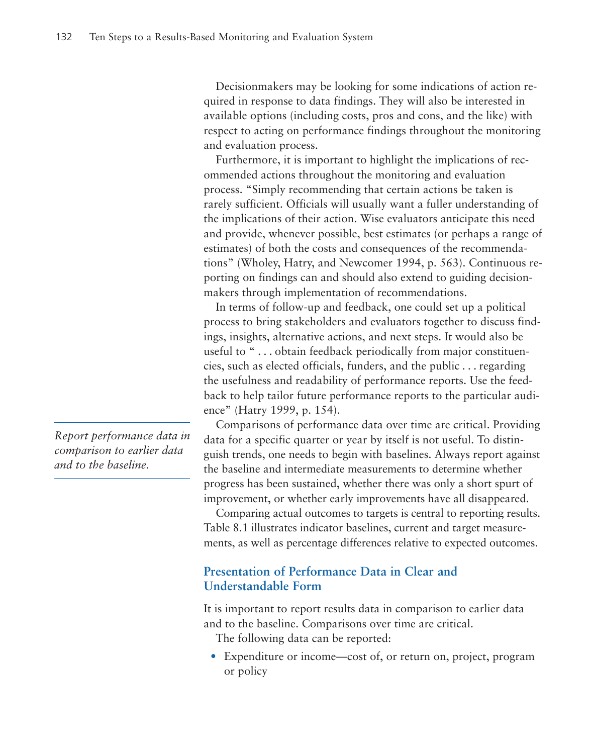Decisionmakers may be looking for some indications of action required in response to data findings. They will also be interested in available options (including costs, pros and cons, and the like) with respect to acting on performance findings throughout the monitoring and evaluation process.

Furthermore, it is important to highlight the implications of recommended actions throughout the monitoring and evaluation process. "Simply recommending that certain actions be taken is rarely sufficient. Officials will usually want a fuller understanding of the implications of their action. Wise evaluators anticipate this need and provide, whenever possible, best estimates (or perhaps a range of estimates) of both the costs and consequences of the recommendations" (Wholey, Hatry, and Newcomer 1994, p. 563). Continuous reporting on findings can and should also extend to guiding decisionmakers through implementation of recommendations.

In terms of follow-up and feedback, one could set up a political process to bring stakeholders and evaluators together to discuss findings, insights, alternative actions, and next steps. It would also be useful to " . . . obtain feedback periodically from major constituencies, such as elected officials, funders, and the public . . . regarding the usefulness and readability of performance reports. Use the feedback to help tailor future performance reports to the particular audience" (Hatry 1999, p. 154).

*Report performance data in comparison to earlier data and to the baseline.*

Comparisons of performance data over time are critical. Providing data for a specific quarter or year by itself is not useful. To distinguish trends, one needs to begin with baselines. Always report against the baseline and intermediate measurements to determine whether progress has been sustained, whether there was only a short spurt of improvement, or whether early improvements have all disappeared.

Comparing actual outcomes to targets is central to reporting results. Table 8.1 illustrates indicator baselines, current and target measurements, as well as percentage differences relative to expected outcomes.

## Presentation of Performance Data in Clear and Understandable Form

It is important to report results data in comparison to earlier data and to the baseline. Comparisons over time are critical.

The following data can be reported:

- Expenditure or income—cost of, or return on, project, program or policy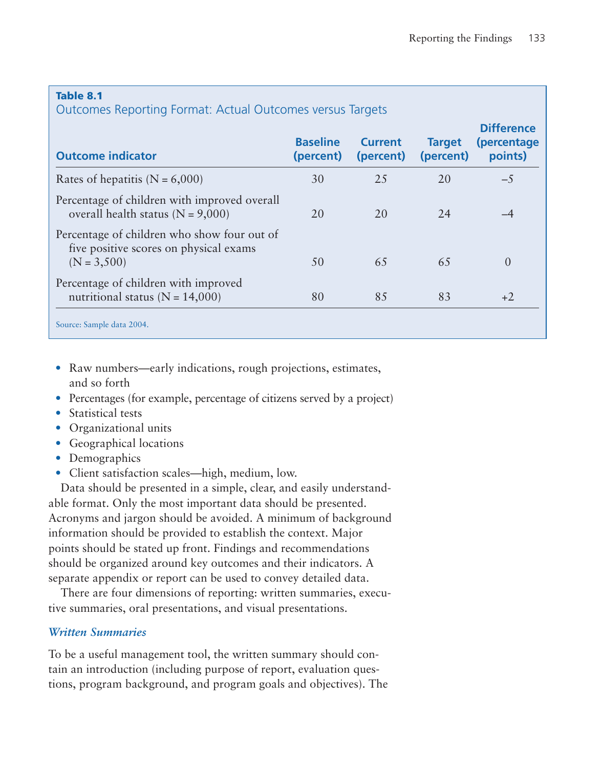**Table 8.1**
Outcomes Reporting Format: Actual Outcomes versus Targets

| Outcome indicator | Baseline (percent) | Current (percent) | Target (percent) | Difference (percentage points) |
|---|---|---|---|---|
| Rates of hepatitis (N = 6,000) | 30 | 25 | 20 | –5 |
| Percentage of children with improved overall overall health status (N = 9,000) | 20 | 20 | 24 | –4 |
| Percentage of children who show four out of five positive scores on physical exams (N = 3,500) | 50 | 65 | 65 | 0 |
| Percentage of children with improved nutritional status (N = 14,000) | 80 | 85 | 83 | +2 |

Source: Sample data 2004.

- Raw numbers—early indications, rough projections, estimates, and so forth
- Percentages (for example, percentage of citizens served by a project)
- Statistical tests
- Organizational units
- Geographical locations
- Demographics
- Client satisfaction scales—high, medium, low.

Data should be presented in a simple, clear, and easily understandable format. Only the most important data should be presented. Acronyms and jargon should be avoided. A minimum of background information should be provided to establish the context. Major points should be stated up front. Findings and recommendations should be organized around key outcomes and their indicators. A separate appendix or report can be used to convey detailed data.

There are four dimensions of reporting: written summaries, executive summaries, oral presentations, and visual presentations.

### *Written Summaries*

To be a useful management tool, the written summary should contain an introduction (including purpose of report, evaluation questions, program background, and program goals and objectives). The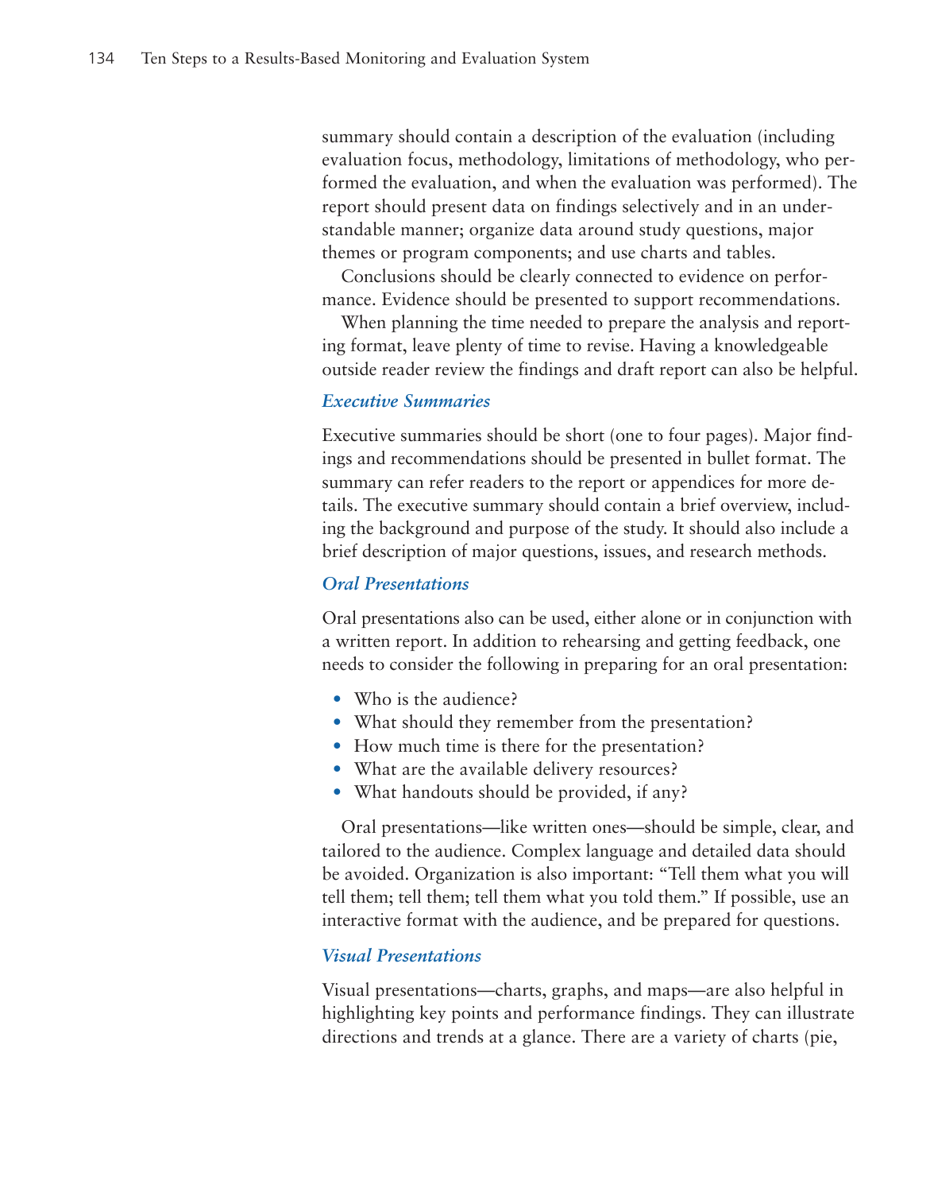summary should contain a description of the evaluation (including evaluation focus, methodology, limitations of methodology, who performed the evaluation, and when the evaluation was performed). The report should present data on findings selectively and in an understandable manner; organize data around study questions, major themes or program components; and use charts and tables.

Conclusions should be clearly connected to evidence on performance. Evidence should be presented to support recommendations.

When planning the time needed to prepare the analysis and reporting format, leave plenty of time to revise. Having a knowledgeable outside reader review the findings and draft report can also be helpful.

### *Executive Summaries*

Executive summaries should be short (one to four pages). Major findings and recommendations should be presented in bullet format. The summary can refer readers to the report or appendices for more details. The executive summary should contain a brief overview, including the background and purpose of the study. It should also include a brief description of major questions, issues, and research methods.

### *Oral Presentations*

Oral presentations also can be used, either alone or in conjunction with a written report. In addition to rehearsing and getting feedback, one needs to consider the following in preparing for an oral presentation:

- Who is the audience?
- What should they remember from the presentation?
- How much time is there for the presentation?
- What are the available delivery resources?
- What handouts should be provided, if any?

Oral presentations—like written ones—should be simple, clear, and tailored to the audience. Complex language and detailed data should be avoided. Organization is also important: "Tell them what you will tell them; tell them; tell them what you told them." If possible, use an interactive format with the audience, and be prepared for questions.

### *Visual Presentations*

Visual presentations—charts, graphs, and maps—are also helpful in highlighting key points and performance findings. They can illustrate directions and trends at a glance. There are a variety of charts (pie,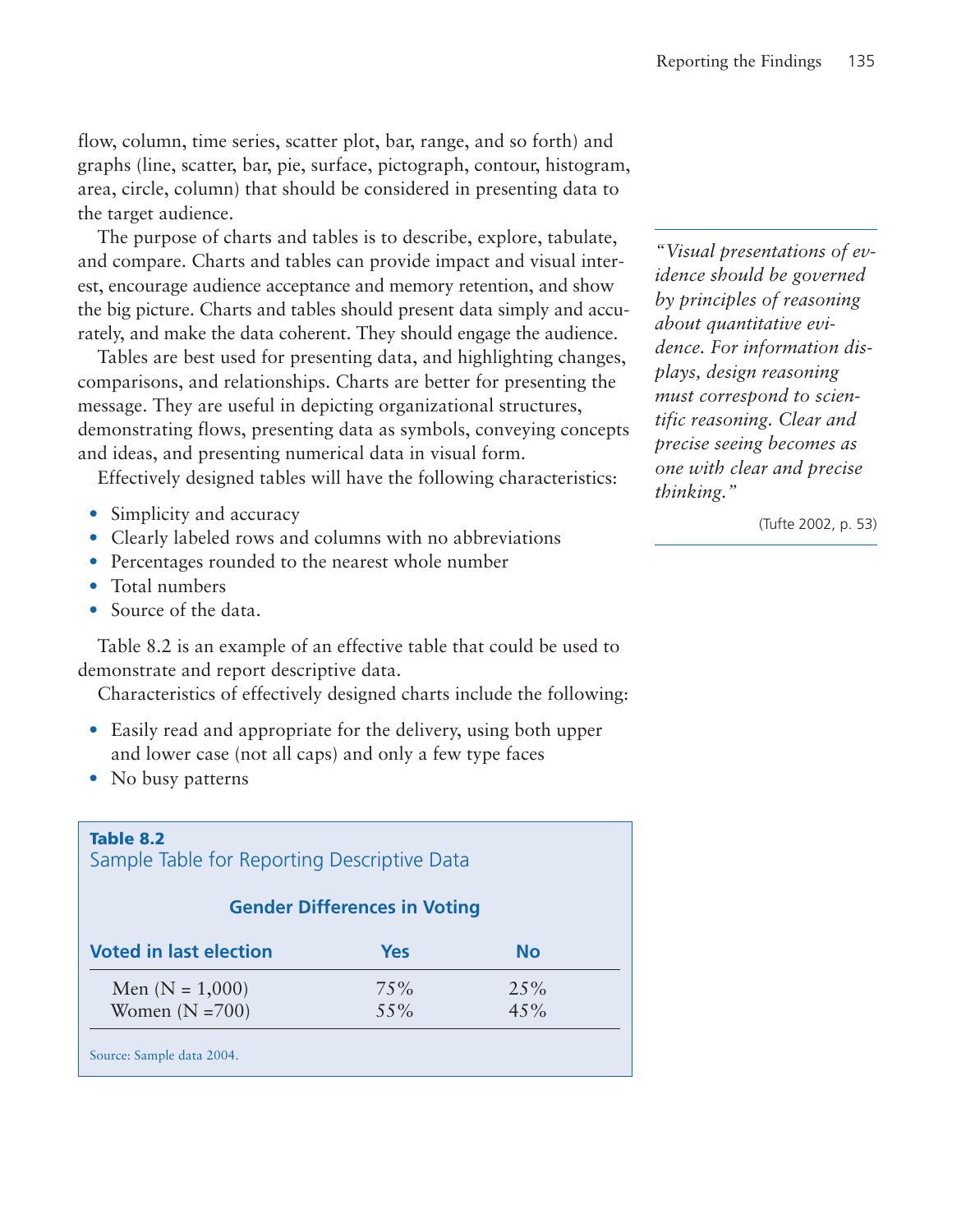flow, column, time series, scatter plot, bar, range, and so forth) and graphs (line, scatter, bar, pie, surface, pictograph, contour, histogram, area, circle, column) that should be considered in presenting data to the target audience.

The purpose of charts and tables is to describe, explore, tabulate, and compare. Charts and tables can provide impact and visual interest, encourage audience acceptance and memory retention, and show the big picture. Charts and tables should present data simply and accurately, and make the data coherent. They should engage the audience.

Tables are best used for presenting data, and highlighting changes, comparisons, and relationships. Charts are better for presenting the message. They are useful in depicting organizational structures, demonstrating flows, presenting data as symbols, conveying concepts and ideas, and presenting numerical data in visual form.

Effectively designed tables will have the following characteristics:

- Simplicity and accuracy
- Clearly labeled rows and columns with no abbreviations
- Percentages rounded to the nearest whole number
- Total numbers
- Source of the data.

Table 8.2 is an example of an effective table that could be used to demonstrate and report descriptive data.

Characteristics of effectively designed charts include the following:

- Easily read and appropriate for the delivery, using both upper and lower case (not all caps) and only a few type faces
- No busy patterns

> *"Visual presentations of evidence should be governed by principles of reasoning about quantitative evidence. For information displays, design reasoning must correspond to scientific reasoning. Clear and precise seeing becomes as one with clear and precise thinking."*
>
> (Tufte 2002, p. 53)

**Table 8.2**
Sample Table for Reporting Descriptive Data

**Gender Differences in Voting**

| Voted in last election | Yes | No |
|---|---|---|
| Men (N = 1,000) | 75% | 25% |
| Women (N =700) | 55% | 45% |

Source: Sample data 2004.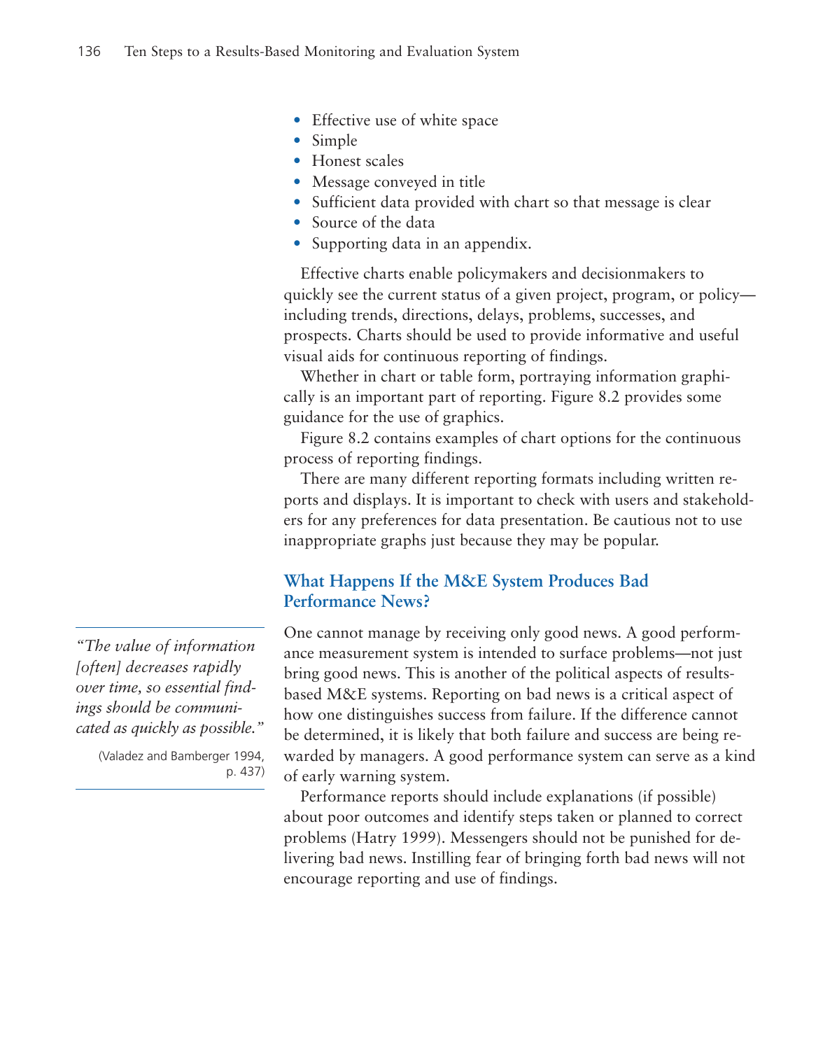- Effective use of white space
- Simple
- Honest scales
- Message conveyed in title
- Sufficient data provided with chart so that message is clear
- Source of the data
- Supporting data in an appendix.

Effective charts enable policymakers and decisionmakers to quickly see the current status of a given project, program, or policy—including trends, directions, delays, problems, successes, and prospects. Charts should be used to provide informative and useful visual aids for continuous reporting of findings.

Whether in chart or table form, portraying information graphically is an important part of reporting. Figure 8.2 provides some guidance for the use of graphics.

Figure 8.2 contains examples of chart options for the continuous process of reporting findings.

There are many different reporting formats including written reports and displays. It is important to check with users and stakeholders for any preferences for data presentation. Be cautious not to use inappropriate graphs just because they may be popular.

## What Happens If the M&E System Produces Bad Performance News?

> *"The value of information [often] decreases rapidly over time, so essential findings should be communicated as quickly as possible."*
>
> (Valadez and Bamberger 1994, p. 437)

One cannot manage by receiving only good news. A good performance measurement system is intended to surface problems—not just bring good news. This is another of the political aspects of results-based M&E systems. Reporting on bad news is a critical aspect of how one distinguishes success from failure. If the difference cannot be determined, it is likely that both failure and success are being rewarded by managers. A good performance system can serve as a kind of early warning system.

Performance reports should include explanations (if possible) about poor outcomes and identify steps taken or planned to correct problems (Hatry 1999). Messengers should not be punished for delivering bad news. Instilling fear of bringing forth bad news will not encourage reporting and use of findings.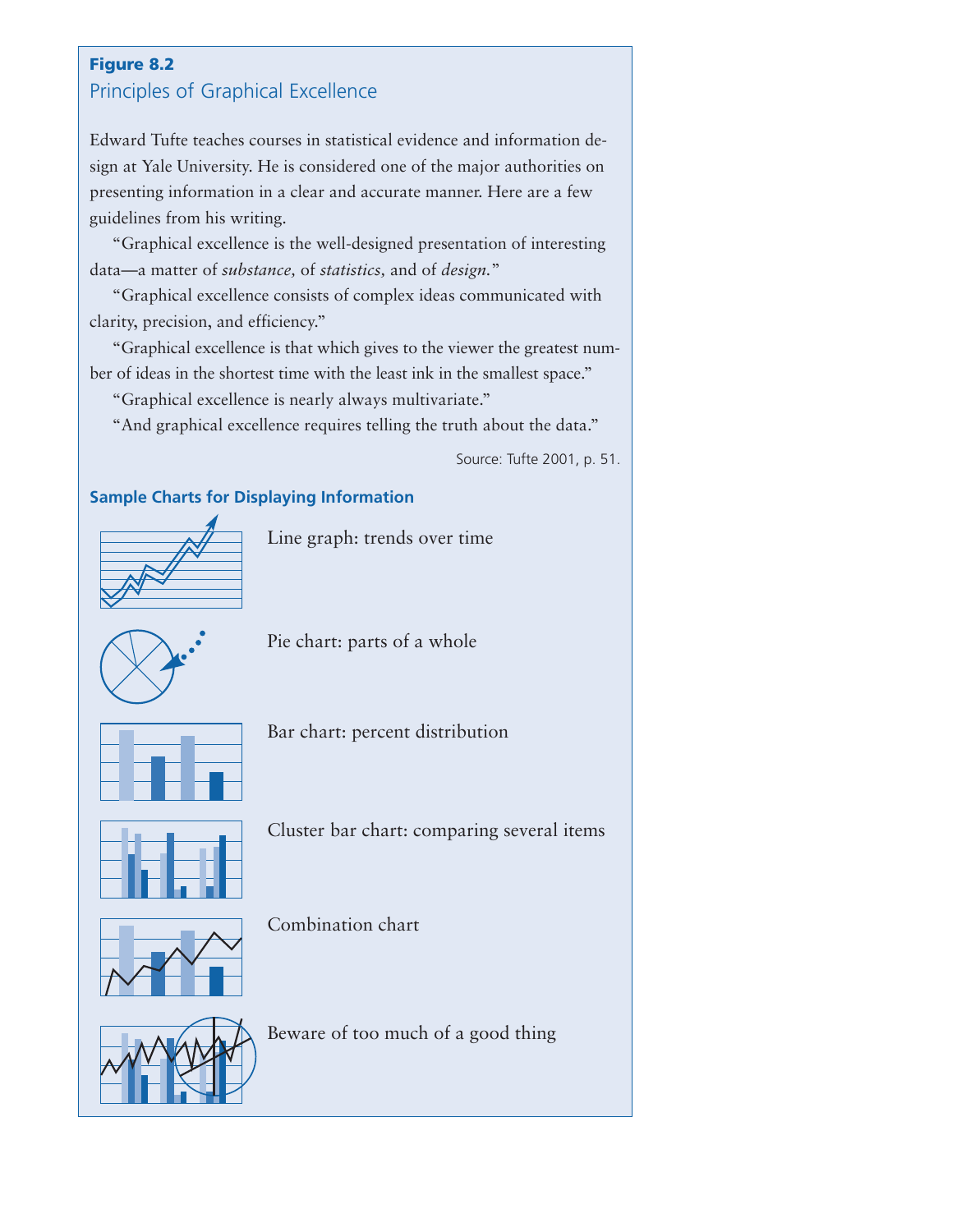**Figure 8.2**

## Principles of Graphical Excellence

Edward Tufte teaches courses in statistical evidence and information design at Yale University. He is considered one of the major authorities on presenting information in a clear and accurate manner. Here are a few guidelines from his writing.

"Graphical excellence is the well-designed presentation of interesting data—a matter of *substance,* of *statistics,* and of *design.*"

"Graphical excellence consists of complex ideas communicated with clarity, precision, and efficiency."

"Graphical excellence is that which gives to the viewer the greatest number of ideas in the shortest time with the least ink in the smallest space."

"Graphical excellence is nearly always multivariate."

"And graphical excellence requires telling the truth about the data."

Source: Tufte 2001, p. 51.

### Sample Charts for Displaying Information

Line graph: trends over time

Pie chart: parts of a whole

Bar chart: percent distribution

Cluster bar chart: comparing several items

Combination chart

Beware of too much of a good thing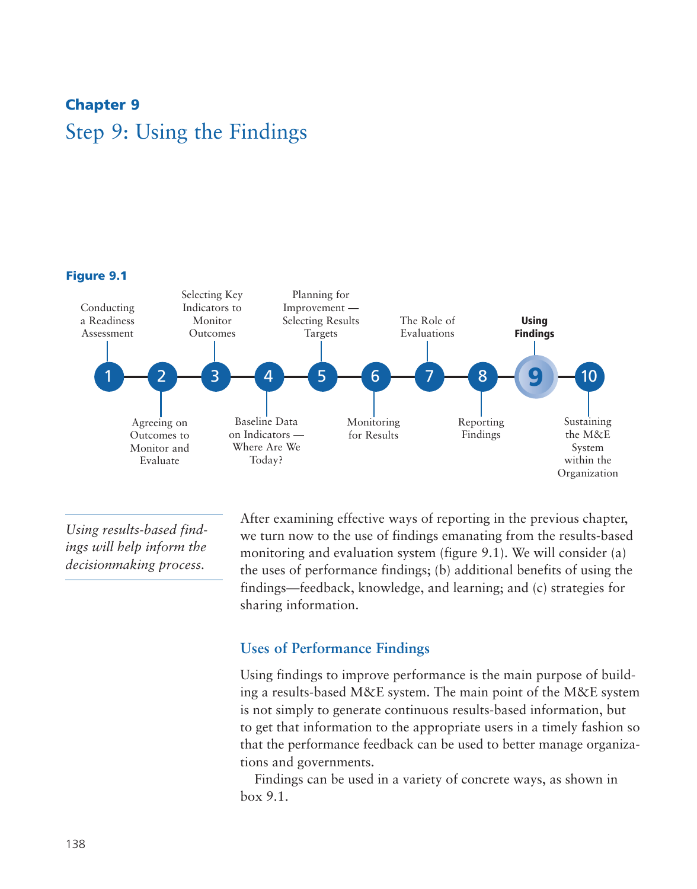## Chapter 9

# Step 9: Using the Findings

**Figure 9.1**

1. Conducting a Readiness Assessment
2. Agreeing on Outcomes to Monitor and Evaluate
3. Selecting Key Indicators to Monitor Outcomes
4. Baseline Data on Indicators — Where Are We Today?
5. Planning for Improvement — Selecting Results Targets
6. Monitoring for Results
7. The Role of Evaluations
8. Reporting Findings
9. **Using Findings**
10. Sustaining the M&E System within the Organization

*Using results-based findings will help inform the decisionmaking process.*

After examining effective ways of reporting in the previous chapter, we turn now to the use of findings emanating from the results-based monitoring and evaluation system (figure 9.1). We will consider (a) the uses of performance findings; (b) additional benefits of using the findings—feedback, knowledge, and learning; and (c) strategies for sharing information.

### Uses of Performance Findings

Using findings to improve performance is the main purpose of building a results-based M&E system. The main point of the M&E system is not simply to generate continuous results-based information, but to get that information to the appropriate users in a timely fashion so that the performance feedback can be used to better manage organizations and governments.

Findings can be used in a variety of concrete ways, as shown in box 9.1.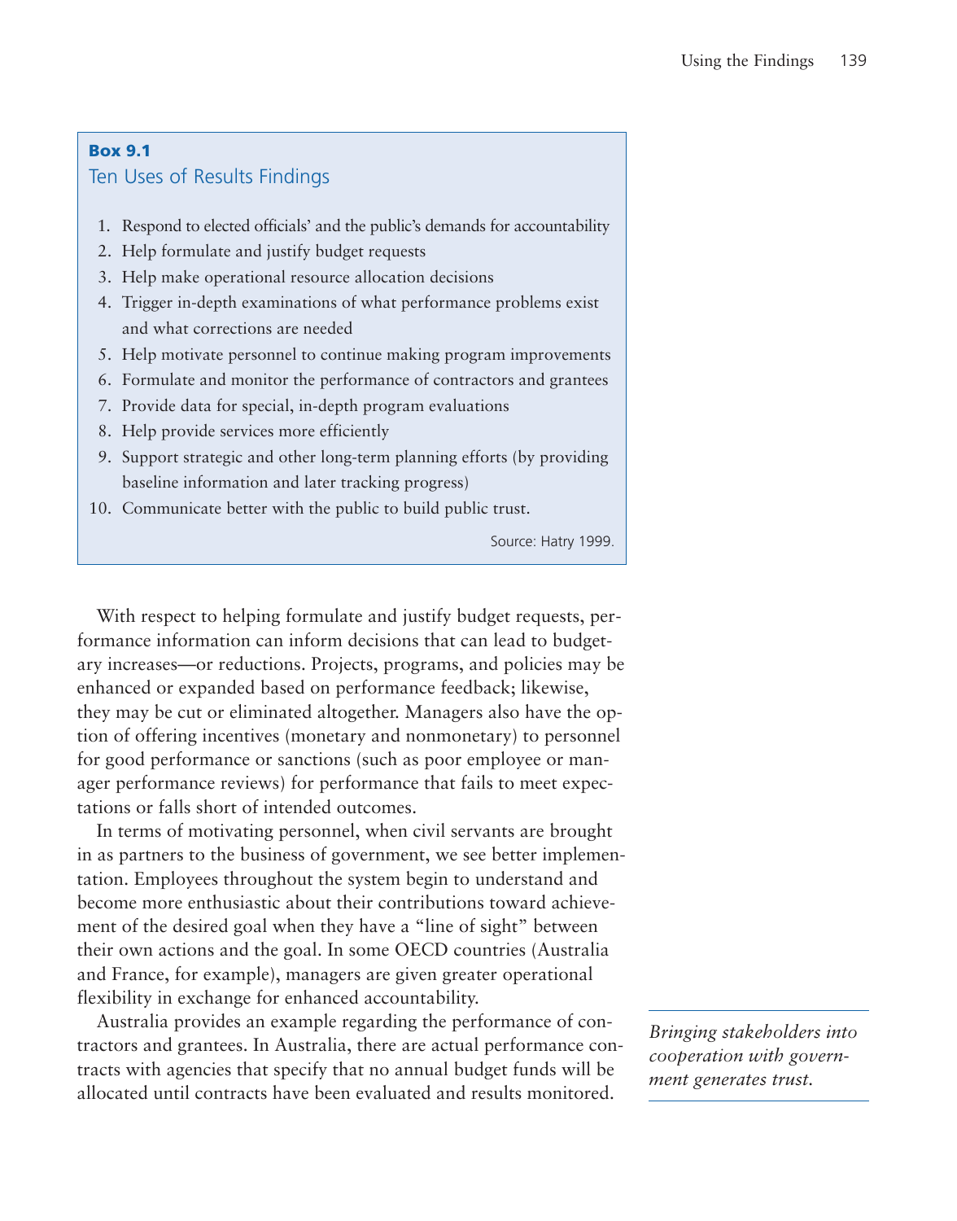**Box 9.1**

### Ten Uses of Results Findings

1. Respond to elected officials' and the public's demands for accountability
2. Help formulate and justify budget requests
3. Help make operational resource allocation decisions
4. Trigger in-depth examinations of what performance problems exist and what corrections are needed
5. Help motivate personnel to continue making program improvements
6. Formulate and monitor the performance of contractors and grantees
7. Provide data for special, in-depth program evaluations
8. Help provide services more efficiently
9. Support strategic and other long-term planning efforts (by providing baseline information and later tracking progress)
10. Communicate better with the public to build public trust.

Source: Hatry 1999.

With respect to helping formulate and justify budget requests, performance information can inform decisions that can lead to budgetary increases—or reductions. Projects, programs, and policies may be enhanced or expanded based on performance feedback; likewise, they may be cut or eliminated altogether. Managers also have the option of offering incentives (monetary and nonmonetary) to personnel for good performance or sanctions (such as poor employee or manager performance reviews) for performance that fails to meet expectations or falls short of intended outcomes.

In terms of motivating personnel, when civil servants are brought in as partners to the business of government, we see better implementation. Employees throughout the system begin to understand and become more enthusiastic about their contributions toward achievement of the desired goal when they have a "line of sight" between their own actions and the goal. In some OECD countries (Australia and France, for example), managers are given greater operational flexibility in exchange for enhanced accountability.

Australia provides an example regarding the performance of contractors and grantees. In Australia, there are actual performance contracts with agencies that specify that no annual budget funds will be allocated until contracts have been evaluated and results monitored.

*Bringing stakeholders into cooperation with government generates trust.*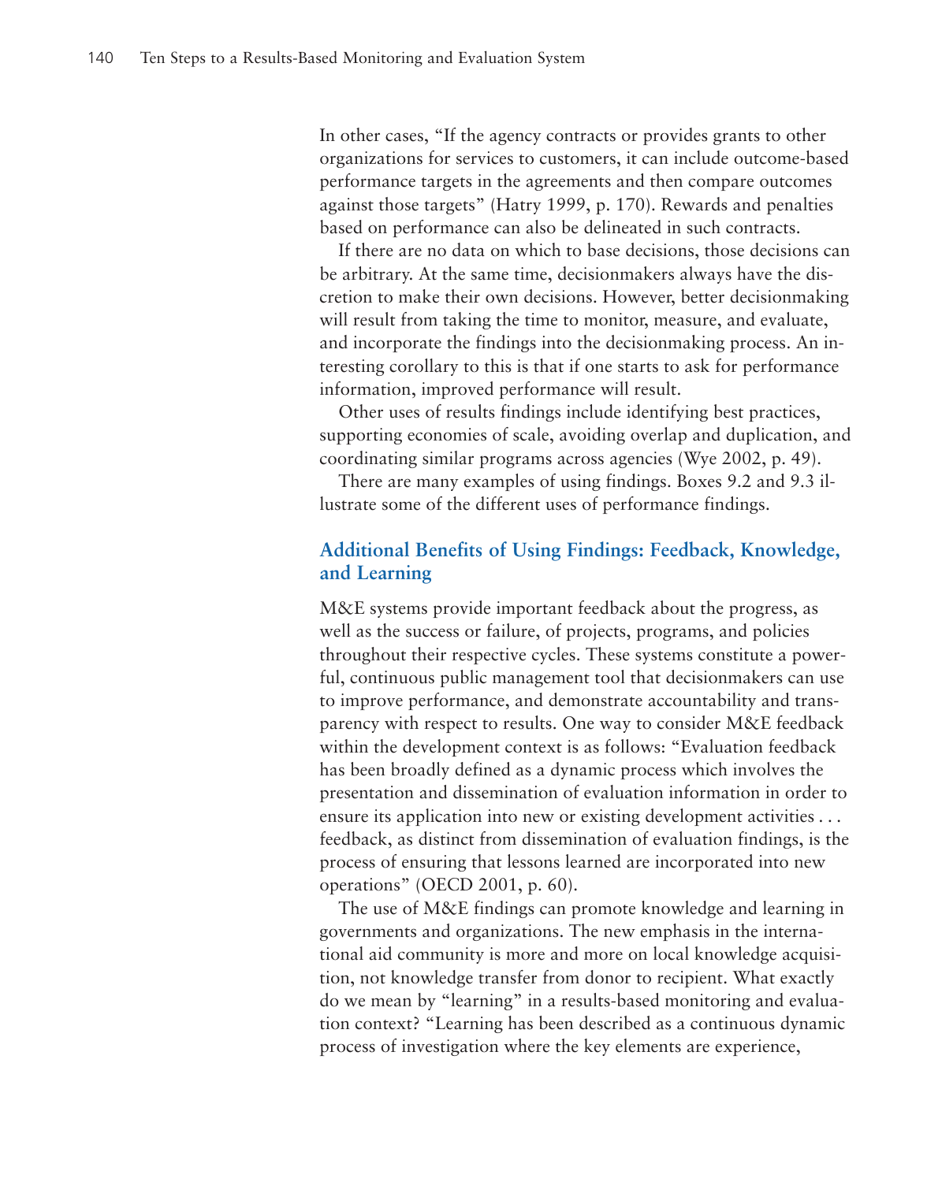In other cases, "If the agency contracts or provides grants to other organizations for services to customers, it can include outcome-based performance targets in the agreements and then compare outcomes against those targets" (Hatry 1999, p. 170). Rewards and penalties based on performance can also be delineated in such contracts.

If there are no data on which to base decisions, those decisions can be arbitrary. At the same time, decisionmakers always have the discretion to make their own decisions. However, better decisionmaking will result from taking the time to monitor, measure, and evaluate, and incorporate the findings into the decisionmaking process. An interesting corollary to this is that if one starts to ask for performance information, improved performance will result.

Other uses of results findings include identifying best practices, supporting economies of scale, avoiding overlap and duplication, and coordinating similar programs across agencies (Wye 2002, p. 49).

There are many examples of using findings. Boxes 9.2 and 9.3 illustrate some of the different uses of performance findings.

## Additional Benefits of Using Findings: Feedback, Knowledge, and Learning

M&E systems provide important feedback about the progress, as well as the success or failure, of projects, programs, and policies throughout their respective cycles. These systems constitute a powerful, continuous public management tool that decisionmakers can use to improve performance, and demonstrate accountability and transparency with respect to results. One way to consider M&E feedback within the development context is as follows: "Evaluation feedback has been broadly defined as a dynamic process which involves the presentation and dissemination of evaluation information in order to ensure its application into new or existing development activities . . . feedback, as distinct from dissemination of evaluation findings, is the process of ensuring that lessons learned are incorporated into new operations" (OECD 2001, p. 60).

The use of M&E findings can promote knowledge and learning in governments and organizations. The new emphasis in the international aid community is more and more on local knowledge acquisition, not knowledge transfer from donor to recipient. What exactly do we mean by "learning" in a results-based monitoring and evaluation context? "Learning has been described as a continuous dynamic process of investigation where the key elements are experience,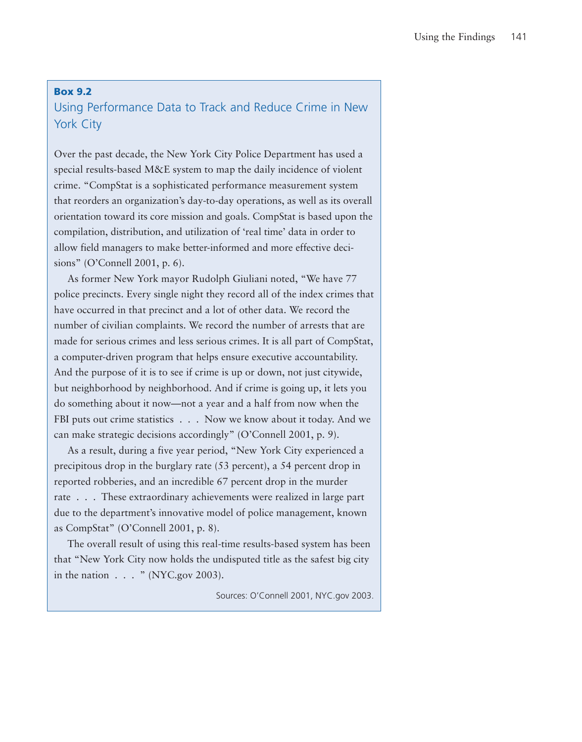**Box 9.2**

### Using Performance Data to Track and Reduce Crime in New York City

Over the past decade, the New York City Police Department has used a special results-based M&E system to map the daily incidence of violent crime. "CompStat is a sophisticated performance measurement system that reorders an organization's day-to-day operations, as well as its overall orientation toward its core mission and goals. CompStat is based upon the compilation, distribution, and utilization of 'real time' data in order to allow field managers to make better-informed and more effective decisions" (O'Connell 2001, p. 6).

As former New York mayor Rudolph Giuliani noted, "We have 77 police precincts. Every single night they record all of the index crimes that have occurred in that precinct and a lot of other data. We record the number of civilian complaints. We record the number of arrests that are made for serious crimes and less serious crimes. It is all part of CompStat, a computer-driven program that helps ensure executive accountability. And the purpose of it is to see if crime is up or down, not just citywide, but neighborhood by neighborhood. And if crime is going up, it lets you do something about it now—not a year and a half from now when the FBI puts out crime statistics . . . Now we know about it today. And we can make strategic decisions accordingly" (O'Connell 2001, p. 9).

As a result, during a five year period, "New York City experienced a precipitous drop in the burglary rate (53 percent), a 54 percent drop in reported robberies, and an incredible 67 percent drop in the murder rate . . . These extraordinary achievements were realized in large part due to the department's innovative model of police management, known as CompStat" (O'Connell 2001, p. 8).

The overall result of using this real-time results-based system has been that "New York City now holds the undisputed title as the safest big city in the nation . . . " (NYC.gov 2003).

Sources: O'Connell 2001, NYC.gov 2003.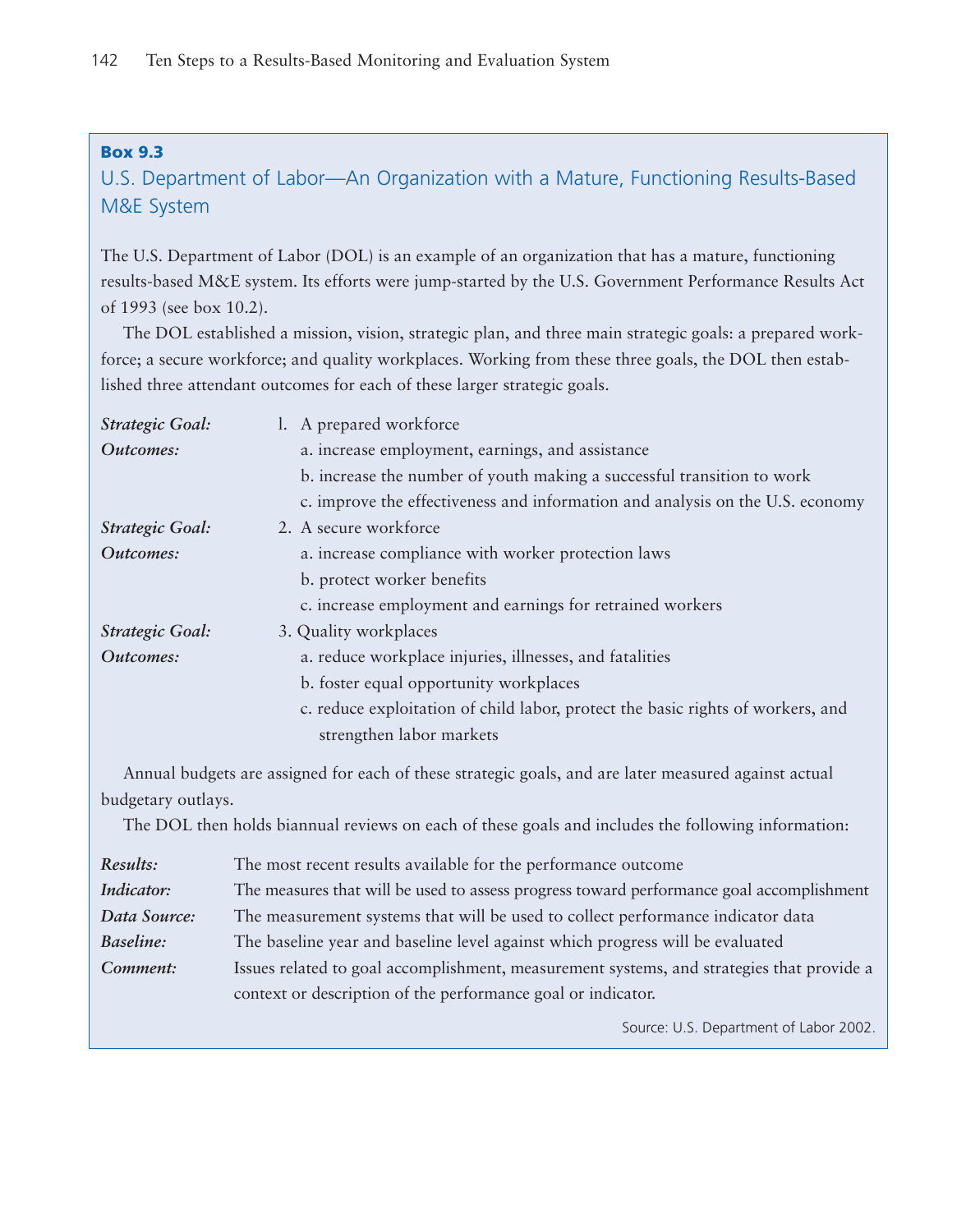**Box 9.3**

### U.S. Department of Labor—An Organization with a Mature, Functioning Results-Based M&E System

The U.S. Department of Labor (DOL) is an example of an organization that has a mature, functioning results-based M&E system. Its efforts were jump-started by the U.S. Government Performance Results Act of 1993 (see box 10.2).

The DOL established a mission, vision, strategic plan, and three main strategic goals: a prepared workforce; a secure workforce; and quality workplaces. Working from these three goals, the DOL then established three attendant outcomes for each of these larger strategic goals.

*Strategic Goal:* 1. A prepared workforce

*Outcomes:*
- a. increase employment, earnings, and assistance
- b. increase the number of youth making a successful transition to work
- c. improve the effectiveness and information and analysis on the U.S. economy

*Strategic Goal:* 2. A secure workforce

*Outcomes:*
- a. increase compliance with worker protection laws
- b. protect worker benefits
- c. increase employment and earnings for retrained workers

*Strategic Goal:* 3. Quality workplaces

*Outcomes:*
- a. reduce workplace injuries, illnesses, and fatalities
- b. foster equal opportunity workplaces
- c. reduce exploitation of child labor, protect the basic rights of workers, and strengthen labor markets

Annual budgets are assigned for each of these strategic goals, and are later measured against actual budgetary outlays.

The DOL then holds biannual reviews on each of these goals and includes the following information:

*Results:* The most recent results available for the performance outcome

*Indicator:* The measures that will be used to assess progress toward performance goal accomplishment

*Data Source:* The measurement systems that will be used to collect performance indicator data

*Baseline:* The baseline year and baseline level against which progress will be evaluated

*Comment:* Issues related to goal accomplishment, measurement systems, and strategies that provide a context or description of the performance goal or indicator.

Source: U.S. Department of Labor 2002.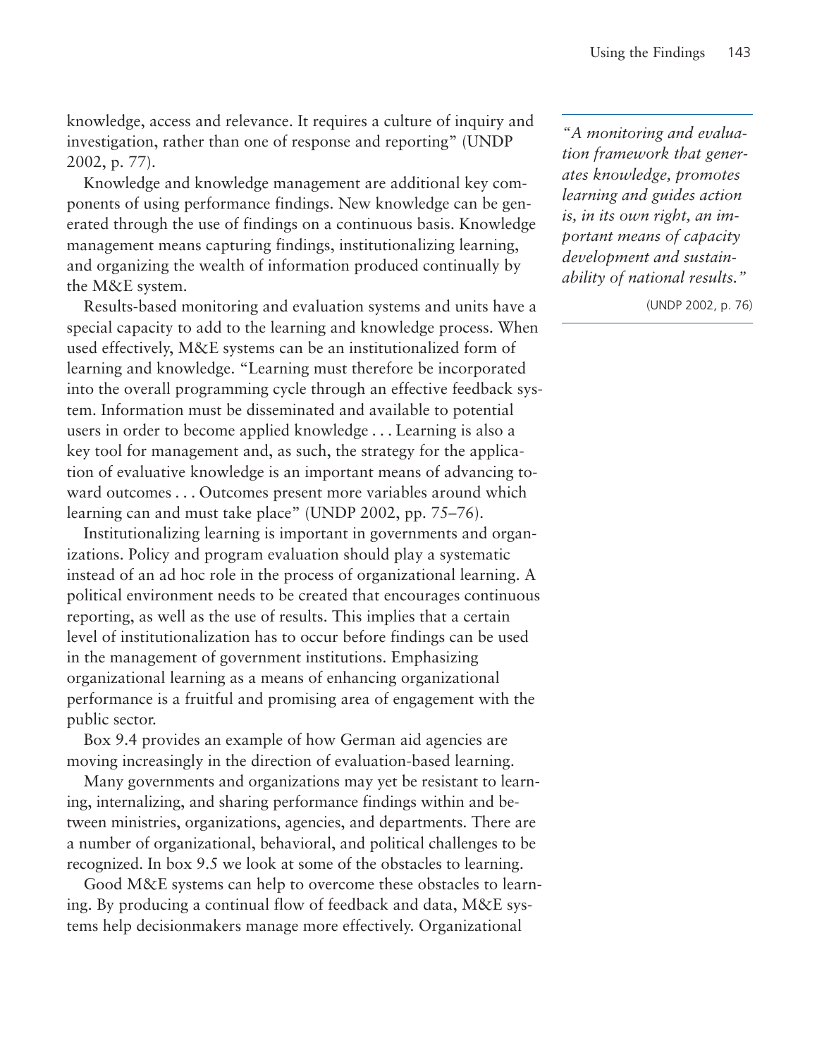knowledge, access and relevance. It requires a culture of inquiry and investigation, rather than one of response and reporting" (UNDP 2002, p. 77).

Knowledge and knowledge management are additional key components of using performance findings. New knowledge can be generated through the use of findings on a continuous basis. Knowledge management means capturing findings, institutionalizing learning, and organizing the wealth of information produced continually by the M&E system.

> *"A monitoring and evaluation framework that generates knowledge, promotes learning and guides action is, in its own right, an important means of capacity development and sustainability of national results."*
>
> (UNDP 2002, p. 76)

Results-based monitoring and evaluation systems and units have a special capacity to add to the learning and knowledge process. When used effectively, M&E systems can be an institutionalized form of learning and knowledge. "Learning must therefore be incorporated into the overall programming cycle through an effective feedback system. Information must be disseminated and available to potential users in order to become applied knowledge . . . Learning is also a key tool for management and, as such, the strategy for the application of evaluative knowledge is an important means of advancing toward outcomes . . . Outcomes present more variables around which learning can and must take place" (UNDP 2002, pp. 75–76).

Institutionalizing learning is important in governments and organizations. Policy and program evaluation should play a systematic instead of an ad hoc role in the process of organizational learning. A political environment needs to be created that encourages continuous reporting, as well as the use of results. This implies that a certain level of institutionalization has to occur before findings can be used in the management of government institutions. Emphasizing organizational learning as a means of enhancing organizational performance is a fruitful and promising area of engagement with the public sector.

Box 9.4 provides an example of how German aid agencies are moving increasingly in the direction of evaluation-based learning.

Many governments and organizations may yet be resistant to learning, internalizing, and sharing performance findings within and between ministries, organizations, agencies, and departments. There are a number of organizational, behavioral, and political challenges to be recognized. In box 9.5 we look at some of the obstacles to learning.

Good M&E systems can help to overcome these obstacles to learning. By producing a continual flow of feedback and data, M&E systems help decisionmakers manage more effectively. Organizational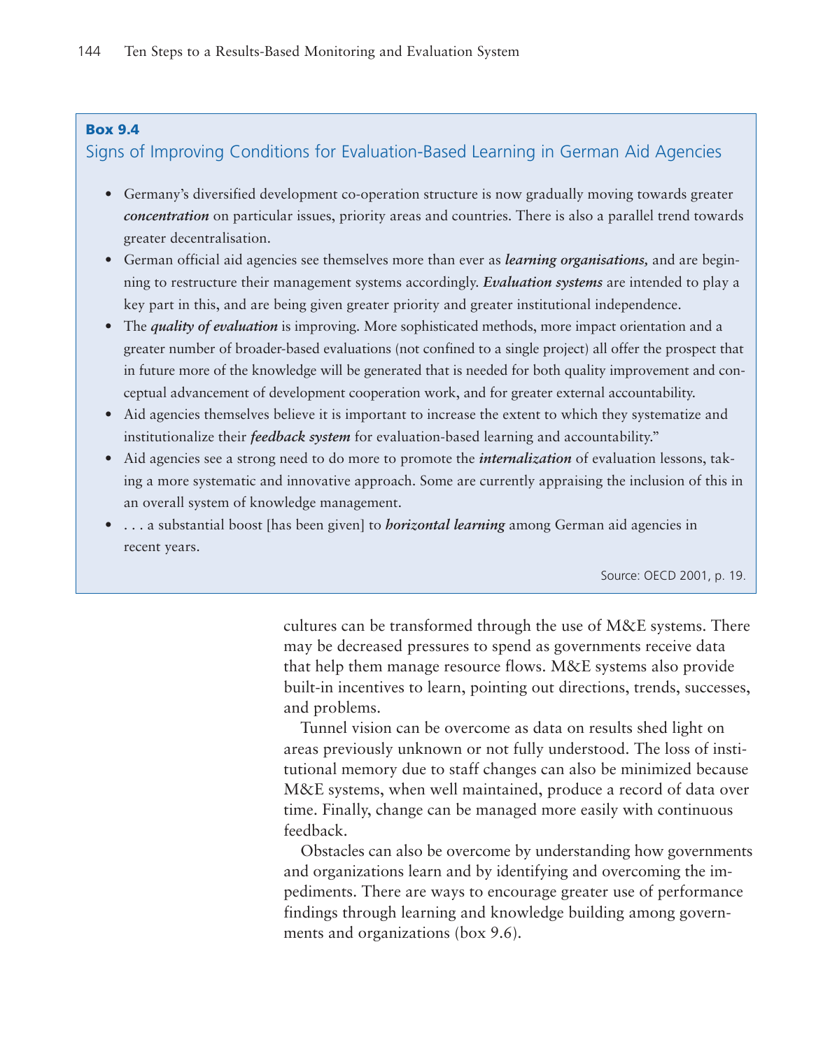**Box 9.4**

Signs of Improving Conditions for Evaluation-Based Learning in German Aid Agencies

- Germany's diversified development co-operation structure is now gradually moving towards greater ***concentration*** on particular issues, priority areas and countries. There is also a parallel trend towards greater decentralisation.
- German official aid agencies see themselves more than ever as ***learning organisations,*** and are beginning to restructure their management systems accordingly. ***Evaluation systems*** are intended to play a key part in this, and are being given greater priority and greater institutional independence.
- The ***quality of evaluation*** is improving. More sophisticated methods, more impact orientation and a greater number of broader-based evaluations (not confined to a single project) all offer the prospect that in future more of the knowledge will be generated that is needed for both quality improvement and conceptual advancement of development cooperation work, and for greater external accountability.
- Aid agencies themselves believe it is important to increase the extent to which they systematize and institutionalize their ***feedback system*** for evaluation-based learning and accountability."
- Aid agencies see a strong need to do more to promote the ***internalization*** of evaluation lessons, taking a more systematic and innovative approach. Some are currently appraising the inclusion of this in an overall system of knowledge management.
- . . . a substantial boost [has been given] to ***horizontal learning*** among German aid agencies in recent years.

Source: OECD 2001, p. 19.

cultures can be transformed through the use of M&E systems. There may be decreased pressures to spend as governments receive data that help them manage resource flows. M&E systems also provide built-in incentives to learn, pointing out directions, trends, successes, and problems.

Tunnel vision can be overcome as data on results shed light on areas previously unknown or not fully understood. The loss of institutional memory due to staff changes can also be minimized because M&E systems, when well maintained, produce a record of data over time. Finally, change can be managed more easily with continuous feedback.

Obstacles can also be overcome by understanding how governments and organizations learn and by identifying and overcoming the impediments. There are ways to encourage greater use of performance findings through learning and knowledge building among governments and organizations (box 9.6).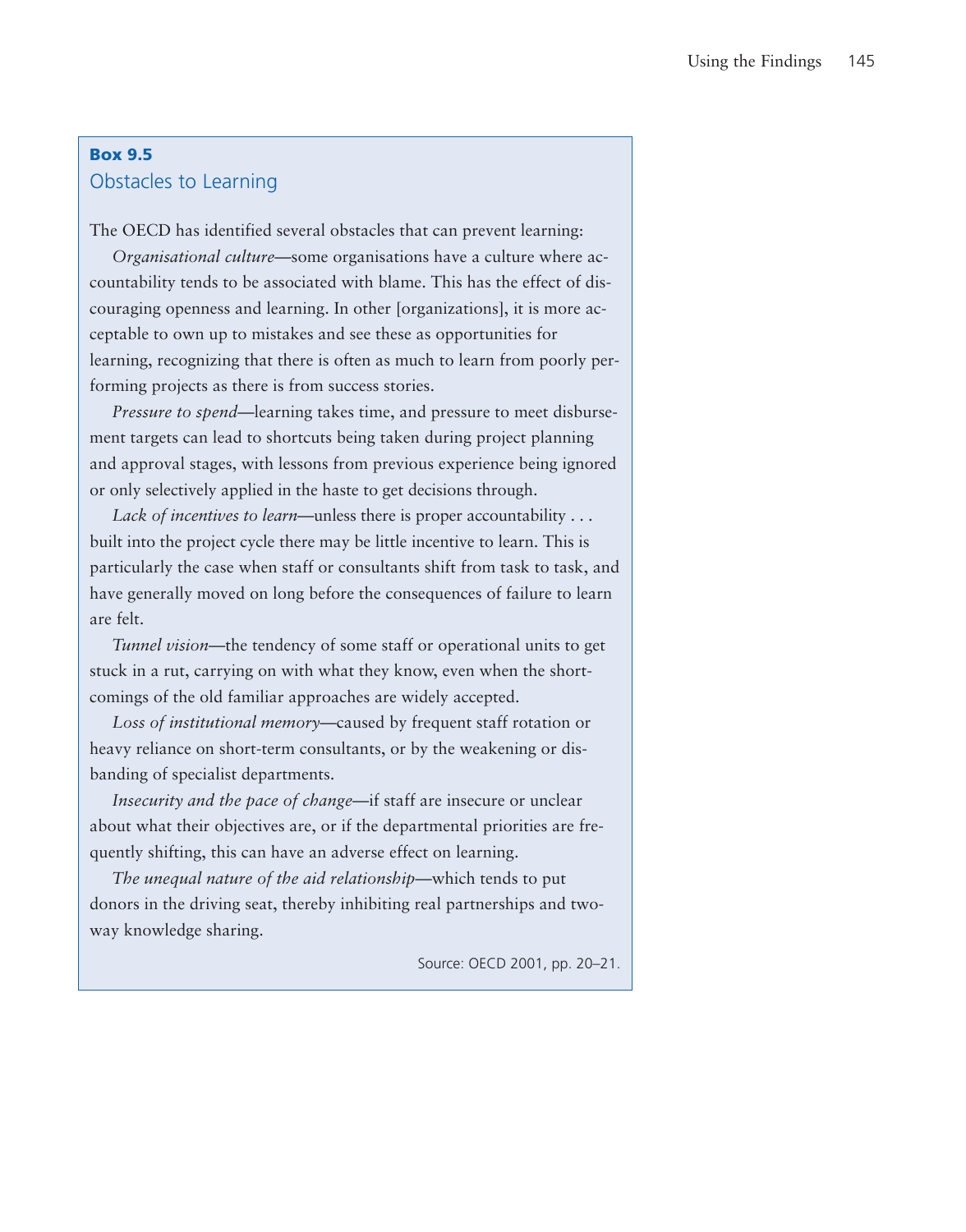**Box 9.5**

### Obstacles to Learning

The OECD has identified several obstacles that can prevent learning:

*Organisational culture*—some organisations have a culture where accountability tends to be associated with blame. This has the effect of discouraging openness and learning. In other [organizations], it is more acceptable to own up to mistakes and see these as opportunities for learning, recognizing that there is often as much to learn from poorly performing projects as there is from success stories.

*Pressure to spend*—learning takes time, and pressure to meet disbursement targets can lead to shortcuts being taken during project planning and approval stages, with lessons from previous experience being ignored or only selectively applied in the haste to get decisions through.

*Lack of incentives to learn*—unless there is proper accountability . . . built into the project cycle there may be little incentive to learn. This is particularly the case when staff or consultants shift from task to task, and have generally moved on long before the consequences of failure to learn are felt.

*Tunnel vision*—the tendency of some staff or operational units to get stuck in a rut, carrying on with what they know, even when the shortcomings of the old familiar approaches are widely accepted.

*Loss of institutional memory*—caused by frequent staff rotation or heavy reliance on short-term consultants, or by the weakening or disbanding of specialist departments.

*Insecurity and the pace of change*—if staff are insecure or unclear about what their objectives are, or if the departmental priorities are frequently shifting, this can have an adverse effect on learning.

*The unequal nature of the aid relationship*—which tends to put donors in the driving seat, thereby inhibiting real partnerships and two-way knowledge sharing.

Source: OECD 2001, pp. 20–21.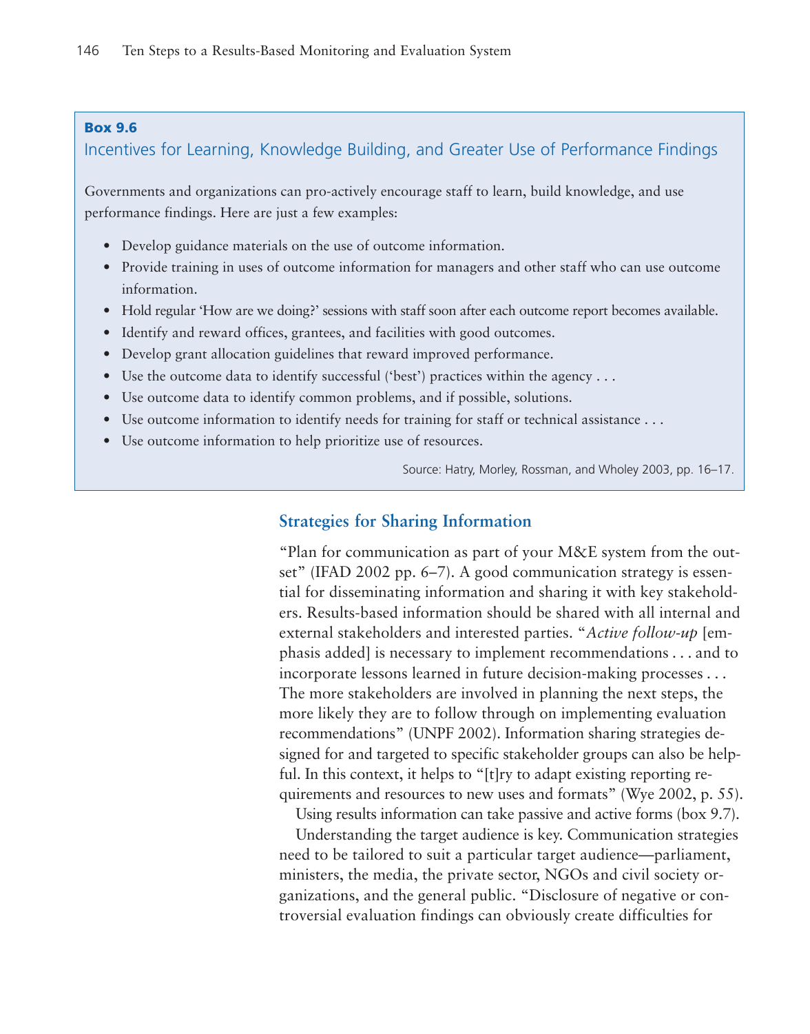**Box 9.6**

### Incentives for Learning, Knowledge Building, and Greater Use of Performance Findings

Governments and organizations can pro-actively encourage staff to learn, build knowledge, and use performance findings. Here are just a few examples:

- Develop guidance materials on the use of outcome information.
- Provide training in uses of outcome information for managers and other staff who can use outcome information.
- Hold regular 'How are we doing?' sessions with staff soon after each outcome report becomes available.
- Identify and reward offices, grantees, and facilities with good outcomes.
- Develop grant allocation guidelines that reward improved performance.
- Use the outcome data to identify successful ('best') practices within the agency . . .
- Use outcome data to identify common problems, and if possible, solutions.
- Use outcome information to identify needs for training for staff or technical assistance . . .
- Use outcome information to help prioritize use of resources.

Source: Hatry, Morley, Rossman, and Wholey 2003, pp. 16–17.

## Strategies for Sharing Information

"Plan for communication as part of your M&E system from the outset" (IFAD 2002 pp. 6–7). A good communication strategy is essential for disseminating information and sharing it with key stakeholders. Results-based information should be shared with all internal and external stakeholders and interested parties. "*Active follow-up* [emphasis added] is necessary to implement recommendations . . . and to incorporate lessons learned in future decision-making processes . . . The more stakeholders are involved in planning the next steps, the more likely they are to follow through on implementing evaluation recommendations" (UNPF 2002). Information sharing strategies designed for and targeted to specific stakeholder groups can also be helpful. In this context, it helps to "[t]ry to adapt existing reporting requirements and resources to new uses and formats" (Wye 2002, p. 55).

Using results information can take passive and active forms (box 9.7).

Understanding the target audience is key. Communication strategies need to be tailored to suit a particular target audience—parliament, ministers, the media, the private sector, NGOs and civil society organizations, and the general public. "Disclosure of negative or controversial evaluation findings can obviously create difficulties for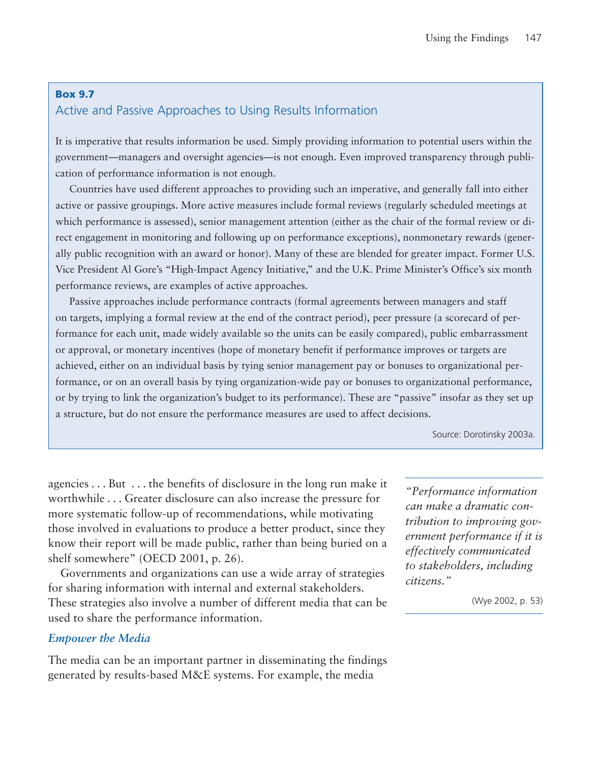**Box 9.7**

### Active and Passive Approaches to Using Results Information

It is imperative that results information be used. Simply providing information to potential users within the government—managers and oversight agencies—is not enough. Even improved transparency through publication of performance information is not enough.

Countries have used different approaches to providing such an imperative, and generally fall into either active or passive groupings. More active measures include formal reviews (regularly scheduled meetings at which performance is assessed), senior management attention (either as the chair of the formal review or direct engagement in monitoring and following up on performance exceptions), nonmonetary rewards (generally public recognition with an award or honor). Many of these are blended for greater impact. Former U.S. Vice President Al Gore's "High-Impact Agency Initiative," and the U.K. Prime Minister's Office's six month performance reviews, are examples of active approaches.

Passive approaches include performance contracts (formal agreements between managers and staff on targets, implying a formal review at the end of the contract period), peer pressure (a scorecard of performance for each unit, made widely available so the units can be easily compared), public embarrassment or approval, or monetary incentives (hope of monetary benefit if performance improves or targets are achieved, either on an individual basis by tying senior management pay or bonuses to organizational performance, or on an overall basis by tying organization-wide pay or bonuses to organizational performance, or by trying to link the organization's budget to its performance). These are "passive" insofar as they set up a structure, but do not ensure the performance measures are used to affect decisions.

Source: Dorotinsky 2003a.

agencies . . . But . . . the benefits of disclosure in the long run make it worthwhile . . . Greater disclosure can also increase the pressure for more systematic follow-up of recommendations, while motivating those involved in evaluations to produce a better product, since they know their report will be made public, rather than being buried on a shelf somewhere" (OECD 2001, p. 26).

Governments and organizations can use a wide array of strategies for sharing information with internal and external stakeholders. These strategies also involve a number of different media that can be used to share the performance information.

> *"Performance information can make a dramatic contribution to improving government performance if it is effectively communicated to stakeholders, including citizens."*
>
> (Wye 2002, p. 53)

### *Empower the Media*

The media can be an important partner in disseminating the findings generated by results-based M&E systems. For example, the media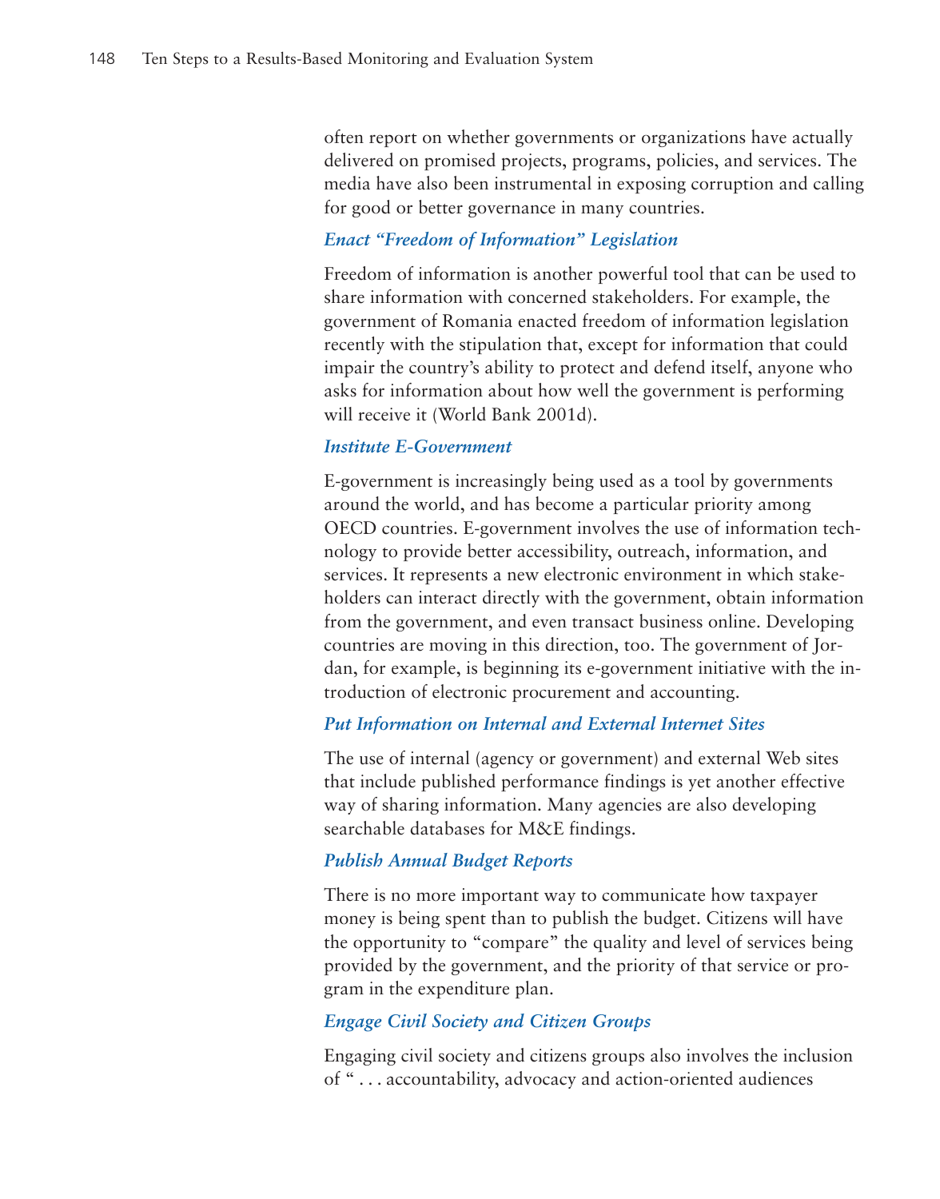often report on whether governments or organizations have actually delivered on promised projects, programs, policies, and services. The media have also been instrumental in exposing corruption and calling for good or better governance in many countries.

### *Enact "Freedom of Information" Legislation*

Freedom of information is another powerful tool that can be used to share information with concerned stakeholders. For example, the government of Romania enacted freedom of information legislation recently with the stipulation that, except for information that could impair the country's ability to protect and defend itself, anyone who asks for information about how well the government is performing will receive it (World Bank 2001d).

### *Institute E-Government*

E-government is increasingly being used as a tool by governments around the world, and has become a particular priority among OECD countries. E-government involves the use of information technology to provide better accessibility, outreach, information, and services. It represents a new electronic environment in which stakeholders can interact directly with the government, obtain information from the government, and even transact business online. Developing countries are moving in this direction, too. The government of Jordan, for example, is beginning its e-government initiative with the introduction of electronic procurement and accounting.

### *Put Information on Internal and External Internet Sites*

The use of internal (agency or government) and external Web sites that include published performance findings is yet another effective way of sharing information. Many agencies are also developing searchable databases for M&E findings.

### *Publish Annual Budget Reports*

There is no more important way to communicate how taxpayer money is being spent than to publish the budget. Citizens will have the opportunity to "compare" the quality and level of services being provided by the government, and the priority of that service or program in the expenditure plan.

### *Engage Civil Society and Citizen Groups*

Engaging civil society and citizens groups also involves the inclusion of " . . . accountability, advocacy and action-oriented audiences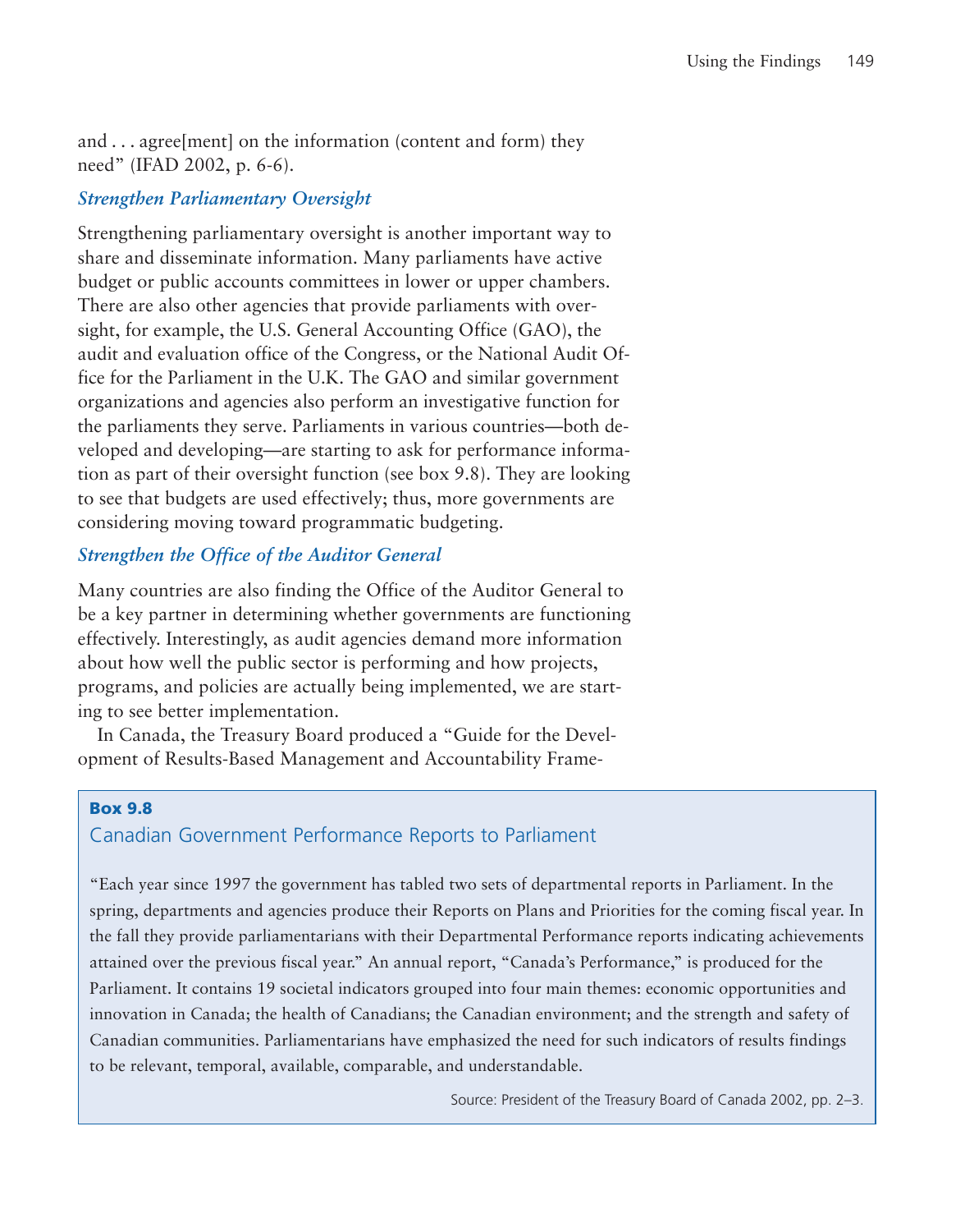and . . . agree[ment] on the information (content and form) they need" (IFAD 2002, p. 6-6).

### *Strengthen Parliamentary Oversight*

Strengthening parliamentary oversight is another important way to share and disseminate information. Many parliaments have active budget or public accounts committees in lower or upper chambers. There are also other agencies that provide parliaments with oversight, for example, the U.S. General Accounting Office (GAO), the audit and evaluation office of the Congress, or the National Audit Office for the Parliament in the U.K. The GAO and similar government organizations and agencies also perform an investigative function for the parliaments they serve. Parliaments in various countries—both developed and developing—are starting to ask for performance information as part of their oversight function (see box 9.8). They are looking to see that budgets are used effectively; thus, more governments are considering moving toward programmatic budgeting.

### *Strengthen the Office of the Auditor General*

Many countries are also finding the Office of the Auditor General to be a key partner in determining whether governments are functioning effectively. Interestingly, as audit agencies demand more information about how well the public sector is performing and how projects, programs, and policies are actually being implemented, we are starting to see better implementation.

In Canada, the Treasury Board produced a "Guide for the Development of Results-Based Management and Accountability Frame-

**Box 9.8**

**Canadian Government Performance Reports to Parliament**

"Each year since 1997 the government has tabled two sets of departmental reports in Parliament. In the spring, departments and agencies produce their Reports on Plans and Priorities for the coming fiscal year. In the fall they provide parliamentarians with their Departmental Performance reports indicating achievements attained over the previous fiscal year." An annual report, "Canada's Performance," is produced for the Parliament. It contains 19 societal indicators grouped into four main themes: economic opportunities and innovation in Canada; the health of Canadians; the Canadian environment; and the strength and safety of Canadian communities. Parliamentarians have emphasized the need for such indicators of results findings to be relevant, temporal, available, comparable, and understandable.

Source: President of the Treasury Board of Canada 2002, pp. 2–3.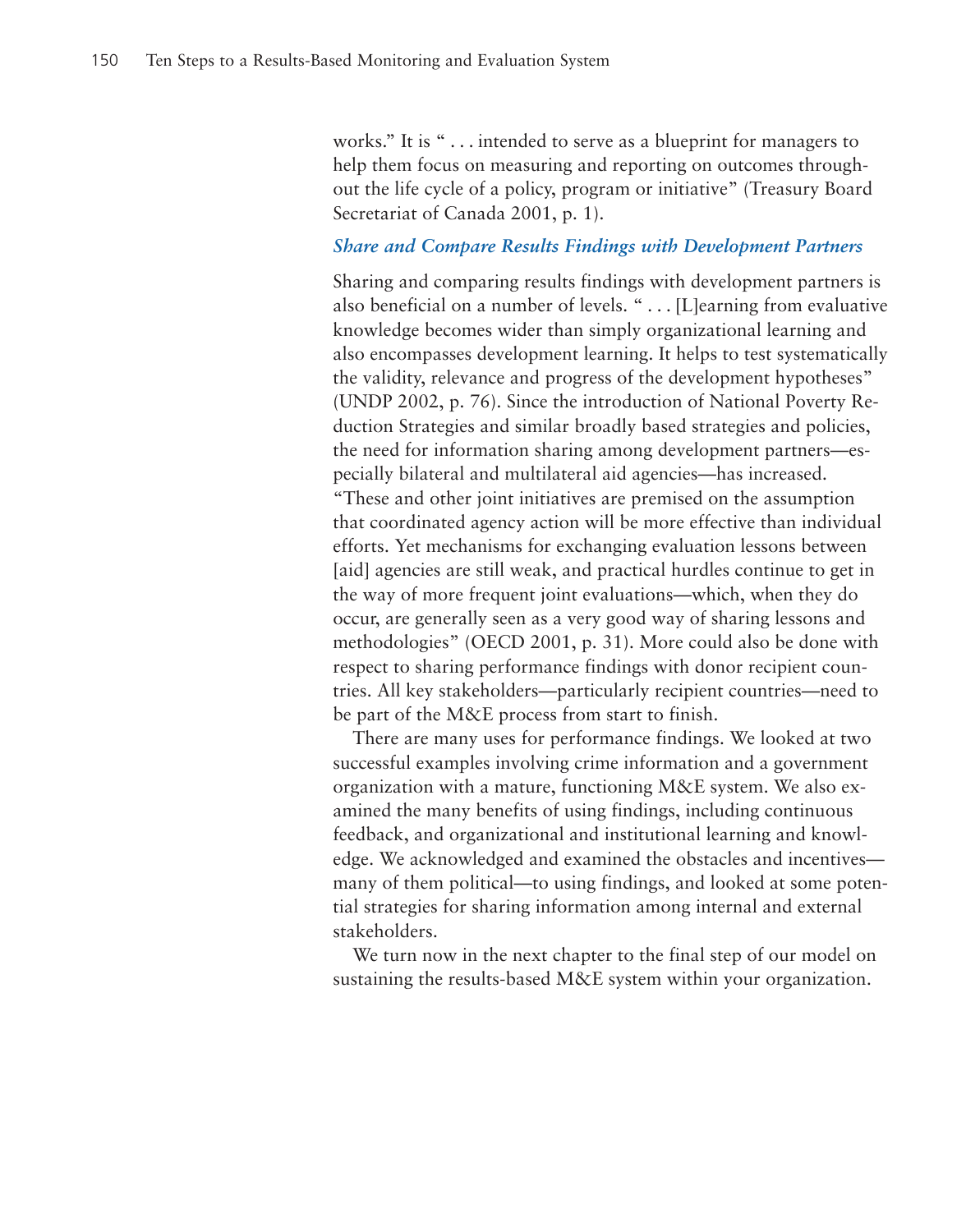works." It is " . . . intended to serve as a blueprint for managers to help them focus on measuring and reporting on outcomes throughout the life cycle of a policy, program or initiative" (Treasury Board Secretariat of Canada 2001, p. 1).

### *Share and Compare Results Findings with Development Partners*

Sharing and comparing results findings with development partners is also beneficial on a number of levels. " . . . [L]earning from evaluative knowledge becomes wider than simply organizational learning and also encompasses development learning. It helps to test systematically the validity, relevance and progress of the development hypotheses" (UNDP 2002, p. 76). Since the introduction of National Poverty Reduction Strategies and similar broadly based strategies and policies, the need for information sharing among development partners—especially bilateral and multilateral aid agencies—has increased. "These and other joint initiatives are premised on the assumption that coordinated agency action will be more effective than individual efforts. Yet mechanisms for exchanging evaluation lessons between [aid] agencies are still weak, and practical hurdles continue to get in the way of more frequent joint evaluations—which, when they do occur, are generally seen as a very good way of sharing lessons and methodologies" (OECD 2001, p. 31). More could also be done with respect to sharing performance findings with donor recipient countries. All key stakeholders—particularly recipient countries—need to be part of the M&E process from start to finish.

There are many uses for performance findings. We looked at two successful examples involving crime information and a government organization with a mature, functioning M&E system. We also examined the many benefits of using findings, including continuous feedback, and organizational and institutional learning and knowledge. We acknowledged and examined the obstacles and incentives—many of them political—to using findings, and looked at some potential strategies for sharing information among internal and external stakeholders.

We turn now in the next chapter to the final step of our model on sustaining the results-based M&E system within your organization.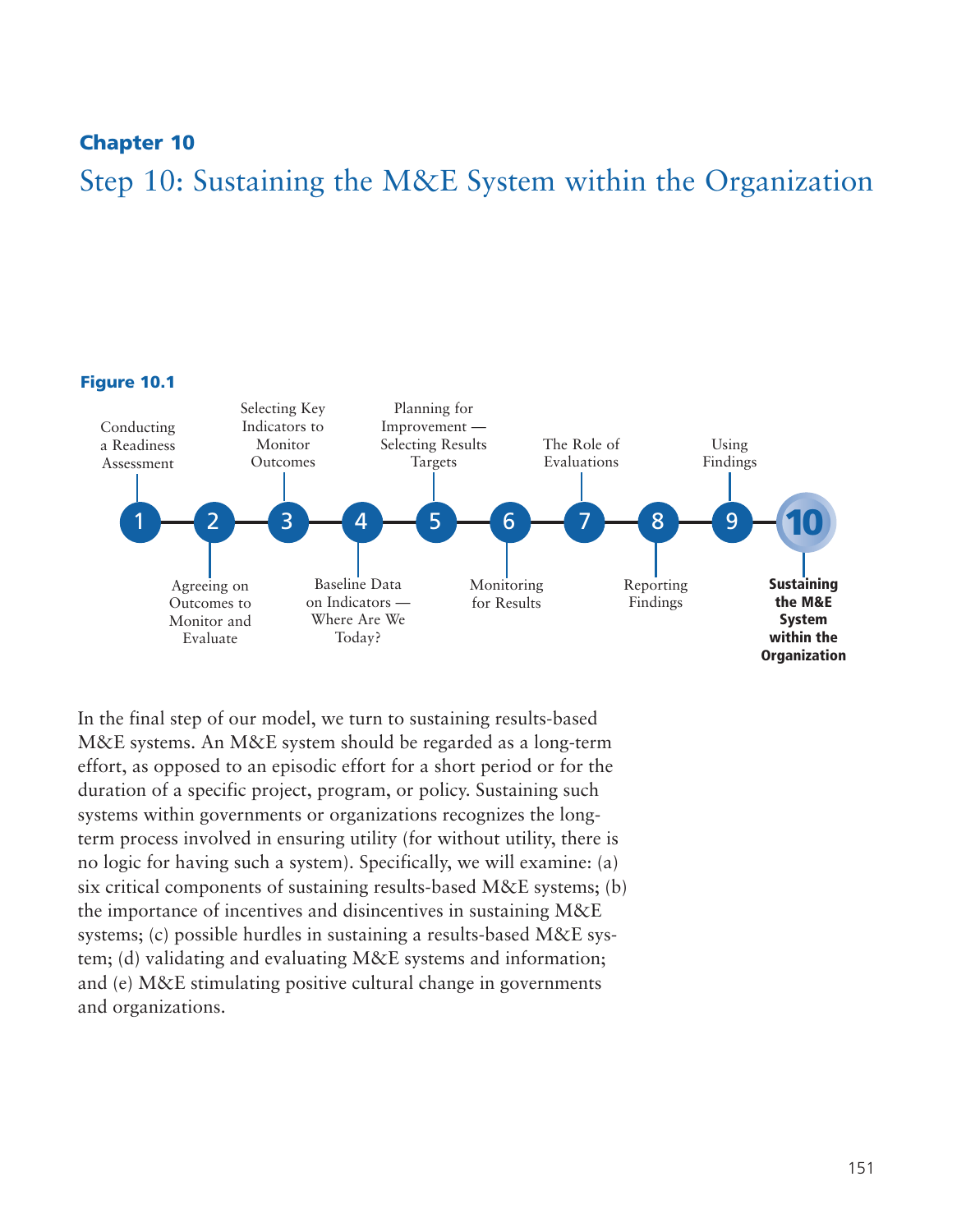**Chapter 10**

# Step 10: Sustaining the M&E System within the Organization

**Figure 10.1**

1. Conducting a Readiness Assessment
2. Agreeing on Outcomes to Monitor and Evaluate
3. Selecting Key Indicators to Monitor Outcomes
4. Baseline Data on Indicators — Where Are We Today?
5. Planning for Improvement — Selecting Results Targets
6. Monitoring for Results
7. The Role of Evaluations
8. Reporting Findings
9. Using Findings
10. **Sustaining the M&E System within the Organization**

In the final step of our model, we turn to sustaining results-based M&E systems. An M&E system should be regarded as a long-term effort, as opposed to an episodic effort for a short period or for the duration of a specific project, program, or policy. Sustaining such systems within governments or organizations recognizes the long-term process involved in ensuring utility (for without utility, there is no logic for having such a system). Specifically, we will examine: (a) six critical components of sustaining results-based M&E systems; (b) the importance of incentives and disincentives in sustaining M&E systems; (c) possible hurdles in sustaining a results-based M&E system; (d) validating and evaluating M&E systems and information; and (e) M&E stimulating positive cultural change in governments and organizations.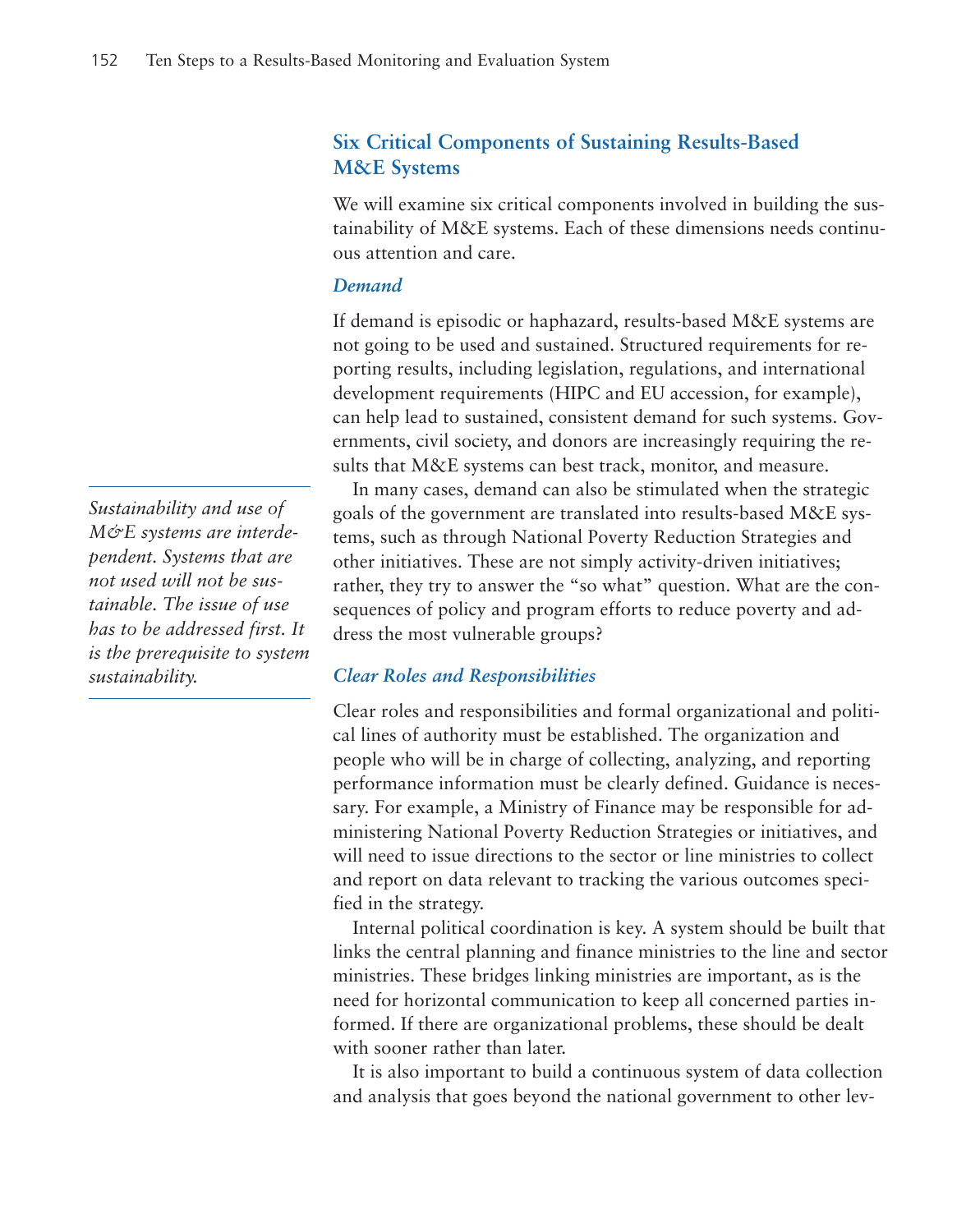## Six Critical Components of Sustaining Results-Based M&E Systems

We will examine six critical components involved in building the sustainability of M&E systems. Each of these dimensions needs continuous attention and care.

### *Demand*

If demand is episodic or haphazard, results-based M&E systems are not going to be used and sustained. Structured requirements for reporting results, including legislation, regulations, and international development requirements (HIPC and EU accession, for example), can help lead to sustained, consistent demand for such systems. Governments, civil society, and donors are increasingly requiring the results that M&E systems can best track, monitor, and measure.

*Sustainability and use of M&E systems are interdependent. Systems that are not used will not be sustainable. The issue of use has to be addressed first. It is the prerequisite to system sustainability.*

In many cases, demand can also be stimulated when the strategic goals of the government are translated into results-based M&E systems, such as through National Poverty Reduction Strategies and other initiatives. These are not simply activity-driven initiatives; rather, they try to answer the "so what" question. What are the consequences of policy and program efforts to reduce poverty and address the most vulnerable groups?

### *Clear Roles and Responsibilities*

Clear roles and responsibilities and formal organizational and political lines of authority must be established. The organization and people who will be in charge of collecting, analyzing, and reporting performance information must be clearly defined. Guidance is necessary. For example, a Ministry of Finance may be responsible for administering National Poverty Reduction Strategies or initiatives, and will need to issue directions to the sector or line ministries to collect and report on data relevant to tracking the various outcomes specified in the strategy.

Internal political coordination is key. A system should be built that links the central planning and finance ministries to the line and sector ministries. These bridges linking ministries are important, as is the need for horizontal communication to keep all concerned parties informed. If there are organizational problems, these should be dealt with sooner rather than later.

It is also important to build a continuous system of data collection and analysis that goes beyond the national government to other lev-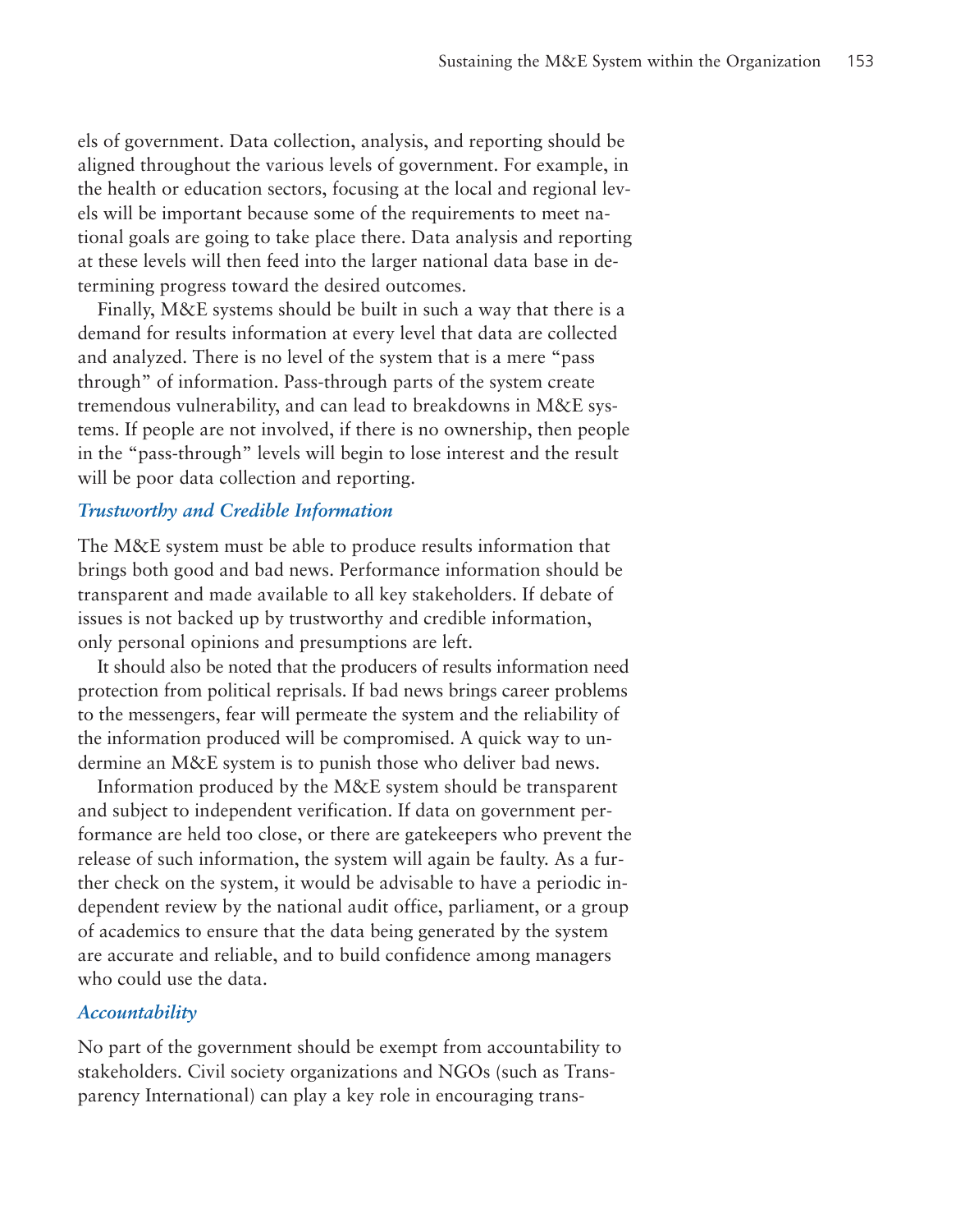els of government. Data collection, analysis, and reporting should be aligned throughout the various levels of government. For example, in the health or education sectors, focusing at the local and regional levels will be important because some of the requirements to meet national goals are going to take place there. Data analysis and reporting at these levels will then feed into the larger national data base in determining progress toward the desired outcomes.

Finally, M&E systems should be built in such a way that there is a demand for results information at every level that data are collected and analyzed. There is no level of the system that is a mere "pass through" of information. Pass-through parts of the system create tremendous vulnerability, and can lead to breakdowns in M&E systems. If people are not involved, if there is no ownership, then people in the "pass-through" levels will begin to lose interest and the result will be poor data collection and reporting.

### *Trustworthy and Credible Information*

The M&E system must be able to produce results information that brings both good and bad news. Performance information should be transparent and made available to all key stakeholders. If debate of issues is not backed up by trustworthy and credible information, only personal opinions and presumptions are left.

It should also be noted that the producers of results information need protection from political reprisals. If bad news brings career problems to the messengers, fear will permeate the system and the reliability of the information produced will be compromised. A quick way to undermine an M&E system is to punish those who deliver bad news.

Information produced by the M&E system should be transparent and subject to independent verification. If data on government performance are held too close, or there are gatekeepers who prevent the release of such information, the system will again be faulty. As a further check on the system, it would be advisable to have a periodic independent review by the national audit office, parliament, or a group of academics to ensure that the data being generated by the system are accurate and reliable, and to build confidence among managers who could use the data.

### *Accountability*

No part of the government should be exempt from accountability to stakeholders. Civil society organizations and NGOs (such as Transparency International) can play a key role in encouraging trans-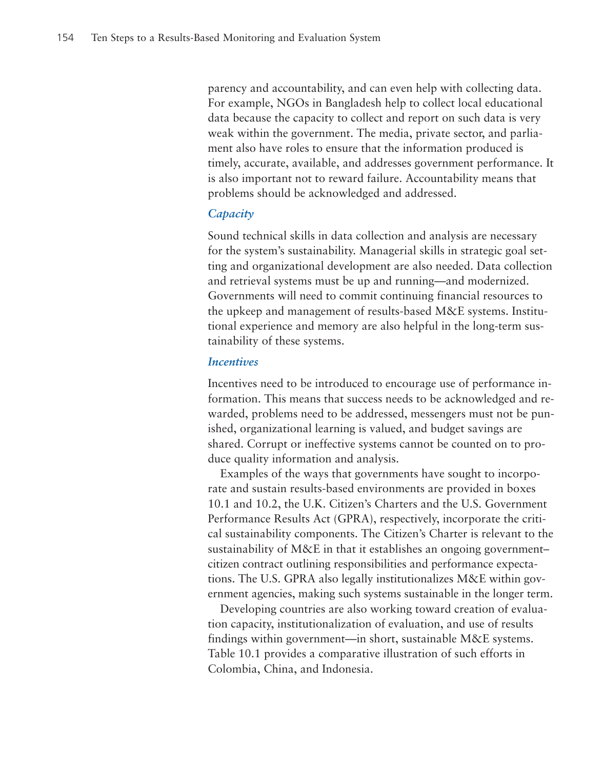parency and accountability, and can even help with collecting data. For example, NGOs in Bangladesh help to collect local educational data because the capacity to collect and report on such data is very weak within the government. The media, private sector, and parliament also have roles to ensure that the information produced is timely, accurate, available, and addresses government performance. It is also important not to reward failure. Accountability means that problems should be acknowledged and addressed.

### *Capacity*

Sound technical skills in data collection and analysis are necessary for the system's sustainability. Managerial skills in strategic goal setting and organizational development are also needed. Data collection and retrieval systems must be up and running—and modernized. Governments will need to commit continuing financial resources to the upkeep and management of results-based M&E systems. Institutional experience and memory are also helpful in the long-term sustainability of these systems.

### *Incentives*

Incentives need to be introduced to encourage use of performance information. This means that success needs to be acknowledged and rewarded, problems need to be addressed, messengers must not be punished, organizational learning is valued, and budget savings are shared. Corrupt or ineffective systems cannot be counted on to produce quality information and analysis.

Examples of the ways that governments have sought to incorporate and sustain results-based environments are provided in boxes 10.1 and 10.2, the U.K. Citizen's Charters and the U.S. Government Performance Results Act (GPRA), respectively, incorporate the critical sustainability components. The Citizen's Charter is relevant to the sustainability of M&E in that it establishes an ongoing government–citizen contract outlining responsibilities and performance expectations. The U.S. GPRA also legally institutionalizes M&E within government agencies, making such systems sustainable in the longer term.

Developing countries are also working toward creation of evaluation capacity, institutionalization of evaluation, and use of results findings within government—in short, sustainable M&E systems. Table 10.1 provides a comparative illustration of such efforts in Colombia, China, and Indonesia.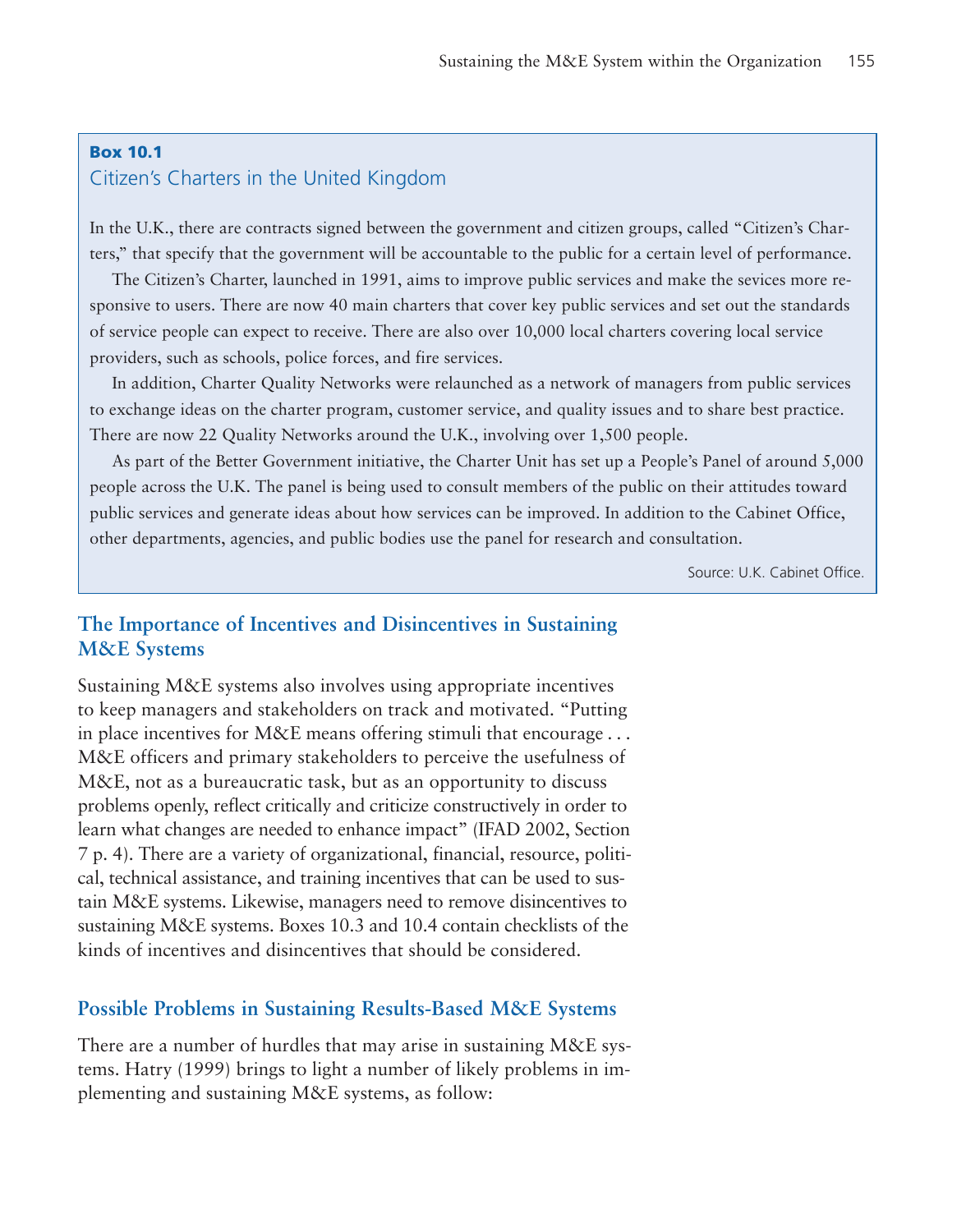**Box 10.1**
**Citizen's Charters in the United Kingdom**

In the U.K., there are contracts signed between the government and citizen groups, called "Citizen's Charters," that specify that the government will be accountable to the public for a certain level of performance.

The Citizen's Charter, launched in 1991, aims to improve public services and make the sevices more responsive to users. There are now 40 main charters that cover key public services and set out the standards of service people can expect to receive. There are also over 10,000 local charters covering local service providers, such as schools, police forces, and fire services.

In addition, Charter Quality Networks were relaunched as a network of managers from public services to exchange ideas on the charter program, customer service, and quality issues and to share best practice. There are now 22 Quality Networks around the U.K., involving over 1,500 people.

As part of the Better Government initiative, the Charter Unit has set up a People's Panel of around 5,000 people across the U.K. The panel is being used to consult members of the public on their attitudes toward public services and generate ideas about how services can be improved. In addition to the Cabinet Office, other departments, agencies, and public bodies use the panel for research and consultation.

Source: U.K. Cabinet Office.

## The Importance of Incentives and Disincentives in Sustaining M&E Systems

Sustaining M&E systems also involves using appropriate incentives to keep managers and stakeholders on track and motivated. "Putting in place incentives for M&E means offering stimuli that encourage . . . M&E officers and primary stakeholders to perceive the usefulness of M&E, not as a bureaucratic task, but as an opportunity to discuss problems openly, reflect critically and criticize constructively in order to learn what changes are needed to enhance impact" (IFAD 2002, Section 7 p. 4). There are a variety of organizational, financial, resource, political, technical assistance, and training incentives that can be used to sustain M&E systems. Likewise, managers need to remove disincentives to sustaining M&E systems. Boxes 10.3 and 10.4 contain checklists of the kinds of incentives and disincentives that should be considered.

## Possible Problems in Sustaining Results-Based M&E Systems

There are a number of hurdles that may arise in sustaining M&E systems. Hatry (1999) brings to light a number of likely problems in implementing and sustaining M&E systems, as follow: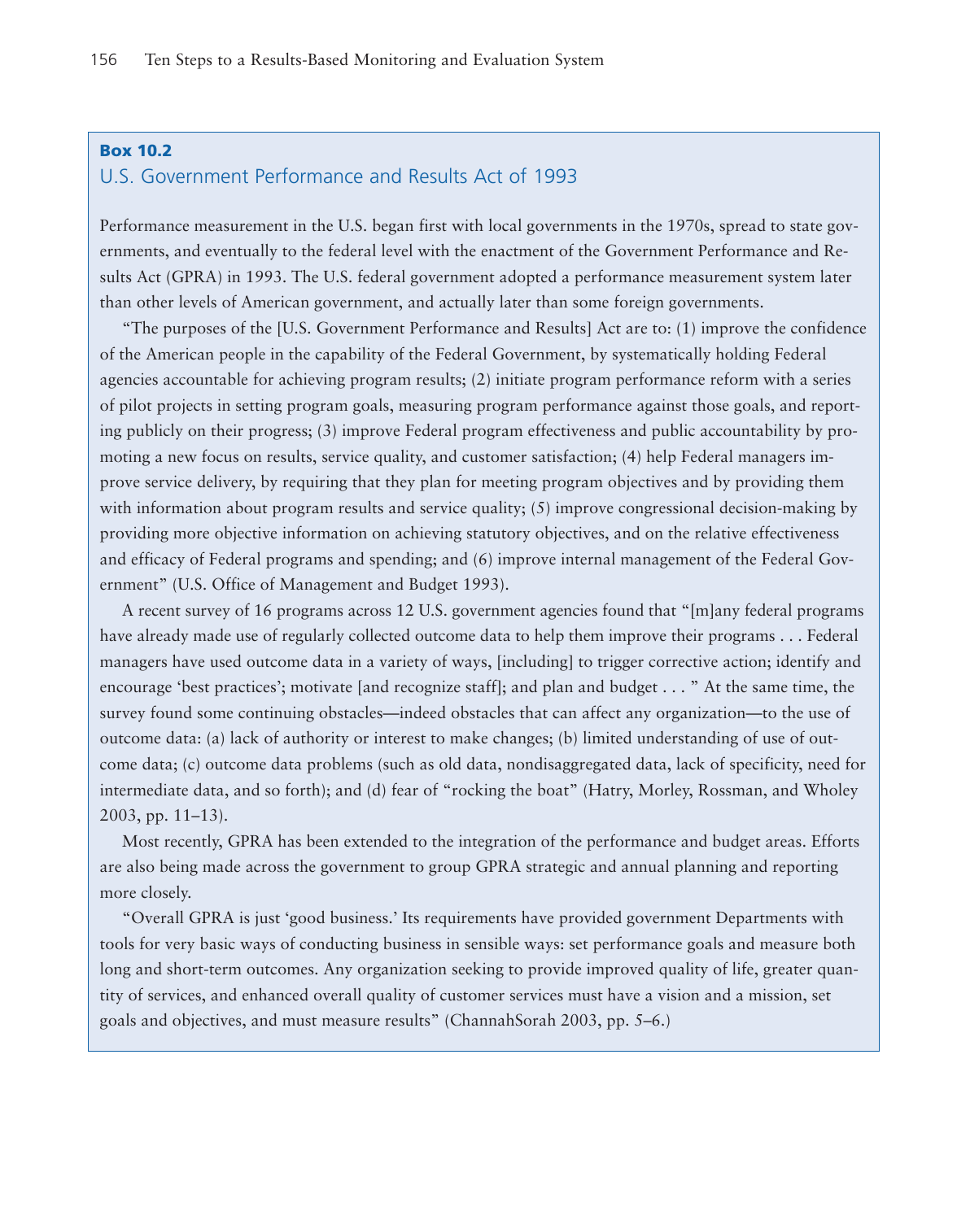### Box 10.2

### U.S. Government Performance and Results Act of 1993

Performance measurement in the U.S. began first with local governments in the 1970s, spread to state governments, and eventually to the federal level with the enactment of the Government Performance and Results Act (GPRA) in 1993. The U.S. federal government adopted a performance measurement system later than other levels of American government, and actually later than some foreign governments.

"The purposes of the [U.S. Government Performance and Results] Act are to: (1) improve the confidence of the American people in the capability of the Federal Government, by systematically holding Federal agencies accountable for achieving program results; (2) initiate program performance reform with a series of pilot projects in setting program goals, measuring program performance against those goals, and reporting publicly on their progress; (3) improve Federal program effectiveness and public accountability by promoting a new focus on results, service quality, and customer satisfaction; (4) help Federal managers improve service delivery, by requiring that they plan for meeting program objectives and by providing them with information about program results and service quality; (5) improve congressional decision-making by providing more objective information on achieving statutory objectives, and on the relative effectiveness and efficacy of Federal programs and spending; and (6) improve internal management of the Federal Government" (U.S. Office of Management and Budget 1993).

A recent survey of 16 programs across 12 U.S. government agencies found that "[m]any federal programs have already made use of regularly collected outcome data to help them improve their programs . . . Federal managers have used outcome data in a variety of ways, [including] to trigger corrective action; identify and encourage 'best practices'; motivate [and recognize staff]; and plan and budget . . . " At the same time, the survey found some continuing obstacles—indeed obstacles that can affect any organization—to the use of outcome data: (a) lack of authority or interest to make changes; (b) limited understanding of use of outcome data; (c) outcome data problems (such as old data, nondisaggregated data, lack of specificity, need for intermediate data, and so forth); and (d) fear of "rocking the boat" (Hatry, Morley, Rossman, and Wholey 2003, pp. 11–13).

Most recently, GPRA has been extended to the integration of the performance and budget areas. Efforts are also being made across the government to group GPRA strategic and annual planning and reporting more closely.

"Overall GPRA is just 'good business.' Its requirements have provided government Departments with tools for very basic ways of conducting business in sensible ways: set performance goals and measure both long and short-term outcomes. Any organization seeking to provide improved quality of life, greater quantity of services, and enhanced overall quality of customer services must have a vision and a mission, set goals and objectives, and must measure results" (ChannahSorah 2003, pp. 5–6.)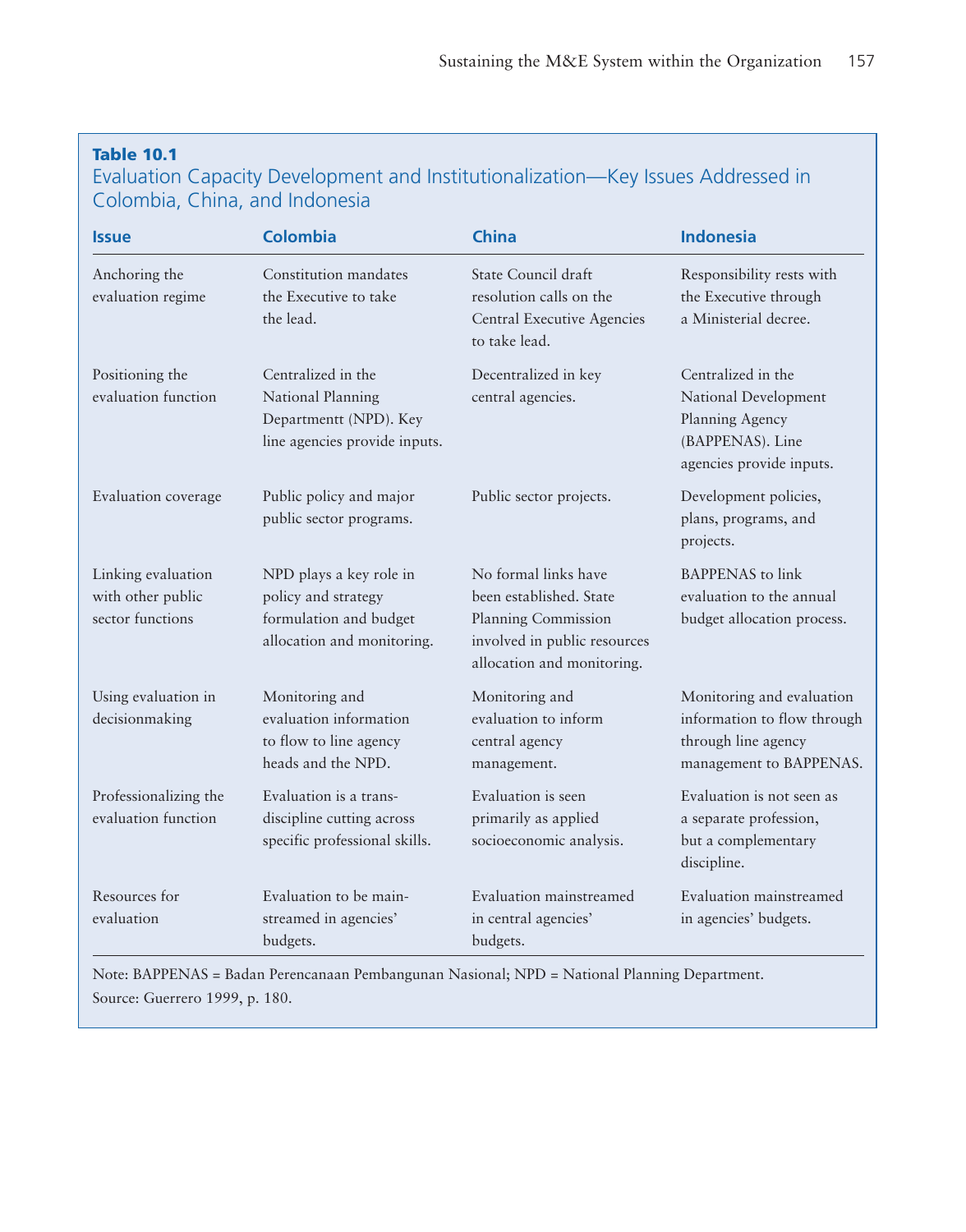**Table 10.1**

Evaluation Capacity Development and Institutionalization—Key Issues Addressed in Colombia, China, and Indonesia

| Issue | Colombia | China | Indonesia |
|---|---|---|---|
| Anchoring the evaluation regime | Constitution mandates the Executive to take the lead. | State Council draft resolution calls on the Central Executive Agencies to take lead. | Responsibility rests with the Executive through a Ministerial decree. |
| Positioning the evaluation function | Centralized in the National Planning Departmentt (NPD). Key line agencies provide inputs. | Decentralized in key central agencies. | Centralized in the National Development Planning Agency (BAPPENAS). Line agencies provide inputs. |
| Evaluation coverage | Public policy and major public sector programs. | Public sector projects. | Development policies, plans, programs, and projects. |
| Linking evaluation with other public sector functions | NPD plays a key role in policy and strategy formulation and budget allocation and monitoring. | No formal links have been established. State Planning Commission involved in public resources allocation and monitoring. | BAPPENAS to link evaluation to the annual budget allocation process. |
| Using evaluation in decisionmaking | Monitoring and evaluation information to flow to line agency heads and the NPD. | Monitoring and evaluation to inform central agency management. | Monitoring and evaluation information to flow through through line agency management to BAPPENAS. |
| Professionalizing the evaluation function | Evaluation is a trans-discipline cutting across specific professional skills. | Evaluation is seen primarily as applied socioeconomic analysis. | Evaluation is not seen as a separate profession, but a complementary discipline. |
| Resources for evaluation | Evaluation to be main-streamed in agencies' budgets. | Evaluation mainstreamed in central agencies' budgets. | Evaluation mainstreamed in agencies' budgets. |

Note: BAPPENAS = Badan Perencanaan Pembangunan Nasional; NPD = National Planning Department.

Source: Guerrero 1999, p. 180.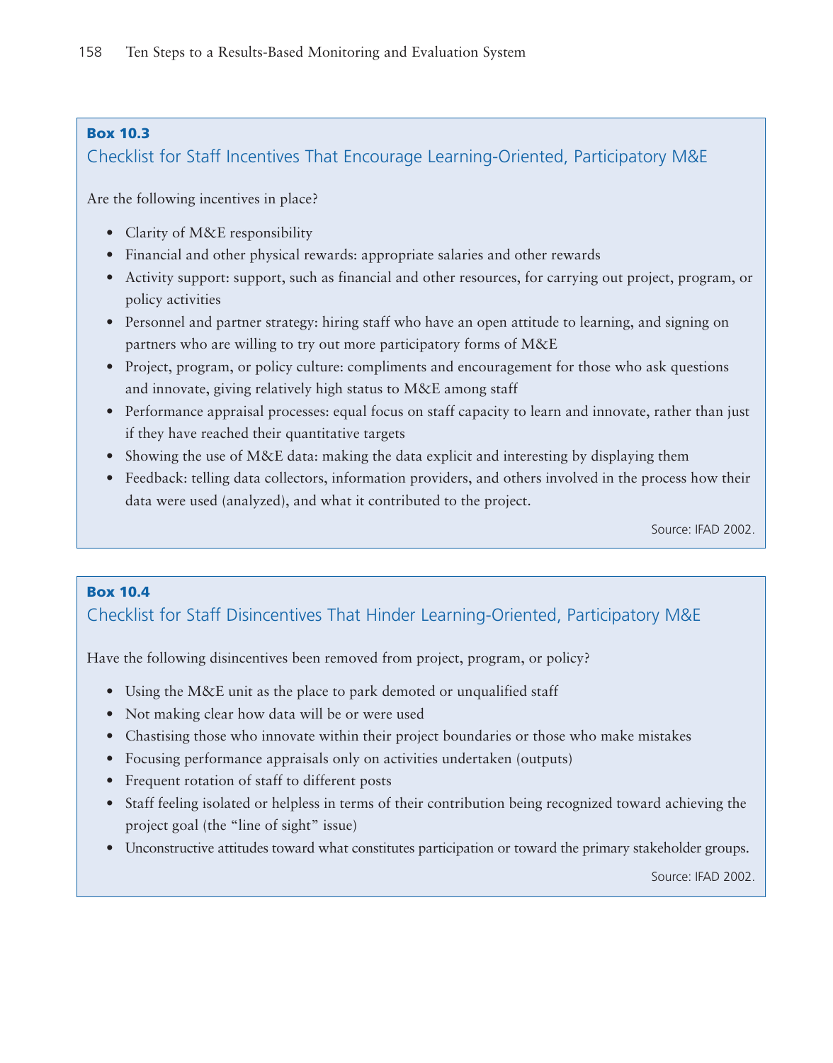**Box 10.3**

### Checklist for Staff Incentives That Encourage Learning-Oriented, Participatory M&E

Are the following incentives in place?

- Clarity of M&E responsibility
- Financial and other physical rewards: appropriate salaries and other rewards
- Activity support: support, such as financial and other resources, for carrying out project, program, or policy activities
- Personnel and partner strategy: hiring staff who have an open attitude to learning, and signing on partners who are willing to try out more participatory forms of M&E
- Project, program, or policy culture: compliments and encouragement for those who ask questions and innovate, giving relatively high status to M&E among staff
- Performance appraisal processes: equal focus on staff capacity to learn and innovate, rather than just if they have reached their quantitative targets
- Showing the use of M&E data: making the data explicit and interesting by displaying them
- Feedback: telling data collectors, information providers, and others involved in the process how their data were used (analyzed), and what it contributed to the project.

Source: IFAD 2002.

**Box 10.4**

### Checklist for Staff Disincentives That Hinder Learning-Oriented, Participatory M&E

Have the following disincentives been removed from project, program, or policy?

- Using the M&E unit as the place to park demoted or unqualified staff
- Not making clear how data will be or were used
- Chastising those who innovate within their project boundaries or those who make mistakes
- Focusing performance appraisals only on activities undertaken (outputs)
- Frequent rotation of staff to different posts
- Staff feeling isolated or helpless in terms of their contribution being recognized toward achieving the project goal (the "line of sight" issue)
- Unconstructive attitudes toward what constitutes participation or toward the primary stakeholder groups.

Source: IFAD 2002.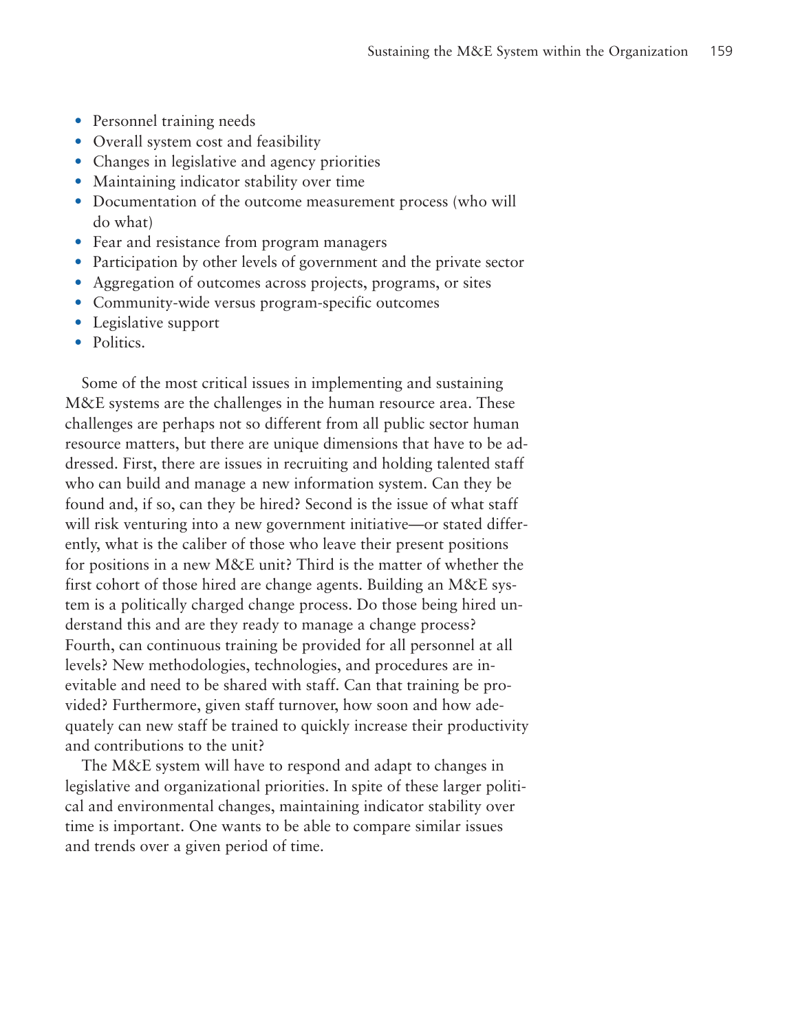- Personnel training needs
- Overall system cost and feasibility
- Changes in legislative and agency priorities
- Maintaining indicator stability over time
- Documentation of the outcome measurement process (who will do what)
- Fear and resistance from program managers
- Participation by other levels of government and the private sector
- Aggregation of outcomes across projects, programs, or sites
- Community-wide versus program-specific outcomes
- Legislative support
- Politics.

Some of the most critical issues in implementing and sustaining M&E systems are the challenges in the human resource area. These challenges are perhaps not so different from all public sector human resource matters, but there are unique dimensions that have to be addressed. First, there are issues in recruiting and holding talented staff who can build and manage a new information system. Can they be found and, if so, can they be hired? Second is the issue of what staff will risk venturing into a new government initiative—or stated differently, what is the caliber of those who leave their present positions for positions in a new M&E unit? Third is the matter of whether the first cohort of those hired are change agents. Building an M&E system is a politically charged change process. Do those being hired understand this and are they ready to manage a change process? Fourth, can continuous training be provided for all personnel at all levels? New methodologies, technologies, and procedures are inevitable and need to be shared with staff. Can that training be provided? Furthermore, given staff turnover, how soon and how adequately can new staff be trained to quickly increase their productivity and contributions to the unit?

The M&E system will have to respond and adapt to changes in legislative and organizational priorities. In spite of these larger political and environmental changes, maintaining indicator stability over time is important. One wants to be able to compare similar issues and trends over a given period of time.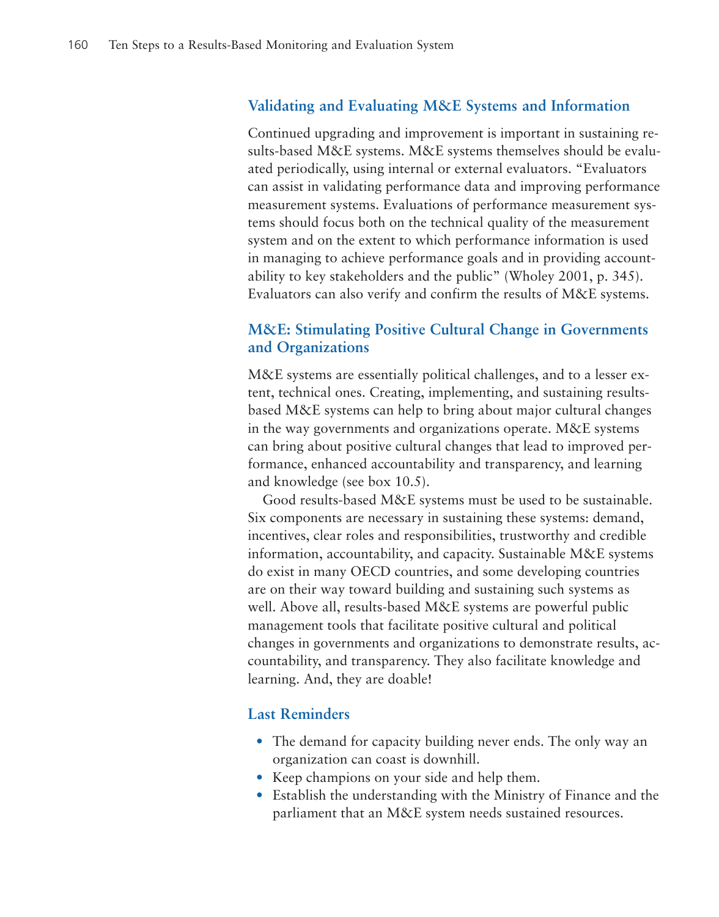### Validating and Evaluating M&E Systems and Information

Continued upgrading and improvement is important in sustaining results-based M&E systems. M&E systems themselves should be evaluated periodically, using internal or external evaluators. "Evaluators can assist in validating performance data and improving performance measurement systems. Evaluations of performance measurement systems should focus both on the technical quality of the measurement system and on the extent to which performance information is used in managing to achieve performance goals and in providing accountability to key stakeholders and the public" (Wholey 2001, p. 345). Evaluators can also verify and confirm the results of M&E systems.

### M&E: Stimulating Positive Cultural Change in Governments and Organizations

M&E systems are essentially political challenges, and to a lesser extent, technical ones. Creating, implementing, and sustaining results-based M&E systems can help to bring about major cultural changes in the way governments and organizations operate. M&E systems can bring about positive cultural changes that lead to improved performance, enhanced accountability and transparency, and learning and knowledge (see box 10.5).

Good results-based M&E systems must be used to be sustainable. Six components are necessary in sustaining these systems: demand, incentives, clear roles and responsibilities, trustworthy and credible information, accountability, and capacity. Sustainable M&E systems do exist in many OECD countries, and some developing countries are on their way toward building and sustaining such systems as well. Above all, results-based M&E systems are powerful public management tools that facilitate positive cultural and political changes in governments and organizations to demonstrate results, accountability, and transparency. They also facilitate knowledge and learning. And, they are doable!

### Last Reminders

- The demand for capacity building never ends. The only way an organization can coast is downhill.
- Keep champions on your side and help them.
- Establish the understanding with the Ministry of Finance and the parliament that an M&E system needs sustained resources.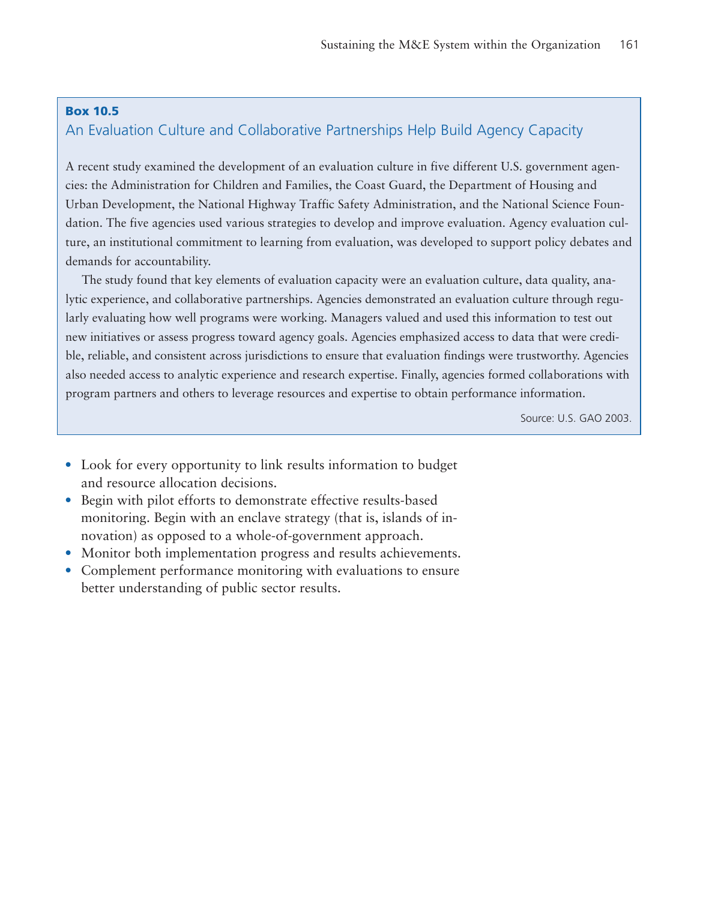**Box 10.5**

### An Evaluation Culture and Collaborative Partnerships Help Build Agency Capacity

A recent study examined the development of an evaluation culture in five different U.S. government agencies: the Administration for Children and Families, the Coast Guard, the Department of Housing and Urban Development, the National Highway Traffic Safety Administration, and the National Science Foundation. The five agencies used various strategies to develop and improve evaluation. Agency evaluation culture, an institutional commitment to learning from evaluation, was developed to support policy debates and demands for accountability.

The study found that key elements of evaluation capacity were an evaluation culture, data quality, analytic experience, and collaborative partnerships. Agencies demonstrated an evaluation culture through regularly evaluating how well programs were working. Managers valued and used this information to test out new initiatives or assess progress toward agency goals. Agencies emphasized access to data that were credible, reliable, and consistent across jurisdictions to ensure that evaluation findings were trustworthy. Agencies also needed access to analytic experience and research expertise. Finally, agencies formed collaborations with program partners and others to leverage resources and expertise to obtain performance information.

Source: U.S. GAO 2003.

- Look for every opportunity to link results information to budget and resource allocation decisions.
- Begin with pilot efforts to demonstrate effective results-based monitoring. Begin with an enclave strategy (that is, islands of innovation) as opposed to a whole-of-government approach.
- Monitor both implementation progress and results achievements.
- Complement performance monitoring with evaluations to ensure better understanding of public sector results.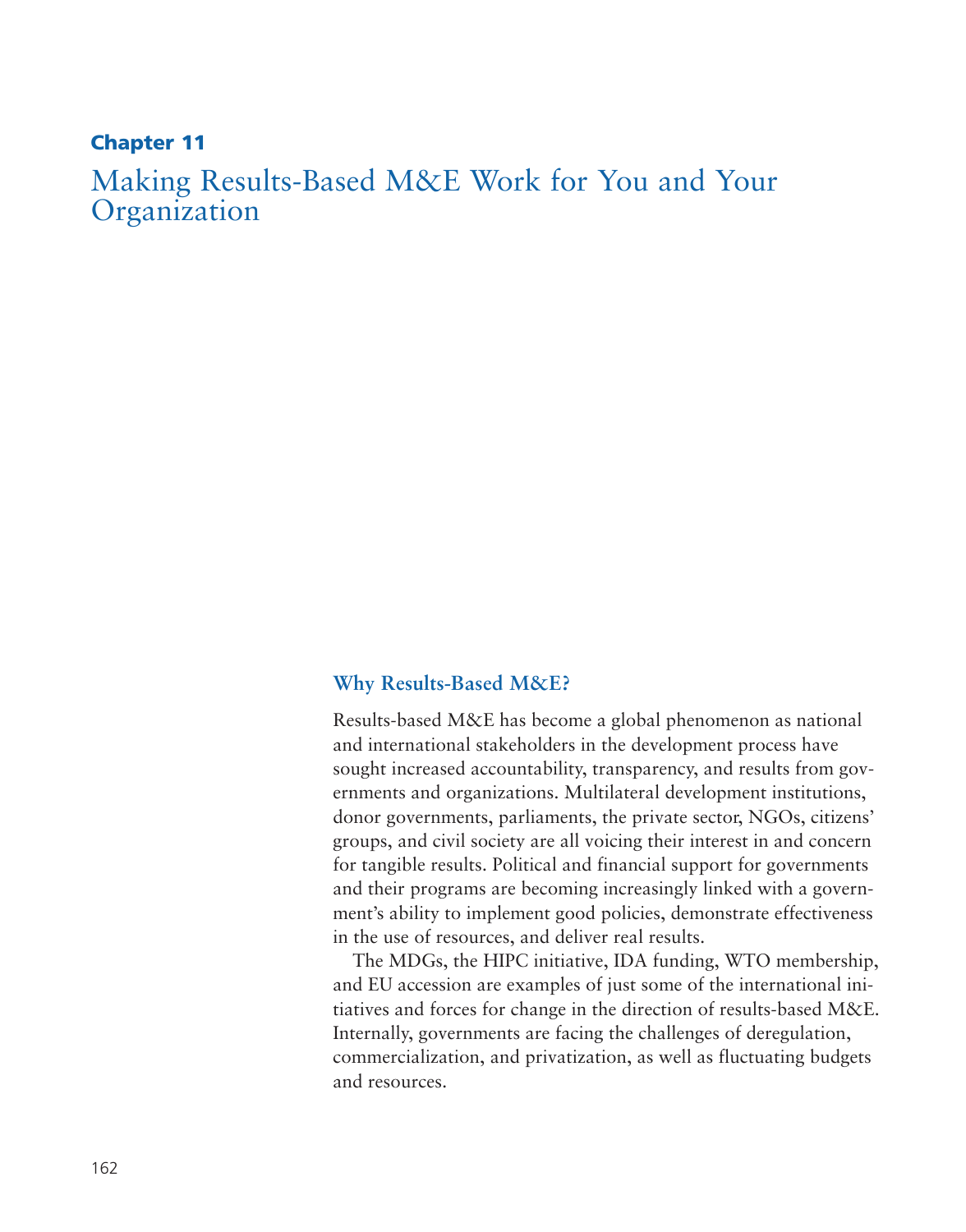## Chapter 11

# Making Results-Based M&E Work for You and Your Organization

### Why Results-Based M&E?

Results-based M&E has become a global phenomenon as national and international stakeholders in the development process have sought increased accountability, transparency, and results from governments and organizations. Multilateral development institutions, donor governments, parliaments, the private sector, NGOs, citizens' groups, and civil society are all voicing their interest in and concern for tangible results. Political and financial support for governments and their programs are becoming increasingly linked with a government's ability to implement good policies, demonstrate effectiveness in the use of resources, and deliver real results.

The MDGs, the HIPC initiative, IDA funding, WTO membership, and EU accession are examples of just some of the international initiatives and forces for change in the direction of results-based M&E. Internally, governments are facing the challenges of deregulation, commercialization, and privatization, as well as fluctuating budgets and resources.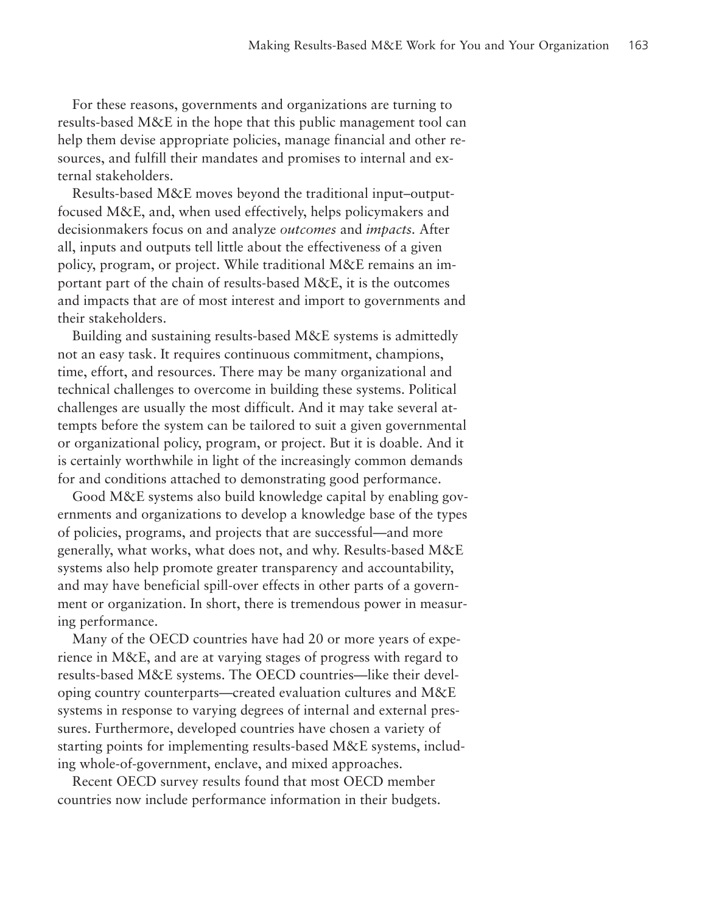For these reasons, governments and organizations are turning to results-based M&E in the hope that this public management tool can help them devise appropriate policies, manage financial and other resources, and fulfill their mandates and promises to internal and external stakeholders.

Results-based M&E moves beyond the traditional input–output-focused M&E, and, when used effectively, helps policymakers and decisionmakers focus on and analyze *outcomes* and *impacts.* After all, inputs and outputs tell little about the effectiveness of a given policy, program, or project. While traditional M&E remains an important part of the chain of results-based M&E, it is the outcomes and impacts that are of most interest and import to governments and their stakeholders.

Building and sustaining results-based M&E systems is admittedly not an easy task. It requires continuous commitment, champions, time, effort, and resources. There may be many organizational and technical challenges to overcome in building these systems. Political challenges are usually the most difficult. And it may take several attempts before the system can be tailored to suit a given governmental or organizational policy, program, or project. But it is doable. And it is certainly worthwhile in light of the increasingly common demands for and conditions attached to demonstrating good performance.

Good M&E systems also build knowledge capital by enabling governments and organizations to develop a knowledge base of the types of policies, programs, and projects that are successful—and more generally, what works, what does not, and why. Results-based M&E systems also help promote greater transparency and accountability, and may have beneficial spill-over effects in other parts of a government or organization. In short, there is tremendous power in measuring performance.

Many of the OECD countries have had 20 or more years of experience in M&E, and are at varying stages of progress with regard to results-based M&E systems. The OECD countries—like their developing country counterparts—created evaluation cultures and M&E systems in response to varying degrees of internal and external pressures. Furthermore, developed countries have chosen a variety of starting points for implementing results-based M&E systems, including whole-of-government, enclave, and mixed approaches.

Recent OECD survey results found that most OECD member countries now include performance information in their budgets.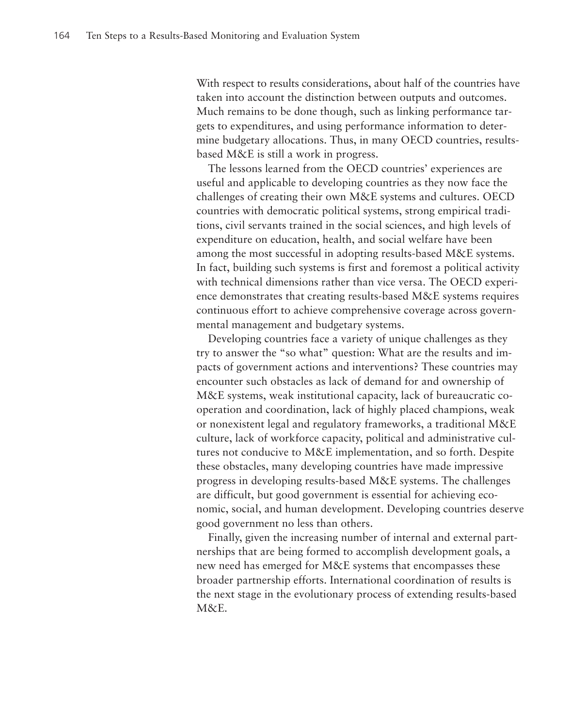With respect to results considerations, about half of the countries have taken into account the distinction between outputs and outcomes. Much remains to be done though, such as linking performance targets to expenditures, and using performance information to determine budgetary allocations. Thus, in many OECD countries, results-based M&E is still a work in progress.

The lessons learned from the OECD countries' experiences are useful and applicable to developing countries as they now face the challenges of creating their own M&E systems and cultures. OECD countries with democratic political systems, strong empirical traditions, civil servants trained in the social sciences, and high levels of expenditure on education, health, and social welfare have been among the most successful in adopting results-based M&E systems. In fact, building such systems is first and foremost a political activity with technical dimensions rather than vice versa. The OECD experience demonstrates that creating results-based M&E systems requires continuous effort to achieve comprehensive coverage across governmental management and budgetary systems.

Developing countries face a variety of unique challenges as they try to answer the "so what" question: What are the results and impacts of government actions and interventions? These countries may encounter such obstacles as lack of demand for and ownership of M&E systems, weak institutional capacity, lack of bureaucratic cooperation and coordination, lack of highly placed champions, weak or nonexistent legal and regulatory frameworks, a traditional M&E culture, lack of workforce capacity, political and administrative cultures not conducive to M&E implementation, and so forth. Despite these obstacles, many developing countries have made impressive progress in developing results-based M&E systems. The challenges are difficult, but good government is essential for achieving economic, social, and human development. Developing countries deserve good government no less than others.

Finally, given the increasing number of internal and external partnerships that are being formed to accomplish development goals, a new need has emerged for M&E systems that encompasses these broader partnership efforts. International coordination of results is the next stage in the evolutionary process of extending results-based M&E.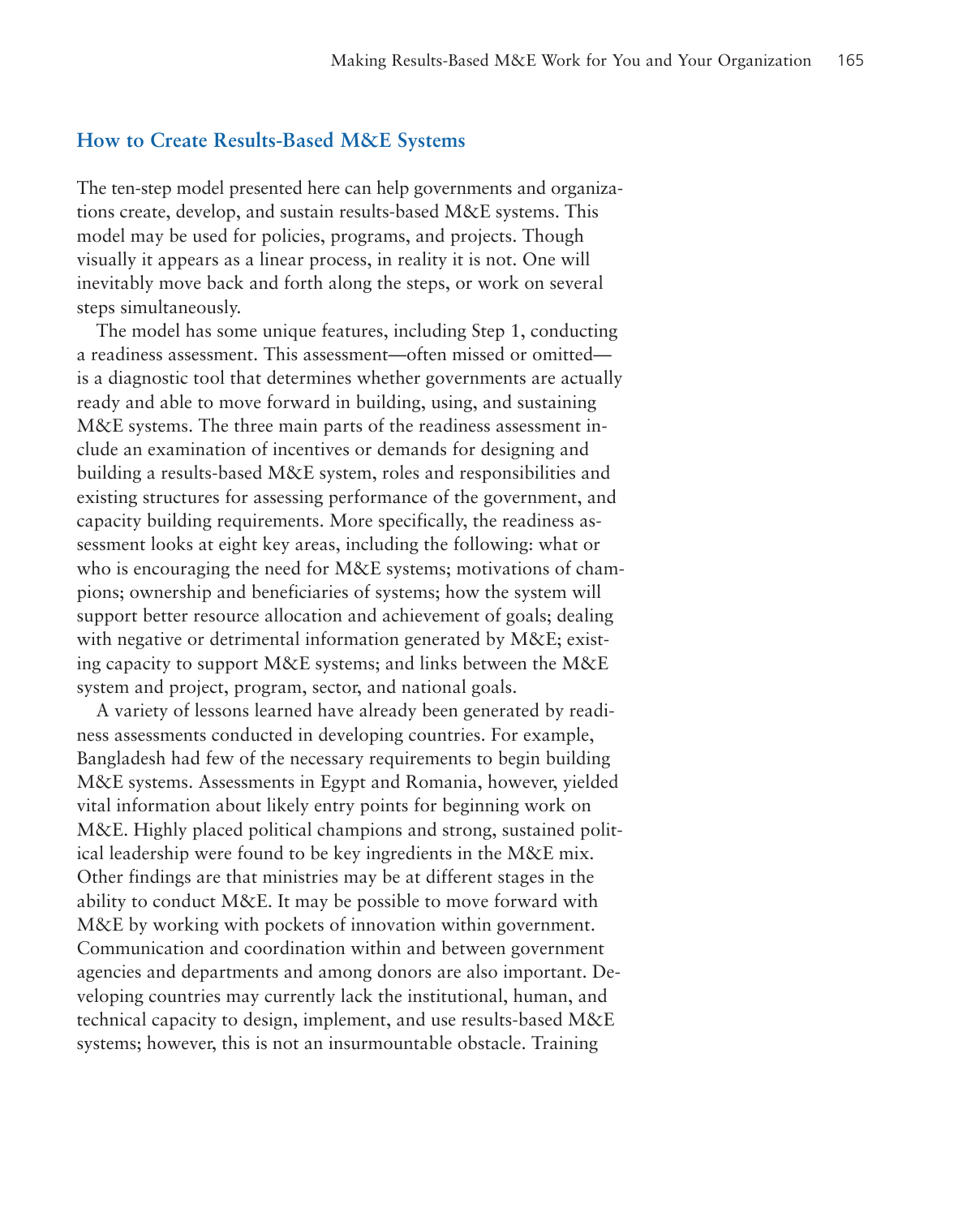## How to Create Results-Based M&E Systems

The ten-step model presented here can help governments and organizations create, develop, and sustain results-based M&E systems. This model may be used for policies, programs, and projects. Though visually it appears as a linear process, in reality it is not. One will inevitably move back and forth along the steps, or work on several steps simultaneously.

The model has some unique features, including Step 1, conducting a readiness assessment. This assessment—often missed or omitted—is a diagnostic tool that determines whether governments are actually ready and able to move forward in building, using, and sustaining M&E systems. The three main parts of the readiness assessment include an examination of incentives or demands for designing and building a results-based M&E system, roles and responsibilities and existing structures for assessing performance of the government, and capacity building requirements. More specifically, the readiness assessment looks at eight key areas, including the following: what or who is encouraging the need for M&E systems; motivations of champions; ownership and beneficiaries of systems; how the system will support better resource allocation and achievement of goals; dealing with negative or detrimental information generated by M&E; existing capacity to support M&E systems; and links between the M&E system and project, program, sector, and national goals.

A variety of lessons learned have already been generated by readiness assessments conducted in developing countries. For example, Bangladesh had few of the necessary requirements to begin building M&E systems. Assessments in Egypt and Romania, however, yielded vital information about likely entry points for beginning work on M&E. Highly placed political champions and strong, sustained political leadership were found to be key ingredients in the M&E mix. Other findings are that ministries may be at different stages in the ability to conduct M&E. It may be possible to move forward with M&E by working with pockets of innovation within government. Communication and coordination within and between government agencies and departments and among donors are also important. Developing countries may currently lack the institutional, human, and technical capacity to design, implement, and use results-based M&E systems; however, this is not an insurmountable obstacle. Training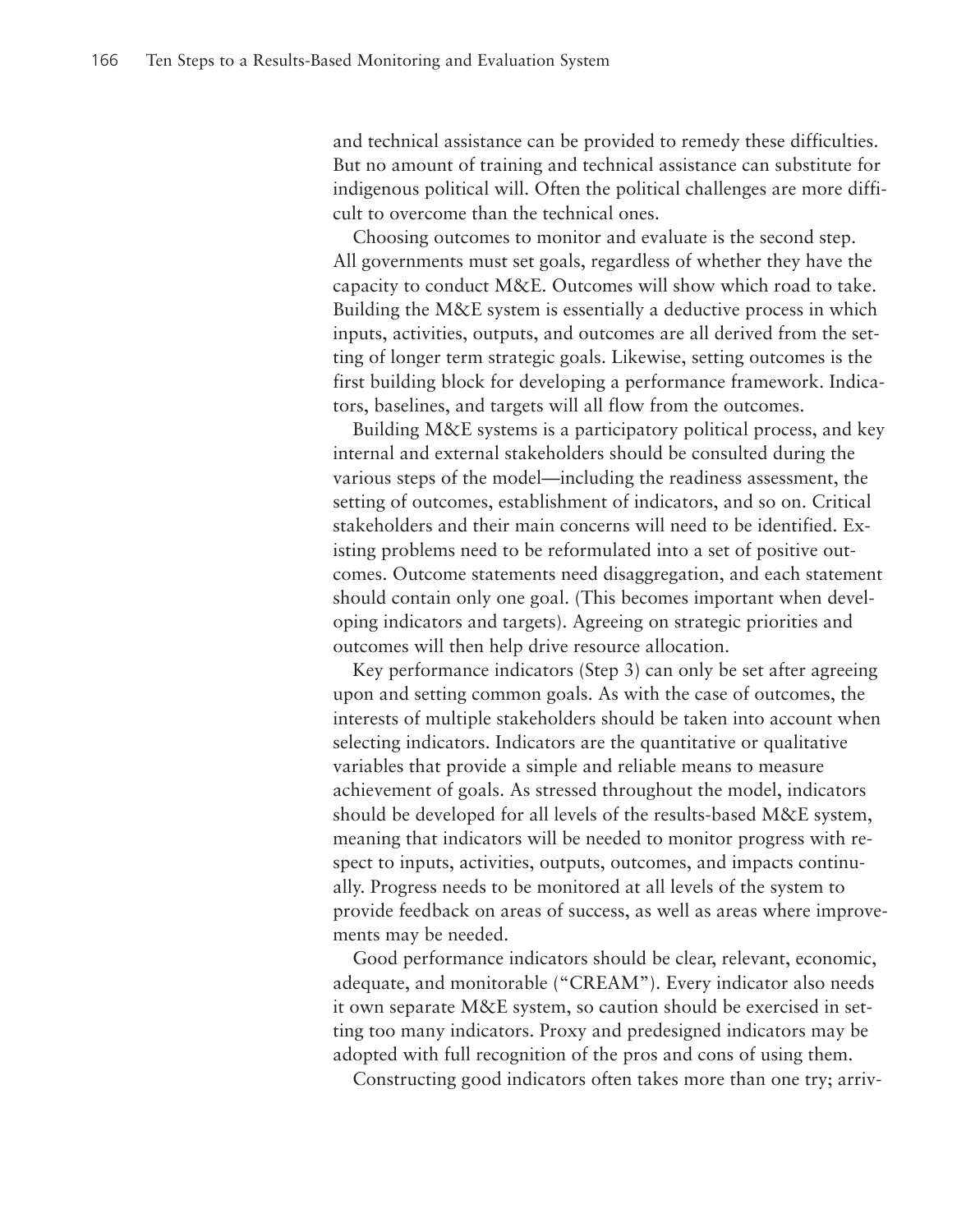and technical assistance can be provided to remedy these difficulties. But no amount of training and technical assistance can substitute for indigenous political will. Often the political challenges are more difficult to overcome than the technical ones.

Choosing outcomes to monitor and evaluate is the second step. All governments must set goals, regardless of whether they have the capacity to conduct M&E. Outcomes will show which road to take. Building the M&E system is essentially a deductive process in which inputs, activities, outputs, and outcomes are all derived from the setting of longer term strategic goals. Likewise, setting outcomes is the first building block for developing a performance framework. Indicators, baselines, and targets will all flow from the outcomes.

Building M&E systems is a participatory political process, and key internal and external stakeholders should be consulted during the various steps of the model—including the readiness assessment, the setting of outcomes, establishment of indicators, and so on. Critical stakeholders and their main concerns will need to be identified. Existing problems need to be reformulated into a set of positive outcomes. Outcome statements need disaggregation, and each statement should contain only one goal. (This becomes important when developing indicators and targets). Agreeing on strategic priorities and outcomes will then help drive resource allocation.

Key performance indicators (Step 3) can only be set after agreeing upon and setting common goals. As with the case of outcomes, the interests of multiple stakeholders should be taken into account when selecting indicators. Indicators are the quantitative or qualitative variables that provide a simple and reliable means to measure achievement of goals. As stressed throughout the model, indicators should be developed for all levels of the results-based M&E system, meaning that indicators will be needed to monitor progress with respect to inputs, activities, outputs, outcomes, and impacts continually. Progress needs to be monitored at all levels of the system to provide feedback on areas of success, as well as areas where improvements may be needed.

Good performance indicators should be clear, relevant, economic, adequate, and monitorable ("CREAM"). Every indicator also needs it own separate M&E system, so caution should be exercised in setting too many indicators. Proxy and predesigned indicators may be adopted with full recognition of the pros and cons of using them.

Constructing good indicators often takes more than one try; arriv-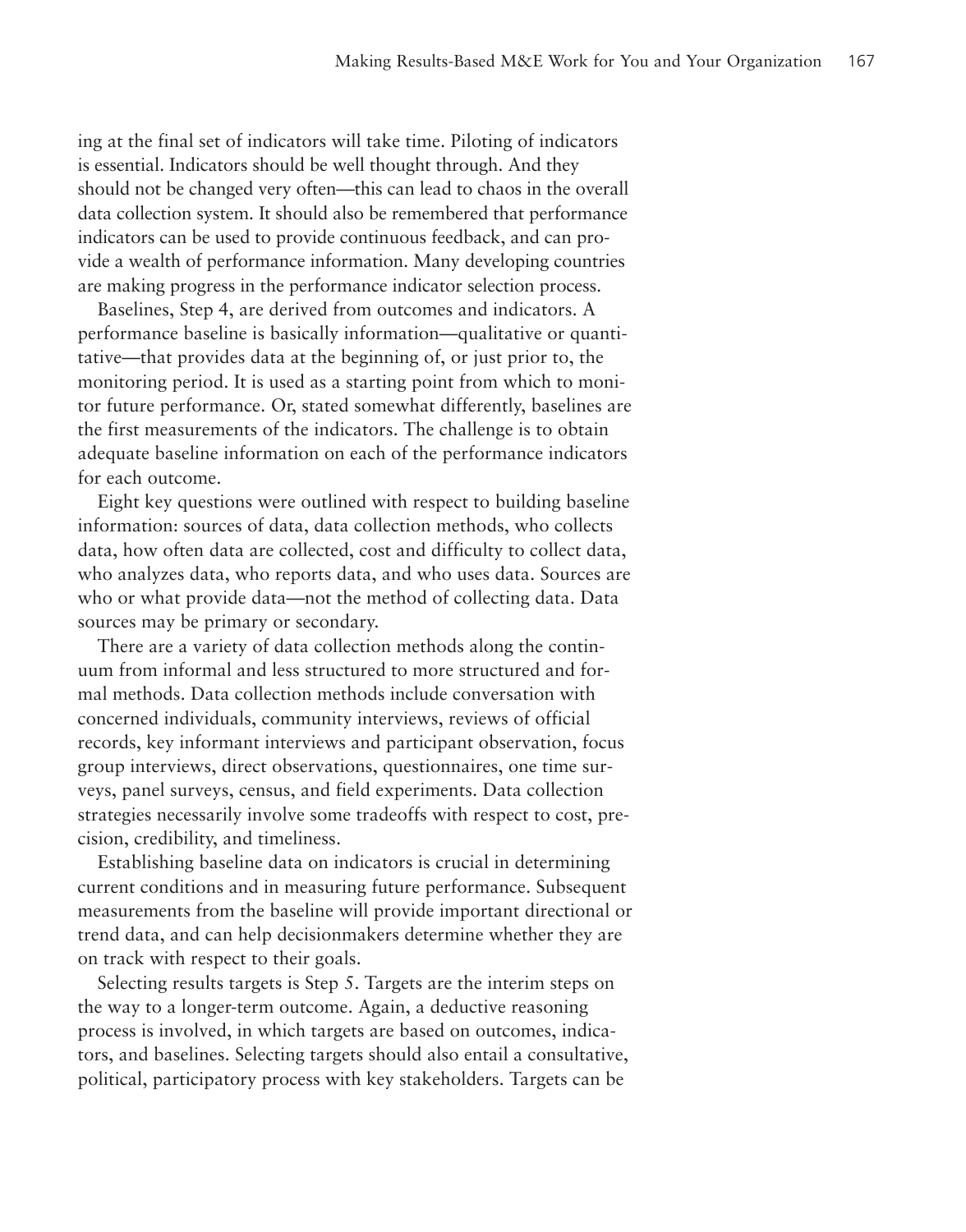ing at the final set of indicators will take time. Piloting of indicators is essential. Indicators should be well thought through. And they should not be changed very often—this can lead to chaos in the overall data collection system. It should also be remembered that performance indicators can be used to provide continuous feedback, and can provide a wealth of performance information. Many developing countries are making progress in the performance indicator selection process.

Baselines, Step 4, are derived from outcomes and indicators. A performance baseline is basically information—qualitative or quantitative—that provides data at the beginning of, or just prior to, the monitoring period. It is used as a starting point from which to monitor future performance. Or, stated somewhat differently, baselines are the first measurements of the indicators. The challenge is to obtain adequate baseline information on each of the performance indicators for each outcome.

Eight key questions were outlined with respect to building baseline information: sources of data, data collection methods, who collects data, how often data are collected, cost and difficulty to collect data, who analyzes data, who reports data, and who uses data. Sources are who or what provide data—not the method of collecting data. Data sources may be primary or secondary.

There are a variety of data collection methods along the continuum from informal and less structured to more structured and formal methods. Data collection methods include conversation with concerned individuals, community interviews, reviews of official records, key informant interviews and participant observation, focus group interviews, direct observations, questionnaires, one time surveys, panel surveys, census, and field experiments. Data collection strategies necessarily involve some tradeoffs with respect to cost, precision, credibility, and timeliness.

Establishing baseline data on indicators is crucial in determining current conditions and in measuring future performance. Subsequent measurements from the baseline will provide important directional or trend data, and can help decisionmakers determine whether they are on track with respect to their goals.

Selecting results targets is Step 5. Targets are the interim steps on the way to a longer-term outcome. Again, a deductive reasoning process is involved, in which targets are based on outcomes, indicators, and baselines. Selecting targets should also entail a consultative, political, participatory process with key stakeholders. Targets can be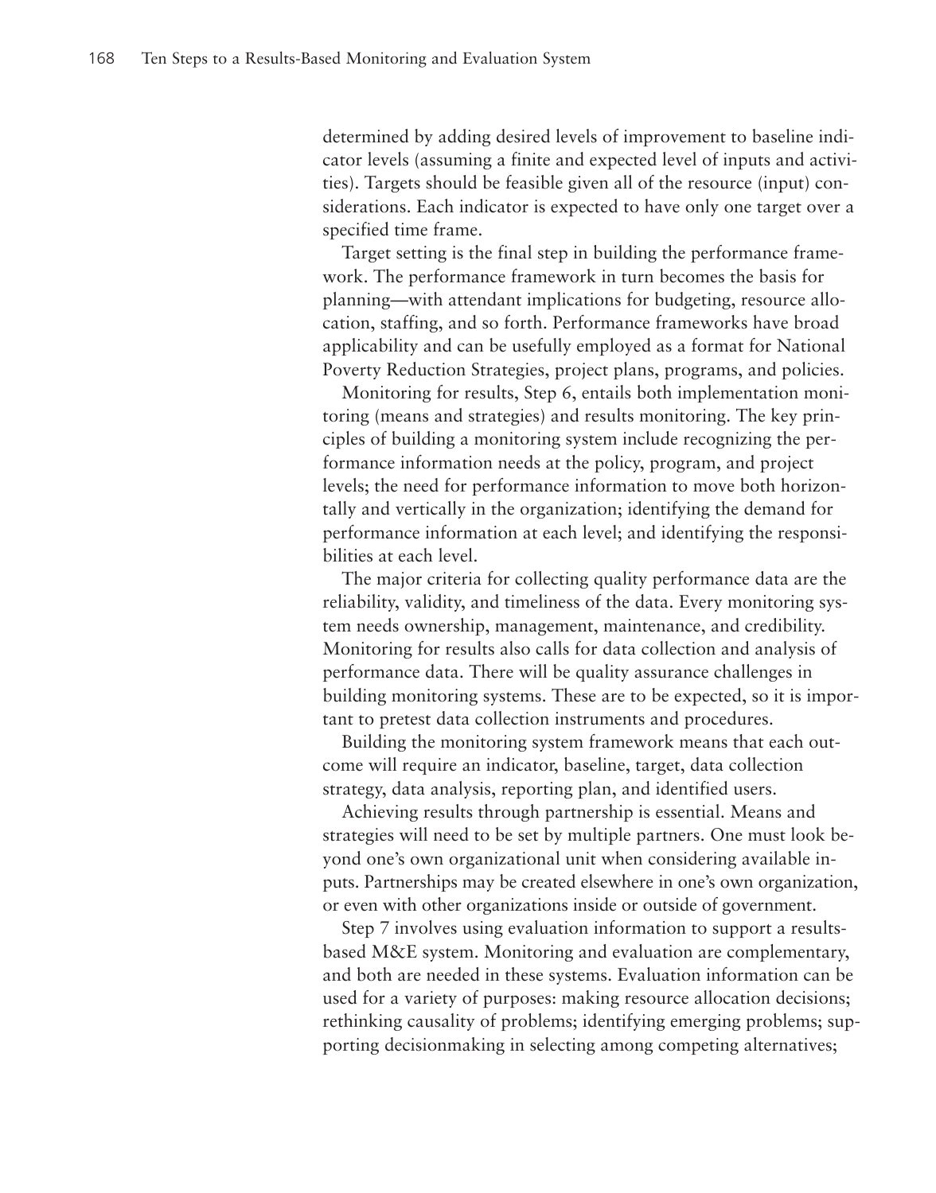determined by adding desired levels of improvement to baseline indicator levels (assuming a finite and expected level of inputs and activities). Targets should be feasible given all of the resource (input) considerations. Each indicator is expected to have only one target over a specified time frame.

Target setting is the final step in building the performance framework. The performance framework in turn becomes the basis for planning—with attendant implications for budgeting, resource allocation, staffing, and so forth. Performance frameworks have broad applicability and can be usefully employed as a format for National Poverty Reduction Strategies, project plans, programs, and policies.

Monitoring for results, Step 6, entails both implementation monitoring (means and strategies) and results monitoring. The key principles of building a monitoring system include recognizing the performance information needs at the policy, program, and project levels; the need for performance information to move both horizontally and vertically in the organization; identifying the demand for performance information at each level; and identifying the responsibilities at each level.

The major criteria for collecting quality performance data are the reliability, validity, and timeliness of the data. Every monitoring system needs ownership, management, maintenance, and credibility. Monitoring for results also calls for data collection and analysis of performance data. There will be quality assurance challenges in building monitoring systems. These are to be expected, so it is important to pretest data collection instruments and procedures.

Building the monitoring system framework means that each outcome will require an indicator, baseline, target, data collection strategy, data analysis, reporting plan, and identified users.

Achieving results through partnership is essential. Means and strategies will need to be set by multiple partners. One must look beyond one's own organizational unit when considering available inputs. Partnerships may be created elsewhere in one's own organization, or even with other organizations inside or outside of government.

Step 7 involves using evaluation information to support a results-based M&E system. Monitoring and evaluation are complementary, and both are needed in these systems. Evaluation information can be used for a variety of purposes: making resource allocation decisions; rethinking causality of problems; identifying emerging problems; supporting decisionmaking in selecting among competing alternatives;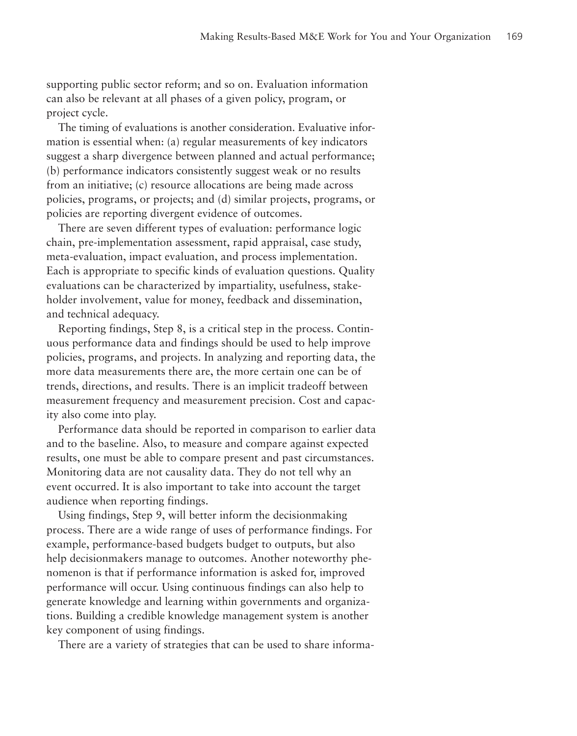supporting public sector reform; and so on. Evaluation information can also be relevant at all phases of a given policy, program, or project cycle.

The timing of evaluations is another consideration. Evaluative information is essential when: (a) regular measurements of key indicators suggest a sharp divergence between planned and actual performance; (b) performance indicators consistently suggest weak or no results from an initiative; (c) resource allocations are being made across policies, programs, or projects; and (d) similar projects, programs, or policies are reporting divergent evidence of outcomes.

There are seven different types of evaluation: performance logic chain, pre-implementation assessment, rapid appraisal, case study, meta-evaluation, impact evaluation, and process implementation. Each is appropriate to specific kinds of evaluation questions. Quality evaluations can be characterized by impartiality, usefulness, stakeholder involvement, value for money, feedback and dissemination, and technical adequacy.

Reporting findings, Step 8, is a critical step in the process. Continuous performance data and findings should be used to help improve policies, programs, and projects. In analyzing and reporting data, the more data measurements there are, the more certain one can be of trends, directions, and results. There is an implicit tradeoff between measurement frequency and measurement precision. Cost and capacity also come into play.

Performance data should be reported in comparison to earlier data and to the baseline. Also, to measure and compare against expected results, one must be able to compare present and past circumstances. Monitoring data are not causality data. They do not tell why an event occurred. It is also important to take into account the target audience when reporting findings.

Using findings, Step 9, will better inform the decisionmaking process. There are a wide range of uses of performance findings. For example, performance-based budgets budget to outputs, but also help decisionmakers manage to outcomes. Another noteworthy phenomenon is that if performance information is asked for, improved performance will occur. Using continuous findings can also help to generate knowledge and learning within governments and organizations. Building a credible knowledge management system is another key component of using findings.

There are a variety of strategies that can be used to share informa-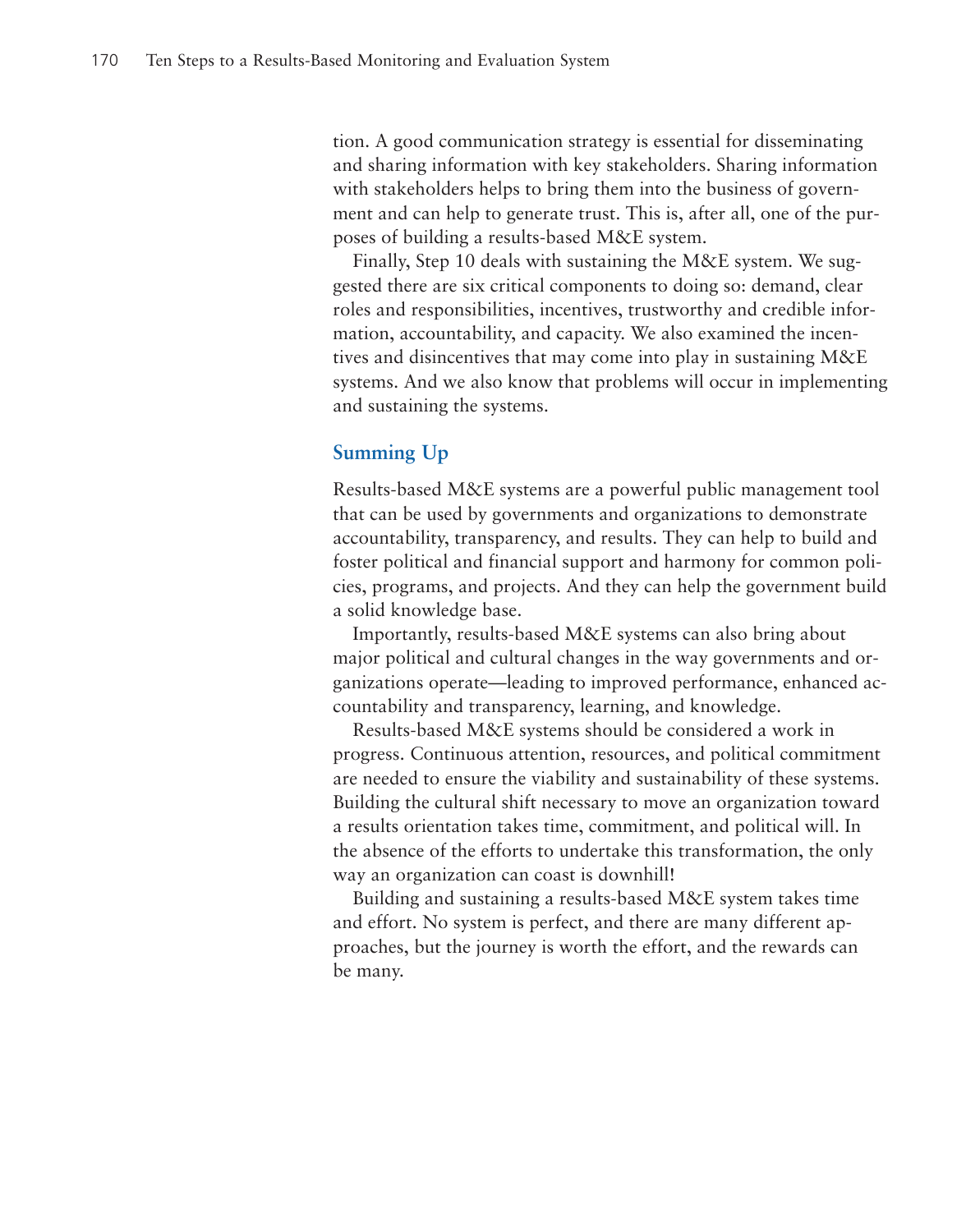tion. A good communication strategy is essential for disseminating and sharing information with key stakeholders. Sharing information with stakeholders helps to bring them into the business of government and can help to generate trust. This is, after all, one of the purposes of building a results-based M&E system.

Finally, Step 10 deals with sustaining the M&E system. We suggested there are six critical components to doing so: demand, clear roles and responsibilities, incentives, trustworthy and credible information, accountability, and capacity. We also examined the incentives and disincentives that may come into play in sustaining M&E systems. And we also know that problems will occur in implementing and sustaining the systems.

## Summing Up

Results-based M&E systems are a powerful public management tool that can be used by governments and organizations to demonstrate accountability, transparency, and results. They can help to build and foster political and financial support and harmony for common policies, programs, and projects. And they can help the government build a solid knowledge base.

Importantly, results-based M&E systems can also bring about major political and cultural changes in the way governments and organizations operate—leading to improved performance, enhanced accountability and transparency, learning, and knowledge.

Results-based M&E systems should be considered a work in progress. Continuous attention, resources, and political commitment are needed to ensure the viability and sustainability of these systems. Building the cultural shift necessary to move an organization toward a results orientation takes time, commitment, and political will. In the absence of the efforts to undertake this transformation, the only way an organization can coast is downhill!

Building and sustaining a results-based M&E system takes time and effort. No system is perfect, and there are many different approaches, but the journey is worth the effort, and the rewards can be many.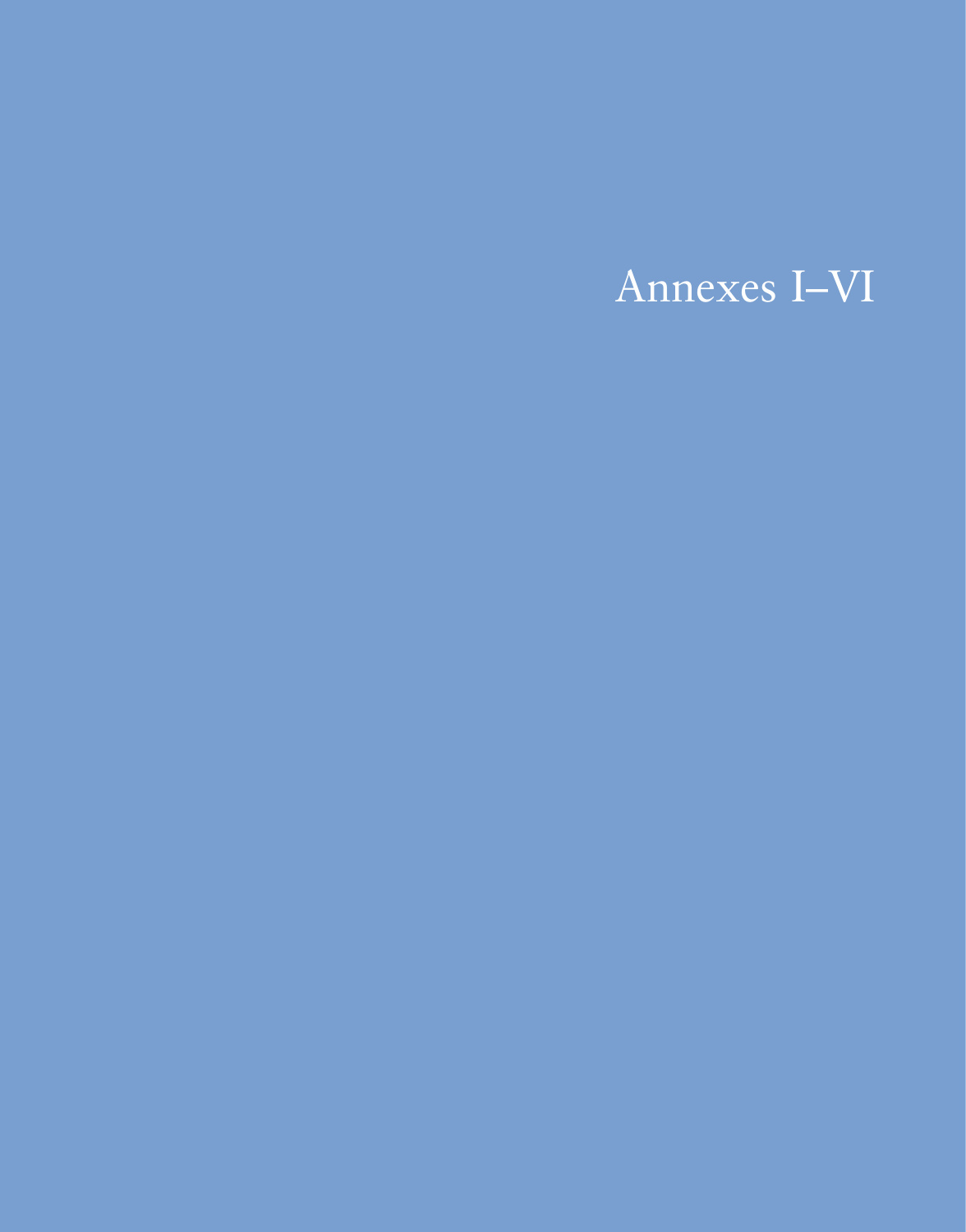# Annexes I–VI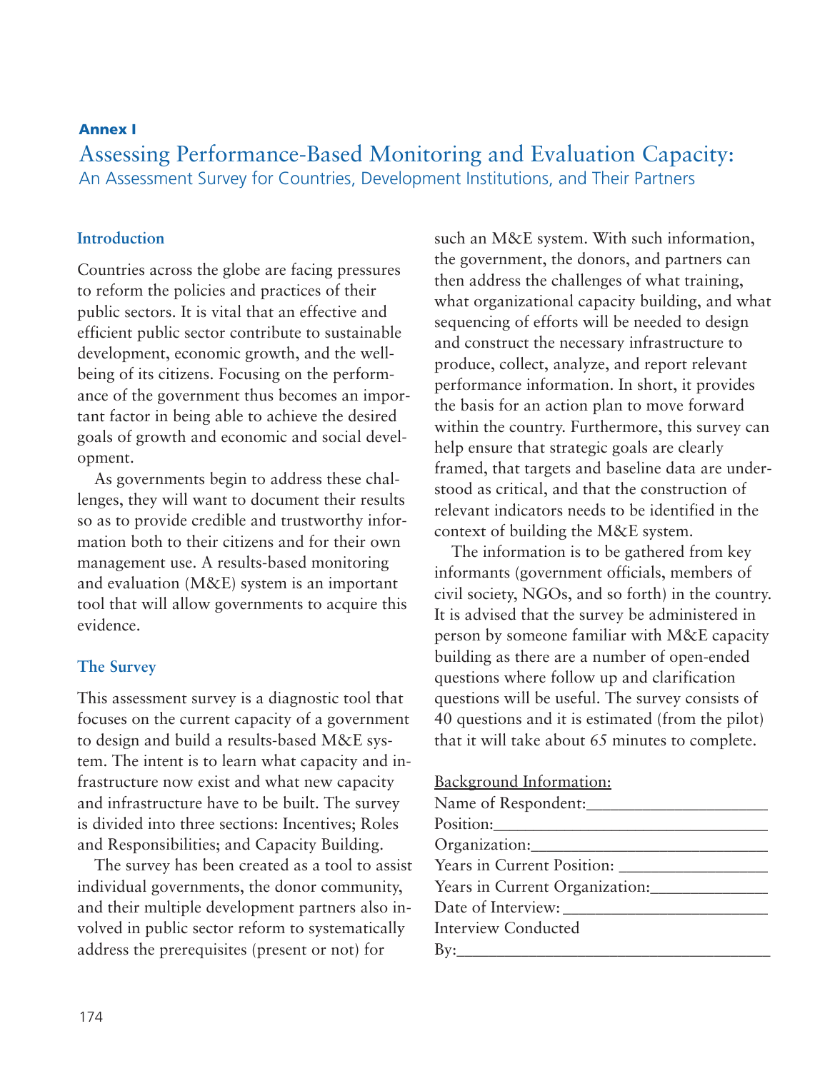**Annex I**

# Assessing Performance-Based Monitoring and Evaluation Capacity:

## An Assessment Survey for Countries, Development Institutions, and Their Partners

### Introduction

Countries across the globe are facing pressures to reform the policies and practices of their public sectors. It is vital that an effective and efficient public sector contribute to sustainable development, economic growth, and the well-being of its citizens. Focusing on the performance of the government thus becomes an important factor in being able to achieve the desired goals of growth and economic and social development.

As governments begin to address these challenges, they will want to document their results so as to provide credible and trustworthy information both to their citizens and for their own management use. A results-based monitoring and evaluation (M&E) system is an important tool that will allow governments to acquire this evidence.

### The Survey

This assessment survey is a diagnostic tool that focuses on the current capacity of a government to design and build a results-based M&E system. The intent is to learn what capacity and infrastructure now exist and what new capacity and infrastructure have to be built. The survey is divided into three sections: Incentives; Roles and Responsibilities; and Capacity Building.

The survey has been created as a tool to assist individual governments, the donor community, and their multiple development partners also involved in public sector reform to systematically address the prerequisites (present or not) for such an M&E system. With such information, the government, the donors, and partners can then address the challenges of what training, what organizational capacity building, and what sequencing of efforts will be needed to design and construct the necessary infrastructure to produce, collect, analyze, and report relevant performance information. In short, it provides the basis for an action plan to move forward within the country. Furthermore, this survey can help ensure that strategic goals are clearly framed, that targets and baseline data are understood as critical, and that the construction of relevant indicators needs to be identified in the context of building the M&E system.

The information is to be gathered from key informants (government officials, members of civil society, NGOs, and so forth) in the country. It is advised that the survey be administered in person by someone familiar with M&E capacity building as there are a number of open-ended questions where follow up and clarification questions will be useful. The survey consists of 40 questions and it is estimated (from the pilot) that it will take about 65 minutes to complete.

Background Information:

Name of Respondent:____________________

Position:______________________________

Organization:___________________________

Years in Current Position: ________________

Years in Current Organization:____________

Date of Interview:_______________________

Interview Conducted By:___________________________________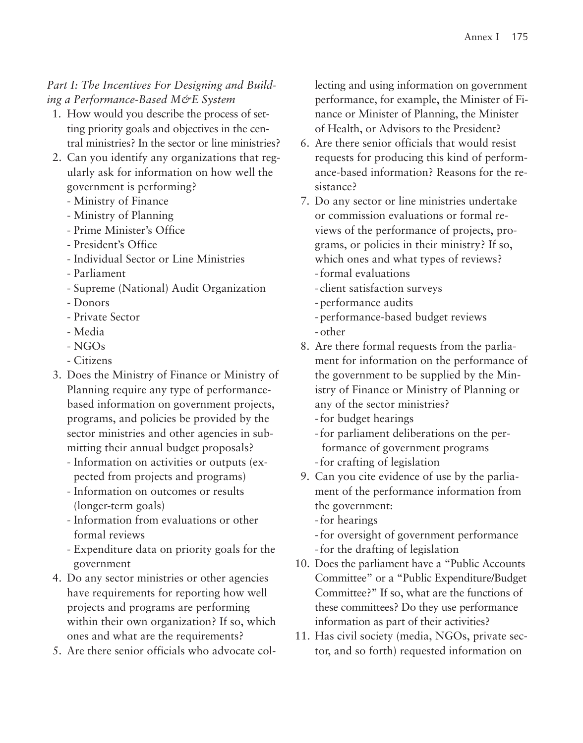*Part I: The Incentives For Designing and Building a Performance-Based M&E System*

1. How would you describe the process of setting priority goals and objectives in the central ministries? In the sector or line ministries?
2. Can you identify any organizations that regularly ask for information on how well the government is performing?
   - Ministry of Finance
   - Ministry of Planning
   - Prime Minister's Office
   - President's Office
   - Individual Sector or Line Ministries
   - Parliament
   - Supreme (National) Audit Organization
   - Donors
   - Private Sector
   - Media
   - NGOs
   - Citizens
3. Does the Ministry of Finance or Ministry of Planning require any type of performance-based information on government projects, programs, and policies be provided by the sector ministries and other agencies in submitting their annual budget proposals?
   - Information on activities or outputs (expected from projects and programs)
   - Information on outcomes or results (longer-term goals)
   - Information from evaluations or other formal reviews
   - Expenditure data on priority goals for the government
4. Do any sector ministries or other agencies have requirements for reporting how well projects and programs are performing within their own organization? If so, which ones and what are the requirements?
5. Are there senior officials who advocate collecting and using information on government performance, for example, the Minister of Finance or Minister of Planning, the Minister of Health, or Advisors to the President?
6. Are there senior officials that would resist requests for producing this kind of performance-based information? Reasons for the resistance?
7. Do any sector or line ministries undertake or commission evaluations or formal reviews of the performance of projects, programs, or policies in their ministry? If so, which ones and what types of reviews?
   - formal evaluations
   - client satisfaction surveys
   - performance audits
   - performance-based budget reviews
   - other
8. Are there formal requests from the parliament for information on the performance of the government to be supplied by the Ministry of Finance or Ministry of Planning or any of the sector ministries?
   - for budget hearings
   - for parliament deliberations on the performance of government programs
   - for crafting of legislation
9. Can you cite evidence of use by the parliament of the performance information from the government:
   - for hearings
   - for oversight of government performance
   - for the drafting of legislation
10. Does the parliament have a "Public Accounts Committee" or a "Public Expenditure/Budget Committee?" If so, what are the functions of these committees? Do they use performance information as part of their activities?
11. Has civil society (media, NGOs, private sector, and so forth) requested information on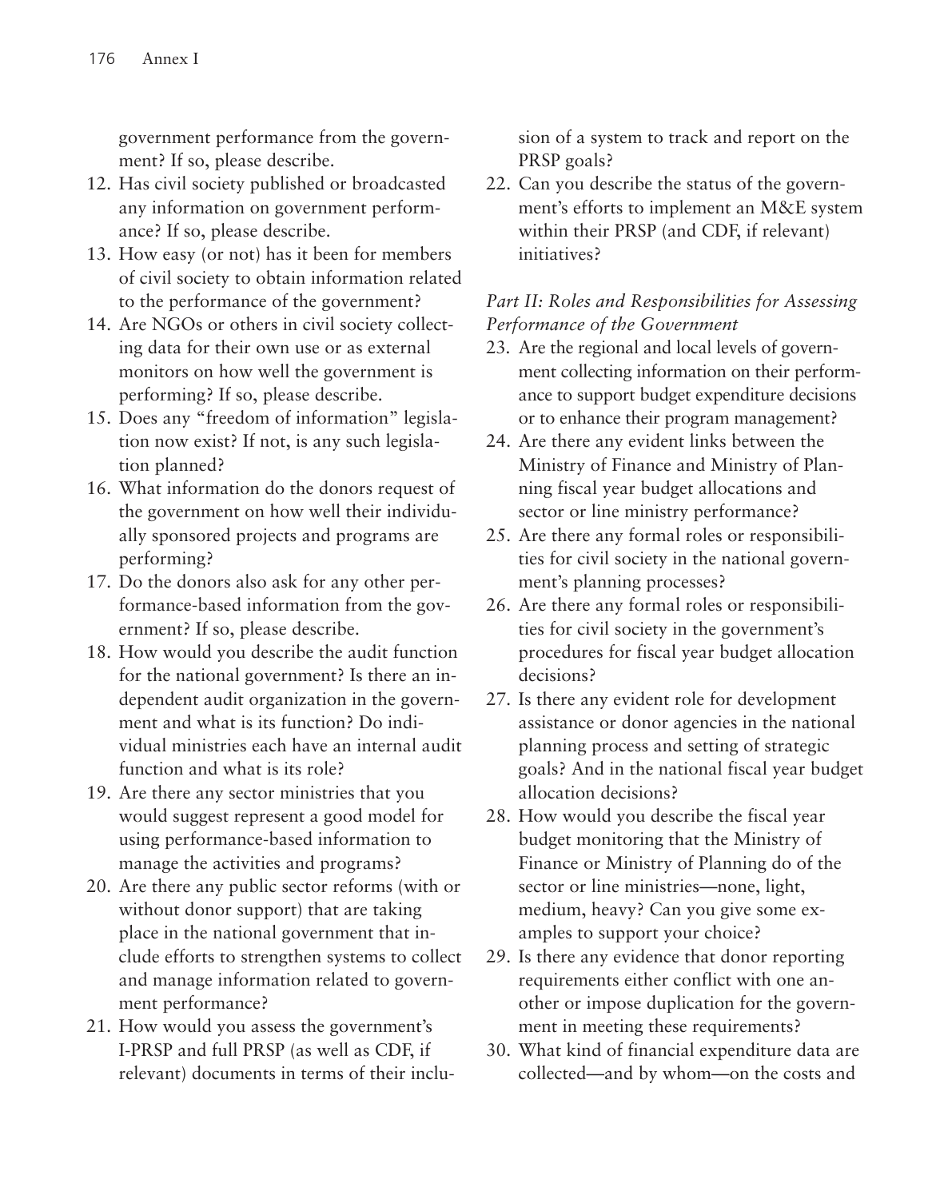government performance from the government? If so, please describe.

12. Has civil society published or broadcasted any information on government performance? If so, please describe.
13. How easy (or not) has it been for members of civil society to obtain information related to the performance of the government?
14. Are NGOs or others in civil society collecting data for their own use or as external monitors on how well the government is performing? If so, please describe.
15. Does any "freedom of information" legislation now exist? If not, is any such legislation planned?
16. What information do the donors request of the government on how well their individually sponsored projects and programs are performing?
17. Do the donors also ask for any other performance-based information from the government? If so, please describe.
18. How would you describe the audit function for the national government? Is there an independent audit organization in the government and what is its function? Do individual ministries each have an internal audit function and what is its role?
19. Are there any sector ministries that you would suggest represent a good model for using performance-based information to manage the activities and programs?
20. Are there any public sector reforms (with or without donor support) that are taking place in the national government that include efforts to strengthen systems to collect and manage information related to government performance?
21. How would you assess the government's I-PRSP and full PRSP (as well as CDF, if relevant) documents in terms of their inclusion of a system to track and report on the PRSP goals?
22. Can you describe the status of the government's efforts to implement an M&E system within their PRSP (and CDF, if relevant) initiatives?

*Part II: Roles and Responsibilities for Assessing Performance of the Government*

23. Are the regional and local levels of government collecting information on their performance to support budget expenditure decisions or to enhance their program management?
24. Are there any evident links between the Ministry of Finance and Ministry of Planning fiscal year budget allocations and sector or line ministry performance?
25. Are there any formal roles or responsibilities for civil society in the national government's planning processes?
26. Are there any formal roles or responsibilities for civil society in the government's procedures for fiscal year budget allocation decisions?
27. Is there any evident role for development assistance or donor agencies in the national planning process and setting of strategic goals? And in the national fiscal year budget allocation decisions?
28. How would you describe the fiscal year budget monitoring that the Ministry of Finance or Ministry of Planning do of the sector or line ministries—none, light, medium, heavy? Can you give some examples to support your choice?
29. Is there any evidence that donor reporting requirements either conflict with one another or impose duplication for the government in meeting these requirements?
30. What kind of financial expenditure data are collected—and by whom—on the costs and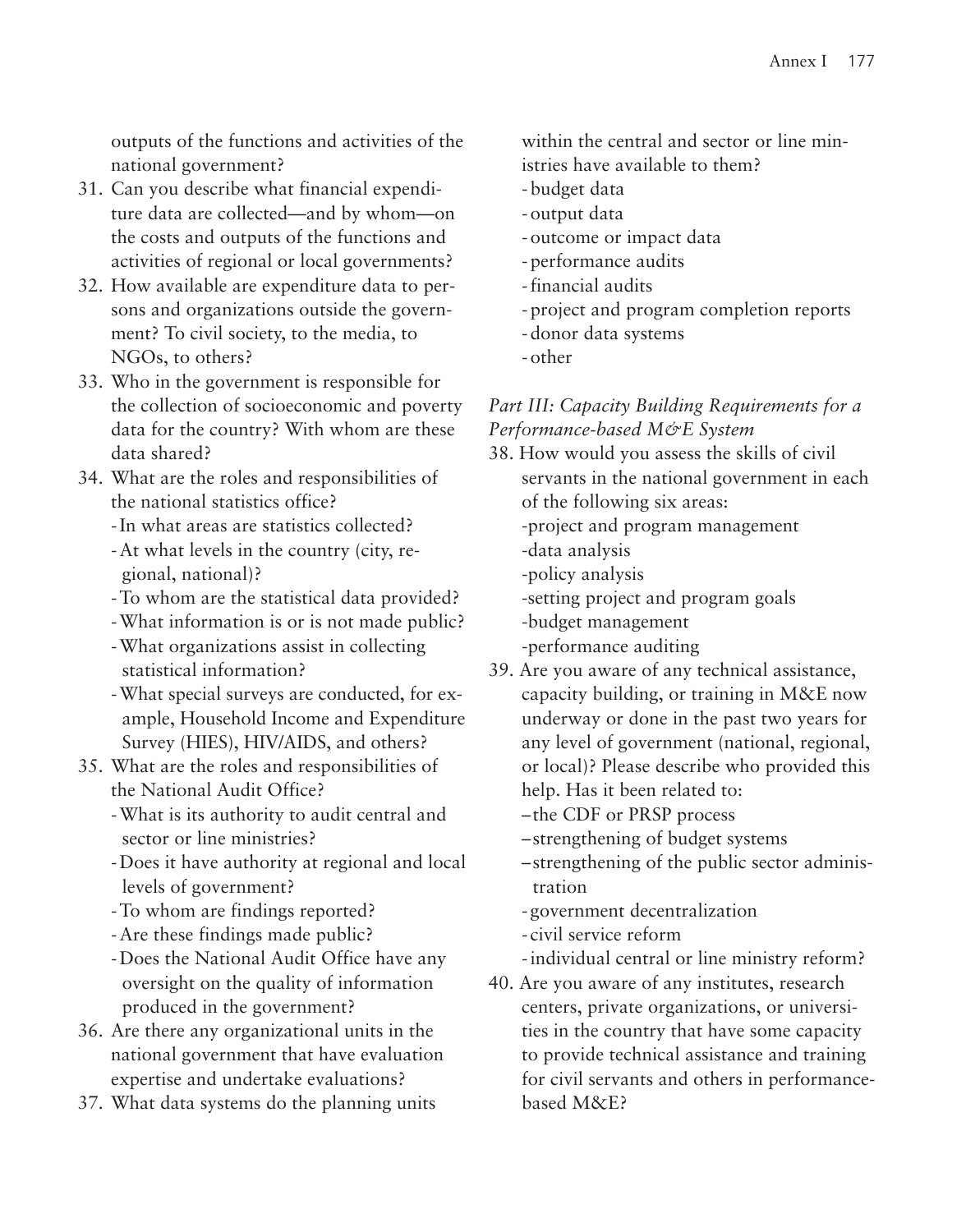outputs of the functions and activities of the national government?

31. Can you describe what financial expenditure data are collected—and by whom—on the costs and outputs of the functions and activities of regional or local governments?
32. How available are expenditure data to persons and organizations outside the government? To civil society, to the media, to NGOs, to others?
33. Who in the government is responsible for the collection of socioeconomic and poverty data for the country? With whom are these data shared?
34. What are the roles and responsibilities of the national statistics office?
    - In what areas are statistics collected?
    - At what levels in the country (city, regional, national)?
    - To whom are the statistical data provided?
    - What information is or is not made public?
    - What organizations assist in collecting statistical information?
    - What special surveys are conducted, for example, Household Income and Expenditure Survey (HIES), HIV/AIDS, and others?
35. What are the roles and responsibilities of the National Audit Office?
    - What is its authority to audit central and sector or line ministries?
    - Does it have authority at regional and local levels of government?
    - To whom are findings reported?
    - Are these findings made public?
    - Does the National Audit Office have any oversight on the quality of information produced in the government?
36. Are there any organizational units in the national government that have evaluation expertise and undertake evaluations?
37. What data systems do the planning units within the central and sector or line ministries have available to them?
    - budget data
    - output data
    - outcome or impact data
    - performance audits
    - financial audits
    - project and program completion reports
    - donor data systems
    - other

*Part III: Capacity Building Requirements for a Performance-based M&E System*

38. How would you assess the skills of civil servants in the national government in each of the following six areas:
    - project and program management
    - data analysis
    - policy analysis
    - setting project and program goals
    - budget management
    - performance auditing
39. Are you aware of any technical assistance, capacity building, or training in M&E now underway or done in the past two years for any level of government (national, regional, or local)? Please describe who provided this help. Has it been related to:
    - the CDF or PRSP process
    - strengthening of budget systems
    - strengthening of the public sector administration
    - government decentralization
    - civil service reform
    - individual central or line ministry reform?
40. Are you aware of any institutes, research centers, private organizations, or universities in the country that have some capacity to provide technical assistance and training for civil servants and others in performance-based M&E?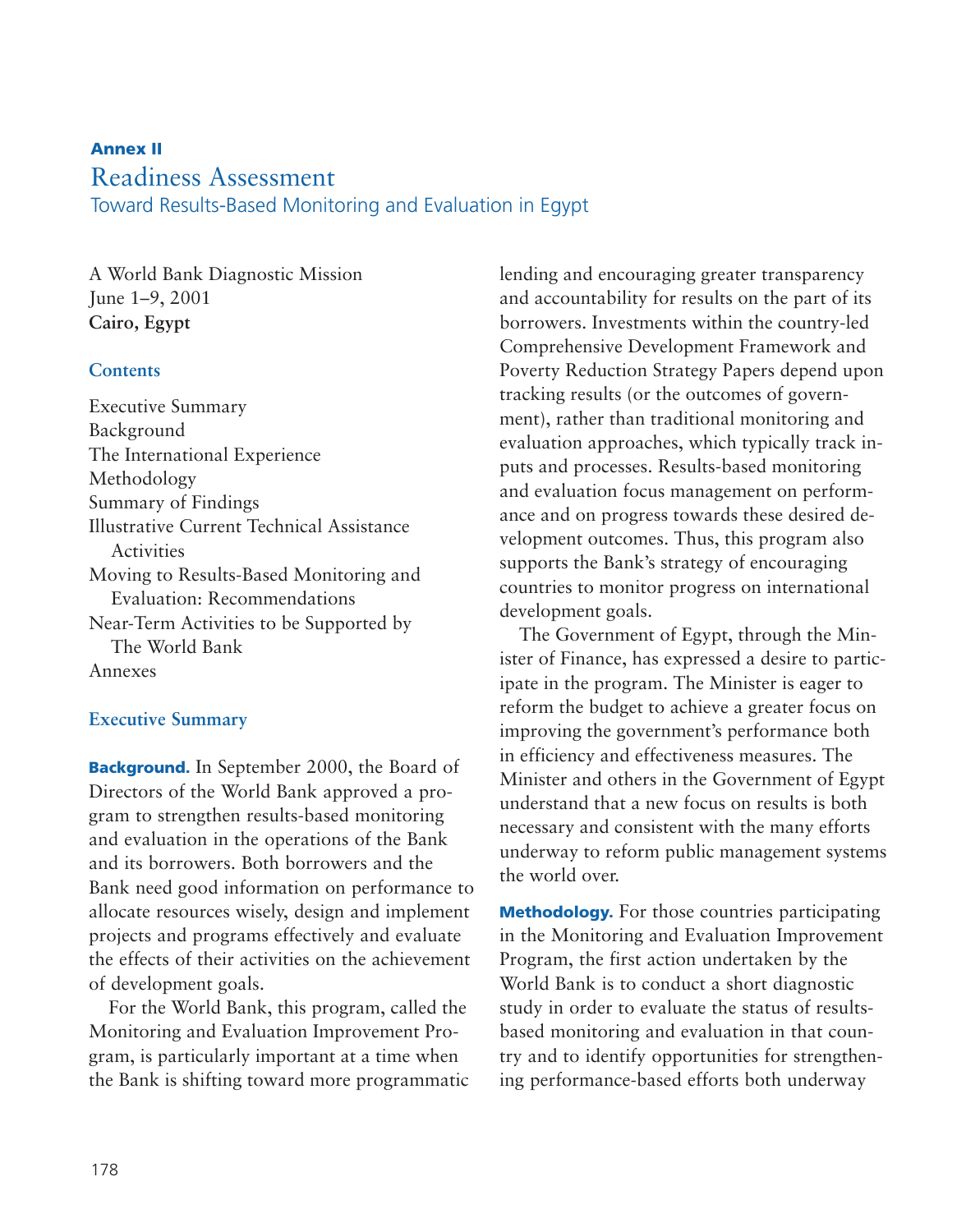## Annex II

# Readiness Assessment

### Toward Results-Based Monitoring and Evaluation in Egypt

A World Bank Diagnostic Mission
June 1–9, 2001
**Cairo, Egypt**

### Contents

Executive Summary
Background
The International Experience
Methodology
Summary of Findings
Illustrative Current Technical Assistance Activities
Moving to Results-Based Monitoring and Evaluation: Recommendations
Near-Term Activities to be Supported by The World Bank
Annexes

### Executive Summary

**Background.** In September 2000, the Board of Directors of the World Bank approved a program to strengthen results-based monitoring and evaluation in the operations of the Bank and its borrowers. Both borrowers and the Bank need good information on performance to allocate resources wisely, design and implement projects and programs effectively and evaluate the effects of their activities on the achievement of development goals.

For the World Bank, this program, called the Monitoring and Evaluation Improvement Program, is particularly important at a time when the Bank is shifting toward more programmatic lending and encouraging greater transparency and accountability for results on the part of its borrowers. Investments within the country-led Comprehensive Development Framework and Poverty Reduction Strategy Papers depend upon tracking results (or the outcomes of government), rather than traditional monitoring and evaluation approaches, which typically track inputs and processes. Results-based monitoring and evaluation focus management on performance and on progress towards these desired development outcomes. Thus, this program also supports the Bank's strategy of encouraging countries to monitor progress on international development goals.

The Government of Egypt, through the Minister of Finance, has expressed a desire to participate in the program. The Minister is eager to reform the budget to achieve a greater focus on improving the government's performance both in efficiency and effectiveness measures. The Minister and others in the Government of Egypt understand that a new focus on results is both necessary and consistent with the many efforts underway to reform public management systems the world over.

**Methodology.** For those countries participating in the Monitoring and Evaluation Improvement Program, the first action undertaken by the World Bank is to conduct a short diagnostic study in order to evaluate the status of results-based monitoring and evaluation in that country and to identify opportunities for strengthening performance-based efforts both underway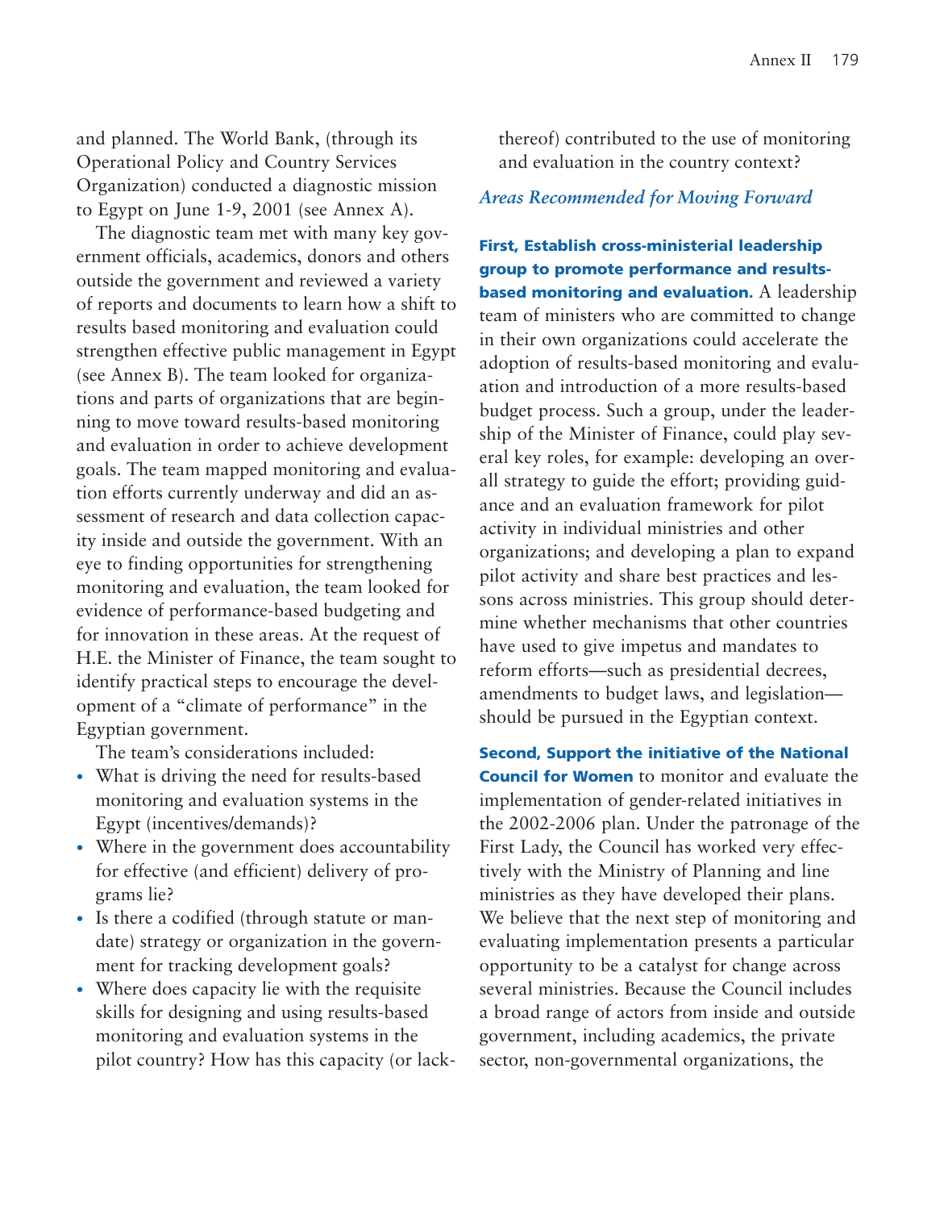and planned. The World Bank, (through its Operational Policy and Country Services Organization) conducted a diagnostic mission to Egypt on June 1-9, 2001 (see Annex A).

The diagnostic team met with many key government officials, academics, donors and others outside the government and reviewed a variety of reports and documents to learn how a shift to results based monitoring and evaluation could strengthen effective public management in Egypt (see Annex B). The team looked for organizations and parts of organizations that are beginning to move toward results-based monitoring and evaluation in order to achieve development goals. The team mapped monitoring and evaluation efforts currently underway and did an assessment of research and data collection capacity inside and outside the government. With an eye to finding opportunities for strengthening monitoring and evaluation, the team looked for evidence of performance-based budgeting and for innovation in these areas. At the request of H.E. the Minister of Finance, the team sought to identify practical steps to encourage the development of a "climate of performance" in the Egyptian government.

The team's considerations included:

- What is driving the need for results-based monitoring and evaluation systems in the Egypt (incentives/demands)?
- Where in the government does accountability for effective (and efficient) delivery of programs lie?
- Is there a codified (through statute or mandate) strategy or organization in the government for tracking development goals?
- Where does capacity lie with the requisite skills for designing and using results-based monitoring and evaluation systems in the pilot country? How has this capacity (or lack thereof) contributed to the use of monitoring and evaluation in the country context?

### *Areas Recommended for Moving Forward*

**First, Establish cross-ministerial leadership group to promote performance and results-based monitoring and evaluation.** A leadership team of ministers who are committed to change in their own organizations could accelerate the adoption of results-based monitoring and evaluation and introduction of a more results-based budget process. Such a group, under the leadership of the Minister of Finance, could play several key roles, for example: developing an overall strategy to guide the effort; providing guidance and an evaluation framework for pilot activity in individual ministries and other organizations; and developing a plan to expand pilot activity and share best practices and lessons across ministries. This group should determine whether mechanisms that other countries have used to give impetus and mandates to reform efforts—such as presidential decrees, amendments to budget laws, and legislation—should be pursued in the Egyptian context.

**Second, Support the initiative of the National Council for Women** to monitor and evaluate the implementation of gender-related initiatives in the 2002-2006 plan. Under the patronage of the First Lady, the Council has worked very effectively with the Ministry of Planning and line ministries as they have developed their plans. We believe that the next step of monitoring and evaluating implementation presents a particular opportunity to be a catalyst for change across several ministries. Because the Council includes a broad range of actors from inside and outside government, including academics, the private sector, non-governmental organizations, the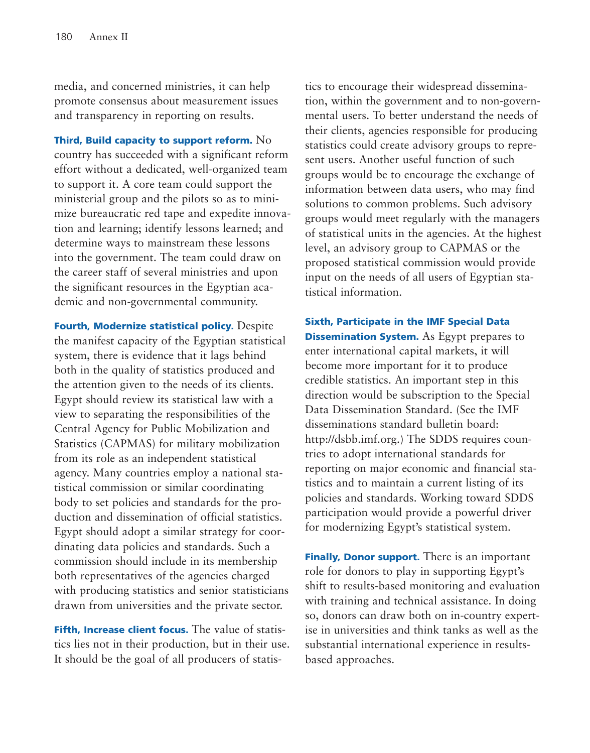media, and concerned ministries, it can help promote consensus about measurement issues and transparency in reporting on results.

**Third, Build capacity to support reform.** No country has succeeded with a significant reform effort without a dedicated, well-organized team to support it. A core team could support the ministerial group and the pilots so as to minimize bureaucratic red tape and expedite innovation and learning; identify lessons learned; and determine ways to mainstream these lessons into the government. The team could draw on the career staff of several ministries and upon the significant resources in the Egyptian academic and non-governmental community.

**Fourth, Modernize statistical policy.** Despite the manifest capacity of the Egyptian statistical system, there is evidence that it lags behind both in the quality of statistics produced and the attention given to the needs of its clients. Egypt should review its statistical law with a view to separating the responsibilities of the Central Agency for Public Mobilization and Statistics (CAPMAS) for military mobilization from its role as an independent statistical agency. Many countries employ a national statistical commission or similar coordinating body to set policies and standards for the production and dissemination of official statistics. Egypt should adopt a similar strategy for coordinating data policies and standards. Such a commission should include in its membership both representatives of the agencies charged with producing statistics and senior statisticians drawn from universities and the private sector.

**Fifth, Increase client focus.** The value of statistics lies not in their production, but in their use. It should be the goal of all producers of statistics to encourage their widespread dissemination, within the government and to non-governmental users. To better understand the needs of their clients, agencies responsible for producing statistics could create advisory groups to represent users. Another useful function of such groups would be to encourage the exchange of information between data users, who may find solutions to common problems. Such advisory groups would meet regularly with the managers of statistical units in the agencies. At the highest level, an advisory group to CAPMAS or the proposed statistical commission would provide input on the needs of all users of Egyptian statistical information.

**Sixth, Participate in the IMF Special Data Dissemination System.** As Egypt prepares to enter international capital markets, it will become more important for it to produce credible statistics. An important step in this direction would be subscription to the Special Data Dissemination Standard. (See the IMF disseminations standard bulletin board: http://dsbb.imf.org.) The SDDS requires countries to adopt international standards for reporting on major economic and financial statistics and to maintain a current listing of its policies and standards. Working toward SDDS participation would provide a powerful driver for modernizing Egypt's statistical system.

**Finally, Donor support.** There is an important role for donors to play in supporting Egypt's shift to results-based monitoring and evaluation with training and technical assistance. In doing so, donors can draw both on in-country expertise in universities and think tanks as well as the substantial international experience in results-based approaches.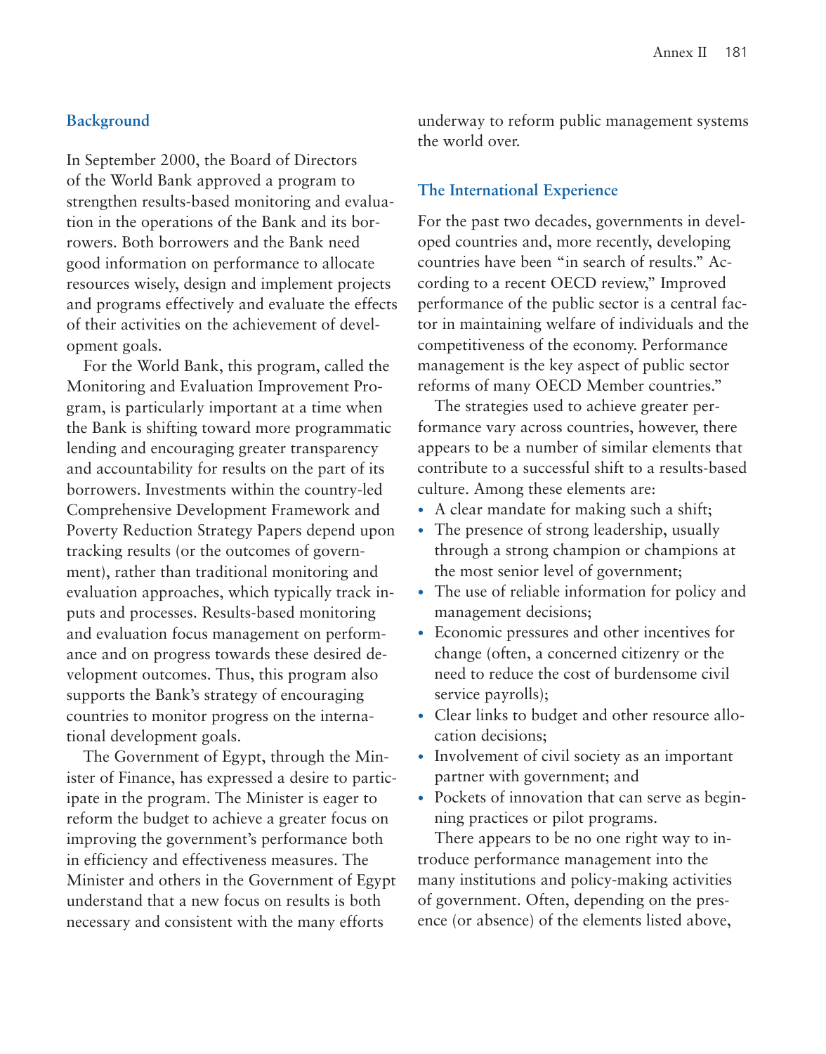## Background

In September 2000, the Board of Directors of the World Bank approved a program to strengthen results-based monitoring and evaluation in the operations of the Bank and its borrowers. Both borrowers and the Bank need good information on performance to allocate resources wisely, design and implement projects and programs effectively and evaluate the effects of their activities on the achievement of development goals.

For the World Bank, this program, called the Monitoring and Evaluation Improvement Program, is particularly important at a time when the Bank is shifting toward more programmatic lending and encouraging greater transparency and accountability for results on the part of its borrowers. Investments within the country-led Comprehensive Development Framework and Poverty Reduction Strategy Papers depend upon tracking results (or the outcomes of government), rather than traditional monitoring and evaluation approaches, which typically track inputs and processes. Results-based monitoring and evaluation focus management on performance and on progress towards these desired development outcomes. Thus, this program also supports the Bank's strategy of encouraging countries to monitor progress on the international development goals.

The Government of Egypt, through the Minister of Finance, has expressed a desire to participate in the program. The Minister is eager to reform the budget to achieve a greater focus on improving the government's performance both in efficiency and effectiveness measures. The Minister and others in the Government of Egypt understand that a new focus on results is both necessary and consistent with the many efforts underway to reform public management systems the world over.

## The International Experience

For the past two decades, governments in developed countries and, more recently, developing countries have been "in search of results." According to a recent OECD review," Improved performance of the public sector is a central factor in maintaining welfare of individuals and the competitiveness of the economy. Performance management is the key aspect of public sector reforms of many OECD Member countries."

The strategies used to achieve greater performance vary across countries, however, there appears to be a number of similar elements that contribute to a successful shift to a results-based culture. Among these elements are:

- A clear mandate for making such a shift;
- The presence of strong leadership, usually through a strong champion or champions at the most senior level of government;
- The use of reliable information for policy and management decisions;
- Economic pressures and other incentives for change (often, a concerned citizenry or the need to reduce the cost of burdensome civil service payrolls);
- Clear links to budget and other resource allocation decisions;
- Involvement of civil society as an important partner with government; and
- Pockets of innovation that can serve as beginning practices or pilot programs.

There appears to be no one right way to introduce performance management into the many institutions and policy-making activities of government. Often, depending on the presence (or absence) of the elements listed above,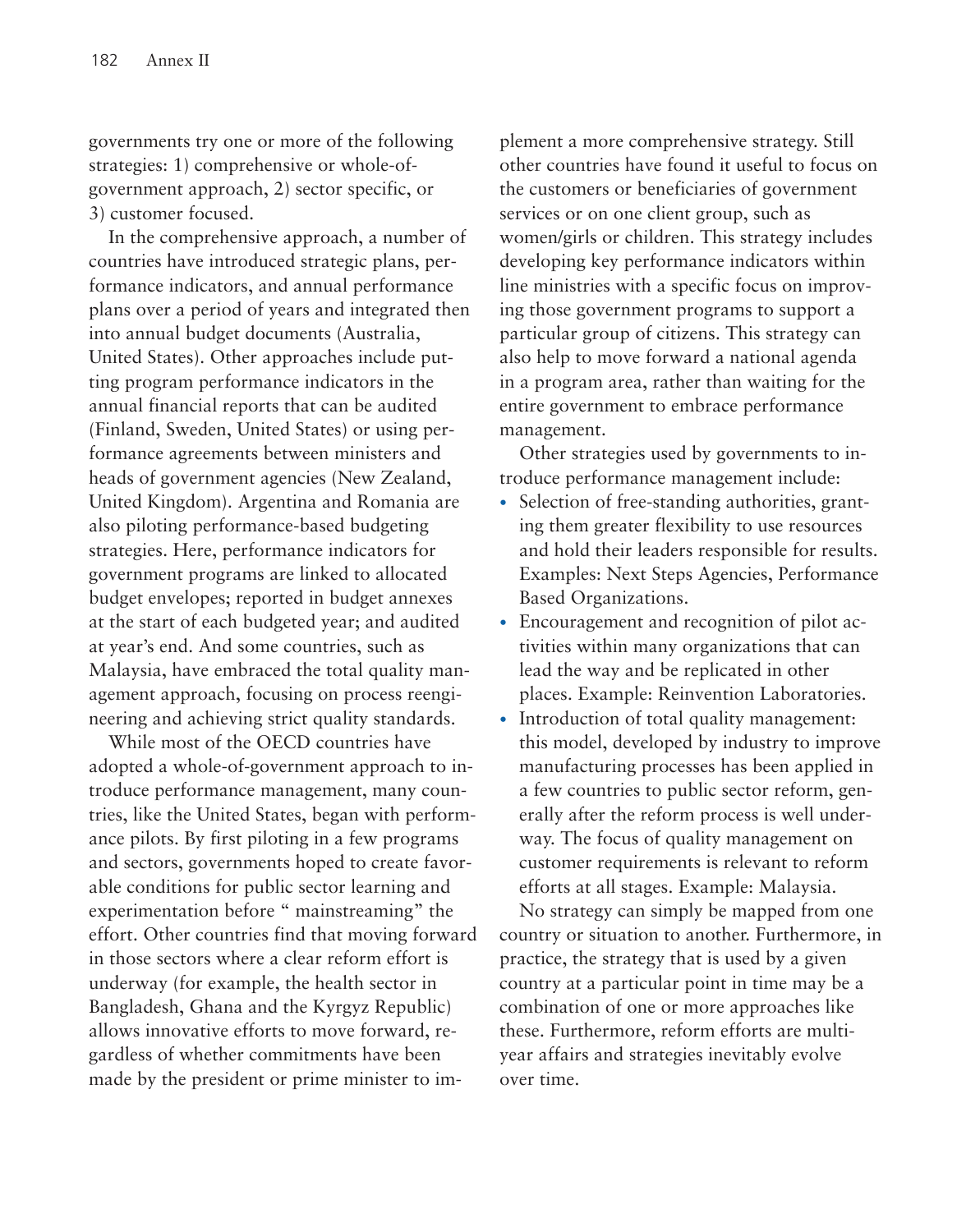governments try one or more of the following strategies: 1) comprehensive or whole-of-government approach, 2) sector specific, or 3) customer focused.

In the comprehensive approach, a number of countries have introduced strategic plans, performance indicators, and annual performance plans over a period of years and integrated then into annual budget documents (Australia, United States). Other approaches include putting program performance indicators in the annual financial reports that can be audited (Finland, Sweden, United States) or using performance agreements between ministers and heads of government agencies (New Zealand, United Kingdom). Argentina and Romania are also piloting performance-based budgeting strategies. Here, performance indicators for government programs are linked to allocated budget envelopes; reported in budget annexes at the start of each budgeted year; and audited at year's end. And some countries, such as Malaysia, have embraced the total quality management approach, focusing on process reengineering and achieving strict quality standards.

While most of the OECD countries have adopted a whole-of-government approach to introduce performance management, many countries, like the United States, began with performance pilots. By first piloting in a few programs and sectors, governments hoped to create favorable conditions for public sector learning and experimentation before " mainstreaming" the effort. Other countries find that moving forward in those sectors where a clear reform effort is underway (for example, the health sector in Bangladesh, Ghana and the Kyrgyz Republic) allows innovative efforts to move forward, regardless of whether commitments have been made by the president or prime minister to implement a more comprehensive strategy. Still other countries have found it useful to focus on the customers or beneficiaries of government services or on one client group, such as women/girls or children. This strategy includes developing key performance indicators within line ministries with a specific focus on improving those government programs to support a particular group of citizens. This strategy can also help to move forward a national agenda in a program area, rather than waiting for the entire government to embrace performance management.

Other strategies used by governments to introduce performance management include:

- Selection of free-standing authorities, granting them greater flexibility to use resources and hold their leaders responsible for results. Examples: Next Steps Agencies, Performance Based Organizations.
- Encouragement and recognition of pilot activities within many organizations that can lead the way and be replicated in other places. Example: Reinvention Laboratories.
- Introduction of total quality management: this model, developed by industry to improve manufacturing processes has been applied in a few countries to public sector reform, generally after the reform process is well underway. The focus of quality management on customer requirements is relevant to reform efforts at all stages. Example: Malaysia.

No strategy can simply be mapped from one country or situation to another. Furthermore, in practice, the strategy that is used by a given country at a particular point in time may be a combination of one or more approaches like these. Furthermore, reform efforts are multi-year affairs and strategies inevitably evolve over time.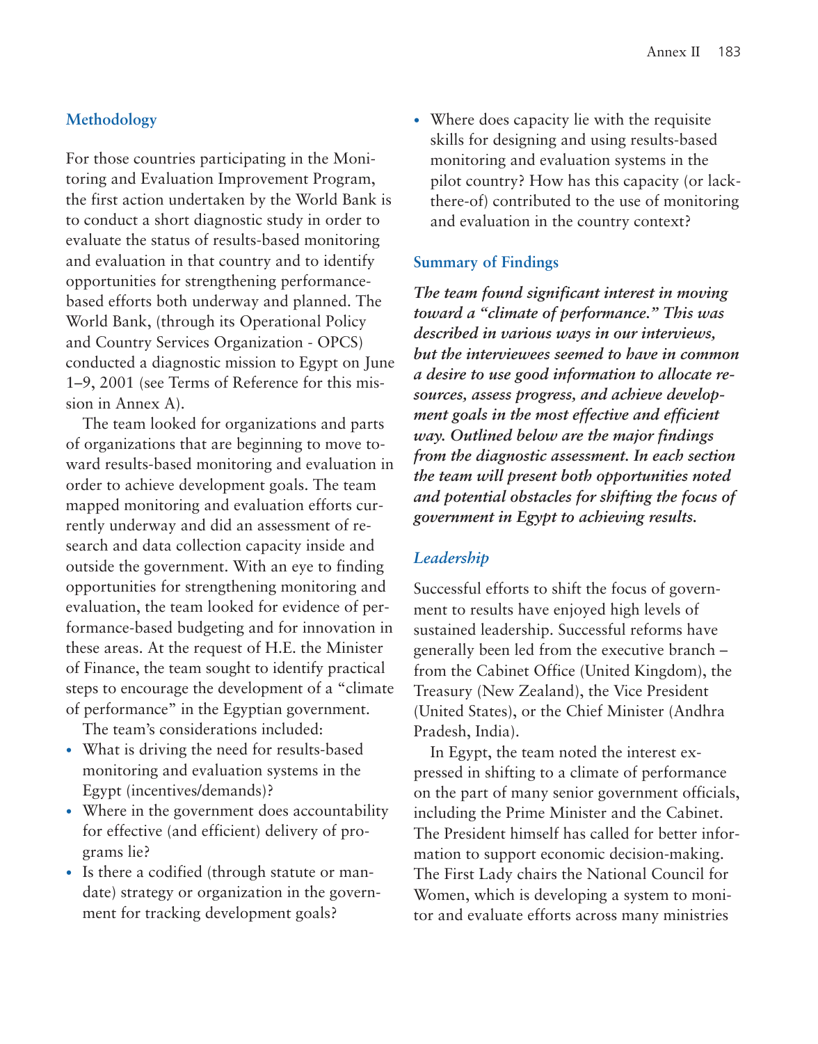### Methodology

For those countries participating in the Monitoring and Evaluation Improvement Program, the first action undertaken by the World Bank is to conduct a short diagnostic study in order to evaluate the status of results-based monitoring and evaluation in that country and to identify opportunities for strengthening performance-based efforts both underway and planned. The World Bank, (through its Operational Policy and Country Services Organization - OPCS) conducted a diagnostic mission to Egypt on June 1–9, 2001 (see Terms of Reference for this mission in Annex A).

The team looked for organizations and parts of organizations that are beginning to move toward results-based monitoring and evaluation in order to achieve development goals. The team mapped monitoring and evaluation efforts currently underway and did an assessment of research and data collection capacity inside and outside the government. With an eye to finding opportunities for strengthening monitoring and evaluation, the team looked for evidence of performance-based budgeting and for innovation in these areas. At the request of H.E. the Minister of Finance, the team sought to identify practical steps to encourage the development of a "climate of performance" in the Egyptian government.

The team's considerations included:

- What is driving the need for results-based monitoring and evaluation systems in the Egypt (incentives/demands)?
- Where in the government does accountability for effective (and efficient) delivery of programs lie?
- Is there a codified (through statute or mandate) strategy or organization in the government for tracking development goals?
- Where does capacity lie with the requisite skills for designing and using results-based monitoring and evaluation systems in the pilot country? How has this capacity (or lack-there-of) contributed to the use of monitoring and evaluation in the country context?

### Summary of Findings

***The team found significant interest in moving toward a "climate of performance." This was described in various ways in our interviews, but the interviewees seemed to have in common a desire to use good information to allocate resources, assess progress, and achieve development goals in the most effective and efficient way. Outlined below are the major findings from the diagnostic assessment. In each section the team will present both opportunities noted and potential obstacles for shifting the focus of government in Egypt to achieving results.***

#### *Leadership*

Successful efforts to shift the focus of government to results have enjoyed high levels of sustained leadership. Successful reforms have generally been led from the executive branch – from the Cabinet Office (United Kingdom), the Treasury (New Zealand), the Vice President (United States), or the Chief Minister (Andhra Pradesh, India).

In Egypt, the team noted the interest expressed in shifting to a climate of performance on the part of many senior government officials, including the Prime Minister and the Cabinet. The President himself has called for better information to support economic decision-making. The First Lady chairs the National Council for Women, which is developing a system to monitor and evaluate efforts across many ministries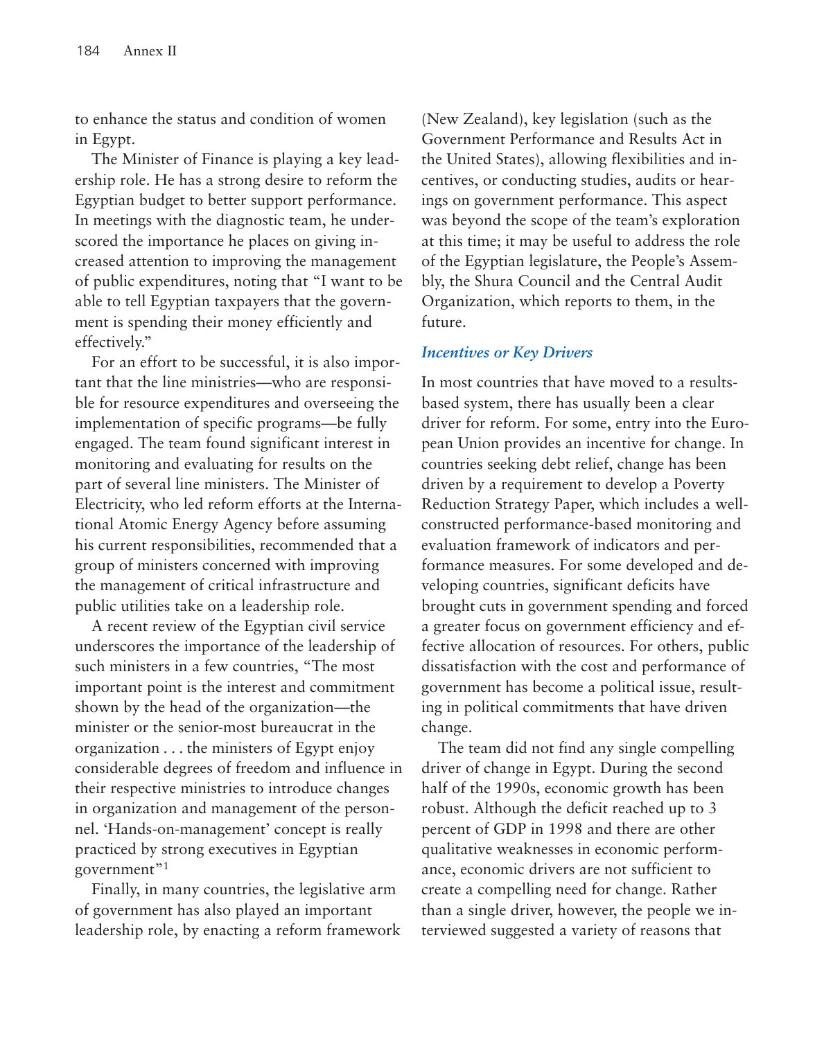to enhance the status and condition of women in Egypt.

The Minister of Finance is playing a key leadership role. He has a strong desire to reform the Egyptian budget to better support performance. In meetings with the diagnostic team, he underscored the importance he places on giving increased attention to improving the management of public expenditures, noting that "I want to be able to tell Egyptian taxpayers that the government is spending their money efficiently and effectively."

For an effort to be successful, it is also important that the line ministries—who are responsible for resource expenditures and overseeing the implementation of specific programs—be fully engaged. The team found significant interest in monitoring and evaluating for results on the part of several line ministers. The Minister of Electricity, who led reform efforts at the International Atomic Energy Agency before assuming his current responsibilities, recommended that a group of ministers concerned with improving the management of critical infrastructure and public utilities take on a leadership role.

A recent review of the Egyptian civil service underscores the importance of the leadership of such ministers in a few countries, "The most important point is the interest and commitment shown by the head of the organization—the minister or the senior-most bureaucrat in the organization . . . the ministers of Egypt enjoy considerable degrees of freedom and influence in their respective ministries to introduce changes in organization and management of the personnel. 'Hands-on-management' concept is really practiced by strong executives in Egyptian government"[1]

Finally, in many countries, the legislative arm of government has also played an important leadership role, by enacting a reform framework (New Zealand), key legislation (such as the Government Performance and Results Act in the United States), allowing flexibilities and incentives, or conducting studies, audits or hearings on government performance. This aspect was beyond the scope of the team's exploration at this time; it may be useful to address the role of the Egyptian legislature, the People's Assembly, the Shura Council and the Central Audit Organization, which reports to them, in the future.

### *Incentives or Key Drivers*

In most countries that have moved to a results-based system, there has usually been a clear driver for reform. For some, entry into the European Union provides an incentive for change. In countries seeking debt relief, change has been driven by a requirement to develop a Poverty Reduction Strategy Paper, which includes a well-constructed performance-based monitoring and evaluation framework of indicators and performance measures. For some developed and developing countries, significant deficits have brought cuts in government spending and forced a greater focus on government efficiency and effective allocation of resources. For others, public dissatisfaction with the cost and performance of government has become a political issue, resulting in political commitments that have driven change.

The team did not find any single compelling driver of change in Egypt. During the second half of the 1990s, economic growth has been robust. Although the deficit reached up to 3 percent of GDP in 1998 and there are other qualitative weaknesses in economic performance, economic drivers are not sufficient to create a compelling need for change. Rather than a single driver, however, the people we interviewed suggested a variety of reasons that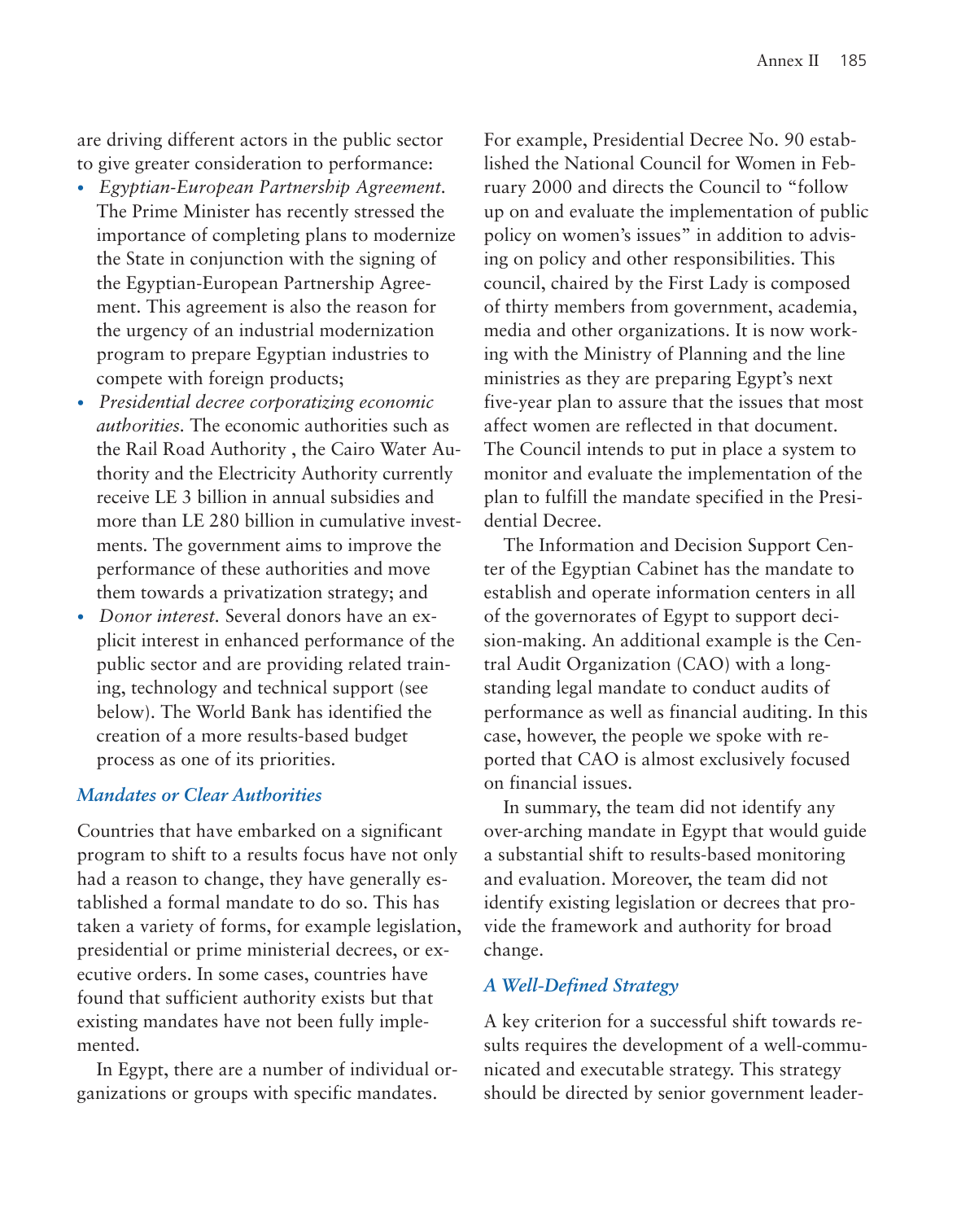are driving different actors in the public sector to give greater consideration to performance:

- *Egyptian-European Partnership Agreement.* The Prime Minister has recently stressed the importance of completing plans to modernize the State in conjunction with the signing of the Egyptian-European Partnership Agreement. This agreement is also the reason for the urgency of an industrial modernization program to prepare Egyptian industries to compete with foreign products;
- *Presidential decree corporatizing economic authorities.* The economic authorities such as the Rail Road Authority , the Cairo Water Authority and the Electricity Authority currently receive LE 3 billion in annual subsidies and more than LE 280 billion in cumulative investments. The government aims to improve the performance of these authorities and move them towards a privatization strategy; and
- *Donor interest.* Several donors have an explicit interest in enhanced performance of the public sector and are providing related training, technology and technical support (see below). The World Bank has identified the creation of a more results-based budget process as one of its priorities.

### *Mandates or Clear Authorities*

Countries that have embarked on a significant program to shift to a results focus have not only had a reason to change, they have generally established a formal mandate to do so. This has taken a variety of forms, for example legislation, presidential or prime ministerial decrees, or executive orders. In some cases, countries have found that sufficient authority exists but that existing mandates have not been fully implemented.

In Egypt, there are a number of individual organizations or groups with specific mandates. For example, Presidential Decree No. 90 established the National Council for Women in February 2000 and directs the Council to "follow up on and evaluate the implementation of public policy on women's issues" in addition to advising on policy and other responsibilities. This council, chaired by the First Lady is composed of thirty members from government, academia, media and other organizations. It is now working with the Ministry of Planning and the line ministries as they are preparing Egypt's next five-year plan to assure that the issues that most affect women are reflected in that document. The Council intends to put in place a system to monitor and evaluate the implementation of the plan to fulfill the mandate specified in the Presidential Decree.

The Information and Decision Support Center of the Egyptian Cabinet has the mandate to establish and operate information centers in all of the governorates of Egypt to support decision-making. An additional example is the Central Audit Organization (CAO) with a longstanding legal mandate to conduct audits of performance as well as financial auditing. In this case, however, the people we spoke with reported that CAO is almost exclusively focused on financial issues.

In summary, the team did not identify any over-arching mandate in Egypt that would guide a substantial shift to results-based monitoring and evaluation. Moreover, the team did not identify existing legislation or decrees that provide the framework and authority for broad change.

### *A Well-Defined Strategy*

A key criterion for a successful shift towards results requires the development of a well-communicated and executable strategy. This strategy should be directed by senior government leader-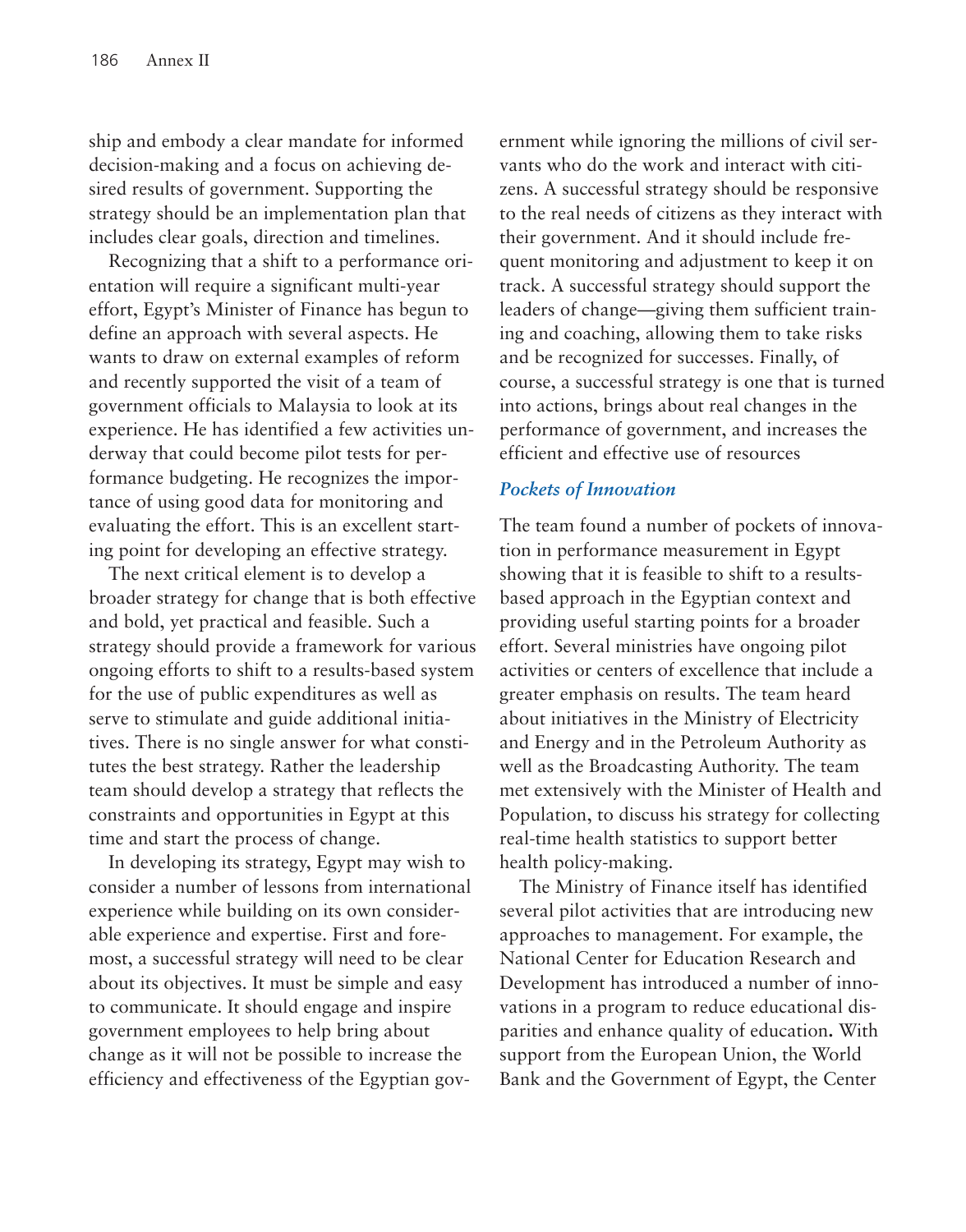ship and embody a clear mandate for informed decision-making and a focus on achieving desired results of government. Supporting the strategy should be an implementation plan that includes clear goals, direction and timelines.

Recognizing that a shift to a performance orientation will require a significant multi-year effort, Egypt's Minister of Finance has begun to define an approach with several aspects. He wants to draw on external examples of reform and recently supported the visit of a team of government officials to Malaysia to look at its experience. He has identified a few activities underway that could become pilot tests for performance budgeting. He recognizes the importance of using good data for monitoring and evaluating the effort. This is an excellent starting point for developing an effective strategy.

The next critical element is to develop a broader strategy for change that is both effective and bold, yet practical and feasible. Such a strategy should provide a framework for various ongoing efforts to shift to a results-based system for the use of public expenditures as well as serve to stimulate and guide additional initiatives. There is no single answer for what constitutes the best strategy. Rather the leadership team should develop a strategy that reflects the constraints and opportunities in Egypt at this time and start the process of change.

In developing its strategy, Egypt may wish to consider a number of lessons from international experience while building on its own considerable experience and expertise. First and foremost, a successful strategy will need to be clear about its objectives. It must be simple and easy to communicate. It should engage and inspire government employees to help bring about change as it will not be possible to increase the efficiency and effectiveness of the Egyptian government while ignoring the millions of civil servants who do the work and interact with citizens. A successful strategy should be responsive to the real needs of citizens as they interact with their government. And it should include frequent monitoring and adjustment to keep it on track. A successful strategy should support the leaders of change—giving them sufficient training and coaching, allowing them to take risks and be recognized for successes. Finally, of course, a successful strategy is one that is turned into actions, brings about real changes in the performance of government, and increases the efficient and effective use of resources

### *Pockets of Innovation*

The team found a number of pockets of innovation in performance measurement in Egypt showing that it is feasible to shift to a results-based approach in the Egyptian context and providing useful starting points for a broader effort. Several ministries have ongoing pilot activities or centers of excellence that include a greater emphasis on results. The team heard about initiatives in the Ministry of Electricity and Energy and in the Petroleum Authority as well as the Broadcasting Authority. The team met extensively with the Minister of Health and Population, to discuss his strategy for collecting real-time health statistics to support better health policy-making.

The Ministry of Finance itself has identified several pilot activities that are introducing new approaches to management. For example, the National Center for Education Research and Development has introduced a number of innovations in a program to reduce educational disparities and enhance quality of education. With support from the European Union, the World Bank and the Government of Egypt, the Center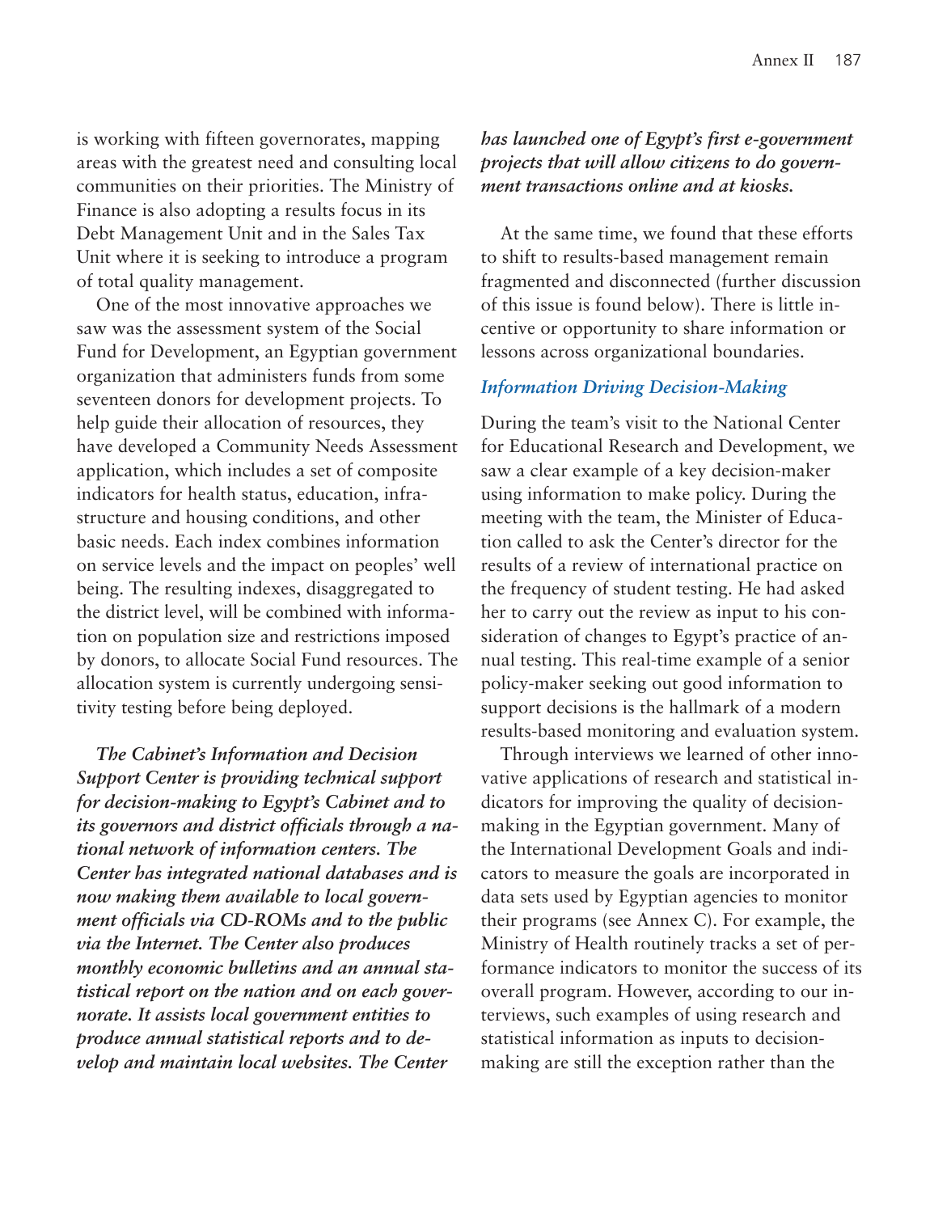is working with fifteen governorates, mapping areas with the greatest need and consulting local communities on their priorities. The Ministry of Finance is also adopting a results focus in its Debt Management Unit and in the Sales Tax Unit where it is seeking to introduce a program of total quality management.

One of the most innovative approaches we saw was the assessment system of the Social Fund for Development, an Egyptian government organization that administers funds from some seventeen donors for development projects. To help guide their allocation of resources, they have developed a Community Needs Assessment application, which includes a set of composite indicators for health status, education, infrastructure and housing conditions, and other basic needs. Each index combines information on service levels and the impact on peoples' well being. The resulting indexes, disaggregated to the district level, will be combined with information on population size and restrictions imposed by donors, to allocate Social Fund resources. The allocation system is currently undergoing sensitivity testing before being deployed.

***The Cabinet's Information and Decision Support Center is providing technical support for decision-making to Egypt's Cabinet and to its governors and district officials through a national network of information centers. The Center has integrated national databases and is now making them available to local government officials via CD-ROMs and to the public via the Internet. The Center also produces monthly economic bulletins and an annual statistical report on the nation and on each governorate. It assists local government entities to produce annual statistical reports and to develop and maintain local websites. The Center has launched one of Egypt's first e-government projects that will allow citizens to do government transactions online and at kiosks.***

At the same time, we found that these efforts to shift to results-based management remain fragmented and disconnected (further discussion of this issue is found below). There is little incentive or opportunity to share information or lessons across organizational boundaries.

### *Information Driving Decision-Making*

During the team's visit to the National Center for Educational Research and Development, we saw a clear example of a key decision-maker using information to make policy. During the meeting with the team, the Minister of Education called to ask the Center's director for the results of a review of international practice on the frequency of student testing. He had asked her to carry out the review as input to his consideration of changes to Egypt's practice of annual testing. This real-time example of a senior policy-maker seeking out good information to support decisions is the hallmark of a modern results-based monitoring and evaluation system.

Through interviews we learned of other innovative applications of research and statistical indicators for improving the quality of decision-making in the Egyptian government. Many of the International Development Goals and indicators to measure the goals are incorporated in data sets used by Egyptian agencies to monitor their programs (see Annex C). For example, the Ministry of Health routinely tracks a set of performance indicators to monitor the success of its overall program. However, according to our interviews, such examples of using research and statistical information as inputs to decision-making are still the exception rather than the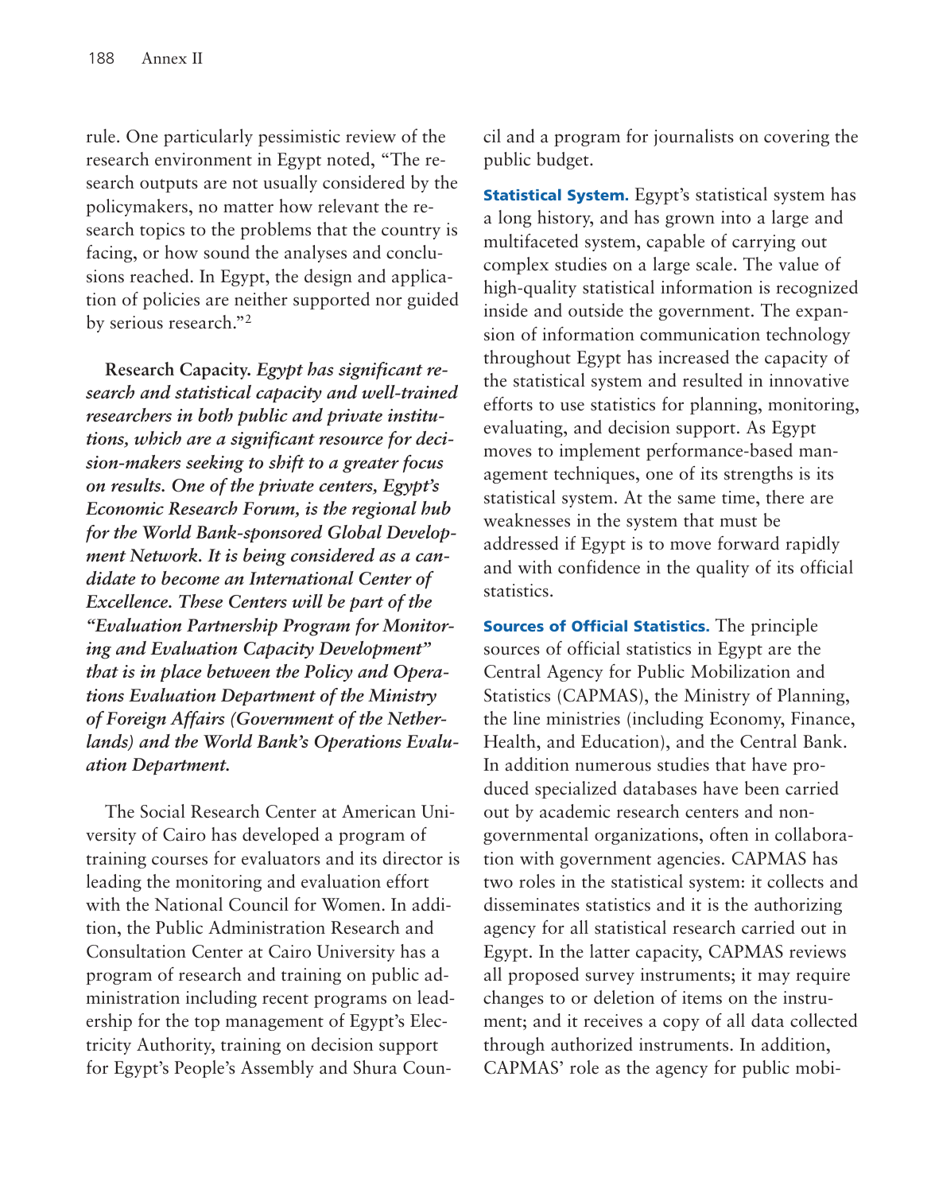rule. One particularly pessimistic review of the research environment in Egypt noted, "The research outputs are not usually considered by the policymakers, no matter how relevant the research topics to the problems that the country is facing, or how sound the analyses and conclusions reached. In Egypt, the design and application of policies are neither supported nor guided by serious research."[2]

**Research Capacity.** ***Egypt has significant research and statistical capacity and well-trained researchers in both public and private institutions, which are a significant resource for decision-makers seeking to shift to a greater focus on results. One of the private centers, Egypt's Economic Research Forum, is the regional hub for the World Bank-sponsored Global Development Network. It is being considered as a candidate to become an International Center of Excellence. These Centers will be part of the "Evaluation Partnership Program for Monitoring and Evaluation Capacity Development" that is in place between the Policy and Operations Evaluation Department of the Ministry of Foreign Affairs (Government of the Netherlands) and the World Bank's Operations Evaluation Department.***

The Social Research Center at American University of Cairo has developed a program of training courses for evaluators and its director is leading the monitoring and evaluation effort with the National Council for Women. In addition, the Public Administration Research and Consultation Center at Cairo University has a program of research and training on public administration including recent programs on leadership for the top management of Egypt's Electricity Authority, training on decision support for Egypt's People's Assembly and Shura Council and a program for journalists on covering the public budget.

**Statistical System.** Egypt's statistical system has a long history, and has grown into a large and multifaceted system, capable of carrying out complex studies on a large scale. The value of high-quality statistical information is recognized inside and outside the government. The expansion of information communication technology throughout Egypt has increased the capacity of the statistical system and resulted in innovative efforts to use statistics for planning, monitoring, evaluating, and decision support. As Egypt moves to implement performance-based management techniques, one of its strengths is its statistical system. At the same time, there are weaknesses in the system that must be addressed if Egypt is to move forward rapidly and with confidence in the quality of its official statistics.

**Sources of Official Statistics.** The principle sources of official statistics in Egypt are the Central Agency for Public Mobilization and Statistics (CAPMAS), the Ministry of Planning, the line ministries (including Economy, Finance, Health, and Education), and the Central Bank. In addition numerous studies that have produced specialized databases have been carried out by academic research centers and non-governmental organizations, often in collaboration with government agencies. CAPMAS has two roles in the statistical system: it collects and disseminates statistics and it is the authorizing agency for all statistical research carried out in Egypt. In the latter capacity, CAPMAS reviews all proposed survey instruments; it may require changes to or deletion of items on the instrument; and it receives a copy of all data collected through authorized instruments. In addition, CAPMAS' role as the agency for public mobi-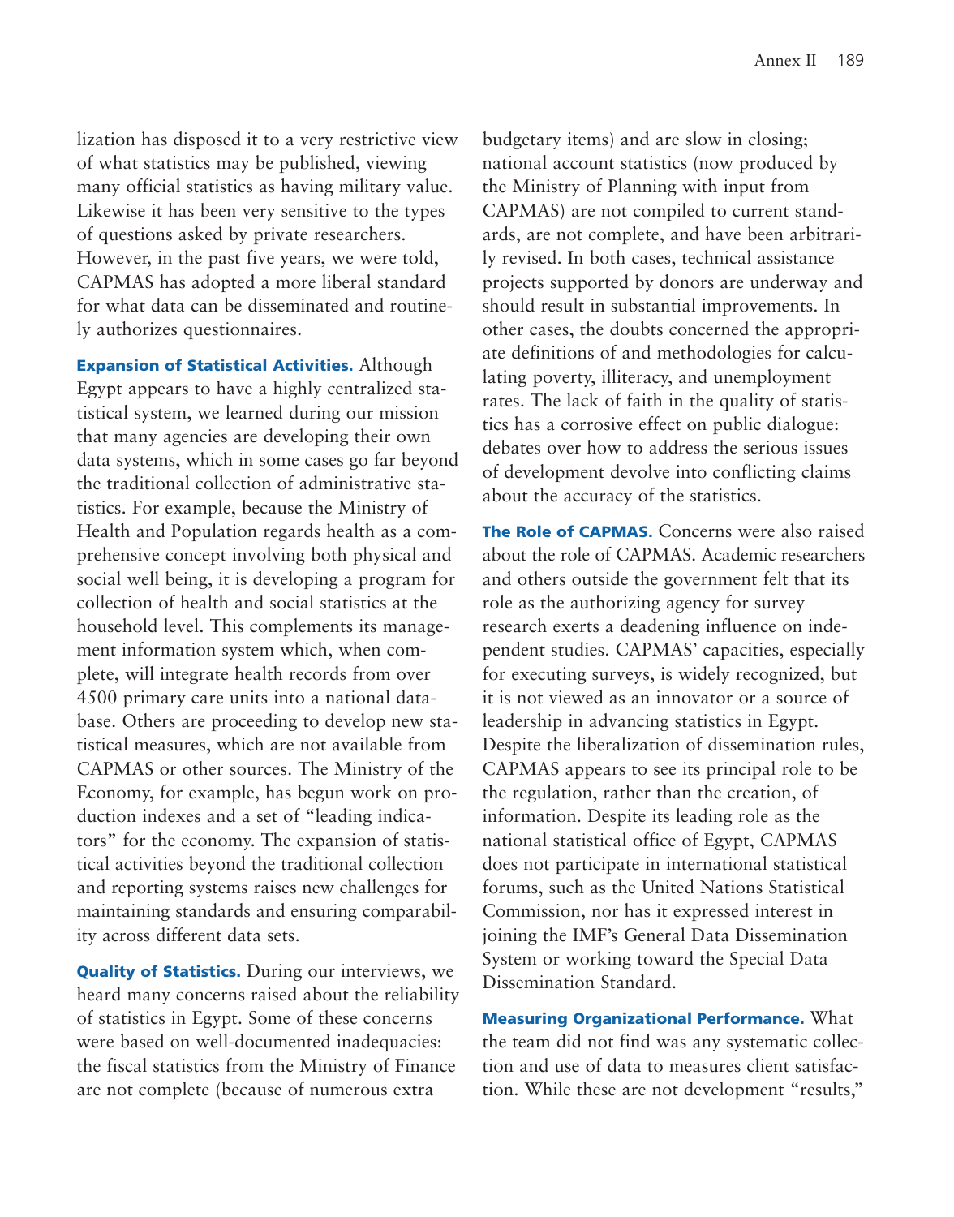lization has disposed it to a very restrictive view of what statistics may be published, viewing many official statistics as having military value. Likewise it has been very sensitive to the types of questions asked by private researchers. However, in the past five years, we were told, CAPMAS has adopted a more liberal standard for what data can be disseminated and routinely authorizes questionnaires.

**Expansion of Statistical Activities.** Although Egypt appears to have a highly centralized statistical system, we learned during our mission that many agencies are developing their own data systems, which in some cases go far beyond the traditional collection of administrative statistics. For example, because the Ministry of Health and Population regards health as a comprehensive concept involving both physical and social well being, it is developing a program for collection of health and social statistics at the household level. This complements its management information system which, when complete, will integrate health records from over 4500 primary care units into a national database. Others are proceeding to develop new statistical measures, which are not available from CAPMAS or other sources. The Ministry of the Economy, for example, has begun work on production indexes and a set of "leading indicators" for the economy. The expansion of statistical activities beyond the traditional collection and reporting systems raises new challenges for maintaining standards and ensuring comparability across different data sets.

**Quality of Statistics.** During our interviews, we heard many concerns raised about the reliability of statistics in Egypt. Some of these concerns were based on well-documented inadequacies: the fiscal statistics from the Ministry of Finance are not complete (because of numerous extra budgetary items) and are slow in closing; national account statistics (now produced by the Ministry of Planning with input from CAPMAS) are not compiled to current standards, are not complete, and have been arbitrarily revised. In both cases, technical assistance projects supported by donors are underway and should result in substantial improvements. In other cases, the doubts concerned the appropriate definitions of and methodologies for calculating poverty, illiteracy, and unemployment rates. The lack of faith in the quality of statistics has a corrosive effect on public dialogue: debates over how to address the serious issues of development devolve into conflicting claims about the accuracy of the statistics.

**The Role of CAPMAS.** Concerns were also raised about the role of CAPMAS. Academic researchers and others outside the government felt that its role as the authorizing agency for survey research exerts a deadening influence on independent studies. CAPMAS' capacities, especially for executing surveys, is widely recognized, but it is not viewed as an innovator or a source of leadership in advancing statistics in Egypt. Despite the liberalization of dissemination rules, CAPMAS appears to see its principal role to be the regulation, rather than the creation, of information. Despite its leading role as the national statistical office of Egypt, CAPMAS does not participate in international statistical forums, such as the United Nations Statistical Commission, nor has it expressed interest in joining the IMF's General Data Dissemination System or working toward the Special Data Dissemination Standard.

**Measuring Organizational Performance.** What the team did not find was any systematic collection and use of data to measures client satisfaction. While these are not development "results,"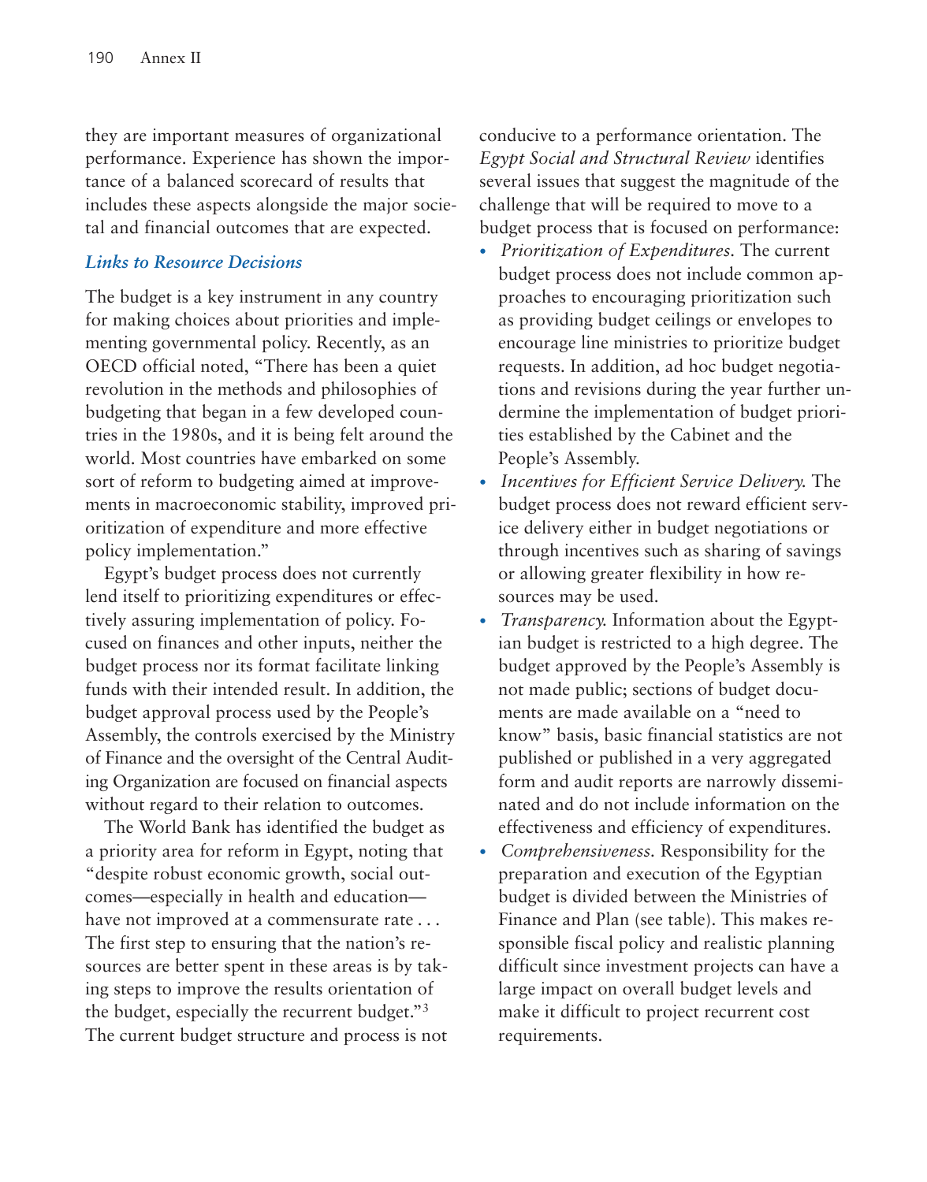they are important measures of organizational performance. Experience has shown the importance of a balanced scorecard of results that includes these aspects alongside the major societal and financial outcomes that are expected.

### *Links to Resource Decisions*

The budget is a key instrument in any country for making choices about priorities and implementing governmental policy. Recently, as an OECD official noted, "There has been a quiet revolution in the methods and philosophies of budgeting that began in a few developed countries in the 1980s, and it is being felt around the world. Most countries have embarked on some sort of reform to budgeting aimed at improvements in macroeconomic stability, improved prioritization of expenditure and more effective policy implementation."

Egypt's budget process does not currently lend itself to prioritizing expenditures or effectively assuring implementation of policy. Focused on finances and other inputs, neither the budget process nor its format facilitate linking funds with their intended result. In addition, the budget approval process used by the People's Assembly, the controls exercised by the Ministry of Finance and the oversight of the Central Auditing Organization are focused on financial aspects without regard to their relation to outcomes.

The World Bank has identified the budget as a priority area for reform in Egypt, noting that "despite robust economic growth, social outcomes—especially in health and education—have not improved at a commensurate rate . . . The first step to ensuring that the nation's resources are better spent in these areas is by taking steps to improve the results orientation of the budget, especially the recurrent budget."[3] The current budget structure and process is not conducive to a performance orientation. The *Egypt Social and Structural Review* identifies several issues that suggest the magnitude of the challenge that will be required to move to a budget process that is focused on performance:

- *Prioritization of Expenditures.* The current budget process does not include common approaches to encouraging prioritization such as providing budget ceilings or envelopes to encourage line ministries to prioritize budget requests. In addition, ad hoc budget negotiations and revisions during the year further undermine the implementation of budget priorities established by the Cabinet and the People's Assembly.
- *Incentives for Efficient Service Delivery.* The budget process does not reward efficient service delivery either in budget negotiations or through incentives such as sharing of savings or allowing greater flexibility in how resources may be used.
- *Transparency.* Information about the Egyptian budget is restricted to a high degree. The budget approved by the People's Assembly is not made public; sections of budget documents are made available on a "need to know" basis, basic financial statistics are not published or published in a very aggregated form and audit reports are narrowly disseminated and do not include information on the effectiveness and efficiency of expenditures.
- *Comprehensiveness.* Responsibility for the preparation and execution of the Egyptian budget is divided between the Ministries of Finance and Plan (see table). This makes responsible fiscal policy and realistic planning difficult since investment projects can have a large impact on overall budget levels and make it difficult to project recurrent cost requirements.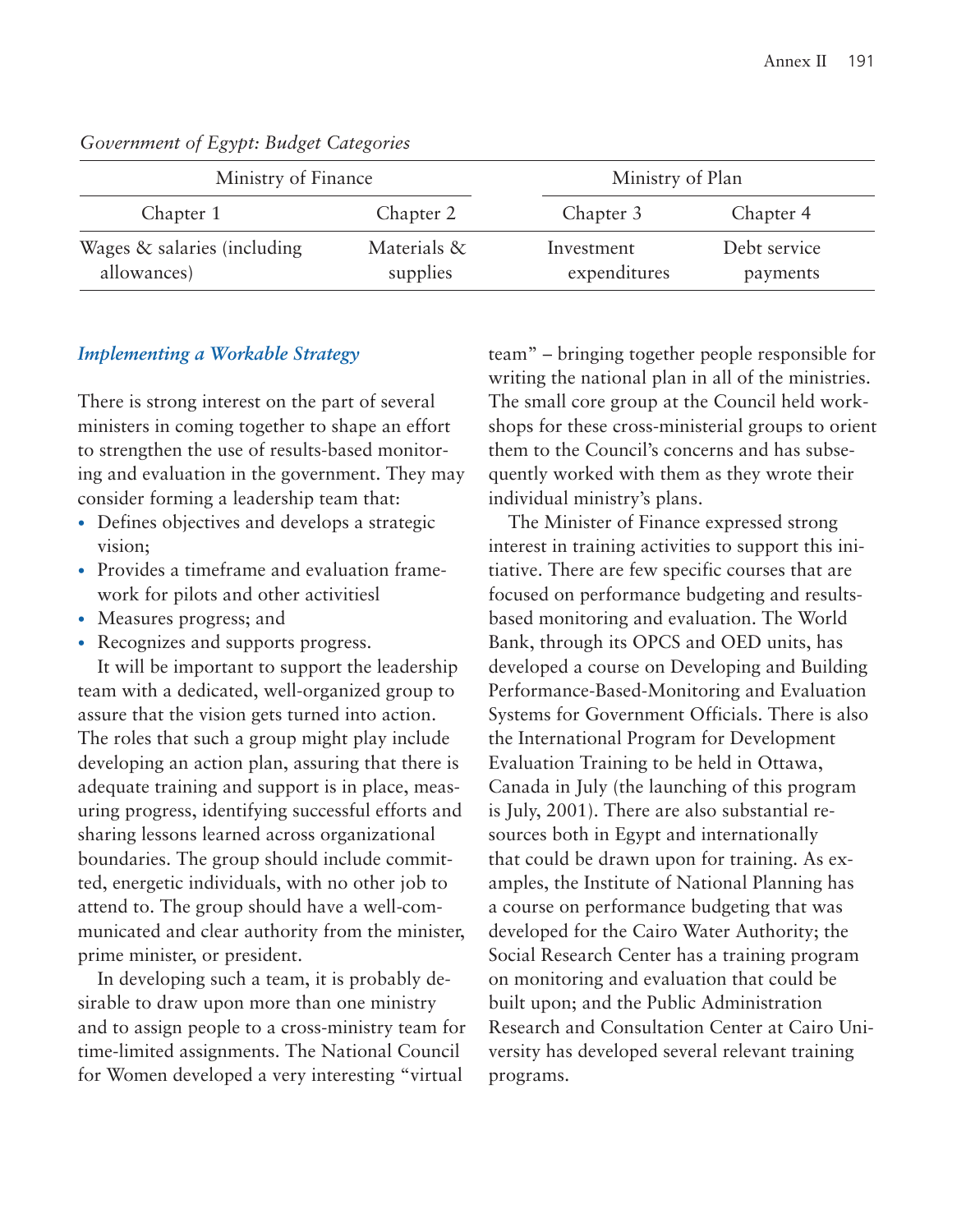*Government of Egypt: Budget Categories*

| Ministry of Finance | | Ministry of Plan | |
|---|---|---|---|
| Chapter 1 | Chapter 2 | Chapter 3 | Chapter 4 |
| Wages & salaries (including allowances) | Materials & supplies | Investment expenditures | Debt service payments |

### *Implementing a Workable Strategy*

There is strong interest on the part of several ministers in coming together to shape an effort to strengthen the use of results-based monitoring and evaluation in the government. They may consider forming a leadership team that:

- Defines objectives and develops a strategic vision;
- Provides a timeframe and evaluation framework for pilots and other activitiesl
- Measures progress; and
- Recognizes and supports progress.

It will be important to support the leadership team with a dedicated, well-organized group to assure that the vision gets turned into action. The roles that such a group might play include developing an action plan, assuring that there is adequate training and support is in place, measuring progress, identifying successful efforts and sharing lessons learned across organizational boundaries. The group should include committed, energetic individuals, with no other job to attend to. The group should have a well-communicated and clear authority from the minister, prime minister, or president.

In developing such a team, it is probably desirable to draw upon more than one ministry and to assign people to a cross-ministry team for time-limited assignments. The National Council for Women developed a very interesting "virtual team" – bringing together people responsible for writing the national plan in all of the ministries. The small core group at the Council held workshops for these cross-ministerial groups to orient them to the Council's concerns and has subsequently worked with them as they wrote their individual ministry's plans.

The Minister of Finance expressed strong interest in training activities to support this initiative. There are few specific courses that are focused on performance budgeting and results-based monitoring and evaluation. The World Bank, through its OPCS and OED units, has developed a course on Developing and Building Performance-Based-Monitoring and Evaluation Systems for Government Officials. There is also the International Program for Development Evaluation Training to be held in Ottawa, Canada in July (the launching of this program is July, 2001). There are also substantial resources both in Egypt and internationally that could be drawn upon for training. As examples, the Institute of National Planning has a course on performance budgeting that was developed for the Cairo Water Authority; the Social Research Center has a training program on monitoring and evaluation that could be built upon; and the Public Administration Research and Consultation Center at Cairo University has developed several relevant training programs.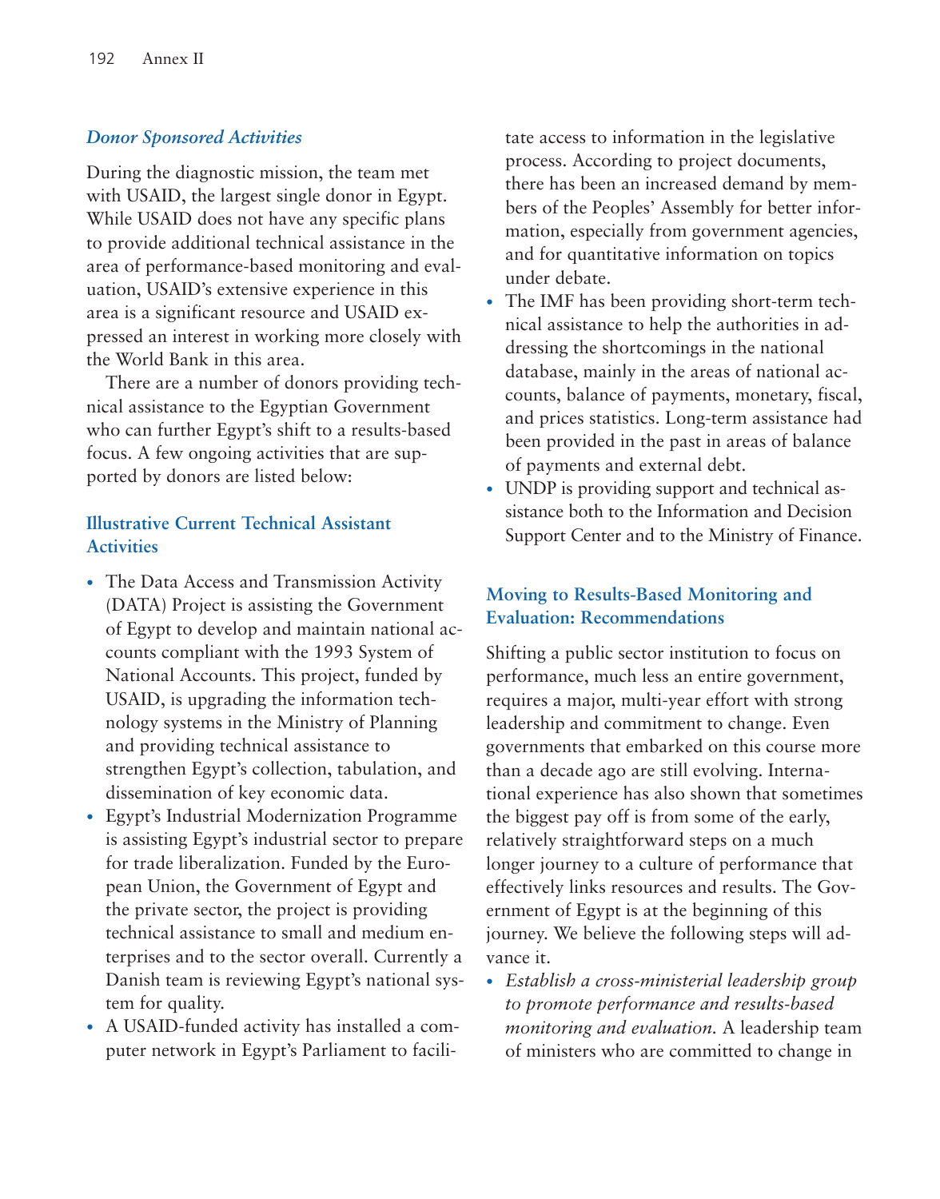### *Donor Sponsored Activities*

During the diagnostic mission, the team met with USAID, the largest single donor in Egypt. While USAID does not have any specific plans to provide additional technical assistance in the area of performance-based monitoring and evaluation, USAID's extensive experience in this area is a significant resource and USAID expressed an interest in working more closely with the World Bank in this area.

There are a number of donors providing technical assistance to the Egyptian Government who can further Egypt's shift to a results-based focus. A few ongoing activities that are supported by donors are listed below:

### Illustrative Current Technical Assistant Activities

- The Data Access and Transmission Activity (DATA) Project is assisting the Government of Egypt to develop and maintain national accounts compliant with the 1993 System of National Accounts. This project, funded by USAID, is upgrading the information technology systems in the Ministry of Planning and providing technical assistance to strengthen Egypt's collection, tabulation, and dissemination of key economic data.
- Egypt's Industrial Modernization Programme is assisting Egypt's industrial sector to prepare for trade liberalization. Funded by the European Union, the Government of Egypt and the private sector, the project is providing technical assistance to small and medium enterprises and to the sector overall. Currently a Danish team is reviewing Egypt's national system for quality.
- A USAID-funded activity has installed a computer network in Egypt's Parliament to facilitate access to information in the legislative process. According to project documents, there has been an increased demand by members of the Peoples' Assembly for better information, especially from government agencies, and for quantitative information on topics under debate.
- The IMF has been providing short-term technical assistance to help the authorities in addressing the shortcomings in the national database, mainly in the areas of national accounts, balance of payments, monetary, fiscal, and prices statistics. Long-term assistance had been provided in the past in areas of balance of payments and external debt.
- UNDP is providing support and technical assistance both to the Information and Decision Support Center and to the Ministry of Finance.

### Moving to Results-Based Monitoring and Evaluation: Recommendations

Shifting a public sector institution to focus on performance, much less an entire government, requires a major, multi-year effort with strong leadership and commitment to change. Even governments that embarked on this course more than a decade ago are still evolving. International experience has also shown that sometimes the biggest pay off is from some of the early, relatively straightforward steps on a much longer journey to a culture of performance that effectively links resources and results. The Government of Egypt is at the beginning of this journey. We believe the following steps will advance it.

- *Establish a cross-ministerial leadership group to promote performance and results-based monitoring and evaluation.* A leadership team of ministers who are committed to change in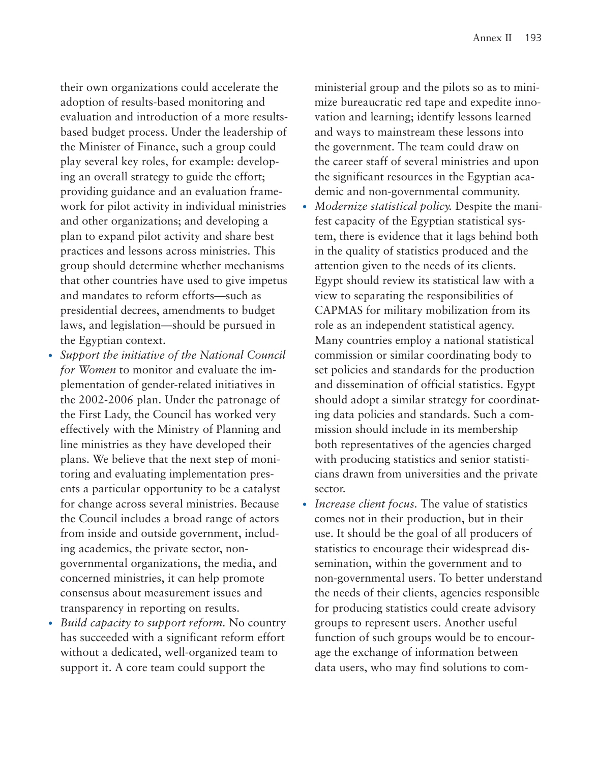their own organizations could accelerate the adoption of results-based monitoring and evaluation and introduction of a more results-based budget process. Under the leadership of the Minister of Finance, such a group could play several key roles, for example: developing an overall strategy to guide the effort; providing guidance and an evaluation framework for pilot activity in individual ministries and other organizations; and developing a plan to expand pilot activity and share best practices and lessons across ministries. This group should determine whether mechanisms that other countries have used to give impetus and mandates to reform efforts—such as presidential decrees, amendments to budget laws, and legislation—should be pursued in the Egyptian context.

- *Support the initiative of the National Council for Women* to monitor and evaluate the implementation of gender-related initiatives in the 2002-2006 plan. Under the patronage of the First Lady, the Council has worked very effectively with the Ministry of Planning and line ministries as they have developed their plans. We believe that the next step of monitoring and evaluating implementation presents a particular opportunity to be a catalyst for change across several ministries. Because the Council includes a broad range of actors from inside and outside government, including academics, the private sector, non-governmental organizations, the media, and concerned ministries, it can help promote consensus about measurement issues and transparency in reporting on results.
- *Build capacity to support reform.* No country has succeeded with a significant reform effort without a dedicated, well-organized team to support it. A core team could support the ministerial group and the pilots so as to minimize bureaucratic red tape and expedite innovation and learning; identify lessons learned and ways to mainstream these lessons into the government. The team could draw on the career staff of several ministries and upon the significant resources in the Egyptian academic and non-governmental community.
- *Modernize statistical policy.* Despite the manifest capacity of the Egyptian statistical system, there is evidence that it lags behind both in the quality of statistics produced and the attention given to the needs of its clients. Egypt should review its statistical law with a view to separating the responsibilities of CAPMAS for military mobilization from its role as an independent statistical agency. Many countries employ a national statistical commission or similar coordinating body to set policies and standards for the production and dissemination of official statistics. Egypt should adopt a similar strategy for coordinating data policies and standards. Such a commission should include in its membership both representatives of the agencies charged with producing statistics and senior statisticians drawn from universities and the private sector.
- *Increase client focus.* The value of statistics comes not in their production, but in their use. It should be the goal of all producers of statistics to encourage their widespread dissemination, within the government and to non-governmental users. To better understand the needs of their clients, agencies responsible for producing statistics could create advisory groups to represent users. Another useful function of such groups would be to encourage the exchange of information between data users, who may find solutions to com-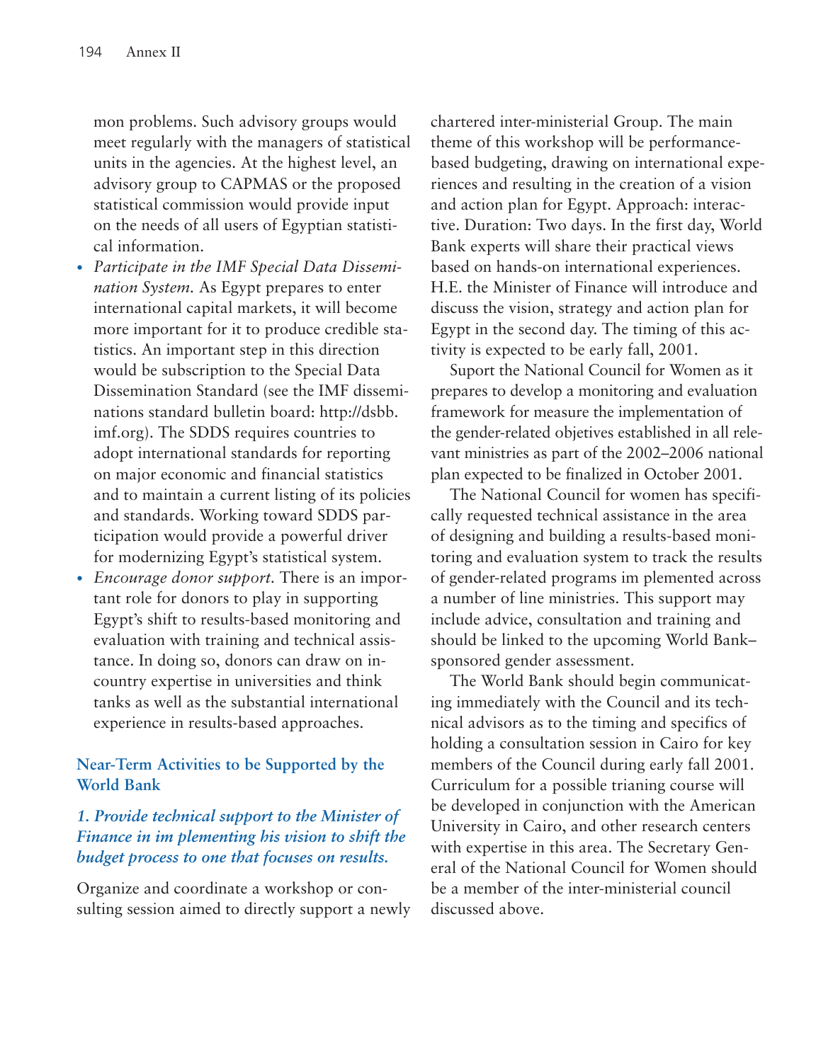mon problems. Such advisory groups would meet regularly with the managers of statistical units in the agencies. At the highest level, an advisory group to CAPMAS or the proposed statistical commission would provide input on the needs of all users of Egyptian statistical information.

- *Participate in the IMF Special Data Dissemination System.* As Egypt prepares to enter international capital markets, it will become more important for it to produce credible statistics. An important step in this direction would be subscription to the Special Data Dissemination Standard (see the IMF disseminations standard bulletin board: http://dsbb.imf.org). The SDDS requires countries to adopt international standards for reporting on major economic and financial statistics and to maintain a current listing of its policies and standards. Working toward SDDS participation would provide a powerful driver for modernizing Egypt's statistical system.
- *Encourage donor support.* There is an important role for donors to play in supporting Egypt's shift to results-based monitoring and evaluation with training and technical assistance. In doing so, donors can draw on in-country expertise in universities and think tanks as well as the substantial international experience in results-based approaches.

## Near-Term Activities to be Supported by the World Bank

### *1. Provide technical support to the Minister of Finance in im plementing his vision to shift the budget process to one that focuses on results.*

Organize and coordinate a workshop or consulting session aimed to directly support a newly chartered inter-ministerial Group. The main theme of this workshop will be performance-based budgeting, drawing on international experiences and resulting in the creation of a vision and action plan for Egypt. Approach: interactive. Duration: Two days. In the first day, World Bank experts will share their practical views based on hands-on international experiences. H.E. the Minister of Finance will introduce and discuss the vision, strategy and action plan for Egypt in the second day. The timing of this activity is expected to be early fall, 2001.

Suport the National Council for Women as it prepares to develop a monitoring and evaluation framework for measure the implementation of the gender-related objetives established in all relevant ministries as part of the 2002–2006 national plan expected to be finalized in October 2001.

The National Council for women has specifically requested technical assistance in the area of designing and building a results-based monitoring and evaluation system to track the results of gender-related programs im plemented across a number of line ministries. This support may include advice, consultation and training and should be linked to the upcoming World Bank–sponsored gender assessment.

The World Bank should begin communicating immediately with the Council and its technical advisors as to the timing and specifics of holding a consultation session in Cairo for key members of the Council during early fall 2001. Curriculum for a possible trianing course will be developed in conjunction with the American University in Cairo, and other research centers with expertise in this area. The Secretary General of the National Council for Women should be a member of the inter-ministerial council discussed above.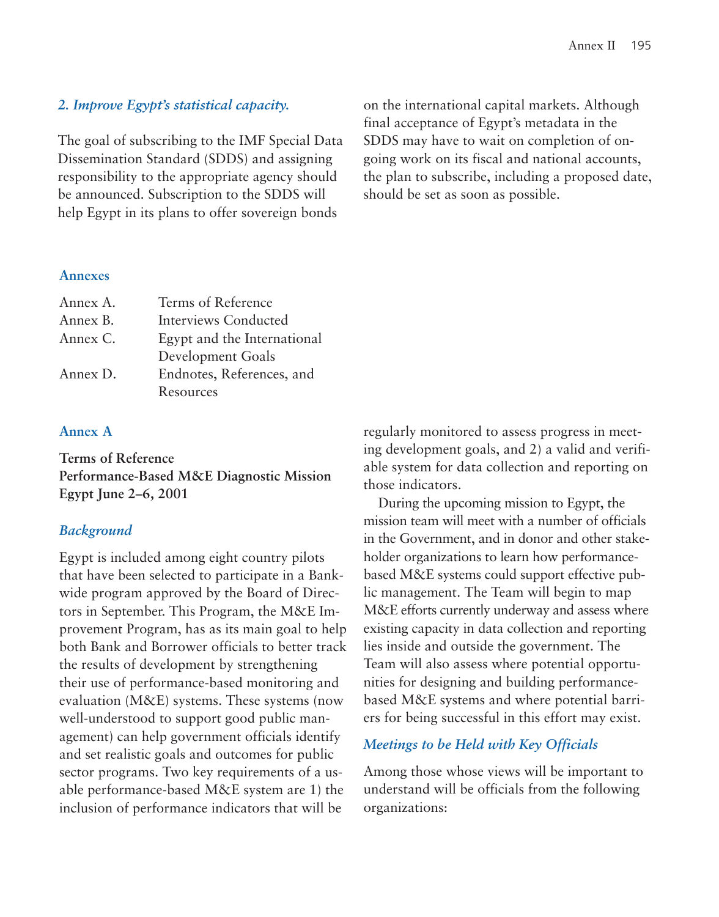### *2. Improve Egypt's statistical capacity.*

The goal of subscribing to the IMF Special Data Dissemination Standard (SDDS) and assigning responsibility to the appropriate agency should be announced. Subscription to the SDDS will help Egypt in its plans to offer sovereign bonds on the international capital markets. Although final acceptance of Egypt's metadata in the SDDS may have to wait on completion of ongoing work on its fiscal and national accounts, the plan to subscribe, including a proposed date, should be set as soon as possible.

### Annexes

| | |
|---|---|
| Annex A. | Terms of Reference |
| Annex B. | Interviews Conducted |
| Annex C. | Egypt and the International Development Goals |
| Annex D. | Endnotes, References, and Resources |

## Annex A

**Terms of Reference**
**Performance-Based M&E Diagnostic Mission**
**Egypt June 2–6, 2001**

### *Background*

Egypt is included among eight country pilots that have been selected to participate in a Bankwide program approved by the Board of Directors in September. This Program, the M&E Improvement Program, has as its main goal to help both Bank and Borrower officials to better track the results of development by strengthening their use of performance-based monitoring and evaluation (M&E) systems. These systems (now well-understood to support good public management) can help government officials identify and set realistic goals and outcomes for public sector programs. Two key requirements of a usable performance-based M&E system are 1) the inclusion of performance indicators that will be regularly monitored to assess progress in meeting development goals, and 2) a valid and verifiable system for data collection and reporting on those indicators.

During the upcoming mission to Egypt, the mission team will meet with a number of officials in the Government, and in donor and other stakeholder organizations to learn how performance-based M&E systems could support effective public management. The Team will begin to map M&E efforts currently underway and assess where existing capacity in data collection and reporting lies inside and outside the government. The Team will also assess where potential opportunities for designing and building performance-based M&E systems and where potential barriers for being successful in this effort may exist.

### *Meetings to be Held with Key Officials*

Among those whose views will be important to understand will be officials from the following organizations: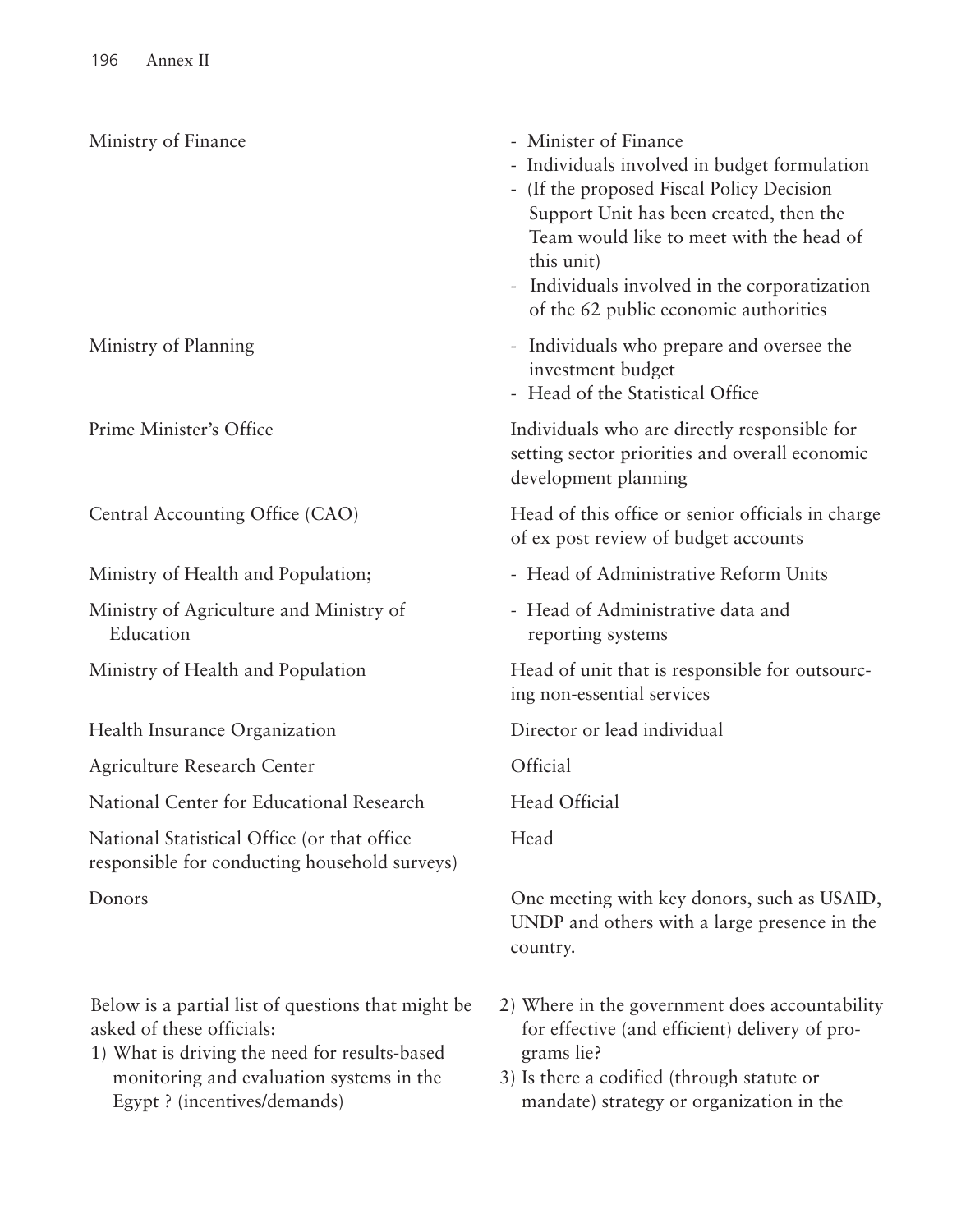| | |
|---|---|
| Ministry of Finance | - Minister of Finance<br>- Individuals involved in budget formulation<br>- (If the proposed Fiscal Policy Decision Support Unit has been created, then the Team would like to meet with the head of this unit)<br>- Individuals involved in the corporatization of the 62 public economic authorities |
| Ministry of Planning | - Individuals who prepare and oversee the investment budget<br>- Head of the Statistical Office |
| Prime Minister's Office | Individuals who are directly responsible for setting sector priorities and overall economic development planning |
| Central Accounting Office (CAO) | Head of this office or senior officials in charge of ex post review of budget accounts |
| Ministry of Health and Population; | - Head of Administrative Reform Units |
| Ministry of Agriculture and Ministry of Education | - Head of Administrative data and reporting systems |
| Ministry of Health and Population | Head of unit that is responsible for outsourcing non-essential services |
| Health Insurance Organization | Director or lead individual |
| Agriculture Research Center | Official |
| National Center for Educational Research | Head Official |
| National Statistical Office (or that office responsible for conducting household surveys) | Head |
| Donors | One meeting with key donors, such as USAID, UNDP and others with a large presence in the country. |

Below is a partial list of questions that might be asked of these officials:

1) What is driving the need for results-based monitoring and evaluation systems in the Egypt ? (incentives/demands)
2) Where in the government does accountability for effective (and efficient) delivery of programs lie?
3) Is there a codified (through statute or mandate) strategy or organization in the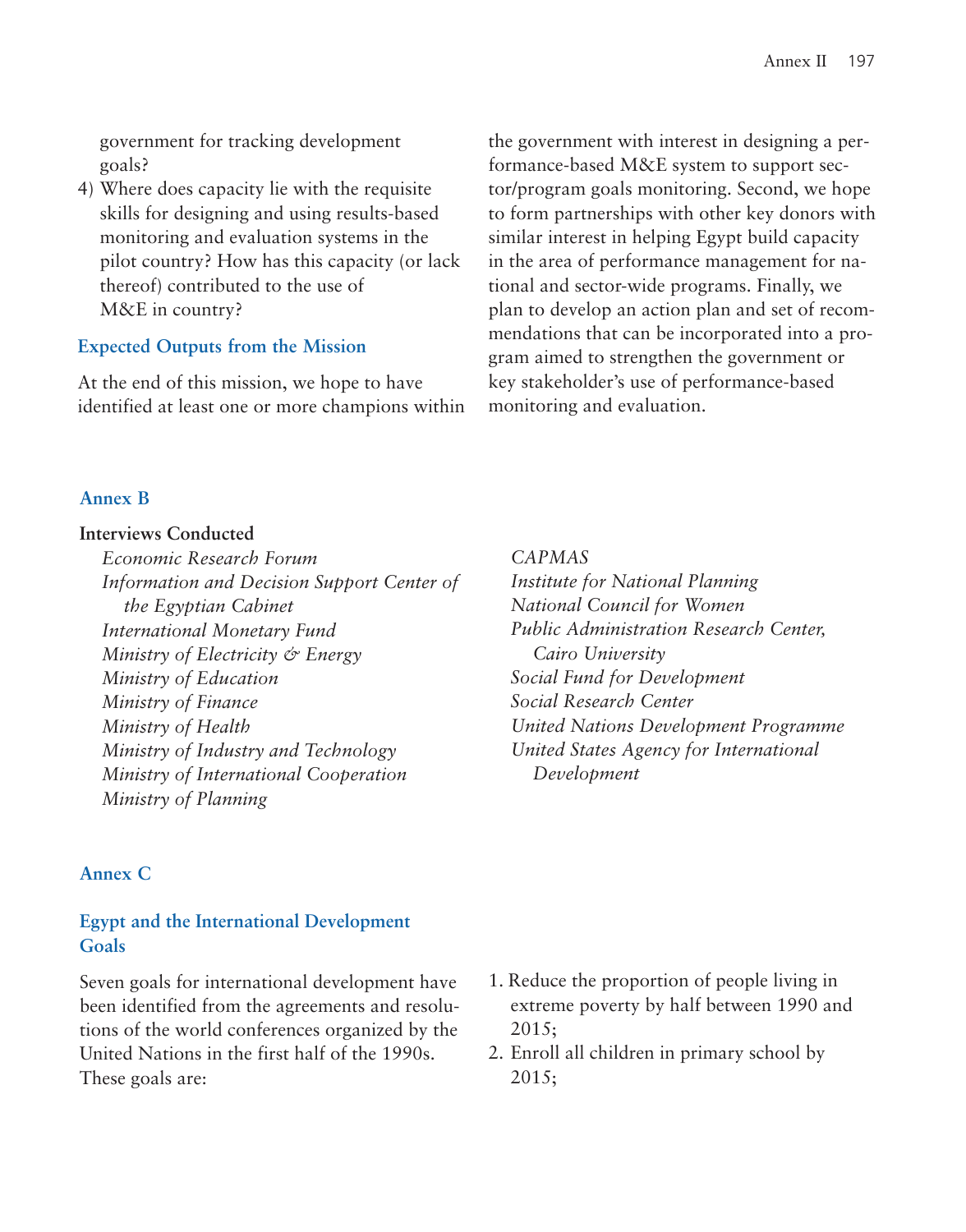government for tracking development goals?

4) Where does capacity lie with the requisite skills for designing and using results-based monitoring and evaluation systems in the pilot country? How has this capacity (or lack thereof) contributed to the use of M&E in country?

### Expected Outputs from the Mission

At the end of this mission, we hope to have identified at least one or more champions within the government with interest in designing a performance-based M&E system to support sector/program goals monitoring. Second, we hope to form partnerships with other key donors with similar interest in helping Egypt build capacity in the area of performance management for national and sector-wide programs. Finally, we plan to develop an action plan and set of recommendations that can be incorporated into a program aimed to strengthen the government or key stakeholder's use of performance-based monitoring and evaluation.

## Annex B

**Interviews Conducted**

*Economic Research Forum*
*Information and Decision Support Center of the Egyptian Cabinet*
*International Monetary Fund*
*Ministry of Electricity & Energy*
*Ministry of Education*
*Ministry of Finance*
*Ministry of Health*
*Ministry of Industry and Technology*
*Ministry of International Cooperation*
*Ministry of Planning*
*CAPMAS*
*Institute for National Planning*
*National Council for Women*
*Public Administration Research Center, Cairo University*
*Social Fund for Development*
*Social Research Center*
*United Nations Development Programme*
*United States Agency for International Development*

## Annex C

### Egypt and the International Development Goals

Seven goals for international development have been identified from the agreements and resolutions of the world conferences organized by the United Nations in the first half of the 1990s. These goals are:

1. Reduce the proportion of people living in extreme poverty by half between 1990 and 2015;
2. Enroll all children in primary school by 2015;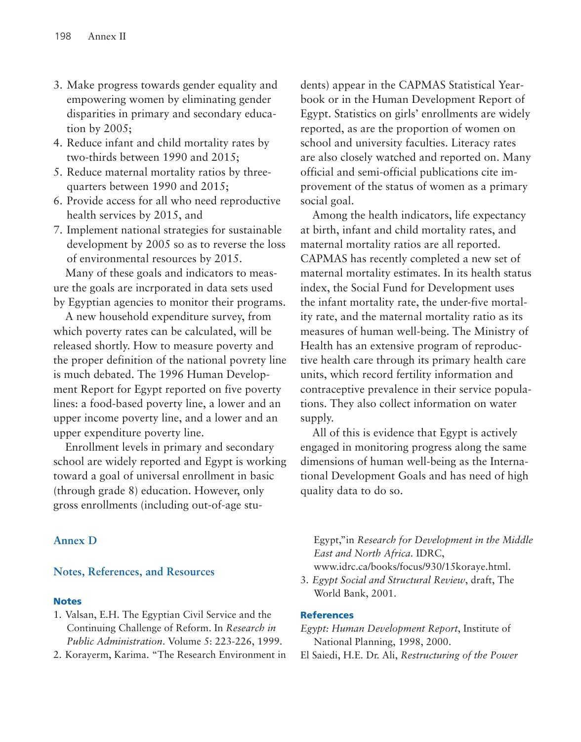3. Make progress towards gender equality and empowering women by eliminating gender disparities in primary and secondary education by 2005;
4. Reduce infant and child mortality rates by two-thirds between 1990 and 2015;
5. Reduce maternal mortality ratios by three-quarters between 1990 and 2015;
6. Provide access for all who need reproductive health services by 2015, and
7. Implement national strategies for sustainable development by 2005 so as to reverse the loss of environmental resources by 2015.

Many of these goals and indicators to measure the goals are incrporated in data sets used by Egyptian agencies to monitor their programs.

A new household expenditure survey, from which poverty rates can be calculated, will be released shortly. How to measure poverty and the proper definition of the national povrety line is much debated. The 1996 Human Development Report for Egypt reported on five poverty lines: a food-based poverty line, a lower and an upper income poverty line, and a lower and an upper expenditure poverty line.

Enrollment levels in primary and secondary school are widely reported and Egypt is working toward a goal of universal enrollment in basic (through grade 8) education. However, only gross enrollments (including out-of-age students) appear in the CAPMAS Statistical Yearbook or in the Human Development Report of Egypt. Statistics on girls' enrollments are widely reported, as are the proportion of women on school and university faculties. Literacy rates are also closely watched and reported on. Many official and semi-official publications cite improvement of the status of women as a primary social goal.

Among the health indicators, life expectancy at birth, infant and child mortality rates, and maternal mortality ratios are all reported. CAPMAS has recently completed a new set of maternal mortality estimates. In its health status index, the Social Fund for Development uses the infant mortality rate, the under-five mortality rate, and the maternal mortality ratio as its measures of human well-being. The Ministry of Health has an extensive program of reproductive health care through its primary health care units, which record fertility information and contraceptive prevalence in their service populations. They also collect information on water supply.

All of this is evidence that Egypt is actively engaged in monitoring progress along the same dimensions of human well-being as the International Development Goals and has need of high quality data to do so.

## Annex D

## Notes, References, and Resources

### Notes

1. Valsan, E.H. The Egyptian Civil Service and the Continuing Challenge of Reform. In *Research in Public Administration*. Volume 5: 223-226, 1999.
2. Korayerm, Karima. "The Research Environment in Egypt,"in *Research for Development in the Middle East and North Africa*. IDRC, www.idrc.ca/books/focus/930/15koraye.html.
3. *Egypt Social and Structural Review*, draft, The World Bank, 2001.

### References

*Egypt: Human Development Report*, Institute of National Planning, 1998, 2000.

El Saiedi, H.E. Dr. Ali, *Restructuring of the Power*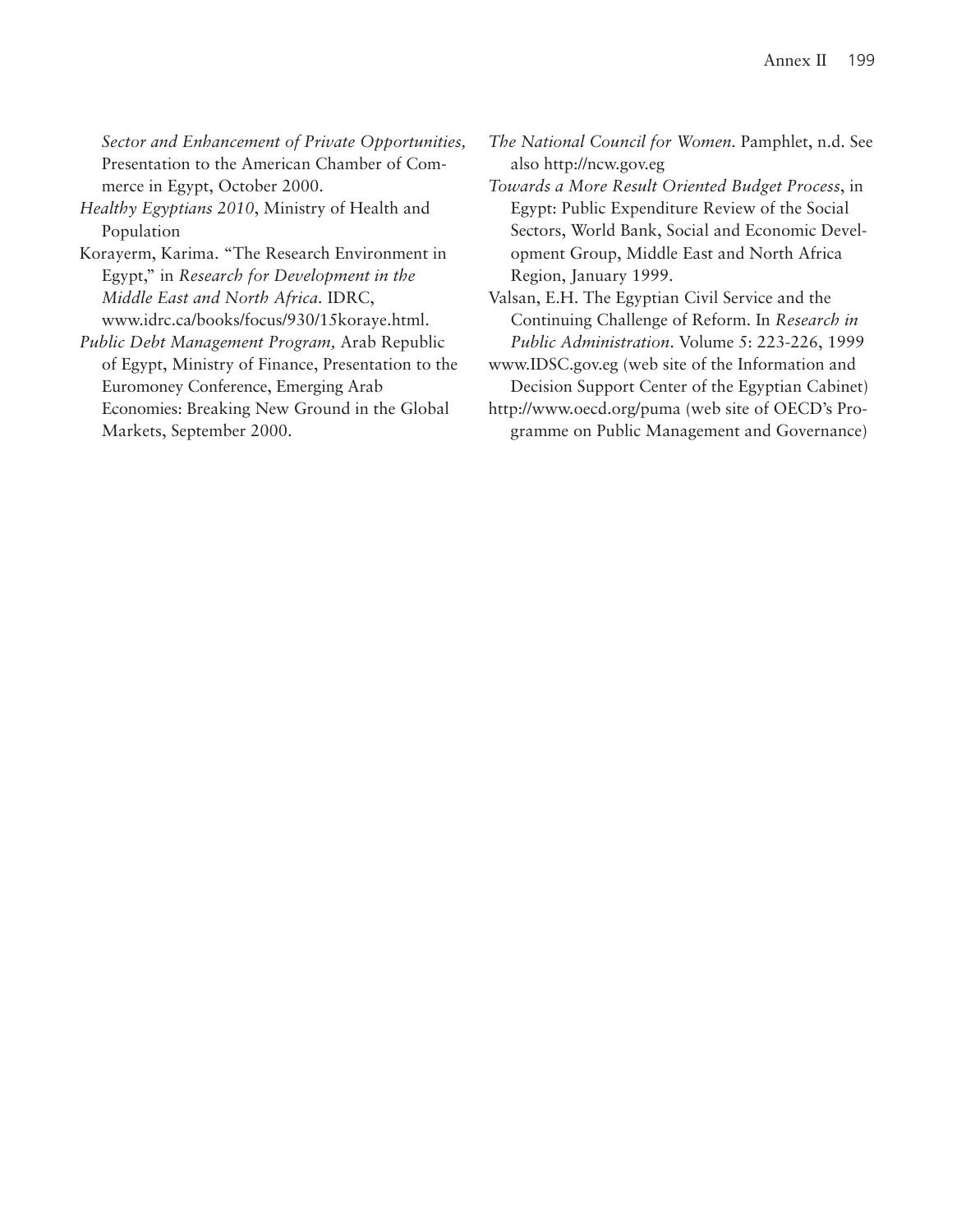*Sector and Enhancement of Private Opportunities,* Presentation to the American Chamber of Commerce in Egypt, October 2000.

*Healthy Egyptians 2010*, Ministry of Health and Population

Korayerm, Karima. "The Research Environment in Egypt," in *Research for Development in the Middle East and North Africa*. IDRC, www.idrc.ca/books/focus/930/15koraye.html.

*Public Debt Management Program,* Arab Republic of Egypt, Ministry of Finance, Presentation to the Euromoney Conference, Emerging Arab Economies: Breaking New Ground in the Global Markets, September 2000.

*The National Council for Women*. Pamphlet, n.d. See also http://ncw.gov.eg

*Towards a More Result Oriented Budget Process*, in Egypt: Public Expenditure Review of the Social Sectors, World Bank, Social and Economic Development Group, Middle East and North Africa Region, January 1999.

Valsan, E.H. The Egyptian Civil Service and the Continuing Challenge of Reform. In *Research in Public Administration*. Volume 5: 223-226, 1999

www.IDSC.gov.eg (web site of the Information and Decision Support Center of the Egyptian Cabinet)

http://www.oecd.org/puma (web site of OECD's Programme on Public Management and Governance)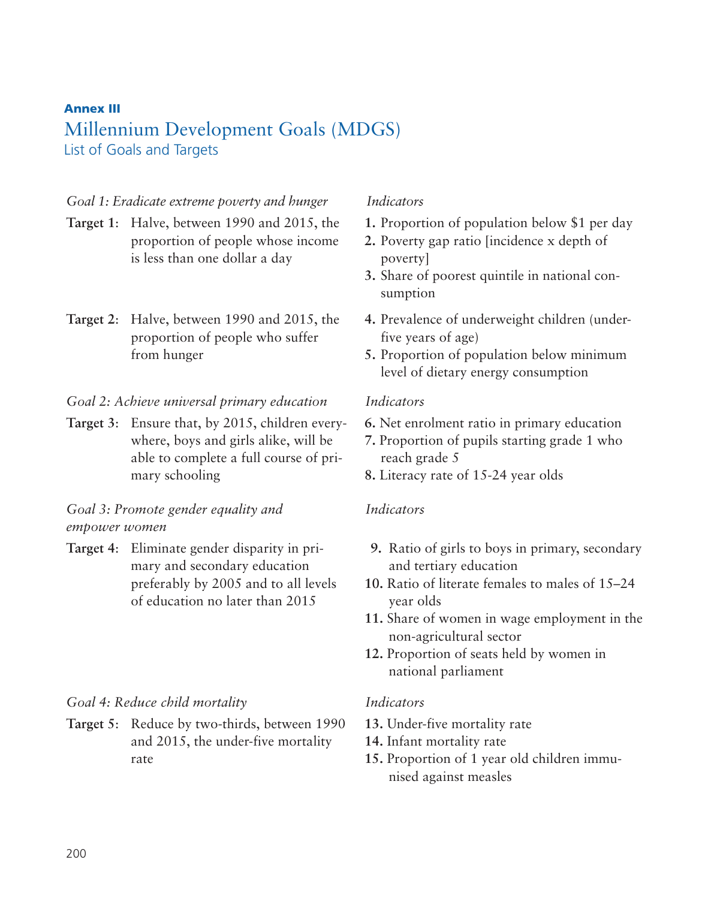**Annex III**

# Millennium Development Goals (MDGS)

## List of Goals and Targets

| *Goal 1: Eradicate extreme poverty and hunger* | *Indicators* |
|---|---|
| **Target 1**: Halve, between 1990 and 2015, the proportion of people whose income is less than one dollar a day | **1.** Proportion of population below $1 per day<br>**2.** Poverty gap ratio [incidence x depth of poverty]<br>**3.** Share of poorest quintile in national consumption |
| **Target 2**: Halve, between 1990 and 2015, the proportion of people who suffer from hunger | **4.** Prevalence of underweight children (under-five years of age)<br>**5.** Proportion of population below minimum level of dietary energy consumption |
| *Goal 2: Achieve universal primary education* | *Indicators* |
| **Target 3**: Ensure that, by 2015, children everywhere, boys and girls alike, will be able to complete a full course of primary schooling | **6.** Net enrolment ratio in primary education<br>**7.** Proportion of pupils starting grade 1 who reach grade 5<br>**8.** Literacy rate of 15-24 year olds |
| *Goal 3: Promote gender equality and empower women* | *Indicators* |
| **Target 4**: Eliminate gender disparity in primary and secondary education preferably by 2005 and to all levels of education no later than 2015 | **9.** Ratio of girls to boys in primary, secondary and tertiary education<br>**10.** Ratio of literate females to males of 15–24 year olds<br>**11.** Share of women in wage employment in the non-agricultural sector<br>**12.** Proportion of seats held by women in national parliament |
| *Goal 4: Reduce child mortality* | *Indicators* |
| **Target 5**: Reduce by two-thirds, between 1990 and 2015, the under-five mortality rate | **13.** Under-five mortality rate<br>**14.** Infant mortality rate<br>**15.** Proportion of 1 year old children immunised against measles |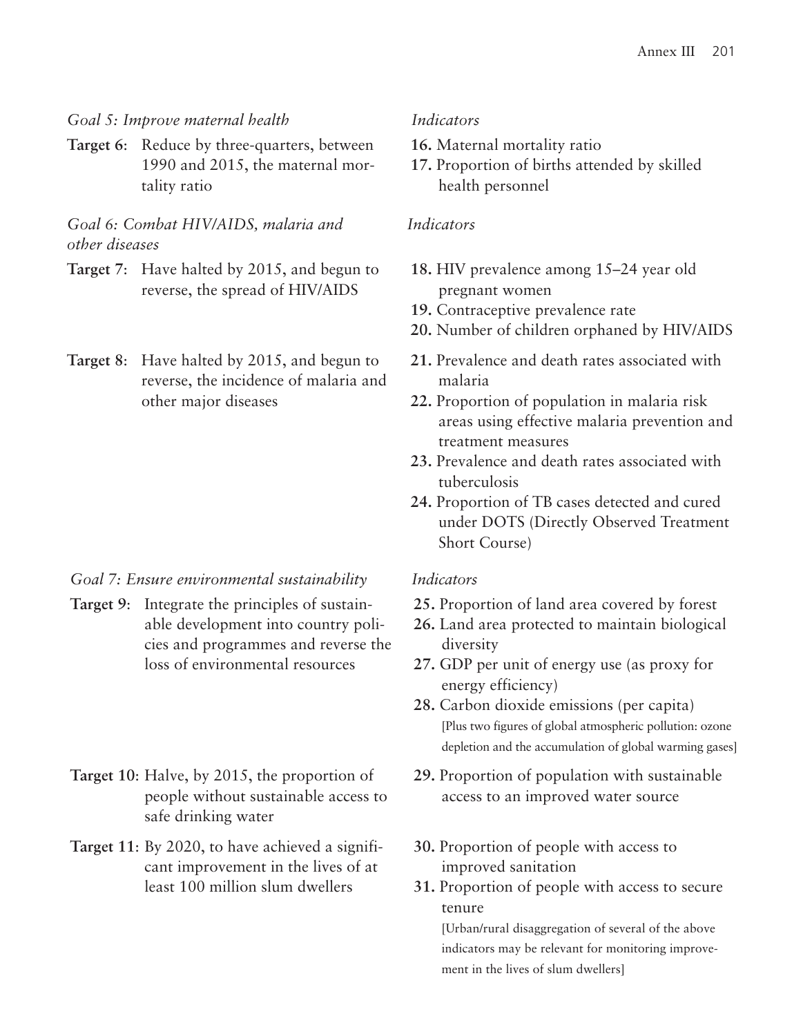*Goal 5: Improve maternal health*

**Target 6**: Reduce by three-quarters, between 1990 and 2015, the maternal mortality ratio

*Indicators*

**16.** Maternal mortality ratio
**17.** Proportion of births attended by skilled health personnel

*Goal 6: Combat HIV/AIDS, malaria and other diseases*

**Target 7**: Have halted by 2015, and begun to reverse, the spread of HIV/AIDS

*Indicators*

**18.** HIV prevalence among 15–24 year old pregnant women
**19.** Contraceptive prevalence rate
**20.** Number of children orphaned by HIV/AIDS

**Target 8**: Have halted by 2015, and begun to reverse, the incidence of malaria and other major diseases

**21.** Prevalence and death rates associated with malaria
**22.** Proportion of population in malaria risk areas using effective malaria prevention and treatment measures
**23.** Prevalence and death rates associated with tuberculosis
**24.** Proportion of TB cases detected and cured under DOTS (Directly Observed Treatment Short Course)

*Goal 7: Ensure environmental sustainability*

**Target 9**: Integrate the principles of sustainable development into country policies and programmes and reverse the loss of environmental resources

*Indicators*

**25.** Proportion of land area covered by forest
**26.** Land area protected to maintain biological diversity
**27.** GDP per unit of energy use (as proxy for energy efficiency)
**28.** Carbon dioxide emissions (per capita)
[Plus two figures of global atmospheric pollution: ozone depletion and the accumulation of global warming gases]

**Target 10**: Halve, by 2015, the proportion of people without sustainable access to safe drinking water

**29.** Proportion of population with sustainable access to an improved water source

**Target 11**: By 2020, to have achieved a significant improvement in the lives of at least 100 million slum dwellers

**30.** Proportion of people with access to improved sanitation
**31.** Proportion of people with access to secure tenure
[Urban/rural disaggregation of several of the above indicators may be relevant for monitoring improvement in the lives of slum dwellers]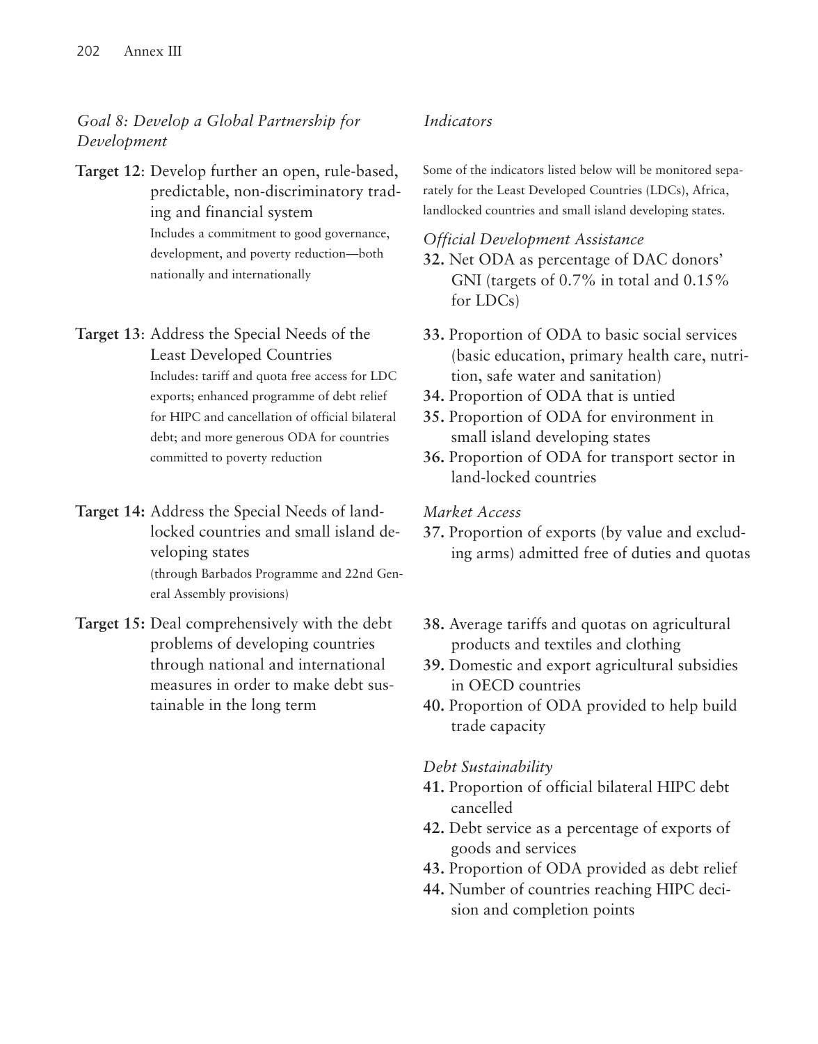*Goal 8: Develop a Global Partnership for Development*

**Target 12**: Develop further an open, rule-based, predictable, non-discriminatory trading and financial system
Includes a commitment to good governance, development, and poverty reduction—both nationally and internationally

**Target 13**: Address the Special Needs of the Least Developed Countries
Includes: tariff and quota free access for LDC exports; enhanced programme of debt relief for HIPC and cancellation of official bilateral debt; and more generous ODA for countries committed to poverty reduction

**Target 14:** Address the Special Needs of landlocked countries and small island developing states
(through Barbados Programme and 22nd General Assembly provisions)

**Target 15:** Deal comprehensively with the debt problems of developing countries through national and international measures in order to make debt sustainable in the long term

*Indicators*

Some of the indicators listed below will be monitored separately for the Least Developed Countries (LDCs), Africa, landlocked countries and small island developing states.

*Official Development Assistance*

**32.** Net ODA as percentage of DAC donors' GNI (targets of 0.7% in total and 0.15% for LDCs)

**33.** Proportion of ODA to basic social services (basic education, primary health care, nutrition, safe water and sanitation)

**34.** Proportion of ODA that is untied

**35.** Proportion of ODA for environment in small island developing states

**36.** Proportion of ODA for transport sector in land-locked countries

*Market Access*

**37.** Proportion of exports (by value and excluding arms) admitted free of duties and quotas

**38.** Average tariffs and quotas on agricultural products and textiles and clothing

**39.** Domestic and export agricultural subsidies in OECD countries

**40.** Proportion of ODA provided to help build trade capacity

*Debt Sustainability*

**41.** Proportion of official bilateral HIPC debt cancelled

**42.** Debt service as a percentage of exports of goods and services

**43.** Proportion of ODA provided as debt relief

**44.** Number of countries reaching HIPC decision and completion points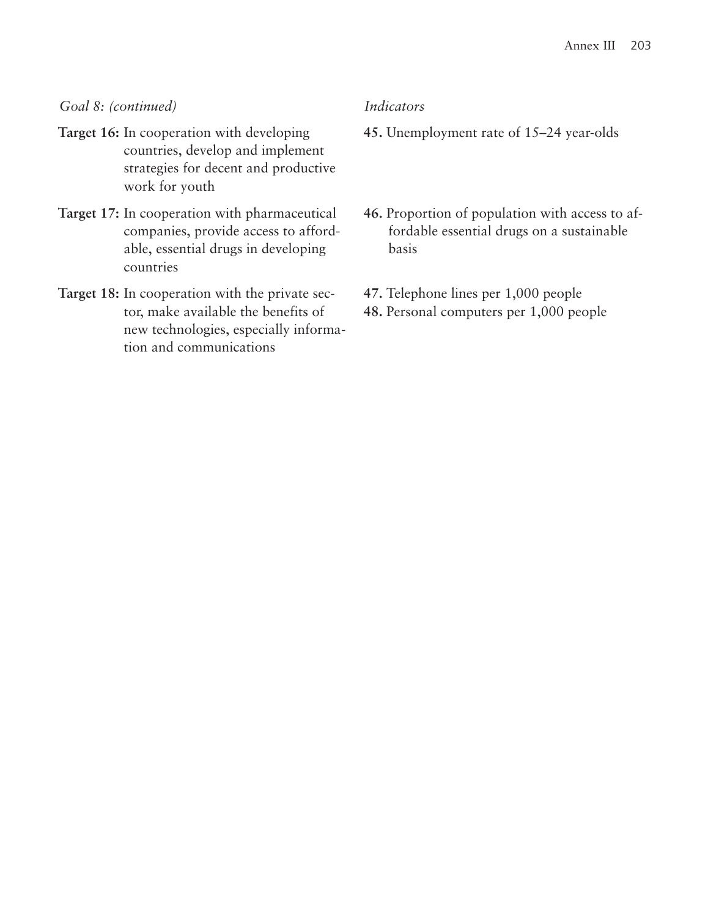| *Goal 8: (continued)* | *Indicators* |
| --- | --- |
| **Target 16:** In cooperation with developing countries, develop and implement strategies for decent and productive work for youth | **45.** Unemployment rate of 15–24 year-olds |
| **Target 17:** In cooperation with pharmaceutical companies, provide access to affordable, essential drugs in developing countries | **46.** Proportion of population with access to affordable essential drugs on a sustainable basis |
| **Target 18:** In cooperation with the private sector, make available the benefits of new technologies, especially information and communications | **47.** Telephone lines per 1,000 people<br>**48.** Personal computers per 1,000 people |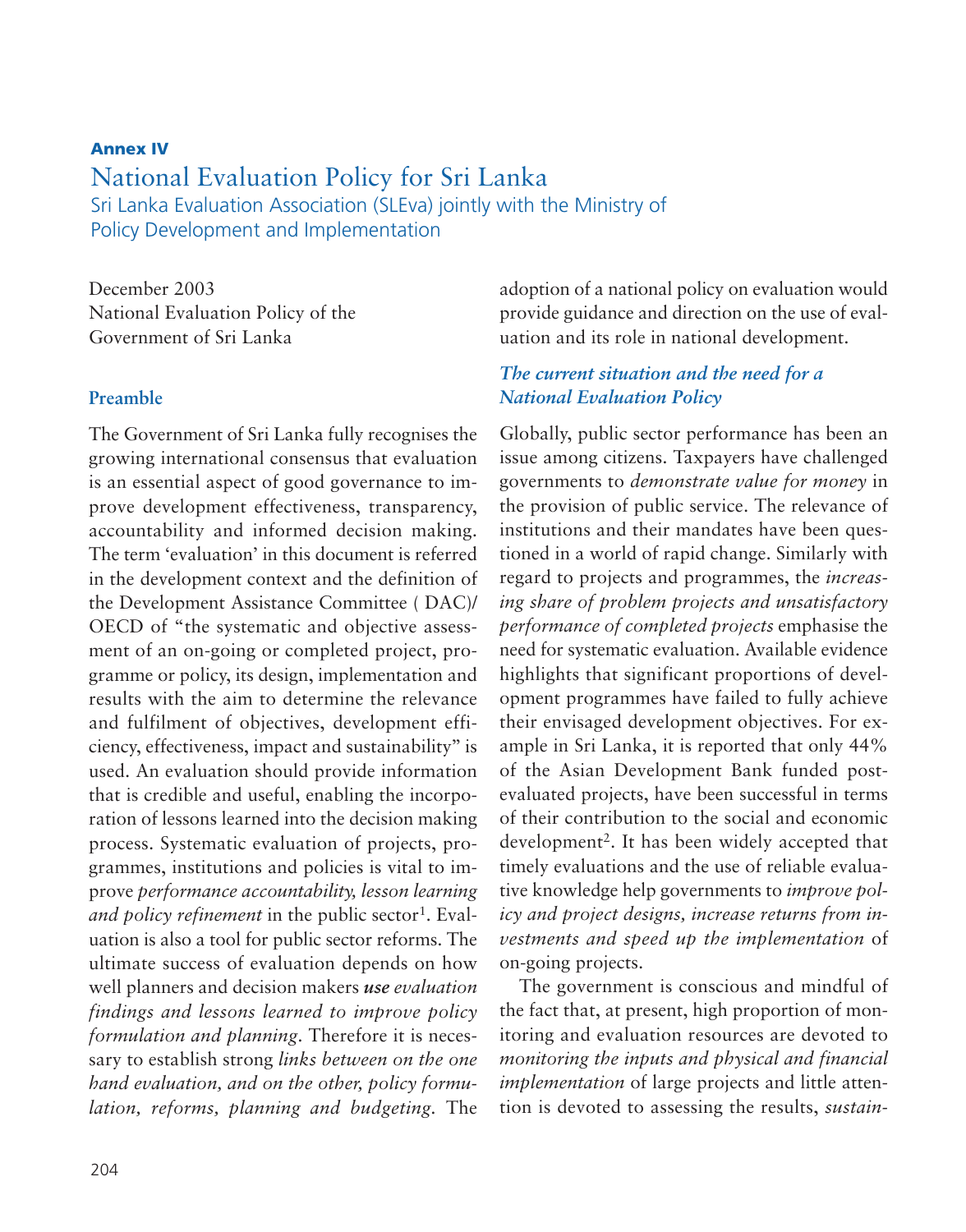**Annex IV**

# National Evaluation Policy for Sri Lanka

Sri Lanka Evaluation Association (SLEva) jointly with the Ministry of Policy Development and Implementation

December 2003
National Evaluation Policy of the Government of Sri Lanka

## Preamble

The Government of Sri Lanka fully recognises the growing international consensus that evaluation is an essential aspect of good governance to improve development effectiveness, transparency, accountability and informed decision making. The term 'evaluation' in this document is referred in the development context and the definition of the Development Assistance Committee ( DAC)/ OECD of "the systematic and objective assessment of an on-going or completed project, programme or policy, its design, implementation and results with the aim to determine the relevance and fulfilment of objectives, development efficiency, effectiveness, impact and sustainability" is used. An evaluation should provide information that is credible and useful, enabling the incorporation of lessons learned into the decision making process. Systematic evaluation of projects, programmes, institutions and policies is vital to improve *performance accountability, lesson learning and policy refinement* in the public sector[1]. Evaluation is also a tool for public sector reforms. The ultimate success of evaluation depends on how well planners and decision makers ***use*** *evaluation findings and lessons learned to improve policy formulation and planning*. Therefore it is necessary to establish strong *links between on the one hand evaluation, and on the other, policy formulation, reforms, planning and budgeting*. The adoption of a national policy on evaluation would provide guidance and direction on the use of evaluation and its role in national development.

### *The current situation and the need for a National Evaluation Policy*

Globally, public sector performance has been an issue among citizens. Taxpayers have challenged governments to *demonstrate value for money* in the provision of public service. The relevance of institutions and their mandates have been questioned in a world of rapid change. Similarly with regard to projects and programmes, the *increasing share of problem projects and unsatisfactory performance of completed projects* emphasise the need for systematic evaluation. Available evidence highlights that significant proportions of development programmes have failed to fully achieve their envisaged development objectives. For example in Sri Lanka, it is reported that only 44% of the Asian Development Bank funded post-evaluated projects, have been successful in terms of their contribution to the social and economic development[2]. It has been widely accepted that timely evaluations and the use of reliable evaluative knowledge help governments to *improve policy and project designs, increase returns from investments and speed up the implementation* of on-going projects.

The government is conscious and mindful of the fact that, at present, high proportion of monitoring and evaluation resources are devoted to *monitoring the inputs and physical and financial implementation* of large projects and little attention is devoted to assessing the results, *sustain-*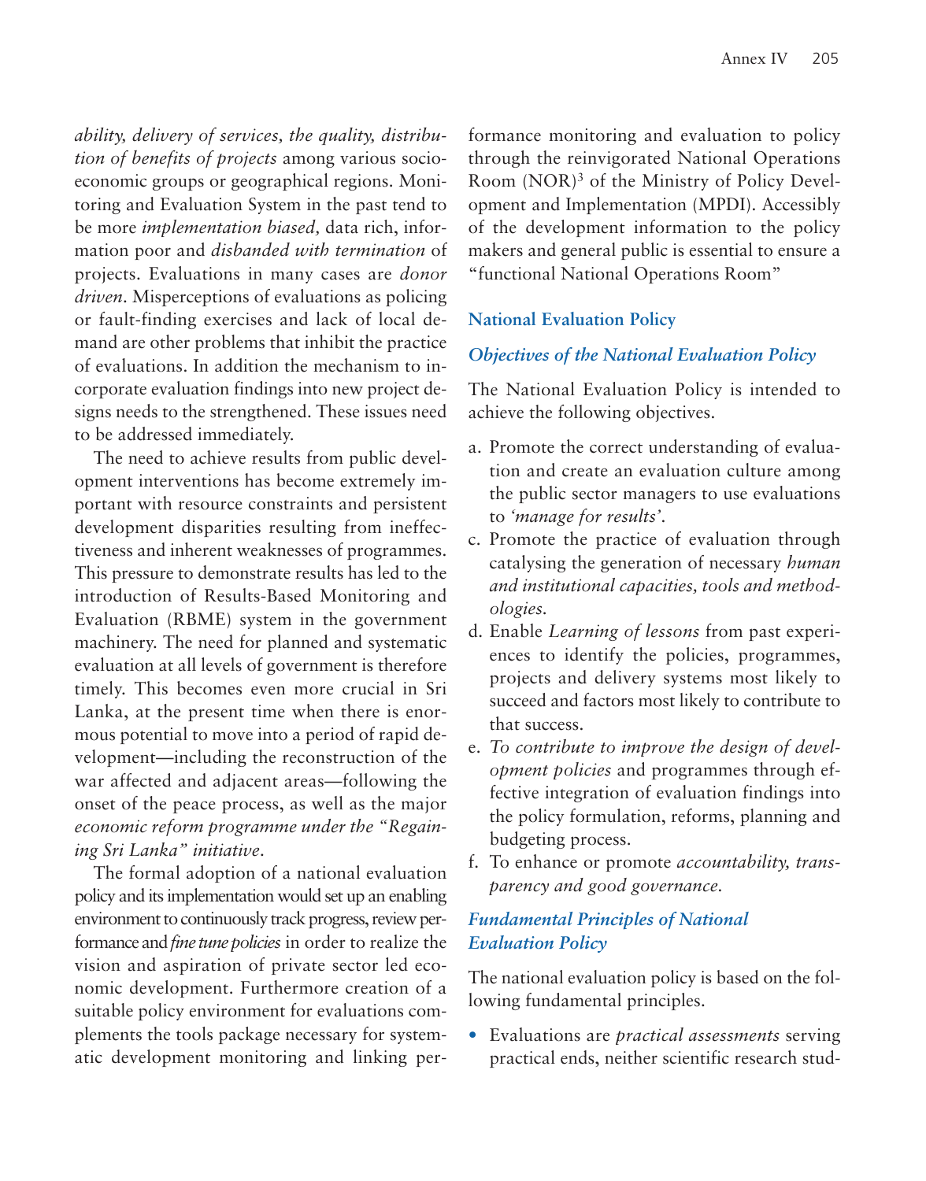*ability, delivery of services, the quality, distribution of benefits of projects* among various socio-economic groups or geographical regions. Monitoring and Evaluation System in the past tend to be more *implementation biased,* data rich, information poor and *disbanded with termination* of projects. Evaluations in many cases are *donor driven*. Misperceptions of evaluations as policing or fault-finding exercises and lack of local demand are other problems that inhibit the practice of evaluations. In addition the mechanism to incorporate evaluation findings into new project designs needs to the strengthened. These issues need to be addressed immediately.

The need to achieve results from public development interventions has become extremely important with resource constraints and persistent development disparities resulting from ineffectiveness and inherent weaknesses of programmes. This pressure to demonstrate results has led to the introduction of Results-Based Monitoring and Evaluation (RBME) system in the government machinery. The need for planned and systematic evaluation at all levels of government is therefore timely. This becomes even more crucial in Sri Lanka, at the present time when there is enormous potential to move into a period of rapid development—including the reconstruction of the war affected and adjacent areas—following the onset of the peace process, as well as the major *economic reform programme under the "Regaining Sri Lanka" initiative*.

The formal adoption of a national evaluation policy and its implementation would set up an enabling environment to continuously track progress, review performance and *fine tune policies* in order to realize the vision and aspiration of private sector led economic development. Furthermore creation of a suitable policy environment for evaluations complements the tools package necessary for systematic development monitoring and linking performance monitoring and evaluation to policy through the reinvigorated National Operations Room (NOR)[3] of the Ministry of Policy Development and Implementation (MPDI). Accessibly of the development information to the policy makers and general public is essential to ensure a "functional National Operations Room"

## National Evaluation Policy

### *Objectives of the National Evaluation Policy*

The National Evaluation Policy is intended to achieve the following objectives.

a. Promote the correct understanding of evaluation and create an evaluation culture among the public sector managers to use evaluations to *'manage for results'*.
c. Promote the practice of evaluation through catalysing the generation of necessary *human and institutional capacities, tools and methodologies.*
d. Enable *Learning of lessons* from past experiences to identify the policies, programmes, projects and delivery systems most likely to succeed and factors most likely to contribute to that success.
e. *To contribute to improve the design of development policies* and programmes through effective integration of evaluation findings into the policy formulation, reforms, planning and budgeting process.
f. To enhance or promote *accountability, transparency and good governance.*

### *Fundamental Principles of National Evaluation Policy*

The national evaluation policy is based on the following fundamental principles.

- Evaluations are *practical assessments* serving practical ends, neither scientific research stud-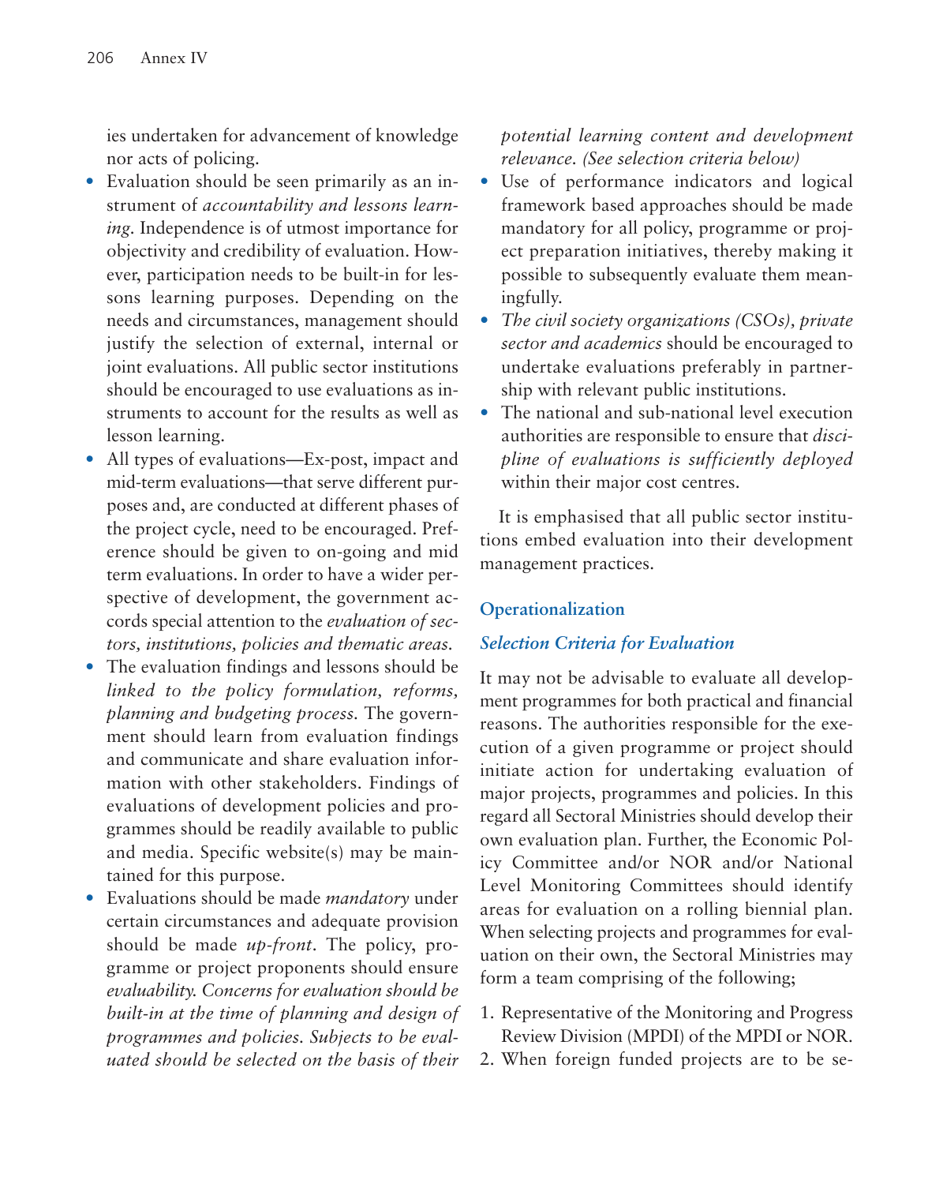ies undertaken for advancement of knowledge nor acts of policing.

- Evaluation should be seen primarily as an instrument of *accountability and lessons learning*. Independence is of utmost importance for objectivity and credibility of evaluation. However, participation needs to be built-in for lessons learning purposes. Depending on the needs and circumstances, management should justify the selection of external, internal or joint evaluations. All public sector institutions should be encouraged to use evaluations as instruments to account for the results as well as lesson learning.
- All types of evaluations—Ex-post, impact and mid-term evaluations—that serve different purposes and, are conducted at different phases of the project cycle, need to be encouraged. Preference should be given to on-going and mid term evaluations. In order to have a wider perspective of development, the government accords special attention to the *evaluation of sectors, institutions, policies and thematic areas.*
- The evaluation findings and lessons should be *linked to the policy formulation, reforms, planning and budgeting process.* The government should learn from evaluation findings and communicate and share evaluation information with other stakeholders. Findings of evaluations of development policies and programmes should be readily available to public and media. Specific website(s) may be maintained for this purpose.
- Evaluations should be made *mandatory* under certain circumstances and adequate provision should be made *up-front*. The policy, programme or project proponents should ensure *evaluability. Concerns for evaluation should be built-in at the time of planning and design of programmes and policies. Subjects to be evaluated should be selected on the basis of their potential learning content and development relevance. (See selection criteria below)*
- Use of performance indicators and logical framework based approaches should be made mandatory for all policy, programme or project preparation initiatives, thereby making it possible to subsequently evaluate them meaningfully.
- *The civil society organizations (CSOs), private sector and academics* should be encouraged to undertake evaluations preferably in partnership with relevant public institutions.
- The national and sub-national level execution authorities are responsible to ensure that *discipline of evaluations is sufficiently deployed* within their major cost centres.

It is emphasised that all public sector institutions embed evaluation into their development management practices.

## Operationalization

### *Selection Criteria for Evaluation*

It may not be advisable to evaluate all development programmes for both practical and financial reasons. The authorities responsible for the execution of a given programme or project should initiate action for undertaking evaluation of major projects, programmes and policies. In this regard all Sectoral Ministries should develop their own evaluation plan. Further, the Economic Policy Committee and/or NOR and/or National Level Monitoring Committees should identify areas for evaluation on a rolling biennial plan. When selecting projects and programmes for evaluation on their own, the Sectoral Ministries may form a team comprising of the following;

1. Representative of the Monitoring and Progress Review Division (MPDI) of the MPDI or NOR.
2. When foreign funded projects are to be se-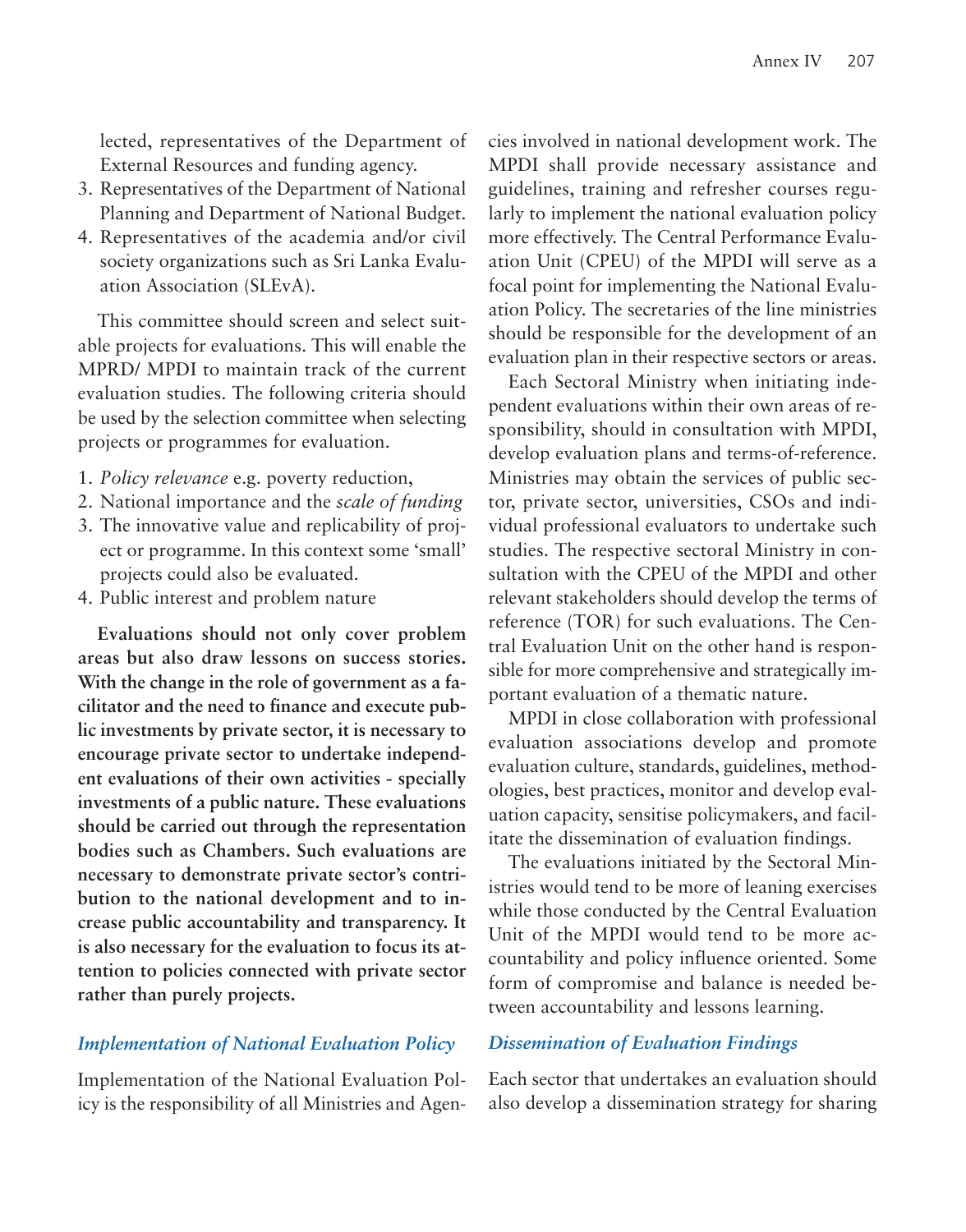lected, representatives of the Department of External Resources and funding agency.

3. Representatives of the Department of National Planning and Department of National Budget.
4. Representatives of the academia and/or civil society organizations such as Sri Lanka Evaluation Association (SLEvA).

This committee should screen and select suitable projects for evaluations. This will enable the MPRD/ MPDI to maintain track of the current evaluation studies. The following criteria should be used by the selection committee when selecting projects or programmes for evaluation.

1. *Policy relevance* e.g. poverty reduction,
2. National importance and the *scale of funding*
3. The innovative value and replicability of project or programme. In this context some 'small' projects could also be evaluated.
4. Public interest and problem nature

**Evaluations should not only cover problem areas but also draw lessons on success stories. With the change in the role of government as a facilitator and the need to finance and execute public investments by private sector, it is necessary to encourage private sector to undertake independent evaluations of their own activities - specially investments of a public nature. These evaluations should be carried out through the representation bodies such as Chambers. Such evaluations are necessary to demonstrate private sector's contribution to the national development and to increase public accountability and transparency. It is also necessary for the evaluation to focus its attention to policies connected with private sector rather than purely projects.**

### *Implementation of National Evaluation Policy*

Implementation of the National Evaluation Policy is the responsibility of all Ministries and Agencies involved in national development work. The MPDI shall provide necessary assistance and guidelines, training and refresher courses regularly to implement the national evaluation policy more effectively. The Central Performance Evaluation Unit (CPEU) of the MPDI will serve as a focal point for implementing the National Evaluation Policy. The secretaries of the line ministries should be responsible for the development of an evaluation plan in their respective sectors or areas.

Each Sectoral Ministry when initiating independent evaluations within their own areas of responsibility, should in consultation with MPDI, develop evaluation plans and terms-of-reference. Ministries may obtain the services of public sector, private sector, universities, CSOs and individual professional evaluators to undertake such studies. The respective sectoral Ministry in consultation with the CPEU of the MPDI and other relevant stakeholders should develop the terms of reference (TOR) for such evaluations. The Central Evaluation Unit on the other hand is responsible for more comprehensive and strategically important evaluation of a thematic nature.

MPDI in close collaboration with professional evaluation associations develop and promote evaluation culture, standards, guidelines, methodologies, best practices, monitor and develop evaluation capacity, sensitise policymakers, and facilitate the dissemination of evaluation findings.

The evaluations initiated by the Sectoral Ministries would tend to be more of leaning exercises while those conducted by the Central Evaluation Unit of the MPDI would tend to be more accountability and policy influence oriented. Some form of compromise and balance is needed between accountability and lessons learning.

### *Dissemination of Evaluation Findings*

Each sector that undertakes an evaluation should also develop a dissemination strategy for sharing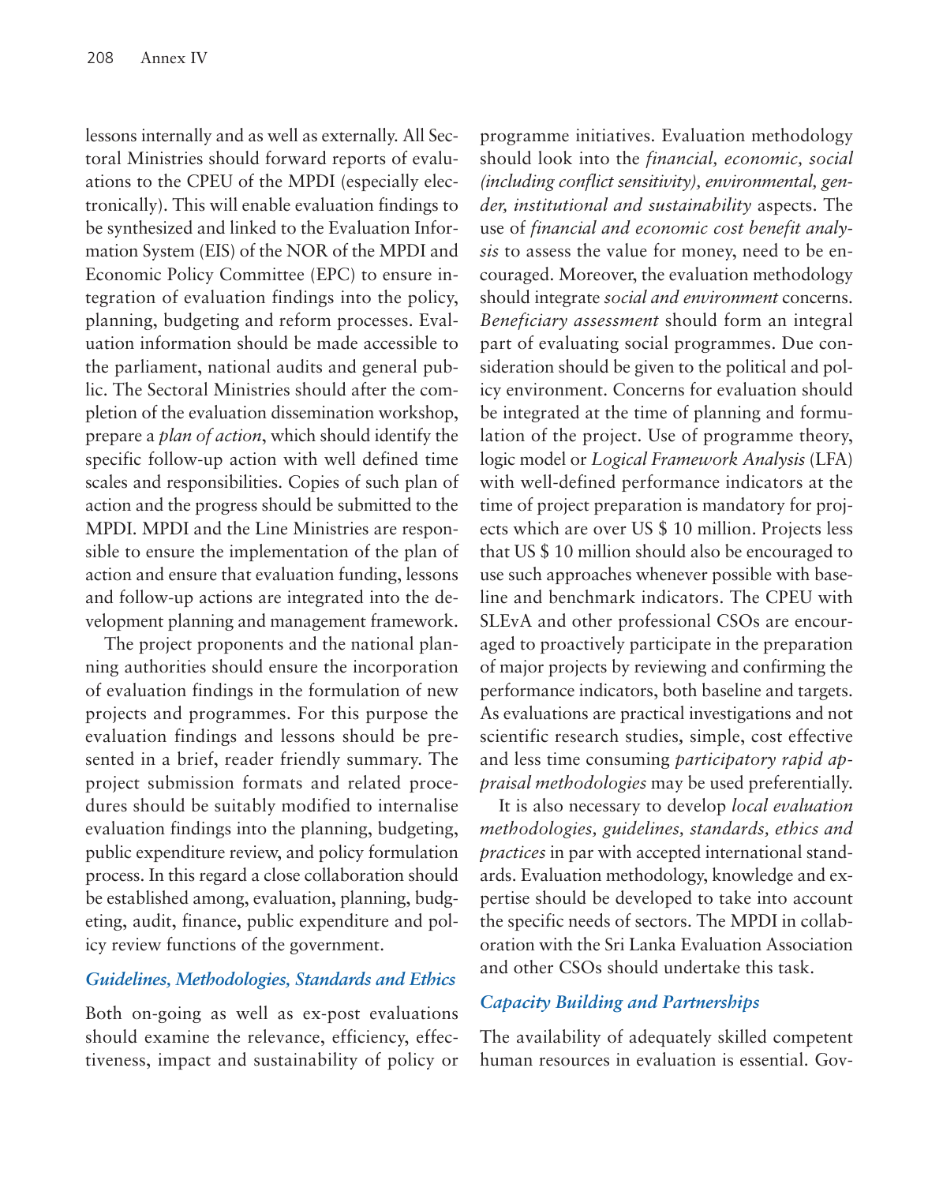lessons internally and as well as externally. All Sectoral Ministries should forward reports of evaluations to the CPEU of the MPDI (especially electronically). This will enable evaluation findings to be synthesized and linked to the Evaluation Information System (EIS) of the NOR of the MPDI and Economic Policy Committee (EPC) to ensure integration of evaluation findings into the policy, planning, budgeting and reform processes. Evaluation information should be made accessible to the parliament, national audits and general public. The Sectoral Ministries should after the completion of the evaluation dissemination workshop, prepare a *plan of action*, which should identify the specific follow-up action with well defined time scales and responsibilities. Copies of such plan of action and the progress should be submitted to the MPDI. MPDI and the Line Ministries are responsible to ensure the implementation of the plan of action and ensure that evaluation funding, lessons and follow-up actions are integrated into the development planning and management framework.

The project proponents and the national planning authorities should ensure the incorporation of evaluation findings in the formulation of new projects and programmes. For this purpose the evaluation findings and lessons should be presented in a brief, reader friendly summary. The project submission formats and related procedures should be suitably modified to internalise evaluation findings into the planning, budgeting, public expenditure review, and policy formulation process. In this regard a close collaboration should be established among, evaluation, planning, budgeting, audit, finance, public expenditure and policy review functions of the government.

### *Guidelines, Methodologies, Standards and Ethics*

Both on-going as well as ex-post evaluations should examine the relevance, efficiency, effectiveness, impact and sustainability of policy or programme initiatives. Evaluation methodology should look into the *financial, economic, social (including conflict sensitivity), environmental, gender, institutional and sustainability* aspects. The use of *financial and economic cost benefit analysis* to assess the value for money, need to be encouraged. Moreover, the evaluation methodology should integrate *social and environment* concerns. *Beneficiary assessment* should form an integral part of evaluating social programmes. Due consideration should be given to the political and policy environment. Concerns for evaluation should be integrated at the time of planning and formulation of the project. Use of programme theory, logic model or *Logical Framework Analysis* (LFA) with well-defined performance indicators at the time of project preparation is mandatory for projects which are over US $ 10 million. Projects less that US $ 10 million should also be encouraged to use such approaches whenever possible with baseline and benchmark indicators. The CPEU with SLEvA and other professional CSOs are encouraged to proactively participate in the preparation of major projects by reviewing and confirming the performance indicators, both baseline and targets. As evaluations are practical investigations and not scientific research studies, simple, cost effective and less time consuming *participatory rapid appraisal methodologies* may be used preferentially.

It is also necessary to develop *local evaluation methodologies, guidelines, standards, ethics and practices* in par with accepted international standards. Evaluation methodology, knowledge and expertise should be developed to take into account the specific needs of sectors. The MPDI in collaboration with the Sri Lanka Evaluation Association and other CSOs should undertake this task.

### *Capacity Building and Partnerships*

The availability of adequately skilled competent human resources in evaluation is essential. Gov-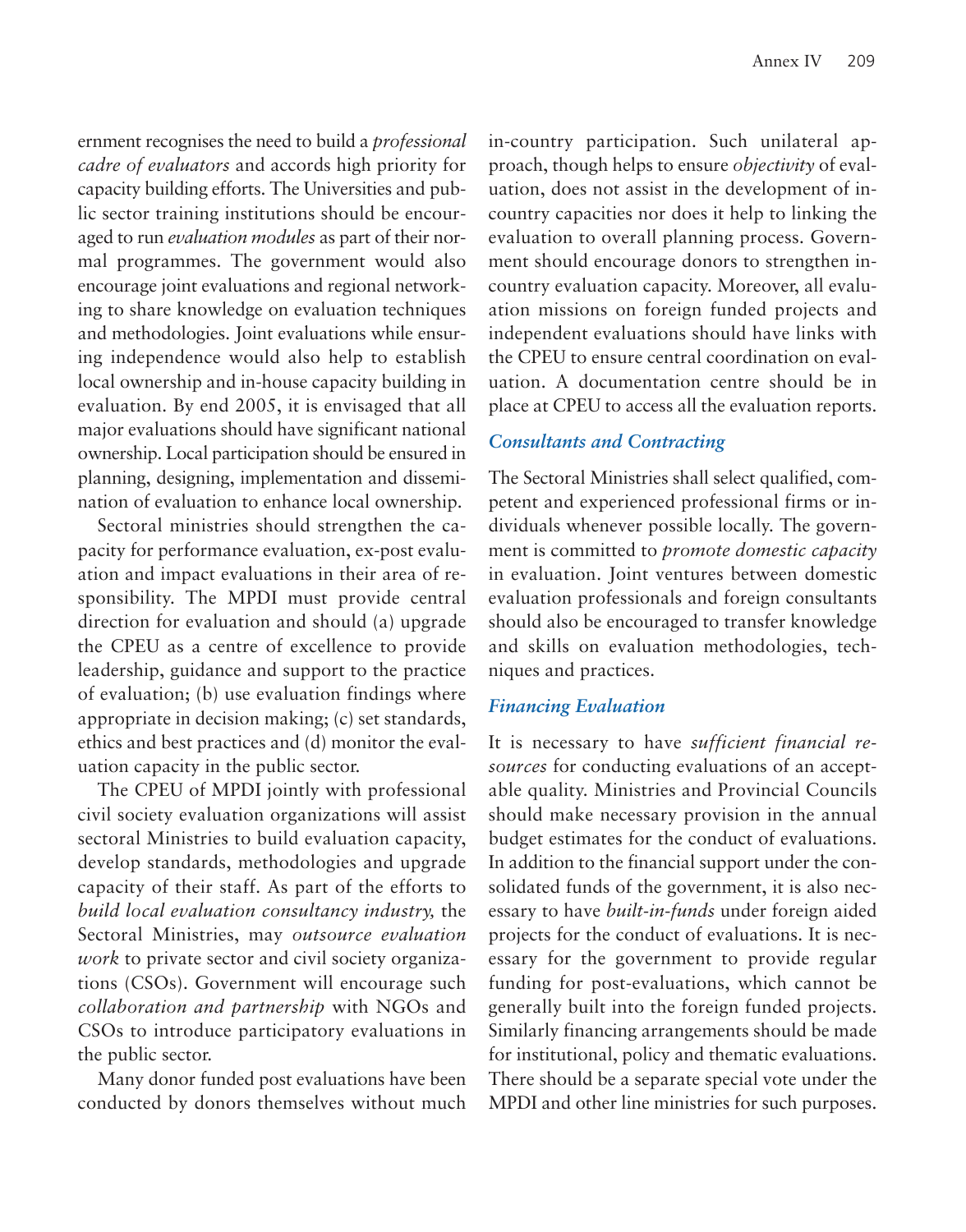ernment recognises the need to build a *professional cadre of evaluators* and accords high priority for capacity building efforts. The Universities and public sector training institutions should be encouraged to run *evaluation modules* as part of their normal programmes. The government would also encourage joint evaluations and regional networking to share knowledge on evaluation techniques and methodologies. Joint evaluations while ensuring independence would also help to establish local ownership and in-house capacity building in evaluation. By end 2005, it is envisaged that all major evaluations should have significant national ownership. Local participation should be ensured in planning, designing, implementation and dissemination of evaluation to enhance local ownership.

Sectoral ministries should strengthen the capacity for performance evaluation, ex-post evaluation and impact evaluations in their area of responsibility. The MPDI must provide central direction for evaluation and should (a) upgrade the CPEU as a centre of excellence to provide leadership, guidance and support to the practice of evaluation; (b) use evaluation findings where appropriate in decision making; (c) set standards, ethics and best practices and (d) monitor the evaluation capacity in the public sector.

The CPEU of MPDI jointly with professional civil society evaluation organizations will assist sectoral Ministries to build evaluation capacity, develop standards, methodologies and upgrade capacity of their staff. As part of the efforts to *build local evaluation consultancy industry,* the Sectoral Ministries, may *outsource evaluation work* to private sector and civil society organizations (CSOs). Government will encourage such *collaboration and partnership* with NGOs and CSOs to introduce participatory evaluations in the public sector.

Many donor funded post evaluations have been conducted by donors themselves without much in-country participation. Such unilateral approach, though helps to ensure *objectivity* of evaluation, does not assist in the development of in-country capacities nor does it help to linking the evaluation to overall planning process. Government should encourage donors to strengthen in-country evaluation capacity. Moreover, all evaluation missions on foreign funded projects and independent evaluations should have links with the CPEU to ensure central coordination on evaluation. A documentation centre should be in place at CPEU to access all the evaluation reports.

### *Consultants and Contracting*

The Sectoral Ministries shall select qualified, competent and experienced professional firms or individuals whenever possible locally. The government is committed to *promote domestic capacity* in evaluation. Joint ventures between domestic evaluation professionals and foreign consultants should also be encouraged to transfer knowledge and skills on evaluation methodologies, techniques and practices.

### *Financing Evaluation*

It is necessary to have *sufficient financial resources* for conducting evaluations of an acceptable quality. Ministries and Provincial Councils should make necessary provision in the annual budget estimates for the conduct of evaluations. In addition to the financial support under the consolidated funds of the government, it is also necessary to have *built-in-funds* under foreign aided projects for the conduct of evaluations. It is necessary for the government to provide regular funding for post-evaluations, which cannot be generally built into the foreign funded projects. Similarly financing arrangements should be made for institutional, policy and thematic evaluations. There should be a separate special vote under the MPDI and other line ministries for such purposes.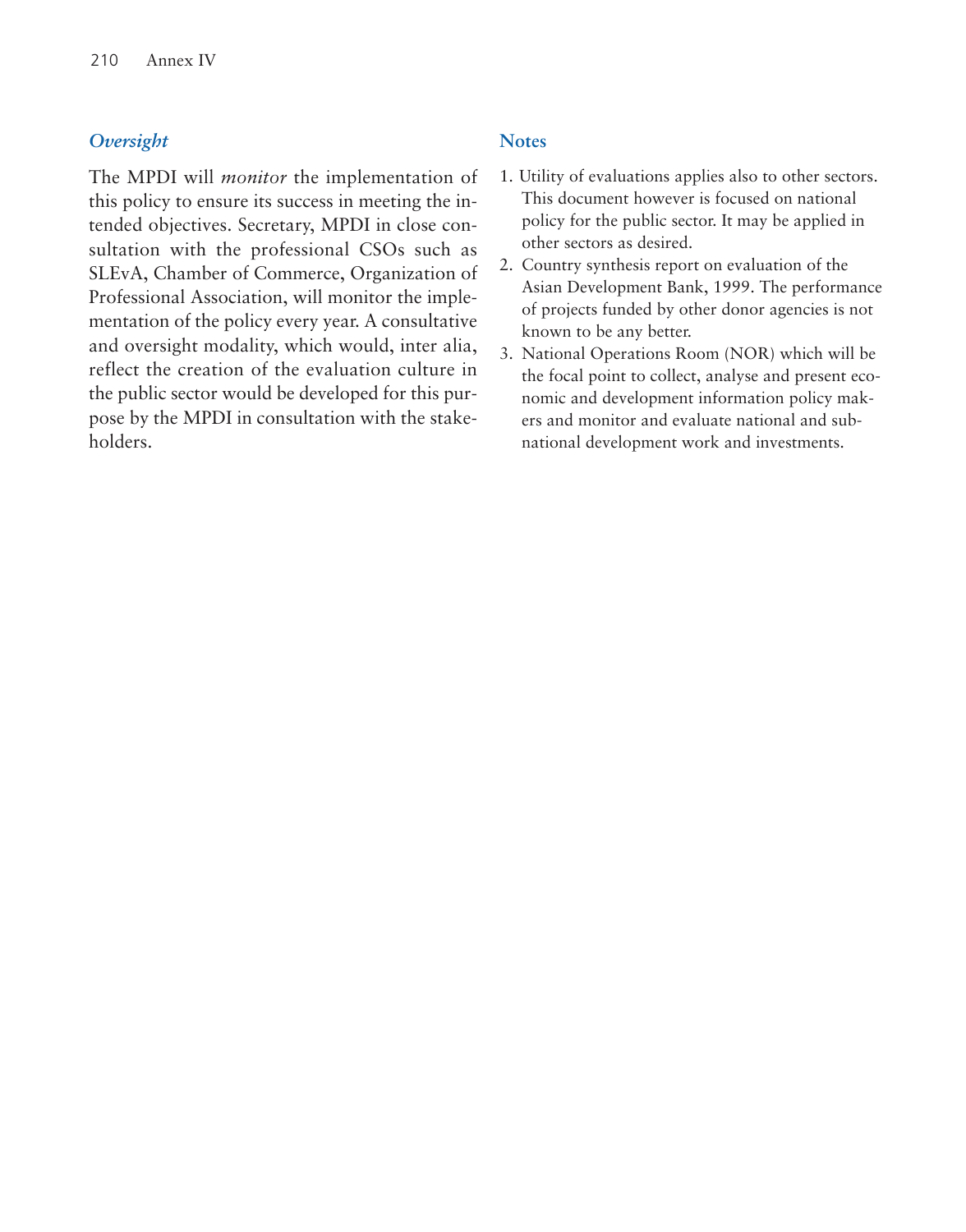### *Oversight*

The MPDI will *monitor* the implementation of this policy to ensure its success in meeting the intended objectives. Secretary, MPDI in close consultation with the professional CSOs such as SLEvA, Chamber of Commerce, Organization of Professional Association, will monitor the implementation of the policy every year. A consultative and oversight modality, which would, inter alia, reflect the creation of the evaluation culture in the public sector would be developed for this purpose by the MPDI in consultation with the stakeholders.

### Notes

1. Utility of evaluations applies also to other sectors. This document however is focused on national policy for the public sector. It may be applied in other sectors as desired.
2. Country synthesis report on evaluation of the Asian Development Bank, 1999. The performance of projects funded by other donor agencies is not known to be any better.
3. National Operations Room (NOR) which will be the focal point to collect, analyse and present economic and development information policy makers and monitor and evaluate national and subnational development work and investments.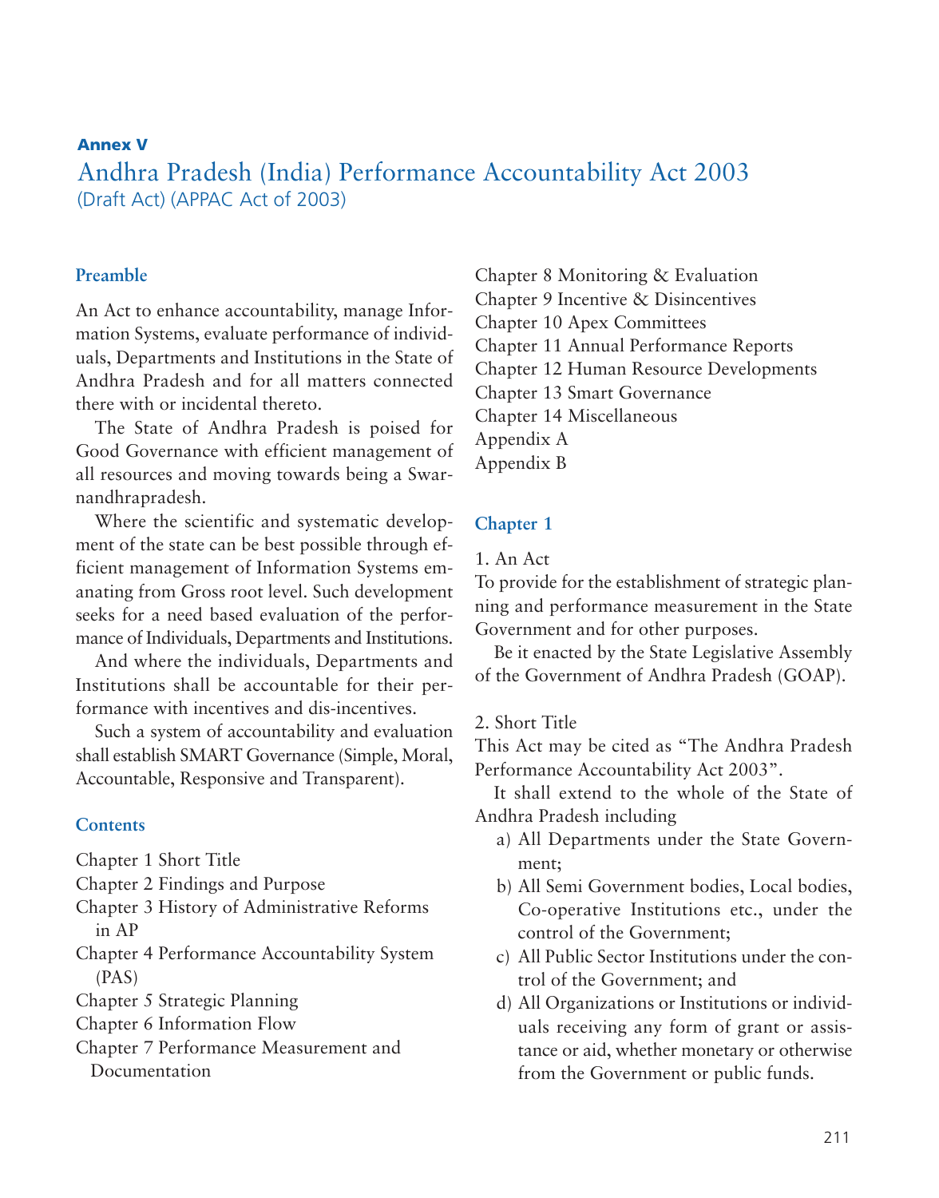**Annex V**

# Andhra Pradesh (India) Performance Accountability Act 2003

(Draft Act) (APPAC Act of 2003)

## Preamble

An Act to enhance accountability, manage Information Systems, evaluate performance of individuals, Departments and Institutions in the State of Andhra Pradesh and for all matters connected there with or incidental thereto.

The State of Andhra Pradesh is poised for Good Governance with efficient management of all resources and moving towards being a Swarnandhrapradesh.

Where the scientific and systematic development of the state can be best possible through efficient management of Information Systems emanating from Gross root level. Such development seeks for a need based evaluation of the performance of Individuals, Departments and Institutions.

And where the individuals, Departments and Institutions shall be accountable for their performance with incentives and dis-incentives.

Such a system of accountability and evaluation shall establish SMART Governance (Simple, Moral, Accountable, Responsive and Transparent).

## Contents

Chapter 1 Short Title
Chapter 2 Findings and Purpose
Chapter 3 History of Administrative Reforms in AP
Chapter 4 Performance Accountability System (PAS)
Chapter 5 Strategic Planning
Chapter 6 Information Flow
Chapter 7 Performance Measurement and Documentation
Chapter 8 Monitoring & Evaluation
Chapter 9 Incentive & Disincentives
Chapter 10 Apex Committees
Chapter 11 Annual Performance Reports
Chapter 12 Human Resource Developments
Chapter 13 Smart Governance
Chapter 14 Miscellaneous
Appendix A
Appendix B

## Chapter 1

1. An Act

To provide for the establishment of strategic planning and performance measurement in the State Government and for other purposes.

Be it enacted by the State Legislative Assembly of the Government of Andhra Pradesh (GOAP).

2. Short Title

This Act may be cited as "The Andhra Pradesh Performance Accountability Act 2003".

It shall extend to the whole of the State of Andhra Pradesh including

a) All Departments under the State Government;
b) All Semi Government bodies, Local bodies, Co-operative Institutions etc., under the control of the Government;
c) All Public Sector Institutions under the control of the Government; and
d) All Organizations or Institutions or individuals receiving any form of grant or assistance or aid, whether monetary or otherwise from the Government or public funds.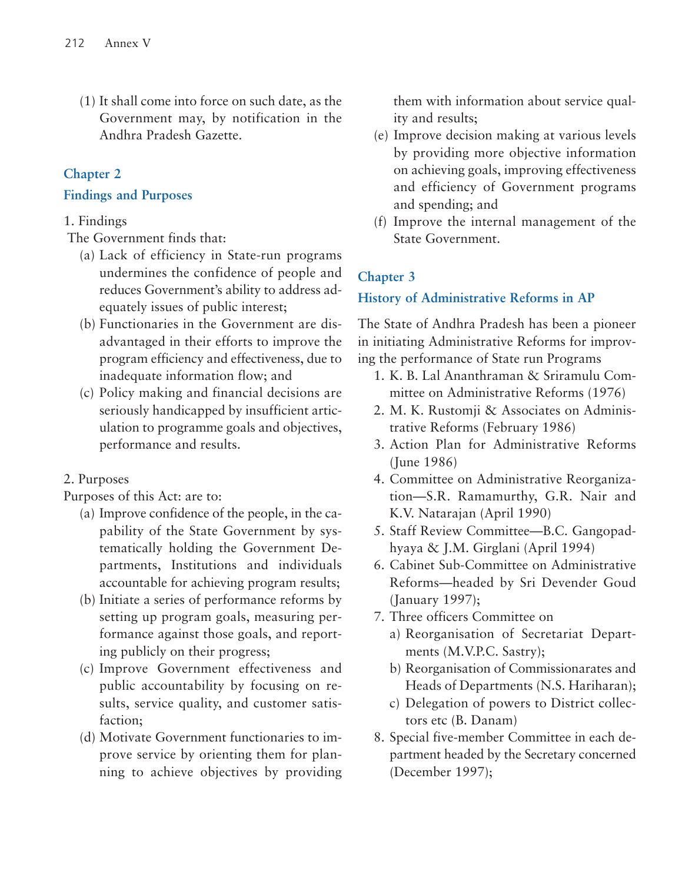(1) It shall come into force on such date, as the Government may, by notification in the Andhra Pradesh Gazette.

## Chapter 2

## Findings and Purposes

1. Findings

The Government finds that:

(a) Lack of efficiency in State-run programs undermines the confidence of people and reduces Government's ability to address adequately issues of public interest;

(b) Functionaries in the Government are disadvantaged in their efforts to improve the program efficiency and effectiveness, due to inadequate information flow; and

(c) Policy making and financial decisions are seriously handicapped by insufficient articulation to programme goals and objectives, performance and results.

2. Purposes

Purposes of this Act: are to:

(a) Improve confidence of the people, in the capability of the State Government by systematically holding the Government Departments, Institutions and individuals accountable for achieving program results;

(b) Initiate a series of performance reforms by setting up program goals, measuring performance against those goals, and reporting publicly on their progress;

(c) Improve Government effectiveness and public accountability by focusing on results, service quality, and customer satisfaction;

(d) Motivate Government functionaries to improve service by orienting them for planning to achieve objectives by providing them with information about service quality and results;

(e) Improve decision making at various levels by providing more objective information on achieving goals, improving effectiveness and efficiency of Government programs and spending; and

(f) Improve the internal management of the State Government.

## Chapter 3

## History of Administrative Reforms in AP

The State of Andhra Pradesh has been a pioneer in initiating Administrative Reforms for improving the performance of State run Programs

1. K. B. Lal Ananthraman & Sriramulu Committee on Administrative Reforms (1976)
2. M. K. Rustomji & Associates on Administrative Reforms (February 1986)
3. Action Plan for Administrative Reforms (June 1986)
4. Committee on Administrative Reorganization—S.R. Ramamurthy, G.R. Nair and K.V. Natarajan (April 1990)
5. Staff Review Committee—B.C. Gangopadhyaya & J.M. Girglani (April 1994)
6. Cabinet Sub-Committee on Administrative Reforms—headed by Sri Devender Goud (January 1997);
7. Three officers Committee on
   a) Reorganisation of Secretariat Departments (M.V.P.C. Sastry);
   b) Reorganisation of Commissionarates and Heads of Departments (N.S. Hariharan);
   c) Delegation of powers to District collectors etc (B. Danam)
8. Special five-member Committee in each department headed by the Secretary concerned (December 1997);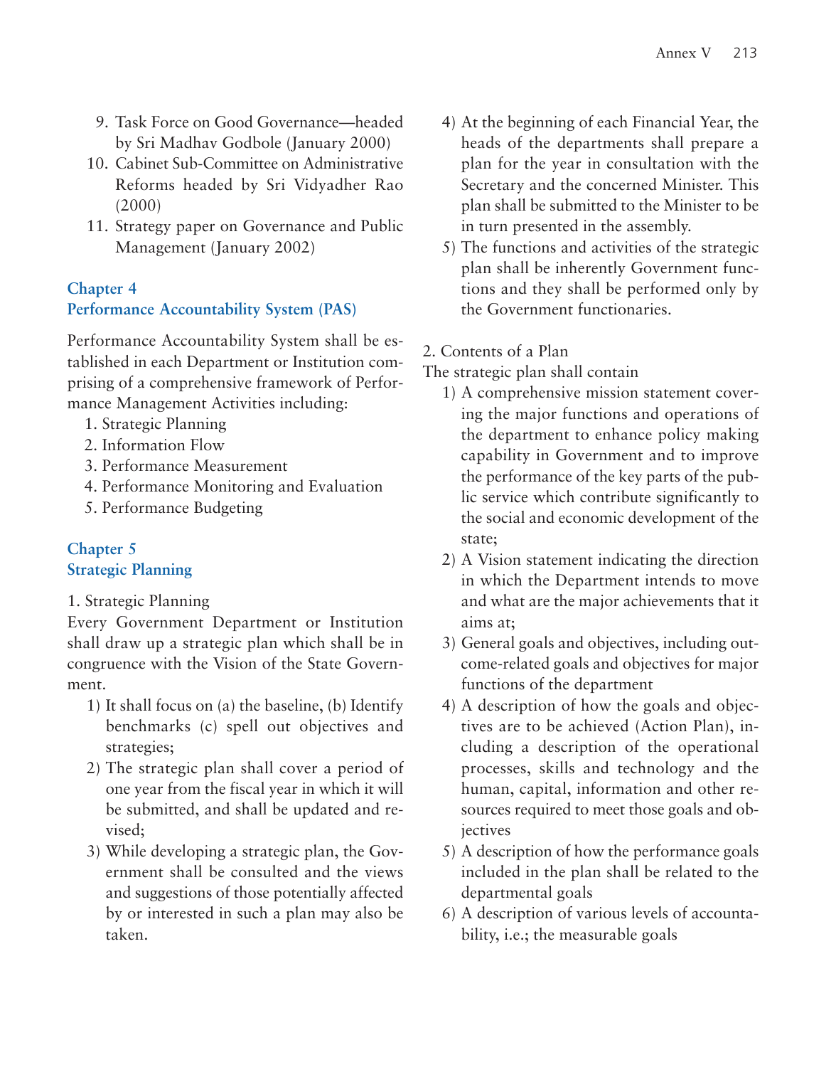9. Task Force on Good Governance—headed by Sri Madhav Godbole (January 2000)
10. Cabinet Sub-Committee on Administrative Reforms headed by Sri Vidyadher Rao (2000)
11. Strategy paper on Governance and Public Management (January 2002)

## Chapter 4
## Performance Accountability System (PAS)

Performance Accountability System shall be established in each Department or Institution comprising of a comprehensive framework of Performance Management Activities including:

1. Strategic Planning
2. Information Flow
3. Performance Measurement
4. Performance Monitoring and Evaluation
5. Performance Budgeting

## Chapter 5
## Strategic Planning

1. Strategic Planning

Every Government Department or Institution shall draw up a strategic plan which shall be in congruence with the Vision of the State Government.

1) It shall focus on (a) the baseline, (b) Identify benchmarks (c) spell out objectives and strategies;
2) The strategic plan shall cover a period of one year from the fiscal year in which it will be submitted, and shall be updated and revised;
3) While developing a strategic plan, the Government shall be consulted and the views and suggestions of those potentially affected by or interested in such a plan may also be taken.
4) At the beginning of each Financial Year, the heads of the departments shall prepare a plan for the year in consultation with the Secretary and the concerned Minister. This plan shall be submitted to the Minister to be in turn presented in the assembly.
5) The functions and activities of the strategic plan shall be inherently Government functions and they shall be performed only by the Government functionaries.

2. Contents of a Plan

The strategic plan shall contain

1) A comprehensive mission statement covering the major functions and operations of the department to enhance policy making capability in Government and to improve the performance of the key parts of the public service which contribute significantly to the social and economic development of the state;
2) A Vision statement indicating the direction in which the Department intends to move and what are the major achievements that it aims at;
3) General goals and objectives, including outcome-related goals and objectives for major functions of the department
4) A description of how the goals and objectives are to be achieved (Action Plan), including a description of the operational processes, skills and technology and the human, capital, information and other resources required to meet those goals and objectives
5) A description of how the performance goals included in the plan shall be related to the departmental goals
6) A description of various levels of accountability, i.e.; the measurable goals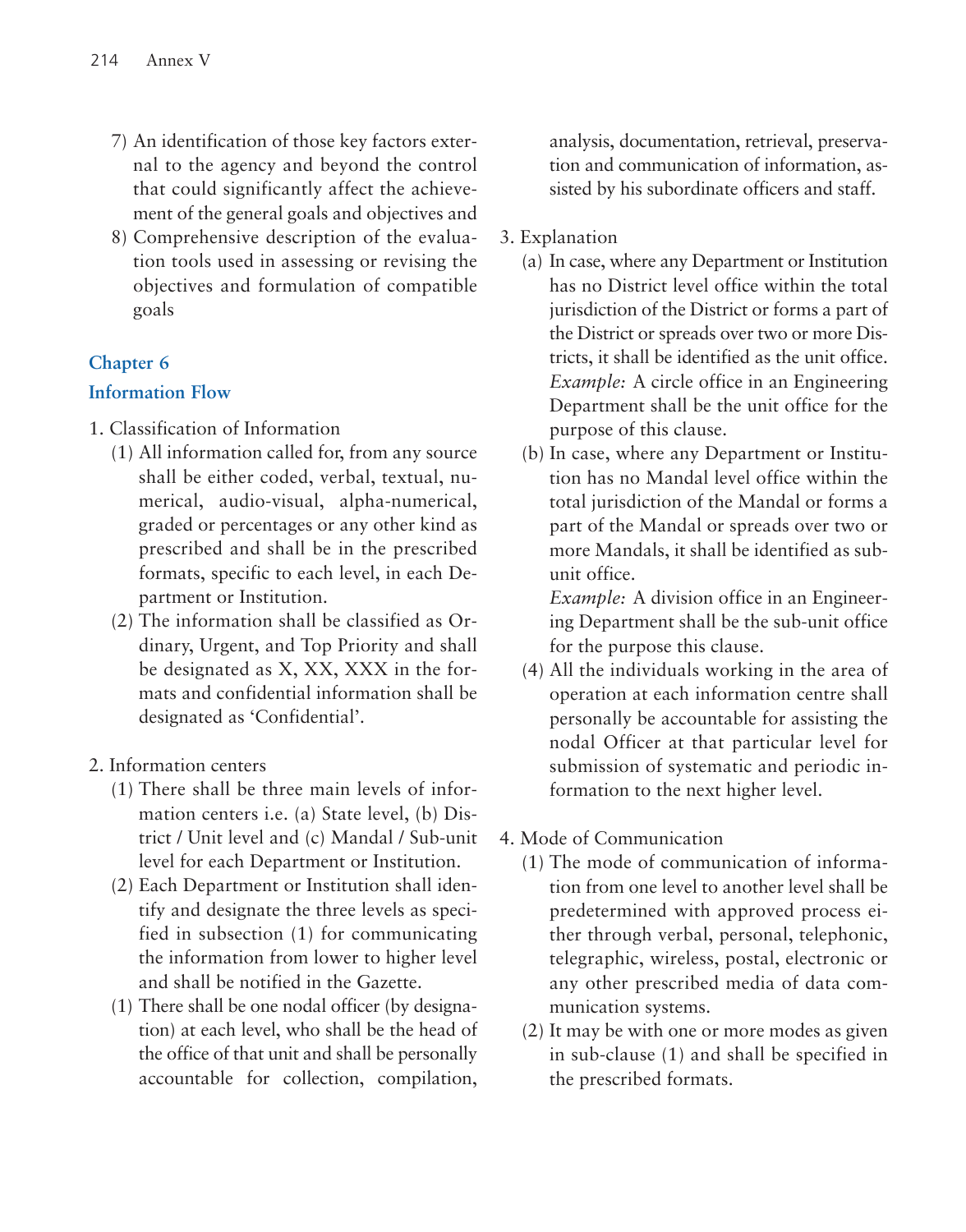7) An identification of those key factors external to the agency and beyond the control that could significantly affect the achievement of the general goals and objectives and
8) Comprehensive description of the evaluation tools used in assessing or revising the objectives and formulation of compatible goals

## Chapter 6

## Information Flow

1. Classification of Information
   (1) All information called for, from any source shall be either coded, verbal, textual, numerical, audio-visual, alpha-numerical, graded or percentages or any other kind as prescribed and shall be in the prescribed formats, specific to each level, in each Department or Institution.
   (2) The information shall be classified as Ordinary, Urgent, and Top Priority and shall be designated as X, XX, XXX in the formats and confidential information shall be designated as 'Confidential'.

2. Information centers
   (1) There shall be three main levels of information centers i.e. (a) State level, (b) District / Unit level and (c) Mandal / Sub-unit level for each Department or Institution.
   (2) Each Department or Institution shall identify and designate the three levels as specified in subsection (1) for communicating the information from lower to higher level and shall be notified in the Gazette.
   (1) There shall be one nodal officer (by designation) at each level, who shall be the head of the office of that unit and shall be personally accountable for collection, compilation, analysis, documentation, retrieval, preservation and communication of information, assisted by his subordinate officers and staff.

3. Explanation
   (a) In case, where any Department or Institution has no District level office within the total jurisdiction of the District or forms a part of the District or spreads over two or more Districts, it shall be identified as the unit office.
   *Example:* A circle office in an Engineering Department shall be the unit office for the purpose of this clause.
   (b) In case, where any Department or Institution has no Mandal level office within the total jurisdiction of the Mandal or forms a part of the Mandal or spreads over two or more Mandals, it shall be identified as sub-unit office.
   *Example:* A division office in an Engineering Department shall be the sub-unit office for the purpose this clause.
   (4) All the individuals working in the area of operation at each information centre shall personally be accountable for assisting the nodal Officer at that particular level for submission of systematic and periodic information to the next higher level.

4. Mode of Communication
   (1) The mode of communication of information from one level to another level shall be predetermined with approved process either through verbal, personal, telephonic, telegraphic, wireless, postal, electronic or any other prescribed media of data communication systems.
   (2) It may be with one or more modes as given in sub-clause (1) and shall be specified in the prescribed formats.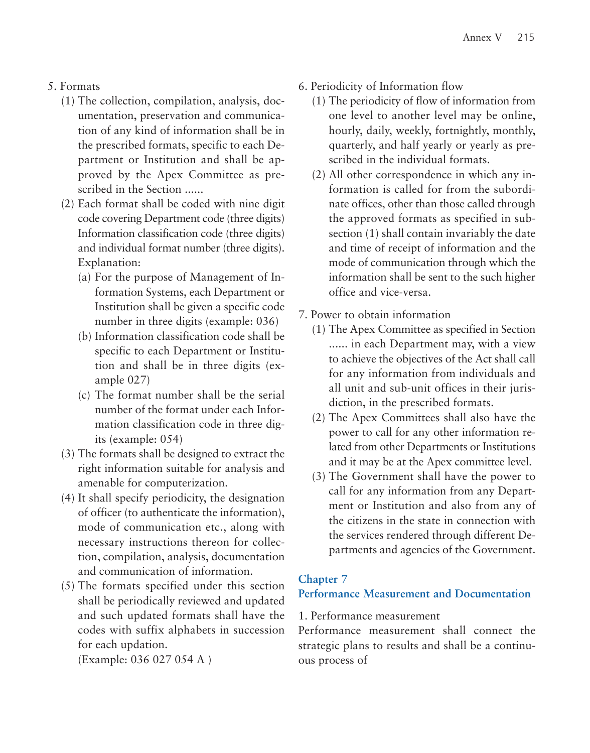5. Formats
   (1) The collection, compilation, analysis, documentation, preservation and communication of any kind of information shall be in the prescribed formats, specific to each Department or Institution and shall be approved by the Apex Committee as prescribed in the Section ......
   (2) Each format shall be coded with nine digit code covering Department code (three digits) Information classification code (three digits) and individual format number (three digits).
   Explanation:
      (a) For the purpose of Management of Information Systems, each Department or Institution shall be given a specific code number in three digits (example: 036)
      (b) Information classification code shall be specific to each Department or Institution and shall be in three digits (example 027)
      (c) The format number shall be the serial number of the format under each Information classification code in three digits (example: 054)
   (3) The formats shall be designed to extract the right information suitable for analysis and amenable for computerization.
   (4) It shall specify periodicity, the designation of officer (to authenticate the information), mode of communication etc., along with necessary instructions thereon for collection, compilation, analysis, documentation and communication of information.
   (5) The formats specified under this section shall be periodically reviewed and updated and such updated formats shall have the codes with suffix alphabets in succession for each updation.
   (Example: 036 027 054 A )

6. Periodicity of Information flow
   (1) The periodicity of flow of information from one level to another level may be online, hourly, daily, weekly, fortnightly, monthly, quarterly, and half yearly or yearly as prescribed in the individual formats.
   (2) All other correspondence in which any information is called for from the subordinate offices, other than those called through the approved formats as specified in subsection (1) shall contain invariably the date and time of receipt of information and the mode of communication through which the information shall be sent to the such higher office and vice-versa.

7. Power to obtain information
   (1) The Apex Committee as specified in Section ...... in each Department may, with a view to achieve the objectives of the Act shall call for any information from individuals and all unit and sub-unit offices in their jurisdiction, in the prescribed formats.
   (2) The Apex Committees shall also have the power to call for any other information related from other Departments or Institutions and it may be at the Apex committee level.
   (3) The Government shall have the power to call for any information from any Department or Institution and also from any of the citizens in the state in connection with the services rendered through different Departments and agencies of the Government.

## Chapter 7
## Performance Measurement and Documentation

1. Performance measurement

Performance measurement shall connect the strategic plans to results and shall be a continuous process of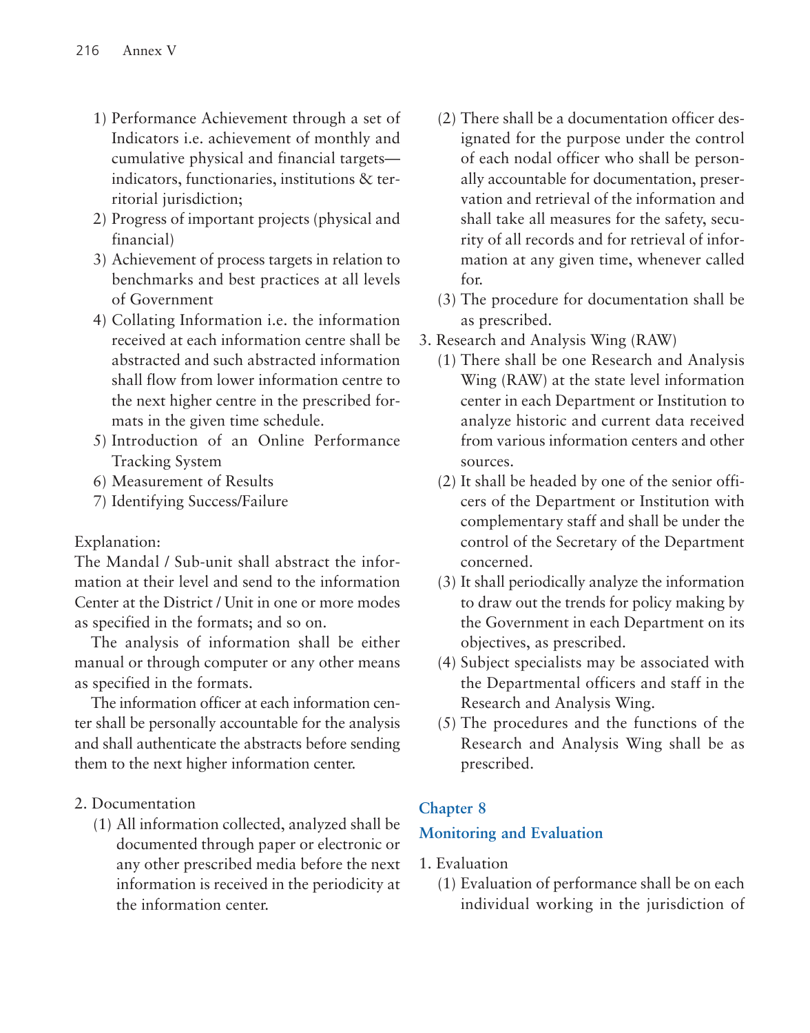1) Performance Achievement through a set of Indicators i.e. achievement of monthly and cumulative physical and financial targets—indicators, functionaries, institutions & territorial jurisdiction;
2) Progress of important projects (physical and financial)
3) Achievement of process targets in relation to benchmarks and best practices at all levels of Government
4) Collating Information i.e. the information received at each information centre shall be abstracted and such abstracted information shall flow from lower information centre to the next higher centre in the prescribed formats in the given time schedule.
5) Introduction of an Online Performance Tracking System
6) Measurement of Results
7) Identifying Success/Failure

Explanation:
The Mandal / Sub-unit shall abstract the information at their level and send to the information Center at the District / Unit in one or more modes as specified in the formats; and so on.

The analysis of information shall be either manual or through computer or any other means as specified in the formats.

The information officer at each information center shall be personally accountable for the analysis and shall authenticate the abstracts before sending them to the next higher information center.

2. Documentation
   (1) All information collected, analyzed shall be documented through paper or electronic or any other prescribed media before the next information is received in the periodicity at the information center.
   (2) There shall be a documentation officer designated for the purpose under the control of each nodal officer who shall be personally accountable for documentation, preservation and retrieval of the information and shall take all measures for the safety, security of all records and for retrieval of information at any given time, whenever called for.
   (3) The procedure for documentation shall be as prescribed.

3. Research and Analysis Wing (RAW)
   (1) There shall be one Research and Analysis Wing (RAW) at the state level information center in each Department or Institution to analyze historic and current data received from various information centers and other sources.
   (2) It shall be headed by one of the senior officers of the Department or Institution with complementary staff and shall be under the control of the Secretary of the Department concerned.
   (3) It shall periodically analyze the information to draw out the trends for policy making by the Government in each Department on its objectives, as prescribed.
   (4) Subject specialists may be associated with the Departmental officers and staff in the Research and Analysis Wing.
   (5) The procedures and the functions of the Research and Analysis Wing shall be as prescribed.

## Chapter 8

## Monitoring and Evaluation

1. Evaluation
   (1) Evaluation of performance shall be on each individual working in the jurisdiction of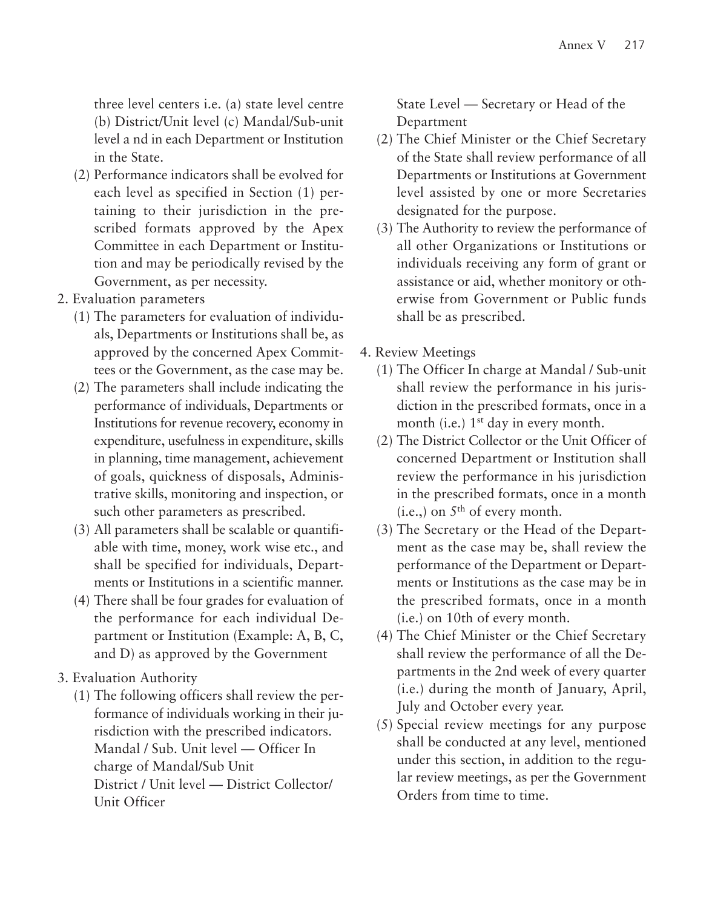three level centers i.e. (a) state level centre (b) District/Unit level (c) Mandal/Sub-unit level a nd in each Department or Institution in the State.

(2) Performance indicators shall be evolved for each level as specified in Section (1) pertaining to their jurisdiction in the prescribed formats approved by the Apex Committee in each Department or Institution and may be periodically revised by the Government, as per necessity.

2. Evaluation parameters

(1) The parameters for evaluation of individuals, Departments or Institutions shall be, as approved by the concerned Apex Committees or the Government, as the case may be.

(2) The parameters shall include indicating the performance of individuals, Departments or Institutions for revenue recovery, economy in expenditure, usefulness in expenditure, skills in planning, time management, achievement of goals, quickness of disposals, Administrative skills, monitoring and inspection, or such other parameters as prescribed.

(3) All parameters shall be scalable or quantifiable with time, money, work wise etc., and shall be specified for individuals, Departments or Institutions in a scientific manner.

(4) There shall be four grades for evaluation of the performance for each individual Department or Institution (Example: A, B, C, and D) as approved by the Government

3. Evaluation Authority

(1) The following officers shall review the performance of individuals working in their jurisdiction with the prescribed indicators.
Mandal / Sub. Unit level — Officer In charge of Mandal/Sub Unit
District / Unit level — District Collector/ Unit Officer
State Level — Secretary or Head of the Department

(2) The Chief Minister or the Chief Secretary of the State shall review performance of all Departments or Institutions at Government level assisted by one or more Secretaries designated for the purpose.

(3) The Authority to review the performance of all other Organizations or Institutions or individuals receiving any form of grant or assistance or aid, whether monitory or otherwise from Government or Public funds shall be as prescribed.

4. Review Meetings

(1) The Officer In charge at Mandal / Sub-unit shall review the performance in his jurisdiction in the prescribed formats, once in a month (i.e.) 1st day in every month.

(2) The District Collector or the Unit Officer of concerned Department or Institution shall review the performance in his jurisdiction in the prescribed formats, once in a month (i.e.,) on 5th of every month.

(3) The Secretary or the Head of the Department as the case may be, shall review the performance of the Department or Departments or Institutions as the case may be in the prescribed formats, once in a month (i.e.) on 10th of every month.

(4) The Chief Minister or the Chief Secretary shall review the performance of all the Departments in the 2nd week of every quarter (i.e.) during the month of January, April, July and October every year.

(5) Special review meetings for any purpose shall be conducted at any level, mentioned under this section, in addition to the regular review meetings, as per the Government Orders from time to time.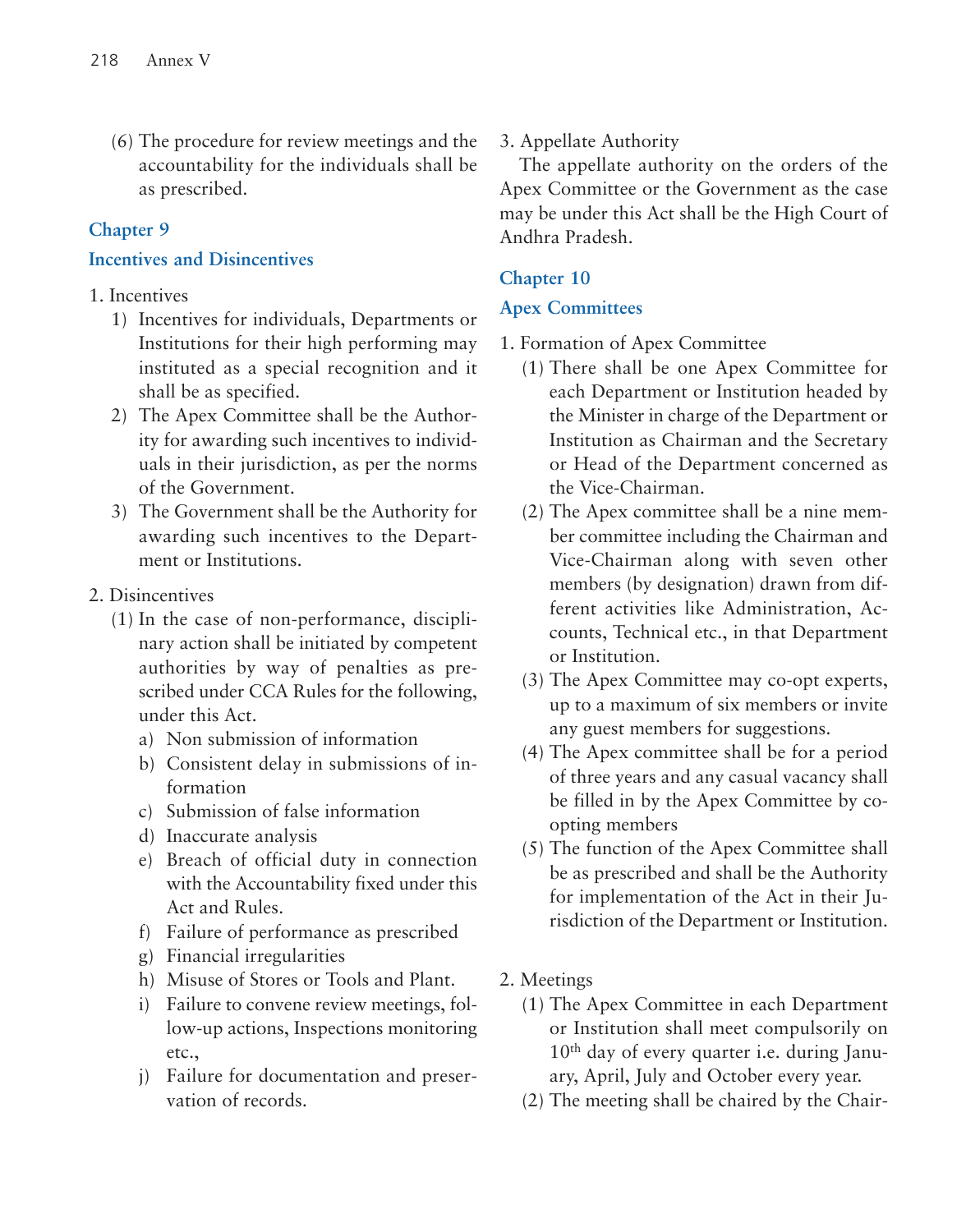(6) The procedure for review meetings and the accountability for the individuals shall be as prescribed.

## Chapter 9

## Incentives and Disincentives

1. Incentives
   1) Incentives for individuals, Departments or Institutions for their high performing may instituted as a special recognition and it shall be as specified.
   2) The Apex Committee shall be the Authority for awarding such incentives to individuals in their jurisdiction, as per the norms of the Government.
   3) The Government shall be the Authority for awarding such incentives to the Department or Institutions.

2. Disincentives
   (1) In the case of non-performance, disciplinary action shall be initiated by competent authorities by way of penalties as prescribed under CCA Rules for the following, under this Act.
      a) Non submission of information
      b) Consistent delay in submissions of information
      c) Submission of false information
      d) Inaccurate analysis
      e) Breach of official duty in connection with the Accountability fixed under this Act and Rules.
      f) Failure of performance as prescribed
      g) Financial irregularities
      h) Misuse of Stores or Tools and Plant.
      i) Failure to convene review meetings, follow-up actions, Inspections monitoring etc.,
      j) Failure for documentation and preservation of records.

3. Appellate Authority

   The appellate authority on the orders of the Apex Committee or the Government as the case may be under this Act shall be the High Court of Andhra Pradesh.

## Chapter 10

## Apex Committees

1. Formation of Apex Committee
   (1) There shall be one Apex Committee for each Department or Institution headed by the Minister in charge of the Department or Institution as Chairman and the Secretary or Head of the Department concerned as the Vice-Chairman.
   (2) The Apex committee shall be a nine member committee including the Chairman and Vice-Chairman along with seven other members (by designation) drawn from different activities like Administration, Accounts, Technical etc., in that Department or Institution.
   (3) The Apex Committee may co-opt experts, up to a maximum of six members or invite any guest members for suggestions.
   (4) The Apex committee shall be for a period of three years and any casual vacancy shall be filled in by the Apex Committee by co-opting members
   (5) The function of the Apex Committee shall be as prescribed and shall be the Authority for implementation of the Act in their Jurisdiction of the Department or Institution.

2. Meetings
   (1) The Apex Committee in each Department or Institution shall meet compulsorily on 10th day of every quarter i.e. during January, April, July and October every year.
   (2) The meeting shall be chaired by the Chair-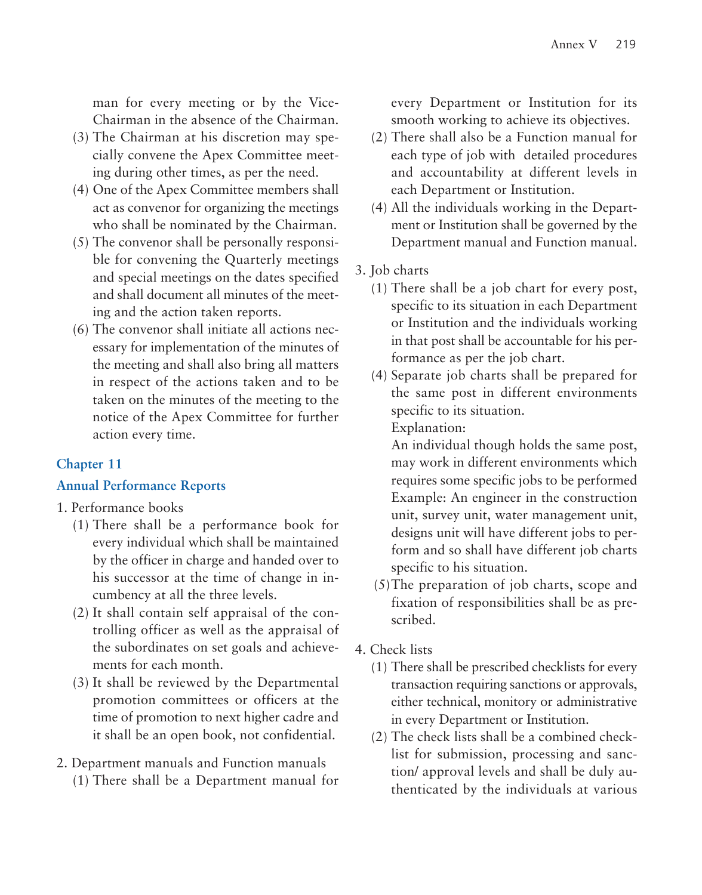man for every meeting or by the Vice-Chairman in the absence of the Chairman.

(3) The Chairman at his discretion may specially convene the Apex Committee meeting during other times, as per the need.

(4) One of the Apex Committee members shall act as convenor for organizing the meetings who shall be nominated by the Chairman.

(5) The convenor shall be personally responsible for convening the Quarterly meetings and special meetings on the dates specified and shall document all minutes of the meeting and the action taken reports.

(6) The convenor shall initiate all actions necessary for implementation of the minutes of the meeting and shall also bring all matters in respect of the actions taken and to be taken on the minutes of the meeting to the notice of the Apex Committee for further action every time.

## Chapter 11

## Annual Performance Reports

1. Performance books

(1) There shall be a performance book for every individual which shall be maintained by the officer in charge and handed over to his successor at the time of change in incumbency at all the three levels.

(2) It shall contain self appraisal of the controlling officer as well as the appraisal of the subordinates on set goals and achievements for each month.

(3) It shall be reviewed by the Departmental promotion committees or officers at the time of promotion to next higher cadre and it shall be an open book, not confidential.

2. Department manuals and Function manuals

(1) There shall be a Department manual for every Department or Institution for its smooth working to achieve its objectives.

(2) There shall also be a Function manual for each type of job with detailed procedures and accountability at different levels in each Department or Institution.

(4) All the individuals working in the Department or Institution shall be governed by the Department manual and Function manual.

3. Job charts

(1) There shall be a job chart for every post, specific to its situation in each Department or Institution and the individuals working in that post shall be accountable for his performance as per the job chart.

(4) Separate job charts shall be prepared for the same post in different environments specific to its situation.

Explanation:

An individual though holds the same post, may work in different environments which requires some specific jobs to be performed Example: An engineer in the construction unit, survey unit, water management unit, designs unit will have different jobs to perform and so shall have different job charts specific to his situation.

(5) The preparation of job charts, scope and fixation of responsibilities shall be as prescribed.

4. Check lists

(1) There shall be prescribed checklists for every transaction requiring sanctions or approvals, either technical, monitory or administrative in every Department or Institution.

(2) The check lists shall be a combined checklist for submission, processing and sanction/ approval levels and shall be duly authenticated by the individuals at various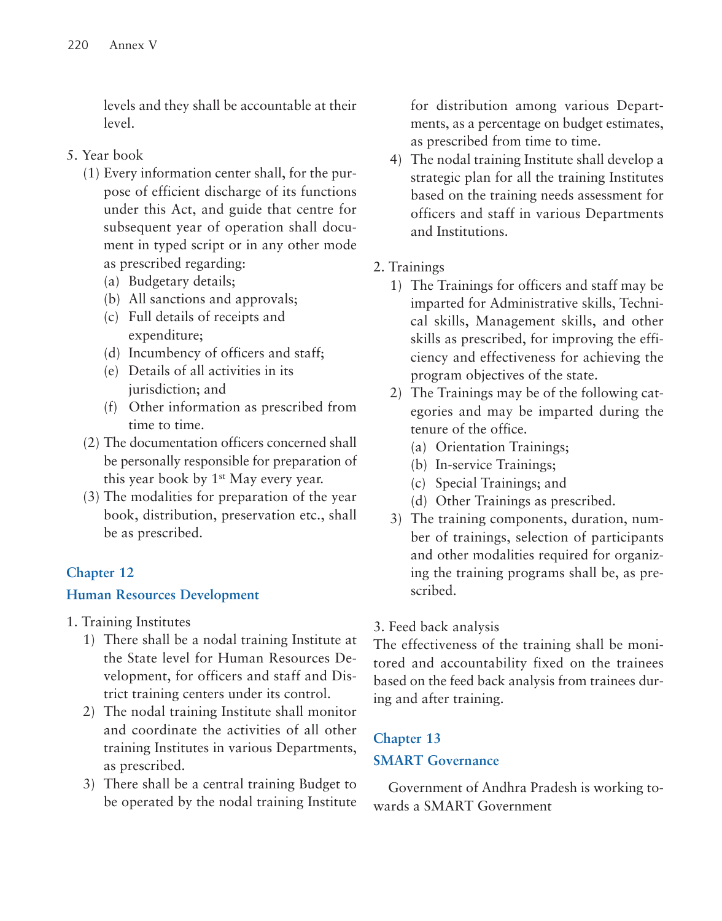levels and they shall be accountable at their level.

5. Year book
   (1) Every information center shall, for the purpose of efficient discharge of its functions under this Act, and guide that centre for subsequent year of operation shall document in typed script or in any other mode as prescribed regarding:
      (a) Budgetary details;
      (b) All sanctions and approvals;
      (c) Full details of receipts and expenditure;
      (d) Incumbency of officers and staff;
      (e) Details of all activities in its jurisdiction; and
      (f) Other information as prescribed from time to time.
   (2) The documentation officers concerned shall be personally responsible for preparation of this year book by 1st May every year.
   (3) The modalities for preparation of the year book, distribution, preservation etc., shall be as prescribed.

## Chapter 12

## Human Resources Development

1. Training Institutes
   1) There shall be a nodal training Institute at the State level for Human Resources Development, for officers and staff and District training centers under its control.
   2) The nodal training Institute shall monitor and coordinate the activities of all other training Institutes in various Departments, as prescribed.
   3) There shall be a central training Budget to be operated by the nodal training Institute for distribution among various Departments, as a percentage on budget estimates, as prescribed from time to time.
   4) The nodal training Institute shall develop a strategic plan for all the training Institutes based on the training needs assessment for officers and staff in various Departments and Institutions.

2. Trainings
   1) The Trainings for officers and staff may be imparted for Administrative skills, Technical skills, Management skills, and other skills as prescribed, for improving the efficiency and effectiveness for achieving the program objectives of the state.
   2) The Trainings may be of the following categories and may be imparted during the tenure of the office.
      (a) Orientation Trainings;
      (b) In-service Trainings;
      (c) Special Trainings; and
      (d) Other Trainings as prescribed.
   3) The training components, duration, number of trainings, selection of participants and other modalities required for organizing the training programs shall be, as prescribed.

3. Feed back analysis

The effectiveness of the training shall be monitored and accountability fixed on the trainees based on the feed back analysis from trainees during and after training.

## Chapter 13

## SMART Governance

Government of Andhra Pradesh is working towards a SMART Government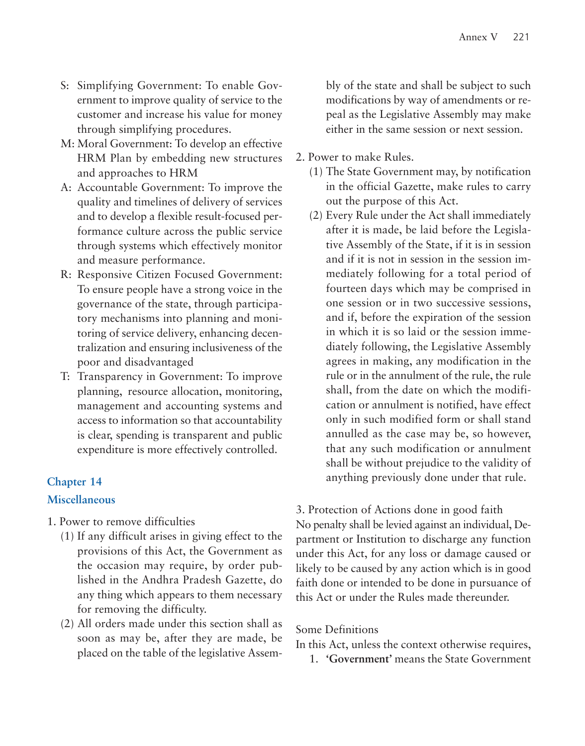- S: Simplifying Government: To enable Government to improve quality of service to the customer and increase his value for money through simplifying procedures.
- M: Moral Government: To develop an effective HRM Plan by embedding new structures and approaches to HRM
- A: Accountable Government: To improve the quality and timelines of delivery of services and to develop a flexible result-focused performance culture across the public service through systems which effectively monitor and measure performance.
- R: Responsive Citizen Focused Government: To ensure people have a strong voice in the governance of the state, through participatory mechanisms into planning and monitoring of service delivery, enhancing decentralization and ensuring inclusiveness of the poor and disadvantaged
- T: Transparency in Government: To improve planning, resource allocation, monitoring, management and accounting systems and access to information so that accountability is clear, spending is transparent and public expenditure is more effectively controlled.

## Chapter 14

## Miscellaneous

1. Power to remove difficulties
   (1) If any difficult arises in giving effect to the provisions of this Act, the Government as the occasion may require, by order published in the Andhra Pradesh Gazette, do any thing which appears to them necessary for removing the difficulty.
   (2) All orders made under this section shall as soon as may be, after they are made, be placed on the table of the legislative Assembly of the state and shall be subject to such modifications by way of amendments or repeal as the Legislative Assembly may make either in the same session or next session.

2. Power to make Rules.
   (1) The State Government may, by notification in the official Gazette, make rules to carry out the purpose of this Act.
   (2) Every Rule under the Act shall immediately after it is made, be laid before the Legislative Assembly of the State, if it is in session and if it is not in session in the session immediately following for a total period of fourteen days which may be comprised in one session or in two successive sessions, and if, before the expiration of the session in which it is so laid or the session immediately following, the Legislative Assembly agrees in making, any modification in the rule or in the annulment of the rule, the rule shall, from the date on which the modification or annulment is notified, have effect only in such modified form or shall stand annulled as the case may be, so however, that any such modification or annulment shall be without prejudice to the validity of anything previously done under that rule.

3. Protection of Actions done in good faith

No penalty shall be levied against an individual, Department or Institution to discharge any function under this Act, for any loss or damage caused or likely to be caused by any action which is in good faith done or intended to be done in pursuance of this Act or under the Rules made thereunder.

Some Definitions

In this Act, unless the context otherwise requires,

1. **'Government'** means the State Government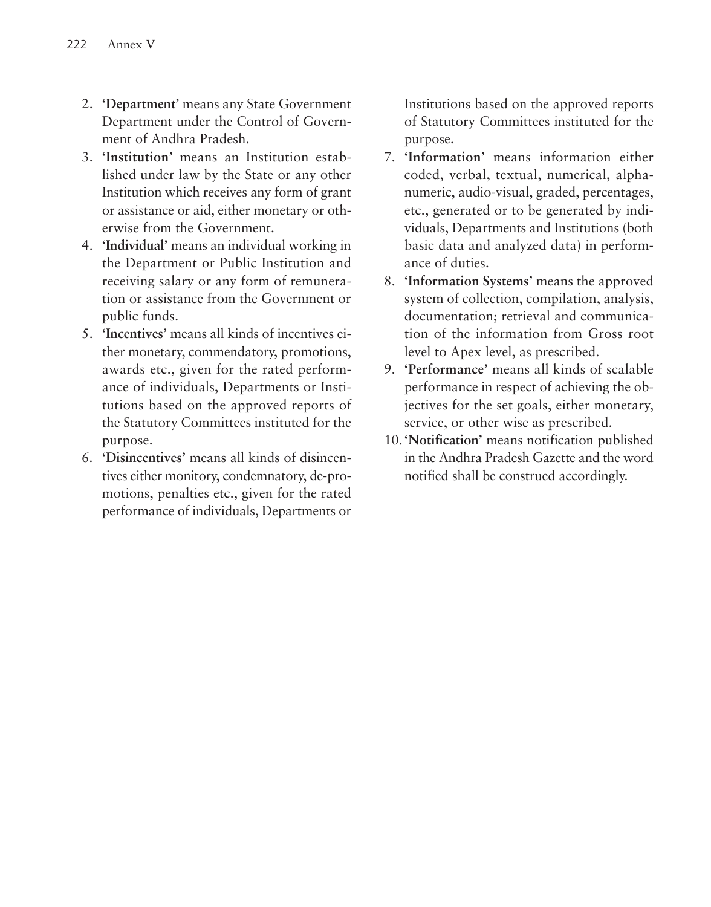2. **'Department'** means any State Government Department under the Control of Government of Andhra Pradesh.
3. **'Institution'** means an Institution established under law by the State or any other Institution which receives any form of grant or assistance or aid, either monetary or otherwise from the Government.
4. **'Individual'** means an individual working in the Department or Public Institution and receiving salary or any form of remuneration or assistance from the Government or public funds.
5. **'Incentives'** means all kinds of incentives either monetary, commendatory, promotions, awards etc., given for the rated performance of individuals, Departments or Institutions based on the approved reports of the Statutory Committees instituted for the purpose.
6. **'Disincentives'** means all kinds of disincentives either monitory, condemnatory, de-promotions, penalties etc., given for the rated performance of individuals, Departments or Institutions based on the approved reports of Statutory Committees instituted for the purpose.
7. **'Information'** means information either coded, verbal, textual, numerical, alphanumeric, audio-visual, graded, percentages, etc., generated or to be generated by individuals, Departments and Institutions (both basic data and analyzed data) in performance of duties.
8. **'Information Systems'** means the approved system of collection, compilation, analysis, documentation; retrieval and communication of the information from Gross root level to Apex level, as prescribed.
9. **'Performance'** means all kinds of scalable performance in respect of achieving the objectives for the set goals, either monetary, service, or other wise as prescribed.
10. **'Notification'** means notification published in the Andhra Pradesh Gazette and the word notified shall be construed accordingly.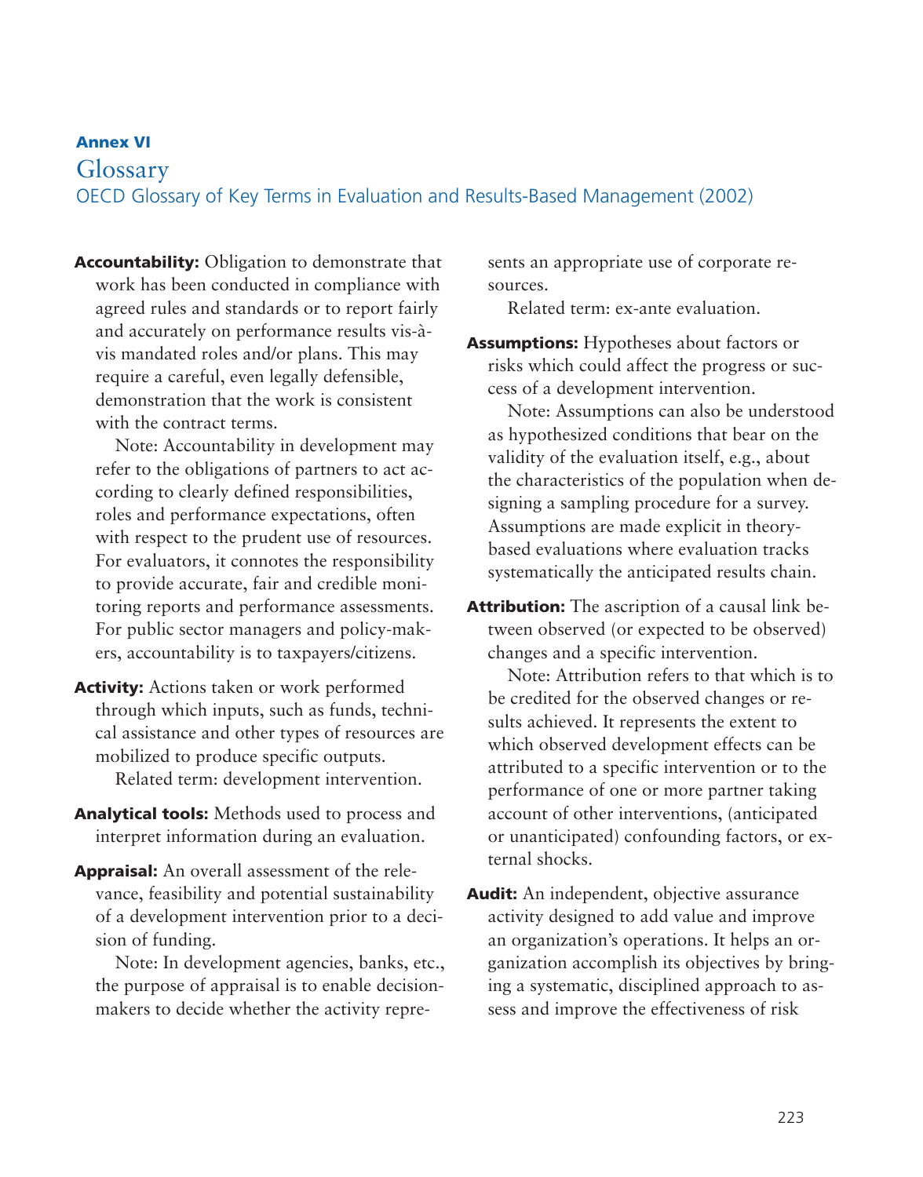**Annex VI**

# Glossary

## OECD Glossary of Key Terms in Evaluation and Results-Based Management (2002)

**Accountability:** Obligation to demonstrate that work has been conducted in compliance with agreed rules and standards or to report fairly and accurately on performance results vis-à-vis mandated roles and/or plans. This may require a careful, even legally defensible, demonstration that the work is consistent with the contract terms.

Note: Accountability in development may refer to the obligations of partners to act according to clearly defined responsibilities, roles and performance expectations, often with respect to the prudent use of resources. For evaluators, it connotes the responsibility to provide accurate, fair and credible monitoring reports and performance assessments. For public sector managers and policy-makers, accountability is to taxpayers/citizens.

**Activity:** Actions taken or work performed through which inputs, such as funds, technical assistance and other types of resources are mobilized to produce specific outputs.

Related term: development intervention.

**Analytical tools:** Methods used to process and interpret information during an evaluation.

**Appraisal:** An overall assessment of the relevance, feasibility and potential sustainability of a development intervention prior to a decision of funding.

Note: In development agencies, banks, etc., the purpose of appraisal is to enable decision-makers to decide whether the activity represents an appropriate use of corporate resources.

Related term: ex-ante evaluation.

**Assumptions:** Hypotheses about factors or risks which could affect the progress or success of a development intervention.

Note: Assumptions can also be understood as hypothesized conditions that bear on the validity of the evaluation itself, e.g., about the characteristics of the population when designing a sampling procedure for a survey. Assumptions are made explicit in theory-based evaluations where evaluation tracks systematically the anticipated results chain.

**Attribution:** The ascription of a causal link between observed (or expected to be observed) changes and a specific intervention.

Note: Attribution refers to that which is to be credited for the observed changes or results achieved. It represents the extent to which observed development effects can be attributed to a specific intervention or to the performance of one or more partner taking account of other interventions, (anticipated or unanticipated) confounding factors, or external shocks.

**Audit:** An independent, objective assurance activity designed to add value and improve an organization's operations. It helps an organization accomplish its objectives by bringing a systematic, disciplined approach to assess and improve the effectiveness of risk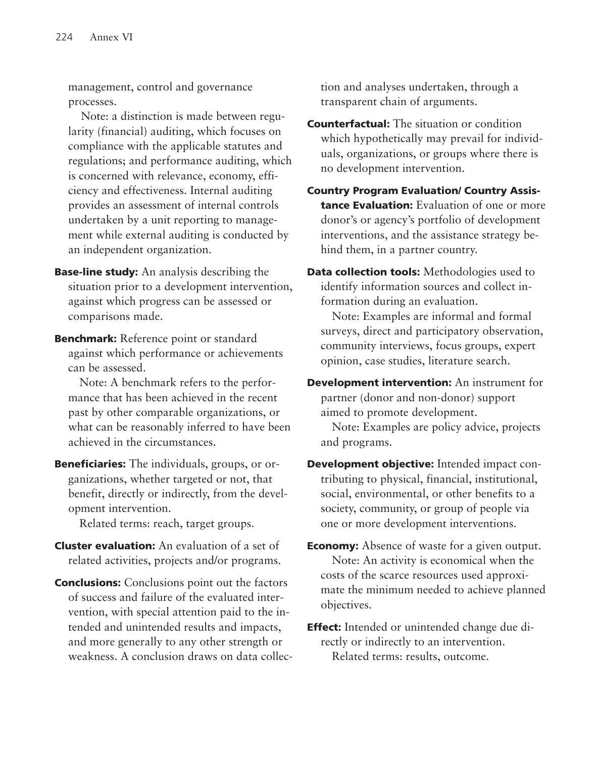management, control and governance processes.

Note: a distinction is made between regularity (financial) auditing, which focuses on compliance with the applicable statutes and regulations; and performance auditing, which is concerned with relevance, economy, efficiency and effectiveness. Internal auditing provides an assessment of internal controls undertaken by a unit reporting to management while external auditing is conducted by an independent organization.

**Base-line study:** An analysis describing the situation prior to a development intervention, against which progress can be assessed or comparisons made.

**Benchmark:** Reference point or standard against which performance or achievements can be assessed.

Note: A benchmark refers to the performance that has been achieved in the recent past by other comparable organizations, or what can be reasonably inferred to have been achieved in the circumstances.

**Beneficiaries:** The individuals, groups, or organizations, whether targeted or not, that benefit, directly or indirectly, from the development intervention.

Related terms: reach, target groups.

**Cluster evaluation:** An evaluation of a set of related activities, projects and/or programs.

**Conclusions:** Conclusions point out the factors of success and failure of the evaluated intervention, with special attention paid to the intended and unintended results and impacts, and more generally to any other strength or weakness. A conclusion draws on data collection and analyses undertaken, through a transparent chain of arguments.

**Counterfactual:** The situation or condition which hypothetically may prevail for individuals, organizations, or groups where there is no development intervention.

**Country Program Evaluation/ Country Assistance Evaluation:** Evaluation of one or more donor's or agency's portfolio of development interventions, and the assistance strategy behind them, in a partner country.

**Data collection tools:** Methodologies used to identify information sources and collect information during an evaluation.

Note: Examples are informal and formal surveys, direct and participatory observation, community interviews, focus groups, expert opinion, case studies, literature search.

**Development intervention:** An instrument for partner (donor and non-donor) support aimed to promote development.

Note: Examples are policy advice, projects and programs.

**Development objective:** Intended impact contributing to physical, financial, institutional, social, environmental, or other benefits to a society, community, or group of people via one or more development interventions.

**Economy:** Absence of waste for a given output.

Note: An activity is economical when the costs of the scarce resources used approximate the minimum needed to achieve planned objectives.

**Effect:** Intended or unintended change due directly or indirectly to an intervention.

Related terms: results, outcome.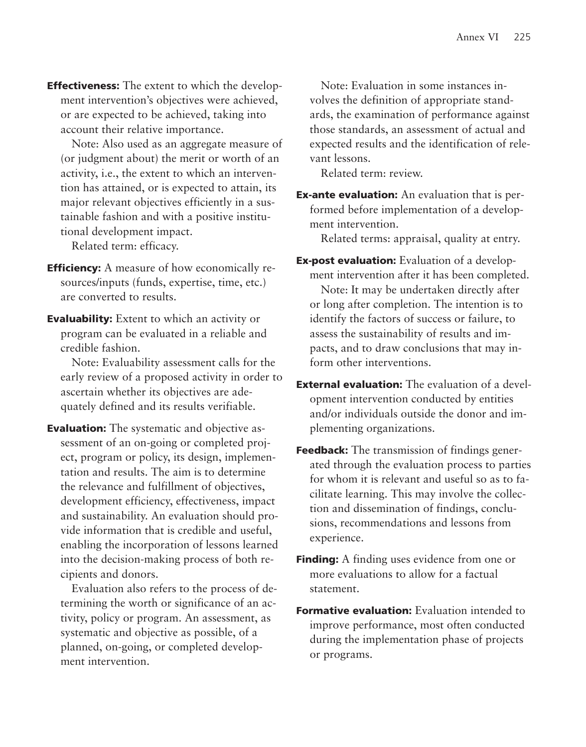**Effectiveness:** The extent to which the development intervention's objectives were achieved, or are expected to be achieved, taking into account their relative importance.

Note: Also used as an aggregate measure of (or judgment about) the merit or worth of an activity, i.e., the extent to which an intervention has attained, or is expected to attain, its major relevant objectives efficiently in a sustainable fashion and with a positive institutional development impact.

Related term: efficacy.

**Efficiency:** A measure of how economically resources/inputs (funds, expertise, time, etc.) are converted to results.

**Evaluability:** Extent to which an activity or program can be evaluated in a reliable and credible fashion.

Note: Evaluability assessment calls for the early review of a proposed activity in order to ascertain whether its objectives are adequately defined and its results verifiable.

**Evaluation:** The systematic and objective assessment of an on-going or completed project, program or policy, its design, implementation and results. The aim is to determine the relevance and fulfillment of objectives, development efficiency, effectiveness, impact and sustainability. An evaluation should provide information that is credible and useful, enabling the incorporation of lessons learned into the decision-making process of both recipients and donors.

Evaluation also refers to the process of determining the worth or significance of an activity, policy or program. An assessment, as systematic and objective as possible, of a planned, on-going, or completed development intervention.

Note: Evaluation in some instances involves the definition of appropriate standards, the examination of performance against those standards, an assessment of actual and expected results and the identification of relevant lessons.

Related term: review.

**Ex-ante evaluation:** An evaluation that is performed before implementation of a development intervention.

Related terms: appraisal, quality at entry.

**Ex-post evaluation:** Evaluation of a development intervention after it has been completed.

Note: It may be undertaken directly after or long after completion. The intention is to identify the factors of success or failure, to assess the sustainability of results and impacts, and to draw conclusions that may inform other interventions.

**External evaluation:** The evaluation of a development intervention conducted by entities and/or individuals outside the donor and implementing organizations.

**Feedback:** The transmission of findings generated through the evaluation process to parties for whom it is relevant and useful so as to facilitate learning. This may involve the collection and dissemination of findings, conclusions, recommendations and lessons from experience.

**Finding:** A finding uses evidence from one or more evaluations to allow for a factual statement.

**Formative evaluation:** Evaluation intended to improve performance, most often conducted during the implementation phase of projects or programs.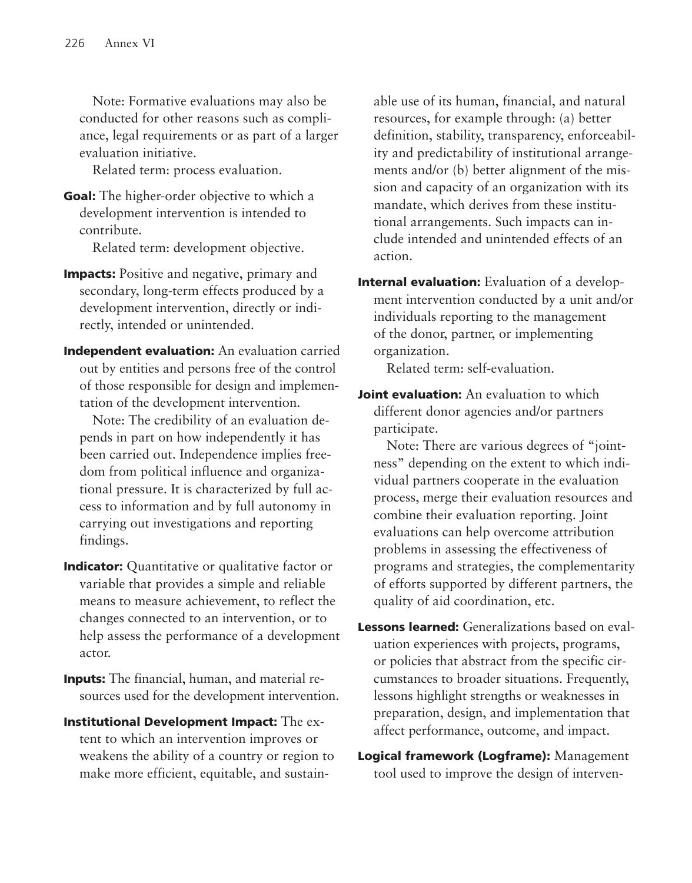Note: Formative evaluations may also be conducted for other reasons such as compliance, legal requirements or as part of a larger evaluation initiative.

Related term: process evaluation.

**Goal:** The higher-order objective to which a development intervention is intended to contribute.

Related term: development objective.

**Impacts:** Positive and negative, primary and secondary, long-term effects produced by a development intervention, directly or indirectly, intended or unintended.

**Independent evaluation:** An evaluation carried out by entities and persons free of the control of those responsible for design and implementation of the development intervention.

Note: The credibility of an evaluation depends in part on how independently it has been carried out. Independence implies freedom from political influence and organizational pressure. It is characterized by full access to information and by full autonomy in carrying out investigations and reporting findings.

**Indicator:** Quantitative or qualitative factor or variable that provides a simple and reliable means to measure achievement, to reflect the changes connected to an intervention, or to help assess the performance of a development actor.

**Inputs:** The financial, human, and material resources used for the development intervention.

**Institutional Development Impact:** The extent to which an intervention improves or weakens the ability of a country or region to make more efficient, equitable, and sustainable use of its human, financial, and natural resources, for example through: (a) better definition, stability, transparency, enforceability and predictability of institutional arrangements and/or (b) better alignment of the mission and capacity of an organization with its mandate, which derives from these institutional arrangements. Such impacts can include intended and unintended effects of an action.

**Internal evaluation:** Evaluation of a development intervention conducted by a unit and/or individuals reporting to the management of the donor, partner, or implementing organization.

Related term: self-evaluation.

**Joint evaluation:** An evaluation to which different donor agencies and/or partners participate.

Note: There are various degrees of "jointness" depending on the extent to which individual partners cooperate in the evaluation process, merge their evaluation resources and combine their evaluation reporting. Joint evaluations can help overcome attribution problems in assessing the effectiveness of programs and strategies, the complementarity of efforts supported by different partners, the quality of aid coordination, etc.

**Lessons learned:** Generalizations based on evaluation experiences with projects, programs, or policies that abstract from the specific circumstances to broader situations. Frequently, lessons highlight strengths or weaknesses in preparation, design, and implementation that affect performance, outcome, and impact.

**Logical framework (Logframe):** Management tool used to improve the design of interven-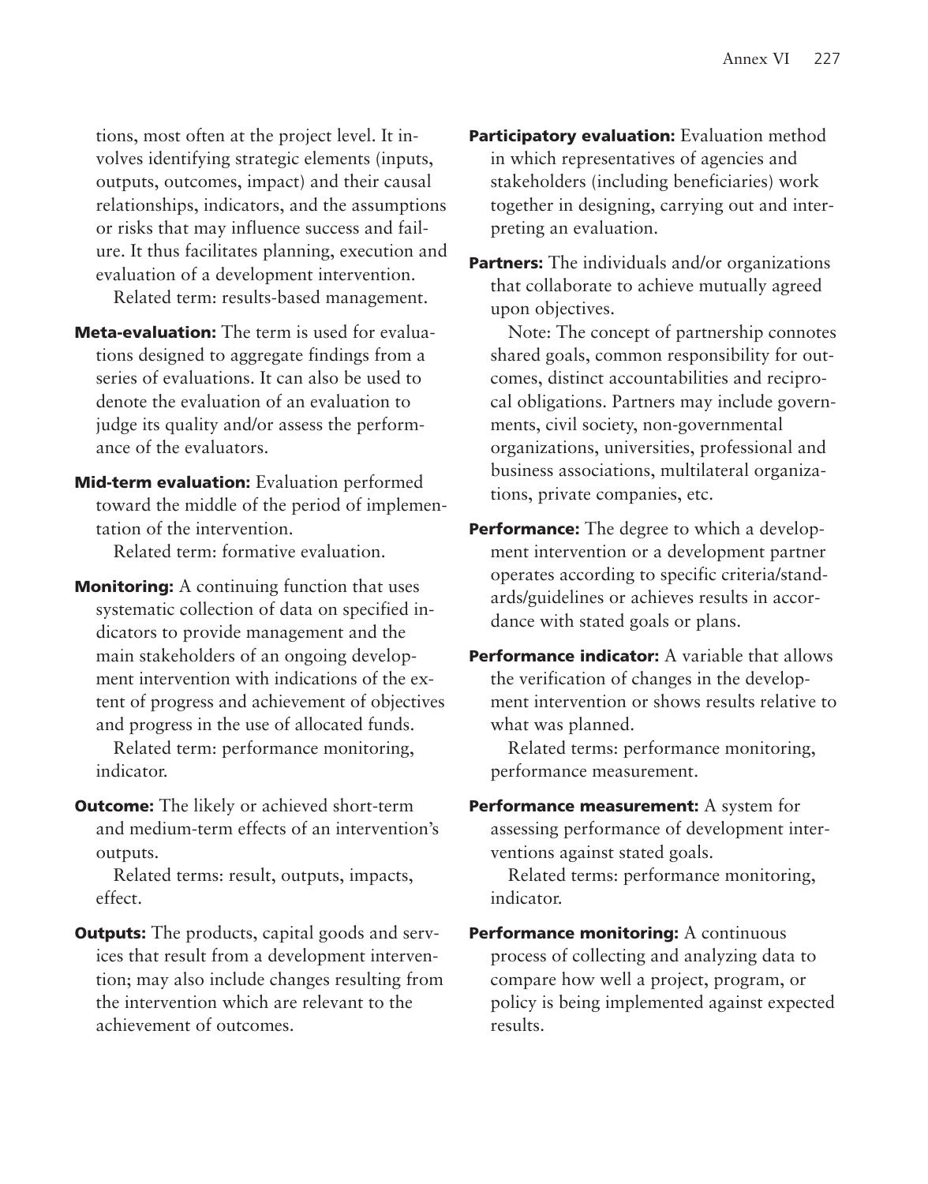tions, most often at the project level. It involves identifying strategic elements (inputs, outputs, outcomes, impact) and their causal relationships, indicators, and the assumptions or risks that may influence success and failure. It thus facilitates planning, execution and evaluation of a development intervention.

Related term: results-based management.

**Meta-evaluation:** The term is used for evaluations designed to aggregate findings from a series of evaluations. It can also be used to denote the evaluation of an evaluation to judge its quality and/or assess the performance of the evaluators.

**Mid-term evaluation:** Evaluation performed toward the middle of the period of implementation of the intervention.

Related term: formative evaluation.

**Monitoring:** A continuing function that uses systematic collection of data on specified indicators to provide management and the main stakeholders of an ongoing development intervention with indications of the extent of progress and achievement of objectives and progress in the use of allocated funds.

Related term: performance monitoring, indicator.

**Outcome:** The likely or achieved short-term and medium-term effects of an intervention's outputs.

Related terms: result, outputs, impacts, effect.

**Outputs:** The products, capital goods and services that result from a development intervention; may also include changes resulting from the intervention which are relevant to the achievement of outcomes.

**Participatory evaluation:** Evaluation method in which representatives of agencies and stakeholders (including beneficiaries) work together in designing, carrying out and interpreting an evaluation.

**Partners:** The individuals and/or organizations that collaborate to achieve mutually agreed upon objectives.

Note: The concept of partnership connotes shared goals, common responsibility for outcomes, distinct accountabilities and reciprocal obligations. Partners may include governments, civil society, non-governmental organizations, universities, professional and business associations, multilateral organizations, private companies, etc.

**Performance:** The degree to which a development intervention or a development partner operates according to specific criteria/standards/guidelines or achieves results in accordance with stated goals or plans.

**Performance indicator:** A variable that allows the verification of changes in the development intervention or shows results relative to what was planned.

Related terms: performance monitoring, performance measurement.

**Performance measurement:** A system for assessing performance of development interventions against stated goals.

Related terms: performance monitoring, indicator.

**Performance monitoring:** A continuous process of collecting and analyzing data to compare how well a project, program, or policy is being implemented against expected results.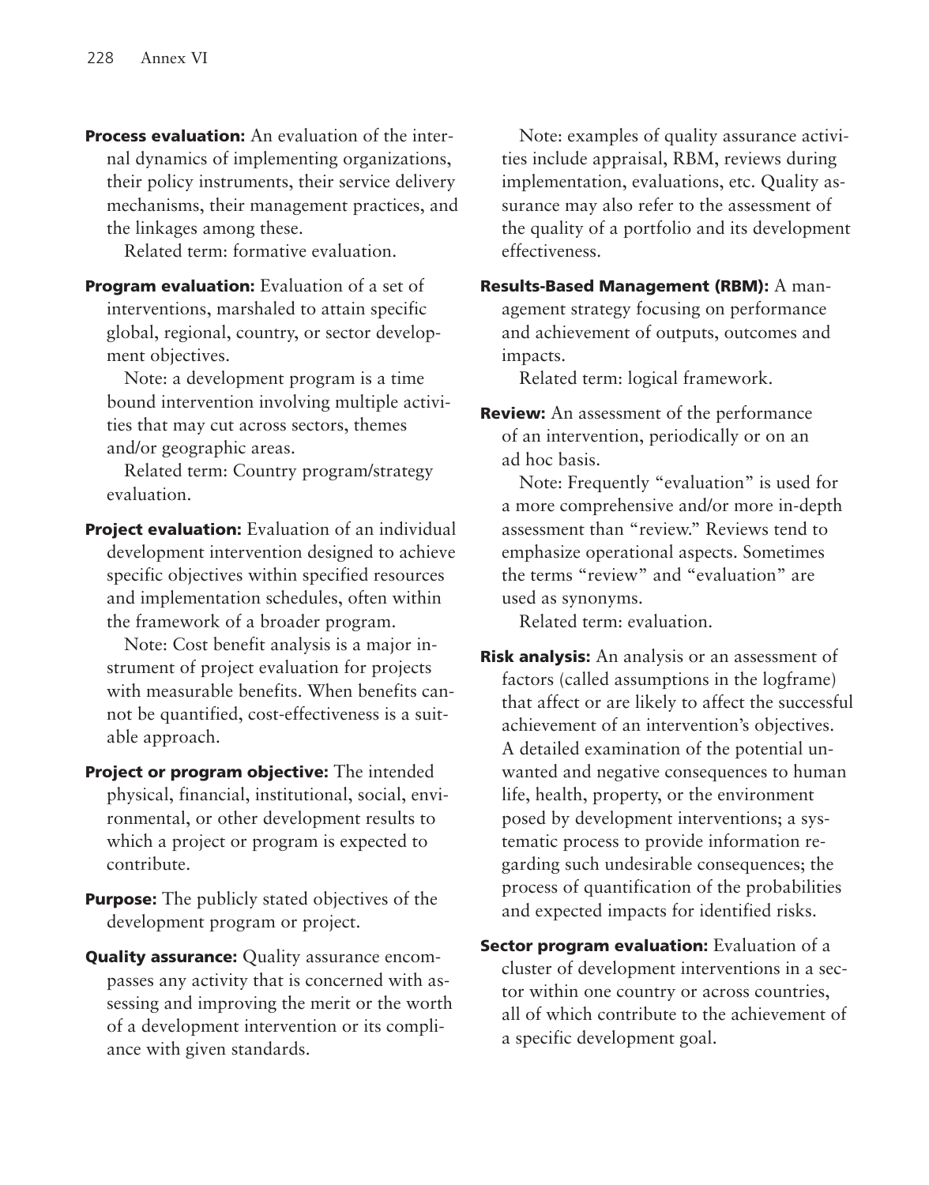**Process evaluation:** An evaluation of the internal dynamics of implementing organizations, their policy instruments, their service delivery mechanisms, their management practices, and the linkages among these.

Related term: formative evaluation.

**Program evaluation:** Evaluation of a set of interventions, marshaled to attain specific global, regional, country, or sector development objectives.

Note: a development program is a time bound intervention involving multiple activities that may cut across sectors, themes and/or geographic areas.

Related term: Country program/strategy evaluation.

**Project evaluation:** Evaluation of an individual development intervention designed to achieve specific objectives within specified resources and implementation schedules, often within the framework of a broader program.

Note: Cost benefit analysis is a major instrument of project evaluation for projects with measurable benefits. When benefits cannot be quantified, cost-effectiveness is a suitable approach.

**Project or program objective:** The intended physical, financial, institutional, social, environmental, or other development results to which a project or program is expected to contribute.

**Purpose:** The publicly stated objectives of the development program or project.

**Quality assurance:** Quality assurance encompasses any activity that is concerned with assessing and improving the merit or the worth of a development intervention or its compliance with given standards.

Note: examples of quality assurance activities include appraisal, RBM, reviews during implementation, evaluations, etc. Quality assurance may also refer to the assessment of the quality of a portfolio and its development effectiveness.

**Results-Based Management (RBM):** A management strategy focusing on performance and achievement of outputs, outcomes and impacts.

Related term: logical framework.

**Review:** An assessment of the performance of an intervention, periodically or on an ad hoc basis.

Note: Frequently "evaluation" is used for a more comprehensive and/or more in-depth assessment than "review." Reviews tend to emphasize operational aspects. Sometimes the terms "review" and "evaluation" are used as synonyms.

Related term: evaluation.

**Risk analysis:** An analysis or an assessment of factors (called assumptions in the logframe) that affect or are likely to affect the successful achievement of an intervention's objectives. A detailed examination of the potential unwanted and negative consequences to human life, health, property, or the environment posed by development interventions; a systematic process to provide information regarding such undesirable consequences; the process of quantification of the probabilities and expected impacts for identified risks.

**Sector program evaluation:** Evaluation of a cluster of development interventions in a sector within one country or across countries, all of which contribute to the achievement of a specific development goal.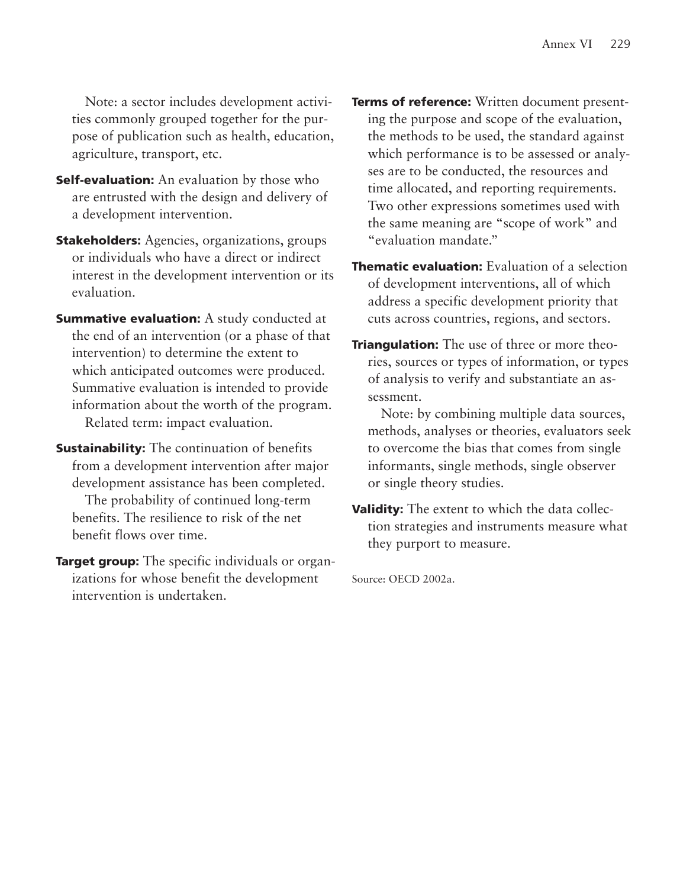Note: a sector includes development activities commonly grouped together for the purpose of publication such as health, education, agriculture, transport, etc.

**Self-evaluation:** An evaluation by those who are entrusted with the design and delivery of a development intervention.

**Stakeholders:** Agencies, organizations, groups or individuals who have a direct or indirect interest in the development intervention or its evaluation.

**Summative evaluation:** A study conducted at the end of an intervention (or a phase of that intervention) to determine the extent to which anticipated outcomes were produced. Summative evaluation is intended to provide information about the worth of the program.

Related term: impact evaluation.

**Sustainability:** The continuation of benefits from a development intervention after major development assistance has been completed.

The probability of continued long-term benefits. The resilience to risk of the net benefit flows over time.

**Target group:** The specific individuals or organizations for whose benefit the development intervention is undertaken.

**Terms of reference:** Written document presenting the purpose and scope of the evaluation, the methods to be used, the standard against which performance is to be assessed or analyses are to be conducted, the resources and time allocated, and reporting requirements. Two other expressions sometimes used with the same meaning are "scope of work" and "evaluation mandate."

**Thematic evaluation:** Evaluation of a selection of development interventions, all of which address a specific development priority that cuts across countries, regions, and sectors.

**Triangulation:** The use of three or more theories, sources or types of information, or types of analysis to verify and substantiate an assessment.

Note: by combining multiple data sources, methods, analyses or theories, evaluators seek to overcome the bias that comes from single informants, single methods, single observer or single theory studies.

**Validity:** The extent to which the data collection strategies and instruments measure what they purport to measure.

Source: OECD 2002a.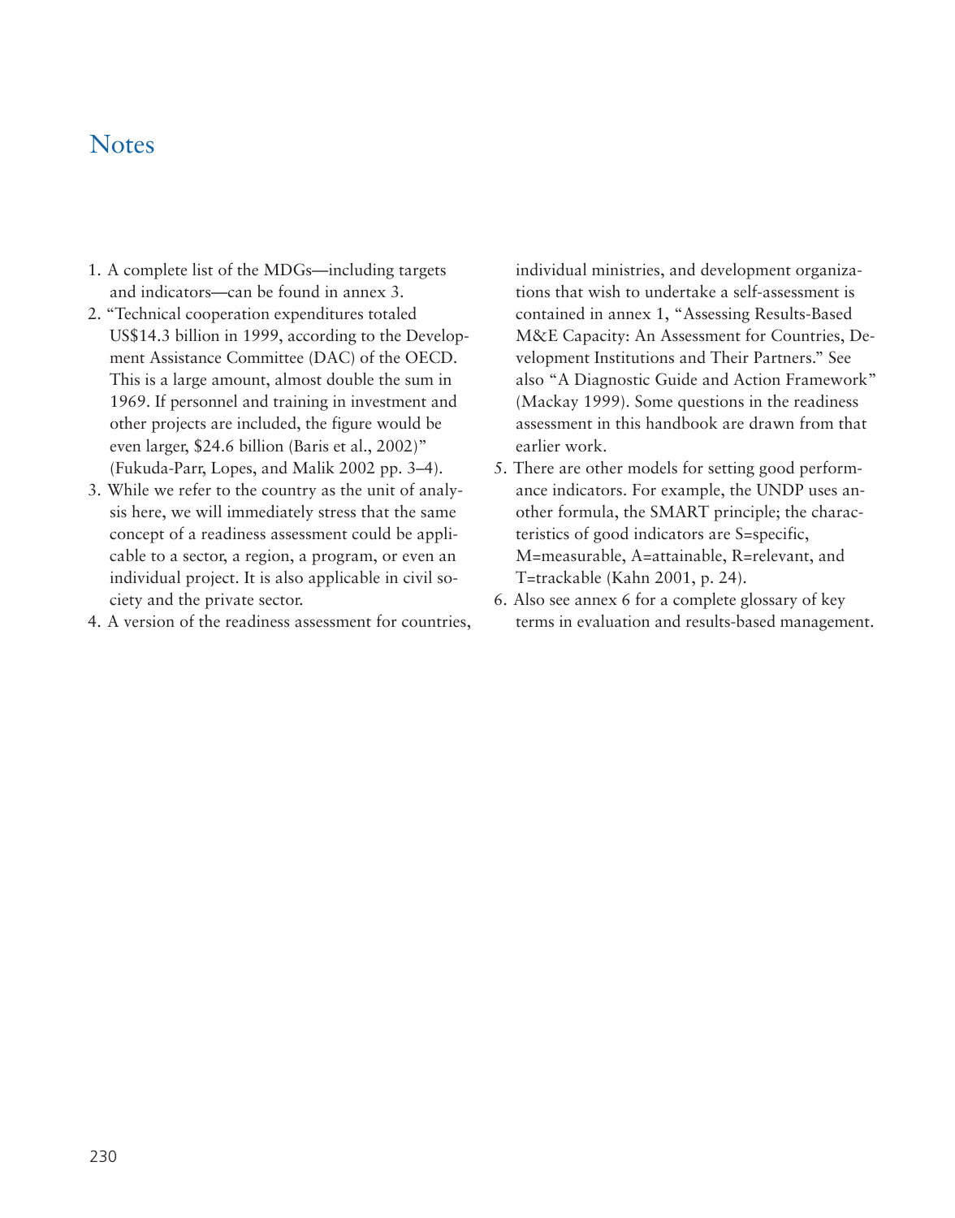## Notes

1. A complete list of the MDGs—including targets and indicators—can be found in annex 3.
2. "Technical cooperation expenditures totaled US$14.3 billion in 1999, according to the Development Assistance Committee (DAC) of the OECD. This is a large amount, almost double the sum in 1969. If personnel and training in investment and other projects are included, the figure would be even larger, $24.6 billion (Baris et al., 2002)" (Fukuda-Parr, Lopes, and Malik 2002 pp. 3–4).
3. While we refer to the country as the unit of analysis here, we will immediately stress that the same concept of a readiness assessment could be applicable to a sector, a region, a program, or even an individual project. It is also applicable in civil society and the private sector.
4. A version of the readiness assessment for countries, individual ministries, and development organizations that wish to undertake a self-assessment is contained in annex 1, "Assessing Results-Based M&E Capacity: An Assessment for Countries, Development Institutions and Their Partners." See also "A Diagnostic Guide and Action Framework" (Mackay 1999). Some questions in the readiness assessment in this handbook are drawn from that earlier work.
5. There are other models for setting good performance indicators. For example, the UNDP uses another formula, the SMART principle; the characteristics of good indicators are S=specific, M=measurable, A=attainable, R=relevant, and T=trackable (Kahn 2001, p. 24).
6. Also see annex 6 for a complete glossary of key terms in evaluation and results-based management.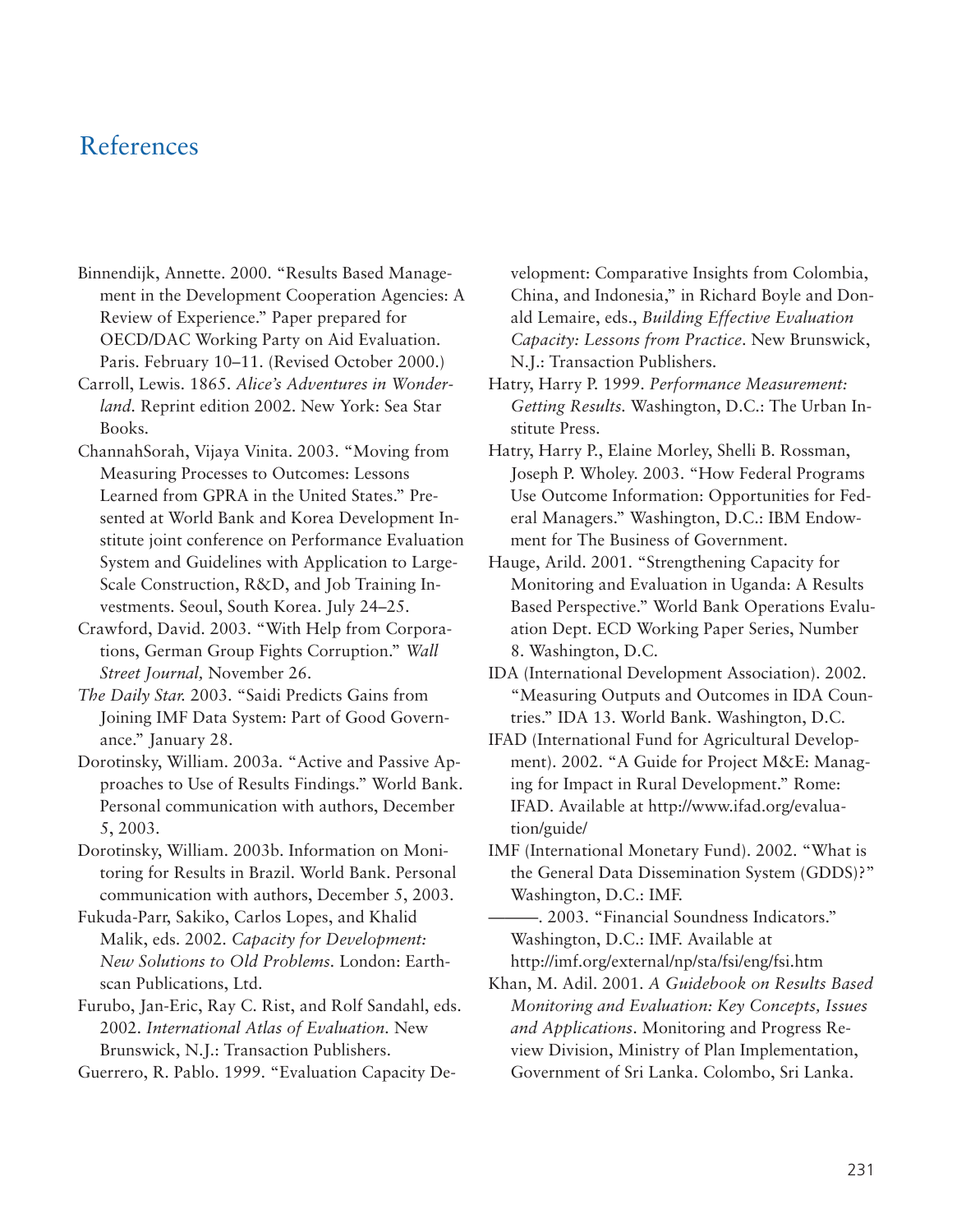# References

Binnendijk, Annette. 2000. "Results Based Management in the Development Cooperation Agencies: A Review of Experience." Paper prepared for OECD/DAC Working Party on Aid Evaluation. Paris. February 10–11. (Revised October 2000.)

Carroll, Lewis. 1865. *Alice's Adventures in Wonderland*. Reprint edition 2002. New York: Sea Star Books.

ChannahSorah, Vijaya Vinita. 2003. "Moving from Measuring Processes to Outcomes: Lessons Learned from GPRA in the United States." Presented at World Bank and Korea Development Institute joint conference on Performance Evaluation System and Guidelines with Application to Large-Scale Construction, R&D, and Job Training Investments. Seoul, South Korea. July 24–25.

Crawford, David. 2003. "With Help from Corporations, German Group Fights Corruption." *Wall Street Journal,* November 26.

*The Daily Star.* 2003. "Saidi Predicts Gains from Joining IMF Data System: Part of Good Governance." January 28.

Dorotinsky, William. 2003a. "Active and Passive Approaches to Use of Results Findings." World Bank. Personal communication with authors, December 5, 2003.

Dorotinsky, William. 2003b. Information on Monitoring for Results in Brazil. World Bank. Personal communication with authors, December 5, 2003.

Fukuda-Parr, Sakiko, Carlos Lopes, and Khalid Malik, eds. 2002. *Capacity for Development: New Solutions to Old Problems.* London: Earthscan Publications, Ltd.

Furubo, Jan-Eric, Ray C. Rist, and Rolf Sandahl, eds. 2002. *International Atlas of Evaluation.* New Brunswick, N.J.: Transaction Publishers.

Guerrero, R. Pablo. 1999. "Evaluation Capacity Development: Comparative Insights from Colombia, China, and Indonesia," in Richard Boyle and Donald Lemaire, eds., *Building Effective Evaluation Capacity: Lessons from Practice*. New Brunswick, N.J.: Transaction Publishers.

Hatry, Harry P. 1999. *Performance Measurement: Getting Results.* Washington, D.C.: The Urban Institute Press.

Hatry, Harry P., Elaine Morley, Shelli B. Rossman, Joseph P. Wholey. 2003. "How Federal Programs Use Outcome Information: Opportunities for Federal Managers." Washington, D.C.: IBM Endowment for The Business of Government.

Hauge, Arild. 2001. "Strengthening Capacity for Monitoring and Evaluation in Uganda: A Results Based Perspective." World Bank Operations Evaluation Dept. ECD Working Paper Series, Number 8. Washington, D.C.

IDA (International Development Association). 2002. "Measuring Outputs and Outcomes in IDA Countries." IDA 13. World Bank. Washington, D.C.

IFAD (International Fund for Agricultural Development). 2002. "A Guide for Project M&E: Managing for Impact in Rural Development." Rome: IFAD. Available at http://www.ifad.org/evaluation/guide/

IMF (International Monetary Fund). 2002. "What is the General Data Dissemination System (GDDS)?" Washington, D.C.: IMF.

———. 2003. "Financial Soundness Indicators." Washington, D.C.: IMF. Available at http://imf.org/external/np/sta/fsi/eng/fsi.htm

Khan, M. Adil. 2001. *A Guidebook on Results Based Monitoring and Evaluation: Key Concepts, Issues and Applications*. Monitoring and Progress Review Division, Ministry of Plan Implementation, Government of Sri Lanka. Colombo, Sri Lanka.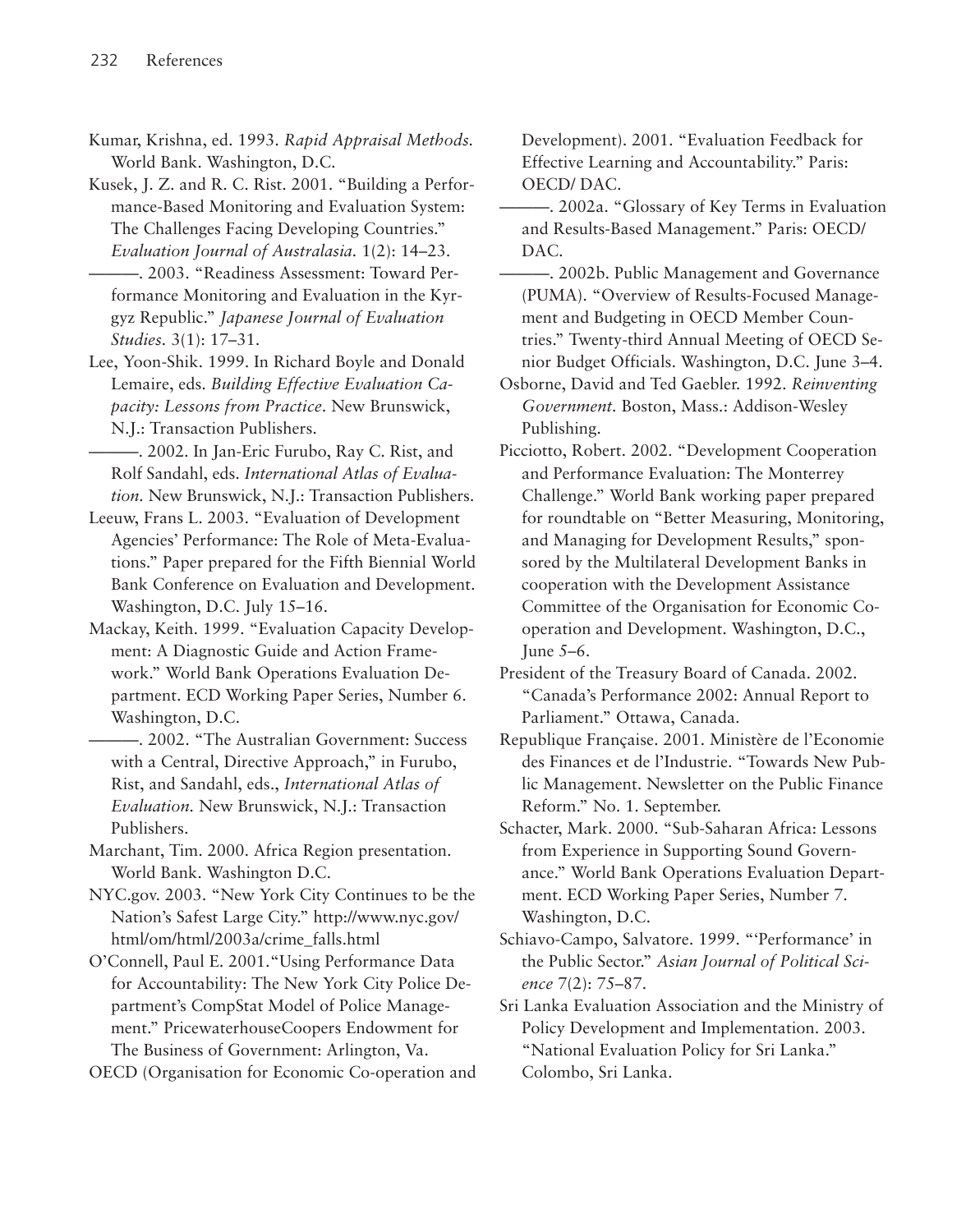Kumar, Krishna, ed. 1993. *Rapid Appraisal Methods.* World Bank. Washington, D.C.

Kusek, J. Z. and R. C. Rist. 2001. "Building a Performance-Based Monitoring and Evaluation System: The Challenges Facing Developing Countries." *Evaluation Journal of Australasia.* 1(2): 14–23.

———. 2003. "Readiness Assessment: Toward Performance Monitoring and Evaluation in the Kyrgyz Republic." *Japanese Journal of Evaluation Studies.* 3(1): 17–31.

Lee, Yoon-Shik. 1999. In Richard Boyle and Donald Lemaire, eds. *Building Effective Evaluation Capacity: Lessons from Practice*. New Brunswick, N.J.: Transaction Publishers.

———. 2002. In Jan-Eric Furubo, Ray C. Rist, and Rolf Sandahl, eds. *International Atlas of Evaluation.* New Brunswick, N.J.: Transaction Publishers.

Leeuw, Frans L. 2003. "Evaluation of Development Agencies' Performance: The Role of Meta-Evaluations." Paper prepared for the Fifth Biennial World Bank Conference on Evaluation and Development. Washington, D.C. July 15–16.

Mackay, Keith. 1999. "Evaluation Capacity Development: A Diagnostic Guide and Action Framework." World Bank Operations Evaluation Department. ECD Working Paper Series, Number 6. Washington, D.C.

———. 2002. "The Australian Government: Success with a Central, Directive Approach," in Furubo, Rist, and Sandahl, eds., *International Atlas of Evaluation.* New Brunswick, N.J.: Transaction Publishers.

Marchant, Tim. 2000. Africa Region presentation. World Bank. Washington D.C.

NYC.gov. 2003. "New York City Continues to be the Nation's Safest Large City." http://www.nyc.gov/html/om/html/2003a/crime_falls.html

O'Connell, Paul E. 2001. "Using Performance Data for Accountability: The New York City Police Department's CompStat Model of Police Management." PricewaterhouseCoopers Endowment for The Business of Government: Arlington, Va.

OECD (Organisation for Economic Co-operation and Development). 2001. "Evaluation Feedback for Effective Learning and Accountability." Paris: OECD/ DAC.

———. 2002a. "Glossary of Key Terms in Evaluation and Results-Based Management." Paris: OECD/ DAC.

———. 2002b. Public Management and Governance (PUMA). "Overview of Results-Focused Management and Budgeting in OECD Member Countries." Twenty-third Annual Meeting of OECD Senior Budget Officials. Washington, D.C. June 3–4.

Osborne, David and Ted Gaebler. 1992. *Reinventing Government.* Boston, Mass.: Addison-Wesley Publishing.

Picciotto, Robert. 2002. "Development Cooperation and Performance Evaluation: The Monterrey Challenge." World Bank working paper prepared for roundtable on "Better Measuring, Monitoring, and Managing for Development Results," sponsored by the Multilateral Development Banks in cooperation with the Development Assistance Committee of the Organisation for Economic Cooperation and Development. Washington, D.C., June 5–6.

President of the Treasury Board of Canada. 2002. "Canada's Performance 2002: Annual Report to Parliament." Ottawa, Canada.

Republique Française. 2001. Ministère de l'Economie des Finances et de l'Industrie. "Towards New Public Management. Newsletter on the Public Finance Reform." No. 1. September.

Schacter, Mark. 2000. "Sub-Saharan Africa: Lessons from Experience in Supporting Sound Governance." World Bank Operations Evaluation Department. ECD Working Paper Series, Number 7. Washington, D.C.

Schiavo-Campo, Salvatore. 1999. "'Performance' in the Public Sector." *Asian Journal of Political Science* 7(2): 75–87.

Sri Lanka Evaluation Association and the Ministry of Policy Development and Implementation. 2003. "National Evaluation Policy for Sri Lanka." Colombo, Sri Lanka.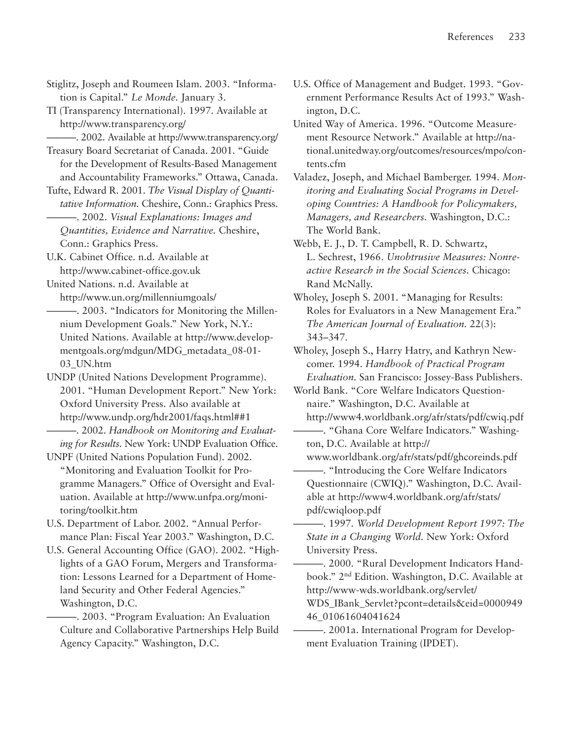Stiglitz, Joseph and Roumeen Islam. 2003. "Information is Capital." *Le Monde.* January 3.

TI (Transparency International). 1997. Available at http://www.transparency.org/

———. 2002. Available at http://www.transparency.org/

Treasury Board Secretariat of Canada. 2001. "Guide for the Development of Results-Based Management and Accountability Frameworks." Ottawa, Canada.

Tufte, Edward R. 2001. *The Visual Display of Quantitative Information.* Cheshire, Conn.: Graphics Press.

———. 2002. *Visual Explanations: Images and Quantities, Evidence and Narrative.* Cheshire, Conn.: Graphics Press.

U.K. Cabinet Office. n.d. Available at http://www.cabinet-office.gov.uk

United Nations. n.d. Available at http://www.un.org/millenniumgoals/

———. 2003. "Indicators for Monitoring the Millennium Development Goals." New York, N.Y.: United Nations. Available at http://www.developmentgoals.org/mdgun/MDG_metadata_08-01-03_UN.htm

UNDP (United Nations Development Programme). 2001. "Human Development Report." New York: Oxford University Press. Also available at http://www.undp.org/hdr2001/faqs.html##1

———. 2002. *Handbook on Monitoring and Evaluating for Results.* New York: UNDP Evaluation Office.

UNPF (United Nations Population Fund). 2002. "Monitoring and Evaluation Toolkit for Programme Managers." Office of Oversight and Evaluation. Available at http://www.unfpa.org/monitoring/toolkit.htm

U.S. Department of Labor. 2002. "Annual Performance Plan: Fiscal Year 2003." Washington, D.C.

U.S. General Accounting Office (GAO). 2002. "Highlights of a GAO Forum, Mergers and Transformation: Lessons Learned for a Department of Homeland Security and Other Federal Agencies." Washington, D.C.

———. 2003. "Program Evaluation: An Evaluation Culture and Collaborative Partnerships Help Build Agency Capacity." Washington, D.C.

U.S. Office of Management and Budget. 1993. "Government Performance Results Act of 1993." Washington, D.C.

United Way of America. 1996. "Outcome Measurement Resource Network." Available at http://national.unitedway.org/outcomes/resources/mpo/contents.cfm

Valadez, Joseph, and Michael Bamberger. 1994. *Monitoring and Evaluating Social Programs in Developing Countries: A Handbook for Policymakers, Managers, and Researchers.* Washington, D.C.: The World Bank.

Webb, E. J., D. T. Campbell, R. D. Schwartz, L. Sechrest, 1966. *Unobtrusive Measures: Nonreactive Research in the Social Sciences.* Chicago: Rand McNally.

Wholey, Joseph S. 2001. "Managing for Results: Roles for Evaluators in a New Management Era." *The American Journal of Evaluation.* 22(3): 343–347.

Wholey, Joseph S., Harry Hatry, and Kathryn Newcomer. 1994. *Handbook of Practical Program Evaluation.* San Francisco: Jossey-Bass Publishers.

World Bank. "Core Welfare Indicators Questionnaire." Washington, D.C. Available at http://www4.worldbank.org/afr/stats/pdf/cwiq.pdf

———. "Ghana Core Welfare Indicators." Washington, D.C. Available at http://www.worldbank.org/afr/stats/pdf/ghcoreinds.pdf

———. "Introducing the Core Welfare Indicators Questionnaire (CWIQ)." Washington, D.C. Available at http://www4.worldbank.org/afr/stats/pdf/cwiqloop.pdf

———. 1997. *World Development Report 1997: The State in a Changing World.* New York: Oxford University Press.

———. 2000. "Rural Development Indicators Handbook." 2nd Edition. Washington, D.C. Available at http://www-wds.worldbank.org/servlet/WDS_IBank_Servlet?pcont=details&eid=000094946_01061604041624

———. 2001a. International Program for Development Evaluation Training (IPDET).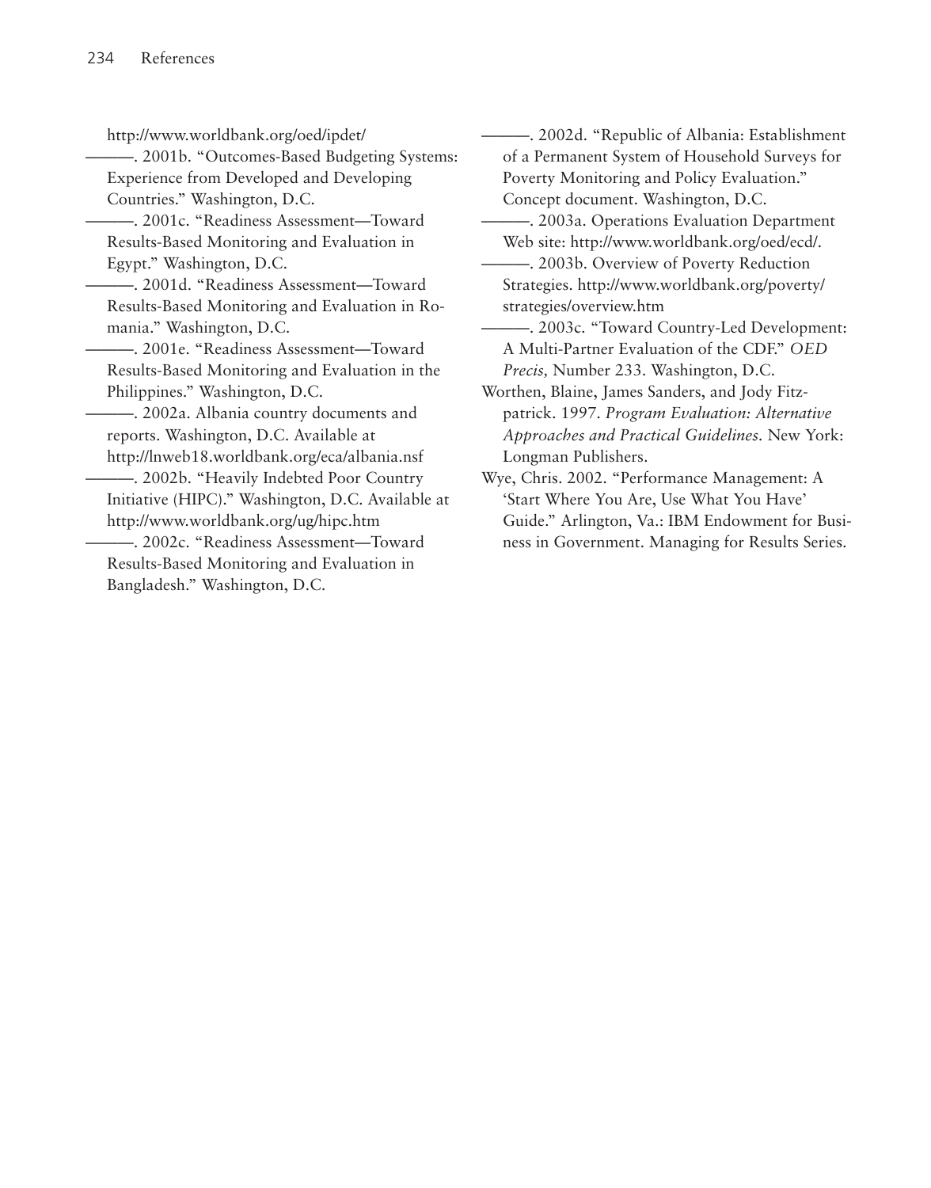http://www.worldbank.org/oed/ipdet/

———. 2001b. "Outcomes-Based Budgeting Systems: Experience from Developed and Developing Countries." Washington, D.C.

———. 2001c. "Readiness Assessment—Toward Results-Based Monitoring and Evaluation in Egypt." Washington, D.C.

———. 2001d. "Readiness Assessment—Toward Results-Based Monitoring and Evaluation in Romania." Washington, D.C.

———. 2001e. "Readiness Assessment—Toward Results-Based Monitoring and Evaluation in the Philippines." Washington, D.C.

———. 2002a. Albania country documents and reports. Washington, D.C. Available at http://lnweb18.worldbank.org/eca/albania.nsf

———. 2002b. "Heavily Indebted Poor Country Initiative (HIPC)." Washington, D.C. Available at http://www.worldbank.org/ug/hipc.htm

———. 2002c. "Readiness Assessment—Toward Results-Based Monitoring and Evaluation in Bangladesh." Washington, D.C.

———. 2002d. "Republic of Albania: Establishment of a Permanent System of Household Surveys for Poverty Monitoring and Policy Evaluation." Concept document. Washington, D.C.

———. 2003a. Operations Evaluation Department Web site: http://www.worldbank.org/oed/ecd/.

———. 2003b. Overview of Poverty Reduction Strategies. http://www.worldbank.org/poverty/strategies/overview.htm

———. 2003c. "Toward Country-Led Development: A Multi-Partner Evaluation of the CDF." *OED Precis,* Number 233. Washington, D.C.

Worthen, Blaine, James Sanders, and Jody Fitzpatrick. 1997. *Program Evaluation: Alternative Approaches and Practical Guidelines.* New York: Longman Publishers.

Wye, Chris. 2002. "Performance Management: A 'Start Where You Are, Use What You Have' Guide." Arlington, Va.: IBM Endowment for Business in Government. Managing for Results Series.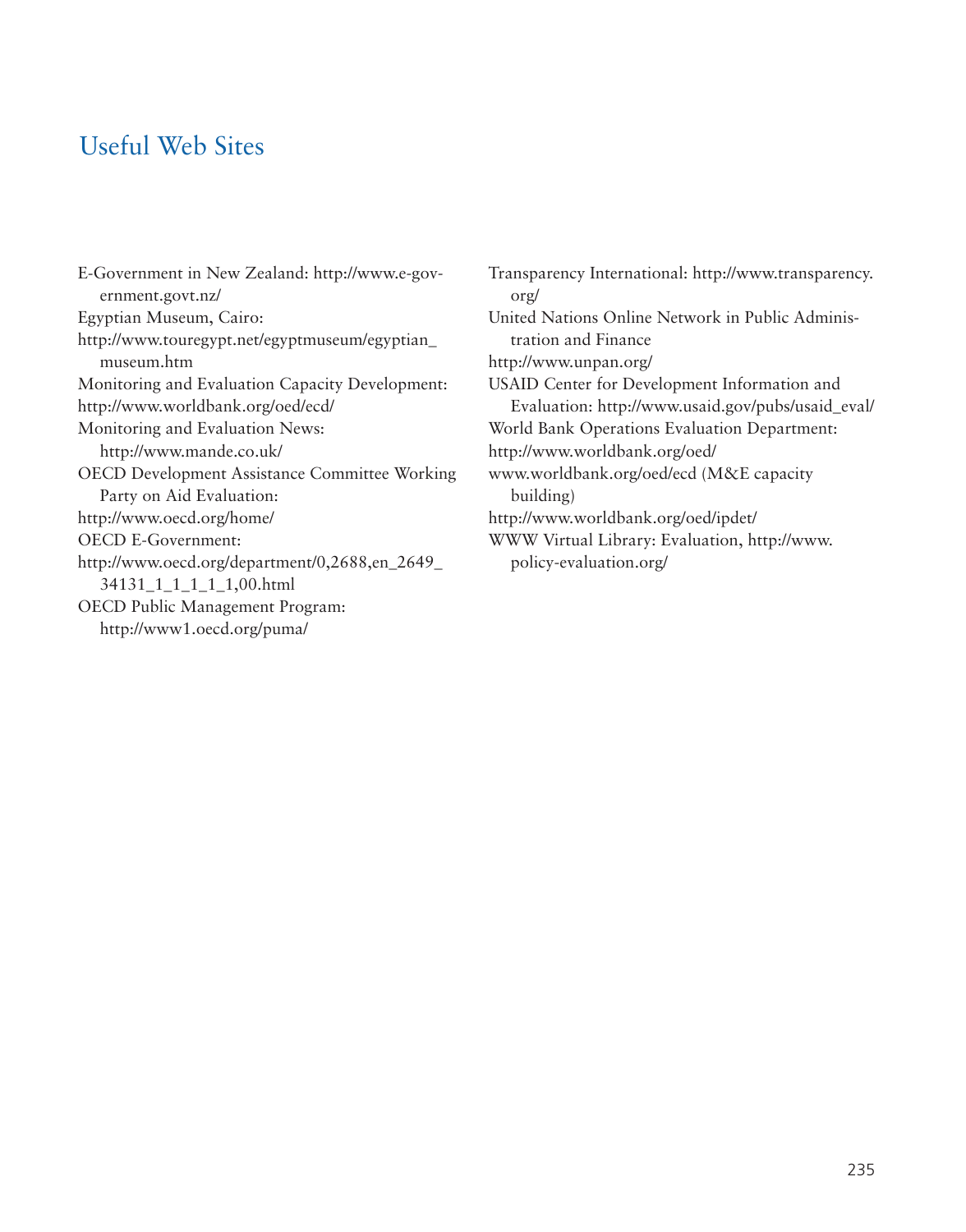# Useful Web Sites

E-Government in New Zealand: http://www.e-government.govt.nz/

Egyptian Museum, Cairo:

http://www.touregypt.net/egyptmuseum/egyptian_museum.htm

Monitoring and Evaluation Capacity Development:

http://www.worldbank.org/oed/ecd/

Monitoring and Evaluation News:
http://www.mande.co.uk/

OECD Development Assistance Committee Working Party on Aid Evaluation:

http://www.oecd.org/home/

OECD E-Government:

http://www.oecd.org/department/0,2688,en_2649_34131_1_1_1_1_1,00.html

OECD Public Management Program:
http://www1.oecd.org/puma/

Transparency International: http://www.transparency.org/

United Nations Online Network in Public Administration and Finance

http://www.unpan.org/

USAID Center for Development Information and Evaluation: http://www.usaid.gov/pubs/usaid_eval/

World Bank Operations Evaluation Department:

http://www.worldbank.org/oed/

www.worldbank.org/oed/ecd (M&E capacity building)

http://www.worldbank.org/oed/ipdet/

WWW Virtual Library: Evaluation, http://www.policy-evaluation.org/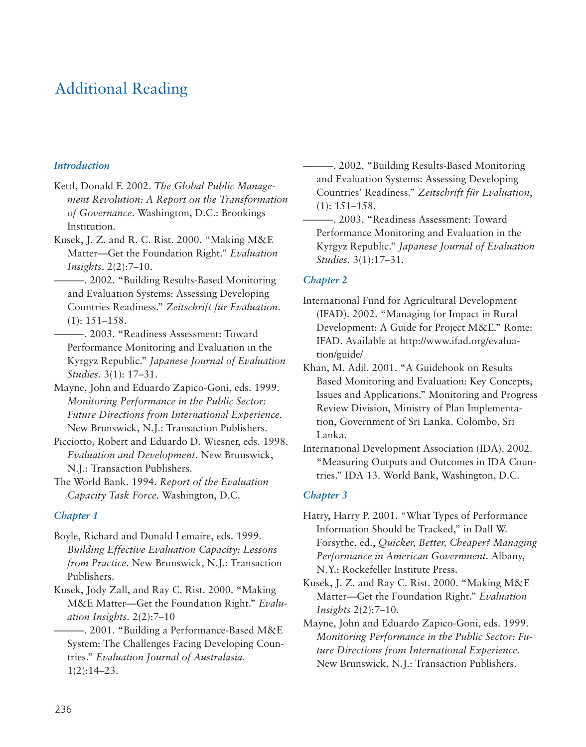# Additional Reading

### *Introduction*

Kettl, Donald F. 2002. *The Global Public Management Revolution: A Report on the Transformation of Governance*. Washington, D.C.: Brookings Institution.

Kusek, J. Z. and R. C. Rist. 2000. "Making M&E Matter—Get the Foundation Right." *Evaluation Insights*. 2(2):7–10.

———. 2002. "Building Results-Based Monitoring and Evaluation Systems: Assessing Developing Countries Readiness." *Zeitschrift für Evaluation*. (1): 151–158.

———. 2003. "Readiness Assessment: Toward Performance Monitoring and Evaluation in the Kyrgyz Republic." *Japanese Journal of Evaluation Studies*. 3(1): 17–31.

Mayne, John and Eduardo Zapico-Goni, eds. 1999. *Monitoring Performance in the Public Sector: Future Directions from International Experience*. New Brunswick, N.J.: Transaction Publishers.

Picciotto, Robert and Eduardo D. Wiesner, eds. 1998. *Evaluation and Development*. New Brunswick, N.J.: Transaction Publishers.

The World Bank. 1994. *Report of the Evaluation Capacity Task Force*. Washington, D.C.

### *Chapter 1*

Boyle, Richard and Donald Lemaire, eds. 1999. *Building Effective Evaluation Capacity: Lessons from Practice*. New Brunswick, N.J.: Transaction Publishers.

Kusek, Jody Zall, and Ray C. Rist. 2000. "Making M&E Matter—Get the Foundation Right." *Evaluation Insights*. 2(2):7–10

———. 2001. "Building a Performance-Based M&E System: The Challenges Facing Developing Countries." *Evaluation Journal of Australasia*. 1(2):14–23.

———. 2002. "Building Results-Based Monitoring and Evaluation Systems: Assessing Developing Countries' Readiness." *Zeitschrift für Evaluation*, (1): 151–158.

———. 2003. "Readiness Assessment: Toward Performance Monitoring and Evaluation in the Kyrgyz Republic." *Japanese Journal of Evaluation Studies*. 3(1):17–31.

### *Chapter 2*

International Fund for Agricultural Development (IFAD). 2002. "Managing for Impact in Rural Development: A Guide for Project M&E." Rome: IFAD. Available at http://www.ifad.org/evaluation/guide/

Khan, M. Adil. 2001. "A Guidebook on Results Based Monitoring and Evaluation: Key Concepts, Issues and Applications." Monitoring and Progress Review Division, Ministry of Plan Implementation, Government of Sri Lanka. Colombo, Sri Lanka.

International Development Association (IDA). 2002. "Measuring Outputs and Outcomes in IDA Countries." IDA 13. World Bank, Washington, D.C.

### *Chapter 3*

Hatry, Harry P. 2001. "What Types of Performance Information Should be Tracked," in Dall W. Forsythe, ed., *Quicker, Better, Cheaper? Managing Performance in American Government*. Albany, N.Y.: Rockefeller Institute Press.

Kusek, J. Z. and Ray C. Rist. 2000. "Making M&E Matter—Get the Foundation Right." *Evaluation Insights* 2(2):7–10.

Mayne, John and Eduardo Zapico-Goni, eds. 1999. *Monitoring Performance in the Public Sector: Future Directions from International Experience*. New Brunswick, N.J.: Transaction Publishers.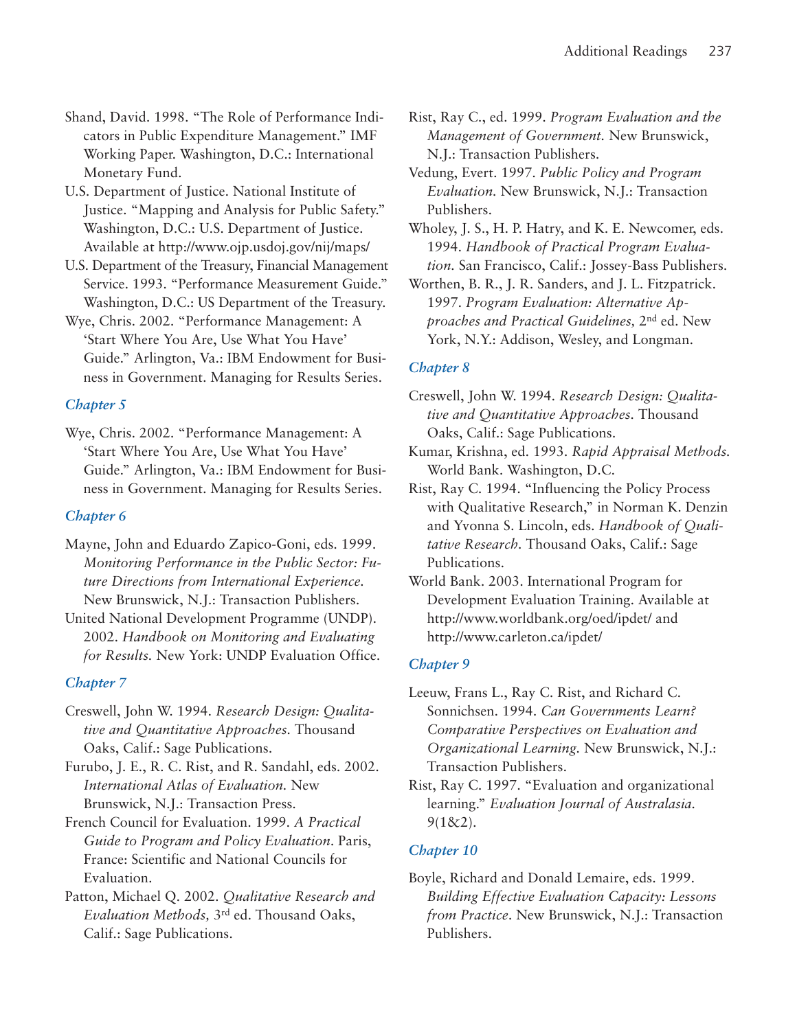Shand, David. 1998. "The Role of Performance Indicators in Public Expenditure Management." IMF Working Paper. Washington, D.C.: International Monetary Fund.

U.S. Department of Justice. National Institute of Justice. "Mapping and Analysis for Public Safety." Washington, D.C.: U.S. Department of Justice. Available at http://www.ojp.usdoj.gov/nij/maps/

U.S. Department of the Treasury, Financial Management Service. 1993. "Performance Measurement Guide." Washington, D.C.: US Department of the Treasury.

Wye, Chris. 2002. "Performance Management: A 'Start Where You Are, Use What You Have' Guide." Arlington, Va.: IBM Endowment for Business in Government. Managing for Results Series.

### *Chapter 5*

Wye, Chris. 2002. "Performance Management: A 'Start Where You Are, Use What You Have' Guide." Arlington, Va.: IBM Endowment for Business in Government. Managing for Results Series.

### *Chapter 6*

Mayne, John and Eduardo Zapico-Goni, eds. 1999. *Monitoring Performance in the Public Sector: Future Directions from International Experience.* New Brunswick, N.J.: Transaction Publishers.

United National Development Programme (UNDP). 2002. *Handbook on Monitoring and Evaluating for Results.* New York: UNDP Evaluation Office.

### *Chapter 7*

Creswell, John W. 1994. *Research Design: Qualitative and Quantitative Approaches.* Thousand Oaks, Calif.: Sage Publications.

Furubo, J. E., R. C. Rist, and R. Sandahl, eds. 2002. *International Atlas of Evaluation.* New Brunswick, N.J.: Transaction Press.

French Council for Evaluation. 1999. *A Practical Guide to Program and Policy Evaluation.* Paris, France: Scientific and National Councils for Evaluation.

Patton, Michael Q. 2002. *Qualitative Research and Evaluation Methods,* 3rd ed. Thousand Oaks, Calif.: Sage Publications.

Rist, Ray C., ed. 1999. *Program Evaluation and the Management of Government.* New Brunswick, N.J.: Transaction Publishers.

Vedung, Evert. 1997. *Public Policy and Program Evaluation.* New Brunswick, N.J.: Transaction Publishers.

Wholey, J. S., H. P. Hatry, and K. E. Newcomer, eds. 1994. *Handbook of Practical Program Evaluation.* San Francisco, Calif.: Jossey-Bass Publishers.

Worthen, B. R., J. R. Sanders, and J. L. Fitzpatrick. 1997. *Program Evaluation: Alternative Approaches and Practical Guidelines,* 2nd ed. New York, N.Y.: Addison, Wesley, and Longman.

### *Chapter 8*

Creswell, John W. 1994. *Research Design: Qualitative and Quantitative Approaches.* Thousand Oaks, Calif.: Sage Publications.

Kumar, Krishna, ed. 1993. *Rapid Appraisal Methods.* World Bank. Washington, D.C.

Rist, Ray C. 1994. "Influencing the Policy Process with Qualitative Research," in Norman K. Denzin and Yvonna S. Lincoln, eds. *Handbook of Qualitative Research.* Thousand Oaks, Calif.: Sage Publications.

World Bank. 2003. International Program for Development Evaluation Training. Available at http://www.worldbank.org/oed/ipdet/ and http://www.carleton.ca/ipdet/

### *Chapter 9*

Leeuw, Frans L., Ray C. Rist, and Richard C. Sonnichsen. 1994. *Can Governments Learn? Comparative Perspectives on Evaluation and Organizational Learning.* New Brunswick, N.J.: Transaction Publishers.

Rist, Ray C. 1997. "Evaluation and organizational learning." *Evaluation Journal of Australasia.* 9(1&2).

### *Chapter 10*

Boyle, Richard and Donald Lemaire, eds. 1999. *Building Effective Evaluation Capacity: Lessons from Practice.* New Brunswick, N.J.: Transaction Publishers.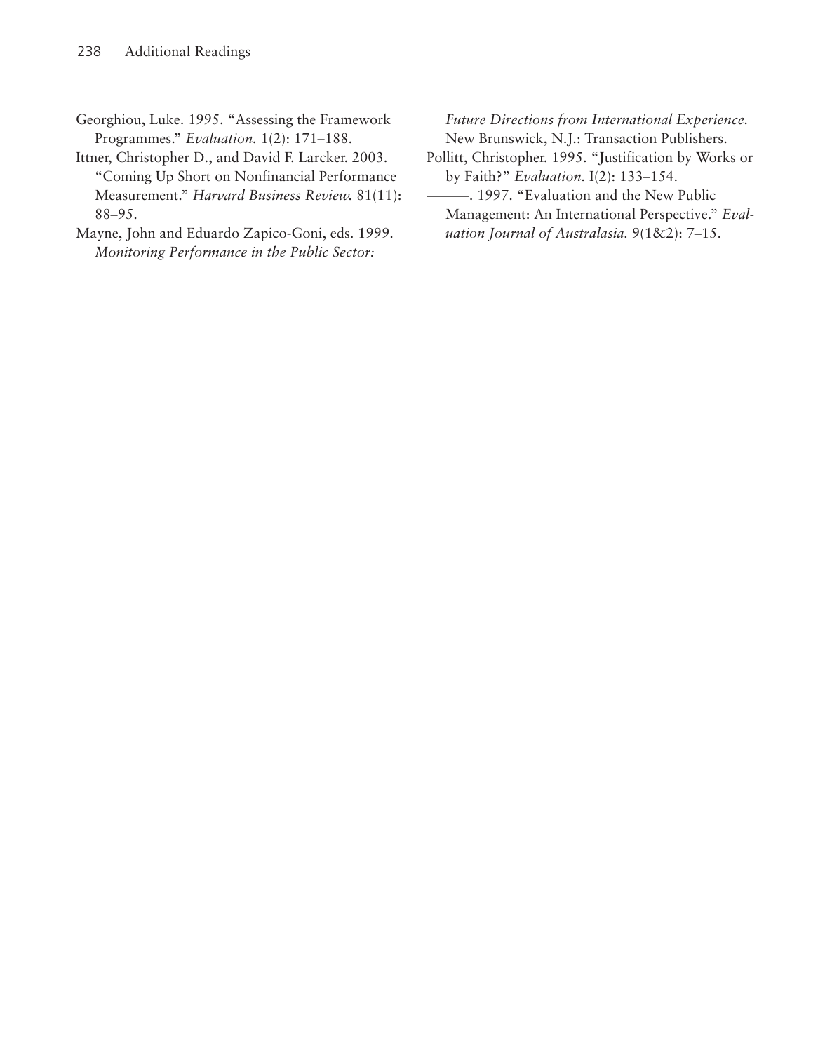Georghiou, Luke. 1995. "Assessing the Framework Programmes." *Evaluation.* 1(2): 171–188.

Ittner, Christopher D., and David F. Larcker. 2003. "Coming Up Short on Nonfinancial Performance Measurement." *Harvard Business Review.* 81(11): 88–95.

Mayne, John and Eduardo Zapico-Goni, eds. 1999. *Monitoring Performance in the Public Sector: Future Directions from International Experience.* New Brunswick, N.J.: Transaction Publishers.

Pollitt, Christopher. 1995. "Justification by Works or by Faith?" *Evaluation.* I(2): 133–154.

———. 1997. "Evaluation and the New Public Management: An International Perspective." *Evaluation Journal of Australasia.* 9(1&2): 7–15.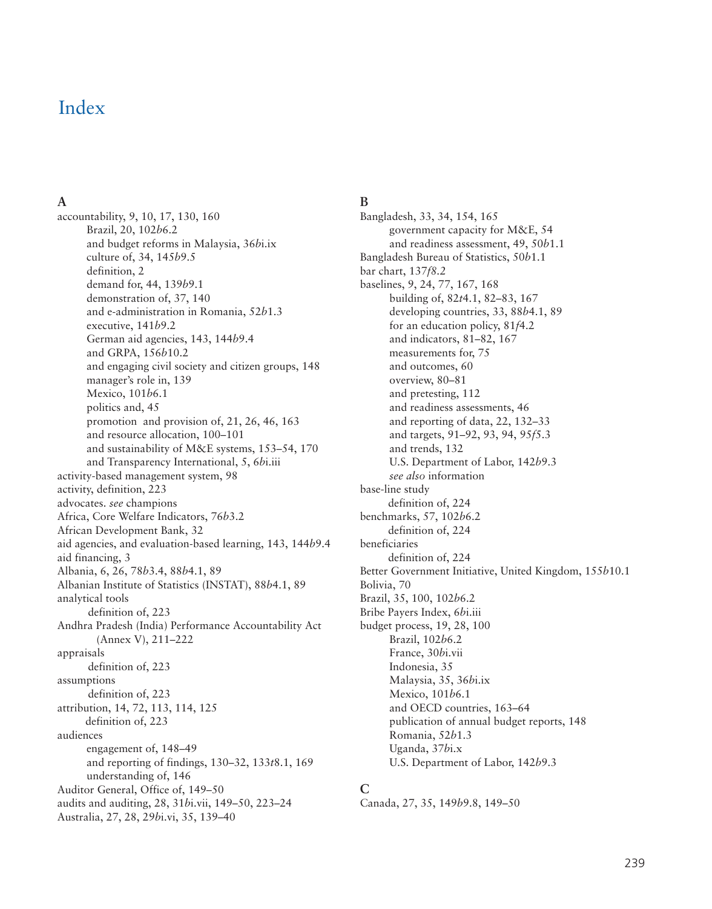# Index

## A

accountability, 9, 10, 17, 130, 160
- Brazil, 20, 102*b*6.2
- and budget reforms in Malaysia, 36*b*i.ix
- culture of, 34, 145*b*9.5
- definition, 2
- demand for, 44, 139*b*9.1
- demonstration of, 37, 140
- and e-administration in Romania, 52*b*1.3
- executive, 141*b*9.2
- German aid agencies, 143, 144*b*9.4
- and GRPA, 156*b*10.2
- and engaging civil society and citizen groups, 148
- manager's role in, 139
- Mexico, 101*b*6.1
- politics and, 45
- promotion and provision of, 21, 26, 46, 163
- and resource allocation, 100–101
- and sustainability of M&E systems, 153–54, 170
- and Transparency International, 5, 6*b*i.iii

activity-based management system, 98
activity, definition, 223
advocates. *see* champions
Africa, Core Welfare Indicators, 76*b*3.2
African Development Bank, 32
aid agencies, and evaluation-based learning, 143, 144*b*9.4
aid financing, 3
Albania, 6, 26, 78*b*3.4, 88*b*4.1, 89
Albanian Institute of Statistics (INSTAT), 88*b*4.1, 89
analytical tools
- definition of, 223

Andhra Pradesh (India) Performance Accountability Act (Annex V), 211–222
appraisals
- definition of, 223

assumptions
- definition of, 223

attribution, 14, 72, 113, 114, 125
- definition of, 223

audiences
- engagement of, 148–49
- and reporting of findings, 130–32, 133*t*8.1, 169
- understanding of, 146

Auditor General, Office of, 149–50
audits and auditing, 28, 31*b*i.vii, 149–50, 223–24
Australia, 27, 28, 29*b*i.vi, 35, 139–40

## B

Bangladesh, 33, 34, 154, 165
- government capacity for M&E, 54
- and readiness assessment, 49, 50*b*1.1

Bangladesh Bureau of Statistics, 50*b*1.1
bar chart, 137*f*8.2
baselines, 9, 24, 77, 167, 168
- building of, 82*t*4.1, 82–83, 167
- developing countries, 33, 88*b*4.1, 89
- for an education policy, 81*f*4.2
- and indicators, 81–82, 167
- measurements for, 75
- and outcomes, 60
- overview, 80–81
- and pretesting, 112
- and readiness assessments, 46
- and reporting of data, 22, 132–33
- and targets, 91–92, 93, 94, 95*f*5.3
- and trends, 132
- U.S. Department of Labor, 142*b*9.3
- *see also* information

base-line study
- definition of, 224

benchmarks, 57, 102*b*6.2
- definition of, 224

beneficiaries
- definition of, 224

Better Government Initiative, United Kingdom, 155*b*10.1
Bolivia, 70
Brazil, 35, 100, 102*b*6.2
Bribe Payers Index, 6*b*i.iii
budget process, 19, 28, 100
- Brazil, 102*b*6.2
- France, 30*b*i.vii
- Indonesia, 35
- Malaysia, 35, 36*b*i.ix
- Mexico, 101*b*6.1
- and OECD countries, 163–64
- publication of annual budget reports, 148
- Romania, 52*b*1.3
- Uganda, 37*b*i.x
- U.S. Department of Labor, 142*b*9.3

## C

Canada, 27, 35, 149*b*9.8, 149–50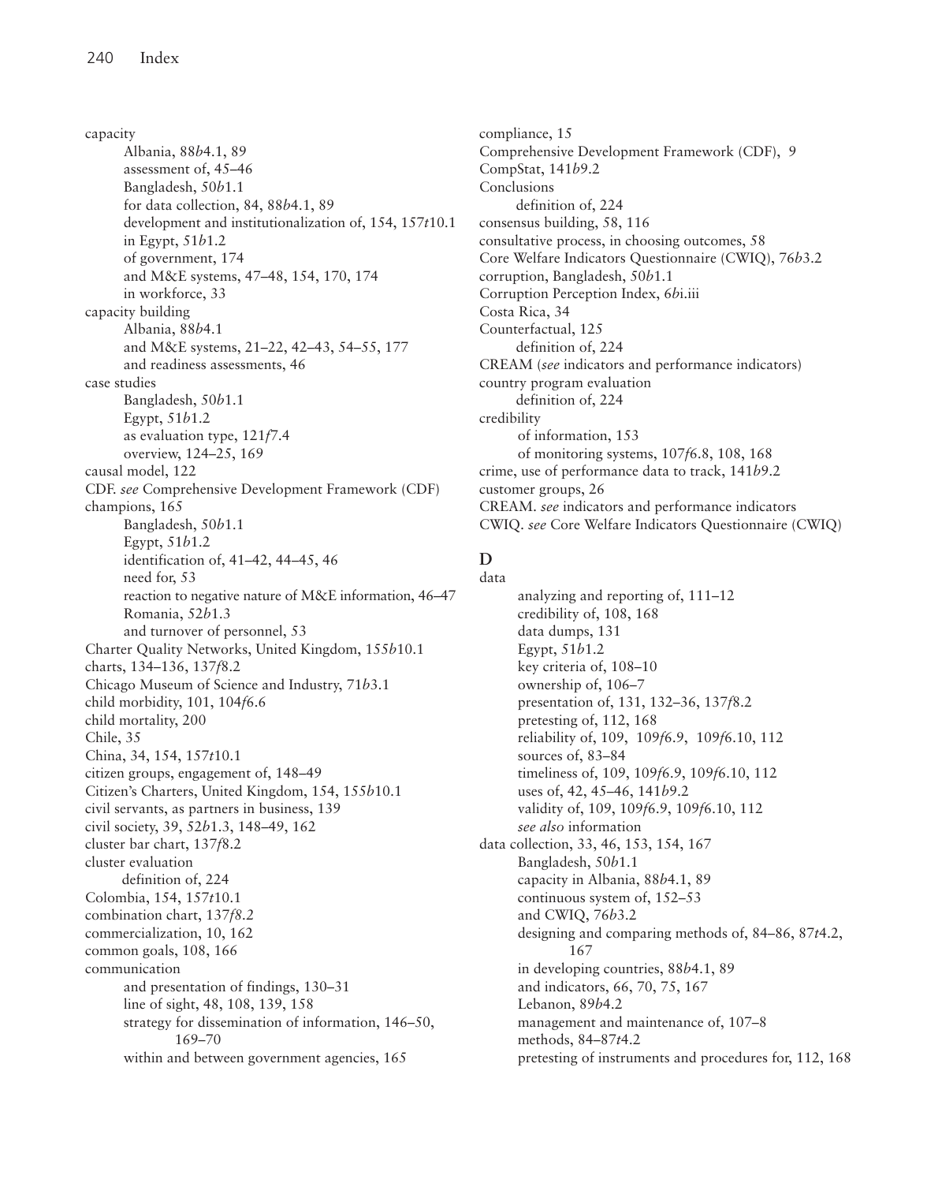capacity
- Albania, 88*b*4.1, 89
- assessment of, 45–46
- Bangladesh, 50*b*1.1
- for data collection, 84, 88*b*4.1, 89
- development and institutionalization of, 154, 157*t*10.1
- in Egypt, 51*b*1.2
- of government, 174
- and M&E systems, 47–48, 154, 170, 174
- in workforce, 33

capacity building
- Albania, 88*b*4.1
- and M&E systems, 21–22, 42–43, 54–55, 177
- and readiness assessments, 46

case studies
- Bangladesh, 50*b*1.1
- Egypt, 51*b*1.2
- as evaluation type, 121*f*7.4
- overview, 124–25, 169

causal model, 122

CDF. *see* Comprehensive Development Framework (CDF)

champions, 165
- Bangladesh, 50*b*1.1
- Egypt, 51*b*1.2
- identification of, 41–42, 44–45, 46
- need for, 53
- reaction to negative nature of M&E information, 46–47
- Romania, 52*b*1.3
- and turnover of personnel, 53

Charter Quality Networks, United Kingdom, 155*b*10.1

charts, 134–136, 137*f*8.2

Chicago Museum of Science and Industry, 71*b*3.1

child morbidity, 101, 104*f*6.6

child mortality, 200

Chile, 35

China, 34, 154, 157*t*10.1

citizen groups, engagement of, 148–49

Citizen's Charters, United Kingdom, 154, 155*b*10.1

civil servants, as partners in business, 139

civil society, 39, 52*b*1.3, 148–49, 162

cluster bar chart, 137*f*8.2

cluster evaluation
- definition of, 224

Colombia, 154, 157*t*10.1

combination chart, 137*f*8.2

commercialization, 10, 162

common goals, 108, 166

communication
- and presentation of findings, 130–31
- line of sight, 48, 108, 139, 158
- strategy for dissemination of information, 146–50, 169–70
- within and between government agencies, 165

compliance, 15

Comprehensive Development Framework (CDF), 9

CompStat, 141*b*9.2

Conclusions
- definition of, 224

consensus building, 58, 116

consultative process, in choosing outcomes, 58

Core Welfare Indicators Questionnaire (CWIQ), 76*b*3.2

corruption, Bangladesh, 50*b*1.1

Corruption Perception Index, 6*b*i.iii

Costa Rica, 34

Counterfactual, 125
- definition of, 224

CREAM (*see* indicators and performance indicators)

country program evaluation
- definition of, 224

credibility
- of information, 153
- of monitoring systems, 107*f*6.8, 108, 168

crime, use of performance data to track, 141*b*9.2

customer groups, 26

CREAM. *see* indicators and performance indicators

CWIQ. *see* Core Welfare Indicators Questionnaire (CWIQ)

## D

data
- analyzing and reporting of, 111–12
- credibility of, 108, 168
- data dumps, 131
- Egypt, 51*b*1.2
- key criteria of, 108–10
- ownership of, 106–7
- presentation of, 131, 132–36, 137*f*8.2
- pretesting of, 112, 168
- reliability of, 109, 109*f*6.9, 109*f*6.10, 112
- sources of, 83–84
- timeliness of, 109, 109*f*6.9, 109*f*6.10, 112
- uses of, 42, 45–46, 141*b*9.2
- validity of, 109, 109*f*6.9, 109*f*6.10, 112
- *see also* information

data collection, 33, 46, 153, 154, 167
- Bangladesh, 50*b*1.1
- capacity in Albania, 88*b*4.1, 89
- continuous system of, 152–53
- and CWIQ, 76*b*3.2
- designing and comparing methods of, 84–86, 87*t*4.2, 167
- in developing countries, 88*b*4.1, 89
- and indicators, 66, 70, 75, 167
- Lebanon, 89*b*4.2
- management and maintenance of, 107–8
- methods, 84–87*t*4.2
- pretesting of instruments and procedures for, 112, 168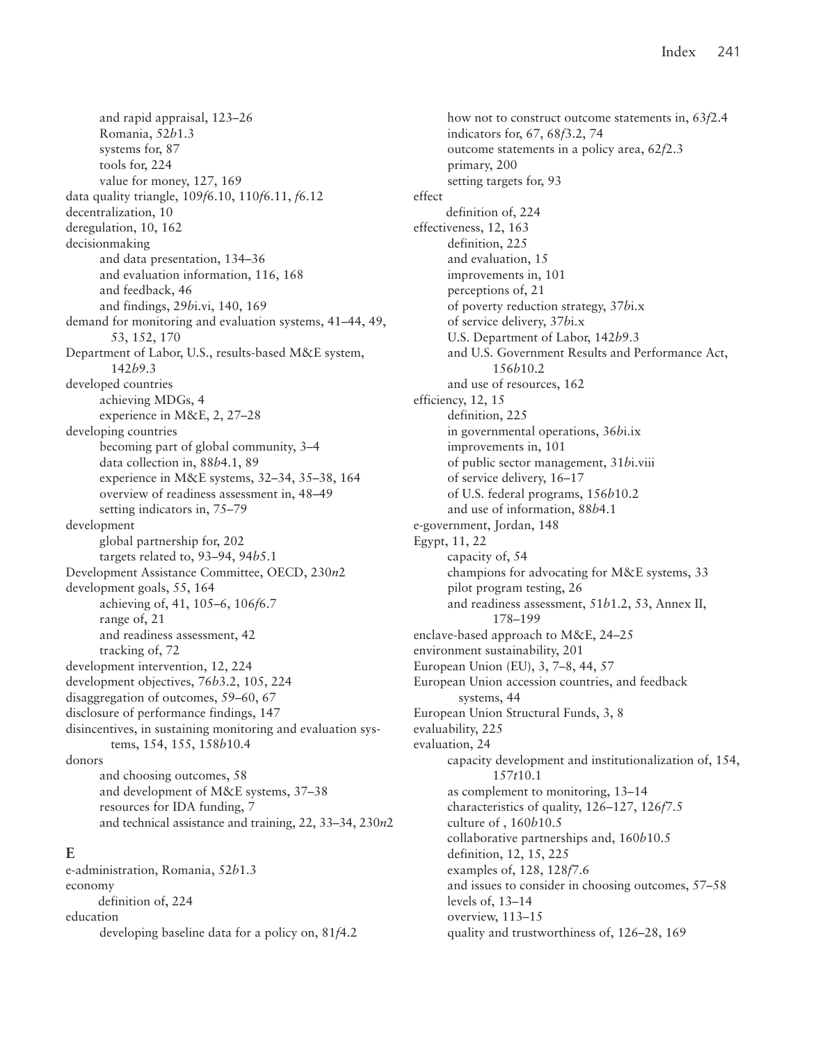and rapid appraisal, 123–26
  Romania, 52*b*1.3
  systems for, 87
  tools for, 224
  value for money, 127, 169

data quality triangle, 109*f*6.10, 110*f*6.11, *f*6.12

decentralization, 10

deregulation, 10, 162

decisionmaking
  and data presentation, 134–36
  and evaluation information, 116, 168
  and feedback, 46
  and findings, 29*b*i.vi, 140, 169

demand for monitoring and evaluation systems, 41–44, 49, 53, 152, 170

Department of Labor, U.S., results-based M&E system, 142*b*9.3

developed countries
  achieving MDGs, 4
  experience in M&E, 2, 27–28

developing countries
  becoming part of global community, 3–4
  data collection in, 88*b*4.1, 89
  experience in M&E systems, 32–34, 35–38, 164
  overview of readiness assessment in, 48–49
  setting indicators in, 75–79

development
  global partnership for, 202
  targets related to, 93–94, 94*b*5.1

Development Assistance Committee, OECD, 230*n*2

development goals, 55, 164
  achieving of, 41, 105–6, 106*f*6.7
  range of, 21
  and readiness assessment, 42
  tracking of, 72

development intervention, 12, 224

development objectives, 76*b*3.2, 105, 224

disaggregation of outcomes, 59–60, 67

disclosure of performance findings, 147

disincentives, in sustaining monitoring and evaluation systems, 154, 155, 158*b*10.4

donors
  and choosing outcomes, 58
  and development of M&E systems, 37–38
  resources for IDA funding, 7
  and technical assistance and training, 22, 33–34, 230*n*2

## E

e-administration, Romania, 52*b*1.3

economy
  definition of, 224

education
  developing baseline data for a policy on, 81*f*4.2
  how not to construct outcome statements in, 63*f*2.4
  indicators for, 67, 68*f*3.2, 74
  outcome statements in a policy area, 62*f*2.3
  primary, 200
  setting targets for, 93

effect
  definition of, 224

effectiveness, 12, 163
  definition, 225
  and evaluation, 15
  improvements in, 101
  perceptions of, 21
  of poverty reduction strategy, 37*b*i.x
  of service delivery, 37*b*i.x
  U.S. Department of Labor, 142*b*9.3
  and U.S. Government Results and Performance Act, 156*b*10.2
  and use of resources, 162

efficiency, 12, 15
  definition, 225
  in governmental operations, 36*b*i.ix
  improvements in, 101
  of public sector management, 31*b*i.viii
  of service delivery, 16–17
  of U.S. federal programs, 156*b*10.2
  and use of information, 88*b*4.1

e-government, Jordan, 148

Egypt, 11, 22
  capacity of, 54
  champions for advocating for M&E systems, 33
  pilot program testing, 26
  and readiness assessment, 51*b*1.2, 53, Annex II, 178–199

enclave-based approach to M&E, 24–25

environment sustainability, 201

European Union (EU), 3, 7–8, 44, 57

European Union accession countries, and feedback systems, 44

European Union Structural Funds, 3, 8

evaluability, 225

evaluation, 24
  capacity development and institutionalization of, 154, 157*t*10.1
  as complement to monitoring, 13–14
  characteristics of quality, 126–127, 126*f*7.5
  culture of , 160*b*10.5
  collaborative partnerships and, 160*b*10.5
  definition, 12, 15, 225
  examples of, 128, 128*f*7.6
  and issues to consider in choosing outcomes, 57–58
  levels of, 13–14
  overview, 113–15
  quality and trustworthiness of, 126–28, 169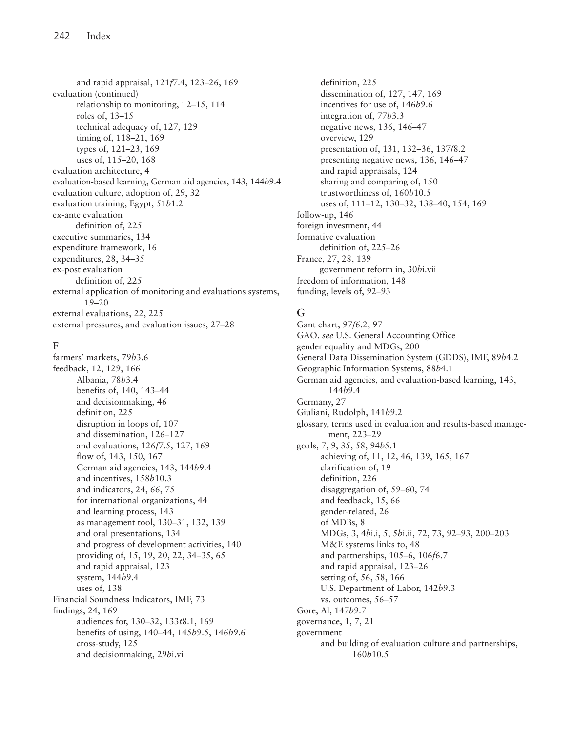and rapid appraisal, 121*f*7.4, 123–26, 169

evaluation (continued)

- relationship to monitoring, 12–15, 114
- roles of, 13–15
- technical adequacy of, 127, 129
- timing of, 118–21, 169
- types of, 121–23, 169
- uses of, 115–20, 168

evaluation architecture, 4

evaluation-based learning, German aid agencies, 143, 144*b*9.4

evaluation culture, adoption of, 29, 32

evaluation training, Egypt, 51*b*1.2

ex-ante evaluation

- definition of, 225

executive summaries, 134

expenditure framework, 16

expenditures, 28, 34–35

ex-post evaluation

- definition of, 225

external application of monitoring and evaluations systems, 19–20

external evaluations, 22, 225

external pressures, and evaluation issues, 27–28

## F

farmers' markets, 79*b*3.6

feedback, 12, 129, 166

- Albania, 78*b*3.4
- benefits of, 140, 143–44
- and decisionmaking, 46
- definition, 225
- disruption in loops of, 107
- and dissemination, 126–127
- and evaluations, 126*f*7.5, 127, 169
- flow of, 143, 150, 167
- German aid agencies, 143, 144*b*9.4
- and incentives, 158*b*10.3
- and indicators, 24, 66, 75
- for international organizations, 44
- and learning process, 143
- as management tool, 130–31, 132, 139
- and oral presentations, 134
- and progress of development activities, 140
- providing of, 15, 19, 20, 22, 34–35, 65
- and rapid appraisal, 123
- system, 144*b*9.4
- uses of, 138

Financial Soundness Indicators, IMF, 73

findings, 24, 169

- audiences for, 130–32, 133*t*8.1, 169
- benefits of using, 140–44, 145*b*9.5, 146*b*9.6
- cross-study, 125
- and decisionmaking, 29*b*i.vi
- definition, 225
- dissemination of, 127, 147, 169
- incentives for use of, 146*b*9.6
- integration of, 77*b*3.3
- negative news, 136, 146–47
- overview, 129
- presentation of, 131, 132–36, 137*f*8.2
- presenting negative news, 136, 146–47
- and rapid appraisals, 124
- sharing and comparing of, 150
- trustworthiness of, 160*b*10.5
- uses of, 111–12, 130–32, 138–40, 154, 169

follow-up, 146

foreign investment, 44

formative evaluation

- definition of, 225–26

France, 27, 28, 139

- government reform in, 30*b*i.vii

freedom of information, 148

funding, levels of, 92–93

## G

Gant chart, 97*f*6.2, 97

GAO. *see* U.S. General Accounting Office

gender equality and MDGs, 200

General Data Dissemination System (GDDS), IMF, 89*b*4.2

Geographic Information Systems, 88*b*4.1

German aid agencies, and evaluation-based learning, 143, 144*b*9.4

Germany, 27

Giuliani, Rudolph, 141*b*9.2

glossary, terms used in evaluation and results-based management, 223–29

goals, 7, 9, 35, 58, 94*b*5.1

- achieving of, 11, 12, 46, 139, 165, 167
- clarification of, 19
- definition, 226
- disaggregation of, 59–60, 74
- and feedback, 15, 66
- gender-related, 26
- of MDBs, 8
- MDGs, 3, 4*b*i.i, 5, 5*b*i.ii, 72, 73, 92–93, 200–203
- M&E systems links to, 48
- and partnerships, 105–6, 106*f*6.7
- and rapid appraisal, 123–26
- setting of, 56, 58, 166
- U.S. Department of Labor, 142*b*9.3
- vs. outcomes, 56–57

Gore, Al, 147*b*9.7

governance, 1, 7, 21

government

- and building of evaluation culture and partnerships, 160*b*10.5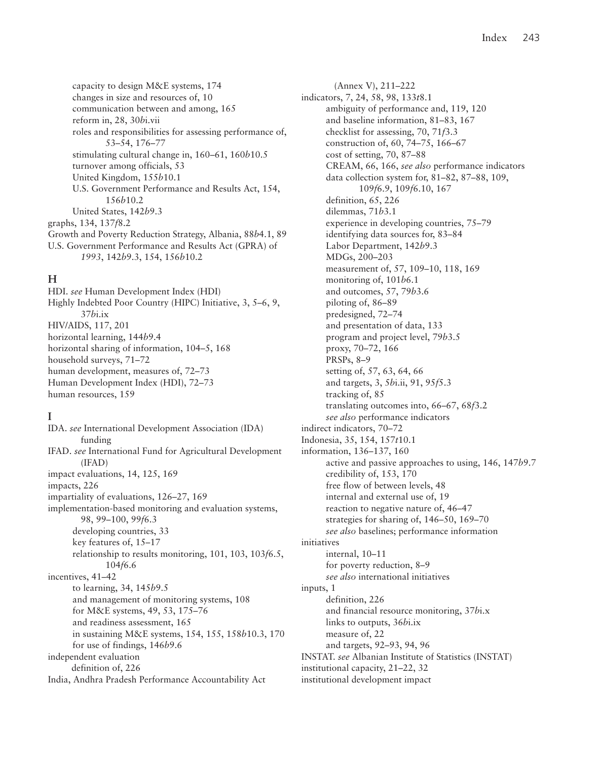capacity to design M&E systems, 174
changes in size and resources of, 10
communication between and among, 165
reform in, 28, 30*b*i.vii
roles and responsibilities for assessing performance of, 53–54, 176–77
stimulating cultural change in, 160–61, 160*b*10.5
turnover among officials, 53
United Kingdom, 155*b*10.1
U.S. Government Performance and Results Act, 154, 156*b*10.2
United States, 142*b*9.3

graphs, 134, 137*f*8.2
Growth and Poverty Reduction Strategy, Albania, 88*b*4.1, 89
U.S. Government Performance and Results Act (GPRA) of *1993*, 142*b*9.3, 154, 156*b*10.2

## H

HDI. *see* Human Development Index (HDI)
Highly Indebted Poor Country (HIPC) Initiative, 3, 5–6, 9, 37*b*i.ix
HIV/AIDS, 117, 201
horizontal learning, 144*b*9.4
horizontal sharing of information, 104–5, 168
household surveys, 71–72
human development, measures of, 72–73
Human Development Index (HDI), 72–73
human resources, 159

## I

IDA. *see* International Development Association (IDA) funding
IFAD. *see* International Fund for Agricultural Development (IFAD)
impact evaluations, 14, 125, 169
impacts, 226
impartiality of evaluations, 126–27, 169
implementation-based monitoring and evaluation systems, 98, 99–100, 99*f*6.3
developing countries, 33
key features of, 15–17
relationship to results monitoring, 101, 103, 103*f*6.5, 104*f*6.6

incentives, 41–42
to learning, 34, 145*b*9.5
and management of monitoring systems, 108
for M&E systems, 49, 53, 175–76
and readiness assessment, 165
in sustaining M&E systems, 154, 155, 158*b*10.3, 170
for use of findings, 146*b*9.6

independent evaluation
definition of, 226

India, Andhra Pradesh Performance Accountability Act (Annex V), 211–222

indicators, 7, 24, 58, 98, 133*t*8.1
ambiguity of performance and, 119, 120
and baseline information, 81–83, 167
checklist for assessing, 70, 71*f*3.3
construction of, 60, 74–75, 166–67
cost of setting, 70, 87–88
CREAM, 66, 166, *see also* performance indicators
data collection system for, 81–82, 87–88, 109, 109*f*6.9, 109*f*6.10, 167
definition, 65, 226
dilemmas, 71*b*3.1
experience in developing countries, 75–79
identifying data sources for, 83–84
Labor Department, 142*b*9.3
MDGs, 200–203
measurement of, 57, 109–10, 118, 169
monitoring of, 101*b*6.1
and outcomes, 57, 79*b*3.6
piloting of, 86–89
predesigned, 72–74
and presentation of data, 133
program and project level, 79*b*3.5
proxy, 70–72, 166
PRSPs, 8–9
setting of, 57, 63, 64, 66
and targets, 3, 5*b*i.ii, 91, 95*f*5.3
tracking of, 85
translating outcomes into, 66–67, 68*f*3.2
*see also* performance indicators

indirect indicators, 70–72
Indonesia, 35, 154, 157*t*10.1
information, 136–137, 160
active and passive approaches to using, 146, 147*b*9.7
credibility of, 153, 170
free flow of between levels, 48
internal and external use of, 19
reaction to negative nature of, 46–47
strategies for sharing of, 146–50, 169–70
*see also* baselines; performance information

initiatives
internal, 10–11
for poverty reduction, 8–9
*see also* international initiatives

inputs, 1
definition, 226
and financial resource monitoring, 37*b*i.x
links to outputs, 36*b*i.ix
measure of, 22
and targets, 92–93, 94, 96

INSTAT. *see* Albanian Institute of Statistics (INSTAT)
institutional capacity, 21–22, 32
institutional development impact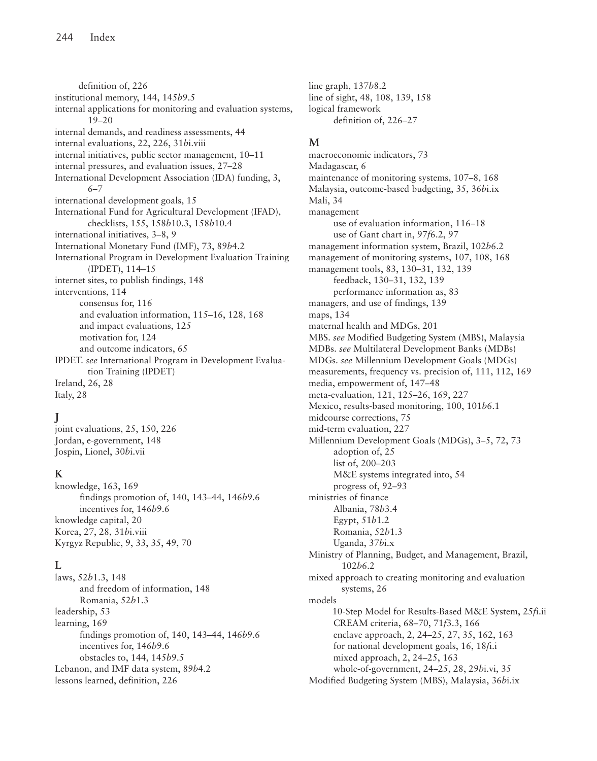definition of, 226
institutional memory, 144, 145*b*9.5
internal applications for monitoring and evaluation systems, 19–20
internal demands, and readiness assessments, 44
internal evaluations, 22, 226, 31*b*i.viii
internal initiatives, public sector management, 10–11
internal pressures, and evaluation issues, 27–28
International Development Association (IDA) funding, 3, 6–7
international development goals, 15
International Fund for Agricultural Development (IFAD), checklists, 155, 158*b*10.3, 158*b*10.4
international initiatives, 3–8, 9
International Monetary Fund (IMF), 73, 89*b*4.2
International Program in Development Evaluation Training (IPDET), 114–15
internet sites, to publish findings, 148
interventions, 114
- consensus for, 116
- and evaluation information, 115–16, 128, 168
- and impact evaluations, 125
- motivation for, 124
- and outcome indicators, 65

IPDET. *see* International Program in Development Evaluation Training (IPDET)
Ireland, 26, 28
Italy, 28

## J

joint evaluations, 25, 150, 226
Jordan, e-government, 148
Jospin, Lionel, 30*b*i.vii

## K

knowledge, 163, 169
- findings promotion of, 140, 143–44, 146*b*9.6
- incentives for, 146*b*9.6

knowledge capital, 20
Korea, 27, 28, 31*b*i.viii
Kyrgyz Republic, 9, 33, 35, 49, 70

## L

laws, 52*b*1.3, 148
- and freedom of information, 148
- Romania, 52*b*1.3

leadership, 53
learning, 169
- findings promotion of, 140, 143–44, 146*b*9.6
- incentives for, 146*b*9.6
- obstacles to, 144, 145*b*9.5

Lebanon, and IMF data system, 89*b*4.2
lessons learned, definition, 226
line graph, 137*b*8.2
line of sight, 48, 108, 139, 158
logical framework
- definition of, 226–27

## M

macroeconomic indicators, 73
Madagascar, 6
maintenance of monitoring systems, 107–8, 168
Malaysia, outcome-based budgeting, 35, 36*b*i.ix
Mali, 34
management
- use of evaluation information, 116–18
- use of Gant chart in, 97*f*6.2, 97

management information system, Brazil, 102*b*6.2
management of monitoring systems, 107, 108, 168
management tools, 83, 130–31, 132, 139
- feedback, 130–31, 132, 139
- performance information as, 83

managers, and use of findings, 139
maps, 134
maternal health and MDGs, 201
MBS. *see* Modified Budgeting System (MBS), Malaysia
MDBs. *see* Multilateral Development Banks (MDBs)
MDGs. *see* Millennium Development Goals (MDGs)
measurements, frequency vs. precision of, 111, 112, 169
media, empowerment of, 147–48
meta-evaluation, 121, 125–26, 169, 227
Mexico, results-based monitoring, 100, 101*b*6.1
midcourse corrections, 75
mid-term evaluation, 227
Millennium Development Goals (MDGs), 3–5, 72, 73
- adoption of, 25
- list of, 200–203
- M&E systems integrated into, 54
- progress of, 92–93

ministries of finance
- Albania, 78*b*3.4
- Egypt, 51*b*1.2
- Romania, 52*b*1.3
- Uganda, 37*b*i.x

Ministry of Planning, Budget, and Management, Brazil, 102*b*6.2
mixed approach to creating monitoring and evaluation systems, 26
models
- 10-Step Model for Results-Based M&E System, 25*f*i.ii
- CREAM criteria, 68–70, 71*f*3.3, 166
- enclave approach, 2, 24–25, 27, 35, 162, 163
- for national development goals, 16, 18*f*i.i
- mixed approach, 2, 24–25, 163
- whole-of-government, 24–25, 28, 29*b*i.vi, 35

Modified Budgeting System (MBS), Malaysia, 36*b*i.ix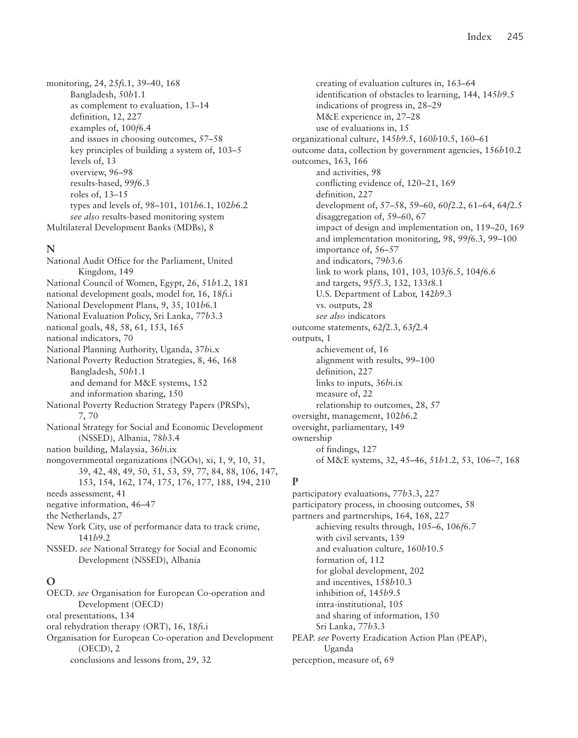monitoring, 24, 25*f*i.1, 39–40, 168
- Bangladesh, 50*b*1.1
- as complement to evaluation, 13–14
- definition, 12, 227
- examples of, 100*f*6.4
- and issues in choosing outcomes, 57–58
- key principles of building a system of, 103–5
- levels of, 13
- overview, 96–98
- results-based, 99*f*6.3
- roles of, 13–15
- types and levels of, 98–101, 101*b*6.1, 102*b*6.2
- *see also* results-based monitoring system

Multilateral Development Banks (MDBs), 8

## N

National Audit Office for the Parliament, United Kingdom, 149
National Council of Women, Egypt, 26, 51*b*1.2, 181
national development goals, model for, 16, 18*f*i.i
National Development Plans, 9, 35, 101*b*6.1
National Evaluation Policy, Sri Lanka, 77*b*3.3
national goals, 48, 58, 61, 153, 165
national indicators, 70
National Planning Authority, Uganda, 37*b*i.x
National Poverty Reduction Strategies, 8, 46, 168
- Bangladesh, 50*b*1.1
- and demand for M&E systems, 152
- and information sharing, 150

National Poverty Reduction Strategy Papers (PRSPs), 7, 70
National Strategy for Social and Economic Development (NSSED), Albania, 78*b*3.4
nation building, Malaysia, 36*b*i.ix
nongovernmental organizations (NGOs), xi, 1, 9, 10, 31, 39, 42, 48, 49, 50, 51, 53, 59, 77, 84, 88, 106, 147, 153, 154, 162, 174, 175, 176, 177, 188, 194, 210
needs assessment, 41
negative information, 46–47
the Netherlands, 27
New York City, use of performance data to track crime, 141*b*9.2
NSSED. *see* National Strategy for Social and Economic Development (NSSED), Albania

## O

OECD. *see* Organisation for European Co-operation and Development (OECD)
oral presentations, 134
oral rehydration therapy (ORT), 16, 18*f*i.i
Organisation for European Co-operation and Development (OECD), 2
- conclusions and lessons from, 29, 32
- creating of evaluation cultures in, 163–64
- identification of obstacles to learning, 144, 145*b*9.5
- indications of progress in, 28–29
- M&E experience in, 27–28
- use of evaluations in, 15

organizational culture, 145*b*9.5, 160*b*10.5, 160–61
outcome data, collection by government agencies, 156*b*10.2
outcomes, 163, 166
- and activities, 98
- conflicting evidence of, 120–21, 169
- definition, 227
- development of, 57–58, 59–60, 60*f*2.2, 61–64, 64*f*2.5
- disaggregation of, 59–60, 67
- impact of design and implementation on, 119–20, 169
- and implementation monitoring, 98, 99*f*6.3, 99–100
- importance of, 56–57
- and indicators, 79*b*3.6
- link to work plans, 101, 103, 103*f*6.5, 104*f*6.6
- and targets, 95*f*5.3, 132, 133*t*8.1
- U.S. Department of Labor, 142*b*9.3
- vs. outputs, 28
- *see also* indicators

outcome statements, 62*f*2.3, 63*f*2.4
outputs, 1
- achievement of, 16
- alignment with results, 99–100
- definition, 227
- links to inputs, 36*b*i.ix
- measure of, 22
- relationship to outcomes, 28, 57

oversight, management, 102*b*6.2
oversight, parliamentary, 149
ownership
- of findings, 127
- of M&E systems, 32, 45–46, 51*b*1.2, 53, 106–7, 168

## P

participatory evaluations, 77*b*3.3, 227
participatory process, in choosing outcomes, 58
partners and partnerships, 164, 168, 227
- achieving results through, 105–6, 106*f*6.7
- with civil servants, 139
- and evaluation culture, 160*b*10.5
- formation of, 112
- for global development, 202
- and incentives, 158*b*10.3
- inhibition of, 145*b*9.5
- intra-institutional, 105
- and sharing of information, 150
- Sri Lanka, 77*b*3.3

PEAP. *see* Poverty Eradication Action Plan (PEAP), Uganda
perception, measure of, 69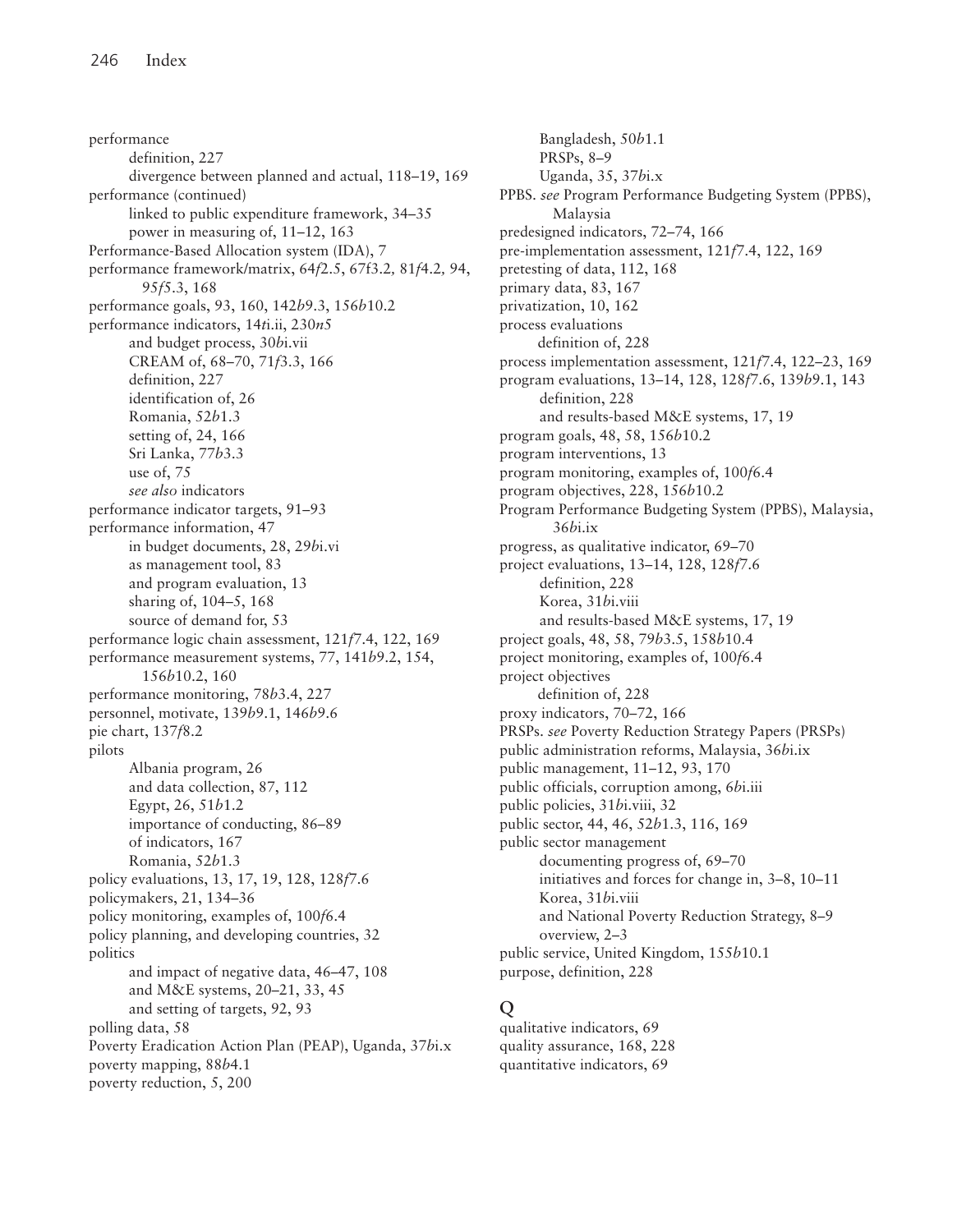performance
- definition, 227
- divergence between planned and actual, 118–19, 169

performance (continued)
- linked to public expenditure framework, 34–35
- power in measuring of, 11–12, 163

Performance-Based Allocation system (IDA), 7

performance framework/matrix, 64*f*2.5, 67f3.2, 81*f*4.2, 94, 95*f*5.3, 168

performance goals, 93, 160, 142*b*9.3, 156*b*10.2

performance indicators, 14*t*i.ii, 230*n*5
- and budget process, 30*b*i.vii
- CREAM of, 68–70, 71*f*3.3, 166
- definition, 227
- identification of, 26
- Romania, 52*b*1.3
- setting of, 24, 166
- Sri Lanka, 77*b*3.3
- use of, 75
- *see also* indicators

performance indicator targets, 91–93

performance information, 47
- in budget documents, 28, 29*b*i.vi
- as management tool, 83
- and program evaluation, 13
- sharing of, 104–5, 168
- source of demand for, 53

performance logic chain assessment, 121*f*7.4, 122, 169

performance measurement systems, 77, 141*b*9.2, 154, 156*b*10.2, 160

performance monitoring, 78*b*3.4, 227

personnel, motivate, 139*b*9.1, 146*b*9.6

pie chart, 137*f*8.2

pilots
- Albania program, 26
- and data collection, 87, 112
- Egypt, 26, 51*b*1.2
- importance of conducting, 86–89
- of indicators, 167
- Romania, 52*b*1.3

policy evaluations, 13, 17, 19, 128, 128*f*7.6

policymakers, 21, 134–36

policy monitoring, examples of, 100*f*6.4

policy planning, and developing countries, 32

politics
- and impact of negative data, 46–47, 108
- and M&E systems, 20–21, 33, 45
- and setting of targets, 92, 93

polling data, 58

Poverty Eradication Action Plan (PEAP), Uganda, 37*b*i.x

poverty mapping, 88*b*4.1

poverty reduction, 5, 200
- Bangladesh, 50*b*1.1
- PRSPs, 8–9
- Uganda, 35, 37*b*i.x

PPBS. *see* Program Performance Budgeting System (PPBS), Malaysia

predesigned indicators, 72–74, 166

pre-implementation assessment, 121*f*7.4, 122, 169

pretesting of data, 112, 168

primary data, 83, 167

privatization, 10, 162

process evaluations
- definition of, 228

process implementation assessment, 121*f*7.4, 122–23, 169

program evaluations, 13–14, 128, 128*f*7.6, 139*b*9.1, 143
- definition, 228
- and results-based M&E systems, 17, 19

program goals, 48, 58, 156*b*10.2

program interventions, 13

program monitoring, examples of, 100*f*6.4

program objectives, 228, 156*b*10.2

Program Performance Budgeting System (PPBS), Malaysia, 36*b*i.ix

progress, as qualitative indicator, 69–70

project evaluations, 13–14, 128, 128*f*7.6
- definition, 228
- Korea, 31*b*i.viii
- and results-based M&E systems, 17, 19

project goals, 48, 58, 79*b*3.5, 158*b*10.4

project monitoring, examples of, 100*f*6.4

project objectives
- definition of, 228

proxy indicators, 70–72, 166

PRSPs. *see* Poverty Reduction Strategy Papers (PRSPs)

public administration reforms, Malaysia, 36*b*i.ix

public management, 11–12, 93, 170

public officials, corruption among, 6*b*i.iii

public policies, 31*b*i.viii, 32

public sector, 44, 46, 52*b*1.3, 116, 169

public sector management
- documenting progress of, 69–70
- initiatives and forces for change in, 3–8, 10–11
- Korea, 31*b*i.viii
- and National Poverty Reduction Strategy, 8–9
- overview, 2–3

public service, United Kingdom, 155*b*10.1

purpose, definition, 228

## Q

qualitative indicators, 69

quality assurance, 168, 228

quantitative indicators, 69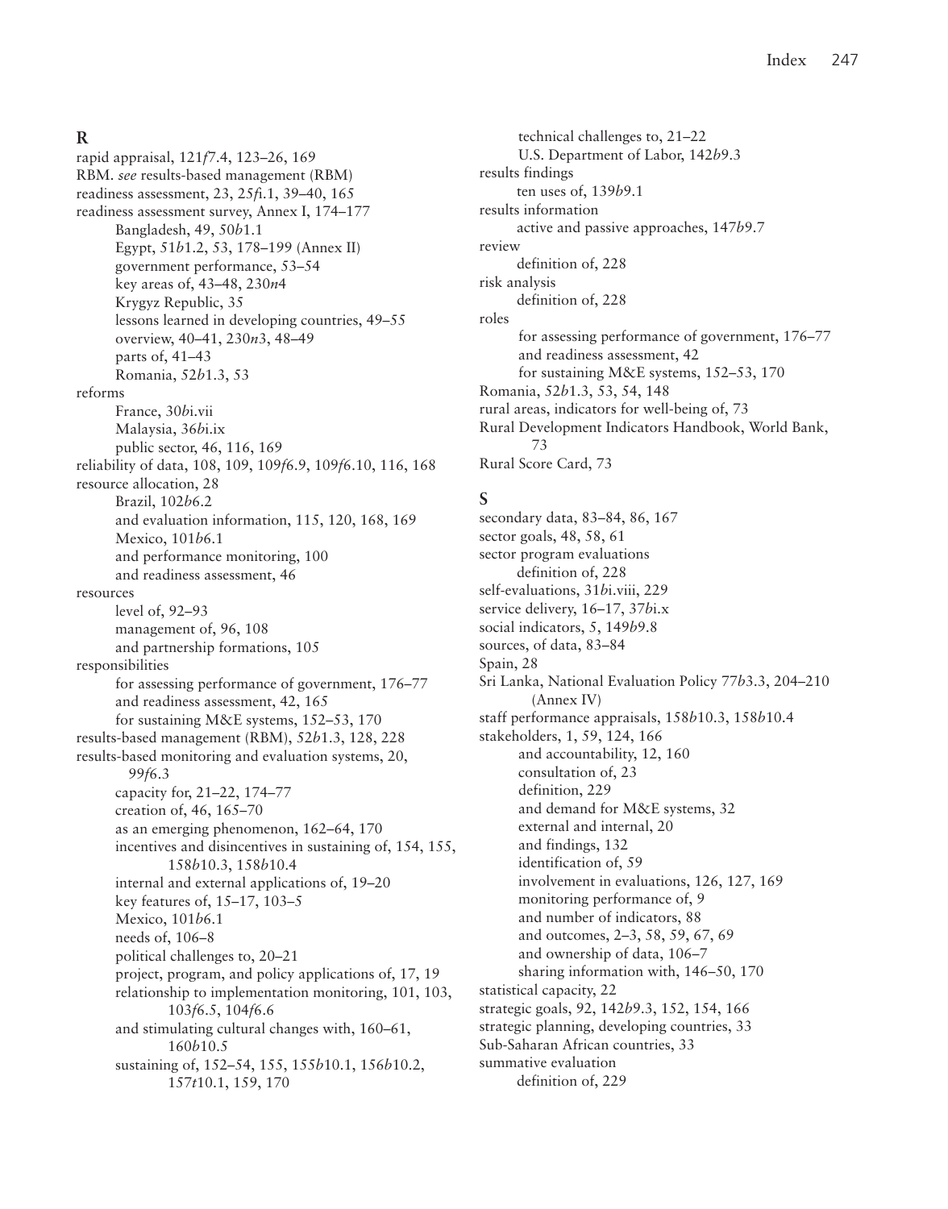## R

rapid appraisal, 121*f*7.4, 123–26, 169
RBM. *see* results-based management (RBM)
readiness assessment, 23, 25*f*i.1, 39–40, 165
readiness assessment survey, Annex I, 174–177
- Bangladesh, 49, 50*b*1.1
- Egypt, 51*b*1.2, 53, 178–199 (Annex II)
- government performance, 53–54
- key areas of, 43–48, 230*n*4
- Krygyz Republic, 35
- lessons learned in developing countries, 49–55
- overview, 40–41, 230*n*3, 48–49
- parts of, 41–43
- Romania, 52*b*1.3, 53

reforms
- France, 30*b*i.vii
- Malaysia, 36*b*i.ix
- public sector, 46, 116, 169

reliability of data, 108, 109, 109*f*6.9, 109*f*6.10, 116, 168
resource allocation, 28
- Brazil, 102*b*6.2
- and evaluation information, 115, 120, 168, 169
- Mexico, 101*b*6.1
- and performance monitoring, 100
- and readiness assessment, 46

resources
- level of, 92–93
- management of, 96, 108
- and partnership formations, 105

responsibilities
- for assessing performance of government, 176–77
- and readiness assessment, 42, 165
- for sustaining M&E systems, 152–53, 170

results-based management (RBM), 52*b*1.3, 128, 228
results-based monitoring and evaluation systems, 20, 99*f*6.3
- capacity for, 21–22, 174–77
- creation of, 46, 165–70
- as an emerging phenomenon, 162–64, 170
- incentives and disincentives in sustaining of, 154, 155, 158*b*10.3, 158*b*10.4
- internal and external applications of, 19–20
- key features of, 15–17, 103–5
- Mexico, 101*b*6.1
- needs of, 106–8
- political challenges to, 20–21
- project, program, and policy applications of, 17, 19
- relationship to implementation monitoring, 101, 103, 103*f*6.5, 104*f*6.6
- and stimulating cultural changes with, 160–61, 160*b*10.5
- sustaining of, 152–54, 155, 155*b*10.1, 156*b*10.2, 157*t*10.1, 159, 170
- technical challenges to, 21–22
- U.S. Department of Labor, 142*b*9.3

results findings
- ten uses of, 139*b*9.1

results information
- active and passive approaches, 147*b*9.7

review
- definition of, 228

risk analysis
- definition of, 228

roles
- for assessing performance of government, 176–77
- and readiness assessment, 42
- for sustaining M&E systems, 152–53, 170

Romania, 52*b*1.3, 53, 54, 148
rural areas, indicators for well-being of, 73
Rural Development Indicators Handbook, World Bank, 73
Rural Score Card, 73

## S

secondary data, 83–84, 86, 167
sector goals, 48, 58, 61
sector program evaluations
- definition of, 228

self-evaluations, 31*b*i.viii, 229
service delivery, 16–17, 37*b*i.x
social indicators, 5, 149*b*9.8
sources, of data, 83–84
Spain, 28
Sri Lanka, National Evaluation Policy 77*b*3.3, 204–210 (Annex IV)
staff performance appraisals, 158*b*10.3, 158*b*10.4
stakeholders, 1, 59, 124, 166
- and accountability, 12, 160
- consultation of, 23
- definition, 229
- and demand for M&E systems, 32
- external and internal, 20
- and findings, 132
- identification of, 59
- involvement in evaluations, 126, 127, 169
- monitoring performance of, 9
- and number of indicators, 88
- and outcomes, 2–3, 58, 59, 67, 69
- and ownership of data, 106–7
- sharing information with, 146–50, 170

statistical capacity, 22
strategic goals, 92, 142*b*9.3, 152, 154, 166
strategic planning, developing countries, 33
Sub-Saharan African countries, 33
summative evaluation
- definition of, 229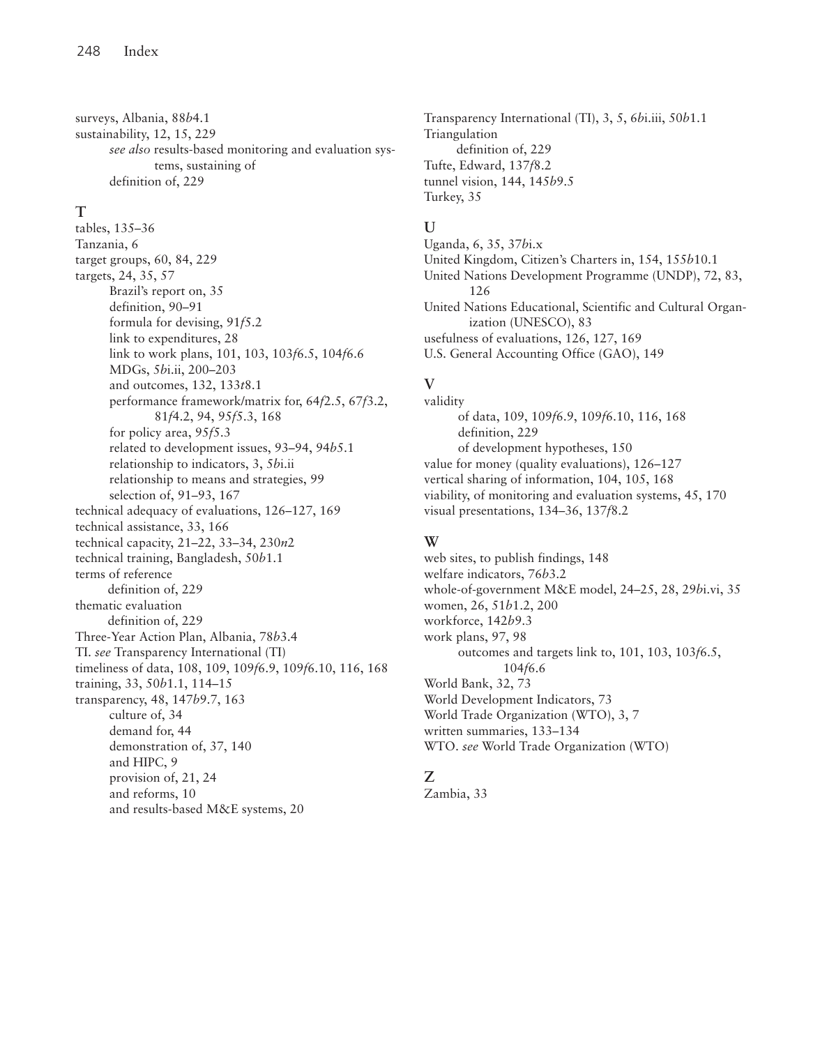surveys, Albania, 88*b*4.1
sustainability, 12, 15, 229
    *see also* results-based monitoring and evaluation systems, sustaining of
    definition of, 229

## T

tables, 135–36
Tanzania, 6
target groups, 60, 84, 229
targets, 24, 35, 57
    Brazil's report on, 35
    definition, 90–91
    formula for devising, 91*f*5.2
    link to expenditures, 28
    link to work plans, 101, 103, 103*f*6.5, 104*f*6.6
    MDGs, 5*b*i.ii, 200–203
    and outcomes, 132, 133*t*8.1
    performance framework/matrix for, 64*f*2.5, 67*f*3.2, 81*f*4.2, 94, 95*f*5.3, 168
    for policy area, 95*f*5.3
    related to development issues, 93–94, 94*b*5.1
    relationship to indicators, 3, 5*b*i.ii
    relationship to means and strategies, 99
    selection of, 91–93, 167
technical adequacy of evaluations, 126–127, 169
technical assistance, 33, 166
technical capacity, 21–22, 33–34, 230*n*2
technical training, Bangladesh, 50*b*1.1
terms of reference
    definition of, 229
thematic evaluation
    definition of, 229
Three-Year Action Plan, Albania, 78*b*3.4
TI. *see* Transparency International (TI)
timeliness of data, 108, 109, 109*f*6.9, 109*f*6.10, 116, 168
training, 33, 50*b*1.1, 114–15
transparency, 48, 147*b*9.7, 163
    culture of, 34
    demand for, 44
    demonstration of, 37, 140
    and HIPC, 9
    provision of, 21, 24
    and reforms, 10
    and results-based M&E systems, 20

Transparency International (TI), 3, 5, 6*b*i.iii, 50*b*1.1
Triangulation
    definition of, 229
Tufte, Edward, 137*f*8.2
tunnel vision, 144, 145*b*9.5
Turkey, 35

## U

Uganda, 6, 35, 37*b*i.x
United Kingdom, Citizen's Charters in, 154, 155*b*10.1
United Nations Development Programme (UNDP), 72, 83, 126
United Nations Educational, Scientific and Cultural Organization (UNESCO), 83
usefulness of evaluations, 126, 127, 169
U.S. General Accounting Office (GAO), 149

## V

validity
    of data, 109, 109*f*6.9, 109*f*6.10, 116, 168
    definition, 229
    of development hypotheses, 150
value for money (quality evaluations), 126–127
vertical sharing of information, 104, 105, 168
viability, of monitoring and evaluation systems, 45, 170
visual presentations, 134–36, 137*f*8.2

## W

web sites, to publish findings, 148
welfare indicators, 76*b*3.2
whole-of-government M&E model, 24–25, 28, 29*b*i.vi, 35
women, 26, 51*b*1.2, 200
workforce, 142*b*9.3
work plans, 97, 98
    outcomes and targets link to, 101, 103, 103*f*6.5, 104*f*6.6
World Bank, 32, 73
World Development Indicators, 73
World Trade Organization (WTO), 3, 7
written summaries, 133–134
WTO. *see* World Trade Organization (WTO)

## Z

Zambia, 33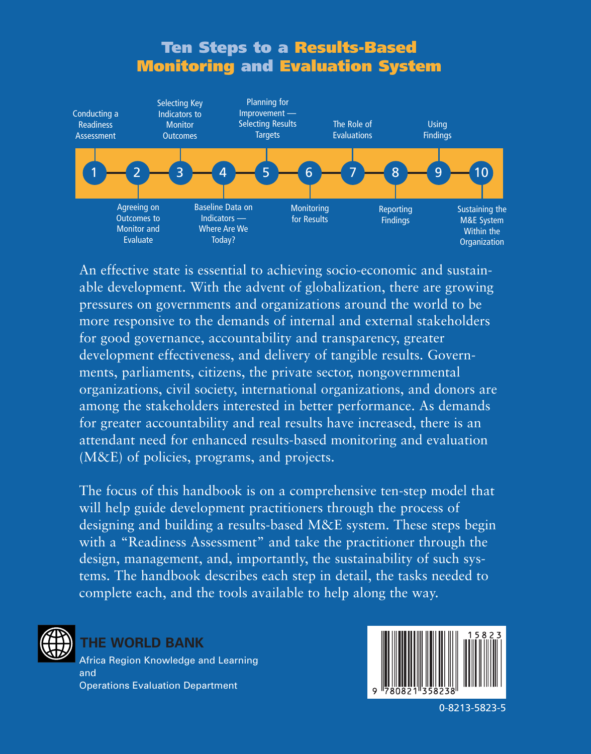# Ten Steps to a Results-Based Monitoring and Evaluation System

1 Conducting a Readiness Assessment
2 Agreeing on Outcomes to Monitor and Evaluate
3 Selecting Key Indicators to Monitor Outcomes
4 Baseline Data on Indicators — Where Are We Today?
5 Planning for Improvement — Selecting Results Targets
6 Monitoring for Results
7 The Role of Evaluations
8 Reporting Findings
9 Using Findings
10 Sustaining the M&E System Within the Organization

An effective state is essential to achieving socio-economic and sustainable development. With the advent of globalization, there are growing pressures on governments and organizations around the world to be more responsive to the demands of internal and external stakeholders for good governance, accountability and transparency, greater development effectiveness, and delivery of tangible results. Governments, parliaments, citizens, the private sector, nongovernmental organizations, civil society, international organizations, and donors are among the stakeholders interested in better performance. As demands for greater accountability and real results have increased, there is an attendant need for enhanced results-based monitoring and evaluation (M&E) of policies, programs, and projects.

The focus of this handbook is on a comprehensive ten-step model that will help guide development practitioners through the process of designing and building a results-based M&E system. These steps begin with a "Readiness Assessment" and take the practitioner through the design, management, and, importantly, the sustainability of such systems. The handbook describes each step in detail, the tasks needed to complete each, and the tools available to help along the way.

**THE WORLD BANK**
Africa Region Knowledge and Learning
and
Operations Evaluation Department

9 780821 358238
15823

0-8213-5823-5